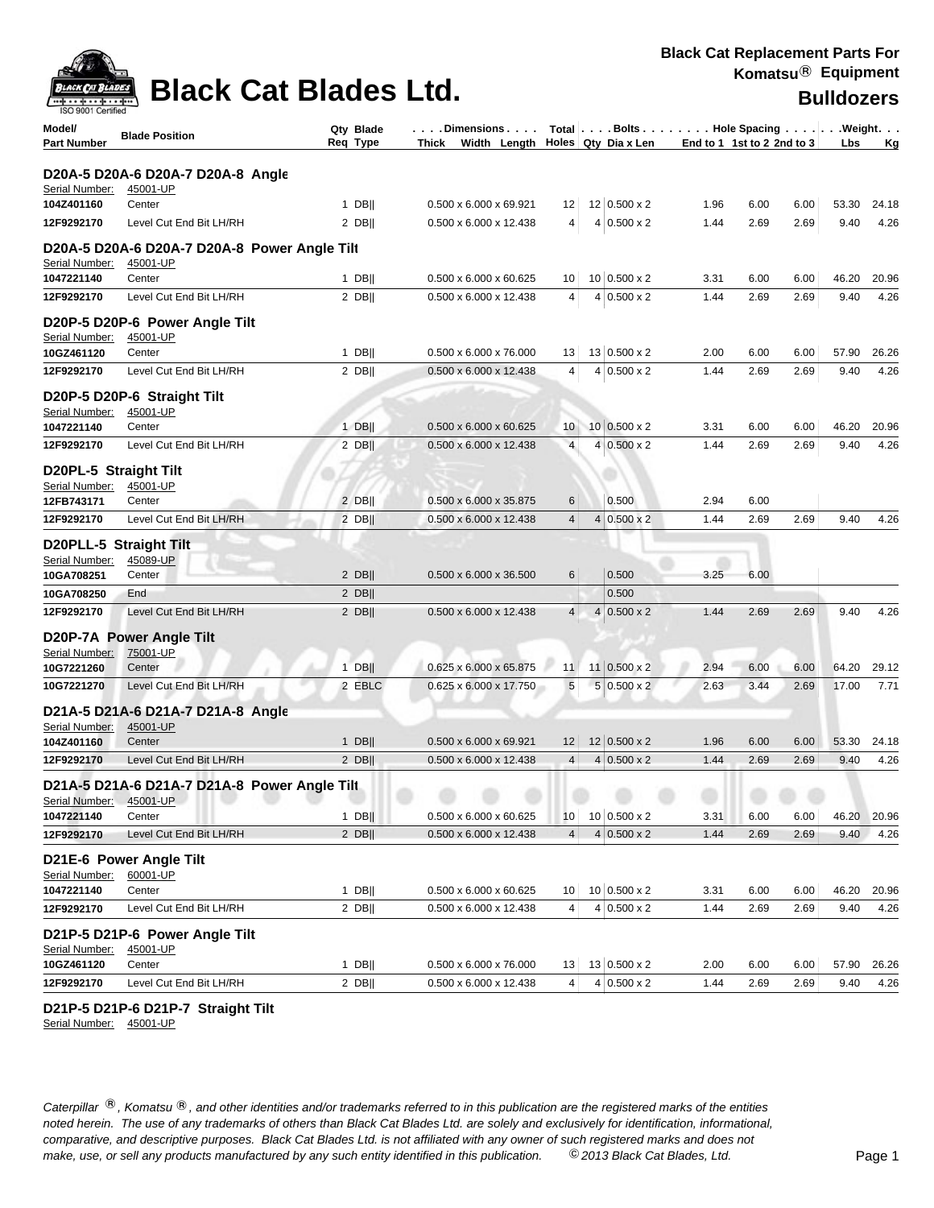# Black Cat Blades Ltd.

**Black Cat Replacement Parts For Komatsu® Equipment**

**Bulldozers**

| Model/ Part Number | Blade Position | Qty Req | Blade Type | Dimensions Thick x Width x Length | Total Holes | Bolts Qty | Bolts Dia x Len | Hole Spacing End to 1 | Hole Spacing 1st to 2 | Hole Spacing 2nd to 3 | Weight Lbs | Weight Kg |
|---|---|---|---|---|---|---|---|---|---|---|---|---|
| **D20A-5 D20A-6 D20A-7 D20A-8 Angle** | | | | | | | | | | | | |
| Serial Number: | 45001-UP | | | | | | | | | | | |
| 104Z401160 | Center | 1 | DB\|\| | 0.500 x 6.000 x 69.921 | 12 | 12 | 0.500 x 2 | 1.96 | 6.00 | 6.00 | 53.30 | 24.18 |
| 12F9292170 | Level Cut End Bit LH/RH | 2 | DB\|\| | 0.500 x 6.000 x 12.438 | 4 | 4 | 0.500 x 2 | 1.44 | 2.69 | 2.69 | 9.40 | 4.26 |
| **D20A-5 D20A-6 D20A-7 D20A-8 Power Angle Tilt** | | | | | | | | | | | | |
| Serial Number: | 45001-UP | | | | | | | | | | | |
| 1047221140 | Center | 1 | DB\|\| | 0.500 x 6.000 x 60.625 | 10 | 10 | 0.500 x 2 | 3.31 | 6.00 | 6.00 | 46.20 | 20.96 |
| 12F9292170 | Level Cut End Bit LH/RH | 2 | DB\|\| | 0.500 x 6.000 x 12.438 | 4 | 4 | 0.500 x 2 | 1.44 | 2.69 | 2.69 | 9.40 | 4.26 |
| **D20P-5 D20P-6 Power Angle Tilt** | | | | | | | | | | | | |
| Serial Number: | 45001-UP | | | | | | | | | | | |
| 10GZ461120 | Center | 1 | DB\|\| | 0.500 x 6.000 x 76.000 | 13 | 13 | 0.500 x 2 | 2.00 | 6.00 | 6.00 | 57.90 | 26.26 |
| 12F9292170 | Level Cut End Bit LH/RH | 2 | DB\|\| | 0.500 x 6.000 x 12.438 | 4 | 4 | 0.500 x 2 | 1.44 | 2.69 | 2.69 | 9.40 | 4.26 |
| **D20P-5 D20P-6 Straight Tilt** | | | | | | | | | | | | |
| Serial Number: | 45001-UP | | | | | | | | | | | |
| 1047221140 | Center | 1 | DB\|\| | 0.500 x 6.000 x 60.625 | 10 | 10 | 0.500 x 2 | 3.31 | 6.00 | 6.00 | 46.20 | 20.96 |
| 12F9292170 | Level Cut End Bit LH/RH | 2 | DB\|\| | 0.500 x 6.000 x 12.438 | 4 | 4 | 0.500 x 2 | 1.44 | 2.69 | 2.69 | 9.40 | 4.26 |
| **D20PL-5 Straight Tilt** | | | | | | | | | | | | |
| Serial Number: | 45001-UP | | | | | | | | | | | |
| 12FB743171 | Center | 2 | DB\|\| | 0.500 x 6.000 x 35.875 | 6 | | 0.500 | 2.94 | 6.00 | | | |
| 12F9292170 | Level Cut End Bit LH/RH | 2 | DB\|\| | 0.500 x 6.000 x 12.438 | 4 | 4 | 0.500 x 2 | 1.44 | 2.69 | 2.69 | 9.40 | 4.26 |
| **D20PLL-5 Straight Tilt** | | | | | | | | | | | | |
| Serial Number: | 45089-UP | | | | | | | | | | | |
| 10GA708251 | Center | 2 | DB\|\| | 0.500 x 6.000 x 36.500 | 6 | | 0.500 | 3.25 | 6.00 | | | |
| 10GA708250 | End | 2 | DB\|\| | | | | 0.500 | | | | | |
| 12F9292170 | Level Cut End Bit LH/RH | 2 | DB\|\| | 0.500 x 6.000 x 12.438 | 4 | 4 | 0.500 x 2 | 1.44 | 2.69 | 2.69 | 9.40 | 4.26 |
| **D20P-7A Power Angle Tilt** | | | | | | | | | | | | |
| Serial Number: | 75001-UP | | | | | | | | | | | |
| 10G7221260 | Center | 1 | DB\|\| | 0.625 x 6.000 x 65.875 | 11 | 11 | 0.500 x 2 | 2.94 | 6.00 | 6.00 | 64.20 | 29.12 |
| 10G7221270 | Level Cut End Bit LH/RH | 2 | EBLC | 0.625 x 6.000 x 17.750 | 5 | 5 | 0.500 x 2 | 2.63 | 3.44 | 2.69 | 17.00 | 7.71 |
| **D21A-5 D21A-6 D21A-7 D21A-8 Angle** | | | | | | | | | | | | |
| Serial Number: | 45001-UP | | | | | | | | | | | |
| 104Z401160 | Center | 1 | DB\|\| | 0.500 x 6.000 x 69.921 | 12 | 12 | 0.500 x 2 | 1.96 | 6.00 | 6.00 | 53.30 | 24.18 |
| 12F9292170 | Level Cut End Bit LH/RH | 2 | DB\|\| | 0.500 x 6.000 x 12.438 | 4 | 4 | 0.500 x 2 | 1.44 | 2.69 | 2.69 | 9.40 | 4.26 |
| **D21A-5 D21A-6 D21A-7 D21A-8 Power Angle Tilt** | | | | | | | | | | | | |
| Serial Number: | 45001-UP | | | | | | | | | | | |
| 1047221140 | Center | 1 | DB\|\| | 0.500 x 6.000 x 60.625 | 10 | 10 | 0.500 x 2 | 3.31 | 6.00 | 6.00 | 46.20 | 20.96 |
| 12F9292170 | Level Cut End Bit LH/RH | 2 | DB\|\| | 0.500 x 6.000 x 12.438 | 4 | 4 | 0.500 x 2 | 1.44 | 2.69 | 2.69 | 9.40 | 4.26 |
| **D21E-6 Power Angle Tilt** | | | | | | | | | | | | |
| Serial Number: | 60001-UP | | | | | | | | | | | |
| 1047221140 | Center | 1 | DB\|\| | 0.500 x 6.000 x 60.625 | 10 | 10 | 0.500 x 2 | 3.31 | 6.00 | 6.00 | 46.20 | 20.96 |
| 12F9292170 | Level Cut End Bit LH/RH | 2 | DB\|\| | 0.500 x 6.000 x 12.438 | 4 | 4 | 0.500 x 2 | 1.44 | 2.69 | 2.69 | 9.40 | 4.26 |
| **D21P-5 D21P-6 Power Angle Tilt** | | | | | | | | | | | | |
| Serial Number: | 45001-UP | | | | | | | | | | | |
| 10GZ461120 | Center | 1 | DB\|\| | 0.500 x 6.000 x 76.000 | 13 | 13 | 0.500 x 2 | 2.00 | 6.00 | 6.00 | 57.90 | 26.26 |
| 12F9292170 | Level Cut End Bit LH/RH | 2 | DB\|\| | 0.500 x 6.000 x 12.438 | 4 | 4 | 0.500 x 2 | 1.44 | 2.69 | 2.69 | 9.40 | 4.26 |
| **D21P-5 D21P-6 D21P-7 Straight Tilt** | | | | | | | | | | | | |
| Serial Number: | 45001-UP | | | | | | | | | | | |

*Caterpillar ®, Komatsu ®, and other identities and/or trademarks referred to in this publication are the registered marks of the entities noted herein. The use of any trademarks of others than Black Cat Blades Ltd. are solely and exclusively for identification, informational, comparative, and descriptive purposes. Black Cat Blades Ltd. is not affiliated with any owner of such registered marks and does not make, use, or sell any products manufactured by any such entity identified in this publication. © 2013 Black Cat Blades, Ltd.*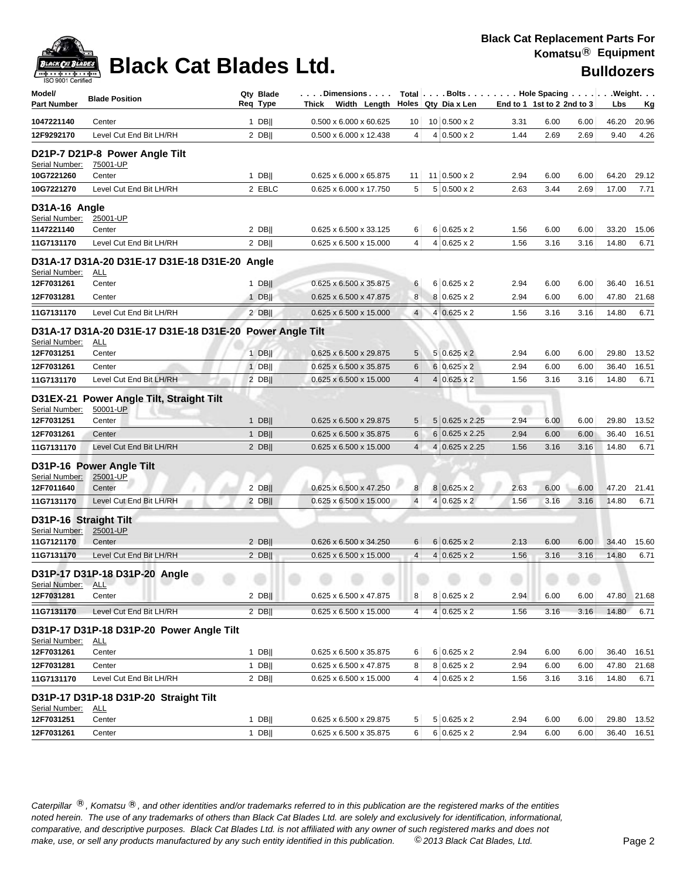# Black Cat Blades Ltd.

**Black Cat Replacement Parts For Komatsu® Equipment**

**Bulldozers**

| Model/ Part Number | Blade Position | Qty Req | Blade Type | Dimensions Thick x Width x Length | Total Holes | Bolts Qty | Bolts Dia x Len | Hole Spacing End to 1 | 1st to 2 | 2nd to 3 | Weight Lbs | Kg |
|---|---|---|---|---|---|---|---|---|---|---|---|---|
| 1047221140 | Center | 1 | DB‖ | 0.500 x 6.000 x 60.625 | 10 | 10 | 0.500 x 2 | 3.31 | 6.00 | 6.00 | 46.20 | 20.96 |
| 12F9292170 | Level Cut End Bit LH/RH | 2 | DB‖ | 0.500 x 6.000 x 12.438 | 4 | 4 | 0.500 x 2 | 1.44 | 2.69 | 2.69 | 9.40 | 4.26 |
| **D21P-7 D21P-8 Power Angle Tilt** | | | | | | | | | | | | |
| Serial Number: 75001-UP | | | | | | | | | | | | |
| 10G7221260 | Center | 1 | DB‖ | 0.625 x 6.000 x 65.875 | 11 | 11 | 0.500 x 2 | 2.94 | 6.00 | 6.00 | 64.20 | 29.12 |
| 10G7221270 | Level Cut End Bit LH/RH | 2 | EBLC | 0.625 x 6.000 x 17.750 | 5 | 5 | 0.500 x 2 | 2.63 | 3.44 | 2.69 | 17.00 | 7.71 |
| **D31A-16 Angle** | | | | | | | | | | | | |
| Serial Number: 25001-UP | | | | | | | | | | | | |
| 1147221140 | Center | 2 | DB‖ | 0.625 x 6.500 x 33.125 | 6 | 6 | 0.625 x 2 | 1.56 | 6.00 | 6.00 | 33.20 | 15.06 |
| 11G7131170 | Level Cut End Bit LH/RH | 2 | DB‖ | 0.625 x 6.500 x 15.000 | 4 | 4 | 0.625 x 2 | 1.56 | 3.16 | 3.16 | 14.80 | 6.71 |
| **D31A-17 D31A-20 D31E-17 D31E-18 D31E-20 Angle** | | | | | | | | | | | | |
| Serial Number: ALL | | | | | | | | | | | | |
| 12F7031261 | Center | 1 | DB‖ | 0.625 x 6.500 x 35.875 | 6 | 6 | 0.625 x 2 | 2.94 | 6.00 | 6.00 | 36.40 | 16.51 |
| 12F7031281 | Center | 1 | DB‖ | 0.625 x 6.500 x 47.875 | 8 | 8 | 0.625 x 2 | 2.94 | 6.00 | 6.00 | 47.80 | 21.68 |
| 11G7131170 | Level Cut End Bit LH/RH | 2 | DB‖ | 0.625 x 6.500 x 15.000 | 4 | 4 | 0.625 x 2 | 1.56 | 3.16 | 3.16 | 14.80 | 6.71 |
| **D31A-17 D31A-20 D31E-17 D31E-18 D31E-20 Power Angle Tilt** | | | | | | | | | | | | |
| Serial Number: ALL | | | | | | | | | | | | |
| 12F7031251 | Center | 1 | DB‖ | 0.625 x 6.500 x 29.875 | 5 | 5 | 0.625 x 2 | 2.94 | 6.00 | 6.00 | 29.80 | 13.52 |
| 12F7031261 | Center | 1 | DB‖ | 0.625 x 6.500 x 35.875 | 6 | 6 | 0.625 x 2 | 2.94 | 6.00 | 6.00 | 36.40 | 16.51 |
| 11G7131170 | Level Cut End Bit LH/RH | 2 | DB‖ | 0.625 x 6.500 x 15.000 | 4 | 4 | 0.625 x 2 | 1.56 | 3.16 | 3.16 | 14.80 | 6.71 |
| **D31EX-21 Power Angle Tilt, Straight Tilt** | | | | | | | | | | | | |
| Serial Number: 50001-UP | | | | | | | | | | | | |
| 12F7031251 | Center | 1 | DB‖ | 0.625 x 6.500 x 29.875 | 5 | 5 | 0.625 x 2.25 | 2.94 | 6.00 | 6.00 | 29.80 | 13.52 |
| 12F7031261 | Center | 1 | DB‖ | 0.625 x 6.500 x 35.875 | 6 | 6 | 0.625 x 2.25 | 2.94 | 6.00 | 6.00 | 36.40 | 16.51 |
| 11G7131170 | Level Cut End Bit LH/RH | 2 | DB‖ | 0.625 x 6.500 x 15.000 | 4 | 4 | 0.625 x 2.25 | 1.56 | 3.16 | 3.16 | 14.80 | 6.71 |
| **D31P-16 Power Angle Tilt** | | | | | | | | | | | | |
| Serial Number: 25001-UP | | | | | | | | | | | | |
| 12F7011640 | Center | 2 | DB‖ | 0.625 x 6.500 x 47.250 | 8 | 8 | 0.625 x 2 | 2.63 | 6.00 | 6.00 | 47.20 | 21.41 |
| 11G7131170 | Level Cut End Bit LH/RH | 2 | DB‖ | 0.625 x 6.500 x 15.000 | 4 | 4 | 0.625 x 2 | 1.56 | 3.16 | 3.16 | 14.80 | 6.71 |
| **D31P-16 Straight Tilt** | | | | | | | | | | | | |
| Serial Number: 25001-UP | | | | | | | | | | | | |
| 11G7121170 | Center | 2 | DB‖ | 0.626 x 6.500 x 34.250 | 6 | 6 | 0.625 x 2 | 2.13 | 6.00 | 6.00 | 34.40 | 15.60 |
| 11G7131170 | Level Cut End Bit LH/RH | 2 | DB‖ | 0.625 x 6.500 x 15.000 | 4 | 4 | 0.625 x 2 | 1.56 | 3.16 | 3.16 | 14.80 | 6.71 |
| **D31P-17 D31P-18 D31P-20 Angle** | | | | | | | | | | | | |
| Serial Number: ALL | | | | | | | | | | | | |
| 12F7031281 | Center | 2 | DB‖ | 0.625 x 6.500 x 47.875 | 8 | 8 | 0.625 x 2 | 2.94 | 6.00 | 6.00 | 47.80 | 21.68 |
| 11G7131170 | Level Cut End Bit LH/RH | 2 | DB‖ | 0.625 x 6.500 x 15.000 | 4 | 4 | 0.625 x 2 | 1.56 | 3.16 | 3.16 | 14.80 | 6.71 |
| **D31P-17 D31P-18 D31P-20 Power Angle Tilt** | | | | | | | | | | | | |
| Serial Number: ALL | | | | | | | | | | | | |
| 12F7031261 | Center | 1 | DB‖ | 0.625 x 6.500 x 35.875 | 6 | 6 | 0.625 x 2 | 2.94 | 6.00 | 6.00 | 36.40 | 16.51 |
| 12F7031281 | Center | 1 | DB‖ | 0.625 x 6.500 x 47.875 | 8 | 8 | 0.625 x 2 | 2.94 | 6.00 | 6.00 | 47.80 | 21.68 |
| 11G7131170 | Level Cut End Bit LH/RH | 2 | DB‖ | 0.625 x 6.500 x 15.000 | 4 | 4 | 0.625 x 2 | 1.56 | 3.16 | 3.16 | 14.80 | 6.71 |
| **D31P-17 D31P-18 D31P-20 Straight Tilt** | | | | | | | | | | | | |
| Serial Number: ALL | | | | | | | | | | | | |
| 12F7031251 | Center | 1 | DB‖ | 0.625 x 6.500 x 29.875 | 5 | 5 | 0.625 x 2 | 2.94 | 6.00 | 6.00 | 29.80 | 13.52 |
| 12F7031261 | Center | 1 | DB‖ | 0.625 x 6.500 x 35.875 | 6 | 6 | 0.625 x 2 | 2.94 | 6.00 | 6.00 | 36.40 | 16.51 |

*Caterpillar ®, Komatsu ®, and other identities and/or trademarks referred to in this publication are the registered marks of the entities noted herein. The use of any trademarks of others than Black Cat Blades Ltd. are solely and exclusively for identification, informational, comparative, and descriptive purposes. Black Cat Blades Ltd. is not affiliated with any owner of such registered marks and does not make, use, or sell any products manufactured by any such entity identified in this publication. © 2013 Black Cat Blades, Ltd.*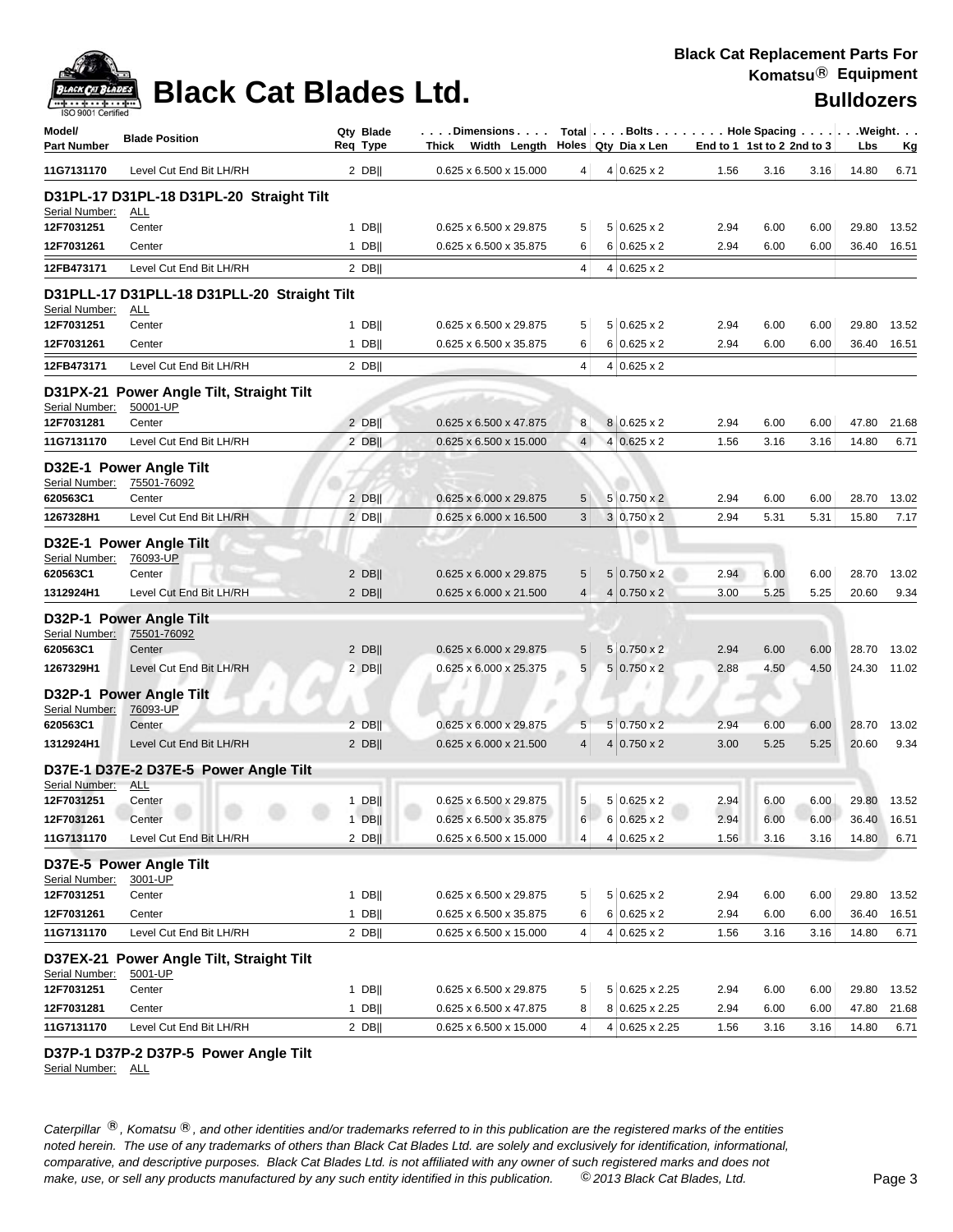# Black Cat Blades Ltd.

**Black Cat Replacement Parts For Komatsu® Equipment**

**Bulldozers**

| Model/ Part Number | Blade Position | Qty Req | Blade Type | Thick | Width | Length | Total Holes | Bolts Qty | Dia x Len | End to 1 | 1st to 2 | 2nd to 3 | Lbs | Kg |
|---|---|---|---|---|---|---|---|---|---|---|---|---|---|---|
| 11G7131170 | Level Cut End Bit LH/RH | 2 | DB‖ | 0.625 x 6.500 x 15.000 | | | 4 | 4 | 0.625 x 2 | 1.56 | 3.16 | 3.16 | 14.80 | 6.71 |
| **D31PL-17 D31PL-18 D31PL-20 Straight Tilt** | | | | | | | | | | | | | | |
| Serial Number: | ALL | | | | | | | | | | | | | |
| 12F7031251 | Center | 1 | DB‖ | 0.625 x 6.500 x 29.875 | | | 5 | 5 | 0.625 x 2 | 2.94 | 6.00 | 6.00 | 29.80 | 13.52 |
| 12F7031261 | Center | 1 | DB‖ | 0.625 x 6.500 x 35.875 | | | 6 | 6 | 0.625 x 2 | 2.94 | 6.00 | 6.00 | 36.40 | 16.51 |
| 12FB473171 | Level Cut End Bit LH/RH | 2 | DB‖ | | | | 4 | 4 | 0.625 x 2 | | | | | |
| **D31PLL-17 D31PLL-18 D31PLL-20 Straight Tilt** | | | | | | | | | | | | | | |
| Serial Number: | ALL | | | | | | | | | | | | | |
| 12F7031251 | Center | 1 | DB‖ | 0.625 x 6.500 x 29.875 | | | 5 | 5 | 0.625 x 2 | 2.94 | 6.00 | 6.00 | 29.80 | 13.52 |
| 12F7031261 | Center | 1 | DB‖ | 0.625 x 6.500 x 35.875 | | | 6 | 6 | 0.625 x 2 | 2.94 | 6.00 | 6.00 | 36.40 | 16.51 |
| 12FB473171 | Level Cut End Bit LH/RH | 2 | DB‖ | | | | 4 | 4 | 0.625 x 2 | | | | | |
| **D31PX-21 Power Angle Tilt, Straight Tilt** | | | | | | | | | | | | | | |
| Serial Number: | 50001-UP | | | | | | | | | | | | | |
| 12F7031281 | Center | 2 | DB‖ | 0.625 x 6.500 x 47.875 | | | 8 | 8 | 0.625 x 2 | 2.94 | 6.00 | 6.00 | 47.80 | 21.68 |
| 11G7131170 | Level Cut End Bit LH/RH | 2 | DB‖ | 0.625 x 6.500 x 15.000 | | | 4 | 4 | 0.625 x 2 | 1.56 | 3.16 | 3.16 | 14.80 | 6.71 |
| **D32E-1 Power Angle Tilt** | | | | | | | | | | | | | | |
| Serial Number: | 75501-76092 | | | | | | | | | | | | | |
| 620563C1 | Center | 2 | DB‖ | 0.625 x 6.000 x 29.875 | | | 5 | 5 | 0.750 x 2 | 2.94 | 6.00 | 6.00 | 28.70 | 13.02 |
| 1267328H1 | Level Cut End Bit LH/RH | 2 | DB‖ | 0.625 x 6.000 x 16.500 | | | 3 | 3 | 0.750 x 2 | 2.94 | 5.31 | 5.31 | 15.80 | 7.17 |
| **D32E-1 Power Angle Tilt** | | | | | | | | | | | | | | |
| Serial Number: | 76093-UP | | | | | | | | | | | | | |
| 620563C1 | Center | 2 | DB‖ | 0.625 x 6.000 x 29.875 | | | 5 | 5 | 0.750 x 2 | 2.94 | 6.00 | 6.00 | 28.70 | 13.02 |
| 1312924H1 | Level Cut End Bit LH/RH | 2 | DB‖ | 0.625 x 6.000 x 21.500 | | | 4 | 4 | 0.750 x 2 | 3.00 | 5.25 | 5.25 | 20.60 | 9.34 |
| **D32P-1 Power Angle Tilt** | | | | | | | | | | | | | | |
| Serial Number: | 75501-76092 | | | | | | | | | | | | | |
| 620563C1 | Center | 2 | DB‖ | 0.625 x 6.000 x 29.875 | | | 5 | 5 | 0.750 x 2 | 2.94 | 6.00 | 6.00 | 28.70 | 13.02 |
| 1267329H1 | Level Cut End Bit LH/RH | 2 | DB‖ | 0.625 x 6.000 x 25.375 | | | 5 | 5 | 0.750 x 2 | 2.88 | 4.50 | 4.50 | 24.30 | 11.02 |
| **D32P-1 Power Angle Tilt** | | | | | | | | | | | | | | |
| Serial Number: | 76093-UP | | | | | | | | | | | | | |
| 620563C1 | Center | 2 | DB‖ | 0.625 x 6.000 x 29.875 | | | 5 | 5 | 0.750 x 2 | 2.94 | 6.00 | 6.00 | 28.70 | 13.02 |
| 1312924H1 | Level Cut End Bit LH/RH | 2 | DB‖ | 0.625 x 6.000 x 21.500 | | | 4 | 4 | 0.750 x 2 | 3.00 | 5.25 | 5.25 | 20.60 | 9.34 |
| **D37E-1 D37E-2 D37E-5 Power Angle Tilt** | | | | | | | | | | | | | | |
| Serial Number: | ALL | | | | | | | | | | | | | |
| 12F7031251 | Center | 1 | DB‖ | 0.625 x 6.500 x 29.875 | | | 5 | 5 | 0.625 x 2 | 2.94 | 6.00 | 6.00 | 29.80 | 13.52 |
| 12F7031261 | Center | 1 | DB‖ | 0.625 x 6.500 x 35.875 | | | 6 | 6 | 0.625 x 2 | 2.94 | 6.00 | 6.00 | 36.40 | 16.51 |
| 11G7131170 | Level Cut End Bit LH/RH | 2 | DB‖ | 0.625 x 6.500 x 15.000 | | | 4 | 4 | 0.625 x 2 | 1.56 | 3.16 | 3.16 | 14.80 | 6.71 |
| **D37E-5 Power Angle Tilt** | | | | | | | | | | | | | | |
| Serial Number: | 3001-UP | | | | | | | | | | | | | |
| 12F7031251 | Center | 1 | DB‖ | 0.625 x 6.500 x 29.875 | | | 5 | 5 | 0.625 x 2 | 2.94 | 6.00 | 6.00 | 29.80 | 13.52 |
| 12F7031261 | Center | 1 | DB‖ | 0.625 x 6.500 x 35.875 | | | 6 | 6 | 0.625 x 2 | 2.94 | 6.00 | 6.00 | 36.40 | 16.51 |
| 11G7131170 | Level Cut End Bit LH/RH | 2 | DB‖ | 0.625 x 6.500 x 15.000 | | | 4 | 4 | 0.625 x 2 | 1.56 | 3.16 | 3.16 | 14.80 | 6.71 |
| **D37EX-21 Power Angle Tilt, Straight Tilt** | | | | | | | | | | | | | | |
| Serial Number: | 5001-UP | | | | | | | | | | | | | |
| 12F7031251 | Center | 1 | DB‖ | 0.625 x 6.500 x 29.875 | | | 5 | 5 | 0.625 x 2.25 | 2.94 | 6.00 | 6.00 | 29.80 | 13.52 |
| 12F7031281 | Center | 1 | DB‖ | 0.625 x 6.500 x 47.875 | | | 8 | 8 | 0.625 x 2.25 | 2.94 | 6.00 | 6.00 | 47.80 | 21.68 |
| 11G7131170 | Level Cut End Bit LH/RH | 2 | DB‖ | 0.625 x 6.500 x 15.000 | | | 4 | 4 | 0.625 x 2.25 | 1.56 | 3.16 | 3.16 | 14.80 | 6.71 |
| **D37P-1 D37P-2 D37P-5 Power Angle Tilt** | | | | | | | | | | | | | | |
| Serial Number: | ALL | | | | | | | | | | | | | |

*Caterpillar ®, Komatsu ®, and other identities and/or trademarks referred to in this publication are the registered marks of the entities noted herein. The use of any trademarks of others than Black Cat Blades Ltd. are solely and exclusively for identification, informational, comparative, and descriptive purposes. Black Cat Blades Ltd. is not affiliated with any owner of such registered marks and does not make, use, or sell any products manufactured by any such entity identified in this publication. © 2013 Black Cat Blades, Ltd.*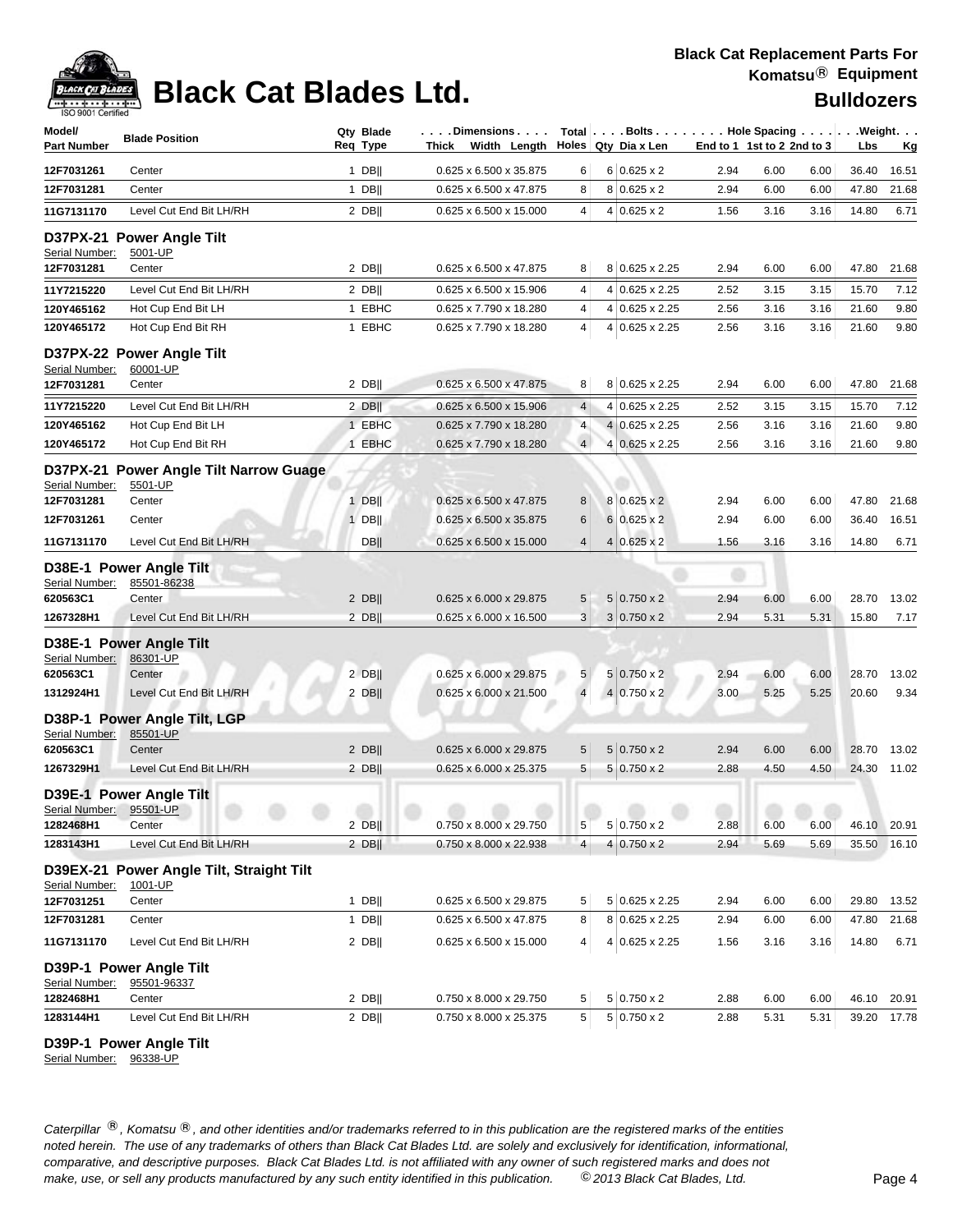# Black Cat Blades Ltd.

**Black Cat Replacement Parts For Komatsu® Equipment**

**Bulldozers**

| Model/ Part Number | Blade Position | Qty Req | Blade Type | Thick | Width | Length | Total Holes | Bolts Qty | Dia x Len | End to 1 | 1st to 2 | 2nd to 3 | Lbs | Kg |
|---|---|---|---|---|---|---|---|---|---|---|---|---|---|---|
| 12F7031261 | Center | 1 | DB‖ | 0.625 | 6.500 | 35.875 | 6 | 6 | 0.625 x 2 | 2.94 | 6.00 | 6.00 | 36.40 | 16.51 |
| 12F7031281 | Center | 1 | DB‖ | 0.625 | 6.500 | 47.875 | 8 | 8 | 0.625 x 2 | 2.94 | 6.00 | 6.00 | 47.80 | 21.68 |
| 11G7131170 | Level Cut End Bit LH/RH | 2 | DB‖ | 0.625 | 6.500 | 15.000 | 4 | 4 | 0.625 x 2 | 1.56 | 3.16 | 3.16 | 14.80 | 6.71 |
| **D37PX-21 Power Angle Tilt** | | | | | | | | | | | | | | |
| Serial Number: 5001-UP | | | | | | | | | | | | | | |
| 12F7031281 | Center | 2 | DB‖ | 0.625 | 6.500 | 47.875 | 8 | 8 | 0.625 x 2.25 | 2.94 | 6.00 | 6.00 | 47.80 | 21.68 |
| 11Y7215220 | Level Cut End Bit LH/RH | 2 | DB‖ | 0.625 | 6.500 | 15.906 | 4 | 4 | 0.625 x 2.25 | 2.52 | 3.15 | 3.15 | 15.70 | 7.12 |
| 120Y465162 | Hot Cup End Bit LH | 1 | EBHC | 0.625 | 7.790 | 18.280 | 4 | 4 | 0.625 x 2.25 | 2.56 | 3.16 | 3.16 | 21.60 | 9.80 |
| 120Y465172 | Hot Cup End Bit RH | 1 | EBHC | 0.625 | 7.790 | 18.280 | 4 | 4 | 0.625 x 2.25 | 2.56 | 3.16 | 3.16 | 21.60 | 9.80 |
| **D37PX-22 Power Angle Tilt** | | | | | | | | | | | | | | |
| Serial Number: 60001-UP | | | | | | | | | | | | | | |
| 12F7031281 | Center | 2 | DB‖ | 0.625 | 6.500 | 47.875 | 8 | 8 | 0.625 x 2.25 | 2.94 | 6.00 | 6.00 | 47.80 | 21.68 |
| 11Y7215220 | Level Cut End Bit LH/RH | 2 | DB‖ | 0.625 | 6.500 | 15.906 | 4 | 4 | 0.625 x 2.25 | 2.52 | 3.15 | 3.15 | 15.70 | 7.12 |
| 120Y465162 | Hot Cup End Bit LH | 1 | EBHC | 0.625 | 7.790 | 18.280 | 4 | 4 | 0.625 x 2.25 | 2.56 | 3.16 | 3.16 | 21.60 | 9.80 |
| 120Y465172 | Hot Cup End Bit RH | 1 | EBHC | 0.625 | 7.790 | 18.280 | 4 | 4 | 0.625 x 2.25 | 2.56 | 3.16 | 3.16 | 21.60 | 9.80 |
| **D37PX-21 Power Angle Tilt Narrow Guage** | | | | | | | | | | | | | | |
| Serial Number: 5501-UP | | | | | | | | | | | | | | |
| 12F7031281 | Center | 1 | DB‖ | 0.625 | 6.500 | 47.875 | 8 | 8 | 0.625 x 2 | 2.94 | 6.00 | 6.00 | 47.80 | 21.68 |
| 12F7031261 | Center | 1 | DB‖ | 0.625 | 6.500 | 35.875 | 6 | 6 | 0.625 x 2 | 2.94 | 6.00 | 6.00 | 36.40 | 16.51 |
| 11G7131170 | Level Cut End Bit LH/RH | | DB‖ | 0.625 | 6.500 | 15.000 | 4 | 4 | 0.625 x 2 | 1.56 | 3.16 | 3.16 | 14.80 | 6.71 |
| **D38E-1 Power Angle Tilt** | | | | | | | | | | | | | | |
| Serial Number: 85501-86238 | | | | | | | | | | | | | | |
| 620563C1 | Center | 2 | DB‖ | 0.625 | 6.000 | 29.875 | 5 | 5 | 0.750 x 2 | 2.94 | 6.00 | 6.00 | 28.70 | 13.02 |
| 1267328H1 | Level Cut End Bit LH/RH | 2 | DB‖ | 0.625 | 6.000 | 16.500 | 3 | 3 | 0.750 x 2 | 2.94 | 5.31 | 5.31 | 15.80 | 7.17 |
| **D38E-1 Power Angle Tilt** | | | | | | | | | | | | | | |
| Serial Number: 86301-UP | | | | | | | | | | | | | | |
| 620563C1 | Center | 2 | DB‖ | 0.625 | 6.000 | 29.875 | 5 | 5 | 0.750 x 2 | 2.94 | 6.00 | 6.00 | 28.70 | 13.02 |
| 1312924H1 | Level Cut End Bit LH/RH | 2 | DB‖ | 0.625 | 6.000 | 21.500 | 4 | 4 | 0.750 x 2 | 3.00 | 5.25 | 5.25 | 20.60 | 9.34 |
| **D38P-1 Power Angle Tilt, LGP** | | | | | | | | | | | | | | |
| Serial Number: 85501-UP | | | | | | | | | | | | | | |
| 620563C1 | Center | 2 | DB‖ | 0.625 | 6.000 | 29.875 | 5 | 5 | 0.750 x 2 | 2.94 | 6.00 | 6.00 | 28.70 | 13.02 |
| 1267329H1 | Level Cut End Bit LH/RH | 2 | DB‖ | 0.625 | 6.000 | 25.375 | 5 | 5 | 0.750 x 2 | 2.88 | 4.50 | 4.50 | 24.30 | 11.02 |
| **D39E-1 Power Angle Tilt** | | | | | | | | | | | | | | |
| Serial Number: 95501-UP | | | | | | | | | | | | | | |
| 1282468H1 | Center | 2 | DB‖ | 0.750 | 8.000 | 29.750 | 5 | 5 | 0.750 x 2 | 2.88 | 6.00 | 6.00 | 46.10 | 20.91 |
| 1283143H1 | Level Cut End Bit LH/RH | 2 | DB‖ | 0.750 | 8.000 | 22.938 | 4 | 4 | 0.750 x 2 | 2.94 | 5.69 | 5.69 | 35.50 | 16.10 |
| **D39EX-21 Power Angle Tilt, Straight Tilt** | | | | | | | | | | | | | | |
| Serial Number: 1001-UP | | | | | | | | | | | | | | |
| 12F7031251 | Center | 1 | DB‖ | 0.625 | 6.500 | 29.875 | 5 | 5 | 0.625 x 2.25 | 2.94 | 6.00 | 6.00 | 29.80 | 13.52 |
| 12F7031281 | Center | 1 | DB‖ | 0.625 | 6.500 | 47.875 | 8 | 8 | 0.625 x 2.25 | 2.94 | 6.00 | 6.00 | 47.80 | 21.68 |
| 11G7131170 | Level Cut End Bit LH/RH | 2 | DB‖ | 0.625 | 6.500 | 15.000 | 4 | 4 | 0.625 x 2.25 | 1.56 | 3.16 | 3.16 | 14.80 | 6.71 |
| **D39P-1 Power Angle Tilt** | | | | | | | | | | | | | | |
| Serial Number: 95501-96337 | | | | | | | | | | | | | | |
| 1282468H1 | Center | 2 | DB‖ | 0.750 | 8.000 | 29.750 | 5 | 5 | 0.750 x 2 | 2.88 | 6.00 | 6.00 | 46.10 | 20.91 |
| 1283144H1 | Level Cut End Bit LH/RH | 2 | DB‖ | 0.750 | 8.000 | 25.375 | 5 | 5 | 0.750 x 2 | 2.88 | 5.31 | 5.31 | 39.20 | 17.78 |

**D39P-1 Power Angle Tilt**

Serial Number: 96338-UP

*Caterpillar ®, Komatsu ®, and other identities and/or trademarks referred to in this publication are the registered marks of the entities noted herein. The use of any trademarks of others than Black Cat Blades Ltd. are solely and exclusively for identification, informational, comparative, and descriptive purposes. Black Cat Blades Ltd. is not affiliated with any owner of such registered marks and does not make, use, or sell any products manufactured by any such entity identified in this publication. © 2013 Black Cat Blades, Ltd.*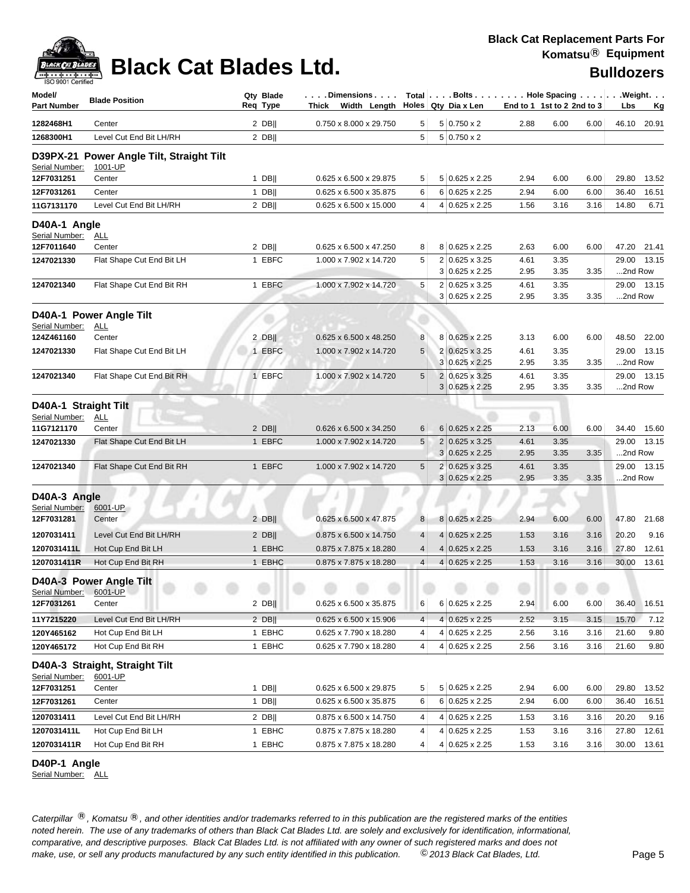# Black Cat Blades Ltd.

**Black Cat Replacement Parts For Komatsu® Equipment**

**Bulldozers**

| Model/ Part Number | Blade Position | Qty Req | Blade Type | Dimensions Thick x Width x Length | Total Holes | Bolts Qty | Bolts Dia x Len | Hole Spacing End to 1 | 1st to 2 | 2nd to 3 | Weight Lbs | Weight Kg |
|---|---|---|---|---|---|---|---|---|---|---|---|---|
| 1282468H1 | Center | 2 | DB‖ | 0.750 x 8.000 x 29.750 | 5 | 5 | 0.750 x 2 | 2.88 | 6.00 | 6.00 | 46.10 | 20.91 |
| 1268300H1 | Level Cut End Bit LH/RH | 2 | DB‖ | | 5 | 5 | 0.750 x 2 | | | | | |
| **D39PX-21 Power Angle Tilt, Straight Tilt** | | | | | | | | | | | | |
| Serial Number: 1001-UP | | | | | | | | | | | | |
| 12F7031251 | Center | 1 | DB‖ | 0.625 x 6.500 x 29.875 | 5 | 5 | 0.625 x 2.25 | 2.94 | 6.00 | 6.00 | 29.80 | 13.52 |
| 12F7031261 | Center | 1 | DB‖ | 0.625 x 6.500 x 35.875 | 6 | 6 | 0.625 x 2.25 | 2.94 | 6.00 | 6.00 | 36.40 | 16.51 |
| 11G7131170 | Level Cut End Bit LH/RH | 2 | DB‖ | 0.625 x 6.500 x 15.000 | 4 | 4 | 0.625 x 2.25 | 1.56 | 3.16 | 3.16 | 14.80 | 6.71 |
| **D40A-1 Angle** | | | | | | | | | | | | |
| Serial Number: ALL | | | | | | | | | | | | |
| 12F7011640 | Center | 2 | DB‖ | 0.625 x 6.500 x 47.250 | 8 | 8 | 0.625 x 2.25 | 2.63 | 6.00 | 6.00 | 47.20 | 21.41 |
| 1247021330 | Flat Shape Cut End Bit LH | 1 | EBFC | 1.000 x 7.902 x 14.720 | 5 | 2 | 0.625 x 3.25 | 4.61 | 3.35 | | 29.00 | 13.15 |
| | | | | | | 3 | 0.625 x 2.25 | 2.95 | 3.35 | 3.35 | ...2nd Row | |
| 1247021340 | Flat Shape Cut End Bit RH | 1 | EBFC | 1.000 x 7.902 x 14.720 | 5 | 2 | 0.625 x 3.25 | 4.61 | 3.35 | | 29.00 | 13.15 |
| | | | | | | 3 | 0.625 x 2.25 | 2.95 | 3.35 | 3.35 | ...2nd Row | |
| **D40A-1 Power Angle Tilt** | | | | | | | | | | | | |
| Serial Number: ALL | | | | | | | | | | | | |
| 124Z461160 | Center | 2 | DB‖ | 0.625 x 6.500 x 48.250 | 8 | 8 | 0.625 x 2.25 | 3.13 | 6.00 | 6.00 | 48.50 | 22.00 |
| 1247021330 | Flat Shape Cut End Bit LH | 1 | EBFC | 1.000 x 7.902 x 14.720 | 5 | 2 | 0.625 x 3.25 | 4.61 | 3.35 | | 29.00 | 13.15 |
| | | | | | | 3 | 0.625 x 2.25 | 2.95 | 3.35 | 3.35 | ...2nd Row | |
| 1247021340 | Flat Shape Cut End Bit RH | 1 | EBFC | 1.000 x 7.902 x 14.720 | 5 | 2 | 0.625 x 3.25 | 4.61 | 3.35 | | 29.00 | 13.15 |
| | | | | | | 3 | 0.625 x 2.25 | 2.95 | 3.35 | 3.35 | ...2nd Row | |
| **D40A-1 Straight Tilt** | | | | | | | | | | | | |
| Serial Number: ALL | | | | | | | | | | | | |
| 11G7121170 | Center | 2 | DB‖ | 0.626 x 6.500 x 34.250 | 6 | 6 | 0.625 x 2.25 | 2.13 | 6.00 | 6.00 | 34.40 | 15.60 |
| 1247021330 | Flat Shape Cut End Bit LH | 1 | EBFC | 1.000 x 7.902 x 14.720 | 5 | 2 | 0.625 x 3.25 | 4.61 | 3.35 | | 29.00 | 13.15 |
| | | | | | | 3 | 0.625 x 2.25 | 2.95 | 3.35 | 3.35 | ...2nd Row | |
| 1247021340 | Flat Shape Cut End Bit RH | 1 | EBFC | 1.000 x 7.902 x 14.720 | 5 | 2 | 0.625 x 3.25 | 4.61 | 3.35 | | 29.00 | 13.15 |
| | | | | | | 3 | 0.625 x 2.25 | 2.95 | 3.35 | 3.35 | ...2nd Row | |
| **D40A-3 Angle** | | | | | | | | | | | | |
| Serial Number: 6001-UP | | | | | | | | | | | | |
| 12F7031281 | Center | 2 | DB‖ | 0.625 x 6.500 x 47.875 | 8 | 8 | 0.625 x 2.25 | 2.94 | 6.00 | 6.00 | 47.80 | 21.68 |
| 1207031411 | Level Cut End Bit LH/RH | 2 | DB‖ | 0.875 x 6.500 x 14.750 | 4 | 4 | 0.625 x 2.25 | 1.53 | 3.16 | 3.16 | 20.20 | 9.16 |
| 1207031411L | Hot Cup End Bit LH | 1 | EBHC | 0.875 x 7.875 x 18.280 | 4 | 4 | 0.625 x 2.25 | 1.53 | 3.16 | 3.16 | 27.80 | 12.61 |
| 1207031411R | Hot Cup End Bit RH | 1 | EBHC | 0.875 x 7.875 x 18.280 | 4 | 4 | 0.625 x 2.25 | 1.53 | 3.16 | 3.16 | 30.00 | 13.61 |
| **D40A-3 Power Angle Tilt** | | | | | | | | | | | | |
| Serial Number: 6001-UP | | | | | | | | | | | | |
| 12F7031261 | Center | 2 | DB‖ | 0.625 x 6.500 x 35.875 | 6 | 6 | 0.625 x 2.25 | 2.94 | 6.00 | 6.00 | 36.40 | 16.51 |
| 11Y7215220 | Level Cut End Bit LH/RH | 2 | DB‖ | 0.625 x 6.500 x 15.906 | 4 | 4 | 0.625 x 2.25 | 2.52 | 3.15 | 3.15 | 15.70 | 7.12 |
| 120Y465162 | Hot Cup End Bit LH | 1 | EBHC | 0.625 x 7.790 x 18.280 | 4 | 4 | 0.625 x 2.25 | 2.56 | 3.16 | 3.16 | 21.60 | 9.80 |
| 120Y465172 | Hot Cup End Bit RH | 1 | EBHC | 0.625 x 7.790 x 18.280 | 4 | 4 | 0.625 x 2.25 | 2.56 | 3.16 | 3.16 | 21.60 | 9.80 |
| **D40A-3 Straight, Straight Tilt** | | | | | | | | | | | | |
| Serial Number: 6001-UP | | | | | | | | | | | | |
| 12F7031251 | Center | 1 | DB‖ | 0.625 x 6.500 x 29.875 | 5 | 5 | 0.625 x 2.25 | 2.94 | 6.00 | 6.00 | 29.80 | 13.52 |
| 12F7031261 | Center | 1 | DB‖ | 0.625 x 6.500 x 35.875 | 6 | 6 | 0.625 x 2.25 | 2.94 | 6.00 | 6.00 | 36.40 | 16.51 |
| 1207031411 | Level Cut End Bit LH/RH | 2 | DB‖ | 0.875 x 6.500 x 14.750 | 4 | 4 | 0.625 x 2.25 | 1.53 | 3.16 | 3.16 | 20.20 | 9.16 |
| 1207031411L | Hot Cup End Bit LH | 1 | EBHC | 0.875 x 7.875 x 18.280 | 4 | 4 | 0.625 x 2.25 | 1.53 | 3.16 | 3.16 | 27.80 | 12.61 |
| 1207031411R | Hot Cup End Bit RH | 1 | EBHC | 0.875 x 7.875 x 18.280 | 4 | 4 | 0.625 x 2.25 | 1.53 | 3.16 | 3.16 | 30.00 | 13.61 |

**D40P-1 Angle**

Serial Number: ALL

*Caterpillar ®, Komatsu ®, and other identities and/or trademarks referred to in this publication are the registered marks of the entities noted herein. The use of any trademarks of others than Black Cat Blades Ltd. are solely and exclusively for identification, informational, comparative, and descriptive purposes. Black Cat Blades Ltd. is not affiliated with any owner of such registered marks and does not make, use, or sell any products manufactured by any such entity identified in this publication. © 2013 Black Cat Blades, Ltd.*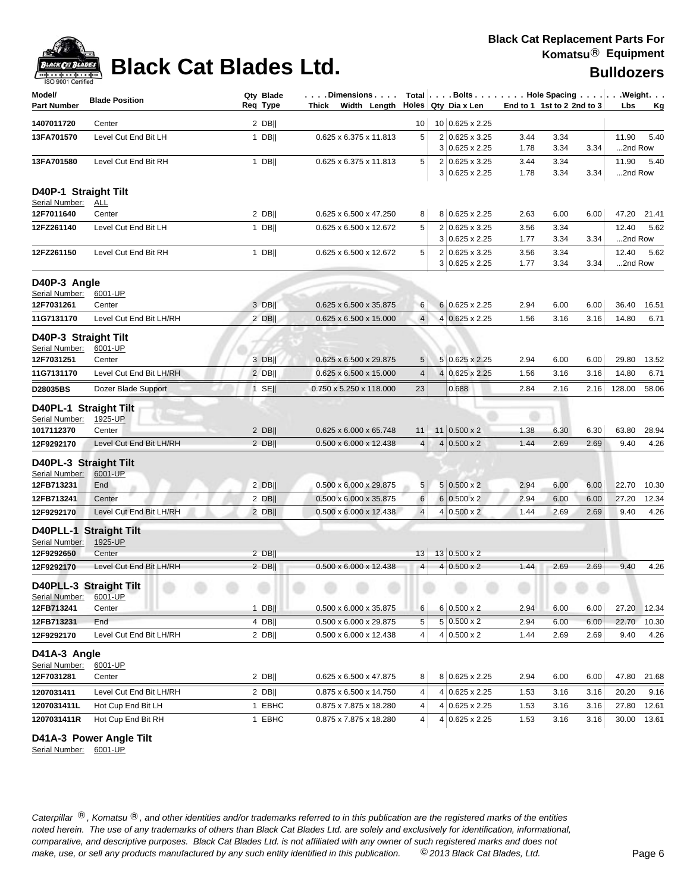# Black Cat Blades Ltd.

**Black Cat Replacement Parts For Komatsu® Equipment**

**Bulldozers**

| Model/ Part Number | Blade Position | Qty Req | Blade Type | Dimensions Thick Width Length | Total Holes | Bolts Qty | Dia x Len | Hole Spacing End to 1 | 1st to 2 | 2nd to 3 | Weight Lbs | Kg |
|---|---|---|---|---|---|---|---|---|---|---|---|---|
| **1407011720** | Center | 2 | DB‖ | | 10 | 10 | 0.625 x 2.25 | | | | | |
| **13FA701570** | Level Cut End Bit LH | 1 | DB‖ | 0.625 x 6.375 x 11.813 | 5 | 2 | 0.625 x 3.25 | 3.44 | 3.34 | | 11.90 | 5.40 |
| | | | | | | 3 | 0.625 x 2.25 | 1.78 | 3.34 | 3.34 | ...2nd Row | |
| **13FA701580** | Level Cut End Bit RH | 1 | DB‖ | 0.625 x 6.375 x 11.813 | 5 | 2 | 0.625 x 3.25 | 3.44 | 3.34 | | 11.90 | 5.40 |
| | | | | | | 3 | 0.625 x 2.25 | 1.78 | 3.34 | 3.34 | ...2nd Row | |
| **D40P-1 Straight Tilt** | | | | | | | | | | | | |
| Serial Number: | ALL | | | | | | | | | | | |
| **12F7011640** | Center | 2 | DB‖ | 0.625 x 6.500 x 47.250 | 8 | 8 | 0.625 x 2.25 | 2.63 | 6.00 | 6.00 | 47.20 | 21.41 |
| **12FZ261140** | Level Cut End Bit LH | 1 | DB‖ | 0.625 x 6.500 x 12.672 | 5 | 2 | 0.625 x 3.25 | 3.56 | 3.34 | | 12.40 | 5.62 |
| | | | | | | 3 | 0.625 x 2.25 | 1.77 | 3.34 | 3.34 | ...2nd Row | |
| **12FZ261150** | Level Cut End Bit RH | 1 | DB‖ | 0.625 x 6.500 x 12.672 | 5 | 2 | 0.625 x 3.25 | 3.56 | 3.34 | | 12.40 | 5.62 |
| | | | | | | 3 | 0.625 x 2.25 | 1.77 | 3.34 | 3.34 | ...2nd Row | |
| **D40P-3 Angle** | | | | | | | | | | | | |
| Serial Number: | 6001-UP | | | | | | | | | | | |
| **12F7031261** | Center | 3 | DB‖ | 0.625 x 6.500 x 35.875 | 6 | 6 | 0.625 x 2.25 | 2.94 | 6.00 | 6.00 | 36.40 | 16.51 |
| **11G7131170** | Level Cut End Bit LH/RH | 2 | DB‖ | 0.625 x 6.500 x 15.000 | 4 | 4 | 0.625 x 2.25 | 1.56 | 3.16 | 3.16 | 14.80 | 6.71 |
| **D40P-3 Straight Tilt** | | | | | | | | | | | | |
| Serial Number: | 6001-UP | | | | | | | | | | | |
| **12F7031251** | Center | 3 | DB‖ | 0.625 x 6.500 x 29.875 | 5 | 5 | 0.625 x 2.25 | 2.94 | 6.00 | 6.00 | 29.80 | 13.52 |
| **11G7131170** | Level Cut End Bit LH/RH | 2 | DB‖ | 0.625 x 6.500 x 15.000 | 4 | 4 | 0.625 x 2.25 | 1.56 | 3.16 | 3.16 | 14.80 | 6.71 |
| **D28035BS** | Dozer Blade Support | 1 | SE‖ | 0.750 x 5.250 x 118.000 | 23 | | 0.688 | 2.84 | 2.16 | 2.16 | 128.00 | 58.06 |
| **D40PL-1 Straight Tilt** | | | | | | | | | | | | |
| Serial Number: | 1925-UP | | | | | | | | | | | |
| **1017112370** | Center | 2 | DB‖ | 0.625 x 6.000 x 65.748 | 11 | 11 | 0.500 x 2 | 1.38 | 6.30 | 6.30 | 63.80 | 28.94 |
| **12F9292170** | Level Cut End Bit LH/RH | 2 | DB‖ | 0.500 x 6.000 x 12.438 | 4 | 4 | 0.500 x 2 | 1.44 | 2.69 | 2.69 | 9.40 | 4.26 |
| **D40PL-3 Straight Tilt** | | | | | | | | | | | | |
| Serial Number: | 6001-UP | | | | | | | | | | | |
| **12FB713231** | End | 2 | DB‖ | 0.500 x 6.000 x 29.875 | 5 | 5 | 0.500 x 2 | 2.94 | 6.00 | 6.00 | 22.70 | 10.30 |
| **12FB713241** | Center | 2 | DB‖ | 0.500 x 6.000 x 35.875 | 6 | 6 | 0.500 x 2 | 2.94 | 6.00 | 6.00 | 27.20 | 12.34 |
| **12F9292170** | Level Cut End Bit LH/RH | 2 | DB‖ | 0.500 x 6.000 x 12.438 | 4 | 4 | 0.500 x 2 | 1.44 | 2.69 | 2.69 | 9.40 | 4.26 |
| **D40PLL-1 Straight Tilt** | | | | | | | | | | | | |
| Serial Number: | 1925-UP | | | | | | | | | | | |
| **12F9292650** | Center | 2 | DB‖ | | 13 | 13 | 0.500 x 2 | | | | | |
| **12F9292170** | Level Cut End Bit LH/RH | 2 | DB‖ | 0.500 x 6.000 x 12.438 | 4 | 4 | 0.500 x 2 | 1.44 | 2.69 | 2.69 | 9.40 | 4.26 |
| **D40PLL-3 Straight Tilt** | | | | | | | | | | | | |
| Serial Number: | 6001-UP | | | | | | | | | | | |
| **12FB713241** | Center | 1 | DB‖ | 0.500 x 6.000 x 35.875 | 6 | 6 | 0.500 x 2 | 2.94 | 6.00 | 6.00 | 27.20 | 12.34 |
| **12FB713231** | End | 4 | DB‖ | 0.500 x 6.000 x 29.875 | 5 | 5 | 0.500 x 2 | 2.94 | 6.00 | 6.00 | 22.70 | 10.30 |
| **12F9292170** | Level Cut End Bit LH/RH | 2 | DB‖ | 0.500 x 6.000 x 12.438 | 4 | 4 | 0.500 x 2 | 1.44 | 2.69 | 2.69 | 9.40 | 4.26 |
| **D41A-3 Angle** | | | | | | | | | | | | |
| Serial Number: | 6001-UP | | | | | | | | | | | |
| **12F7031281** | Center | 2 | DB‖ | 0.625 x 6.500 x 47.875 | 8 | 8 | 0.625 x 2.25 | 2.94 | 6.00 | 6.00 | 47.80 | 21.68 |
| **1207031411** | Level Cut End Bit LH/RH | 2 | DB‖ | 0.875 x 6.500 x 14.750 | 4 | 4 | 0.625 x 2.25 | 1.53 | 3.16 | 3.16 | 20.20 | 9.16 |
| **1207031411L** | Hot Cup End Bit LH | 1 | EBHC | 0.875 x 7.875 x 18.280 | 4 | 4 | 0.625 x 2.25 | 1.53 | 3.16 | 3.16 | 27.80 | 12.61 |
| **1207031411R** | Hot Cup End Bit RH | 1 | EBHC | 0.875 x 7.875 x 18.280 | 4 | 4 | 0.625 x 2.25 | 1.53 | 3.16 | 3.16 | 30.00 | 13.61 |

**D41A-3 Power Angle Tilt**

Serial Number: 6001-UP

*Caterpillar ®, Komatsu ®, and other identities and/or trademarks referred to in this publication are the registered marks of the entities noted herein. The use of any trademarks of others than Black Cat Blades Ltd. are solely and exclusively for identification, informational, comparative, and descriptive purposes. Black Cat Blades Ltd. is not affiliated with any owner of such registered marks and does not make, use, or sell any products manufactured by any such entity identified in this publication. © 2013 Black Cat Blades, Ltd.*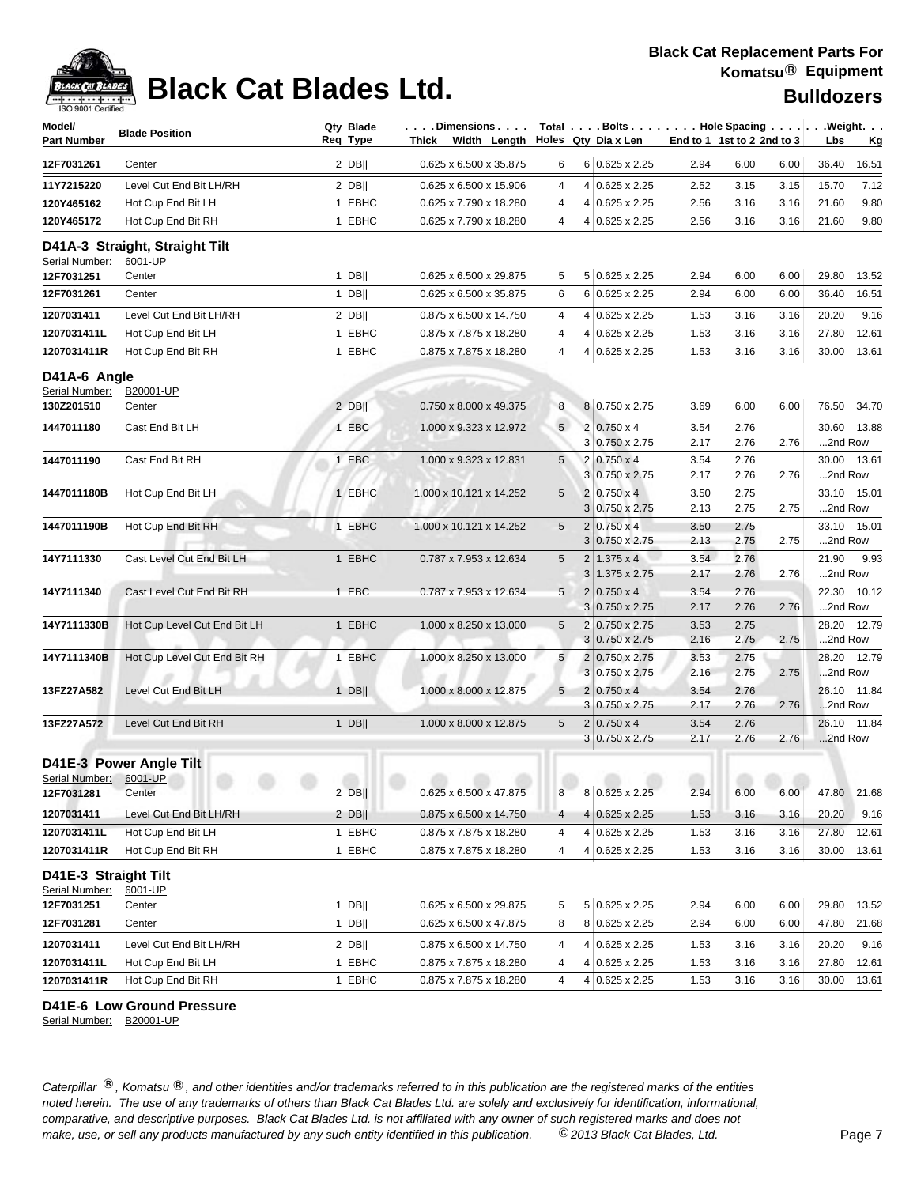# Black Cat Blades Ltd.

**Black Cat Replacement Parts For Komatsu® Equipment**

**Bulldozers**

| Model/ Part Number | Blade Position | Qty Req | Blade Type | Dimensions Thick x Width x Length | Total Holes | Bolts Qty | Bolts Dia x Len | Hole Spacing End to 1 | 1st to 2 | 2nd to 3 | Weight Lbs | Kg |
|---|---|---|---|---|---|---|---|---|---|---|---|---|
| 12F7031261 | Center | 2 | DB‖ | 0.625 x 6.500 x 35.875 | 6 | 6 | 0.625 x 2.25 | 2.94 | 6.00 | 6.00 | 36.40 | 16.51 |
| 11Y7215220 | Level Cut End Bit LH/RH | 2 | DB‖ | 0.625 x 6.500 x 15.906 | 4 | 4 | 0.625 x 2.25 | 2.52 | 3.15 | 3.15 | 15.70 | 7.12 |
| 120Y465162 | Hot Cup End Bit LH | 1 | EBHC | 0.625 x 7.790 x 18.280 | 4 | 4 | 0.625 x 2.25 | 2.56 | 3.16 | 3.16 | 21.60 | 9.80 |
| 120Y465172 | Hot Cup End Bit RH | 1 | EBHC | 0.625 x 7.790 x 18.280 | 4 | 4 | 0.625 x 2.25 | 2.56 | 3.16 | 3.16 | 21.60 | 9.80 |

## D41A-3 Straight, Straight Tilt

Serial Number: 6001-UP

| Model/ Part Number | Blade Position | Qty Req | Blade Type | Dimensions Thick x Width x Length | Total Holes | Bolts Qty | Bolts Dia x Len | Hole Spacing End to 1 | 1st to 2 | 2nd to 3 | Weight Lbs | Kg |
|---|---|---|---|---|---|---|---|---|---|---|---|---|
| 12F7031251 | Center | 1 | DB‖ | 0.625 x 6.500 x 29.875 | 5 | 5 | 0.625 x 2.25 | 2.94 | 6.00 | 6.00 | 29.80 | 13.52 |
| 12F7031261 | Center | 1 | DB‖ | 0.625 x 6.500 x 35.875 | 6 | 6 | 0.625 x 2.25 | 2.94 | 6.00 | 6.00 | 36.40 | 16.51 |
| 1207031411 | Level Cut End Bit LH/RH | 2 | DB‖ | 0.875 x 6.500 x 14.750 | 4 | 4 | 0.625 x 2.25 | 1.53 | 3.16 | 3.16 | 20.20 | 9.16 |
| 1207031411L | Hot Cup End Bit LH | 1 | EBHC | 0.875 x 7.875 x 18.280 | 4 | 4 | 0.625 x 2.25 | 1.53 | 3.16 | 3.16 | 27.80 | 12.61 |
| 1207031411R | Hot Cup End Bit RH | 1 | EBHC | 0.875 x 7.875 x 18.280 | 4 | 4 | 0.625 x 2.25 | 1.53 | 3.16 | 3.16 | 30.00 | 13.61 |

## D41A-6 Angle

Serial Number: B20001-UP

| Model/ Part Number | Blade Position | Qty Req | Blade Type | Dimensions Thick x Width x Length | Total Holes | Bolts Qty | Bolts Dia x Len | Hole Spacing End to 1 | 1st to 2 | 2nd to 3 | Weight Lbs | Kg |
|---|---|---|---|---|---|---|---|---|---|---|---|---|
| 130Z201510 | Center | 2 | DB‖ | 0.750 x 8.000 x 49.375 | 8 | 8 | 0.750 x 2.75 | 3.69 | 6.00 | 6.00 | 76.50 | 34.70 |
| 1447011180 | Cast End Bit LH | 1 | EBC | 1.000 x 9.323 x 12.972 | 5 | 2 | 0.750 x 4 | 3.54 | 2.76 | | 30.60 | 13.88 |
| | | | | | | 3 | 0.750 x 2.75 | 2.17 | 2.76 | 2.76 | ...2nd Row | |
| 1447011190 | Cast End Bit RH | 1 | EBC | 1.000 x 9.323 x 12.831 | 5 | 2 | 0.750 x 4 | 3.54 | 2.76 | | 30.00 | 13.61 |
| | | | | | | 3 | 0.750 x 2.75 | 2.17 | 2.76 | 2.76 | ...2nd Row | |
| 1447011180B | Hot Cup End Bit LH | 1 | EBHC | 1.000 x 10.121 x 14.252 | 5 | 2 | 0.750 x 4 | 3.50 | 2.75 | | 33.10 | 15.01 |
| | | | | | | 3 | 0.750 x 2.75 | 2.13 | 2.75 | 2.75 | ...2nd Row | |
| 1447011190B | Hot Cup End Bit RH | 1 | EBHC | 1.000 x 10.121 x 14.252 | 5 | 2 | 0.750 x 4 | 3.50 | 2.75 | | 33.10 | 15.01 |
| | | | | | | 3 | 0.750 x 2.75 | 2.13 | 2.75 | 2.75 | ...2nd Row | |
| 14Y7111330 | Cast Level Cut End Bit LH | 1 | EBHC | 0.787 x 7.953 x 12.634 | 5 | 2 | 1.375 x 4 | 3.54 | 2.76 | | 21.90 | 9.93 |
| | | | | | | 3 | 1.375 x 2.75 | 2.17 | 2.76 | 2.76 | ...2nd Row | |
| 14Y7111340 | Cast Level Cut End Bit RH | 1 | EBC | 0.787 x 7.953 x 12.634 | 5 | 2 | 0.750 x 4 | 3.54 | 2.76 | | 22.30 | 10.12 |
| | | | | | | 3 | 0.750 x 2.75 | 2.17 | 2.76 | 2.76 | ...2nd Row | |
| 14Y7111330B | Hot Cup Level Cut End Bit LH | 1 | EBHC | 1.000 x 8.250 x 13.000 | 5 | 2 | 0.750 x 2.75 | 3.53 | 2.75 | | 28.20 | 12.79 |
| | | | | | | 3 | 0.750 x 2.75 | 2.16 | 2.75 | 2.75 | ...2nd Row | |
| 14Y7111340B | Hot Cup Level Cut End Bit RH | 1 | EBHC | 1.000 x 8.250 x 13.000 | 5 | 2 | 0.750 x 2.75 | 3.53 | 2.75 | | 28.20 | 12.79 |
| | | | | | | 3 | 0.750 x 2.75 | 2.16 | 2.75 | 2.75 | ...2nd Row | |
| 13FZ27A582 | Level Cut End Bit LH | 1 | DB‖ | 1.000 x 8.000 x 12.875 | 5 | 2 | 0.750 x 4 | 3.54 | 2.76 | | 26.10 | 11.84 |
| | | | | | | 3 | 0.750 x 2.75 | 2.17 | 2.76 | 2.76 | ...2nd Row | |
| 13FZ27A572 | Level Cut End Bit RH | 1 | DB‖ | 1.000 x 8.000 x 12.875 | 5 | 2 | 0.750 x 4 | 3.54 | 2.76 | | 26.10 | 11.84 |
| | | | | | | 3 | 0.750 x 2.75 | 2.17 | 2.76 | 2.76 | ...2nd Row | |

## D41E-3 Power Angle Tilt

Serial Number: 6001-UP

| Model/ Part Number | Blade Position | Qty Req | Blade Type | Dimensions Thick x Width x Length | Total Holes | Bolts Qty | Bolts Dia x Len | Hole Spacing End to 1 | 1st to 2 | 2nd to 3 | Weight Lbs | Kg |
|---|---|---|---|---|---|---|---|---|---|---|---|---|
| 12F7031281 | Center | 2 | DB‖ | 0.625 x 6.500 x 47.875 | 8 | 8 | 0.625 x 2.25 | 2.94 | 6.00 | 6.00 | 47.80 | 21.68 |
| 1207031411 | Level Cut End Bit LH/RH | 2 | DB‖ | 0.875 x 6.500 x 14.750 | 4 | 4 | 0.625 x 2.25 | 1.53 | 3.16 | 3.16 | 20.20 | 9.16 |
| 1207031411L | Hot Cup End Bit LH | 1 | EBHC | 0.875 x 7.875 x 18.280 | 4 | 4 | 0.625 x 2.25 | 1.53 | 3.16 | 3.16 | 27.80 | 12.61 |
| 1207031411R | Hot Cup End Bit RH | 1 | EBHC | 0.875 x 7.875 x 18.280 | 4 | 4 | 0.625 x 2.25 | 1.53 | 3.16 | 3.16 | 30.00 | 13.61 |

## D41E-3 Straight Tilt

Serial Number: 6001-UP

| Model/ Part Number | Blade Position | Qty Req | Blade Type | Dimensions Thick x Width x Length | Total Holes | Bolts Qty | Bolts Dia x Len | Hole Spacing End to 1 | 1st to 2 | 2nd to 3 | Weight Lbs | Kg |
|---|---|---|---|---|---|---|---|---|---|---|---|---|
| 12F7031251 | Center | 1 | DB‖ | 0.625 x 6.500 x 29.875 | 5 | 5 | 0.625 x 2.25 | 2.94 | 6.00 | 6.00 | 29.80 | 13.52 |
| 12F7031281 | Center | 1 | DB‖ | 0.625 x 6.500 x 47.875 | 8 | 8 | 0.625 x 2.25 | 2.94 | 6.00 | 6.00 | 47.80 | 21.68 |
| 1207031411 | Level Cut End Bit LH/RH | 2 | DB‖ | 0.875 x 6.500 x 14.750 | 4 | 4 | 0.625 x 2.25 | 1.53 | 3.16 | 3.16 | 20.20 | 9.16 |
| 1207031411L | Hot Cup End Bit LH | 1 | EBHC | 0.875 x 7.875 x 18.280 | 4 | 4 | 0.625 x 2.25 | 1.53 | 3.16 | 3.16 | 27.80 | 12.61 |
| 1207031411R | Hot Cup End Bit RH | 1 | EBHC | 0.875 x 7.875 x 18.280 | 4 | 4 | 0.625 x 2.25 | 1.53 | 3.16 | 3.16 | 30.00 | 13.61 |

## D41E-6 Low Ground Pressure

Serial Number: B20001-UP

*Caterpillar ®, Komatsu ®, and other identities and/or trademarks referred to in this publication are the registered marks of the entities noted herein. The use of any trademarks of others than Black Cat Blades Ltd. are solely and exclusively for identification, informational, comparative, and descriptive purposes. Black Cat Blades Ltd. is not affiliated with any owner of such registered marks and does not make, use, or sell any products manufactured by any such entity identified in this publication. © 2013 Black Cat Blades, Ltd.*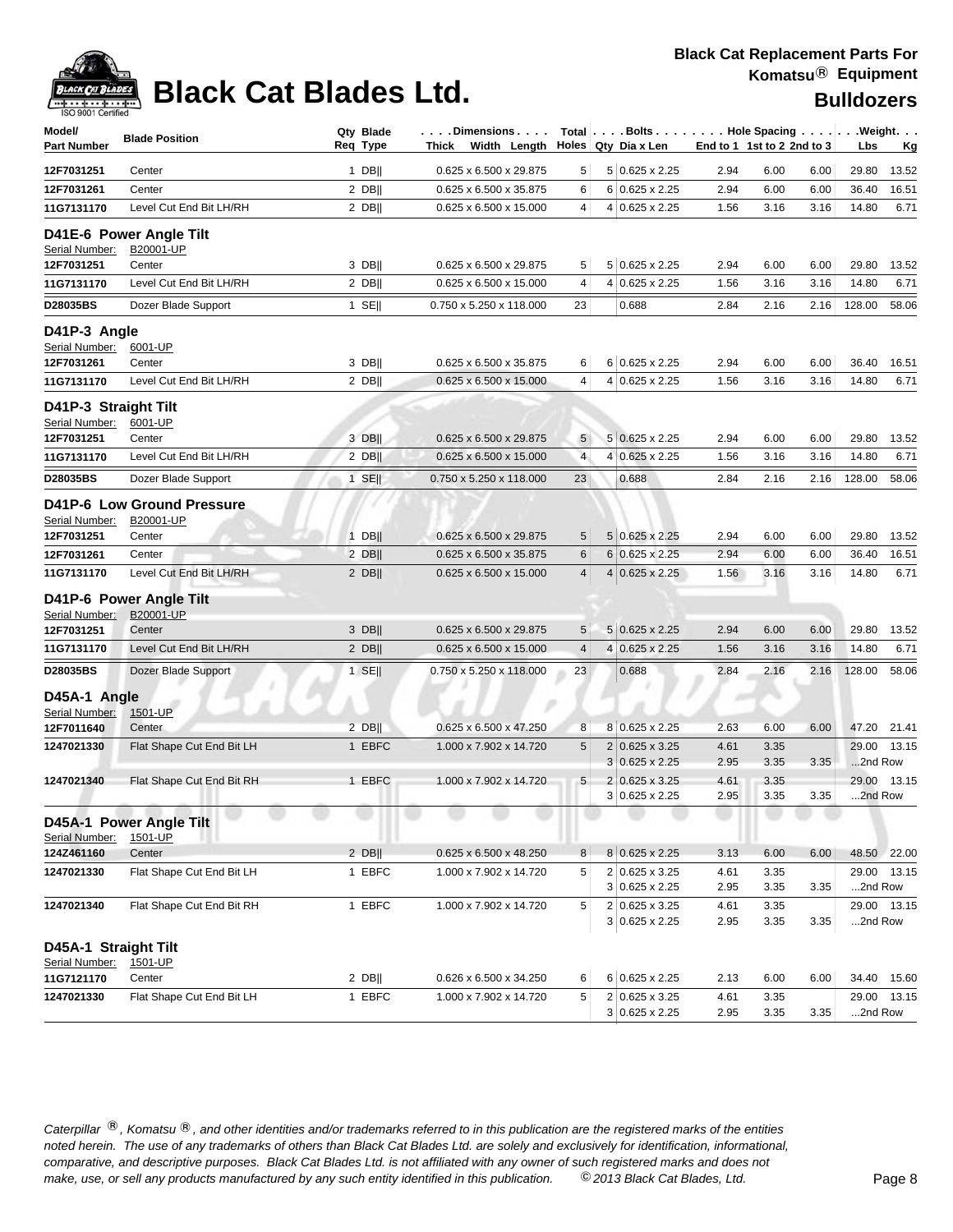# Black Cat Blades Ltd.

**Black Cat Replacement Parts For Komatsu® Equipment**

**Bulldozers**

| Model/ Part Number | Blade Position | Qty Req | Blade Type | Dimensions Thick x Width x Length | Total Holes | Bolts Qty | Dia x Len | Hole Spacing End to 1 | 1st to 2 | 2nd to 3 | Weight Lbs | Kg |
|---|---|---|---|---|---|---|---|---|---|---|---|---|
| 12F7031251 | Center | 1 | DB‖ | 0.625 x 6.500 x 29.875 | 5 | 5 | 0.625 x 2.25 | 2.94 | 6.00 | 6.00 | 29.80 | 13.52 |
| 12F7031261 | Center | 2 | DB‖ | 0.625 x 6.500 x 35.875 | 6 | 6 | 0.625 x 2.25 | 2.94 | 6.00 | 6.00 | 36.40 | 16.51 |
| 11G7131170 | Level Cut End Bit LH/RH | 2 | DB‖ | 0.625 x 6.500 x 15.000 | 4 | 4 | 0.625 x 2.25 | 1.56 | 3.16 | 3.16 | 14.80 | 6.71 |
| **D41E-6 Power Angle Tilt** | | | | | | | | | | | | |
| Serial Number: | B20001-UP | | | | | | | | | | | |
| 12F7031251 | Center | 3 | DB‖ | 0.625 x 6.500 x 29.875 | 5 | 5 | 0.625 x 2.25 | 2.94 | 6.00 | 6.00 | 29.80 | 13.52 |
| 11G7131170 | Level Cut End Bit LH/RH | 2 | DB‖ | 0.625 x 6.500 x 15.000 | 4 | 4 | 0.625 x 2.25 | 1.56 | 3.16 | 3.16 | 14.80 | 6.71 |
| D28035BS | Dozer Blade Support | 1 | SE‖ | 0.750 x 5.250 x 118.000 | 23 | | 0.688 | 2.84 | 2.16 | 2.16 | 128.00 | 58.06 |
| **D41P-3 Angle** | | | | | | | | | | | | |
| Serial Number: | 6001-UP | | | | | | | | | | | |
| 12F7031261 | Center | 3 | DB‖ | 0.625 x 6.500 x 35.875 | 6 | 6 | 0.625 x 2.25 | 2.94 | 6.00 | 6.00 | 36.40 | 16.51 |
| 11G7131170 | Level Cut End Bit LH/RH | 2 | DB‖ | 0.625 x 6.500 x 15.000 | 4 | 4 | 0.625 x 2.25 | 1.56 | 3.16 | 3.16 | 14.80 | 6.71 |
| **D41P-3 Straight Tilt** | | | | | | | | | | | | |
| Serial Number: | 6001-UP | | | | | | | | | | | |
| 12F7031251 | Center | 3 | DB‖ | 0.625 x 6.500 x 29.875 | 5 | 5 | 0.625 x 2.25 | 2.94 | 6.00 | 6.00 | 29.80 | 13.52 |
| 11G7131170 | Level Cut End Bit LH/RH | 2 | DB‖ | 0.625 x 6.500 x 15.000 | 4 | 4 | 0.625 x 2.25 | 1.56 | 3.16 | 3.16 | 14.80 | 6.71 |
| D28035BS | Dozer Blade Support | 1 | SE‖ | 0.750 x 5.250 x 118.000 | 23 | | 0.688 | 2.84 | 2.16 | 2.16 | 128.00 | 58.06 |
| **D41P-6 Low Ground Pressure** | | | | | | | | | | | | |
| Serial Number: | B20001-UP | | | | | | | | | | | |
| 12F7031251 | Center | 1 | DB‖ | 0.625 x 6.500 x 29.875 | 5 | 5 | 0.625 x 2.25 | 2.94 | 6.00 | 6.00 | 29.80 | 13.52 |
| 12F7031261 | Center | 2 | DB‖ | 0.625 x 6.500 x 35.875 | 6 | 6 | 0.625 x 2.25 | 2.94 | 6.00 | 6.00 | 36.40 | 16.51 |
| 11G7131170 | Level Cut End Bit LH/RH | 2 | DB‖ | 0.625 x 6.500 x 15.000 | 4 | 4 | 0.625 x 2.25 | 1.56 | 3.16 | 3.16 | 14.80 | 6.71 |
| **D41P-6 Power Angle Tilt** | | | | | | | | | | | | |
| Serial Number: | B20001-UP | | | | | | | | | | | |
| 12F7031251 | Center | 3 | DB‖ | 0.625 x 6.500 x 29.875 | 5 | 5 | 0.625 x 2.25 | 2.94 | 6.00 | 6.00 | 29.80 | 13.52 |
| 11G7131170 | Level Cut End Bit LH/RH | 2 | DB‖ | 0.625 x 6.500 x 15.000 | 4 | 4 | 0.625 x 2.25 | 1.56 | 3.16 | 3.16 | 14.80 | 6.71 |
| D28035BS | Dozer Blade Support | 1 | SE‖ | 0.750 x 5.250 x 118.000 | 23 | | 0.688 | 2.84 | 2.16 | 2.16 | 128.00 | 58.06 |
| **D45A-1 Angle** | | | | | | | | | | | | |
| Serial Number: | 1501-UP | | | | | | | | | | | |
| 12F7011640 | Center | 2 | DB‖ | 0.625 x 6.500 x 47.250 | 8 | 8 | 0.625 x 2.25 | 2.63 | 6.00 | 6.00 | 47.20 | 21.41 |
| 1247021330 | Flat Shape Cut End Bit LH | 1 | EBFC | 1.000 x 7.902 x 14.720 | 5 | 2 | 0.625 x 3.25 | 4.61 | 3.35 | | 29.00 | 13.15 |
| | | | | | | 3 | 0.625 x 2.25 | 2.95 | 3.35 | 3.35 | ...2nd Row | |
| 1247021340 | Flat Shape Cut End Bit RH | 1 | EBFC | 1.000 x 7.902 x 14.720 | 5 | 2 | 0.625 x 3.25 | 4.61 | 3.35 | | 29.00 | 13.15 |
| | | | | | | 3 | 0.625 x 2.25 | 2.95 | 3.35 | 3.35 | ...2nd Row | |
| **D45A-1 Power Angle Tilt** | | | | | | | | | | | | |
| Serial Number: | 1501-UP | | | | | | | | | | | |
| 124Z461160 | Center | 2 | DB‖ | 0.625 x 6.500 x 48.250 | 8 | 8 | 0.625 x 2.25 | 3.13 | 6.00 | 6.00 | 48.50 | 22.00 |
| 1247021330 | Flat Shape Cut End Bit LH | 1 | EBFC | 1.000 x 7.902 x 14.720 | 5 | 2 | 0.625 x 3.25 | 4.61 | 3.35 | | 29.00 | 13.15 |
| | | | | | | 3 | 0.625 x 2.25 | 2.95 | 3.35 | 3.35 | ...2nd Row | |
| 1247021340 | Flat Shape Cut End Bit RH | 1 | EBFC | 1.000 x 7.902 x 14.720 | 5 | 2 | 0.625 x 3.25 | 4.61 | 3.35 | | 29.00 | 13.15 |
| | | | | | | 3 | 0.625 x 2.25 | 2.95 | 3.35 | 3.35 | ...2nd Row | |
| **D45A-1 Straight Tilt** | | | | | | | | | | | | |
| Serial Number: | 1501-UP | | | | | | | | | | | |
| 11G7121170 | Center | 2 | DB‖ | 0.626 x 6.500 x 34.250 | 6 | 6 | 0.625 x 2.25 | 2.13 | 6.00 | 6.00 | 34.40 | 15.60 |
| 1247021330 | Flat Shape Cut End Bit LH | 1 | EBFC | 1.000 x 7.902 x 14.720 | 5 | 2 | 0.625 x 3.25 | 4.61 | 3.35 | | 29.00 | 13.15 |
| | | | | | | 3 | 0.625 x 2.25 | 2.95 | 3.35 | 3.35 | ...2nd Row | |

*Caterpillar ®, Komatsu ®, and other identities and/or trademarks referred to in this publication are the registered marks of the entities noted herein. The use of any trademarks of others than Black Cat Blades Ltd. are solely and exclusively for identification, informational, comparative, and descriptive purposes. Black Cat Blades Ltd. is not affiliated with any owner of such registered marks and does not make, use, or sell any products manufactured by any such entity identified in this publication. © 2013 Black Cat Blades, Ltd.*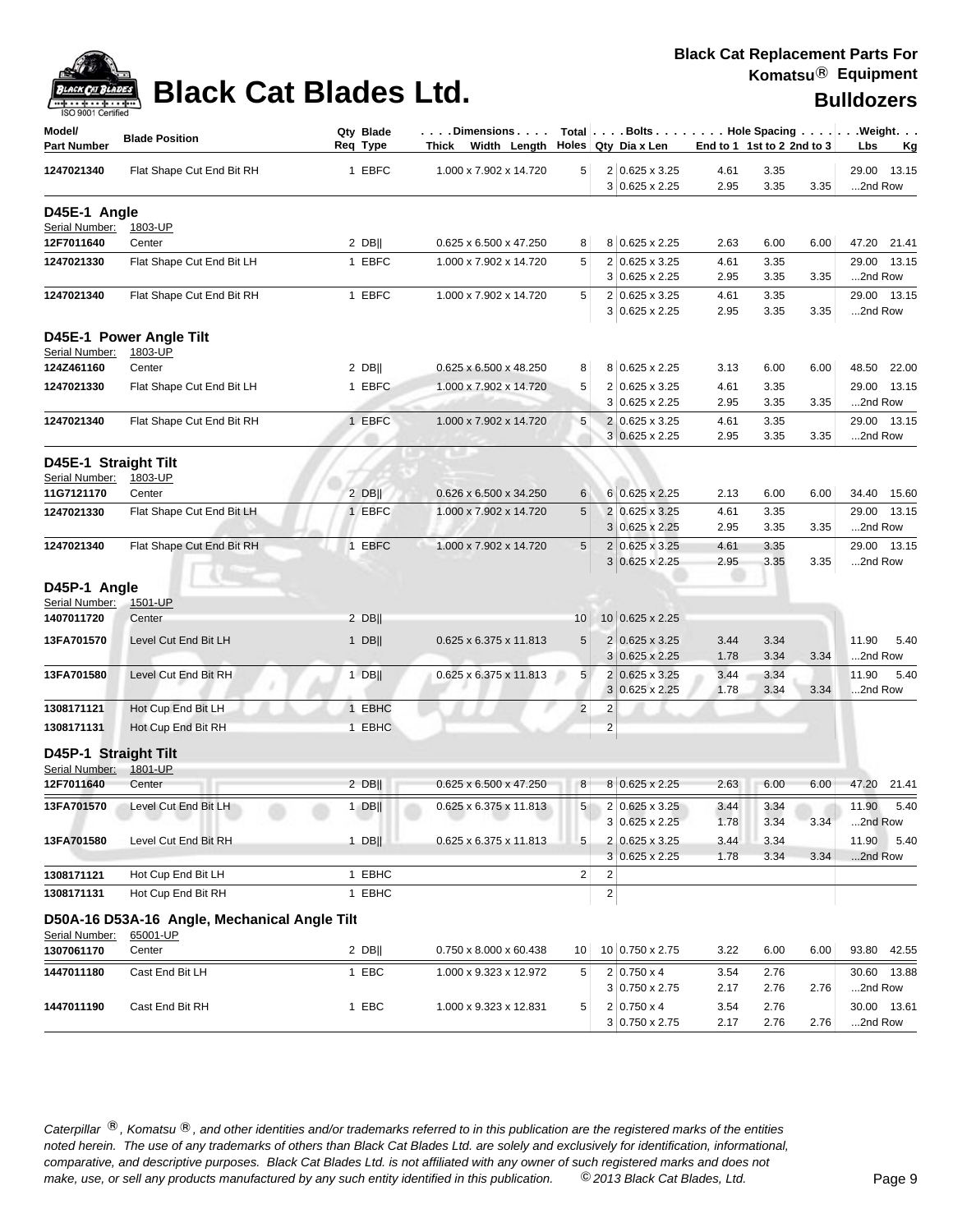# Black Cat Blades Ltd.

**Black Cat Replacement Parts For Komatsu® Equipment**

**Bulldozers**

| Model/ Part Number | Blade Position | Qty Req | Blade Type | Dimensions Thick x Width x Length | Total Holes | Bolts Qty | Dia x Len | Hole Spacing End to 1 | 1st to 2 | 2nd to 3 | Weight Lbs | Kg |
|---|---|---|---|---|---|---|---|---|---|---|---|---|
| **1247021340** | Flat Shape Cut End Bit RH | 1 | EBFC | 1.000 x 7.902 x 14.720 | 5 | 2 | 0.625 x 3.25 | 4.61 | 3.35 | | 29.00 | 13.15 |
| | | | | | | 3 | 0.625 x 2.25 | 2.95 | 3.35 | 3.35 | ...2nd Row | |
| **D45E-1 Angle** | | | | | | | | | | | | |
| Serial Number: | 1803-UP | | | | | | | | | | | |
| **12F7011640** | Center | 2 | DB‖ | 0.625 x 6.500 x 47.250 | 8 | 8 | 0.625 x 2.25 | 2.63 | 6.00 | 6.00 | 47.20 | 21.41 |
| **1247021330** | Flat Shape Cut End Bit LH | 1 | EBFC | 1.000 x 7.902 x 14.720 | 5 | 2 | 0.625 x 3.25 | 4.61 | 3.35 | | 29.00 | 13.15 |
| | | | | | | 3 | 0.625 x 2.25 | 2.95 | 3.35 | 3.35 | ...2nd Row | |
| **1247021340** | Flat Shape Cut End Bit RH | 1 | EBFC | 1.000 x 7.902 x 14.720 | 5 | 2 | 0.625 x 3.25 | 4.61 | 3.35 | | 29.00 | 13.15 |
| | | | | | | 3 | 0.625 x 2.25 | 2.95 | 3.35 | 3.35 | ...2nd Row | |
| **D45E-1 Power Angle Tilt** | | | | | | | | | | | | |
| Serial Number: | 1803-UP | | | | | | | | | | | |
| **124Z461160** | Center | 2 | DB‖ | 0.625 x 6.500 x 48.250 | 8 | 8 | 0.625 x 2.25 | 3.13 | 6.00 | 6.00 | 48.50 | 22.00 |
| **1247021330** | Flat Shape Cut End Bit LH | 1 | EBFC | 1.000 x 7.902 x 14.720 | 5 | 2 | 0.625 x 3.25 | 4.61 | 3.35 | | 29.00 | 13.15 |
| | | | | | | 3 | 0.625 x 2.25 | 2.95 | 3.35 | 3.35 | ...2nd Row | |
| **1247021340** | Flat Shape Cut End Bit RH | 1 | EBFC | 1.000 x 7.902 x 14.720 | 5 | 2 | 0.625 x 3.25 | 4.61 | 3.35 | | 29.00 | 13.15 |
| | | | | | | 3 | 0.625 x 2.25 | 2.95 | 3.35 | 3.35 | ...2nd Row | |
| **D45E-1 Straight Tilt** | | | | | | | | | | | | |
| Serial Number: | 1803-UP | | | | | | | | | | | |
| **11G7121170** | Center | 2 | DB‖ | 0.626 x 6.500 x 34.250 | 6 | 6 | 0.625 x 2.25 | 2.13 | 6.00 | 6.00 | 34.40 | 15.60 |
| **1247021330** | Flat Shape Cut End Bit LH | 1 | EBFC | 1.000 x 7.902 x 14.720 | 5 | 2 | 0.625 x 3.25 | 4.61 | 3.35 | | 29.00 | 13.15 |
| | | | | | | 3 | 0.625 x 2.25 | 2.95 | 3.35 | 3.35 | ...2nd Row | |
| **1247021340** | Flat Shape Cut End Bit RH | 1 | EBFC | 1.000 x 7.902 x 14.720 | 5 | 2 | 0.625 x 3.25 | 4.61 | 3.35 | | 29.00 | 13.15 |
| | | | | | | 3 | 0.625 x 2.25 | 2.95 | 3.35 | 3.35 | ...2nd Row | |
| **D45P-1 Angle** | | | | | | | | | | | | |
| Serial Number: | 1501-UP | | | | | | | | | | | |
| **1407011720** | Center | 2 | DB‖ | | 10 | 10 | 0.625 x 2.25 | | | | | |
| **13FA701570** | Level Cut End Bit LH | 1 | DB‖ | 0.625 x 6.375 x 11.813 | 5 | 2 | 0.625 x 3.25 | 3.44 | 3.34 | | 11.90 | 5.40 |
| | | | | | | 3 | 0.625 x 2.25 | 1.78 | 3.34 | 3.34 | ...2nd Row | |
| **13FA701580** | Level Cut End Bit RH | 1 | DB‖ | 0.625 x 6.375 x 11.813 | 5 | 2 | 0.625 x 3.25 | 3.44 | 3.34 | | 11.90 | 5.40 |
| | | | | | | 3 | 0.625 x 2.25 | 1.78 | 3.34 | 3.34 | ...2nd Row | |
| **1308171121** | Hot Cup End Bit LH | 1 | EBHC | | 2 | 2 | | | | | | |
| **1308171131** | Hot Cup End Bit RH | 1 | EBHC | | | 2 | | | | | | |
| **D45P-1 Straight Tilt** | | | | | | | | | | | | |
| Serial Number: | 1801-UP | | | | | | | | | | | |
| **12F7011640** | Center | 2 | DB‖ | 0.625 x 6.500 x 47.250 | 8 | 8 | 0.625 x 2.25 | 2.63 | 6.00 | 6.00 | 47.20 | 21.41 |
| **13FA701570** | Level Cut End Bit LH | 1 | DB‖ | 0.625 x 6.375 x 11.813 | 5 | 2 | 0.625 x 3.25 | 3.44 | 3.34 | | 11.90 | 5.40 |
| | | | | | | 3 | 0.625 x 2.25 | 1.78 | 3.34 | 3.34 | ...2nd Row | |
| **13FA701580** | Level Cut End Bit RH | 1 | DB‖ | 0.625 x 6.375 x 11.813 | 5 | 2 | 0.625 x 3.25 | 3.44 | 3.34 | | 11.90 | 5.40 |
| | | | | | | 3 | 0.625 x 2.25 | 1.78 | 3.34 | 3.34 | ...2nd Row | |
| **1308171121** | Hot Cup End Bit LH | 1 | EBHC | | 2 | 2 | | | | | | |
| **1308171131** | Hot Cup End Bit RH | 1 | EBHC | | | 2 | | | | | | |
| **D50A-16 D53A-16 Angle, Mechanical Angle Tilt** | | | | | | | | | | | | |
| Serial Number: | 65001-UP | | | | | | | | | | | |
| **1307061170** | Center | 2 | DB‖ | 0.750 x 8.000 x 60.438 | 10 | 10 | 0.750 x 2.75 | 3.22 | 6.00 | 6.00 | 93.80 | 42.55 |
| **1447011180** | Cast End Bit LH | 1 | EBC | 1.000 x 9.323 x 12.972 | 5 | 2 | 0.750 x 4 | 3.54 | 2.76 | | 30.60 | 13.88 |
| | | | | | | 3 | 0.750 x 2.75 | 2.17 | 2.76 | 2.76 | ...2nd Row | |
| **1447011190** | Cast End Bit RH | 1 | EBC | 1.000 x 9.323 x 12.831 | 5 | 2 | 0.750 x 4 | 3.54 | 2.76 | | 30.00 | 13.61 |
| | | | | | | 3 | 0.750 x 2.75 | 2.17 | 2.76 | 2.76 | ...2nd Row | |

*Caterpillar ®, Komatsu ®, and other identities and/or trademarks referred to in this publication are the registered marks of the entities noted herein. The use of any trademarks of others than Black Cat Blades Ltd. are solely and exclusively for identification, informational, comparative, and descriptive purposes. Black Cat Blades Ltd. is not affiliated with any owner of such registered marks and does not make, use, or sell any products manufactured by any such entity identified in this publication. © 2013 Black Cat Blades, Ltd.*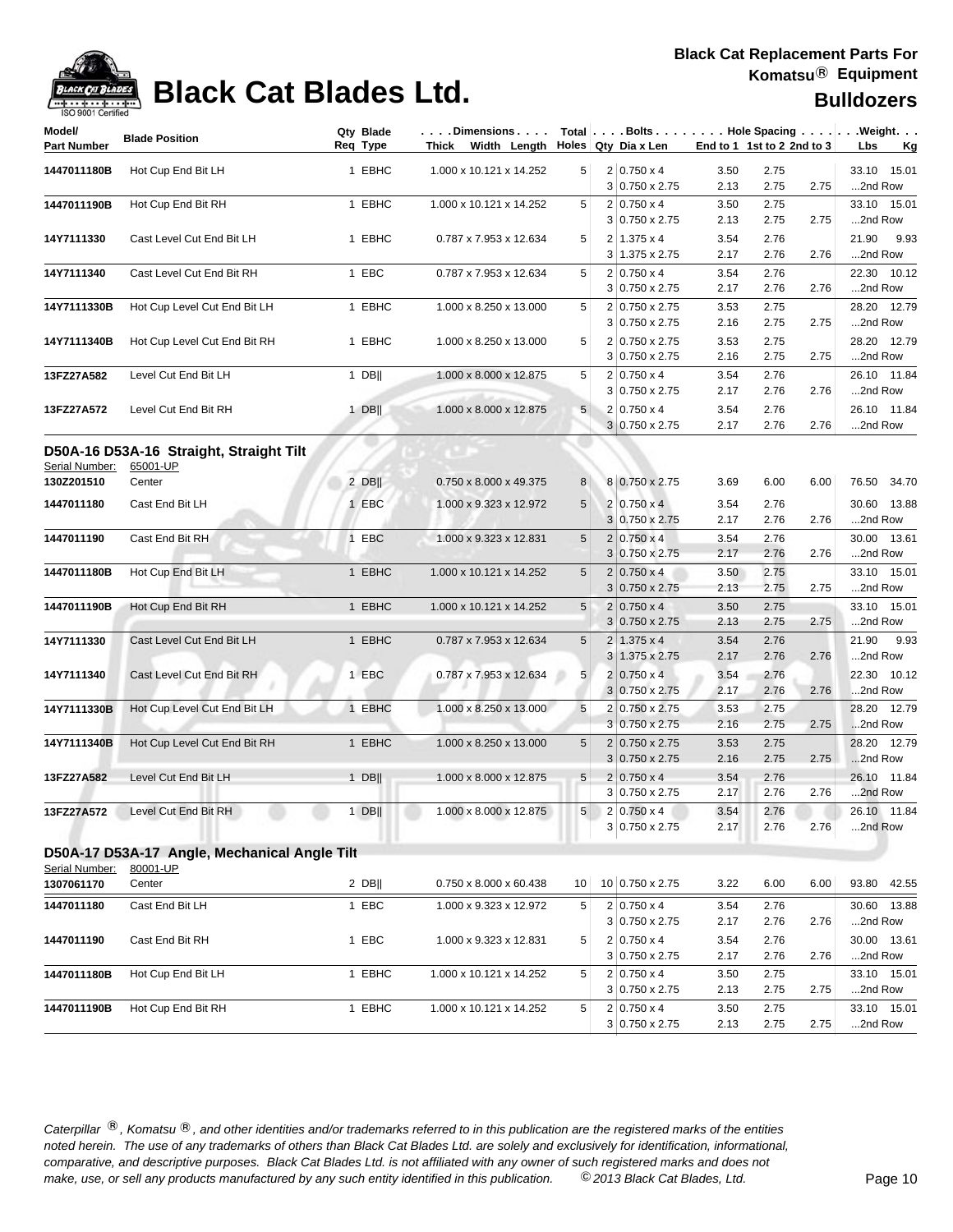# Black Cat Blades Ltd.

**Black Cat Replacement Parts For Komatsu® Equipment**

**Bulldozers**

| Model/ Part Number | Blade Position | Qty Req | Blade Type | Dimensions Thick Width Length | Total Holes | Bolts Qty | Dia x Len | Hole Spacing End to 1 | 1st to 2 | 2nd to 3 | Weight Lbs | Kg |
|---|---|---|---|---|---|---|---|---|---|---|---|---|
| 1447011180B | Hot Cup End Bit LH | 1 | EBHC | 1.000 x 10.121 x 14.252 | 5 | 2 | 0.750 x 4 | 3.50 | 2.75 | | 33.10 | 15.01 |
| | | | | | | 3 | 0.750 x 2.75 | 2.13 | 2.75 | 2.75 | ...2nd Row | |
| 1447011190B | Hot Cup End Bit RH | 1 | EBHC | 1.000 x 10.121 x 14.252 | 5 | 2 | 0.750 x 4 | 3.50 | 2.75 | | 33.10 | 15.01 |
| | | | | | | 3 | 0.750 x 2.75 | 2.13 | 2.75 | 2.75 | ...2nd Row | |
| 14Y7111330 | Cast Level Cut End Bit LH | 1 | EBHC | 0.787 x 7.953 x 12.634 | 5 | 2 | 1.375 x 4 | 3.54 | 2.76 | | 21.90 | 9.93 |
| | | | | | | 3 | 1.375 x 2.75 | 2.17 | 2.76 | 2.76 | ...2nd Row | |
| 14Y7111340 | Cast Level Cut End Bit RH | 1 | EBC | 0.787 x 7.953 x 12.634 | 5 | 2 | 0.750 x 4 | 3.54 | 2.76 | | 22.30 | 10.12 |
| | | | | | | 3 | 0.750 x 2.75 | 2.17 | 2.76 | 2.76 | ...2nd Row | |
| 14Y7111330B | Hot Cup Level Cut End Bit LH | 1 | EBHC | 1.000 x 8.250 x 13.000 | 5 | 2 | 0.750 x 2.75 | 3.53 | 2.75 | | 28.20 | 12.79 |
| | | | | | | 3 | 0.750 x 2.75 | 2.16 | 2.75 | 2.75 | ...2nd Row | |
| 14Y7111340B | Hot Cup Level Cut End Bit RH | 1 | EBHC | 1.000 x 8.250 x 13.000 | 5 | 2 | 0.750 x 2.75 | 3.53 | 2.75 | | 28.20 | 12.79 |
| | | | | | | 3 | 0.750 x 2.75 | 2.16 | 2.75 | 2.75 | ...2nd Row | |
| 13FZ27A582 | Level Cut End Bit LH | 1 | DB‖ | 1.000 x 8.000 x 12.875 | 5 | 2 | 0.750 x 4 | 3.54 | 2.76 | | 26.10 | 11.84 |
| | | | | | | 3 | 0.750 x 2.75 | 2.17 | 2.76 | 2.76 | ...2nd Row | |
| 13FZ27A572 | Level Cut End Bit RH | 1 | DB‖ | 1.000 x 8.000 x 12.875 | 5 | 2 | 0.750 x 4 | 3.54 | 2.76 | | 26.10 | 11.84 |
| | | | | | | 3 | 0.750 x 2.75 | 2.17 | 2.76 | 2.76 | ...2nd Row | |

## D50A-16 D53A-16 Straight, Straight Tilt

Serial Number: 65001-UP

| Model/ Part Number | Blade Position | Qty Req | Blade Type | Dimensions Thick Width Length | Total Holes | Bolts Qty | Dia x Len | Hole Spacing End to 1 | 1st to 2 | 2nd to 3 | Weight Lbs | Kg |
|---|---|---|---|---|---|---|---|---|---|---|---|---|
| 130Z201510 | Center | 2 | DB‖ | 0.750 x 8.000 x 49.375 | 8 | 8 | 0.750 x 2.75 | 3.69 | 6.00 | 6.00 | 76.50 | 34.70 |
| 1447011180 | Cast End Bit LH | 1 | EBC | 1.000 x 9.323 x 12.972 | 5 | 2 | 0.750 x 4 | 3.54 | 2.76 | | 30.60 | 13.88 |
| | | | | | | 3 | 0.750 x 2.75 | 2.17 | 2.76 | 2.76 | ...2nd Row | |
| 1447011190 | Cast End Bit RH | 1 | EBC | 1.000 x 9.323 x 12.831 | 5 | 2 | 0.750 x 4 | 3.54 | 2.76 | | 30.00 | 13.61 |
| | | | | | | 3 | 0.750 x 2.75 | 2.17 | 2.76 | 2.76 | ...2nd Row | |
| 1447011180B | Hot Cup End Bit LH | 1 | EBHC | 1.000 x 10.121 x 14.252 | 5 | 2 | 0.750 x 4 | 3.50 | 2.75 | | 33.10 | 15.01 |
| | | | | | | 3 | 0.750 x 2.75 | 2.13 | 2.75 | 2.75 | ...2nd Row | |
| 1447011190B | Hot Cup End Bit RH | 1 | EBHC | 1.000 x 10.121 x 14.252 | 5 | 2 | 0.750 x 4 | 3.50 | 2.75 | | 33.10 | 15.01 |
| | | | | | | 3 | 0.750 x 2.75 | 2.13 | 2.75 | 2.75 | ...2nd Row | |
| 14Y7111330 | Cast Level Cut End Bit LH | 1 | EBHC | 0.787 x 7.953 x 12.634 | 5 | 2 | 1.375 x 4 | 3.54 | 2.76 | | 21.90 | 9.93 |
| | | | | | | 3 | 1.375 x 2.75 | 2.17 | 2.76 | 2.76 | ...2nd Row | |
| 14Y7111340 | Cast Level Cut End Bit RH | 1 | EBC | 0.787 x 7.953 x 12.634 | 5 | 2 | 0.750 x 4 | 3.54 | 2.76 | | 22.30 | 10.12 |
| | | | | | | 3 | 0.750 x 2.75 | 2.17 | 2.76 | 2.76 | ...2nd Row | |
| 14Y7111330B | Hot Cup Level Cut End Bit LH | 1 | EBHC | 1.000 x 8.250 x 13.000 | 5 | 2 | 0.750 x 2.75 | 3.53 | 2.75 | | 28.20 | 12.79 |
| | | | | | | 3 | 0.750 x 2.75 | 2.16 | 2.75 | 2.75 | ...2nd Row | |
| 14Y7111340B | Hot Cup Level Cut End Bit RH | 1 | EBHC | 1.000 x 8.250 x 13.000 | 5 | 2 | 0.750 x 2.75 | 3.53 | 2.75 | | 28.20 | 12.79 |
| | | | | | | 3 | 0.750 x 2.75 | 2.16 | 2.75 | 2.75 | ...2nd Row | |
| 13FZ27A582 | Level Cut End Bit LH | 1 | DB‖ | 1.000 x 8.000 x 12.875 | 5 | 2 | 0.750 x 4 | 3.54 | 2.76 | | 26.10 | 11.84 |
| | | | | | | 3 | 0.750 x 2.75 | 2.17 | 2.76 | 2.76 | ...2nd Row | |
| 13FZ27A572 | Level Cut End Bit RH | 1 | DB‖ | 1.000 x 8.000 x 12.875 | 5 | 2 | 0.750 x 4 | 3.54 | 2.76 | | 26.10 | 11.84 |
| | | | | | | 3 | 0.750 x 2.75 | 2.17 | 2.76 | 2.76 | ...2nd Row | |

## D50A-17 D53A-17 Angle, Mechanical Angle Tilt

Serial Number: 80001-UP

| Model/ Part Number | Blade Position | Qty Req | Blade Type | Dimensions Thick Width Length | Total Holes | Bolts Qty | Dia x Len | Hole Spacing End to 1 | 1st to 2 | 2nd to 3 | Weight Lbs | Kg |
|---|---|---|---|---|---|---|---|---|---|---|---|---|
| 1307061170 | Center | 2 | DB‖ | 0.750 x 8.000 x 60.438 | 10 | 10 | 0.750 x 2.75 | 3.22 | 6.00 | 6.00 | 93.80 | 42.55 |
| 1447011180 | Cast End Bit LH | 1 | EBC | 1.000 x 9.323 x 12.972 | 5 | 2 | 0.750 x 4 | 3.54 | 2.76 | | 30.60 | 13.88 |
| | | | | | | 3 | 0.750 x 2.75 | 2.17 | 2.76 | 2.76 | ...2nd Row | |
| 1447011190 | Cast End Bit RH | 1 | EBC | 1.000 x 9.323 x 12.831 | 5 | 2 | 0.750 x 4 | 3.54 | 2.76 | | 30.00 | 13.61 |
| | | | | | | 3 | 0.750 x 2.75 | 2.17 | 2.76 | 2.76 | ...2nd Row | |
| 1447011180B | Hot Cup End Bit LH | 1 | EBHC | 1.000 x 10.121 x 14.252 | 5 | 2 | 0.750 x 4 | 3.50 | 2.75 | | 33.10 | 15.01 |
| | | | | | | 3 | 0.750 x 2.75 | 2.13 | 2.75 | 2.75 | ...2nd Row | |
| 1447011190B | Hot Cup End Bit RH | 1 | EBHC | 1.000 x 10.121 x 14.252 | 5 | 2 | 0.750 x 4 | 3.50 | 2.75 | | 33.10 | 15.01 |
| | | | | | | 3 | 0.750 x 2.75 | 2.13 | 2.75 | 2.75 | ...2nd Row | |

*Caterpillar ®, Komatsu ®, and other identities and/or trademarks referred to in this publication are the registered marks of the entities noted herein. The use of any trademarks of others than Black Cat Blades Ltd. are solely and exclusively for identification, informational, comparative, and descriptive purposes. Black Cat Blades Ltd. is not affiliated with any owner of such registered marks and does not make, use, or sell any products manufactured by any such entity identified in this publication. © 2013 Black Cat Blades, Ltd.*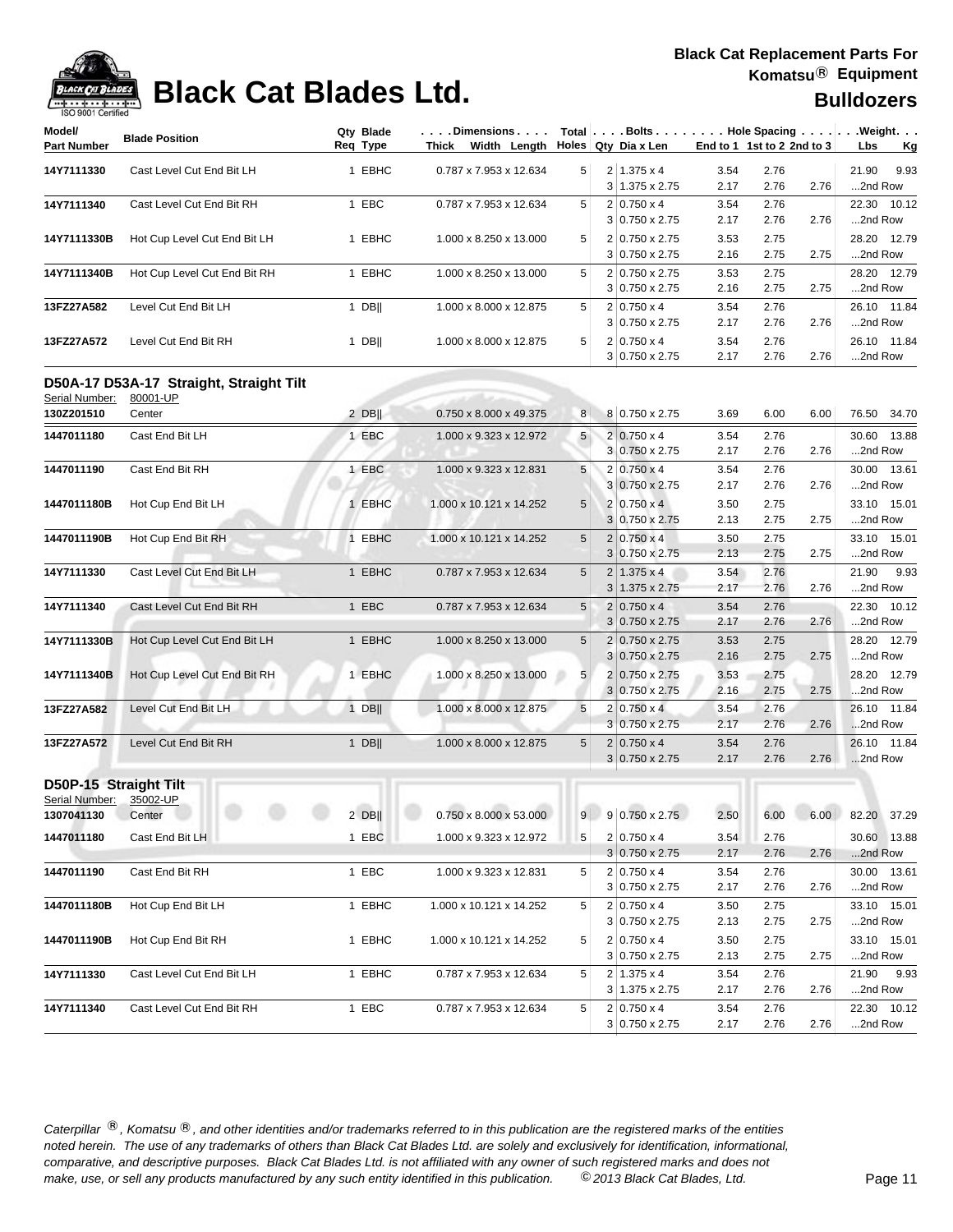# Black Cat Blades Ltd.

**Black Cat Replacement Parts For Komatsu® Equipment**

**Bulldozers**

| Model/ Part Number | Blade Position | Qty Req | Blade Type | Dimensions Thick x Width x Length | Total Holes | Bolts Qty | Dia x Len | Hole Spacing End to 1 | 1st to 2 | 2nd to 3 | Weight Lbs | Kg |
|---|---|---|---|---|---|---|---|---|---|---|---|---|
| 14Y7111330 | Cast Level Cut End Bit LH | 1 | EBHC | 0.787 x 7.953 x 12.634 | 5 | 2 | 1.375 x 4 | 3.54 | 2.76 | | 21.90 | 9.93 |
| | | | | | | 3 | 1.375 x 2.75 | 2.17 | 2.76 | 2.76 | ...2nd Row | |
| 14Y7111340 | Cast Level Cut End Bit RH | 1 | EBC | 0.787 x 7.953 x 12.634 | 5 | 2 | 0.750 x 4 | 3.54 | 2.76 | | 22.30 | 10.12 |
| | | | | | | 3 | 0.750 x 2.75 | 2.17 | 2.76 | 2.76 | ...2nd Row | |
| 14Y7111330B | Hot Cup Level Cut End Bit LH | 1 | EBHC | 1.000 x 8.250 x 13.000 | 5 | 2 | 0.750 x 2.75 | 3.53 | 2.75 | | 28.20 | 12.79 |
| | | | | | | 3 | 0.750 x 2.75 | 2.16 | 2.75 | 2.75 | ...2nd Row | |
| 14Y7111340B | Hot Cup Level Cut End Bit RH | 1 | EBHC | 1.000 x 8.250 x 13.000 | 5 | 2 | 0.750 x 2.75 | 3.53 | 2.75 | | 28.20 | 12.79 |
| | | | | | | 3 | 0.750 x 2.75 | 2.16 | 2.75 | 2.75 | ...2nd Row | |
| 13FZ27A582 | Level Cut End Bit LH | 1 | DB‖ | 1.000 x 8.000 x 12.875 | 5 | 2 | 0.750 x 4 | 3.54 | 2.76 | | 26.10 | 11.84 |
| | | | | | | 3 | 0.750 x 2.75 | 2.17 | 2.76 | 2.76 | ...2nd Row | |
| 13FZ27A572 | Level Cut End Bit RH | 1 | DB‖ | 1.000 x 8.000 x 12.875 | 5 | 2 | 0.750 x 4 | 3.54 | 2.76 | | 26.10 | 11.84 |
| | | | | | | 3 | 0.750 x 2.75 | 2.17 | 2.76 | 2.76 | ...2nd Row | |

## D50A-17 D53A-17 Straight, Straight Tilt

Serial Number: 80001-UP

| Model/ Part Number | Blade Position | Qty Req | Blade Type | Dimensions Thick x Width x Length | Total Holes | Bolts Qty | Dia x Len | Hole Spacing End to 1 | 1st to 2 | 2nd to 3 | Weight Lbs | Kg |
|---|---|---|---|---|---|---|---|---|---|---|---|---|
| 130Z201510 | Center | 2 | DB‖ | 0.750 x 8.000 x 49.375 | 8 | 8 | 0.750 x 2.75 | 3.69 | 6.00 | 6.00 | 76.50 | 34.70 |
| 1447011180 | Cast End Bit LH | 1 | EBC | 1.000 x 9.323 x 12.972 | 5 | 2 | 0.750 x 4 | 3.54 | 2.76 | | 30.60 | 13.88 |
| | | | | | | 3 | 0.750 x 2.75 | 2.17 | 2.76 | 2.76 | ...2nd Row | |
| 1447011190 | Cast End Bit RH | 1 | EBC | 1.000 x 9.323 x 12.831 | 5 | 2 | 0.750 x 4 | 3.54 | 2.76 | | 30.00 | 13.61 |
| | | | | | | 3 | 0.750 x 2.75 | 2.17 | 2.76 | 2.76 | ...2nd Row | |
| 1447011180B | Hot Cup End Bit LH | 1 | EBHC | 1.000 x 10.121 x 14.252 | 5 | 2 | 0.750 x 4 | 3.50 | 2.75 | | 33.10 | 15.01 |
| | | | | | | 3 | 0.750 x 2.75 | 2.13 | 2.75 | 2.75 | ...2nd Row | |
| 1447011190B | Hot Cup End Bit RH | 1 | EBHC | 1.000 x 10.121 x 14.252 | 5 | 2 | 0.750 x 4 | 3.50 | 2.75 | | 33.10 | 15.01 |
| | | | | | | 3 | 0.750 x 2.75 | 2.13 | 2.75 | 2.75 | ...2nd Row | |
| 14Y7111330 | Cast Level Cut End Bit LH | 1 | EBHC | 0.787 x 7.953 x 12.634 | 5 | 2 | 1.375 x 4 | 3.54 | 2.76 | | 21.90 | 9.93 |
| | | | | | | 3 | 1.375 x 2.75 | 2.17 | 2.76 | 2.76 | ...2nd Row | |
| 14Y7111340 | Cast Level Cut End Bit RH | 1 | EBC | 0.787 x 7.953 x 12.634 | 5 | 2 | 0.750 x 4 | 3.54 | 2.76 | | 22.30 | 10.12 |
| | | | | | | 3 | 0.750 x 2.75 | 2.17 | 2.76 | 2.76 | ...2nd Row | |
| 14Y7111330B | Hot Cup Level Cut End Bit LH | 1 | EBHC | 1.000 x 8.250 x 13.000 | 5 | 2 | 0.750 x 2.75 | 3.53 | 2.75 | | 28.20 | 12.79 |
| | | | | | | 3 | 0.750 x 2.75 | 2.16 | 2.75 | 2.75 | ...2nd Row | |
| 14Y7111340B | Hot Cup Level Cut End Bit RH | 1 | EBHC | 1.000 x 8.250 x 13.000 | 5 | 2 | 0.750 x 2.75 | 3.53 | 2.75 | | 28.20 | 12.79 |
| | | | | | | 3 | 0.750 x 2.75 | 2.16 | 2.75 | 2.75 | ...2nd Row | |
| 13FZ27A582 | Level Cut End Bit LH | 1 | DB‖ | 1.000 x 8.000 x 12.875 | 5 | 2 | 0.750 x 4 | 3.54 | 2.76 | | 26.10 | 11.84 |
| | | | | | | 3 | 0.750 x 2.75 | 2.17 | 2.76 | 2.76 | ...2nd Row | |
| 13FZ27A572 | Level Cut End Bit RH | 1 | DB‖ | 1.000 x 8.000 x 12.875 | 5 | 2 | 0.750 x 4 | 3.54 | 2.76 | | 26.10 | 11.84 |
| | | | | | | 3 | 0.750 x 2.75 | 2.17 | 2.76 | 2.76 | ...2nd Row | |

## D50P-15 Straight Tilt

Serial Number: 35002-UP

| Model/ Part Number | Blade Position | Qty Req | Blade Type | Dimensions Thick x Width x Length | Total Holes | Bolts Qty | Dia x Len | Hole Spacing End to 1 | 1st to 2 | 2nd to 3 | Weight Lbs | Kg |
|---|---|---|---|---|---|---|---|---|---|---|---|---|
| 1307041130 | Center | 2 | DB‖ | 0.750 x 8.000 x 53.000 | 9 | 9 | 0.750 x 2.75 | 2.50 | 6.00 | 6.00 | 82.20 | 37.29 |
| 1447011180 | Cast End Bit LH | 1 | EBC | 1.000 x 9.323 x 12.972 | 5 | 2 | 0.750 x 4 | 3.54 | 2.76 | | 30.60 | 13.88 |
| | | | | | | 3 | 0.750 x 2.75 | 2.17 | 2.76 | 2.76 | ...2nd Row | |
| 1447011190 | Cast End Bit RH | 1 | EBC | 1.000 x 9.323 x 12.831 | 5 | 2 | 0.750 x 4 | 3.54 | 2.76 | | 30.00 | 13.61 |
| | | | | | | 3 | 0.750 x 2.75 | 2.17 | 2.76 | 2.76 | ...2nd Row | |
| 1447011180B | Hot Cup End Bit LH | 1 | EBHC | 1.000 x 10.121 x 14.252 | 5 | 2 | 0.750 x 4 | 3.50 | 2.75 | | 33.10 | 15.01 |
| | | | | | | 3 | 0.750 x 2.75 | 2.13 | 2.75 | 2.75 | ...2nd Row | |
| 1447011190B | Hot Cup End Bit RH | 1 | EBHC | 1.000 x 10.121 x 14.252 | 5 | 2 | 0.750 x 4 | 3.50 | 2.75 | | 33.10 | 15.01 |
| | | | | | | 3 | 0.750 x 2.75 | 2.13 | 2.75 | 2.75 | ...2nd Row | |
| 14Y7111330 | Cast Level Cut End Bit LH | 1 | EBHC | 0.787 x 7.953 x 12.634 | 5 | 2 | 1.375 x 4 | 3.54 | 2.76 | | 21.90 | 9.93 |
| | | | | | | 3 | 1.375 x 2.75 | 2.17 | 2.76 | 2.76 | ...2nd Row | |
| 14Y7111340 | Cast Level Cut End Bit RH | 1 | EBC | 0.787 x 7.953 x 12.634 | 5 | 2 | 0.750 x 4 | 3.54 | 2.76 | | 22.30 | 10.12 |
| | | | | | | 3 | 0.750 x 2.75 | 2.17 | 2.76 | 2.76 | ...2nd Row | |

*Caterpillar ®, Komatsu ®, and other identities and/or trademarks referred to in this publication are the registered marks of the entities noted herein. The use of any trademarks of others than Black Cat Blades Ltd. are solely and exclusively for identification, informational, comparative, and descriptive purposes. Black Cat Blades Ltd. is not affiliated with any owner of such registered marks and does not make, use, or sell any products manufactured by any such entity identified in this publication. © 2013 Black Cat Blades, Ltd.*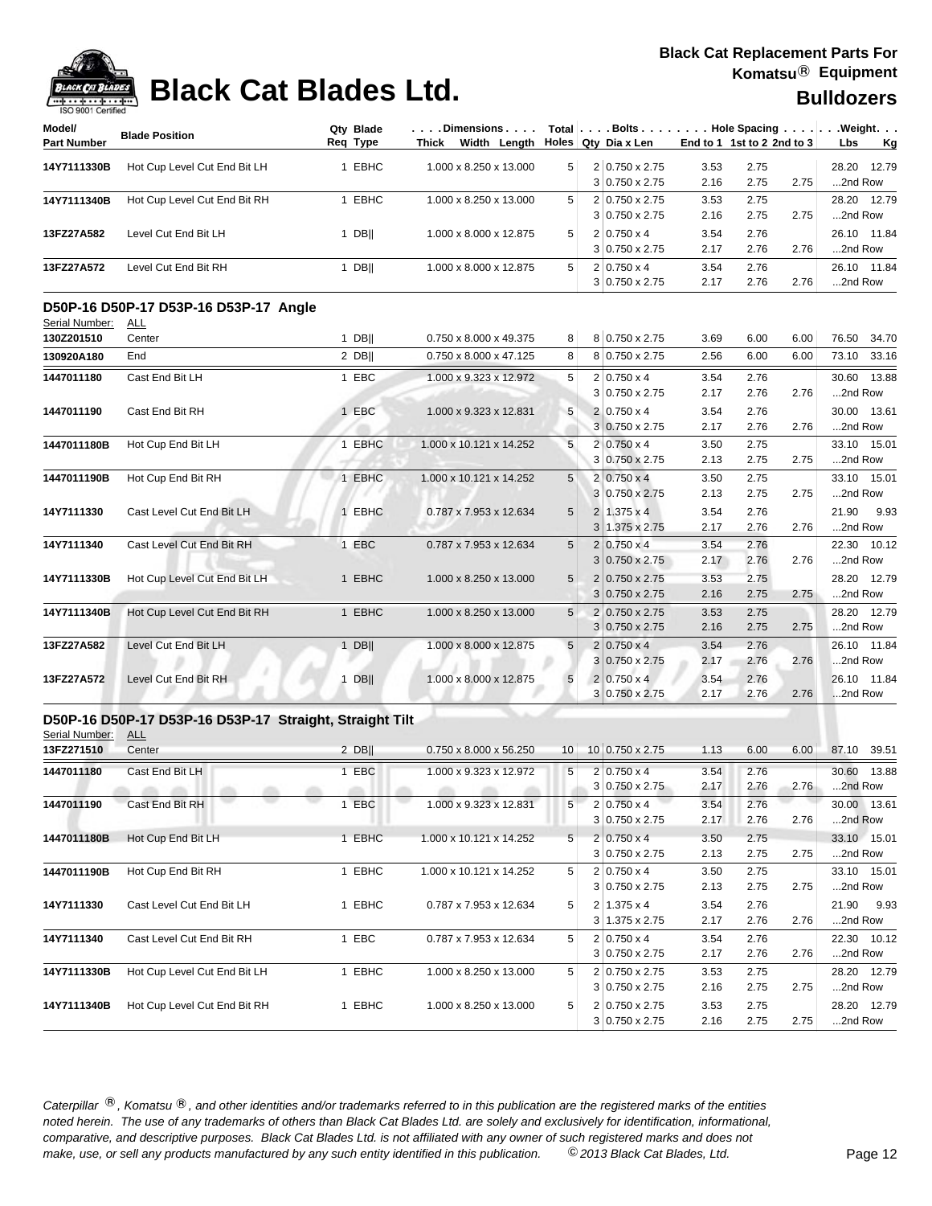# Black Cat Blades Ltd.

**Black Cat Replacement Parts For Komatsu® Equipment**

**Bulldozers**

| Model/ Part Number | Blade Position | Qty Req | Blade Type | Dimensions Thick x Width x Length | Total Holes | Bolts Qty | Dia x Len | End to 1 | 1st to 2 | 2nd to 3 | Weight Lbs | Kg |
|---|---|---|---|---|---|---|---|---|---|---|---|---|
| **14Y7111330B** | Hot Cup Level Cut End Bit LH | 1 | EBHC | 1.000 x 8.250 x 13.000 | 5 | 2 | 0.750 x 2.75 | 3.53 | 2.75 | | 28.20 | 12.79 |
| | | | | | | 3 | 0.750 x 2.75 | 2.16 | 2.75 | 2.75 | ...2nd Row | |
| **14Y7111340B** | Hot Cup Level Cut End Bit RH | 1 | EBHC | 1.000 x 8.250 x 13.000 | 5 | 2 | 0.750 x 2.75 | 3.53 | 2.75 | | 28.20 | 12.79 |
| | | | | | | 3 | 0.750 x 2.75 | 2.16 | 2.75 | 2.75 | ...2nd Row | |
| **13FZ27A582** | Level Cut End Bit LH | 1 | DB\|\| | 1.000 x 8.000 x 12.875 | 5 | 2 | 0.750 x 4 | 3.54 | 2.76 | | 26.10 | 11.84 |
| | | | | | | 3 | 0.750 x 2.75 | 2.17 | 2.76 | 2.76 | ...2nd Row | |
| **13FZ27A572** | Level Cut End Bit RH | 1 | DB\|\| | 1.000 x 8.000 x 12.875 | 5 | 2 | 0.750 x 4 | 3.54 | 2.76 | | 26.10 | 11.84 |
| | | | | | | 3 | 0.750 x 2.75 | 2.17 | 2.76 | 2.76 | ...2nd Row | |

## D50P-16 D50P-17 D53P-16 D53P-17 Angle

Serial Number: ALL

| Model/ Part Number | Blade Position | Qty Req | Blade Type | Dimensions Thick x Width x Length | Total Holes | Bolts Qty | Dia x Len | End to 1 | 1st to 2 | 2nd to 3 | Weight Lbs | Kg |
|---|---|---|---|---|---|---|---|---|---|---|---|---|
| **130Z201510** | Center | 1 | DB\|\| | 0.750 x 8.000 x 49.375 | 8 | 8 | 0.750 x 2.75 | 3.69 | 6.00 | 6.00 | 76.50 | 34.70 |
| **130920A180** | End | 2 | DB\|\| | 0.750 x 8.000 x 47.125 | 8 | 8 | 0.750 x 2.75 | 2.56 | 6.00 | 6.00 | 73.10 | 33.16 |
| **1447011180** | Cast End Bit LH | 1 | EBC | 1.000 x 9.323 x 12.972 | 5 | 2 | 0.750 x 4 | 3.54 | 2.76 | | 30.60 | 13.88 |
| | | | | | | 3 | 0.750 x 2.75 | 2.17 | 2.76 | 2.76 | ...2nd Row | |
| **1447011190** | Cast End Bit RH | 1 | EBC | 1.000 x 9.323 x 12.831 | 5 | 2 | 0.750 x 4 | 3.54 | 2.76 | | 30.00 | 13.61 |
| | | | | | | 3 | 0.750 x 2.75 | 2.17 | 2.76 | 2.76 | ...2nd Row | |
| **1447011180B** | Hot Cup End Bit LH | 1 | EBHC | 1.000 x 10.121 x 14.252 | 5 | 2 | 0.750 x 4 | 3.50 | 2.75 | | 33.10 | 15.01 |
| | | | | | | 3 | 0.750 x 2.75 | 2.13 | 2.75 | 2.75 | ...2nd Row | |
| **1447011190B** | Hot Cup End Bit RH | 1 | EBHC | 1.000 x 10.121 x 14.252 | 5 | 2 | 0.750 x 4 | 3.50 | 2.75 | | 33.10 | 15.01 |
| | | | | | | 3 | 0.750 x 2.75 | 2.13 | 2.75 | 2.75 | ...2nd Row | |
| **14Y7111330** | Cast Level Cut End Bit LH | 1 | EBHC | 0.787 x 7.953 x 12.634 | 5 | 2 | 1.375 x 4 | 3.54 | 2.76 | | 21.90 | 9.93 |
| | | | | | | 3 | 1.375 x 2.75 | 2.17 | 2.76 | 2.76 | ...2nd Row | |
| **14Y7111340** | Cast Level Cut End Bit RH | 1 | EBC | 0.787 x 7.953 x 12.634 | 5 | 2 | 0.750 x 4 | 3.54 | 2.76 | | 22.30 | 10.12 |
| | | | | | | 3 | 0.750 x 2.75 | 2.17 | 2.76 | 2.76 | ...2nd Row | |
| **14Y7111330B** | Hot Cup Level Cut End Bit LH | 1 | EBHC | 1.000 x 8.250 x 13.000 | 5 | 2 | 0.750 x 2.75 | 3.53 | 2.75 | | 28.20 | 12.79 |
| | | | | | | 3 | 0.750 x 2.75 | 2.16 | 2.75 | 2.75 | ...2nd Row | |
| **14Y7111340B** | Hot Cup Level Cut End Bit RH | 1 | EBHC | 1.000 x 8.250 x 13.000 | 5 | 2 | 0.750 x 2.75 | 3.53 | 2.75 | | 28.20 | 12.79 |
| | | | | | | 3 | 0.750 x 2.75 | 2.16 | 2.75 | 2.75 | ...2nd Row | |
| **13FZ27A582** | Level Cut End Bit LH | 1 | DB\|\| | 1.000 x 8.000 x 12.875 | 5 | 2 | 0.750 x 4 | 3.54 | 2.76 | | 26.10 | 11.84 |
| | | | | | | 3 | 0.750 x 2.75 | 2.17 | 2.76 | 2.76 | ...2nd Row | |
| **13FZ27A572** | Level Cut End Bit RH | 1 | DB\|\| | 1.000 x 8.000 x 12.875 | 5 | 2 | 0.750 x 4 | 3.54 | 2.76 | | 26.10 | 11.84 |
| | | | | | | 3 | 0.750 x 2.75 | 2.17 | 2.76 | 2.76 | ...2nd Row | |

## D50P-16 D50P-17 D53P-16 D53P-17 Straight, Straight Tilt

Serial Number: ALL

| Model/ Part Number | Blade Position | Qty Req | Blade Type | Dimensions Thick x Width x Length | Total Holes | Bolts Qty | Dia x Len | End to 1 | 1st to 2 | 2nd to 3 | Weight Lbs | Kg |
|---|---|---|---|---|---|---|---|---|---|---|---|---|
| **13FZ271510** | Center | 2 | DB\|\| | 0.750 x 8.000 x 56.250 | 10 | 10 | 0.750 x 2.75 | 1.13 | 6.00 | 6.00 | 87.10 | 39.51 |
| **1447011180** | Cast End Bit LH | 1 | EBC | 1.000 x 9.323 x 12.972 | 5 | 2 | 0.750 x 4 | 3.54 | 2.76 | | 30.60 | 13.88 |
| | | | | | | 3 | 0.750 x 2.75 | 2.17 | 2.76 | 2.76 | ...2nd Row | |
| **1447011190** | Cast End Bit RH | 1 | EBC | 1.000 x 9.323 x 12.831 | 5 | 2 | 0.750 x 4 | 3.54 | 2.76 | | 30.00 | 13.61 |
| | | | | | | 3 | 0.750 x 2.75 | 2.17 | 2.76 | 2.76 | ...2nd Row | |
| **1447011180B** | Hot Cup End Bit LH | 1 | EBHC | 1.000 x 10.121 x 14.252 | 5 | 2 | 0.750 x 4 | 3.50 | 2.75 | | 33.10 | 15.01 |
| | | | | | | 3 | 0.750 x 2.75 | 2.13 | 2.75 | 2.75 | ...2nd Row | |
| **1447011190B** | Hot Cup End Bit RH | 1 | EBHC | 1.000 x 10.121 x 14.252 | 5 | 2 | 0.750 x 4 | 3.50 | 2.75 | | 33.10 | 15.01 |
| | | | | | | 3 | 0.750 x 2.75 | 2.13 | 2.75 | 2.75 | ...2nd Row | |
| **14Y7111330** | Cast Level Cut End Bit LH | 1 | EBHC | 0.787 x 7.953 x 12.634 | 5 | 2 | 1.375 x 4 | 3.54 | 2.76 | | 21.90 | 9.93 |
| | | | | | | 3 | 1.375 x 2.75 | 2.17 | 2.76 | 2.76 | ...2nd Row | |
| **14Y7111340** | Cast Level Cut End Bit RH | 1 | EBC | 0.787 x 7.953 x 12.634 | 5 | 2 | 0.750 x 4 | 3.54 | 2.76 | | 22.30 | 10.12 |
| | | | | | | 3 | 0.750 x 2.75 | 2.17 | 2.76 | 2.76 | ...2nd Row | |
| **14Y7111330B** | Hot Cup Level Cut End Bit LH | 1 | EBHC | 1.000 x 8.250 x 13.000 | 5 | 2 | 0.750 x 2.75 | 3.53 | 2.75 | | 28.20 | 12.79 |
| | | | | | | 3 | 0.750 x 2.75 | 2.16 | 2.75 | 2.75 | ...2nd Row | |
| **14Y7111340B** | Hot Cup Level Cut End Bit RH | 1 | EBHC | 1.000 x 8.250 x 13.000 | 5 | 2 | 0.750 x 2.75 | 3.53 | 2.75 | | 28.20 | 12.79 |
| | | | | | | 3 | 0.750 x 2.75 | 2.16 | 2.75 | 2.75 | ...2nd Row | |

*Caterpillar ®, Komatsu ®, and other identities and/or trademarks referred to in this publication are the registered marks of the entities noted herein. The use of any trademarks of others than Black Cat Blades Ltd. are solely and exclusively for identification, informational, comparative, and descriptive purposes. Black Cat Blades Ltd. is not affiliated with any owner of such registered marks and does not make, use, or sell any products manufactured by any such entity identified in this publication. © 2013 Black Cat Blades, Ltd.*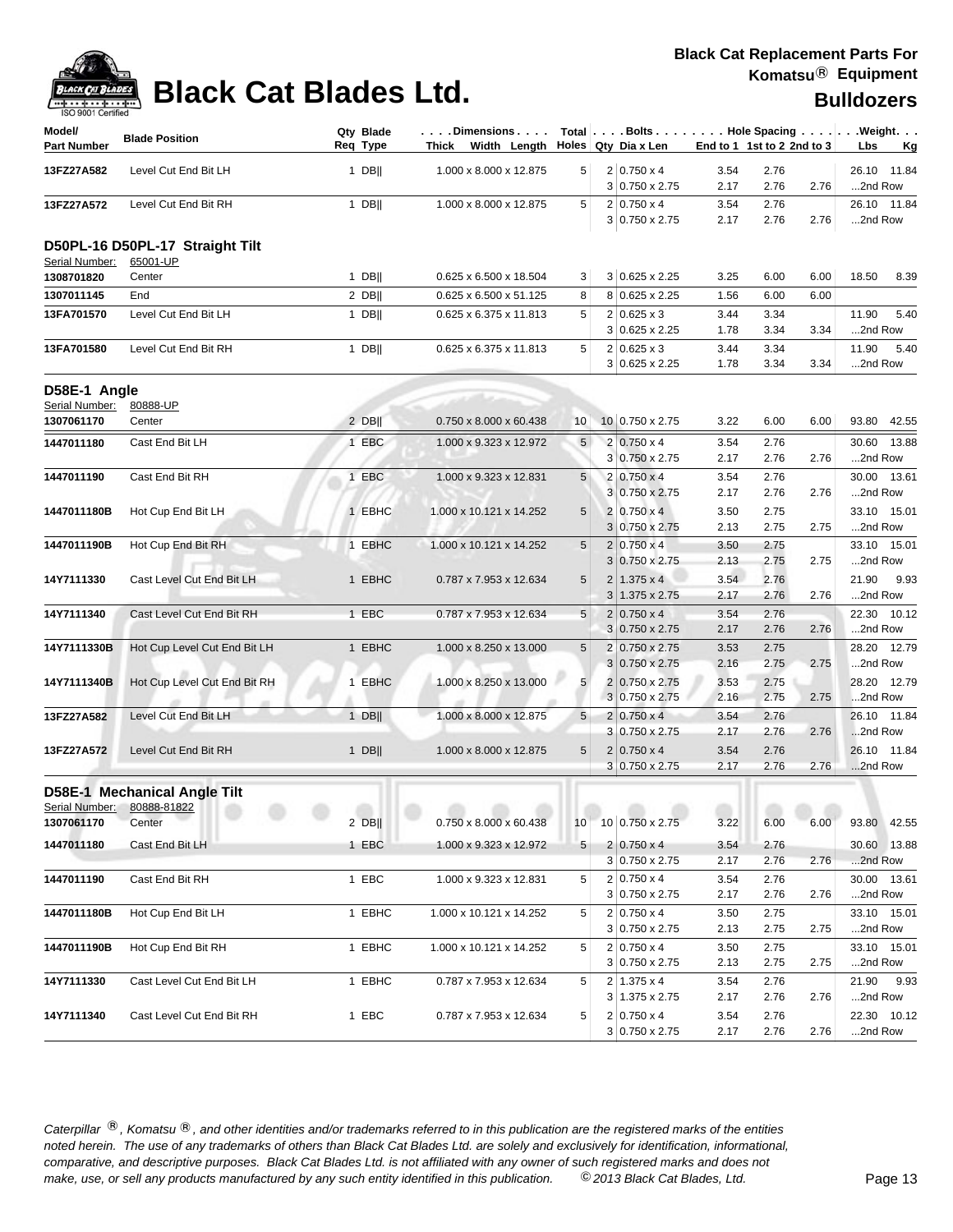# Black Cat Blades Ltd.

**Black Cat Replacement Parts For Komatsu® Equipment**

**Bulldozers**

| Model/ Part Number | Blade Position | Qty Req | Blade Type | Dimensions Thick Width Length | Total Holes | Bolts Qty | Dia x Len | Hole Spacing End to 1 | 1st to 2 | 2nd to 3 | Weight Lbs | Kg |
|---|---|---|---|---|---|---|---|---|---|---|---|---|
| 13FZ27A582 | Level Cut End Bit LH | 1 | DB\|\| | 1.000 x 8.000 x 12.875 | 5 | 2 | 0.750 x 4 | 3.54 | 2.76 | | 26.10 | 11.84 |
| | | | | | | 3 | 0.750 x 2.75 | 2.17 | 2.76 | 2.76 | ...2nd Row | |
| 13FZ27A572 | Level Cut End Bit RH | 1 | DB\|\| | 1.000 x 8.000 x 12.875 | 5 | 2 | 0.750 x 4 | 3.54 | 2.76 | | 26.10 | 11.84 |
| | | | | | | 3 | 0.750 x 2.75 | 2.17 | 2.76 | 2.76 | ...2nd Row | |

## D50PL-16 D50PL-17 Straight Tilt

Serial Number: 65001-UP

| Model/ Part Number | Blade Position | Qty Req | Blade Type | Dimensions Thick Width Length | Total Holes | Bolts Qty | Dia x Len | Hole Spacing End to 1 | 1st to 2 | 2nd to 3 | Weight Lbs | Kg |
|---|---|---|---|---|---|---|---|---|---|---|---|---|
| 1308701820 | Center | 1 | DB\|\| | 0.625 x 6.500 x 18.504 | 3 | 3 | 0.625 x 2.25 | 3.25 | 6.00 | 6.00 | 18.50 | 8.39 |
| 1307011145 | End | 2 | DB\|\| | 0.625 x 6.500 x 51.125 | 8 | 8 | 0.625 x 2.25 | 1.56 | 6.00 | 6.00 | | |
| 13FA701570 | Level Cut End Bit LH | 1 | DB\|\| | 0.625 x 6.375 x 11.813 | 5 | 2 | 0.625 x 3 | 3.44 | 3.34 | | 11.90 | 5.40 |
| | | | | | | 3 | 0.625 x 2.25 | 1.78 | 3.34 | 3.34 | ...2nd Row | |
| 13FA701580 | Level Cut End Bit RH | 1 | DB\|\| | 0.625 x 6.375 x 11.813 | 5 | 2 | 0.625 x 3 | 3.44 | 3.34 | | 11.90 | 5.40 |
| | | | | | | 3 | 0.625 x 2.25 | 1.78 | 3.34 | 3.34 | ...2nd Row | |

## D58E-1 Angle

Serial Number: 80888-UP

| Model/ Part Number | Blade Position | Qty Req | Blade Type | Dimensions Thick Width Length | Total Holes | Bolts Qty | Dia x Len | Hole Spacing End to 1 | 1st to 2 | 2nd to 3 | Weight Lbs | Kg |
|---|---|---|---|---|---|---|---|---|---|---|---|---|
| 1307061170 | Center | 2 | DB\|\| | 0.750 x 8.000 x 60.438 | 10 | 10 | 0.750 x 2.75 | 3.22 | 6.00 | 6.00 | 93.80 | 42.55 |
| 1447011180 | Cast End Bit LH | 1 | EBC | 1.000 x 9.323 x 12.972 | 5 | 2 | 0.750 x 4 | 3.54 | 2.76 | | 30.60 | 13.88 |
| | | | | | | 3 | 0.750 x 2.75 | 2.17 | 2.76 | 2.76 | ...2nd Row | |
| 1447011190 | Cast End Bit RH | 1 | EBC | 1.000 x 9.323 x 12.831 | 5 | 2 | 0.750 x 4 | 3.54 | 2.76 | | 30.00 | 13.61 |
| | | | | | | 3 | 0.750 x 2.75 | 2.17 | 2.76 | 2.76 | ...2nd Row | |
| 1447011180B | Hot Cup End Bit LH | 1 | EBHC | 1.000 x 10.121 x 14.252 | 5 | 2 | 0.750 x 4 | 3.50 | 2.75 | | 33.10 | 15.01 |
| | | | | | | 3 | 0.750 x 2.75 | 2.13 | 2.75 | 2.75 | ...2nd Row | |
| 1447011190B | Hot Cup End Bit RH | 1 | EBHC | 1.000 x 10.121 x 14.252 | 5 | 2 | 0.750 x 4 | 3.50 | 2.75 | | 33.10 | 15.01 |
| | | | | | | 3 | 0.750 x 2.75 | 2.13 | 2.75 | 2.75 | ...2nd Row | |
| 14Y7111330 | Cast Level Cut End Bit LH | 1 | EBHC | 0.787 x 7.953 x 12.634 | 5 | 2 | 1.375 x 4 | 3.54 | 2.76 | | 21.90 | 9.93 |
| | | | | | | 3 | 1.375 x 2.75 | 2.17 | 2.76 | 2.76 | ...2nd Row | |
| 14Y7111340 | Cast Level Cut End Bit RH | 1 | EBC | 0.787 x 7.953 x 12.634 | 5 | 2 | 0.750 x 4 | 3.54 | 2.76 | | 22.30 | 10.12 |
| | | | | | | 3 | 0.750 x 2.75 | 2.17 | 2.76 | 2.76 | ...2nd Row | |
| 14Y7111330B | Hot Cup Level Cut End Bit LH | 1 | EBHC | 1.000 x 8.250 x 13.000 | 5 | 2 | 0.750 x 2.75 | 3.53 | 2.75 | | 28.20 | 12.79 |
| | | | | | | 3 | 0.750 x 2.75 | 2.16 | 2.75 | 2.75 | ...2nd Row | |
| 14Y7111340B | Hot Cup Level Cut End Bit RH | 1 | EBHC | 1.000 x 8.250 x 13.000 | 5 | 2 | 0.750 x 2.75 | 3.53 | 2.75 | | 28.20 | 12.79 |
| | | | | | | 3 | 0.750 x 2.75 | 2.16 | 2.75 | 2.75 | ...2nd Row | |
| 13FZ27A582 | Level Cut End Bit LH | 1 | DB\|\| | 1.000 x 8.000 x 12.875 | 5 | 2 | 0.750 x 4 | 3.54 | 2.76 | | 26.10 | 11.84 |
| | | | | | | 3 | 0.750 x 2.75 | 2.17 | 2.76 | 2.76 | ...2nd Row | |
| 13FZ27A572 | Level Cut End Bit RH | 1 | DB\|\| | 1.000 x 8.000 x 12.875 | 5 | 2 | 0.750 x 4 | 3.54 | 2.76 | | 26.10 | 11.84 |
| | | | | | | 3 | 0.750 x 2.75 | 2.17 | 2.76 | 2.76 | ...2nd Row | |

## D58E-1 Mechanical Angle Tilt

Serial Number: 80888-81822

| Model/ Part Number | Blade Position | Qty Req | Blade Type | Dimensions Thick Width Length | Total Holes | Bolts Qty | Dia x Len | Hole Spacing End to 1 | 1st to 2 | 2nd to 3 | Weight Lbs | Kg |
|---|---|---|---|---|---|---|---|---|---|---|---|---|
| 1307061170 | Center | 2 | DB\|\| | 0.750 x 8.000 x 60.438 | 10 | 10 | 0.750 x 2.75 | 3.22 | 6.00 | 6.00 | 93.80 | 42.55 |
| 1447011180 | Cast End Bit LH | 1 | EBC | 1.000 x 9.323 x 12.972 | 5 | 2 | 0.750 x 4 | 3.54 | 2.76 | | 30.60 | 13.88 |
| | | | | | | 3 | 0.750 x 2.75 | 2.17 | 2.76 | 2.76 | ...2nd Row | |
| 1447011190 | Cast End Bit RH | 1 | EBC | 1.000 x 9.323 x 12.831 | 5 | 2 | 0.750 x 4 | 3.54 | 2.76 | | 30.00 | 13.61 |
| | | | | | | 3 | 0.750 x 2.75 | 2.17 | 2.76 | 2.76 | ...2nd Row | |
| 1447011180B | Hot Cup End Bit LH | 1 | EBHC | 1.000 x 10.121 x 14.252 | 5 | 2 | 0.750 x 4 | 3.50 | 2.75 | | 33.10 | 15.01 |
| | | | | | | 3 | 0.750 x 2.75 | 2.13 | 2.75 | 2.75 | ...2nd Row | |
| 1447011190B | Hot Cup End Bit RH | 1 | EBHC | 1.000 x 10.121 x 14.252 | 5 | 2 | 0.750 x 4 | 3.50 | 2.75 | | 33.10 | 15.01 |
| | | | | | | 3 | 0.750 x 2.75 | 2.13 | 2.75 | 2.75 | ...2nd Row | |
| 14Y7111330 | Cast Level Cut End Bit LH | 1 | EBHC | 0.787 x 7.953 x 12.634 | 5 | 2 | 1.375 x 4 | 3.54 | 2.76 | | 21.90 | 9.93 |
| | | | | | | 3 | 1.375 x 2.75 | 2.17 | 2.76 | 2.76 | ...2nd Row | |
| 14Y7111340 | Cast Level Cut End Bit RH | 1 | EBC | 0.787 x 7.953 x 12.634 | 5 | 2 | 0.750 x 4 | 3.54 | 2.76 | | 22.30 | 10.12 |
| | | | | | | 3 | 0.750 x 2.75 | 2.17 | 2.76 | 2.76 | ...2nd Row | |

*Caterpillar ®, Komatsu ®, and other identities and/or trademarks referred to in this publication are the registered marks of the entities noted herein. The use of any trademarks of others than Black Cat Blades Ltd. are solely and exclusively for identification, informational, comparative, and descriptive purposes. Black Cat Blades Ltd. is not affiliated with any owner of such registered marks and does not make, use, or sell any products manufactured by any such entity identified in this publication. © 2013 Black Cat Blades, Ltd.*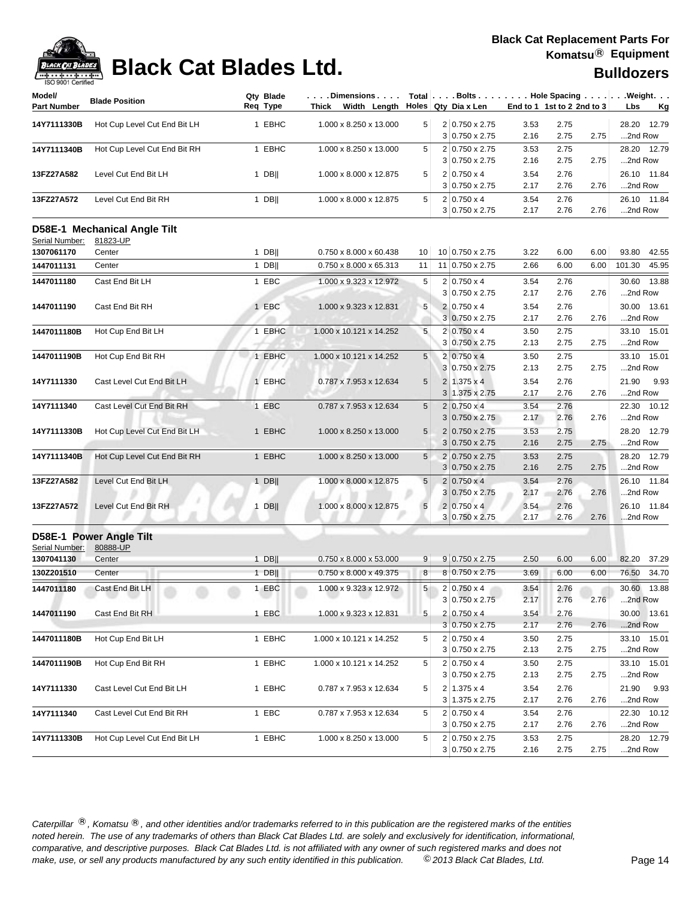# Black Cat Blades Ltd.

**Black Cat Replacement Parts For Komatsu® Equipment**

**Bulldozers**

| Model/ Part Number | Blade Position | Qty Req | Blade Type | Dimensions Thick x Width x Length | Total Holes | Bolts Qty | Dia x Len | Hole Spacing End to 1 | 1st to 2 | 2nd to 3 | Weight Lbs | Kg |
|---|---|---|---|---|---|---|---|---|---|---|---|---|
| 14Y7111330B | Hot Cup Level Cut End Bit LH | 1 | EBHC | 1.000 x 8.250 x 13.000 | 5 | 2 | 0.750 x 2.75 | 3.53 | 2.75 | | 28.20 | 12.79 |
| | | | | | | 3 | 0.750 x 2.75 | 2.16 | 2.75 | 2.75 | ...2nd Row | |
| 14Y7111340B | Hot Cup Level Cut End Bit RH | 1 | EBHC | 1.000 x 8.250 x 13.000 | 5 | 2 | 0.750 x 2.75 | 3.53 | 2.75 | | 28.20 | 12.79 |
| | | | | | | 3 | 0.750 x 2.75 | 2.16 | 2.75 | 2.75 | ...2nd Row | |
| 13FZ27A582 | Level Cut End Bit LH | 1 | DB\|\| | 1.000 x 8.000 x 12.875 | 5 | 2 | 0.750 x 4 | 3.54 | 2.76 | | 26.10 | 11.84 |
| | | | | | | 3 | 0.750 x 2.75 | 2.17 | 2.76 | 2.76 | ...2nd Row | |
| 13FZ27A572 | Level Cut End Bit RH | 1 | DB\|\| | 1.000 x 8.000 x 12.875 | 5 | 2 | 0.750 x 4 | 3.54 | 2.76 | | 26.10 | 11.84 |
| | | | | | | 3 | 0.750 x 2.75 | 2.17 | 2.76 | 2.76 | ...2nd Row | |

## D58E-1 Mechanical Angle Tilt

Serial Number: 81823-UP

| Model/ Part Number | Blade Position | Qty Req | Blade Type | Dimensions Thick x Width x Length | Total Holes | Bolts Qty | Dia x Len | Hole Spacing End to 1 | 1st to 2 | 2nd to 3 | Weight Lbs | Kg |
|---|---|---|---|---|---|---|---|---|---|---|---|---|
| 1307061170 | Center | 1 | DB\|\| | 0.750 x 8.000 x 60.438 | 10 | 10 | 0.750 x 2.75 | 3.22 | 6.00 | 6.00 | 93.80 | 42.55 |
| 1447011131 | Center | 1 | DB\|\| | 0.750 x 8.000 x 65.313 | 11 | 11 | 0.750 x 2.75 | 2.66 | 6.00 | 6.00 | 101.30 | 45.95 |
| 1447011180 | Cast End Bit LH | 1 | EBC | 1.000 x 9.323 x 12.972 | 5 | 2 | 0.750 x 4 | 3.54 | 2.76 | | 30.60 | 13.88 |
| | | | | | | 3 | 0.750 x 2.75 | 2.17 | 2.76 | 2.76 | ...2nd Row | |
| 1447011190 | Cast End Bit RH | 1 | EBC | 1.000 x 9.323 x 12.831 | 5 | 2 | 0.750 x 4 | 3.54 | 2.76 | | 30.00 | 13.61 |
| | | | | | | 3 | 0.750 x 2.75 | 2.17 | 2.76 | 2.76 | ...2nd Row | |
| 1447011180B | Hot Cup End Bit LH | 1 | EBHC | 1.000 x 10.121 x 14.252 | 5 | 2 | 0.750 x 4 | 3.50 | 2.75 | | 33.10 | 15.01 |
| | | | | | | 3 | 0.750 x 2.75 | 2.13 | 2.75 | 2.75 | ...2nd Row | |
| 1447011190B | Hot Cup End Bit RH | 1 | EBHC | 1.000 x 10.121 x 14.252 | 5 | 2 | 0.750 x 4 | 3.50 | 2.75 | | 33.10 | 15.01 |
| | | | | | | 3 | 0.750 x 2.75 | 2.13 | 2.75 | 2.75 | ...2nd Row | |
| 14Y7111330 | Cast Level Cut End Bit LH | 1 | EBHC | 0.787 x 7.953 x 12.634 | 5 | 2 | 1.375 x 4 | 3.54 | 2.76 | | 21.90 | 9.93 |
| | | | | | | 3 | 1.375 x 2.75 | 2.17 | 2.76 | 2.76 | ...2nd Row | |
| 14Y7111340 | Cast Level Cut End Bit RH | 1 | EBC | 0.787 x 7.953 x 12.634 | 5 | 2 | 0.750 x 4 | 3.54 | 2.76 | | 22.30 | 10.12 |
| | | | | | | 3 | 0.750 x 2.75 | 2.17 | 2.76 | 2.76 | ...2nd Row | |
| 14Y7111330B | Hot Cup Level Cut End Bit LH | 1 | EBHC | 1.000 x 8.250 x 13.000 | 5 | 2 | 0.750 x 2.75 | 3.53 | 2.75 | | 28.20 | 12.79 |
| | | | | | | 3 | 0.750 x 2.75 | 2.16 | 2.75 | 2.75 | ...2nd Row | |
| 14Y7111340B | Hot Cup Level Cut End Bit RH | 1 | EBHC | 1.000 x 8.250 x 13.000 | 5 | 2 | 0.750 x 2.75 | 3.53 | 2.75 | | 28.20 | 12.79 |
| | | | | | | 3 | 0.750 x 2.75 | 2.16 | 2.75 | 2.75 | ...2nd Row | |
| 13FZ27A582 | Level Cut End Bit LH | 1 | DB\|\| | 1.000 x 8.000 x 12.875 | 5 | 2 | 0.750 x 4 | 3.54 | 2.76 | | 26.10 | 11.84 |
| | | | | | | 3 | 0.750 x 2.75 | 2.17 | 2.76 | 2.76 | ...2nd Row | |
| 13FZ27A572 | Level Cut End Bit RH | 1 | DB\|\| | 1.000 x 8.000 x 12.875 | 5 | 2 | 0.750 x 4 | 3.54 | 2.76 | | 26.10 | 11.84 |
| | | | | | | 3 | 0.750 x 2.75 | 2.17 | 2.76 | 2.76 | ...2nd Row | |

## D58E-1 Power Angle Tilt

Serial Number: 80888-UP

| Model/ Part Number | Blade Position | Qty Req | Blade Type | Dimensions Thick x Width x Length | Total Holes | Bolts Qty | Dia x Len | Hole Spacing End to 1 | 1st to 2 | 2nd to 3 | Weight Lbs | Kg |
|---|---|---|---|---|---|---|---|---|---|---|---|---|
| 1307041130 | Center | 1 | DB\|\| | 0.750 x 8.000 x 53.000 | 9 | 9 | 0.750 x 2.75 | 2.50 | 6.00 | 6.00 | 82.20 | 37.29 |
| 130Z201510 | Center | 1 | DB\|\| | 0.750 x 8.000 x 49.375 | 8 | 8 | 0.750 x 2.75 | 3.69 | 6.00 | 6.00 | 76.50 | 34.70 |
| 1447011180 | Cast End Bit LH | 1 | EBC | 1.000 x 9.323 x 12.972 | 5 | 2 | 0.750 x 4 | 3.54 | 2.76 | | 30.60 | 13.88 |
| | | | | | | 3 | 0.750 x 2.75 | 2.17 | 2.76 | 2.76 | ...2nd Row | |
| 1447011190 | Cast End Bit RH | 1 | EBC | 1.000 x 9.323 x 12.831 | 5 | 2 | 0.750 x 4 | 3.54 | 2.76 | | 30.00 | 13.61 |
| | | | | | | 3 | 0.750 x 2.75 | 2.17 | 2.76 | 2.76 | ...2nd Row | |
| 1447011180B | Hot Cup End Bit LH | 1 | EBHC | 1.000 x 10.121 x 14.252 | 5 | 2 | 0.750 x 4 | 3.50 | 2.75 | | 33.10 | 15.01 |
| | | | | | | 3 | 0.750 x 2.75 | 2.13 | 2.75 | 2.75 | ...2nd Row | |
| 1447011190B | Hot Cup End Bit RH | 1 | EBHC | 1.000 x 10.121 x 14.252 | 5 | 2 | 0.750 x 4 | 3.50 | 2.75 | | 33.10 | 15.01 |
| | | | | | | 3 | 0.750 x 2.75 | 2.13 | 2.75 | 2.75 | ...2nd Row | |
| 14Y7111330 | Cast Level Cut End Bit LH | 1 | EBHC | 0.787 x 7.953 x 12.634 | 5 | 2 | 1.375 x 4 | 3.54 | 2.76 | | 21.90 | 9.93 |
| | | | | | | 3 | 1.375 x 2.75 | 2.17 | 2.76 | 2.76 | ...2nd Row | |
| 14Y7111340 | Cast Level Cut End Bit RH | 1 | EBC | 0.787 x 7.953 x 12.634 | 5 | 2 | 0.750 x 4 | 3.54 | 2.76 | | 22.30 | 10.12 |
| | | | | | | 3 | 0.750 x 2.75 | 2.17 | 2.76 | 2.76 | ...2nd Row | |
| 14Y7111330B | Hot Cup Level Cut End Bit LH | 1 | EBHC | 1.000 x 8.250 x 13.000 | 5 | 2 | 0.750 x 2.75 | 3.53 | 2.75 | | 28.20 | 12.79 |
| | | | | | | 3 | 0.750 x 2.75 | 2.16 | 2.75 | 2.75 | ...2nd Row | |

*Caterpillar ®, Komatsu ®, and other identities and/or trademarks referred to in this publication are the registered marks of the entities noted herein. The use of any trademarks of others than Black Cat Blades Ltd. are solely and exclusively for identification, informational, comparative, and descriptive purposes. Black Cat Blades Ltd. is not affiliated with any owner of such registered marks and does not make, use, or sell any products manufactured by any such entity identified in this publication. © 2013 Black Cat Blades, Ltd.*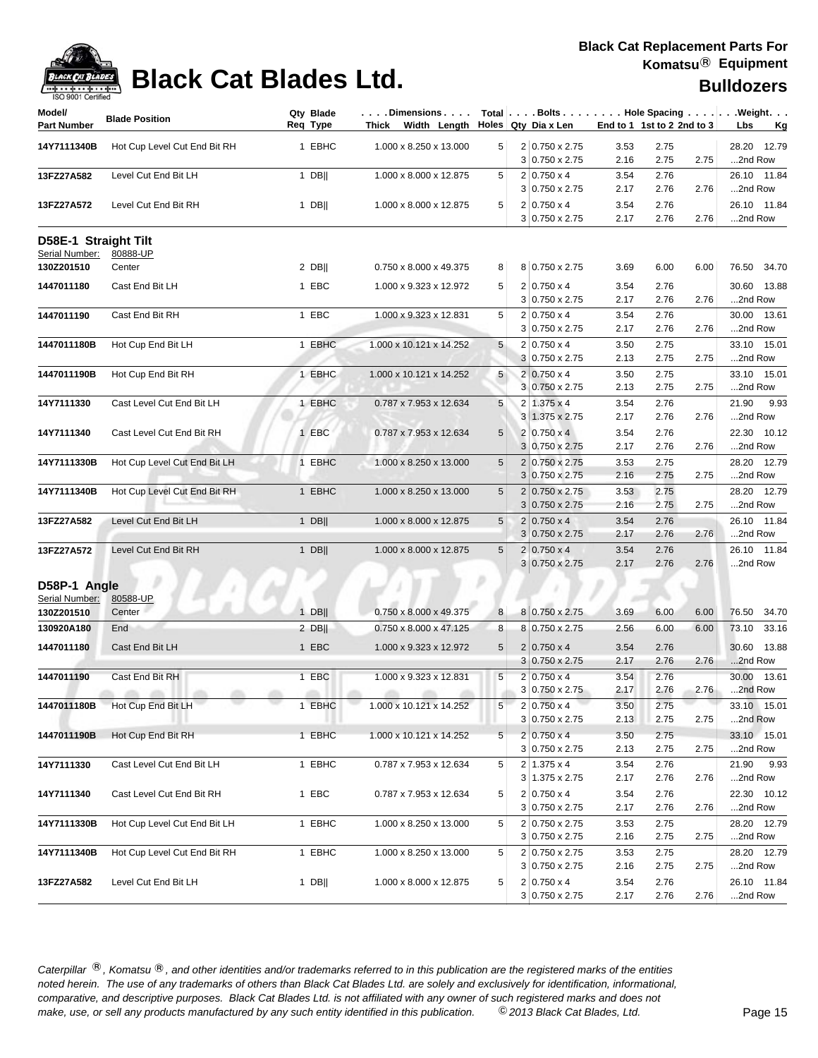| Model/ Part Number | Blade Position | Qty Req | Blade Type | Dimensions Thick x Width x Length | Total Holes | Bolts Qty | Dia x Len | Hole Spacing End to 1 | 1st to 2 | 2nd to 3 | Weight Lbs | Kg |
|---|---|---|---|---|---|---|---|---|---|---|---|---|
| 14Y7111340B | Hot Cup Level Cut End Bit RH | 1 | EBHC | 1.000 x 8.250 x 13.000 | 5 | 2 | 0.750 x 2.75 | 3.53 | 2.75 | | 28.20 | 12.79 |
| | | | | | | 3 | 0.750 x 2.75 | 2.16 | 2.75 | 2.75 | ...2nd Row | |
| 13FZ27A582 | Level Cut End Bit LH | 1 | DB‖ | 1.000 x 8.000 x 12.875 | 5 | 2 | 0.750 x 4 | 3.54 | 2.76 | | 26.10 | 11.84 |
| | | | | | | 3 | 0.750 x 2.75 | 2.17 | 2.76 | 2.76 | ...2nd Row | |
| 13FZ27A572 | Level Cut End Bit RH | 1 | DB‖ | 1.000 x 8.000 x 12.875 | 5 | 2 | 0.750 x 4 | 3.54 | 2.76 | | 26.10 | 11.84 |
| | | | | | | 3 | 0.750 x 2.75 | 2.17 | 2.76 | 2.76 | ...2nd Row | |

## D58E-1 Straight Tilt

Serial Number: 80888-UP

| Model/ Part Number | Blade Position | Qty Req | Blade Type | Dimensions Thick x Width x Length | Total Holes | Bolts Qty | Dia x Len | Hole Spacing End to 1 | 1st to 2 | 2nd to 3 | Weight Lbs | Kg |
|---|---|---|---|---|---|---|---|---|---|---|---|---|
| 130Z201510 | Center | 2 | DB‖ | 0.750 x 8.000 x 49.375 | 8 | 8 | 0.750 x 2.75 | 3.69 | 6.00 | 6.00 | 76.50 | 34.70 |
| 1447011180 | Cast End Bit LH | 1 | EBC | 1.000 x 9.323 x 12.972 | 5 | 2 | 0.750 x 4 | 3.54 | 2.76 | | 30.60 | 13.88 |
| | | | | | | 3 | 0.750 x 2.75 | 2.17 | 2.76 | 2.76 | ...2nd Row | |
| 1447011190 | Cast End Bit RH | 1 | EBC | 1.000 x 9.323 x 12.831 | 5 | 2 | 0.750 x 4 | 3.54 | 2.76 | | 30.00 | 13.61 |
| | | | | | | 3 | 0.750 x 2.75 | 2.17 | 2.76 | 2.76 | ...2nd Row | |
| 1447011180B | Hot Cup End Bit LH | 1 | EBHC | 1.000 x 10.121 x 14.252 | 5 | 2 | 0.750 x 4 | 3.50 | 2.75 | | 33.10 | 15.01 |
| | | | | | | 3 | 0.750 x 2.75 | 2.13 | 2.75 | 2.75 | ...2nd Row | |
| 1447011190B | Hot Cup End Bit RH | 1 | EBHC | 1.000 x 10.121 x 14.252 | 5 | 2 | 0.750 x 4 | 3.50 | 2.75 | | 33.10 | 15.01 |
| | | | | | | 3 | 0.750 x 2.75 | 2.13 | 2.75 | 2.75 | ...2nd Row | |
| 14Y7111330 | Cast Level Cut End Bit LH | 1 | EBHC | 0.787 x 7.953 x 12.634 | 5 | 2 | 1.375 x 4 | 3.54 | 2.76 | | 21.90 | 9.93 |
| | | | | | | 3 | 1.375 x 2.75 | 2.17 | 2.76 | 2.76 | ...2nd Row | |
| 14Y7111340 | Cast Level Cut End Bit RH | 1 | EBC | 0.787 x 7.953 x 12.634 | 5 | 2 | 0.750 x 4 | 3.54 | 2.76 | | 22.30 | 10.12 |
| | | | | | | 3 | 0.750 x 2.75 | 2.17 | 2.76 | 2.76 | ...2nd Row | |
| 14Y7111330B | Hot Cup Level Cut End Bit LH | 1 | EBHC | 1.000 x 8.250 x 13.000 | 5 | 2 | 0.750 x 2.75 | 3.53 | 2.75 | | 28.20 | 12.79 |
| | | | | | | 3 | 0.750 x 2.75 | 2.16 | 2.75 | 2.75 | ...2nd Row | |
| 14Y7111340B | Hot Cup Level Cut End Bit RH | 1 | EBHC | 1.000 x 8.250 x 13.000 | 5 | 2 | 0.750 x 2.75 | 3.53 | 2.75 | | 28.20 | 12.79 |
| | | | | | | 3 | 0.750 x 2.75 | 2.16 | 2.75 | 2.75 | ...2nd Row | |
| 13FZ27A582 | Level Cut End Bit LH | 1 | DB‖ | 1.000 x 8.000 x 12.875 | 5 | 2 | 0.750 x 4 | 3.54 | 2.76 | | 26.10 | 11.84 |
| | | | | | | 3 | 0.750 x 2.75 | 2.17 | 2.76 | 2.76 | ...2nd Row | |
| 13FZ27A572 | Level Cut End Bit RH | 1 | DB‖ | 1.000 x 8.000 x 12.875 | 5 | 2 | 0.750 x 4 | 3.54 | 2.76 | | 26.10 | 11.84 |
| | | | | | | 3 | 0.750 x 2.75 | 2.17 | 2.76 | 2.76 | ...2nd Row | |

## D58P-1 Angle

Serial Number: 80588-UP

| Model/ Part Number | Blade Position | Qty Req | Blade Type | Dimensions Thick x Width x Length | Total Holes | Bolts Qty | Dia x Len | Hole Spacing End to 1 | 1st to 2 | 2nd to 3 | Weight Lbs | Kg |
|---|---|---|---|---|---|---|---|---|---|---|---|---|
| 130Z201510 | Center | 1 | DB‖ | 0.750 x 8.000 x 49.375 | 8 | 8 | 0.750 x 2.75 | 3.69 | 6.00 | 6.00 | 76.50 | 34.70 |
| 130920A180 | End | 2 | DB‖ | 0.750 x 8.000 x 47.125 | 8 | 8 | 0.750 x 2.75 | 2.56 | 6.00 | 6.00 | 73.10 | 33.16 |
| 1447011180 | Cast End Bit LH | 1 | EBC | 1.000 x 9.323 x 12.972 | 5 | 2 | 0.750 x 4 | 3.54 | 2.76 | | 30.60 | 13.88 |
| | | | | | | 3 | 0.750 x 2.75 | 2.17 | 2.76 | 2.76 | ...2nd Row | |
| 1447011190 | Cast End Bit RH | 1 | EBC | 1.000 x 9.323 x 12.831 | 5 | 2 | 0.750 x 4 | 3.54 | 2.76 | | 30.00 | 13.61 |
| | | | | | | 3 | 0.750 x 2.75 | 2.17 | 2.76 | 2.76 | ...2nd Row | |
| 1447011180B | Hot Cup End Bit LH | 1 | EBHC | 1.000 x 10.121 x 14.252 | 5 | 2 | 0.750 x 4 | 3.50 | 2.75 | | 33.10 | 15.01 |
| | | | | | | 3 | 0.750 x 2.75 | 2.13 | 2.75 | 2.75 | ...2nd Row | |
| 1447011190B | Hot Cup End Bit RH | 1 | EBHC | 1.000 x 10.121 x 14.252 | 5 | 2 | 0.750 x 4 | 3.50 | 2.75 | | 33.10 | 15.01 |
| | | | | | | 3 | 0.750 x 2.75 | 2.13 | 2.75 | 2.75 | ...2nd Row | |
| 14Y7111330 | Cast Level Cut End Bit LH | 1 | EBHC | 0.787 x 7.953 x 12.634 | 5 | 2 | 1.375 x 4 | 3.54 | 2.76 | | 21.90 | 9.93 |
| | | | | | | 3 | 1.375 x 2.75 | 2.17 | 2.76 | 2.76 | ...2nd Row | |
| 14Y7111340 | Cast Level Cut End Bit RH | 1 | EBC | 0.787 x 7.953 x 12.634 | 5 | 2 | 0.750 x 4 | 3.54 | 2.76 | | 22.30 | 10.12 |
| | | | | | | 3 | 0.750 x 2.75 | 2.17 | 2.76 | 2.76 | ...2nd Row | |
| 14Y7111330B | Hot Cup Level Cut End Bit LH | 1 | EBHC | 1.000 x 8.250 x 13.000 | 5 | 2 | 0.750 x 2.75 | 3.53 | 2.75 | | 28.20 | 12.79 |
| | | | | | | 3 | 0.750 x 2.75 | 2.16 | 2.75 | 2.75 | ...2nd Row | |
| 14Y7111340B | Hot Cup Level Cut End Bit RH | 1 | EBHC | 1.000 x 8.250 x 13.000 | 5 | 2 | 0.750 x 2.75 | 3.53 | 2.75 | | 28.20 | 12.79 |
| | | | | | | 3 | 0.750 x 2.75 | 2.16 | 2.75 | 2.75 | ...2nd Row | |
| 13FZ27A582 | Level Cut End Bit LH | 1 | DB‖ | 1.000 x 8.000 x 12.875 | 5 | 2 | 0.750 x 4 | 3.54 | 2.76 | | 26.10 | 11.84 |
| | | | | | | 3 | 0.750 x 2.75 | 2.17 | 2.76 | 2.76 | ...2nd Row | |

*Caterpillar ®, Komatsu ®, and other identities and/or trademarks referred to in this publication are the registered marks of the entities noted herein. The use of any trademarks of others than Black Cat Blades Ltd. are solely and exclusively for identification, informational, comparative, and descriptive purposes. Black Cat Blades Ltd. is not affiliated with any owner of such registered marks and does not make, use, or sell any products manufactured by any such entity identified in this publication. © 2013 Black Cat Blades, Ltd.*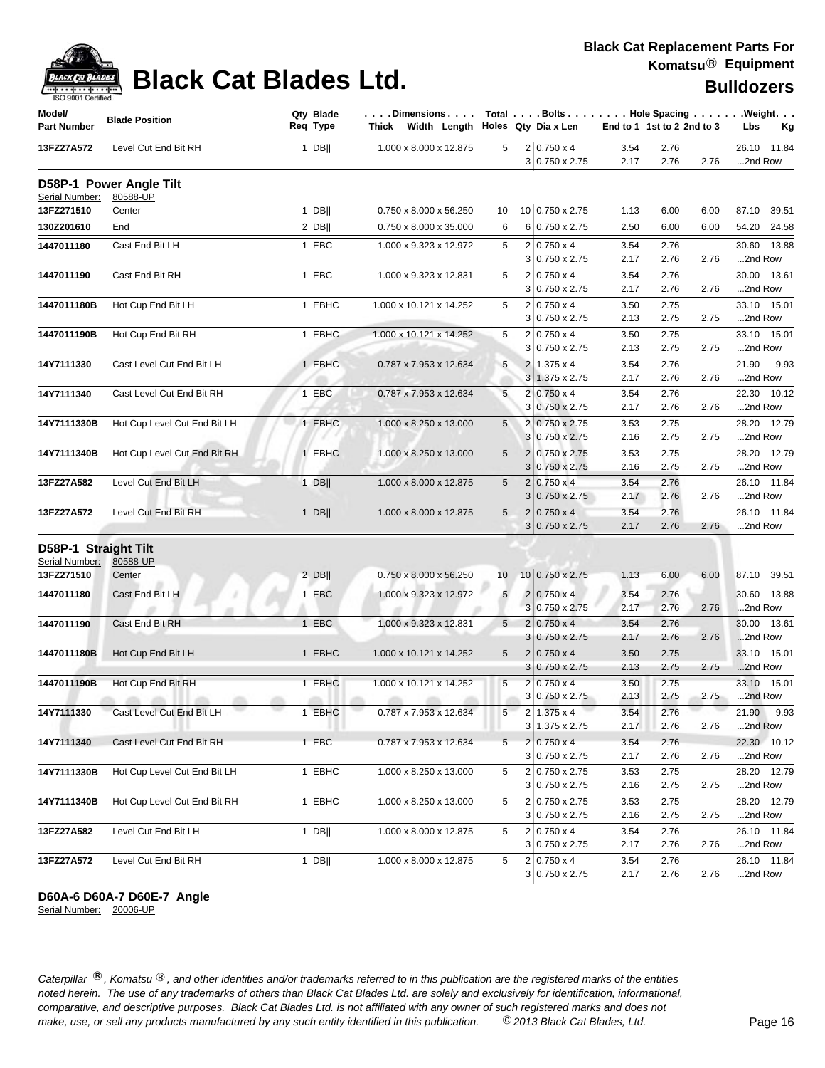# Black Cat Blades Ltd.

**Black Cat Replacement Parts For Komatsu® Equipment**

**Bulldozers**

| Model/ Part Number | Blade Position | Qty Req | Blade Type | Dimensions Thick x Width x Length | Total Holes | Bolts Qty | Dia x Len | Hole Spacing End to 1 | 1st to 2 | 2nd to 3 | Weight Lbs | Kg |
|---|---|---|---|---|---|---|---|---|---|---|---|---|
| 13FZ27A572 | Level Cut End Bit RH | 1 | DB\|\| | 1.000 x 8.000 x 12.875 | 5 | 2 | 0.750 x 4 | 3.54 | 2.76 | | 26.10 | 11.84 |
| | | | | | | 3 | 0.750 x 2.75 | 2.17 | 2.76 | 2.76 | ...2nd Row | |

## D58P-1 Power Angle Tilt

Serial Number: 80588-UP

| Model/ Part Number | Blade Position | Qty Req | Blade Type | Dimensions Thick x Width x Length | Total Holes | Bolts Qty | Dia x Len | Hole Spacing End to 1 | 1st to 2 | 2nd to 3 | Weight Lbs | Kg |
|---|---|---|---|---|---|---|---|---|---|---|---|---|
| 13FZ271510 | Center | 1 | DB\|\| | 0.750 x 8.000 x 56.250 | 10 | 10 | 0.750 x 2.75 | 1.13 | 6.00 | 6.00 | 87.10 | 39.51 |
| 130Z201610 | End | 2 | DB\|\| | 0.750 x 8.000 x 35.000 | 6 | 6 | 0.750 x 2.75 | 2.50 | 6.00 | 6.00 | 54.20 | 24.58 |
| 1447011180 | Cast End Bit LH | 1 | EBC | 1.000 x 9.323 x 12.972 | 5 | 2 | 0.750 x 4 | 3.54 | 2.76 | | 30.60 | 13.88 |
| | | | | | | 3 | 0.750 x 2.75 | 2.17 | 2.76 | 2.76 | ...2nd Row | |
| 1447011190 | Cast End Bit RH | 1 | EBC | 1.000 x 9.323 x 12.831 | 5 | 2 | 0.750 x 4 | 3.54 | 2.76 | | 30.00 | 13.61 |
| | | | | | | 3 | 0.750 x 2.75 | 2.17 | 2.76 | 2.76 | ...2nd Row | |
| 1447011180B | Hot Cup End Bit LH | 1 | EBHC | 1.000 x 10.121 x 14.252 | 5 | 2 | 0.750 x 4 | 3.50 | 2.75 | | 33.10 | 15.01 |
| | | | | | | 3 | 0.750 x 2.75 | 2.13 | 2.75 | 2.75 | ...2nd Row | |
| 1447011190B | Hot Cup End Bit RH | 1 | EBHC | 1.000 x 10.121 x 14.252 | 5 | 2 | 0.750 x 4 | 3.50 | 2.75 | | 33.10 | 15.01 |
| | | | | | | 3 | 0.750 x 2.75 | 2.13 | 2.75 | 2.75 | ...2nd Row | |
| 14Y7111330 | Cast Level Cut End Bit LH | 1 | EBHC | 0.787 x 7.953 x 12.634 | 5 | 2 | 1.375 x 4 | 3.54 | 2.76 | | 21.90 | 9.93 |
| | | | | | | 3 | 1.375 x 2.75 | 2.17 | 2.76 | 2.76 | ...2nd Row | |
| 14Y7111340 | Cast Level Cut End Bit RH | 1 | EBC | 0.787 x 7.953 x 12.634 | 5 | 2 | 0.750 x 4 | 3.54 | 2.76 | | 22.30 | 10.12 |
| | | | | | | 3 | 0.750 x 2.75 | 2.17 | 2.76 | 2.76 | ...2nd Row | |
| 14Y7111330B | Hot Cup Level Cut End Bit LH | 1 | EBHC | 1.000 x 8.250 x 13.000 | 5 | 2 | 0.750 x 2.75 | 3.53 | 2.75 | | 28.20 | 12.79 |
| | | | | | | 3 | 0.750 x 2.75 | 2.16 | 2.75 | 2.75 | ...2nd Row | |
| 14Y7111340B | Hot Cup Level Cut End Bit RH | 1 | EBHC | 1.000 x 8.250 x 13.000 | 5 | 2 | 0.750 x 2.75 | 3.53 | 2.75 | | 28.20 | 12.79 |
| | | | | | | 3 | 0.750 x 2.75 | 2.16 | 2.75 | 2.75 | ...2nd Row | |
| 13FZ27A582 | Level Cut End Bit LH | 1 | DB\|\| | 1.000 x 8.000 x 12.875 | 5 | 2 | 0.750 x 4 | 3.54 | 2.76 | | 26.10 | 11.84 |
| | | | | | | 3 | 0.750 x 2.75 | 2.17 | 2.76 | 2.76 | ...2nd Row | |
| 13FZ27A572 | Level Cut End Bit RH | 1 | DB\|\| | 1.000 x 8.000 x 12.875 | 5 | 2 | 0.750 x 4 | 3.54 | 2.76 | | 26.10 | 11.84 |
| | | | | | | 3 | 0.750 x 2.75 | 2.17 | 2.76 | 2.76 | ...2nd Row | |

## D58P-1 Straight Tilt

Serial Number: 80588-UP

| Model/ Part Number | Blade Position | Qty Req | Blade Type | Dimensions Thick x Width x Length | Total Holes | Bolts Qty | Dia x Len | Hole Spacing End to 1 | 1st to 2 | 2nd to 3 | Weight Lbs | Kg |
|---|---|---|---|---|---|---|---|---|---|---|---|---|
| 13FZ271510 | Center | 2 | DB\|\| | 0.750 x 8.000 x 56.250 | 10 | 10 | 0.750 x 2.75 | 1.13 | 6.00 | 6.00 | 87.10 | 39.51 |
| 1447011180 | Cast End Bit LH | 1 | EBC | 1.000 x 9.323 x 12.972 | 5 | 2 | 0.750 x 4 | 3.54 | 2.76 | | 30.60 | 13.88 |
| | | | | | | 3 | 0.750 x 2.75 | 2.17 | 2.76 | 2.76 | ...2nd Row | |
| 1447011190 | Cast End Bit RH | 1 | EBC | 1.000 x 9.323 x 12.831 | 5 | 2 | 0.750 x 4 | 3.54 | 2.76 | | 30.00 | 13.61 |
| | | | | | | 3 | 0.750 x 2.75 | 2.17 | 2.76 | 2.76 | ...2nd Row | |
| 1447011180B | Hot Cup End Bit LH | 1 | EBHC | 1.000 x 10.121 x 14.252 | 5 | 2 | 0.750 x 4 | 3.50 | 2.75 | | 33.10 | 15.01 |
| | | | | | | 3 | 0.750 x 2.75 | 2.13 | 2.75 | 2.75 | ...2nd Row | |
| 1447011190B | Hot Cup End Bit RH | 1 | EBHC | 1.000 x 10.121 x 14.252 | 5 | 2 | 0.750 x 4 | 3.50 | 2.75 | | 33.10 | 15.01 |
| | | | | | | 3 | 0.750 x 2.75 | 2.13 | 2.75 | 2.75 | ...2nd Row | |
| 14Y7111330 | Cast Level Cut End Bit LH | 1 | EBHC | 0.787 x 7.953 x 12.634 | 5 | 2 | 1.375 x 4 | 3.54 | 2.76 | | 21.90 | 9.93 |
| | | | | | | 3 | 1.375 x 2.75 | 2.17 | 2.76 | 2.76 | ...2nd Row | |
| 14Y7111340 | Cast Level Cut End Bit RH | 1 | EBC | 0.787 x 7.953 x 12.634 | 5 | 2 | 0.750 x 4 | 3.54 | 2.76 | | 22.30 | 10.12 |
| | | | | | | 3 | 0.750 x 2.75 | 2.17 | 2.76 | 2.76 | ...2nd Row | |
| 14Y7111330B | Hot Cup Level Cut End Bit LH | 1 | EBHC | 1.000 x 8.250 x 13.000 | 5 | 2 | 0.750 x 2.75 | 3.53 | 2.75 | | 28.20 | 12.79 |
| | | | | | | 3 | 0.750 x 2.75 | 2.16 | 2.75 | 2.75 | ...2nd Row | |
| 14Y7111340B | Hot Cup Level Cut End Bit RH | 1 | EBHC | 1.000 x 8.250 x 13.000 | 5 | 2 | 0.750 x 2.75 | 3.53 | 2.75 | | 28.20 | 12.79 |
| | | | | | | 3 | 0.750 x 2.75 | 2.16 | 2.75 | 2.75 | ...2nd Row | |
| 13FZ27A582 | Level Cut End Bit LH | 1 | DB\|\| | 1.000 x 8.000 x 12.875 | 5 | 2 | 0.750 x 4 | 3.54 | 2.76 | | 26.10 | 11.84 |
| | | | | | | 3 | 0.750 x 2.75 | 2.17 | 2.76 | 2.76 | ...2nd Row | |
| 13FZ27A572 | Level Cut End Bit RH | 1 | DB\|\| | 1.000 x 8.000 x 12.875 | 5 | 2 | 0.750 x 4 | 3.54 | 2.76 | | 26.10 | 11.84 |
| | | | | | | 3 | 0.750 x 2.75 | 2.17 | 2.76 | 2.76 | ...2nd Row | |

## D60A-6 D60A-7 D60E-7 Angle

Serial Number: 20006-UP

*Caterpillar ®, Komatsu ®, and other identities and/or trademarks referred to in this publication are the registered marks of the entities noted herein. The use of any trademarks of others than Black Cat Blades Ltd. are solely and exclusively for identification, informational, comparative, and descriptive purposes. Black Cat Blades Ltd. is not affiliated with any owner of such registered marks and does not make, use, or sell any products manufactured by any such entity identified in this publication. © 2013 Black Cat Blades, Ltd.*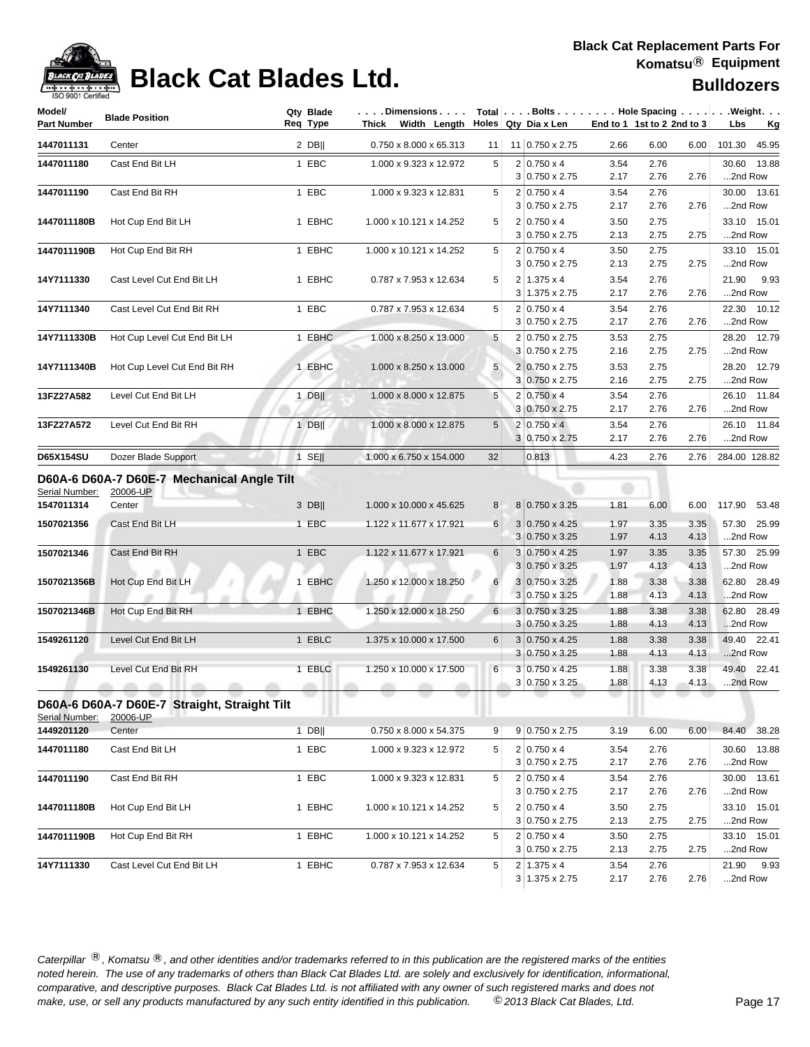# Black Cat Blades Ltd.

**Black Cat Replacement Parts For Komatsu® Equipment**

**Bulldozers**

| Model/ Part Number | Blade Position | Qty Req | Blade Type | Dimensions Thick Width Length | Total Holes | Bolts Qty | Dia x Len | Hole Spacing End to 1 | 1st to 2 | 2nd to 3 | Weight Lbs | Kg |
|---|---|---|---|---|---|---|---|---|---|---|---|---|
| 1447011131 | Center | 2 | DB‖ | 0.750 x 8.000 x 65.313 | 11 | 11 | 0.750 x 2.75 | 2.66 | 6.00 | 6.00 | 101.30 | 45.95 |
| 1447011180 | Cast End Bit LH | 1 | EBC | 1.000 x 9.323 x 12.972 | 5 | 2 | 0.750 x 4 | 3.54 | 2.76 | | 30.60 | 13.88 |
| | | | | | | 3 | 0.750 x 2.75 | 2.17 | 2.76 | 2.76 | ...2nd Row | |
| 1447011190 | Cast End Bit RH | 1 | EBC | 1.000 x 9.323 x 12.831 | 5 | 2 | 0.750 x 4 | 3.54 | 2.76 | | 30.00 | 13.61 |
| | | | | | | 3 | 0.750 x 2.75 | 2.17 | 2.76 | 2.76 | ...2nd Row | |
| 1447011180B | Hot Cup End Bit LH | 1 | EBHC | 1.000 x 10.121 x 14.252 | 5 | 2 | 0.750 x 4 | 3.50 | 2.75 | | 33.10 | 15.01 |
| | | | | | | 3 | 0.750 x 2.75 | 2.13 | 2.75 | 2.75 | ...2nd Row | |
| 1447011190B | Hot Cup End Bit RH | 1 | EBHC | 1.000 x 10.121 x 14.252 | 5 | 2 | 0.750 x 4 | 3.50 | 2.75 | | 33.10 | 15.01 |
| | | | | | | 3 | 0.750 x 2.75 | 2.13 | 2.75 | 2.75 | ...2nd Row | |
| 14Y7111330 | Cast Level Cut End Bit LH | 1 | EBHC | 0.787 x 7.953 x 12.634 | 5 | 2 | 1.375 x 4 | 3.54 | 2.76 | | 21.90 | 9.93 |
| | | | | | | 3 | 1.375 x 2.75 | 2.17 | 2.76 | 2.76 | ...2nd Row | |
| 14Y7111340 | Cast Level Cut End Bit RH | 1 | EBC | 0.787 x 7.953 x 12.634 | 5 | 2 | 0.750 x 4 | 3.54 | 2.76 | | 22.30 | 10.12 |
| | | | | | | 3 | 0.750 x 2.75 | 2.17 | 2.76 | 2.76 | ...2nd Row | |
| 14Y7111330B | Hot Cup Level Cut End Bit LH | 1 | EBHC | 1.000 x 8.250 x 13.000 | 5 | 2 | 0.750 x 2.75 | 3.53 | 2.75 | | 28.20 | 12.79 |
| | | | | | | 3 | 0.750 x 2.75 | 2.16 | 2.75 | 2.75 | ...2nd Row | |
| 14Y7111340B | Hot Cup Level Cut End Bit RH | 1 | EBHC | 1.000 x 8.250 x 13.000 | 5 | 2 | 0.750 x 2.75 | 3.53 | 2.75 | | 28.20 | 12.79 |
| | | | | | | 3 | 0.750 x 2.75 | 2.16 | 2.75 | 2.75 | ...2nd Row | |
| 13FZ27A582 | Level Cut End Bit LH | 1 | DB‖ | 1.000 x 8.000 x 12.875 | 5 | 2 | 0.750 x 4 | 3.54 | 2.76 | | 26.10 | 11.84 |
| | | | | | | 3 | 0.750 x 2.75 | 2.17 | 2.76 | 2.76 | ...2nd Row | |
| 13FZ27A572 | Level Cut End Bit RH | 1 | DB‖ | 1.000 x 8.000 x 12.875 | 5 | 2 | 0.750 x 4 | 3.54 | 2.76 | | 26.10 | 11.84 |
| | | | | | | 3 | 0.750 x 2.75 | 2.17 | 2.76 | 2.76 | ...2nd Row | |
| D65X154SU | Dozer Blade Support | 1 | SE‖ | 1.000 x 6.750 x 154.000 | 32 | | 0.813 | 4.23 | 2.76 | 2.76 | 284.00 | 128.82 |

## D60A-6 D60A-7 D60E-7 Mechanical Angle Tilt

Serial Number: 20006-UP

| Model/ Part Number | Blade Position | Qty Req | Blade Type | Dimensions Thick Width Length | Total Holes | Bolts Qty | Dia x Len | Hole Spacing End to 1 | 1st to 2 | 2nd to 3 | Weight Lbs | Kg |
|---|---|---|---|---|---|---|---|---|---|---|---|---|
| 1547011314 | Center | 3 | DB‖ | 1.000 x 10.000 x 45.625 | 8 | 8 | 0.750 x 3.25 | 1.81 | 6.00 | 6.00 | 117.90 | 53.48 |
| 1507021356 | Cast End Bit LH | 1 | EBC | 1.122 x 11.677 x 17.921 | 6 | 3 | 0.750 x 4.25 | 1.97 | 3.35 | 3.35 | 57.30 | 25.99 |
| | | | | | | 3 | 0.750 x 3.25 | 1.97 | 4.13 | 4.13 | ...2nd Row | |
| 1507021346 | Cast End Bit RH | 1 | EBC | 1.122 x 11.677 x 17.921 | 6 | 3 | 0.750 x 4.25 | 1.97 | 3.35 | 3.35 | 57.30 | 25.99 |
| | | | | | | 3 | 0.750 x 3.25 | 1.97 | 4.13 | 4.13 | ...2nd Row | |
| 1507021356B | Hot Cup End Bit LH | 1 | EBHC | 1.250 x 12.000 x 18.250 | 6 | 3 | 0.750 x 3.25 | 1.88 | 3.38 | 3.38 | 62.80 | 28.49 |
| | | | | | | 3 | 0.750 x 3.25 | 1.88 | 4.13 | 4.13 | ...2nd Row | |
| 1507021346B | Hot Cup End Bit RH | 1 | EBHC | 1.250 x 12.000 x 18.250 | 6 | 3 | 0.750 x 3.25 | 1.88 | 3.38 | 3.38 | 62.80 | 28.49 |
| | | | | | | 3 | 0.750 x 3.25 | 1.88 | 4.13 | 4.13 | ...2nd Row | |
| 1549261120 | Level Cut End Bit LH | 1 | EBLC | 1.375 x 10.000 x 17.500 | 6 | 3 | 0.750 x 4.25 | 1.88 | 3.38 | 3.38 | 49.40 | 22.41 |
| | | | | | | 3 | 0.750 x 3.25 | 1.88 | 4.13 | 4.13 | ...2nd Row | |
| 1549261130 | Level Cut End Bit RH | 1 | EBLC | 1.250 x 10.000 x 17.500 | 6 | 3 | 0.750 x 4.25 | 1.88 | 3.38 | 3.38 | 49.40 | 22.41 |
| | | | | | | 3 | 0.750 x 3.25 | 1.88 | 4.13 | 4.13 | ...2nd Row | |

## D60A-6 D60A-7 D60E-7 Straight, Straight Tilt

Serial Number: 20006-UP

| Model/ Part Number | Blade Position | Qty Req | Blade Type | Dimensions Thick Width Length | Total Holes | Bolts Qty | Dia x Len | Hole Spacing End to 1 | 1st to 2 | 2nd to 3 | Weight Lbs | Kg |
|---|---|---|---|---|---|---|---|---|---|---|---|---|
| 1449201120 | Center | 1 | DB‖ | 0.750 x 8.000 x 54.375 | 9 | 9 | 0.750 x 2.75 | 3.19 | 6.00 | 6.00 | 84.40 | 38.28 |
| 1447011180 | Cast End Bit LH | 1 | EBC | 1.000 x 9.323 x 12.972 | 5 | 2 | 0.750 x 4 | 3.54 | 2.76 | | 30.60 | 13.88 |
| | | | | | | 3 | 0.750 x 2.75 | 2.17 | 2.76 | 2.76 | ...2nd Row | |
| 1447011190 | Cast End Bit RH | 1 | EBC | 1.000 x 9.323 x 12.831 | 5 | 2 | 0.750 x 4 | 3.54 | 2.76 | | 30.00 | 13.61 |
| | | | | | | 3 | 0.750 x 2.75 | 2.17 | 2.76 | 2.76 | ...2nd Row | |
| 1447011180B | Hot Cup End Bit LH | 1 | EBHC | 1.000 x 10.121 x 14.252 | 5 | 2 | 0.750 x 4 | 3.50 | 2.75 | | 33.10 | 15.01 |
| | | | | | | 3 | 0.750 x 2.75 | 2.13 | 2.75 | 2.75 | ...2nd Row | |
| 1447011190B | Hot Cup End Bit RH | 1 | EBHC | 1.000 x 10.121 x 14.252 | 5 | 2 | 0.750 x 4 | 3.50 | 2.75 | | 33.10 | 15.01 |
| | | | | | | 3 | 0.750 x 2.75 | 2.13 | 2.75 | 2.75 | ...2nd Row | |
| 14Y7111330 | Cast Level Cut End Bit LH | 1 | EBHC | 0.787 x 7.953 x 12.634 | 5 | 2 | 1.375 x 4 | 3.54 | 2.76 | | 21.90 | 9.93 |
| | | | | | | 3 | 1.375 x 2.75 | 2.17 | 2.76 | 2.76 | ...2nd Row | |

*Caterpillar ®, Komatsu ®, and other identities and/or trademarks referred to in this publication are the registered marks of the entities noted herein. The use of any trademarks of others than Black Cat Blades Ltd. are solely and exclusively for identification, informational, comparative, and descriptive purposes. Black Cat Blades Ltd. is not affiliated with any owner of such registered marks and does not make, use, or sell any products manufactured by any such entity identified in this publication. © 2013 Black Cat Blades, Ltd.*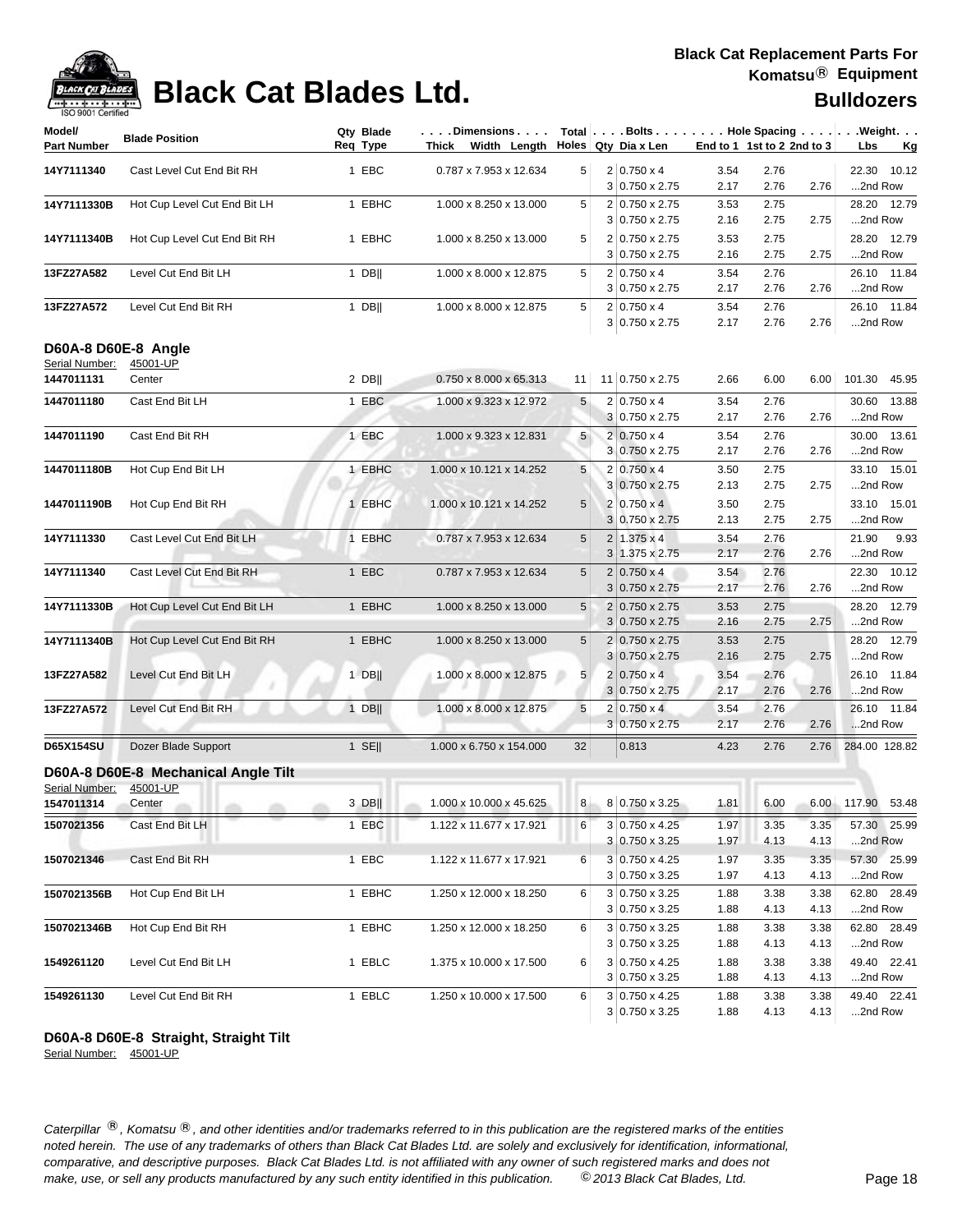# Black Cat Blades Ltd.

**Black Cat Replacement Parts For Komatsu® Equipment**

**Bulldozers**

| Model/ Part Number | Blade Position | Qty Req | Blade Type | Dimensions Thick x Width x Length | Total Holes | Bolts Qty | Dia x Len | Hole Spacing End to 1 | 1st to 2 | 2nd to 3 | Weight Lbs | Kg |
|---|---|---|---|---|---|---|---|---|---|---|---|---|
| 14Y7111340 | Cast Level Cut End Bit RH | 1 | EBC | 0.787 x 7.953 x 12.634 | 5 | 2 | 0.750 x 4 | 3.54 | 2.76 | | 22.30 | 10.12 |
| | | | | | | 3 | 0.750 x 2.75 | 2.17 | 2.76 | 2.76 | ...2nd Row | |
| 14Y7111330B | Hot Cup Level Cut End Bit LH | 1 | EBHC | 1.000 x 8.250 x 13.000 | 5 | 2 | 0.750 x 2.75 | 3.53 | 2.75 | | 28.20 | 12.79 |
| | | | | | | 3 | 0.750 x 2.75 | 2.16 | 2.75 | 2.75 | ...2nd Row | |
| 14Y7111340B | Hot Cup Level Cut End Bit RH | 1 | EBHC | 1.000 x 8.250 x 13.000 | 5 | 2 | 0.750 x 2.75 | 3.53 | 2.75 | | 28.20 | 12.79 |
| | | | | | | 3 | 0.750 x 2.75 | 2.16 | 2.75 | 2.75 | ...2nd Row | |
| 13FZ27A582 | Level Cut End Bit LH | 1 | DB‖ | 1.000 x 8.000 x 12.875 | 5 | 2 | 0.750 x 4 | 3.54 | 2.76 | | 26.10 | 11.84 |
| | | | | | | 3 | 0.750 x 2.75 | 2.17 | 2.76 | 2.76 | ...2nd Row | |
| 13FZ27A572 | Level Cut End Bit RH | 1 | DB‖ | 1.000 x 8.000 x 12.875 | 5 | 2 | 0.750 x 4 | 3.54 | 2.76 | | 26.10 | 11.84 |
| | | | | | | 3 | 0.750 x 2.75 | 2.17 | 2.76 | 2.76 | ...2nd Row | |

## D60A-8 D60E-8 Angle

Serial Number: 45001-UP

| Model/ Part Number | Blade Position | Qty Req | Blade Type | Dimensions Thick x Width x Length | Total Holes | Bolts Qty | Dia x Len | Hole Spacing End to 1 | 1st to 2 | 2nd to 3 | Weight Lbs | Kg |
|---|---|---|---|---|---|---|---|---|---|---|---|---|
| 1447011131 | Center | 2 | DB‖ | 0.750 x 8.000 x 65.313 | 11 | 11 | 0.750 x 2.75 | 2.66 | 6.00 | 6.00 | 101.30 | 45.95 |
| 1447011180 | Cast End Bit LH | 1 | EBC | 1.000 x 9.323 x 12.972 | 5 | 2 | 0.750 x 4 | 3.54 | 2.76 | | 30.60 | 13.88 |
| | | | | | | 3 | 0.750 x 2.75 | 2.17 | 2.76 | 2.76 | ...2nd Row | |
| 1447011190 | Cast End Bit RH | 1 | EBC | 1.000 x 9.323 x 12.831 | 5 | 2 | 0.750 x 4 | 3.54 | 2.76 | | 30.00 | 13.61 |
| | | | | | | 3 | 0.750 x 2.75 | 2.17 | 2.76 | 2.76 | ...2nd Row | |
| 1447011180B | Hot Cup End Bit LH | 1 | EBHC | 1.000 x 10.121 x 14.252 | 5 | 2 | 0.750 x 4 | 3.50 | 2.75 | | 33.10 | 15.01 |
| | | | | | | 3 | 0.750 x 2.75 | 2.13 | 2.75 | 2.75 | ...2nd Row | |
| 1447011190B | Hot Cup End Bit RH | 1 | EBHC | 1.000 x 10.121 x 14.252 | 5 | 2 | 0.750 x 4 | 3.50 | 2.75 | | 33.10 | 15.01 |
| | | | | | | 3 | 0.750 x 2.75 | 2.13 | 2.75 | 2.75 | ...2nd Row | |
| 14Y7111330 | Cast Level Cut End Bit LH | 1 | EBHC | 0.787 x 7.953 x 12.634 | 5 | 2 | 1.375 x 4 | 3.54 | 2.76 | | 21.90 | 9.93 |
| | | | | | | 3 | 1.375 x 2.75 | 2.17 | 2.76 | 2.76 | ...2nd Row | |
| 14Y7111340 | Cast Level Cut End Bit RH | 1 | EBC | 0.787 x 7.953 x 12.634 | 5 | 2 | 0.750 x 4 | 3.54 | 2.76 | | 22.30 | 10.12 |
| | | | | | | 3 | 0.750 x 2.75 | 2.17 | 2.76 | 2.76 | ...2nd Row | |
| 14Y7111330B | Hot Cup Level Cut End Bit LH | 1 | EBHC | 1.000 x 8.250 x 13.000 | 5 | 2 | 0.750 x 2.75 | 3.53 | 2.75 | | 28.20 | 12.79 |
| | | | | | | 3 | 0.750 x 2.75 | 2.16 | 2.75 | 2.75 | ...2nd Row | |
| 14Y7111340B | Hot Cup Level Cut End Bit RH | 1 | EBHC | 1.000 x 8.250 x 13.000 | 5 | 2 | 0.750 x 2.75 | 3.53 | 2.75 | | 28.20 | 12.79 |
| | | | | | | 3 | 0.750 x 2.75 | 2.16 | 2.75 | 2.75 | ...2nd Row | |
| 13FZ27A582 | Level Cut End Bit LH | 1 | DB‖ | 1.000 x 8.000 x 12.875 | 5 | 2 | 0.750 x 4 | 3.54 | 2.76 | | 26.10 | 11.84 |
| | | | | | | 3 | 0.750 x 2.75 | 2.17 | 2.76 | 2.76 | ...2nd Row | |
| 13FZ27A572 | Level Cut End Bit RH | 1 | DB‖ | 1.000 x 8.000 x 12.875 | 5 | 2 | 0.750 x 4 | 3.54 | 2.76 | | 26.10 | 11.84 |
| | | | | | | 3 | 0.750 x 2.75 | 2.17 | 2.76 | 2.76 | ...2nd Row | |
| D65X154SU | Dozer Blade Support | 1 | SE‖ | 1.000 x 6.750 x 154.000 | 32 | | 0.813 | 4.23 | 2.76 | 2.76 | 284.00 | 128.82 |

## D60A-8 D60E-8 Mechanical Angle Tilt

Serial Number: 45001-UP

| Model/ Part Number | Blade Position | Qty Req | Blade Type | Dimensions Thick x Width x Length | Total Holes | Bolts Qty | Dia x Len | Hole Spacing End to 1 | 1st to 2 | 2nd to 3 | Weight Lbs | Kg |
|---|---|---|---|---|---|---|---|---|---|---|---|---|
| 1547011314 | Center | 3 | DB‖ | 1.000 x 10.000 x 45.625 | 8 | 8 | 0.750 x 3.25 | 1.81 | 6.00 | 6.00 | 117.90 | 53.48 |
| 1507021356 | Cast End Bit LH | 1 | EBC | 1.122 x 11.677 x 17.921 | 6 | 3 | 0.750 x 4.25 | 1.97 | 3.35 | 3.35 | 57.30 | 25.99 |
| | | | | | | 3 | 0.750 x 3.25 | 1.97 | 4.13 | 4.13 | ...2nd Row | |
| 1507021346 | Cast End Bit RH | 1 | EBC | 1.122 x 11.677 x 17.921 | 6 | 3 | 0.750 x 4.25 | 1.97 | 3.35 | 3.35 | 57.30 | 25.99 |
| | | | | | | 3 | 0.750 x 3.25 | 1.97 | 4.13 | 4.13 | ...2nd Row | |
| 1507021356B | Hot Cup End Bit LH | 1 | EBHC | 1.250 x 12.000 x 18.250 | 6 | 3 | 0.750 x 3.25 | 1.88 | 3.38 | 3.38 | 62.80 | 28.49 |
| | | | | | | 3 | 0.750 x 3.25 | 1.88 | 4.13 | 4.13 | ...2nd Row | |
| 1507021346B | Hot Cup End Bit RH | 1 | EBHC | 1.250 x 12.000 x 18.250 | 6 | 3 | 0.750 x 3.25 | 1.88 | 3.38 | 3.38 | 62.80 | 28.49 |
| | | | | | | 3 | 0.750 x 3.25 | 1.88 | 4.13 | 4.13 | ...2nd Row | |
| 1549261120 | Level Cut End Bit LH | 1 | EBLC | 1.375 x 10.000 x 17.500 | 6 | 3 | 0.750 x 4.25 | 1.88 | 3.38 | 3.38 | 49.40 | 22.41 |
| | | | | | | 3 | 0.750 x 3.25 | 1.88 | 4.13 | 4.13 | ...2nd Row | |
| 1549261130 | Level Cut End Bit RH | 1 | EBLC | 1.250 x 10.000 x 17.500 | 6 | 3 | 0.750 x 4.25 | 1.88 | 3.38 | 3.38 | 49.40 | 22.41 |
| | | | | | | 3 | 0.750 x 3.25 | 1.88 | 4.13 | 4.13 | ...2nd Row | |

## D60A-8 D60E-8 Straight, Straight Tilt

Serial Number: 45001-UP

*Caterpillar ®, Komatsu ®, and other identities and/or trademarks referred to in this publication are the registered marks of the entities noted herein. The use of any trademarks of others than Black Cat Blades Ltd. are solely and exclusively for identification, informational, comparative, and descriptive purposes. Black Cat Blades Ltd. is not affiliated with any owner of such registered marks and does not make, use, or sell any products manufactured by any such entity identified in this publication. © 2013 Black Cat Blades, Ltd.*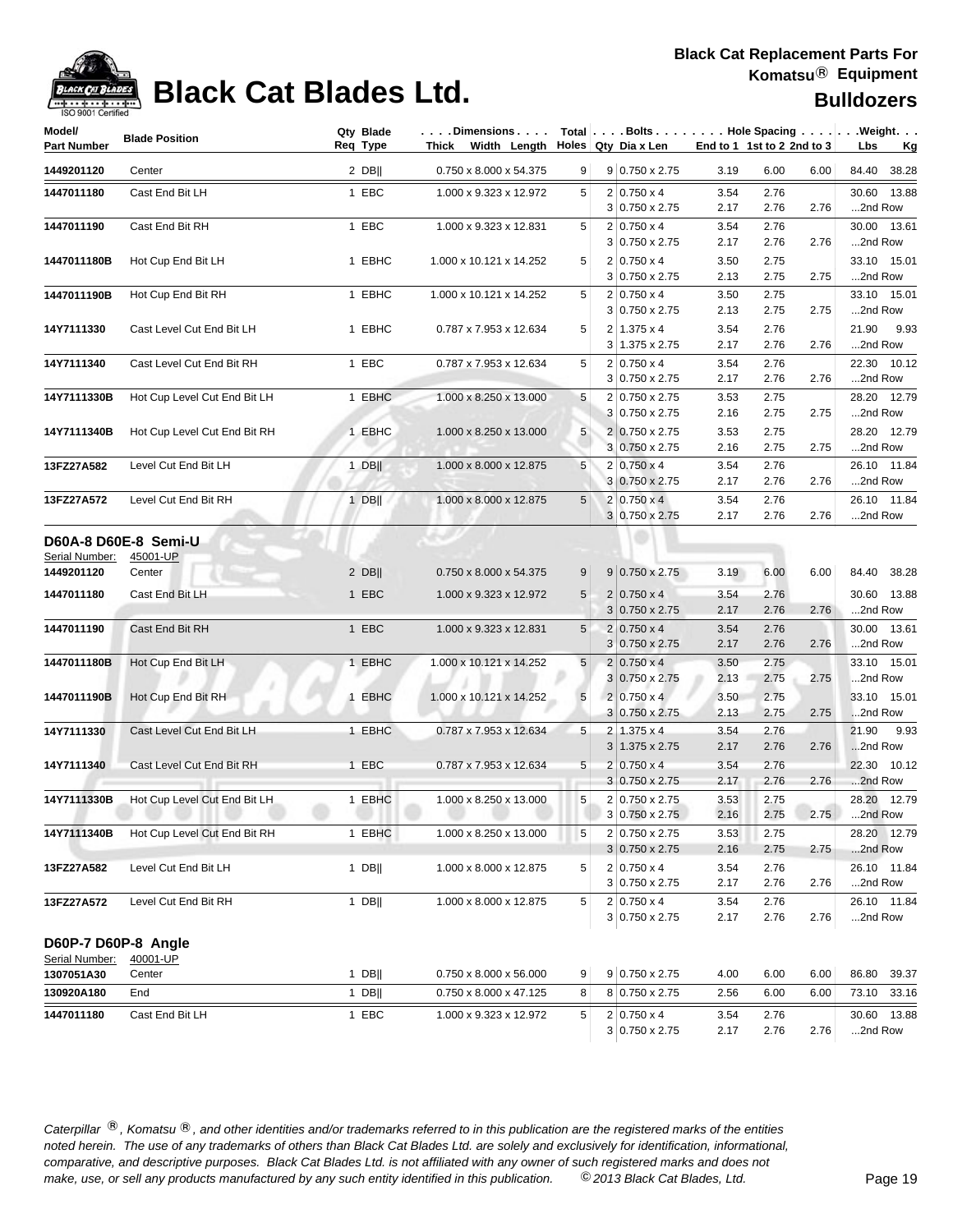# Black Cat Blades Ltd.

**Black Cat Replacement Parts For Komatsu® Equipment**

**Bulldozers**

| Model/ Part Number | Blade Position | Qty Req | Blade Type | Dimensions Thick x Width x Length | Total Holes | Bolts Qty | Dia x Len | End to 1 | 1st to 2 | 2nd to 3 | Weight Lbs | Kg |
|---|---|---|---|---|---|---|---|---|---|---|---|---|
| 1449201120 | Center | 2 | DB‖ | 0.750 x 8.000 x 54.375 | 9 | 9 | 0.750 x 2.75 | 3.19 | 6.00 | 6.00 | 84.40 | 38.28 |
| 1447011180 | Cast End Bit LH | 1 | EBC | 1.000 x 9.323 x 12.972 | 5 | 2 | 0.750 x 4 | 3.54 | 2.76 | | 30.60 | 13.88 |
| | | | | | | 3 | 0.750 x 2.75 | 2.17 | 2.76 | 2.76 | ...2nd Row | |
| 1447011190 | Cast End Bit RH | 1 | EBC | 1.000 x 9.323 x 12.831 | 5 | 2 | 0.750 x 4 | 3.54 | 2.76 | | 30.00 | 13.61 |
| | | | | | | 3 | 0.750 x 2.75 | 2.17 | 2.76 | 2.76 | ...2nd Row | |
| 1447011180B | Hot Cup End Bit LH | 1 | EBHC | 1.000 x 10.121 x 14.252 | 5 | 2 | 0.750 x 4 | 3.50 | 2.75 | | 33.10 | 15.01 |
| | | | | | | 3 | 0.750 x 2.75 | 2.13 | 2.75 | 2.75 | ...2nd Row | |
| 1447011190B | Hot Cup End Bit RH | 1 | EBHC | 1.000 x 10.121 x 14.252 | 5 | 2 | 0.750 x 4 | 3.50 | 2.75 | | 33.10 | 15.01 |
| | | | | | | 3 | 0.750 x 2.75 | 2.13 | 2.75 | 2.75 | ...2nd Row | |
| 14Y7111330 | Cast Level Cut End Bit LH | 1 | EBHC | 0.787 x 7.953 x 12.634 | 5 | 2 | 1.375 x 4 | 3.54 | 2.76 | | 21.90 | 9.93 |
| | | | | | | 3 | 1.375 x 2.75 | 2.17 | 2.76 | 2.76 | ...2nd Row | |
| 14Y7111340 | Cast Level Cut End Bit RH | 1 | EBC | 0.787 x 7.953 x 12.634 | 5 | 2 | 0.750 x 4 | 3.54 | 2.76 | | 22.30 | 10.12 |
| | | | | | | 3 | 0.750 x 2.75 | 2.17 | 2.76 | 2.76 | ...2nd Row | |
| 14Y7111330B | Hot Cup Level Cut End Bit LH | 1 | EBHC | 1.000 x 8.250 x 13.000 | 5 | 2 | 0.750 x 2.75 | 3.53 | 2.75 | | 28.20 | 12.79 |
| | | | | | | 3 | 0.750 x 2.75 | 2.16 | 2.75 | 2.75 | ...2nd Row | |
| 14Y7111340B | Hot Cup Level Cut End Bit RH | 1 | EBHC | 1.000 x 8.250 x 13.000 | 5 | 2 | 0.750 x 2.75 | 3.53 | 2.75 | | 28.20 | 12.79 |
| | | | | | | 3 | 0.750 x 2.75 | 2.16 | 2.75 | 2.75 | ...2nd Row | |
| 13FZ27A582 | Level Cut End Bit LH | 1 | DB‖ | 1.000 x 8.000 x 12.875 | 5 | 2 | 0.750 x 4 | 3.54 | 2.76 | | 26.10 | 11.84 |
| | | | | | | 3 | 0.750 x 2.75 | 2.17 | 2.76 | 2.76 | ...2nd Row | |
| 13FZ27A572 | Level Cut End Bit RH | 1 | DB‖ | 1.000 x 8.000 x 12.875 | 5 | 2 | 0.750 x 4 | 3.54 | 2.76 | | 26.10 | 11.84 |
| | | | | | | 3 | 0.750 x 2.75 | 2.17 | 2.76 | 2.76 | ...2nd Row | |

## D60A-8 D60E-8 Semi-U

Serial Number: 45001-UP

| Model/ Part Number | Blade Position | Qty Req | Blade Type | Dimensions Thick x Width x Length | Total Holes | Bolts Qty | Dia x Len | End to 1 | 1st to 2 | 2nd to 3 | Weight Lbs | Kg |
|---|---|---|---|---|---|---|---|---|---|---|---|---|
| 1449201120 | Center | 2 | DB‖ | 0.750 x 8.000 x 54.375 | 9 | 9 | 0.750 x 2.75 | 3.19 | 6.00 | 6.00 | 84.40 | 38.28 |
| 1447011180 | Cast End Bit LH | 1 | EBC | 1.000 x 9.323 x 12.972 | 5 | 2 | 0.750 x 4 | 3.54 | 2.76 | | 30.60 | 13.88 |
| | | | | | | 3 | 0.750 x 2.75 | 2.17 | 2.76 | 2.76 | ...2nd Row | |
| 1447011190 | Cast End Bit RH | 1 | EBC | 1.000 x 9.323 x 12.831 | 5 | 2 | 0.750 x 4 | 3.54 | 2.76 | | 30.00 | 13.61 |
| | | | | | | 3 | 0.750 x 2.75 | 2.17 | 2.76 | 2.76 | ...2nd Row | |
| 1447011180B | Hot Cup End Bit LH | 1 | EBHC | 1.000 x 10.121 x 14.252 | 5 | 2 | 0.750 x 4 | 3.50 | 2.75 | | 33.10 | 15.01 |
| | | | | | | 3 | 0.750 x 2.75 | 2.13 | 2.75 | 2.75 | ...2nd Row | |
| 1447011190B | Hot Cup End Bit RH | 1 | EBHC | 1.000 x 10.121 x 14.252 | 5 | 2 | 0.750 x 4 | 3.50 | 2.75 | | 33.10 | 15.01 |
| | | | | | | 3 | 0.750 x 2.75 | 2.13 | 2.75 | 2.75 | ...2nd Row | |
| 14Y7111330 | Cast Level Cut End Bit LH | 1 | EBHC | 0.787 x 7.953 x 12.634 | 5 | 2 | 1.375 x 4 | 3.54 | 2.76 | | 21.90 | 9.93 |
| | | | | | | 3 | 1.375 x 2.75 | 2.17 | 2.76 | 2.76 | ...2nd Row | |
| 14Y7111340 | Cast Level Cut End Bit RH | 1 | EBC | 0.787 x 7.953 x 12.634 | 5 | 2 | 0.750 x 4 | 3.54 | 2.76 | | 22.30 | 10.12 |
| | | | | | | 3 | 0.750 x 2.75 | 2.17 | 2.76 | 2.76 | ...2nd Row | |
| 14Y7111330B | Hot Cup Level Cut End Bit LH | 1 | EBHC | 1.000 x 8.250 x 13.000 | 5 | 2 | 0.750 x 2.75 | 3.53 | 2.75 | | 28.20 | 12.79 |
| | | | | | | 3 | 0.750 x 2.75 | 2.16 | 2.75 | 2.75 | ...2nd Row | |
| 14Y7111340B | Hot Cup Level Cut End Bit RH | 1 | EBHC | 1.000 x 8.250 x 13.000 | 5 | 2 | 0.750 x 2.75 | 3.53 | 2.75 | | 28.20 | 12.79 |
| | | | | | | 3 | 0.750 x 2.75 | 2.16 | 2.75 | 2.75 | ...2nd Row | |
| 13FZ27A582 | Level Cut End Bit LH | 1 | DB‖ | 1.000 x 8.000 x 12.875 | 5 | 2 | 0.750 x 4 | 3.54 | 2.76 | | 26.10 | 11.84 |
| | | | | | | 3 | 0.750 x 2.75 | 2.17 | 2.76 | 2.76 | ...2nd Row | |
| 13FZ27A572 | Level Cut End Bit RH | 1 | DB‖ | 1.000 x 8.000 x 12.875 | 5 | 2 | 0.750 x 4 | 3.54 | 2.76 | | 26.10 | 11.84 |
| | | | | | | 3 | 0.750 x 2.75 | 2.17 | 2.76 | 2.76 | ...2nd Row | |

## D60P-7 D60P-8 Angle

Serial Number: 40001-UP

| Model/ Part Number | Blade Position | Qty Req | Blade Type | Dimensions Thick x Width x Length | Total Holes | Bolts Qty | Dia x Len | End to 1 | 1st to 2 | 2nd to 3 | Weight Lbs | Kg |
|---|---|---|---|---|---|---|---|---|---|---|---|---|
| 1307051A30 | Center | 1 | DB‖ | 0.750 x 8.000 x 56.000 | 9 | 9 | 0.750 x 2.75 | 4.00 | 6.00 | 6.00 | 86.80 | 39.37 |
| 130920A180 | End | 1 | DB‖ | 0.750 x 8.000 x 47.125 | 8 | 8 | 0.750 x 2.75 | 2.56 | 6.00 | 6.00 | 73.10 | 33.16 |
| 1447011180 | Cast End Bit LH | 1 | EBC | 1.000 x 9.323 x 12.972 | 5 | 2 | 0.750 x 4 | 3.54 | 2.76 | | 30.60 | 13.88 |
| | | | | | | 3 | 0.750 x 2.75 | 2.17 | 2.76 | 2.76 | ...2nd Row | |

*Caterpillar ®, Komatsu ®, and other identities and/or trademarks referred to in this publication are the registered marks of the entities noted herein. The use of any trademarks of others than Black Cat Blades Ltd. are solely and exclusively for identification, informational, comparative, and descriptive purposes. Black Cat Blades Ltd. is not affiliated with any owner of such registered marks and does not make, use, or sell any products manufactured by any such entity identified in this publication. © 2013 Black Cat Blades, Ltd.*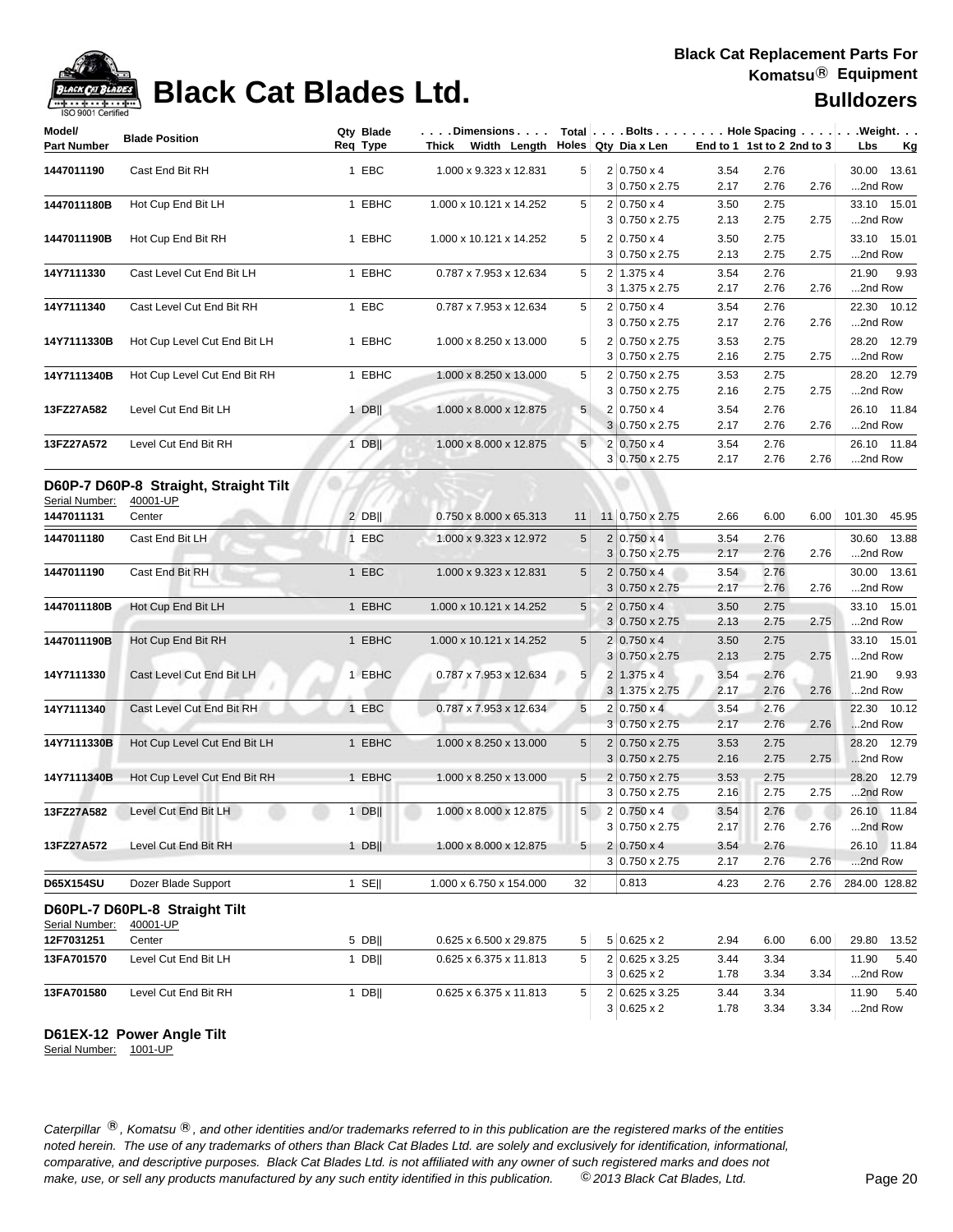# Black Cat Blades Ltd.

**Black Cat Replacement Parts For Komatsu® Equipment**

**Bulldozers**

| Model/ Part Number | Blade Position | Qty Req | Blade Type | Dimensions Thick x Width x Length | Total Holes | Bolts Qty | Bolts Dia x Len | Hole Spacing End to 1 | Hole Spacing 1st to 2 | Hole Spacing 2nd to 3 | Weight Lbs | Weight Kg |
|---|---|---|---|---|---|---|---|---|---|---|---|---|
| 1447011190 | Cast End Bit RH | 1 | EBC | 1.000 x 9.323 x 12.831 | 5 | 2 | 0.750 x 4 | 3.54 | 2.76 | | 30.00 | 13.61 |
| | | | | | | 3 | 0.750 x 2.75 | 2.17 | 2.76 | 2.76 | ...2nd Row | |
| 1447011180B | Hot Cup End Bit LH | 1 | EBHC | 1.000 x 10.121 x 14.252 | 5 | 2 | 0.750 x 4 | 3.50 | 2.75 | | 33.10 | 15.01 |
| | | | | | | 3 | 0.750 x 2.75 | 2.13 | 2.75 | 2.75 | ...2nd Row | |
| 1447011190B | Hot Cup End Bit RH | 1 | EBHC | 1.000 x 10.121 x 14.252 | 5 | 2 | 0.750 x 4 | 3.50 | 2.75 | | 33.10 | 15.01 |
| | | | | | | 3 | 0.750 x 2.75 | 2.13 | 2.75 | 2.75 | ...2nd Row | |
| 14Y7111330 | Cast Level Cut End Bit LH | 1 | EBHC | 0.787 x 7.953 x 12.634 | 5 | 2 | 1.375 x 4 | 3.54 | 2.76 | | 21.90 | 9.93 |
| | | | | | | 3 | 1.375 x 2.75 | 2.17 | 2.76 | 2.76 | ...2nd Row | |
| 14Y7111340 | Cast Level Cut End Bit RH | 1 | EBC | 0.787 x 7.953 x 12.634 | 5 | 2 | 0.750 x 4 | 3.54 | 2.76 | | 22.30 | 10.12 |
| | | | | | | 3 | 0.750 x 2.75 | 2.17 | 2.76 | 2.76 | ...2nd Row | |
| 14Y7111330B | Hot Cup Level Cut End Bit LH | 1 | EBHC | 1.000 x 8.250 x 13.000 | 5 | 2 | 0.750 x 2.75 | 3.53 | 2.75 | | 28.20 | 12.79 |
| | | | | | | 3 | 0.750 x 2.75 | 2.16 | 2.75 | 2.75 | ...2nd Row | |
| 14Y7111340B | Hot Cup Level Cut End Bit RH | 1 | EBHC | 1.000 x 8.250 x 13.000 | 5 | 2 | 0.750 x 2.75 | 3.53 | 2.75 | | 28.20 | 12.79 |
| | | | | | | 3 | 0.750 x 2.75 | 2.16 | 2.75 | 2.75 | ...2nd Row | |
| 13FZ27A582 | Level Cut End Bit LH | 1 | DB\|\| | 1.000 x 8.000 x 12.875 | 5 | 2 | 0.750 x 4 | 3.54 | 2.76 | | 26.10 | 11.84 |
| | | | | | | 3 | 0.750 x 2.75 | 2.17 | 2.76 | 2.76 | ...2nd Row | |
| 13FZ27A572 | Level Cut End Bit RH | 1 | DB\|\| | 1.000 x 8.000 x 12.875 | 5 | 2 | 0.750 x 4 | 3.54 | 2.76 | | 26.10 | 11.84 |
| | | | | | | 3 | 0.750 x 2.75 | 2.17 | 2.76 | 2.76 | ...2nd Row | |

## D60P-7 D60P-8 Straight, Straight Tilt

Serial Number: 40001-UP

| Model/ Part Number | Blade Position | Qty Req | Blade Type | Dimensions Thick x Width x Length | Total Holes | Bolts Qty | Bolts Dia x Len | Hole Spacing End to 1 | Hole Spacing 1st to 2 | Hole Spacing 2nd to 3 | Weight Lbs | Weight Kg |
|---|---|---|---|---|---|---|---|---|---|---|---|---|
| 1447011131 | Center | 2 | DB\|\| | 0.750 x 8.000 x 65.313 | 11 | 11 | 0.750 x 2.75 | 2.66 | 6.00 | 6.00 | 101.30 | 45.95 |
| 1447011180 | Cast End Bit LH | 1 | EBC | 1.000 x 9.323 x 12.972 | 5 | 2 | 0.750 x 4 | 3.54 | 2.76 | | 30.60 | 13.88 |
| | | | | | | 3 | 0.750 x 2.75 | 2.17 | 2.76 | 2.76 | ...2nd Row | |
| 1447011190 | Cast End Bit RH | 1 | EBC | 1.000 x 9.323 x 12.831 | 5 | 2 | 0.750 x 4 | 3.54 | 2.76 | | 30.00 | 13.61 |
| | | | | | | 3 | 0.750 x 2.75 | 2.17 | 2.76 | 2.76 | ...2nd Row | |
| 1447011180B | Hot Cup End Bit LH | 1 | EBHC | 1.000 x 10.121 x 14.252 | 5 | 2 | 0.750 x 4 | 3.50 | 2.75 | | 33.10 | 15.01 |
| | | | | | | 3 | 0.750 x 2.75 | 2.13 | 2.75 | 2.75 | ...2nd Row | |
| 1447011190B | Hot Cup End Bit RH | 1 | EBHC | 1.000 x 10.121 x 14.252 | 5 | 2 | 0.750 x 4 | 3.50 | 2.75 | | 33.10 | 15.01 |
| | | | | | | 3 | 0.750 x 2.75 | 2.13 | 2.75 | 2.75 | ...2nd Row | |
| 14Y7111330 | Cast Level Cut End Bit LH | 1 | EBHC | 0.787 x 7.953 x 12.634 | 5 | 2 | 1.375 x 4 | 3.54 | 2.76 | | 21.90 | 9.93 |
| | | | | | | 3 | 1.375 x 2.75 | 2.17 | 2.76 | 2.76 | ...2nd Row | |
| 14Y7111340 | Cast Level Cut End Bit RH | 1 | EBC | 0.787 x 7.953 x 12.634 | 5 | 2 | 0.750 x 4 | 3.54 | 2.76 | | 22.30 | 10.12 |
| | | | | | | 3 | 0.750 x 2.75 | 2.17 | 2.76 | 2.76 | ...2nd Row | |
| 14Y7111330B | Hot Cup Level Cut End Bit LH | 1 | EBHC | 1.000 x 8.250 x 13.000 | 5 | 2 | 0.750 x 2.75 | 3.53 | 2.75 | | 28.20 | 12.79 |
| | | | | | | 3 | 0.750 x 2.75 | 2.16 | 2.75 | 2.75 | ...2nd Row | |
| 14Y7111340B | Hot Cup Level Cut End Bit RH | 1 | EBHC | 1.000 x 8.250 x 13.000 | 5 | 2 | 0.750 x 2.75 | 3.53 | 2.75 | | 28.20 | 12.79 |
| | | | | | | 3 | 0.750 x 2.75 | 2.16 | 2.75 | 2.75 | ...2nd Row | |
| 13FZ27A582 | Level Cut End Bit LH | 1 | DB\|\| | 1.000 x 8.000 x 12.875 | 5 | 2 | 0.750 x 4 | 3.54 | 2.76 | | 26.10 | 11.84 |
| | | | | | | 3 | 0.750 x 2.75 | 2.17 | 2.76 | 2.76 | ...2nd Row | |
| 13FZ27A572 | Level Cut End Bit RH | 1 | DB\|\| | 1.000 x 8.000 x 12.875 | 5 | 2 | 0.750 x 4 | 3.54 | 2.76 | | 26.10 | 11.84 |
| | | | | | | 3 | 0.750 x 2.75 | 2.17 | 2.76 | 2.76 | ...2nd Row | |
| D65X154SU | Dozer Blade Support | 1 | SE\|\| | 1.000 x 6.750 x 154.000 | 32 | | 0.813 | 4.23 | 2.76 | 2.76 | 284.00 | 128.82 |

## D60PL-7 D60PL-8 Straight Tilt

Serial Number: 40001-UP

| Model/ Part Number | Blade Position | Qty Req | Blade Type | Dimensions Thick x Width x Length | Total Holes | Bolts Qty | Bolts Dia x Len | Hole Spacing End to 1 | Hole Spacing 1st to 2 | Hole Spacing 2nd to 3 | Weight Lbs | Weight Kg |
|---|---|---|---|---|---|---|---|---|---|---|---|---|
| 12F7031251 | Center | 5 | DB\|\| | 0.625 x 6.500 x 29.875 | 5 | 5 | 0.625 x 2 | 2.94 | 6.00 | 6.00 | 29.80 | 13.52 |
| 13FA701570 | Level Cut End Bit LH | 1 | DB\|\| | 0.625 x 6.375 x 11.813 | 5 | 2 | 0.625 x 3.25 | 3.44 | 3.34 | | 11.90 | 5.40 |
| | | | | | | 3 | 0.625 x 2 | 1.78 | 3.34 | 3.34 | ...2nd Row | |
| 13FA701580 | Level Cut End Bit RH | 1 | DB\|\| | 0.625 x 6.375 x 11.813 | 5 | 2 | 0.625 x 3.25 | 3.44 | 3.34 | | 11.90 | 5.40 |
| | | | | | | 3 | 0.625 x 2 | 1.78 | 3.34 | 3.34 | ...2nd Row | |

## D61EX-12 Power Angle Tilt

Serial Number: 1001-UP

*Caterpillar ®, Komatsu ®, and other identities and/or trademarks referred to in this publication are the registered marks of the entities noted herein. The use of any trademarks of others than Black Cat Blades Ltd. are solely and exclusively for identification, informational, comparative, and descriptive purposes. Black Cat Blades Ltd. is not affiliated with any owner of such registered marks and does not make, use, or sell any products manufactured by any such entity identified in this publication. © 2013 Black Cat Blades, Ltd.*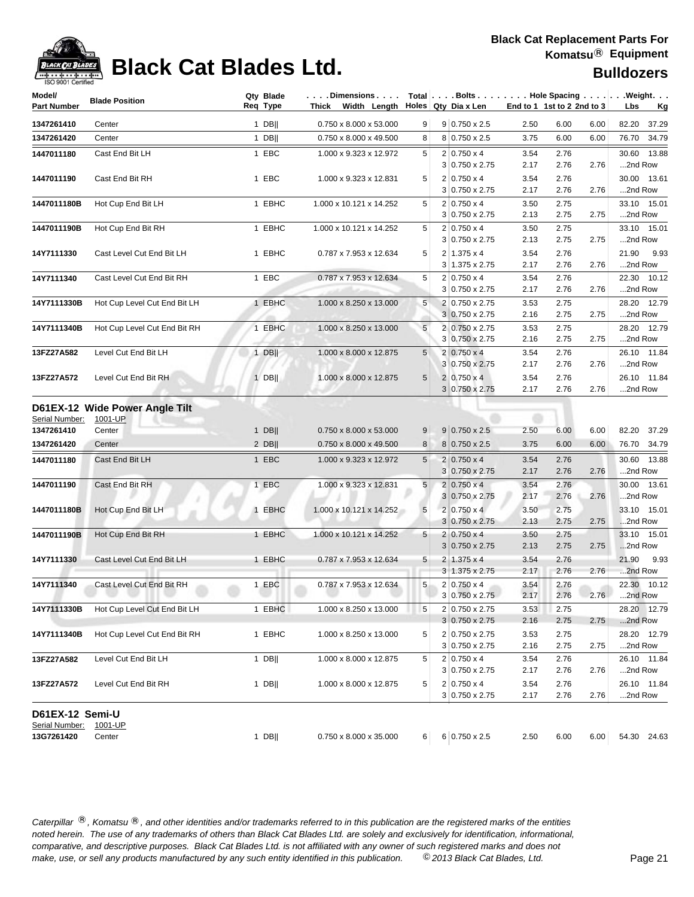# Black Cat Blades Ltd.

**Black Cat Replacement Parts For Komatsu® Equipment**

**Bulldozers**

| Model/ Part Number | Blade Position | Qty Req | Blade Type | Dimensions Thick x Width x Length | Total Holes | Bolts Qty | Bolts Dia x Len | Hole Spacing End to 1 | Hole Spacing 1st to 2 | Hole Spacing 2nd to 3 | Weight Lbs | Weight Kg |
|---|---|---|---|---|---|---|---|---|---|---|---|---|
| 1347261410 | Center | 1 | DB‖ | 0.750 x 8.000 x 53.000 | 9 | 9 | 0.750 x 2.5 | 2.50 | 6.00 | 6.00 | 82.20 | 37.29 |
| 1347261420 | Center | 1 | DB‖ | 0.750 x 8.000 x 49.500 | 8 | 8 | 0.750 x 2.5 | 3.75 | 6.00 | 6.00 | 76.70 | 34.79 |
| 1447011180 | Cast End Bit LH | 1 | EBC | 1.000 x 9.323 x 12.972 | 5 | 2 | 0.750 x 4 | 3.54 | 2.76 | | 30.60 | 13.88 |
| | | | | | | 3 | 0.750 x 2.75 | 2.17 | 2.76 | 2.76 | ...2nd Row | |
| 1447011190 | Cast End Bit RH | 1 | EBC | 1.000 x 9.323 x 12.831 | 5 | 2 | 0.750 x 4 | 3.54 | 2.76 | | 30.00 | 13.61 |
| | | | | | | 3 | 0.750 x 2.75 | 2.17 | 2.76 | 2.76 | ...2nd Row | |
| 1447011180B | Hot Cup End Bit LH | 1 | EBHC | 1.000 x 10.121 x 14.252 | 5 | 2 | 0.750 x 4 | 3.50 | 2.75 | | 33.10 | 15.01 |
| | | | | | | 3 | 0.750 x 2.75 | 2.13 | 2.75 | 2.75 | ...2nd Row | |
| 1447011190B | Hot Cup End Bit RH | 1 | EBHC | 1.000 x 10.121 x 14.252 | 5 | 2 | 0.750 x 4 | 3.50 | 2.75 | | 33.10 | 15.01 |
| | | | | | | 3 | 0.750 x 2.75 | 2.13 | 2.75 | 2.75 | ...2nd Row | |
| 14Y7111330 | Cast Level Cut End Bit LH | 1 | EBHC | 0.787 x 7.953 x 12.634 | 5 | 2 | 1.375 x 4 | 3.54 | 2.76 | | 21.90 | 9.93 |
| | | | | | | 3 | 1.375 x 2.75 | 2.17 | 2.76 | 2.76 | ...2nd Row | |
| 14Y7111340 | Cast Level Cut End Bit RH | 1 | EBC | 0.787 x 7.953 x 12.634 | 5 | 2 | 0.750 x 4 | 3.54 | 2.76 | | 22.30 | 10.12 |
| | | | | | | 3 | 0.750 x 2.75 | 2.17 | 2.76 | 2.76 | ...2nd Row | |
| 14Y7111330B | Hot Cup Level Cut End Bit LH | 1 | EBHC | 1.000 x 8.250 x 13.000 | 5 | 2 | 0.750 x 2.75 | 3.53 | 2.75 | | 28.20 | 12.79 |
| | | | | | | 3 | 0.750 x 2.75 | 2.16 | 2.75 | 2.75 | ...2nd Row | |
| 14Y7111340B | Hot Cup Level Cut End Bit RH | 1 | EBHC | 1.000 x 8.250 x 13.000 | 5 | 2 | 0.750 x 2.75 | 3.53 | 2.75 | | 28.20 | 12.79 |
| | | | | | | 3 | 0.750 x 2.75 | 2.16 | 2.75 | 2.75 | ...2nd Row | |
| 13FZ27A582 | Level Cut End Bit LH | 1 | DB‖ | 1.000 x 8.000 x 12.875 | 5 | 2 | 0.750 x 4 | 3.54 | 2.76 | | 26.10 | 11.84 |
| | | | | | | 3 | 0.750 x 2.75 | 2.17 | 2.76 | 2.76 | ...2nd Row | |
| 13FZ27A572 | Level Cut End Bit RH | 1 | DB‖ | 1.000 x 8.000 x 12.875 | 5 | 2 | 0.750 x 4 | 3.54 | 2.76 | | 26.10 | 11.84 |
| | | | | | | 3 | 0.750 x 2.75 | 2.17 | 2.76 | 2.76 | ...2nd Row | |

## D61EX-12 Wide Power Angle Tilt

Serial Number: 1001-UP

| Model/ Part Number | Blade Position | Qty Req | Blade Type | Dimensions Thick x Width x Length | Total Holes | Bolts Qty | Bolts Dia x Len | Hole Spacing End to 1 | Hole Spacing 1st to 2 | Hole Spacing 2nd to 3 | Weight Lbs | Weight Kg |
|---|---|---|---|---|---|---|---|---|---|---|---|---|
| 1347261410 | Center | 1 | DB‖ | 0.750 x 8.000 x 53.000 | 9 | 9 | 0.750 x 2.5 | 2.50 | 6.00 | 6.00 | 82.20 | 37.29 |
| 1347261420 | Center | 2 | DB‖ | 0.750 x 8.000 x 49.500 | 8 | 8 | 0.750 x 2.5 | 3.75 | 6.00 | 6.00 | 76.70 | 34.79 |
| 1447011180 | Cast End Bit LH | 1 | EBC | 1.000 x 9.323 x 12.972 | 5 | 2 | 0.750 x 4 | 3.54 | 2.76 | | 30.60 | 13.88 |
| | | | | | | 3 | 0.750 x 2.75 | 2.17 | 2.76 | 2.76 | ...2nd Row | |
| 1447011190 | Cast End Bit RH | 1 | EBC | 1.000 x 9.323 x 12.831 | 5 | 2 | 0.750 x 4 | 3.54 | 2.76 | | 30.00 | 13.61 |
| | | | | | | 3 | 0.750 x 2.75 | 2.17 | 2.76 | 2.76 | ...2nd Row | |
| 1447011180B | Hot Cup End Bit LH | 1 | EBHC | 1.000 x 10.121 x 14.252 | 5 | 2 | 0.750 x 4 | 3.50 | 2.75 | | 33.10 | 15.01 |
| | | | | | | 3 | 0.750 x 2.75 | 2.13 | 2.75 | 2.75 | ...2nd Row | |
| 1447011190B | Hot Cup End Bit RH | 1 | EBHC | 1.000 x 10.121 x 14.252 | 5 | 2 | 0.750 x 4 | 3.50 | 2.75 | | 33.10 | 15.01 |
| | | | | | | 3 | 0.750 x 2.75 | 2.13 | 2.75 | 2.75 | ...2nd Row | |
| 14Y7111330 | Cast Level Cut End Bit LH | 1 | EBHC | 0.787 x 7.953 x 12.634 | 5 | 2 | 1.375 x 4 | 3.54 | 2.76 | | 21.90 | 9.93 |
| | | | | | | 3 | 1.375 x 2.75 | 2.17 | 2.76 | 2.76 | ...2nd Row | |
| 14Y7111340 | Cast Level Cut End Bit RH | 1 | EBC | 0.787 x 7.953 x 12.634 | 5 | 2 | 0.750 x 4 | 3.54 | 2.76 | | 22.30 | 10.12 |
| | | | | | | 3 | 0.750 x 2.75 | 2.17 | 2.76 | 2.76 | ...2nd Row | |
| 14Y7111330B | Hot Cup Level Cut End Bit LH | 1 | EBHC | 1.000 x 8.250 x 13.000 | 5 | 2 | 0.750 x 2.75 | 3.53 | 2.75 | | 28.20 | 12.79 |
| | | | | | | 3 | 0.750 x 2.75 | 2.16 | 2.75 | 2.75 | ...2nd Row | |
| 14Y7111340B | Hot Cup Level Cut End Bit RH | 1 | EBHC | 1.000 x 8.250 x 13.000 | 5 | 2 | 0.750 x 2.75 | 3.53 | 2.75 | | 28.20 | 12.79 |
| | | | | | | 3 | 0.750 x 2.75 | 2.16 | 2.75 | 2.75 | ...2nd Row | |
| 13FZ27A582 | Level Cut End Bit LH | 1 | DB‖ | 1.000 x 8.000 x 12.875 | 5 | 2 | 0.750 x 4 | 3.54 | 2.76 | | 26.10 | 11.84 |
| | | | | | | 3 | 0.750 x 2.75 | 2.17 | 2.76 | 2.76 | ...2nd Row | |
| 13FZ27A572 | Level Cut End Bit RH | 1 | DB‖ | 1.000 x 8.000 x 12.875 | 5 | 2 | 0.750 x 4 | 3.54 | 2.76 | | 26.10 | 11.84 |
| | | | | | | 3 | 0.750 x 2.75 | 2.17 | 2.76 | 2.76 | ...2nd Row | |

## D61EX-12 Semi-U

Serial Number: 1001-UP

| Model/ Part Number | Blade Position | Qty Req | Blade Type | Dimensions Thick x Width x Length | Total Holes | Bolts Qty | Bolts Dia x Len | Hole Spacing End to 1 | Hole Spacing 1st to 2 | Hole Spacing 2nd to 3 | Weight Lbs | Weight Kg |
|---|---|---|---|---|---|---|---|---|---|---|---|---|
| 13G7261420 | Center | 1 | DB‖ | 0.750 x 8.000 x 35.000 | 6 | 6 | 0.750 x 2.5 | 2.50 | 6.00 | 6.00 | 54.30 | 24.63 |

*Caterpillar ®, Komatsu ®, and other identities and/or trademarks referred to in this publication are the registered marks of the entities noted herein. The use of any trademarks of others than Black Cat Blades Ltd. are solely and exclusively for identification, informational, comparative, and descriptive purposes. Black Cat Blades Ltd. is not affiliated with any owner of such registered marks and does not make, use, or sell any products manufactured by any such entity identified in this publication.* *© 2013 Black Cat Blades, Ltd.*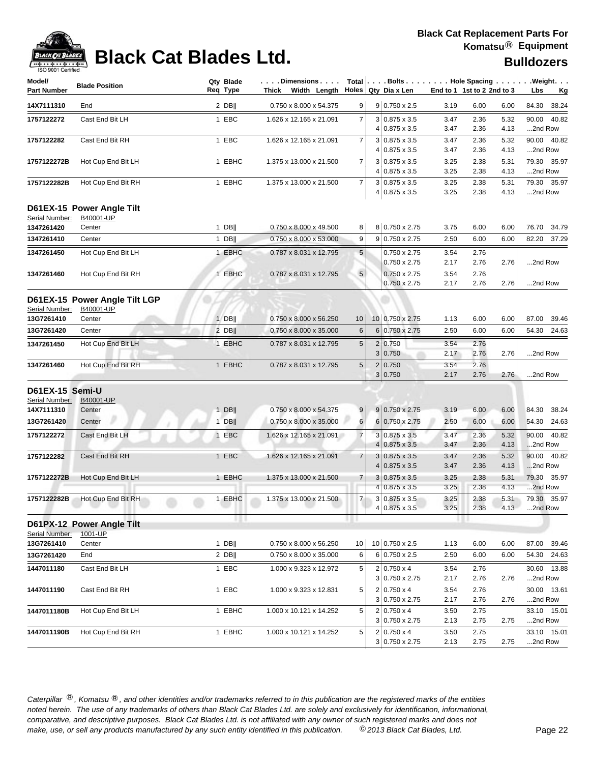# Black Cat Blades Ltd.

**Black Cat Replacement Parts For Komatsu® Equipment**

**Bulldozers**

| Model/ Part Number | Blade Position | Qty Req | Blade Type | Dimensions Thick x Width x Length | Total Holes | Bolts Qty | Bolts Dia x Len | Hole Spacing End to 1 | 1st to 2 | 2nd to 3 | Weight Lbs | Kg |
|---|---|---|---|---|---|---|---|---|---|---|---|---|
| 14X7111310 | End | 2 | DB\|\| | 0.750 x 8.000 x 54.375 | 9 | 9 | 0.750 x 2.5 | 3.19 | 6.00 | 6.00 | 84.30 | 38.24 |
| 1757122272 | Cast End Bit LH | 1 | EBC | 1.626 x 12.165 x 21.091 | 7 | 3 | 0.875 x 3.5 | 3.47 | 2.36 | 5.32 | 90.00 | 40.82 |
| | | | | | | 4 | 0.875 x 3.5 | 3.47 | 2.36 | 4.13 | ...2nd Row | |
| 1757122282 | Cast End Bit RH | 1 | EBC | 1.626 x 12.165 x 21.091 | 7 | 3 | 0.875 x 3.5 | 3.47 | 2.36 | 5.32 | 90.00 | 40.82 |
| | | | | | | 4 | 0.875 x 3.5 | 3.47 | 2.36 | 4.13 | ...2nd Row | |
| 1757122272B | Hot Cup End Bit LH | 1 | EBHC | 1.375 x 13.000 x 21.500 | 7 | 3 | 0.875 x 3.5 | 3.25 | 2.38 | 5.31 | 79.30 | 35.97 |
| | | | | | | 4 | 0.875 x 3.5 | 3.25 | 2.38 | 4.13 | ...2nd Row | |
| 1757122282B | Hot Cup End Bit RH | 1 | EBHC | 1.375 x 13.000 x 21.500 | 7 | 3 | 0.875 x 3.5 | 3.25 | 2.38 | 5.31 | 79.30 | 35.97 |
| | | | | | | 4 | 0.875 x 3.5 | 3.25 | 2.38 | 4.13 | ...2nd Row | |

## D61EX-15 Power Angle Tilt

Serial Number: B40001-UP

| Model/ Part Number | Blade Position | Qty Req | Blade Type | Dimensions Thick x Width x Length | Total Holes | Bolts Qty | Bolts Dia x Len | Hole Spacing End to 1 | 1st to 2 | 2nd to 3 | Weight Lbs | Kg |
|---|---|---|---|---|---|---|---|---|---|---|---|---|
| 1347261420 | Center | 1 | DB\|\| | 0.750 x 8.000 x 49.500 | 8 | 8 | 0.750 x 2.75 | 3.75 | 6.00 | 6.00 | 76.70 | 34.79 |
| 1347261410 | Center | 1 | DB\|\| | 0.750 x 8.000 x 53.000 | 9 | 9 | 0.750 x 2.75 | 2.50 | 6.00 | 6.00 | 82.20 | 37.29 |
| 1347261450 | Hot Cup End Bit LH | 1 | EBHC | 0.787 x 8.031 x 12.795 | 5 | | 0.750 x 2.75 | 3.54 | 2.76 | | | |
| | | | | | | | 0.750 x 2.75 | 2.17 | 2.76 | 2.76 | ...2nd Row | |
| 1347261460 | Hot Cup End Bit RH | 1 | EBHC | 0.787 x 8.031 x 12.795 | 5 | | 0.750 x 2.75 | 3.54 | 2.76 | | | |
| | | | | | | | 0.750 x 2.75 | 2.17 | 2.76 | 2.76 | ...2nd Row | |

## D61EX-15 Power Angle Tilt LGP

Serial Number: B40001-UP

| Model/ Part Number | Blade Position | Qty Req | Blade Type | Dimensions Thick x Width x Length | Total Holes | Bolts Qty | Bolts Dia x Len | Hole Spacing End to 1 | 1st to 2 | 2nd to 3 | Weight Lbs | Kg |
|---|---|---|---|---|---|---|---|---|---|---|---|---|
| 13G7261410 | Center | 1 | DB\|\| | 0.750 x 8.000 x 56.250 | 10 | 10 | 0.750 x 2.75 | 1.13 | 6.00 | 6.00 | 87.00 | 39.46 |
| 13G7261420 | Center | 2 | DB\|\| | 0.750 x 8.000 x 35.000 | 6 | 6 | 0.750 x 2.75 | 2.50 | 6.00 | 6.00 | 54.30 | 24.63 |
| 1347261450 | Hot Cup End Bit LH | 1 | EBHC | 0.787 x 8.031 x 12.795 | 5 | 2 | 0.750 | 3.54 | 2.76 | | | |
| | | | | | | 3 | 0.750 | 2.17 | 2.76 | 2.76 | ...2nd Row | |
| 1347261460 | Hot Cup End Bit RH | 1 | EBHC | 0.787 x 8.031 x 12.795 | 5 | 2 | 0.750 | 3.54 | 2.76 | | | |
| | | | | | | 3 | 0.750 | 2.17 | 2.76 | 2.76 | ...2nd Row | |

## D61EX-15 Semi-U

Serial Number: B40001-UP

| Model/ Part Number | Blade Position | Qty Req | Blade Type | Dimensions Thick x Width x Length | Total Holes | Bolts Qty | Bolts Dia x Len | Hole Spacing End to 1 | 1st to 2 | 2nd to 3 | Weight Lbs | Kg |
|---|---|---|---|---|---|---|---|---|---|---|---|---|
| 14X7111310 | Center | 1 | DB\|\| | 0.750 x 8.000 x 54.375 | 9 | 9 | 0.750 x 2.75 | 3.19 | 6.00 | 6.00 | 84.30 | 38.24 |
| 13G7261420 | Center | 1 | DB\|\| | 0.750 x 8.000 x 35.000 | 6 | 6 | 0.750 x 2.75 | 2.50 | 6.00 | 6.00 | 54.30 | 24.63 |
| 1757122272 | Cast End Bit LH | 1 | EBC | 1.626 x 12.165 x 21.091 | 7 | 3 | 0.875 x 3.5 | 3.47 | 2.36 | 5.32 | 90.00 | 40.82 |
| | | | | | | 4 | 0.875 x 3.5 | 3.47 | 2.36 | 4.13 | ...2nd Row | |
| 1757122282 | Cast End Bit RH | 1 | EBC | 1.626 x 12.165 x 21.091 | 7 | 3 | 0.875 x 3.5 | 3.47 | 2.36 | 5.32 | 90.00 | 40.82 |
| | | | | | | 4 | 0.875 x 3.5 | 3.47 | 2.36 | 4.13 | ...2nd Row | |
| 1757122272B | Hot Cup End Bit LH | 1 | EBHC | 1.375 x 13.000 x 21.500 | 7 | 3 | 0.875 x 3.5 | 3.25 | 2.38 | 5.31 | 79.30 | 35.97 |
| | | | | | | 4 | 0.875 x 3.5 | 3.25 | 2.38 | 4.13 | ...2nd Row | |
| 1757122282B | Hot Cup End Bit RH | 1 | EBHC | 1.375 x 13.000 x 21.500 | 7 | 3 | 0.875 x 3.5 | 3.25 | 2.38 | 5.31 | 79.30 | 35.97 |
| | | | | | | 4 | 0.875 x 3.5 | 3.25 | 2.38 | 4.13 | ...2nd Row | |

## D61PX-12 Power Angle Tilt

Serial Number: 1001-UP

| Model/ Part Number | Blade Position | Qty Req | Blade Type | Dimensions Thick x Width x Length | Total Holes | Bolts Qty | Bolts Dia x Len | Hole Spacing End to 1 | 1st to 2 | 2nd to 3 | Weight Lbs | Kg |
|---|---|---|---|---|---|---|---|---|---|---|---|---|
| 13G7261410 | Center | 1 | DB\|\| | 0.750 x 8.000 x 56.250 | 10 | 10 | 0.750 x 2.5 | 1.13 | 6.00 | 6.00 | 87.00 | 39.46 |
| 13G7261420 | End | 2 | DB\|\| | 0.750 x 8.000 x 35.000 | 6 | 6 | 0.750 x 2.5 | 2.50 | 6.00 | 6.00 | 54.30 | 24.63 |
| 1447011180 | Cast End Bit LH | 1 | EBC | 1.000 x 9.323 x 12.972 | 5 | 2 | 0.750 x 4 | 3.54 | 2.76 | | 30.60 | 13.88 |
| | | | | | | 3 | 0.750 x 2.75 | 2.17 | 2.76 | 2.76 | ...2nd Row | |
| 1447011190 | Cast End Bit RH | 1 | EBC | 1.000 x 9.323 x 12.831 | 5 | 2 | 0.750 x 4 | 3.54 | 2.76 | | 30.00 | 13.61 |
| | | | | | | 3 | 0.750 x 2.75 | 2.17 | 2.76 | 2.76 | ...2nd Row | |
| 1447011180B | Hot Cup End Bit LH | 1 | EBHC | 1.000 x 10.121 x 14.252 | 5 | 2 | 0.750 x 4 | 3.50 | 2.75 | | 33.10 | 15.01 |
| | | | | | | 3 | 0.750 x 2.75 | 2.13 | 2.75 | 2.75 | ...2nd Row | |
| 1447011190B | Hot Cup End Bit RH | 1 | EBHC | 1.000 x 10.121 x 14.252 | 5 | 2 | 0.750 x 4 | 3.50 | 2.75 | | 33.10 | 15.01 |
| | | | | | | 3 | 0.750 x 2.75 | 2.13 | 2.75 | 2.75 | ...2nd Row | |

*Caterpillar ®, Komatsu ®, and other identities and/or trademarks referred to in this publication are the registered marks of the entities noted herein. The use of any trademarks of others than Black Cat Blades Ltd. are solely and exclusively for identification, informational, comparative, and descriptive purposes. Black Cat Blades Ltd. is not affiliated with any owner of such registered marks and does not make, use, or sell any products manufactured by any such entity identified in this publication. © 2013 Black Cat Blades, Ltd.*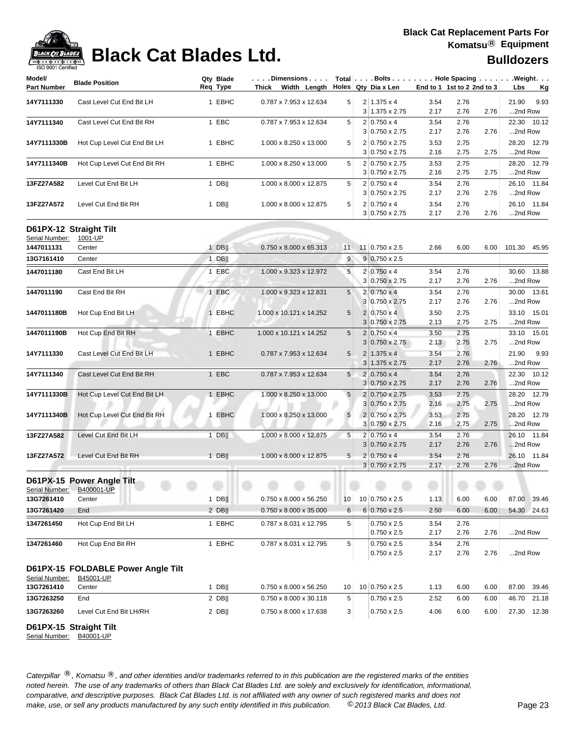# Black Cat Blades Ltd.

**Black Cat Replacement Parts For Komatsu® Equipment**

**Bulldozers**

| Model/ Part Number | Blade Position | Qty Req | Blade Type | Dimensions Thick x Width x Length | Total Holes | Bolts Qty | Dia x Len | Hole Spacing End to 1 | 1st to 2 | 2nd to 3 | Weight Lbs | Kg |
|---|---|---|---|---|---|---|---|---|---|---|---|---|
| 14Y7111330 | Cast Level Cut End Bit LH | 1 | EBHC | 0.787 x 7.953 x 12.634 | 5 | 2 | 1.375 x 4 | 3.54 | 2.76 | | 21.90 | 9.93 |
| | | | | | | 3 | 1.375 x 2.75 | 2.17 | 2.76 | 2.76 | ...2nd Row | |
| 14Y7111340 | Cast Level Cut End Bit RH | 1 | EBC | 0.787 x 7.953 x 12.634 | 5 | 2 | 0.750 x 4 | 3.54 | 2.76 | | 22.30 | 10.12 |
| | | | | | | 3 | 0.750 x 2.75 | 2.17 | 2.76 | 2.76 | ...2nd Row | |
| 14Y7111330B | Hot Cup Level Cut End Bit LH | 1 | EBHC | 1.000 x 8.250 x 13.000 | 5 | 2 | 0.750 x 2.75 | 3.53 | 2.75 | | 28.20 | 12.79 |
| | | | | | | 3 | 0.750 x 2.75 | 2.16 | 2.75 | 2.75 | ...2nd Row | |
| 14Y7111340B | Hot Cup Level Cut End Bit RH | 1 | EBHC | 1.000 x 8.250 x 13.000 | 5 | 2 | 0.750 x 2.75 | 3.53 | 2.75 | | 28.20 | 12.79 |
| | | | | | | 3 | 0.750 x 2.75 | 2.16 | 2.75 | 2.75 | ...2nd Row | |
| 13FZ27A582 | Level Cut End Bit LH | 1 | DB‖ | 1.000 x 8.000 x 12.875 | 5 | 2 | 0.750 x 4 | 3.54 | 2.76 | | 26.10 | 11.84 |
| | | | | | | 3 | 0.750 x 2.75 | 2.17 | 2.76 | 2.76 | ...2nd Row | |
| 13FZ27A572 | Level Cut End Bit RH | 1 | DB‖ | 1.000 x 8.000 x 12.875 | 5 | 2 | 0.750 x 4 | 3.54 | 2.76 | | 26.10 | 11.84 |
| | | | | | | 3 | 0.750 x 2.75 | 2.17 | 2.76 | 2.76 | ...2nd Row | |

## D61PX-12 Straight Tilt

Serial Number: 1001-UP

| Model/ Part Number | Blade Position | Qty Req | Blade Type | Dimensions Thick x Width x Length | Total Holes | Bolts Qty | Dia x Len | Hole Spacing End to 1 | 1st to 2 | 2nd to 3 | Weight Lbs | Kg |
|---|---|---|---|---|---|---|---|---|---|---|---|---|
| 1447011131 | Center | 1 | DB‖ | 0.750 x 8.000 x 65.313 | 11 | 11 | 0.750 x 2.5 | 2.66 | 6.00 | 6.00 | 101.30 | 45.95 |
| 13G7161410 | Center | 1 | DB‖ | | 9 | 9 | 0.750 x 2.5 | | | | | |
| 1447011180 | Cast End Bit LH | 1 | EBC | 1.000 x 9.323 x 12.972 | 5 | 2 | 0.750 x 4 | 3.54 | 2.76 | | 30.60 | 13.88 |
| | | | | | | 3 | 0.750 x 2.75 | 2.17 | 2.76 | 2.76 | ...2nd Row | |
| 1447011190 | Cast End Bit RH | 1 | EBC | 1.000 x 9.323 x 12.831 | 5 | 2 | 0.750 x 4 | 3.54 | 2.76 | | 30.00 | 13.61 |
| | | | | | | 3 | 0.750 x 2.75 | 2.17 | 2.76 | 2.76 | ...2nd Row | |
| 1447011180B | Hot Cup End Bit LH | 1 | EBHC | 1.000 x 10.121 x 14.252 | 5 | 2 | 0.750 x 4 | 3.50 | 2.75 | | 33.10 | 15.01 |
| | | | | | | 3 | 0.750 x 2.75 | 2.13 | 2.75 | 2.75 | ...2nd Row | |
| 1447011190B | Hot Cup End Bit RH | 1 | EBHC | 1.000 x 10.121 x 14.252 | 5 | 2 | 0.750 x 4 | 3.50 | 2.75 | | 33.10 | 15.01 |
| | | | | | | 3 | 0.750 x 2.75 | 2.13 | 2.75 | 2.75 | ...2nd Row | |
| 14Y7111330 | Cast Level Cut End Bit LH | 1 | EBHC | 0.787 x 7.953 x 12.634 | 5 | 2 | 1.375 x 4 | 3.54 | 2.76 | | 21.90 | 9.93 |
| | | | | | | 3 | 1.375 x 2.75 | 2.17 | 2.76 | 2.76 | ...2nd Row | |
| 14Y7111340 | Cast Level Cut End Bit RH | 1 | EBC | 0.787 x 7.953 x 12.634 | 5 | 2 | 0.750 x 4 | 3.54 | 2.76 | | 22.30 | 10.12 |
| | | | | | | 3 | 0.750 x 2.75 | 2.17 | 2.76 | 2.76 | ...2nd Row | |
| 14Y7111330B | Hot Cup Level Cut End Bit LH | 1 | EBHC | 1.000 x 8.250 x 13.000 | 5 | 2 | 0.750 x 2.75 | 3.53 | 2.75 | | 28.20 | 12.79 |
| | | | | | | 3 | 0.750 x 2.75 | 2.16 | 2.75 | 2.75 | ...2nd Row | |
| 14Y7111340B | Hot Cup Level Cut End Bit RH | 1 | EBHC | 1.000 x 8.250 x 13.000 | 5 | 2 | 0.750 x 2.75 | 3.53 | 2.75 | | 28.20 | 12.79 |
| | | | | | | 3 | 0.750 x 2.75 | 2.16 | 2.75 | 2.75 | ...2nd Row | |
| 13FZ27A582 | Level Cut End Bit LH | 1 | DB‖ | 1.000 x 8.000 x 12.875 | 5 | 2 | 0.750 x 4 | 3.54 | 2.76 | | 26.10 | 11.84 |
| | | | | | | 3 | 0.750 x 2.75 | 2.17 | 2.76 | 2.76 | ...2nd Row | |
| 13FZ27A572 | Level Cut End Bit RH | 1 | DB‖ | 1.000 x 8.000 x 12.875 | 5 | 2 | 0.750 x 4 | 3.54 | 2.76 | | 26.10 | 11.84 |
| | | | | | | 3 | 0.750 x 2.75 | 2.17 | 2.76 | 2.76 | ...2nd Row | |

## D61PX-15 Power Angle Tilt

Serial Number: B400001-UP

| Model/ Part Number | Blade Position | Qty Req | Blade Type | Dimensions Thick x Width x Length | Total Holes | Bolts Qty | Dia x Len | Hole Spacing End to 1 | 1st to 2 | 2nd to 3 | Weight Lbs | Kg |
|---|---|---|---|---|---|---|---|---|---|---|---|---|
| 13G7261410 | Center | 1 | DB‖ | 0.750 x 8.000 x 56.250 | 10 | 10 | 0.750 x 2.5 | 1.13 | 6.00 | 6.00 | 87.00 | 39.46 |
| 13G7261420 | End | 2 | DB‖ | 0.750 x 8.000 x 35.000 | 6 | 6 | 0.750 x 2.5 | 2.50 | 6.00 | 6.00 | 54.30 | 24.63 |
| 1347261450 | Hot Cup End Bit LH | 1 | EBHC | 0.787 x 8.031 x 12.795 | 5 | | 0.750 x 2.5 | 3.54 | 2.76 | | | |
| | | | | | | | 0.750 x 2.5 | 2.17 | 2.76 | 2.76 | ...2nd Row | |
| 1347261460 | Hot Cup End Bit RH | 1 | EBHC | 0.787 x 8.031 x 12.795 | 5 | | 0.750 x 2.5 | 3.54 | 2.76 | | | |
| | | | | | | | 0.750 x 2.5 | 2.17 | 2.76 | 2.76 | ...2nd Row | |

## D61PX-15 FOLDABLE Power Angle Tilt

Serial Number: B45001-UP

| Model/ Part Number | Blade Position | Qty Req | Blade Type | Dimensions Thick x Width x Length | Total Holes | Bolts Qty | Dia x Len | Hole Spacing End to 1 | 1st to 2 | 2nd to 3 | Weight Lbs | Kg |
|---|---|---|---|---|---|---|---|---|---|---|---|---|
| 13G7261410 | Center | 1 | DB‖ | 0.750 x 8.000 x 56.250 | 10 | 10 | 0.750 x 2.5 | 1.13 | 6.00 | 6.00 | 87.00 | 39.46 |
| 13G7263250 | End | 2 | DB‖ | 0.750 x 8.000 x 30.118 | 5 | | 0.750 x 2.5 | 2.52 | 6.00 | 6.00 | 46.70 | 21.18 |
| 13G7263260 | Level Cut End Bit LH/RH | 2 | DB‖ | 0.750 x 8.000 x 17.638 | 3 | | 0.750 x 2.5 | 4.06 | 6.00 | 6.00 | 27.30 | 12.38 |

## D61PX-15 Straight Tilt

Serial Number: B40001-UP

*Caterpillar ®, Komatsu ®, and other identities and/or trademarks referred to in this publication are the registered marks of the entities noted herein. The use of any trademarks of others than Black Cat Blades Ltd. are solely and exclusively for identification, informational, comparative, and descriptive purposes. Black Cat Blades Ltd. is not affiliated with any owner of such registered marks and does not make, use, or sell any products manufactured by any such entity identified in this publication. © 2013 Black Cat Blades, Ltd.*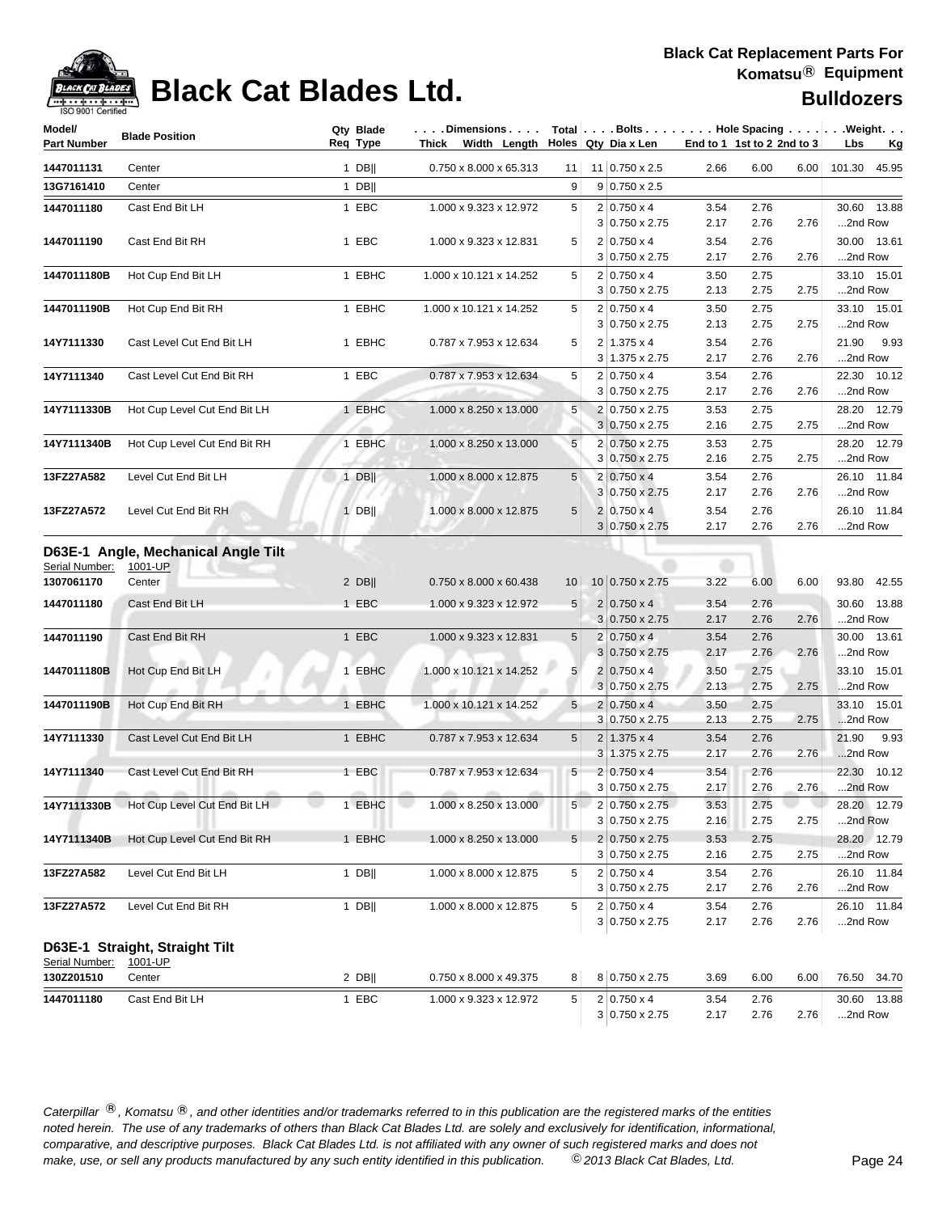# Black Cat Blades Ltd.

**Black Cat Replacement Parts For Komatsu® Equipment**

**Bulldozers**

| Model/ Part Number | Blade Position | Qty Req | Blade Type | Dimensions Thick x Width x Length | Total Holes | Bolts Qty | Dia x Len | Hole Spacing End to 1 | 1st to 2 | 2nd to 3 | Weight Lbs | Kg |
|---|---|---|---|---|---|---|---|---|---|---|---|---|
| 1447011131 | Center | 1 | DB‖ | 0.750 x 8.000 x 65.313 | 11 | 11 | 0.750 x 2.5 | 2.66 | 6.00 | 6.00 | 101.30 | 45.95 |
| 13G7161410 | Center | 1 | DB‖ | | 9 | 9 | 0.750 x 2.5 | | | | | |
| 1447011180 | Cast End Bit LH | 1 | EBC | 1.000 x 9.323 x 12.972 | 5 | 2 | 0.750 x 4 | 3.54 | 2.76 | | 30.60 | 13.88 |
| | | | | | | 3 | 0.750 x 2.75 | 2.17 | 2.76 | 2.76 | ...2nd Row | |
| 1447011190 | Cast End Bit RH | 1 | EBC | 1.000 x 9.323 x 12.831 | 5 | 2 | 0.750 x 4 | 3.54 | 2.76 | | 30.00 | 13.61 |
| | | | | | | 3 | 0.750 x 2.75 | 2.17 | 2.76 | 2.76 | ...2nd Row | |
| 1447011180B | Hot Cup End Bit LH | 1 | EBHC | 1.000 x 10.121 x 14.252 | 5 | 2 | 0.750 x 4 | 3.50 | 2.75 | | 33.10 | 15.01 |
| | | | | | | 3 | 0.750 x 2.75 | 2.13 | 2.75 | 2.75 | ...2nd Row | |
| 1447011190B | Hot Cup End Bit RH | 1 | EBHC | 1.000 x 10.121 x 14.252 | 5 | 2 | 0.750 x 4 | 3.50 | 2.75 | | 33.10 | 15.01 |
| | | | | | | 3 | 0.750 x 2.75 | 2.13 | 2.75 | 2.75 | ...2nd Row | |
| 14Y7111330 | Cast Level Cut End Bit LH | 1 | EBHC | 0.787 x 7.953 x 12.634 | 5 | 2 | 1.375 x 4 | 3.54 | 2.76 | | 21.90 | 9.93 |
| | | | | | | 3 | 1.375 x 2.75 | 2.17 | 2.76 | 2.76 | ...2nd Row | |
| 14Y7111340 | Cast Level Cut End Bit RH | 1 | EBC | 0.787 x 7.953 x 12.634 | 5 | 2 | 0.750 x 4 | 3.54 | 2.76 | | 22.30 | 10.12 |
| | | | | | | 3 | 0.750 x 2.75 | 2.17 | 2.76 | 2.76 | ...2nd Row | |
| 14Y7111330B | Hot Cup Level Cut End Bit LH | 1 | EBHC | 1.000 x 8.250 x 13.000 | 5 | 2 | 0.750 x 2.75 | 3.53 | 2.75 | | 28.20 | 12.79 |
| | | | | | | 3 | 0.750 x 2.75 | 2.16 | 2.75 | 2.75 | ...2nd Row | |
| 14Y7111340B | Hot Cup Level Cut End Bit RH | 1 | EBHC | 1.000 x 8.250 x 13.000 | 5 | 2 | 0.750 x 2.75 | 3.53 | 2.75 | | 28.20 | 12.79 |
| | | | | | | 3 | 0.750 x 2.75 | 2.16 | 2.75 | 2.75 | ...2nd Row | |
| 13FZ27A582 | Level Cut End Bit LH | 1 | DB‖ | 1.000 x 8.000 x 12.875 | 5 | 2 | 0.750 x 4 | 3.54 | 2.76 | | 26.10 | 11.84 |
| | | | | | | 3 | 0.750 x 2.75 | 2.17 | 2.76 | 2.76 | ...2nd Row | |
| 13FZ27A572 | Level Cut End Bit RH | 1 | DB‖ | 1.000 x 8.000 x 12.875 | 5 | 2 | 0.750 x 4 | 3.54 | 2.76 | | 26.10 | 11.84 |
| | | | | | | 3 | 0.750 x 2.75 | 2.17 | 2.76 | 2.76 | ...2nd Row | |

## D63E-1 Angle, Mechanical Angle Tilt

Serial Number: 1001-UP

| Model/ Part Number | Blade Position | Qty Req | Blade Type | Dimensions Thick x Width x Length | Total Holes | Bolts Qty | Dia x Len | Hole Spacing End to 1 | 1st to 2 | 2nd to 3 | Weight Lbs | Kg |
|---|---|---|---|---|---|---|---|---|---|---|---|---|
| 1307061170 | Center | 2 | DB‖ | 0.750 x 8.000 x 60.438 | 10 | 10 | 0.750 x 2.75 | 3.22 | 6.00 | 6.00 | 93.80 | 42.55 |
| 1447011180 | Cast End Bit LH | 1 | EBC | 1.000 x 9.323 x 12.972 | 5 | 2 | 0.750 x 4 | 3.54 | 2.76 | | 30.60 | 13.88 |
| | | | | | | 3 | 0.750 x 2.75 | 2.17 | 2.76 | 2.76 | ...2nd Row | |
| 1447011190 | Cast End Bit RH | 1 | EBC | 1.000 x 9.323 x 12.831 | 5 | 2 | 0.750 x 4 | 3.54 | 2.76 | | 30.00 | 13.61 |
| | | | | | | 3 | 0.750 x 2.75 | 2.17 | 2.76 | 2.76 | ...2nd Row | |
| 1447011180B | Hot Cup End Bit LH | 1 | EBHC | 1.000 x 10.121 x 14.252 | 5 | 2 | 0.750 x 4 | 3.50 | 2.75 | | 33.10 | 15.01 |
| | | | | | | 3 | 0.750 x 2.75 | 2.13 | 2.75 | 2.75 | ...2nd Row | |
| 1447011190B | Hot Cup End Bit RH | 1 | EBHC | 1.000 x 10.121 x 14.252 | 5 | 2 | 0.750 x 4 | 3.50 | 2.75 | | 33.10 | 15.01 |
| | | | | | | 3 | 0.750 x 2.75 | 2.13 | 2.75 | 2.75 | ...2nd Row | |
| 14Y7111330 | Cast Level Cut End Bit LH | 1 | EBHC | 0.787 x 7.953 x 12.634 | 5 | 2 | 1.375 x 4 | 3.54 | 2.76 | | 21.90 | 9.93 |
| | | | | | | 3 | 1.375 x 2.75 | 2.17 | 2.76 | 2.76 | ...2nd Row | |
| 14Y7111340 | Cast Level Cut End Bit RH | 1 | EBC | 0.787 x 7.953 x 12.634 | 5 | 2 | 0.750 x 4 | 3.54 | 2.76 | | 22.30 | 10.12 |
| | | | | | | 3 | 0.750 x 2.75 | 2.17 | 2.76 | 2.76 | ...2nd Row | |
| 14Y7111330B | Hot Cup Level Cut End Bit LH | 1 | EBHC | 1.000 x 8.250 x 13.000 | 5 | 2 | 0.750 x 2.75 | 3.53 | 2.75 | | 28.20 | 12.79 |
| | | | | | | 3 | 0.750 x 2.75 | 2.16 | 2.75 | 2.75 | ...2nd Row | |
| 14Y7111340B | Hot Cup Level Cut End Bit RH | 1 | EBHC | 1.000 x 8.250 x 13.000 | 5 | 2 | 0.750 x 2.75 | 3.53 | 2.75 | | 28.20 | 12.79 |
| | | | | | | 3 | 0.750 x 2.75 | 2.16 | 2.75 | 2.75 | ...2nd Row | |
| 13FZ27A582 | Level Cut End Bit LH | 1 | DB‖ | 1.000 x 8.000 x 12.875 | 5 | 2 | 0.750 x 4 | 3.54 | 2.76 | | 26.10 | 11.84 |
| | | | | | | 3 | 0.750 x 2.75 | 2.17 | 2.76 | 2.76 | ...2nd Row | |
| 13FZ27A572 | Level Cut End Bit RH | 1 | DB‖ | 1.000 x 8.000 x 12.875 | 5 | 2 | 0.750 x 4 | 3.54 | 2.76 | | 26.10 | 11.84 |
| | | | | | | 3 | 0.750 x 2.75 | 2.17 | 2.76 | 2.76 | ...2nd Row | |

## D63E-1 Straight, Straight Tilt

Serial Number: 1001-UP

| Model/ Part Number | Blade Position | Qty Req | Blade Type | Dimensions Thick x Width x Length | Total Holes | Bolts Qty | Dia x Len | Hole Spacing End to 1 | 1st to 2 | 2nd to 3 | Weight Lbs | Kg |
|---|---|---|---|---|---|---|---|---|---|---|---|---|
| 130Z201510 | Center | 2 | DB‖ | 0.750 x 8.000 x 49.375 | 8 | 8 | 0.750 x 2.75 | 3.69 | 6.00 | 6.00 | 76.50 | 34.70 |
| 1447011180 | Cast End Bit LH | 1 | EBC | 1.000 x 9.323 x 12.972 | 5 | 2 | 0.750 x 4 | 3.54 | 2.76 | | 30.60 | 13.88 |
| | | | | | | 3 | 0.750 x 2.75 | 2.17 | 2.76 | 2.76 | ...2nd Row | |

*Caterpillar ®, Komatsu ®, and other identities and/or trademarks referred to in this publication are the registered marks of the entities noted herein. The use of any trademarks of others than Black Cat Blades Ltd. are solely and exclusively for identification, informational, comparative, and descriptive purposes. Black Cat Blades Ltd. is not affiliated with any owner of such registered marks and does not make, use, or sell any products manufactured by any such entity identified in this publication. © 2013 Black Cat Blades, Ltd.*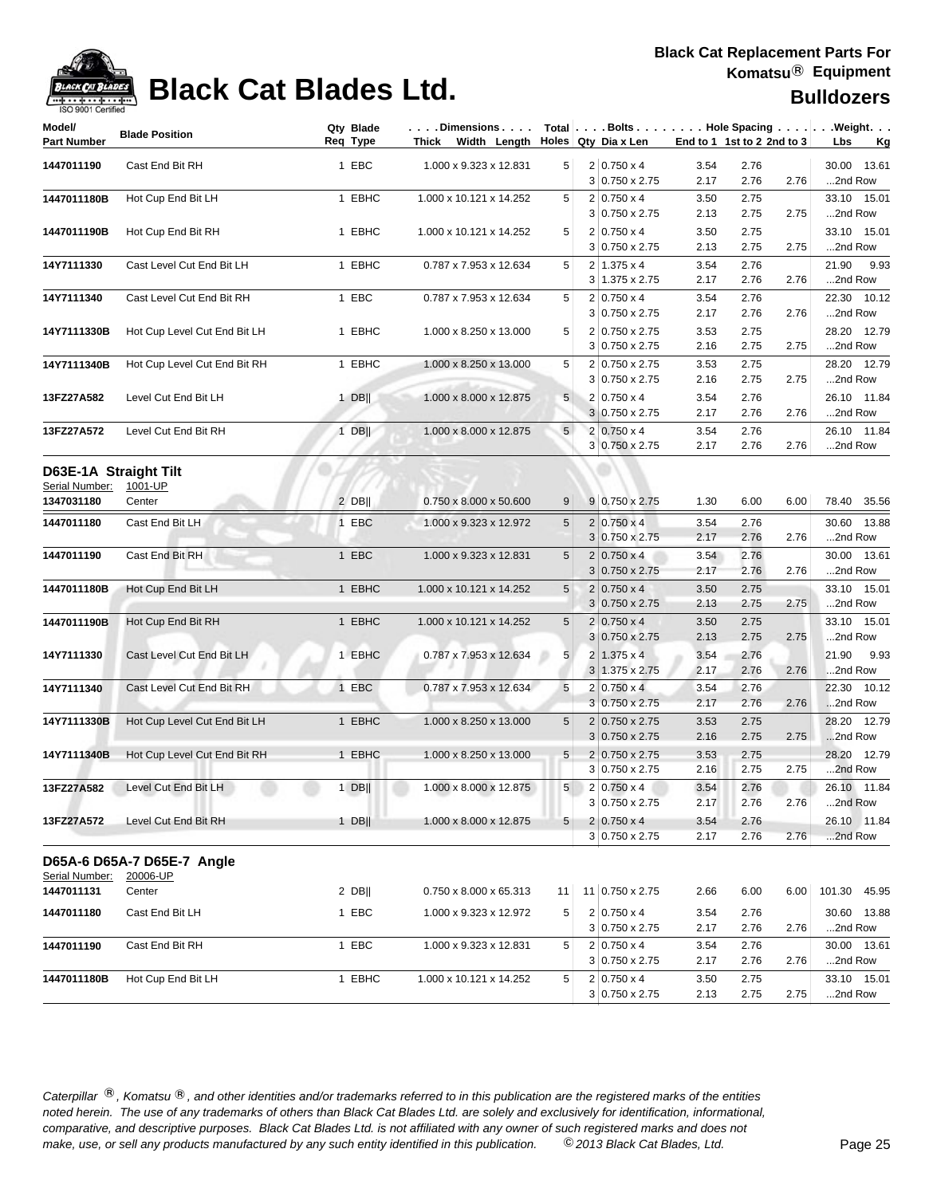# Black Cat Blades Ltd.

**Black Cat Replacement Parts For Komatsu® Equipment**

**Bulldozers**

| Model/ Part Number | Blade Position | Qty Req | Blade Type | Dimensions Thick x Width x Length | Total Holes | Qty | Bolts Dia x Len | End to 1 | 1st to 2 | 2nd to 3 | Weight Lbs | Weight Kg |
|---|---|---|---|---|---|---|---|---|---|---|---|---|
| 1447011190 | Cast End Bit RH | 1 | EBC | 1.000 x 9.323 x 12.831 | 5 | 2 | 0.750 x 4 | 3.54 | 2.76 | | 30.00 | 13.61 |
| | | | | | | 3 | 0.750 x 2.75 | 2.17 | 2.76 | 2.76 | ...2nd Row | |
| 1447011180B | Hot Cup End Bit LH | 1 | EBHC | 1.000 x 10.121 x 14.252 | 5 | 2 | 0.750 x 4 | 3.50 | 2.75 | | 33.10 | 15.01 |
| | | | | | | 3 | 0.750 x 2.75 | 2.13 | 2.75 | 2.75 | ...2nd Row | |
| 1447011190B | Hot Cup End Bit RH | 1 | EBHC | 1.000 x 10.121 x 14.252 | 5 | 2 | 0.750 x 4 | 3.50 | 2.75 | | 33.10 | 15.01 |
| | | | | | | 3 | 0.750 x 2.75 | 2.13 | 2.75 | 2.75 | ...2nd Row | |
| 14Y7111330 | Cast Level Cut End Bit LH | 1 | EBHC | 0.787 x 7.953 x 12.634 | 5 | 2 | 1.375 x 4 | 3.54 | 2.76 | | 21.90 | 9.93 |
| | | | | | | 3 | 1.375 x 2.75 | 2.17 | 2.76 | 2.76 | ...2nd Row | |
| 14Y7111340 | Cast Level Cut End Bit RH | 1 | EBC | 0.787 x 7.953 x 12.634 | 5 | 2 | 0.750 x 4 | 3.54 | 2.76 | | 22.30 | 10.12 |
| | | | | | | 3 | 0.750 x 2.75 | 2.17 | 2.76 | 2.76 | ...2nd Row | |
| 14Y7111330B | Hot Cup Level Cut End Bit LH | 1 | EBHC | 1.000 x 8.250 x 13.000 | 5 | 2 | 0.750 x 2.75 | 3.53 | 2.75 | | 28.20 | 12.79 |
| | | | | | | 3 | 0.750 x 2.75 | 2.16 | 2.75 | 2.75 | ...2nd Row | |
| 14Y7111340B | Hot Cup Level Cut End Bit RH | 1 | EBHC | 1.000 x 8.250 x 13.000 | 5 | 2 | 0.750 x 2.75 | 3.53 | 2.75 | | 28.20 | 12.79 |
| | | | | | | 3 | 0.750 x 2.75 | 2.16 | 2.75 | 2.75 | ...2nd Row | |
| 13FZ27A582 | Level Cut End Bit LH | 1 | DB\|\| | 1.000 x 8.000 x 12.875 | 5 | 2 | 0.750 x 4 | 3.54 | 2.76 | | 26.10 | 11.84 |
| | | | | | | 3 | 0.750 x 2.75 | 2.17 | 2.76 | 2.76 | ...2nd Row | |
| 13FZ27A572 | Level Cut End Bit RH | 1 | DB\|\| | 1.000 x 8.000 x 12.875 | 5 | 2 | 0.750 x 4 | 3.54 | 2.76 | | 26.10 | 11.84 |
| | | | | | | 3 | 0.750 x 2.75 | 2.17 | 2.76 | 2.76 | ...2nd Row | |

## D63E-1A Straight Tilt

Serial Number: 1001-UP

| Model/ Part Number | Blade Position | Qty Req | Blade Type | Dimensions Thick x Width x Length | Total Holes | Qty | Bolts Dia x Len | End to 1 | 1st to 2 | 2nd to 3 | Weight Lbs | Weight Kg |
|---|---|---|---|---|---|---|---|---|---|---|---|---|
| 1347031180 | Center | 2 | DB\|\| | 0.750 x 8.000 x 50.600 | 9 | 9 | 0.750 x 2.75 | 1.30 | 6.00 | 6.00 | 78.40 | 35.56 |
| 1447011180 | Cast End Bit LH | 1 | EBC | 1.000 x 9.323 x 12.972 | 5 | 2 | 0.750 x 4 | 3.54 | 2.76 | | 30.60 | 13.88 |
| | | | | | | 3 | 0.750 x 2.75 | 2.17 | 2.76 | 2.76 | ...2nd Row | |
| 1447011190 | Cast End Bit RH | 1 | EBC | 1.000 x 9.323 x 12.831 | 5 | 2 | 0.750 x 4 | 3.54 | 2.76 | | 30.00 | 13.61 |
| | | | | | | 3 | 0.750 x 2.75 | 2.17 | 2.76 | 2.76 | ...2nd Row | |
| 1447011180B | Hot Cup End Bit LH | 1 | EBHC | 1.000 x 10.121 x 14.252 | 5 | 2 | 0.750 x 4 | 3.50 | 2.75 | | 33.10 | 15.01 |
| | | | | | | 3 | 0.750 x 2.75 | 2.13 | 2.75 | 2.75 | ...2nd Row | |
| 1447011190B | Hot Cup End Bit RH | 1 | EBHC | 1.000 x 10.121 x 14.252 | 5 | 2 | 0.750 x 4 | 3.50 | 2.75 | | 33.10 | 15.01 |
| | | | | | | 3 | 0.750 x 2.75 | 2.13 | 2.75 | 2.75 | ...2nd Row | |
| 14Y7111330 | Cast Level Cut End Bit LH | 1 | EBHC | 0.787 x 7.953 x 12.634 | 5 | 2 | 1.375 x 4 | 3.54 | 2.76 | | 21.90 | 9.93 |
| | | | | | | 3 | 1.375 x 2.75 | 2.17 | 2.76 | 2.76 | ...2nd Row | |
| 14Y7111340 | Cast Level Cut End Bit RH | 1 | EBC | 0.787 x 7.953 x 12.634 | 5 | 2 | 0.750 x 4 | 3.54 | 2.76 | | 22.30 | 10.12 |
| | | | | | | 3 | 0.750 x 2.75 | 2.17 | 2.76 | 2.76 | ...2nd Row | |
| 14Y7111330B | Hot Cup Level Cut End Bit LH | 1 | EBHC | 1.000 x 8.250 x 13.000 | 5 | 2 | 0.750 x 2.75 | 3.53 | 2.75 | | 28.20 | 12.79 |
| | | | | | | 3 | 0.750 x 2.75 | 2.16 | 2.75 | 2.75 | ...2nd Row | |
| 14Y7111340B | Hot Cup Level Cut End Bit RH | 1 | EBHC | 1.000 x 8.250 x 13.000 | 5 | 2 | 0.750 x 2.75 | 3.53 | 2.75 | | 28.20 | 12.79 |
| | | | | | | 3 | 0.750 x 2.75 | 2.16 | 2.75 | 2.75 | ...2nd Row | |
| 13FZ27A582 | Level Cut End Bit LH | 1 | DB\|\| | 1.000 x 8.000 x 12.875 | 5 | 2 | 0.750 x 4 | 3.54 | 2.76 | | 26.10 | 11.84 |
| | | | | | | 3 | 0.750 x 2.75 | 2.17 | 2.76 | 2.76 | ...2nd Row | |
| 13FZ27A572 | Level Cut End Bit RH | 1 | DB\|\| | 1.000 x 8.000 x 12.875 | 5 | 2 | 0.750 x 4 | 3.54 | 2.76 | | 26.10 | 11.84 |
| | | | | | | 3 | 0.750 x 2.75 | 2.17 | 2.76 | 2.76 | ...2nd Row | |

## D65A-6 D65A-7 D65E-7 Angle

Serial Number: 20006-UP

| Model/ Part Number | Blade Position | Qty Req | Blade Type | Dimensions Thick x Width x Length | Total Holes | Qty | Bolts Dia x Len | End to 1 | 1st to 2 | 2nd to 3 | Weight Lbs | Weight Kg |
|---|---|---|---|---|---|---|---|---|---|---|---|---|
| 1447011131 | Center | 2 | DB\|\| | 0.750 x 8.000 x 65.313 | 11 | 11 | 0.750 x 2.75 | 2.66 | 6.00 | 6.00 | 101.30 | 45.95 |
| 1447011180 | Cast End Bit LH | 1 | EBC | 1.000 x 9.323 x 12.972 | 5 | 2 | 0.750 x 4 | 3.54 | 2.76 | | 30.60 | 13.88 |
| | | | | | | 3 | 0.750 x 2.75 | 2.17 | 2.76 | 2.76 | ...2nd Row | |
| 1447011190 | Cast End Bit RH | 1 | EBC | 1.000 x 9.323 x 12.831 | 5 | 2 | 0.750 x 4 | 3.54 | 2.76 | | 30.00 | 13.61 |
| | | | | | | 3 | 0.750 x 2.75 | 2.17 | 2.76 | 2.76 | ...2nd Row | |
| 1447011180B | Hot Cup End Bit LH | 1 | EBHC | 1.000 x 10.121 x 14.252 | 5 | 2 | 0.750 x 4 | 3.50 | 2.75 | | 33.10 | 15.01 |
| | | | | | | 3 | 0.750 x 2.75 | 2.13 | 2.75 | 2.75 | ...2nd Row | |

*Caterpillar ®, Komatsu ®, and other identities and/or trademarks referred to in this publication are the registered marks of the entities noted herein. The use of any trademarks of others than Black Cat Blades Ltd. are solely and exclusively for identification, informational, comparative, and descriptive purposes. Black Cat Blades Ltd. is not affiliated with any owner of such registered marks and does not make, use, or sell any products manufactured by any such entity identified in this publication. © 2013 Black Cat Blades, Ltd.*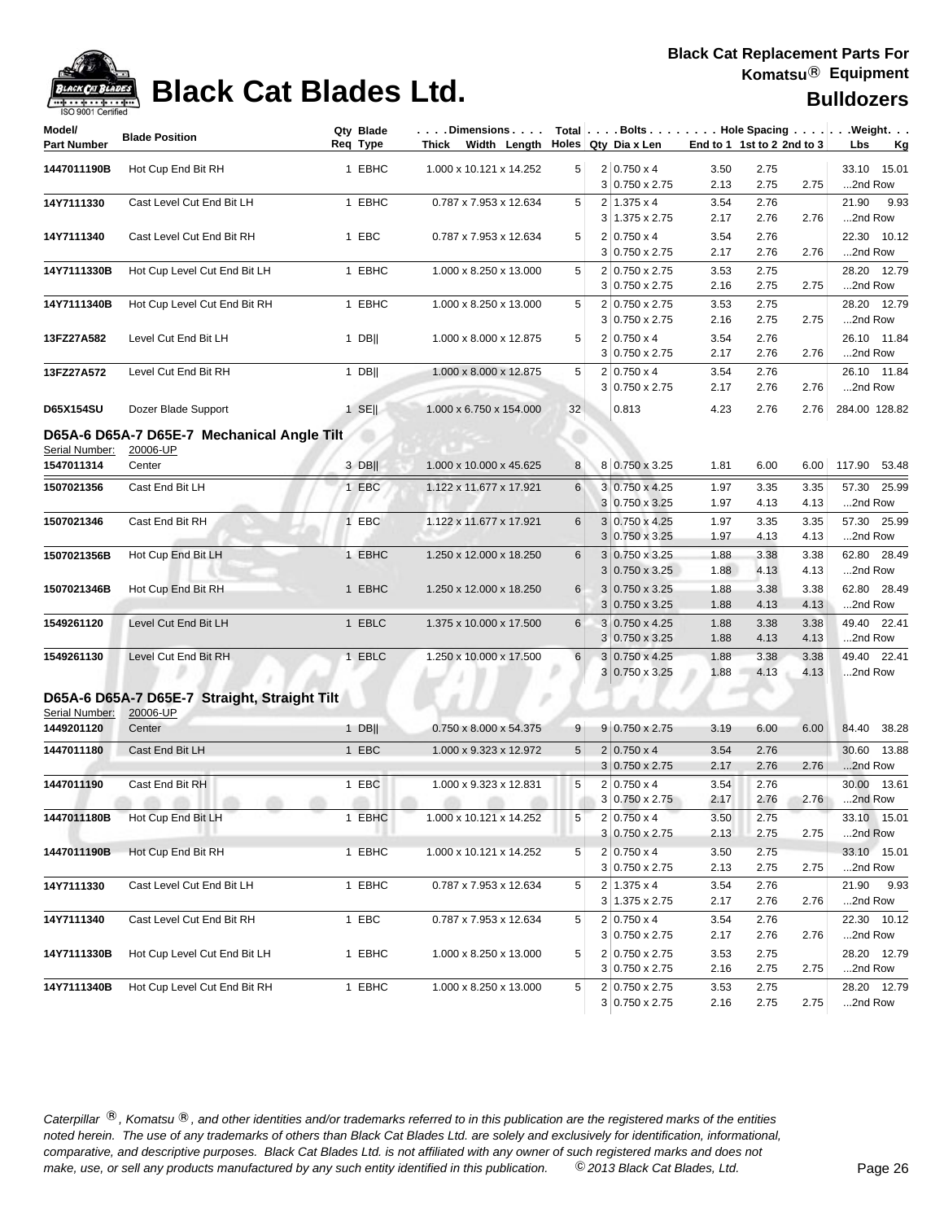# Black Cat Blades Ltd.

**Black Cat Replacement Parts For Komatsu® Equipment**

**Bulldozers**

| Model/ Part Number | Blade Position | Qty Req | Blade Type | Dimensions Thick x Width x Length | Total Holes | Bolts Qty | Dia x Len | Hole Spacing End to 1 | 1st to 2 | 2nd to 3 | Weight Lbs | Kg |
|---|---|---|---|---|---|---|---|---|---|---|---|---|
| 1447011190B | Hot Cup End Bit RH | 1 | EBHC | 1.000 x 10.121 x 14.252 | 5 | 2 | 0.750 x 4 | 3.50 | 2.75 | | 33.10 | 15.01 |
| | | | | | | 3 | 0.750 x 2.75 | 2.13 | 2.75 | 2.75 | ...2nd Row | |
| 14Y7111330 | Cast Level Cut End Bit LH | 1 | EBHC | 0.787 x 7.953 x 12.634 | 5 | 2 | 1.375 x 4 | 3.54 | 2.76 | | 21.90 | 9.93 |
| | | | | | | 3 | 1.375 x 2.75 | 2.17 | 2.76 | 2.76 | ...2nd Row | |
| 14Y7111340 | Cast Level Cut End Bit RH | 1 | EBC | 0.787 x 7.953 x 12.634 | 5 | 2 | 0.750 x 4 | 3.54 | 2.76 | | 22.30 | 10.12 |
| | | | | | | 3 | 0.750 x 2.75 | 2.17 | 2.76 | 2.76 | ...2nd Row | |
| 14Y7111330B | Hot Cup Level Cut End Bit LH | 1 | EBHC | 1.000 x 8.250 x 13.000 | 5 | 2 | 0.750 x 2.75 | 3.53 | 2.75 | | 28.20 | 12.79 |
| | | | | | | 3 | 0.750 x 2.75 | 2.16 | 2.75 | 2.75 | ...2nd Row | |
| 14Y7111340B | Hot Cup Level Cut End Bit RH | 1 | EBHC | 1.000 x 8.250 x 13.000 | 5 | 2 | 0.750 x 2.75 | 3.53 | 2.75 | | 28.20 | 12.79 |
| | | | | | | 3 | 0.750 x 2.75 | 2.16 | 2.75 | 2.75 | ...2nd Row | |
| 13FZ27A582 | Level Cut End Bit LH | 1 | DB\|\| | 1.000 x 8.000 x 12.875 | 5 | 2 | 0.750 x 4 | 3.54 | 2.76 | | 26.10 | 11.84 |
| | | | | | | 3 | 0.750 x 2.75 | 2.17 | 2.76 | 2.76 | ...2nd Row | |
| 13FZ27A572 | Level Cut End Bit RH | 1 | DB\|\| | 1.000 x 8.000 x 12.875 | 5 | 2 | 0.750 x 4 | 3.54 | 2.76 | | 26.10 | 11.84 |
| | | | | | | 3 | 0.750 x 2.75 | 2.17 | 2.76 | 2.76 | ...2nd Row | |
| D65X154SU | Dozer Blade Support | 1 | SE\|\| | 1.000 x 6.750 x 154.000 | 32 | | 0.813 | 4.23 | 2.76 | 2.76 | 284.00 | 128.82 |

## D65A-6 D65A-7 D65E-7 Mechanical Angle Tilt

Serial Number: 20006-UP

| Model/ Part Number | Blade Position | Qty Req | Blade Type | Dimensions Thick x Width x Length | Total Holes | Bolts Qty | Dia x Len | Hole Spacing End to 1 | 1st to 2 | 2nd to 3 | Weight Lbs | Kg |
|---|---|---|---|---|---|---|---|---|---|---|---|---|
| 1547011314 | Center | 3 | DB\|\| | 1.000 x 10.000 x 45.625 | 8 | 8 | 0.750 x 3.25 | 1.81 | 6.00 | 6.00 | 117.90 | 53.48 |
| 1507021356 | Cast End Bit LH | 1 | EBC | 1.122 x 11.677 x 17.921 | 6 | 3 | 0.750 x 4.25 | 1.97 | 3.35 | 3.35 | 57.30 | 25.99 |
| | | | | | | 3 | 0.750 x 3.25 | 1.97 | 4.13 | 4.13 | ...2nd Row | |
| 1507021346 | Cast End Bit RH | 1 | EBC | 1.122 x 11.677 x 17.921 | 6 | 3 | 0.750 x 4.25 | 1.97 | 3.35 | 3.35 | 57.30 | 25.99 |
| | | | | | | 3 | 0.750 x 3.25 | 1.97 | 4.13 | 4.13 | ...2nd Row | |
| 1507021356B | Hot Cup End Bit LH | 1 | EBHC | 1.250 x 12.000 x 18.250 | 6 | 3 | 0.750 x 3.25 | 1.88 | 3.38 | 3.38 | 62.80 | 28.49 |
| | | | | | | 3 | 0.750 x 3.25 | 1.88 | 4.13 | 4.13 | ...2nd Row | |
| 1507021346B | Hot Cup End Bit RH | 1 | EBHC | 1.250 x 12.000 x 18.250 | 6 | 3 | 0.750 x 3.25 | 1.88 | 3.38 | 3.38 | 62.80 | 28.49 |
| | | | | | | 3 | 0.750 x 3.25 | 1.88 | 4.13 | 4.13 | ...2nd Row | |
| 1549261120 | Level Cut End Bit LH | 1 | EBLC | 1.375 x 10.000 x 17.500 | 6 | 3 | 0.750 x 4.25 | 1.88 | 3.38 | 3.38 | 49.40 | 22.41 |
| | | | | | | 3 | 0.750 x 3.25 | 1.88 | 4.13 | 4.13 | ...2nd Row | |
| 1549261130 | Level Cut End Bit RH | 1 | EBLC | 1.250 x 10.000 x 17.500 | 6 | 3 | 0.750 x 4.25 | 1.88 | 3.38 | 3.38 | 49.40 | 22.41 |
| | | | | | | 3 | 0.750 x 3.25 | 1.88 | 4.13 | 4.13 | ...2nd Row | |

## D65A-6 D65A-7 D65E-7 Straight, Straight Tilt

Serial Number: 20006-UP

| Model/ Part Number | Blade Position | Qty Req | Blade Type | Dimensions Thick x Width x Length | Total Holes | Bolts Qty | Dia x Len | Hole Spacing End to 1 | 1st to 2 | 2nd to 3 | Weight Lbs | Kg |
|---|---|---|---|---|---|---|---|---|---|---|---|---|
| 1449201120 | Center | 1 | DB\|\| | 0.750 x 8.000 x 54.375 | 9 | 9 | 0.750 x 2.75 | 3.19 | 6.00 | 6.00 | 84.40 | 38.28 |
| 1447011180 | Cast End Bit LH | 1 | EBC | 1.000 x 9.323 x 12.972 | 5 | 2 | 0.750 x 4 | 3.54 | 2.76 | | 30.60 | 13.88 |
| | | | | | | 3 | 0.750 x 2.75 | 2.17 | 2.76 | 2.76 | ...2nd Row | |
| 1447011190 | Cast End Bit RH | 1 | EBC | 1.000 x 9.323 x 12.831 | 5 | 2 | 0.750 x 4 | 3.54 | 2.76 | | 30.00 | 13.61 |
| | | | | | | 3 | 0.750 x 2.75 | 2.17 | 2.76 | 2.76 | ...2nd Row | |
| 1447011180B | Hot Cup End Bit LH | 1 | EBHC | 1.000 x 10.121 x 14.252 | 5 | 2 | 0.750 x 4 | 3.50 | 2.75 | | 33.10 | 15.01 |
| | | | | | | 3 | 0.750 x 2.75 | 2.13 | 2.75 | 2.75 | ...2nd Row | |
| 1447011190B | Hot Cup End Bit RH | 1 | EBHC | 1.000 x 10.121 x 14.252 | 5 | 2 | 0.750 x 4 | 3.50 | 2.75 | | 33.10 | 15.01 |
| | | | | | | 3 | 0.750 x 2.75 | 2.13 | 2.75 | 2.75 | ...2nd Row | |
| 14Y7111330 | Cast Level Cut End Bit LH | 1 | EBHC | 0.787 x 7.953 x 12.634 | 5 | 2 | 1.375 x 4 | 3.54 | 2.76 | | 21.90 | 9.93 |
| | | | | | | 3 | 1.375 x 2.75 | 2.17 | 2.76 | 2.76 | ...2nd Row | |
| 14Y7111340 | Cast Level Cut End Bit RH | 1 | EBC | 0.787 x 7.953 x 12.634 | 5 | 2 | 0.750 x 4 | 3.54 | 2.76 | | 22.30 | 10.12 |
| | | | | | | 3 | 0.750 x 2.75 | 2.17 | 2.76 | 2.76 | ...2nd Row | |
| 14Y7111330B | Hot Cup Level Cut End Bit LH | 1 | EBHC | 1.000 x 8.250 x 13.000 | 5 | 2 | 0.750 x 2.75 | 3.53 | 2.75 | | 28.20 | 12.79 |
| | | | | | | 3 | 0.750 x 2.75 | 2.16 | 2.75 | 2.75 | ...2nd Row | |
| 14Y7111340B | Hot Cup Level Cut End Bit RH | 1 | EBHC | 1.000 x 8.250 x 13.000 | 5 | 2 | 0.750 x 2.75 | 3.53 | 2.75 | | 28.20 | 12.79 |
| | | | | | | 3 | 0.750 x 2.75 | 2.16 | 2.75 | 2.75 | ...2nd Row | |

*Caterpillar ®, Komatsu ®, and other identities and/or trademarks referred to in this publication are the registered marks of the entities noted herein. The use of any trademarks of others than Black Cat Blades Ltd. are solely and exclusively for identification, informational, comparative, and descriptive purposes. Black Cat Blades Ltd. is not affiliated with any owner of such registered marks and does not make, use, or sell any products manufactured by any such entity identified in this publication. © 2013 Black Cat Blades, Ltd.*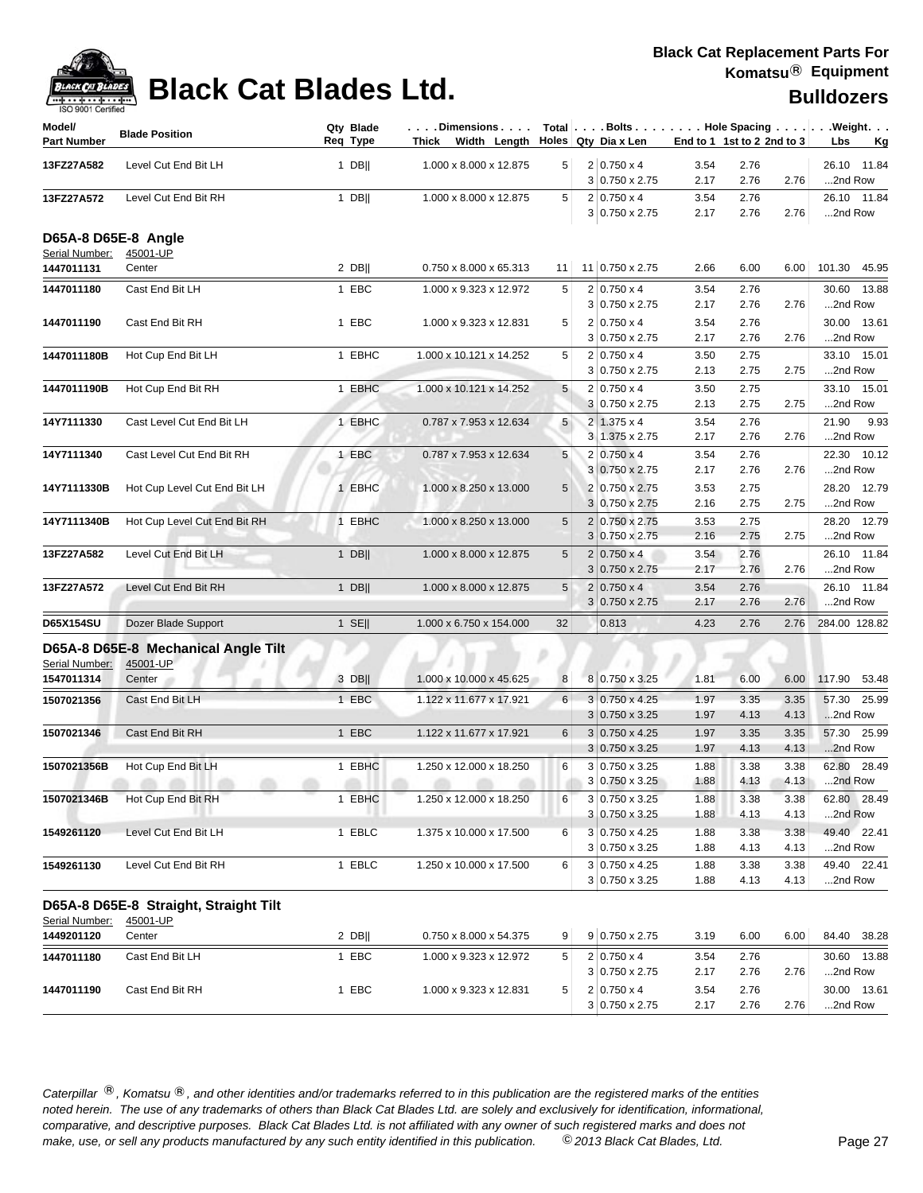# Black Cat Blades Ltd.

**Black Cat Replacement Parts For Komatsu® Equipment**

**Bulldozers**

| Model/ Part Number | Blade Position | Qty Req | Blade Type | Dimensions Thick x Width x Length | Total Holes | Bolts Qty | Bolts Dia x Len | Hole Spacing End to 1 | 1st to 2 | 2nd to 3 | Weight Lbs | Kg |
|---|---|---|---|---|---|---|---|---|---|---|---|---|
| **13FZ27A582** | Level Cut End Bit LH | 1 | DB‖ | 1.000 x 8.000 x 12.875 | 5 | 2 | 0.750 x 4 | 3.54 | 2.76 | | 26.10 | 11.84 |
| | | | | | | 3 | 0.750 x 2.75 | 2.17 | 2.76 | 2.76 | ...2nd Row | |
| **13FZ27A572** | Level Cut End Bit RH | 1 | DB‖ | 1.000 x 8.000 x 12.875 | 5 | 2 | 0.750 x 4 | 3.54 | 2.76 | | 26.10 | 11.84 |
| | | | | | | 3 | 0.750 x 2.75 | 2.17 | 2.76 | 2.76 | ...2nd Row | |

## D65A-8 D65E-8 Angle

Serial Number: 45001-UP

| Model/ Part Number | Blade Position | Qty Req | Blade Type | Dimensions Thick x Width x Length | Total Holes | Bolts Qty | Bolts Dia x Len | Hole Spacing End to 1 | 1st to 2 | 2nd to 3 | Weight Lbs | Kg |
|---|---|---|---|---|---|---|---|---|---|---|---|---|
| **1447011131** | Center | 2 | DB‖ | 0.750 x 8.000 x 65.313 | 11 | 11 | 0.750 x 2.75 | 2.66 | 6.00 | 6.00 | 101.30 | 45.95 |
| **1447011180** | Cast End Bit LH | 1 | EBC | 1.000 x 9.323 x 12.972 | 5 | 2 | 0.750 x 4 | 3.54 | 2.76 | | 30.60 | 13.88 |
| | | | | | | 3 | 0.750 x 2.75 | 2.17 | 2.76 | 2.76 | ...2nd Row | |
| **1447011190** | Cast End Bit RH | 1 | EBC | 1.000 x 9.323 x 12.831 | 5 | 2 | 0.750 x 4 | 3.54 | 2.76 | | 30.00 | 13.61 |
| | | | | | | 3 | 0.750 x 2.75 | 2.17 | 2.76 | 2.76 | ...2nd Row | |
| **1447011180B** | Hot Cup End Bit LH | 1 | EBHC | 1.000 x 10.121 x 14.252 | 5 | 2 | 0.750 x 4 | 3.50 | 2.75 | | 33.10 | 15.01 |
| | | | | | | 3 | 0.750 x 2.75 | 2.13 | 2.75 | 2.75 | ...2nd Row | |
| **1447011190B** | Hot Cup End Bit RH | 1 | EBHC | 1.000 x 10.121 x 14.252 | 5 | 2 | 0.750 x 4 | 3.50 | 2.75 | | 33.10 | 15.01 |
| | | | | | | 3 | 0.750 x 2.75 | 2.13 | 2.75 | 2.75 | ...2nd Row | |
| **14Y7111330** | Cast Level Cut End Bit LH | 1 | EBHC | 0.787 x 7.953 x 12.634 | 5 | 2 | 1.375 x 4 | 3.54 | 2.76 | | 21.90 | 9.93 |
| | | | | | | 3 | 1.375 x 2.75 | 2.17 | 2.76 | 2.76 | ...2nd Row | |
| **14Y7111340** | Cast Level Cut End Bit RH | 1 | EBC | 0.787 x 7.953 x 12.634 | 5 | 2 | 0.750 x 4 | 3.54 | 2.76 | | 22.30 | 10.12 |
| | | | | | | 3 | 0.750 x 2.75 | 2.17 | 2.76 | 2.76 | ...2nd Row | |
| **14Y7111330B** | Hot Cup Level Cut End Bit LH | 1 | EBHC | 1.000 x 8.250 x 13.000 | 5 | 2 | 0.750 x 2.75 | 3.53 | 2.75 | | 28.20 | 12.79 |
| | | | | | | 3 | 0.750 x 2.75 | 2.16 | 2.75 | 2.75 | ...2nd Row | |
| **14Y7111340B** | Hot Cup Level Cut End Bit RH | 1 | EBHC | 1.000 x 8.250 x 13.000 | 5 | 2 | 0.750 x 2.75 | 3.53 | 2.75 | | 28.20 | 12.79 |
| | | | | | | 3 | 0.750 x 2.75 | 2.16 | 2.75 | 2.75 | ...2nd Row | |
| **13FZ27A582** | Level Cut End Bit LH | 1 | DB‖ | 1.000 x 8.000 x 12.875 | 5 | 2 | 0.750 x 4 | 3.54 | 2.76 | | 26.10 | 11.84 |
| | | | | | | 3 | 0.750 x 2.75 | 2.17 | 2.76 | 2.76 | ...2nd Row | |
| **13FZ27A572** | Level Cut End Bit RH | 1 | DB‖ | 1.000 x 8.000 x 12.875 | 5 | 2 | 0.750 x 4 | 3.54 | 2.76 | | 26.10 | 11.84 |
| | | | | | | 3 | 0.750 x 2.75 | 2.17 | 2.76 | 2.76 | ...2nd Row | |
| **D65X154SU** | Dozer Blade Support | 1 | SE‖ | 1.000 x 6.750 x 154.000 | 32 | | 0.813 | 4.23 | 2.76 | 2.76 | 284.00 | 128.82 |

## D65A-8 D65E-8 Mechanical Angle Tilt

Serial Number: 45001-UP

| Model/ Part Number | Blade Position | Qty Req | Blade Type | Dimensions Thick x Width x Length | Total Holes | Bolts Qty | Bolts Dia x Len | Hole Spacing End to 1 | 1st to 2 | 2nd to 3 | Weight Lbs | Kg |
|---|---|---|---|---|---|---|---|---|---|---|---|---|
| **1547011314** | Center | 3 | DB‖ | 1.000 x 10.000 x 45.625 | 8 | 8 | 0.750 x 3.25 | 1.81 | 6.00 | 6.00 | 117.90 | 53.48 |
| **1507021356** | Cast End Bit LH | 1 | EBC | 1.122 x 11.677 x 17.921 | 6 | 3 | 0.750 x 4.25 | 1.97 | 3.35 | 3.35 | 57.30 | 25.99 |
| | | | | | | 3 | 0.750 x 3.25 | 1.97 | 4.13 | 4.13 | ...2nd Row | |
| **1507021346** | Cast End Bit RH | 1 | EBC | 1.122 x 11.677 x 17.921 | 6 | 3 | 0.750 x 4.25 | 1.97 | 3.35 | 3.35 | 57.30 | 25.99 |
| | | | | | | 3 | 0.750 x 3.25 | 1.97 | 4.13 | 4.13 | ...2nd Row | |
| **1507021356B** | Hot Cup End Bit LH | 1 | EBHC | 1.250 x 12.000 x 18.250 | 6 | 3 | 0.750 x 3.25 | 1.88 | 3.38 | 3.38 | 62.80 | 28.49 |
| | | | | | | 3 | 0.750 x 3.25 | 1.88 | 4.13 | 4.13 | ...2nd Row | |
| **1507021346B** | Hot Cup End Bit RH | 1 | EBHC | 1.250 x 12.000 x 18.250 | 6 | 3 | 0.750 x 3.25 | 1.88 | 3.38 | 3.38 | 62.80 | 28.49 |
| | | | | | | 3 | 0.750 x 3.25 | 1.88 | 4.13 | 4.13 | ...2nd Row | |
| **1549261120** | Level Cut End Bit LH | 1 | EBLC | 1.375 x 10.000 x 17.500 | 6 | 3 | 0.750 x 4.25 | 1.88 | 3.38 | 3.38 | 49.40 | 22.41 |
| | | | | | | 3 | 0.750 x 3.25 | 1.88 | 4.13 | 4.13 | ...2nd Row | |
| **1549261130** | Level Cut End Bit RH | 1 | EBLC | 1.250 x 10.000 x 17.500 | 6 | 3 | 0.750 x 4.25 | 1.88 | 3.38 | 3.38 | 49.40 | 22.41 |
| | | | | | | 3 | 0.750 x 3.25 | 1.88 | 4.13 | 4.13 | ...2nd Row | |

## D65A-8 D65E-8 Straight, Straight Tilt

Serial Number: 45001-UP

| Model/ Part Number | Blade Position | Qty Req | Blade Type | Dimensions Thick x Width x Length | Total Holes | Bolts Qty | Bolts Dia x Len | Hole Spacing End to 1 | 1st to 2 | 2nd to 3 | Weight Lbs | Kg |
|---|---|---|---|---|---|---|---|---|---|---|---|---|
| **1449201120** | Center | 2 | DB‖ | 0.750 x 8.000 x 54.375 | 9 | 9 | 0.750 x 2.75 | 3.19 | 6.00 | 6.00 | 84.40 | 38.28 |
| **1447011180** | Cast End Bit LH | 1 | EBC | 1.000 x 9.323 x 12.972 | 5 | 2 | 0.750 x 4 | 3.54 | 2.76 | | 30.60 | 13.88 |
| | | | | | | 3 | 0.750 x 2.75 | 2.17 | 2.76 | 2.76 | ...2nd Row | |
| **1447011190** | Cast End Bit RH | 1 | EBC | 1.000 x 9.323 x 12.831 | 5 | 2 | 0.750 x 4 | 3.54 | 2.76 | | 30.00 | 13.61 |
| | | | | | | 3 | 0.750 x 2.75 | 2.17 | 2.76 | 2.76 | ...2nd Row | |

*Caterpillar ®, Komatsu ®, and other identities and/or trademarks referred to in this publication are the registered marks of the entities noted herein. The use of any trademarks of others than Black Cat Blades Ltd. are solely and exclusively for identification, informational, comparative, and descriptive purposes. Black Cat Blades Ltd. is not affiliated with any owner of such registered marks and does not make, use, or sell any products manufactured by any such entity identified in this publication.* *© 2013 Black Cat Blades, Ltd.*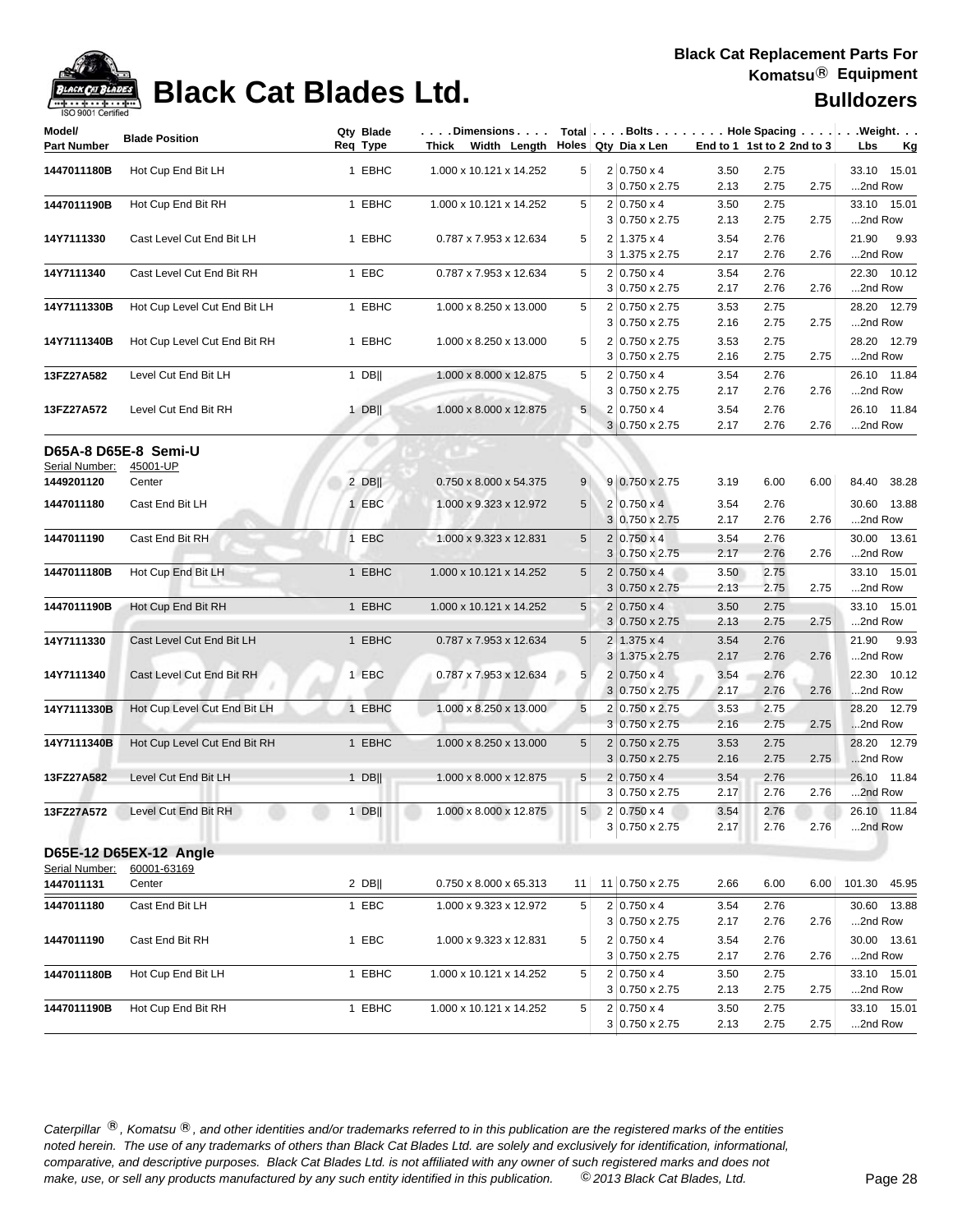# Black Cat Blades Ltd.

**Black Cat Replacement Parts For Komatsu® Equipment**

**Bulldozers**

| Model/ Part Number | Blade Position | Qty Req | Blade Type | Dimensions Thick Width Length | Total Holes | Bolts Qty | Dia x Len | Hole Spacing End to 1 | 1st to 2 | 2nd to 3 | Weight Lbs | Kg |
|---|---|---|---|---|---|---|---|---|---|---|---|---|
| 1447011180B | Hot Cup End Bit LH | 1 | EBHC | 1.000 x 10.121 x 14.252 | 5 | 2 | 0.750 x 4 | 3.50 | 2.75 | | 33.10 | 15.01 |
| | | | | | | 3 | 0.750 x 2.75 | 2.13 | 2.75 | 2.75 | ...2nd Row | |
| 1447011190B | Hot Cup End Bit RH | 1 | EBHC | 1.000 x 10.121 x 14.252 | 5 | 2 | 0.750 x 4 | 3.50 | 2.75 | | 33.10 | 15.01 |
| | | | | | | 3 | 0.750 x 2.75 | 2.13 | 2.75 | 2.75 | ...2nd Row | |
| 14Y7111330 | Cast Level Cut End Bit LH | 1 | EBHC | 0.787 x 7.953 x 12.634 | 5 | 2 | 1.375 x 4 | 3.54 | 2.76 | | 21.90 | 9.93 |
| | | | | | | 3 | 1.375 x 2.75 | 2.17 | 2.76 | 2.76 | ...2nd Row | |
| 14Y7111340 | Cast Level Cut End Bit RH | 1 | EBC | 0.787 x 7.953 x 12.634 | 5 | 2 | 0.750 x 4 | 3.54 | 2.76 | | 22.30 | 10.12 |
| | | | | | | 3 | 0.750 x 2.75 | 2.17 | 2.76 | 2.76 | ...2nd Row | |
| 14Y7111330B | Hot Cup Level Cut End Bit LH | 1 | EBHC | 1.000 x 8.250 x 13.000 | 5 | 2 | 0.750 x 2.75 | 3.53 | 2.75 | | 28.20 | 12.79 |
| | | | | | | 3 | 0.750 x 2.75 | 2.16 | 2.75 | 2.75 | ...2nd Row | |
| 14Y7111340B | Hot Cup Level Cut End Bit RH | 1 | EBHC | 1.000 x 8.250 x 13.000 | 5 | 2 | 0.750 x 2.75 | 3.53 | 2.75 | | 28.20 | 12.79 |
| | | | | | | 3 | 0.750 x 2.75 | 2.16 | 2.75 | 2.75 | ...2nd Row | |
| 13FZ27A582 | Level Cut End Bit LH | 1 | DB‖ | 1.000 x 8.000 x 12.875 | 5 | 2 | 0.750 x 4 | 3.54 | 2.76 | | 26.10 | 11.84 |
| | | | | | | 3 | 0.750 x 2.75 | 2.17 | 2.76 | 2.76 | ...2nd Row | |
| 13FZ27A572 | Level Cut End Bit RH | 1 | DB‖ | 1.000 x 8.000 x 12.875 | 5 | 2 | 0.750 x 4 | 3.54 | 2.76 | | 26.10 | 11.84 |
| | | | | | | 3 | 0.750 x 2.75 | 2.17 | 2.76 | 2.76 | ...2nd Row | |

## D65A-8 D65E-8 Semi-U

Serial Number: 45001-UP

| Model/ Part Number | Blade Position | Qty Req | Blade Type | Dimensions Thick Width Length | Total Holes | Bolts Qty | Dia x Len | Hole Spacing End to 1 | 1st to 2 | 2nd to 3 | Weight Lbs | Kg |
|---|---|---|---|---|---|---|---|---|---|---|---|---|
| 1449201120 | Center | 2 | DB‖ | 0.750 x 8.000 x 54.375 | 9 | 9 | 0.750 x 2.75 | 3.19 | 6.00 | 6.00 | 84.40 | 38.28 |
| 1447011180 | Cast End Bit LH | 1 | EBC | 1.000 x 9.323 x 12.972 | 5 | 2 | 0.750 x 4 | 3.54 | 2.76 | | 30.60 | 13.88 |
| | | | | | | 3 | 0.750 x 2.75 | 2.17 | 2.76 | 2.76 | ...2nd Row | |
| 1447011190 | Cast End Bit RH | 1 | EBC | 1.000 x 9.323 x 12.831 | 5 | 2 | 0.750 x 4 | 3.54 | 2.76 | | 30.00 | 13.61 |
| | | | | | | 3 | 0.750 x 2.75 | 2.17 | 2.76 | 2.76 | ...2nd Row | |
| 1447011180B | Hot Cup End Bit LH | 1 | EBHC | 1.000 x 10.121 x 14.252 | 5 | 2 | 0.750 x 4 | 3.50 | 2.75 | | 33.10 | 15.01 |
| | | | | | | 3 | 0.750 x 2.75 | 2.13 | 2.75 | 2.75 | ...2nd Row | |
| 1447011190B | Hot Cup End Bit RH | 1 | EBHC | 1.000 x 10.121 x 14.252 | 5 | 2 | 0.750 x 4 | 3.50 | 2.75 | | 33.10 | 15.01 |
| | | | | | | 3 | 0.750 x 2.75 | 2.13 | 2.75 | 2.75 | ...2nd Row | |
| 14Y7111330 | Cast Level Cut End Bit LH | 1 | EBHC | 0.787 x 7.953 x 12.634 | 5 | 2 | 1.375 x 4 | 3.54 | 2.76 | | 21.90 | 9.93 |
| | | | | | | 3 | 1.375 x 2.75 | 2.17 | 2.76 | 2.76 | ...2nd Row | |
| 14Y7111340 | Cast Level Cut End Bit RH | 1 | EBC | 0.787 x 7.953 x 12.634 | 5 | 2 | 0.750 x 4 | 3.54 | 2.76 | | 22.30 | 10.12 |
| | | | | | | 3 | 0.750 x 2.75 | 2.17 | 2.76 | 2.76 | ...2nd Row | |
| 14Y7111330B | Hot Cup Level Cut End Bit LH | 1 | EBHC | 1.000 x 8.250 x 13.000 | 5 | 2 | 0.750 x 2.75 | 3.53 | 2.75 | | 28.20 | 12.79 |
| | | | | | | 3 | 0.750 x 2.75 | 2.16 | 2.75 | 2.75 | ...2nd Row | |
| 14Y7111340B | Hot Cup Level Cut End Bit RH | 1 | EBHC | 1.000 x 8.250 x 13.000 | 5 | 2 | 0.750 x 2.75 | 3.53 | 2.75 | | 28.20 | 12.79 |
| | | | | | | 3 | 0.750 x 2.75 | 2.16 | 2.75 | 2.75 | ...2nd Row | |
| 13FZ27A582 | Level Cut End Bit LH | 1 | DB‖ | 1.000 x 8.000 x 12.875 | 5 | 2 | 0.750 x 4 | 3.54 | 2.76 | | 26.10 | 11.84 |
| | | | | | | 3 | 0.750 x 2.75 | 2.17 | 2.76 | 2.76 | ...2nd Row | |
| 13FZ27A572 | Level Cut End Bit RH | 1 | DB‖ | 1.000 x 8.000 x 12.875 | 5 | 2 | 0.750 x 4 | 3.54 | 2.76 | | 26.10 | 11.84 |
| | | | | | | 3 | 0.750 x 2.75 | 2.17 | 2.76 | 2.76 | ...2nd Row | |

## D65E-12 D65EX-12 Angle

Serial Number: 60001-63169

| Model/ Part Number | Blade Position | Qty Req | Blade Type | Dimensions Thick Width Length | Total Holes | Bolts Qty | Dia x Len | Hole Spacing End to 1 | 1st to 2 | 2nd to 3 | Weight Lbs | Kg |
|---|---|---|---|---|---|---|---|---|---|---|---|---|
| 1447011131 | Center | 2 | DB‖ | 0.750 x 8.000 x 65.313 | 11 | 11 | 0.750 x 2.75 | 2.66 | 6.00 | 6.00 | 101.30 | 45.95 |
| 1447011180 | Cast End Bit LH | 1 | EBC | 1.000 x 9.323 x 12.972 | 5 | 2 | 0.750 x 4 | 3.54 | 2.76 | | 30.60 | 13.88 |
| | | | | | | 3 | 0.750 x 2.75 | 2.17 | 2.76 | 2.76 | ...2nd Row | |
| 1447011190 | Cast End Bit RH | 1 | EBC | 1.000 x 9.323 x 12.831 | 5 | 2 | 0.750 x 4 | 3.54 | 2.76 | | 30.00 | 13.61 |
| | | | | | | 3 | 0.750 x 2.75 | 2.17 | 2.76 | 2.76 | ...2nd Row | |
| 1447011180B | Hot Cup End Bit LH | 1 | EBHC | 1.000 x 10.121 x 14.252 | 5 | 2 | 0.750 x 4 | 3.50 | 2.75 | | 33.10 | 15.01 |
| | | | | | | 3 | 0.750 x 2.75 | 2.13 | 2.75 | 2.75 | ...2nd Row | |
| 1447011190B | Hot Cup End Bit RH | 1 | EBHC | 1.000 x 10.121 x 14.252 | 5 | 2 | 0.750 x 4 | 3.50 | 2.75 | | 33.10 | 15.01 |
| | | | | | | 3 | 0.750 x 2.75 | 2.13 | 2.75 | 2.75 | ...2nd Row | |

*Caterpillar ®, Komatsu ®, and other identities and/or trademarks referred to in this publication are the registered marks of the entities noted herein. The use of any trademarks of others than Black Cat Blades Ltd. are solely and exclusively for identification, informational, comparative, and descriptive purposes. Black Cat Blades Ltd. is not affiliated with any owner of such registered marks and does not make, use, or sell any products manufactured by any such entity identified in this publication. © 2013 Black Cat Blades, Ltd.*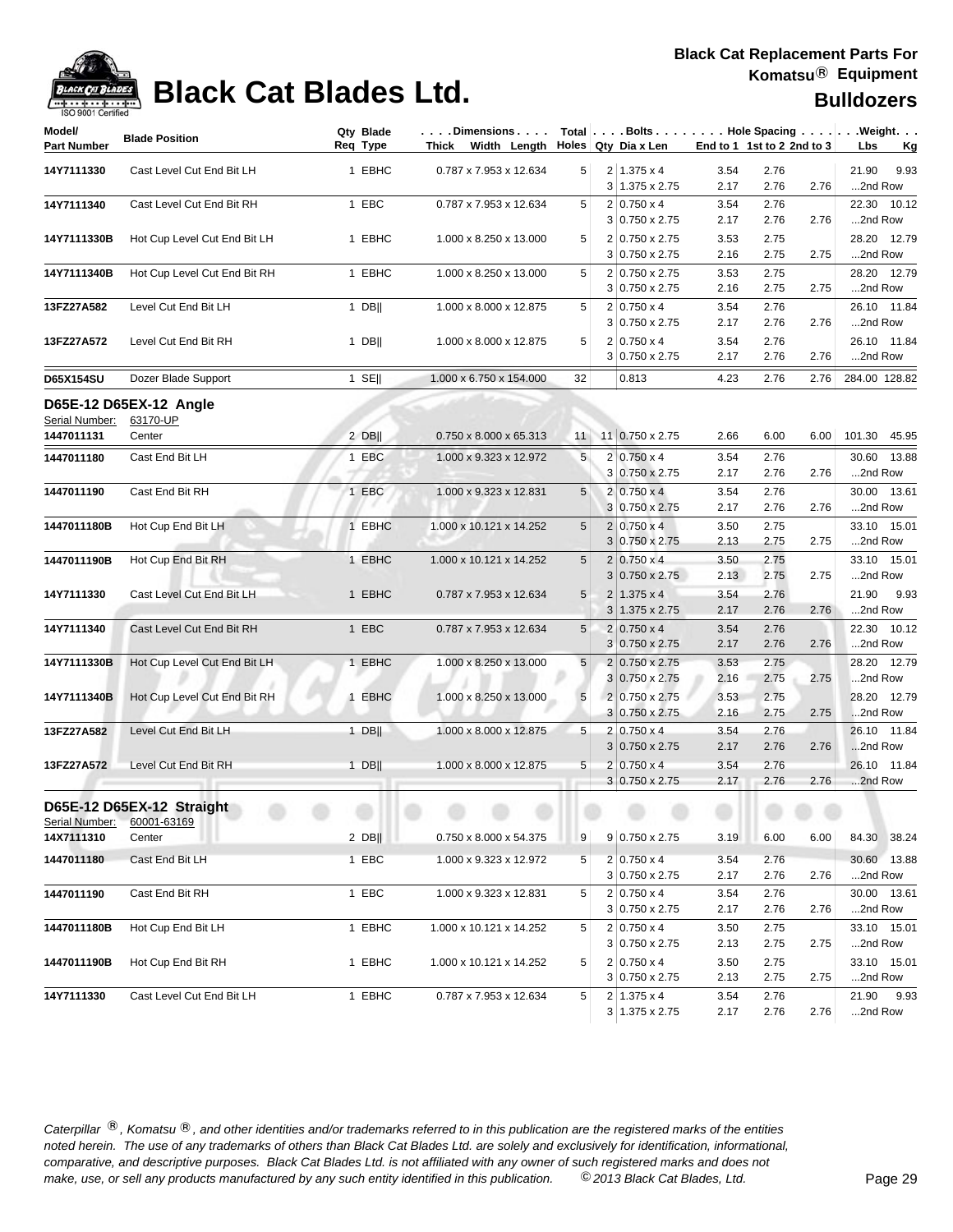# Black Cat Blades Ltd.

**Black Cat Replacement Parts For Komatsu® Equipment**

**Bulldozers**

| Model/ Part Number | Blade Position | Qty Req | Blade Type | Dimensions Thick x Width x Length | Total Holes | Bolts Qty | Dia x Len | End to 1 | 1st to 2 | 2nd to 3 | Weight Lbs | Kg |
|---|---|---|---|---|---|---|---|---|---|---|---|---|
| 14Y7111330 | Cast Level Cut End Bit LH | 1 | EBHC | 0.787 x 7.953 x 12.634 | 5 | 2 | 1.375 x 4 | 3.54 | 2.76 | | 21.90 | 9.93 |
| | | | | | | 3 | 1.375 x 2.75 | 2.17 | 2.76 | 2.76 | ...2nd Row | |
| 14Y7111340 | Cast Level Cut End Bit RH | 1 | EBC | 0.787 x 7.953 x 12.634 | 5 | 2 | 0.750 x 4 | 3.54 | 2.76 | | 22.30 | 10.12 |
| | | | | | | 3 | 0.750 x 2.75 | 2.17 | 2.76 | 2.76 | ...2nd Row | |
| 14Y7111330B | Hot Cup Level Cut End Bit LH | 1 | EBHC | 1.000 x 8.250 x 13.000 | 5 | 2 | 0.750 x 2.75 | 3.53 | 2.75 | | 28.20 | 12.79 |
| | | | | | | 3 | 0.750 x 2.75 | 2.16 | 2.75 | 2.75 | ...2nd Row | |
| 14Y7111340B | Hot Cup Level Cut End Bit RH | 1 | EBHC | 1.000 x 8.250 x 13.000 | 5 | 2 | 0.750 x 2.75 | 3.53 | 2.75 | | 28.20 | 12.79 |
| | | | | | | 3 | 0.750 x 2.75 | 2.16 | 2.75 | 2.75 | ...2nd Row | |
| 13FZ27A582 | Level Cut End Bit LH | 1 | DB‖ | 1.000 x 8.000 x 12.875 | 5 | 2 | 0.750 x 4 | 3.54 | 2.76 | | 26.10 | 11.84 |
| | | | | | | 3 | 0.750 x 2.75 | 2.17 | 2.76 | 2.76 | ...2nd Row | |
| 13FZ27A572 | Level Cut End Bit RH | 1 | DB‖ | 1.000 x 8.000 x 12.875 | 5 | 2 | 0.750 x 4 | 3.54 | 2.76 | | 26.10 | 11.84 |
| | | | | | | 3 | 0.750 x 2.75 | 2.17 | 2.76 | 2.76 | ...2nd Row | |
| D65X154SU | Dozer Blade Support | 1 | SE‖ | 1.000 x 6.750 x 154.000 | 32 | | 0.813 | 4.23 | 2.76 | 2.76 | 284.00 | 128.82 |

## D65E-12 D65EX-12 Angle

Serial Number: 63170-UP

| Model/ Part Number | Blade Position | Qty Req | Blade Type | Dimensions Thick x Width x Length | Total Holes | Bolts Qty | Dia x Len | End to 1 | 1st to 2 | 2nd to 3 | Weight Lbs | Kg |
|---|---|---|---|---|---|---|---|---|---|---|---|---|
| 1447011131 | Center | 2 | DB‖ | 0.750 x 8.000 x 65.313 | 11 | 11 | 0.750 x 2.75 | 2.66 | 6.00 | 6.00 | 101.30 | 45.95 |
| 1447011180 | Cast End Bit LH | 1 | EBC | 1.000 x 9.323 x 12.972 | 5 | 2 | 0.750 x 4 | 3.54 | 2.76 | | 30.60 | 13.88 |
| | | | | | | 3 | 0.750 x 2.75 | 2.17 | 2.76 | 2.76 | ...2nd Row | |
| 1447011190 | Cast End Bit RH | 1 | EBC | 1.000 x 9.323 x 12.831 | 5 | 2 | 0.750 x 4 | 3.54 | 2.76 | | 30.00 | 13.61 |
| | | | | | | 3 | 0.750 x 2.75 | 2.17 | 2.76 | 2.76 | ...2nd Row | |
| 1447011180B | Hot Cup End Bit LH | 1 | EBHC | 1.000 x 10.121 x 14.252 | 5 | 2 | 0.750 x 4 | 3.50 | 2.75 | | 33.10 | 15.01 |
| | | | | | | 3 | 0.750 x 2.75 | 2.13 | 2.75 | 2.75 | ...2nd Row | |
| 1447011190B | Hot Cup End Bit RH | 1 | EBHC | 1.000 x 10.121 x 14.252 | 5 | 2 | 0.750 x 4 | 3.50 | 2.75 | | 33.10 | 15.01 |
| | | | | | | 3 | 0.750 x 2.75 | 2.13 | 2.75 | 2.75 | ...2nd Row | |
| 14Y7111330 | Cast Level Cut End Bit LH | 1 | EBHC | 0.787 x 7.953 x 12.634 | 5 | 2 | 1.375 x 4 | 3.54 | 2.76 | | 21.90 | 9.93 |
| | | | | | | 3 | 1.375 x 2.75 | 2.17 | 2.76 | 2.76 | ...2nd Row | |
| 14Y7111340 | Cast Level Cut End Bit RH | 1 | EBC | 0.787 x 7.953 x 12.634 | 5 | 2 | 0.750 x 4 | 3.54 | 2.76 | | 22.30 | 10.12 |
| | | | | | | 3 | 0.750 x 2.75 | 2.17 | 2.76 | 2.76 | ...2nd Row | |
| 14Y7111330B | Hot Cup Level Cut End Bit LH | 1 | EBHC | 1.000 x 8.250 x 13.000 | 5 | 2 | 0.750 x 2.75 | 3.53 | 2.75 | | 28.20 | 12.79 |
| | | | | | | 3 | 0.750 x 2.75 | 2.16 | 2.75 | 2.75 | ...2nd Row | |
| 14Y7111340B | Hot Cup Level Cut End Bit RH | 1 | EBHC | 1.000 x 8.250 x 13.000 | 5 | 2 | 0.750 x 2.75 | 3.53 | 2.75 | | 28.20 | 12.79 |
| | | | | | | 3 | 0.750 x 2.75 | 2.16 | 2.75 | 2.75 | ...2nd Row | |
| 13FZ27A582 | Level Cut End Bit LH | 1 | DB‖ | 1.000 x 8.000 x 12.875 | 5 | 2 | 0.750 x 4 | 3.54 | 2.76 | | 26.10 | 11.84 |
| | | | | | | 3 | 0.750 x 2.75 | 2.17 | 2.76 | 2.76 | ...2nd Row | |
| 13FZ27A572 | Level Cut End Bit RH | 1 | DB‖ | 1.000 x 8.000 x 12.875 | 5 | 2 | 0.750 x 4 | 3.54 | 2.76 | | 26.10 | 11.84 |
| | | | | | | 3 | 0.750 x 2.75 | 2.17 | 2.76 | 2.76 | ...2nd Row | |

## D65E-12 D65EX-12 Straight

Serial Number: 60001-63169

| Model/ Part Number | Blade Position | Qty Req | Blade Type | Dimensions Thick x Width x Length | Total Holes | Bolts Qty | Dia x Len | End to 1 | 1st to 2 | 2nd to 3 | Weight Lbs | Kg |
|---|---|---|---|---|---|---|---|---|---|---|---|---|
| 14X7111310 | Center | 2 | DB‖ | 0.750 x 8.000 x 54.375 | 9 | 9 | 0.750 x 2.75 | 3.19 | 6.00 | 6.00 | 84.30 | 38.24 |
| 1447011180 | Cast End Bit LH | 1 | EBC | 1.000 x 9.323 x 12.972 | 5 | 2 | 0.750 x 4 | 3.54 | 2.76 | | 30.60 | 13.88 |
| | | | | | | 3 | 0.750 x 2.75 | 2.17 | 2.76 | 2.76 | ...2nd Row | |
| 1447011190 | Cast End Bit RH | 1 | EBC | 1.000 x 9.323 x 12.831 | 5 | 2 | 0.750 x 4 | 3.54 | 2.76 | | 30.00 | 13.61 |
| | | | | | | 3 | 0.750 x 2.75 | 2.17 | 2.76 | 2.76 | ...2nd Row | |
| 1447011180B | Hot Cup End Bit LH | 1 | EBHC | 1.000 x 10.121 x 14.252 | 5 | 2 | 0.750 x 4 | 3.50 | 2.75 | | 33.10 | 15.01 |
| | | | | | | 3 | 0.750 x 2.75 | 2.13 | 2.75 | 2.75 | ...2nd Row | |
| 1447011190B | Hot Cup End Bit RH | 1 | EBHC | 1.000 x 10.121 x 14.252 | 5 | 2 | 0.750 x 4 | 3.50 | 2.75 | | 33.10 | 15.01 |
| | | | | | | 3 | 0.750 x 2.75 | 2.13 | 2.75 | 2.75 | ...2nd Row | |
| 14Y7111330 | Cast Level Cut End Bit LH | 1 | EBHC | 0.787 x 7.953 x 12.634 | 5 | 2 | 1.375 x 4 | 3.54 | 2.76 | | 21.90 | 9.93 |
| | | | | | | 3 | 1.375 x 2.75 | 2.17 | 2.76 | 2.76 | ...2nd Row | |

*Caterpillar ®, Komatsu ®, and other identities and/or trademarks referred to in this publication are the registered marks of the entities noted herein. The use of any trademarks of others than Black Cat Blades Ltd. are solely and exclusively for identification, informational, comparative, and descriptive purposes. Black Cat Blades Ltd. is not affiliated with any owner of such registered marks and does not make, use, or sell any products manufactured by any such entity identified in this publication. © 2013 Black Cat Blades, Ltd.*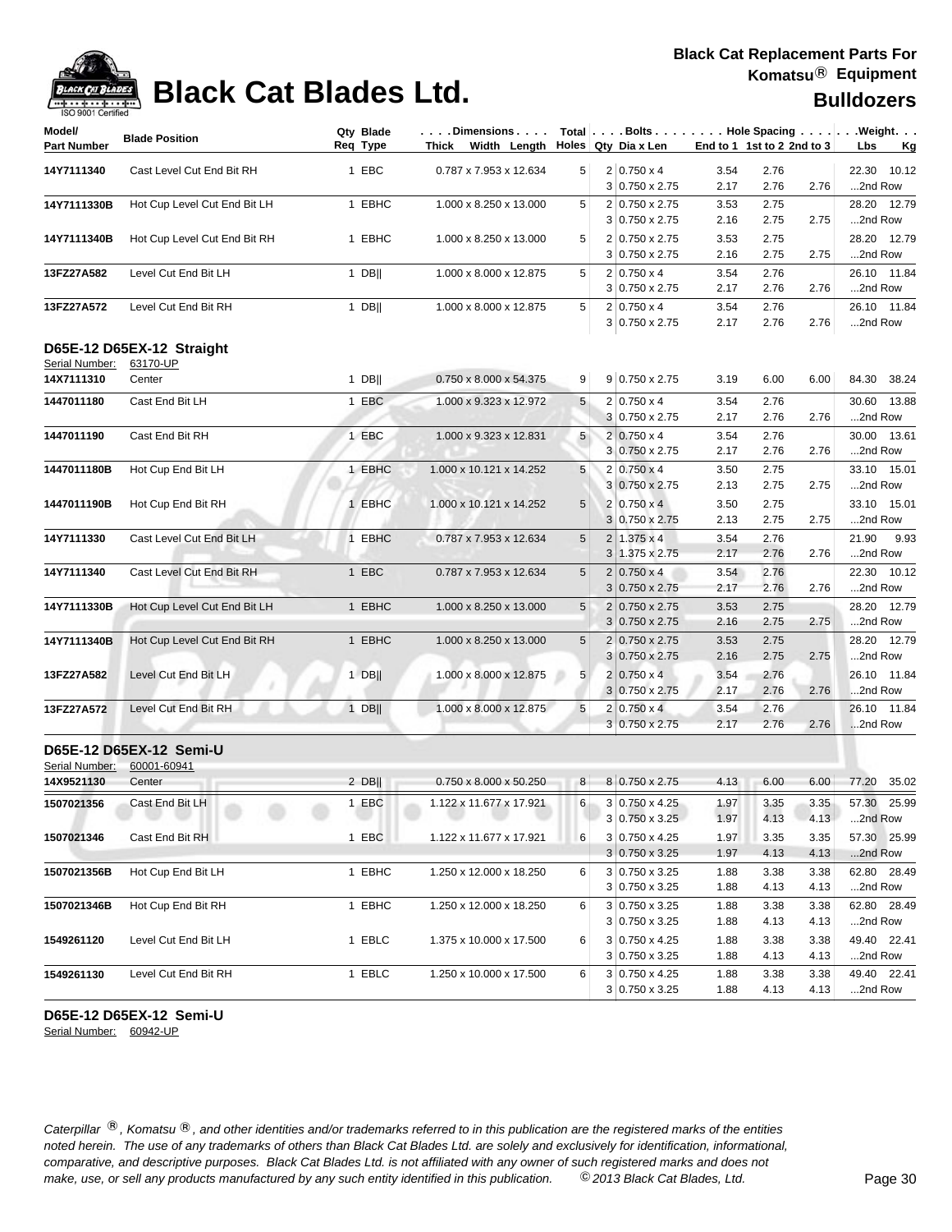| Model/ Part Number | Blade Position | Qty Req | Blade Type | Dimensions Thick Width Length | Total Holes | Bolts Qty | Dia x Len | Hole Spacing End to 1 | 1st to 2 | 2nd to 3 | Weight Lbs | Kg |
|---|---|---|---|---|---|---|---|---|---|---|---|---|
| 14Y7111340 | Cast Level Cut End Bit RH | 1 | EBC | 0.787 x 7.953 x 12.634 | 5 | 2 | 0.750 x 4 | 3.54 | 2.76 | | 22.30 | 10.12 |
| | | | | | | 3 | 0.750 x 2.75 | 2.17 | 2.76 | 2.76 | ...2nd Row | |
| 14Y7111330B | Hot Cup Level Cut End Bit LH | 1 | EBHC | 1.000 x 8.250 x 13.000 | 5 | 2 | 0.750 x 2.75 | 3.53 | 2.75 | | 28.20 | 12.79 |
| | | | | | | 3 | 0.750 x 2.75 | 2.16 | 2.75 | 2.75 | ...2nd Row | |
| 14Y7111340B | Hot Cup Level Cut End Bit RH | 1 | EBHC | 1.000 x 8.250 x 13.000 | 5 | 2 | 0.750 x 2.75 | 3.53 | 2.75 | | 28.20 | 12.79 |
| | | | | | | 3 | 0.750 x 2.75 | 2.16 | 2.75 | 2.75 | ...2nd Row | |
| 13FZ27A582 | Level Cut End Bit LH | 1 | DB‖ | 1.000 x 8.000 x 12.875 | 5 | 2 | 0.750 x 4 | 3.54 | 2.76 | | 26.10 | 11.84 |
| | | | | | | 3 | 0.750 x 2.75 | 2.17 | 2.76 | 2.76 | ...2nd Row | |
| 13FZ27A572 | Level Cut End Bit RH | 1 | DB‖ | 1.000 x 8.000 x 12.875 | 5 | 2 | 0.750 x 4 | 3.54 | 2.76 | | 26.10 | 11.84 |
| | | | | | | 3 | 0.750 x 2.75 | 2.17 | 2.76 | 2.76 | ...2nd Row | |

### D65E-12 D65EX-12 Straight

Serial Number: 63170-UP

| Model/ Part Number | Blade Position | Qty Req | Blade Type | Dimensions Thick Width Length | Total Holes | Bolts Qty | Dia x Len | Hole Spacing End to 1 | 1st to 2 | 2nd to 3 | Weight Lbs | Kg |
|---|---|---|---|---|---|---|---|---|---|---|---|---|
| 14X7111310 | Center | 1 | DB‖ | 0.750 x 8.000 x 54.375 | 9 | 9 | 0.750 x 2.75 | 3.19 | 6.00 | 6.00 | 84.30 | 38.24 |
| 1447011180 | Cast End Bit LH | 1 | EBC | 1.000 x 9.323 x 12.972 | 5 | 2 | 0.750 x 4 | 3.54 | 2.76 | | 30.60 | 13.88 |
| | | | | | | 3 | 0.750 x 2.75 | 2.17 | 2.76 | 2.76 | ...2nd Row | |
| 1447011190 | Cast End Bit RH | 1 | EBC | 1.000 x 9.323 x 12.831 | 5 | 2 | 0.750 x 4 | 3.54 | 2.76 | | 30.00 | 13.61 |
| | | | | | | 3 | 0.750 x 2.75 | 2.17 | 2.76 | 2.76 | ...2nd Row | |
| 1447011180B | Hot Cup End Bit LH | 1 | EBHC | 1.000 x 10.121 x 14.252 | 5 | 2 | 0.750 x 4 | 3.50 | 2.75 | | 33.10 | 15.01 |
| | | | | | | 3 | 0.750 x 2.75 | 2.13 | 2.75 | 2.75 | ...2nd Row | |
| 1447011190B | Hot Cup End Bit RH | 1 | EBHC | 1.000 x 10.121 x 14.252 | 5 | 2 | 0.750 x 4 | 3.50 | 2.75 | | 33.10 | 15.01 |
| | | | | | | 3 | 0.750 x 2.75 | 2.13 | 2.75 | 2.75 | ...2nd Row | |
| 14Y7111330 | Cast Level Cut End Bit LH | 1 | EBHC | 0.787 x 7.953 x 12.634 | 5 | 2 | 1.375 x 4 | 3.54 | 2.76 | | 21.90 | 9.93 |
| | | | | | | 3 | 1.375 x 2.75 | 2.17 | 2.76 | 2.76 | ...2nd Row | |
| 14Y7111340 | Cast Level Cut End Bit RH | 1 | EBC | 0.787 x 7.953 x 12.634 | 5 | 2 | 0.750 x 4 | 3.54 | 2.76 | | 22.30 | 10.12 |
| | | | | | | 3 | 0.750 x 2.75 | 2.17 | 2.76 | 2.76 | ...2nd Row | |
| 14Y7111330B | Hot Cup Level Cut End Bit LH | 1 | EBHC | 1.000 x 8.250 x 13.000 | 5 | 2 | 0.750 x 2.75 | 3.53 | 2.75 | | 28.20 | 12.79 |
| | | | | | | 3 | 0.750 x 2.75 | 2.16 | 2.75 | 2.75 | ...2nd Row | |
| 14Y7111340B | Hot Cup Level Cut End Bit RH | 1 | EBHC | 1.000 x 8.250 x 13.000 | 5 | 2 | 0.750 x 2.75 | 3.53 | 2.75 | | 28.20 | 12.79 |
| | | | | | | 3 | 0.750 x 2.75 | 2.16 | 2.75 | 2.75 | ...2nd Row | |
| 13FZ27A582 | Level Cut End Bit LH | 1 | DB‖ | 1.000 x 8.000 x 12.875 | 5 | 2 | 0.750 x 4 | 3.54 | 2.76 | | 26.10 | 11.84 |
| | | | | | | 3 | 0.750 x 2.75 | 2.17 | 2.76 | 2.76 | ...2nd Row | |
| 13FZ27A572 | Level Cut End Bit RH | 1 | DB‖ | 1.000 x 8.000 x 12.875 | 5 | 2 | 0.750 x 4 | 3.54 | 2.76 | | 26.10 | 11.84 |
| | | | | | | 3 | 0.750 x 2.75 | 2.17 | 2.76 | 2.76 | ...2nd Row | |

### D65E-12 D65EX-12 Semi-U

Serial Number: 60001-60941

| Model/ Part Number | Blade Position | Qty Req | Blade Type | Dimensions Thick Width Length | Total Holes | Bolts Qty | Dia x Len | Hole Spacing End to 1 | 1st to 2 | 2nd to 3 | Weight Lbs | Kg |
|---|---|---|---|---|---|---|---|---|---|---|---|---|
| 14X9521130 | Center | 2 | DB‖ | 0.750 x 8.000 x 50.250 | 8 | 8 | 0.750 x 2.75 | 4.13 | 6.00 | 6.00 | 77.20 | 35.02 |
| 1507021356 | Cast End Bit LH | 1 | EBC | 1.122 x 11.677 x 17.921 | 6 | 3 | 0.750 x 4.25 | 1.97 | 3.35 | 3.35 | 57.30 | 25.99 |
| | | | | | | 3 | 0.750 x 3.25 | 1.97 | 4.13 | 4.13 | ...2nd Row | |
| 1507021346 | Cast End Bit RH | 1 | EBC | 1.122 x 11.677 x 17.921 | 6 | 3 | 0.750 x 4.25 | 1.97 | 3.35 | 3.35 | 57.30 | 25.99 |
| | | | | | | 3 | 0.750 x 3.25 | 1.97 | 4.13 | 4.13 | ...2nd Row | |
| 1507021356B | Hot Cup End Bit LH | 1 | EBHC | 1.250 x 12.000 x 18.250 | 6 | 3 | 0.750 x 3.25 | 1.88 | 3.38 | 3.38 | 62.80 | 28.49 |
| | | | | | | 3 | 0.750 x 3.25 | 1.88 | 4.13 | 4.13 | ...2nd Row | |
| 1507021346B | Hot Cup End Bit RH | 1 | EBHC | 1.250 x 12.000 x 18.250 | 6 | 3 | 0.750 x 3.25 | 1.88 | 3.38 | 3.38 | 62.80 | 28.49 |
| | | | | | | 3 | 0.750 x 3.25 | 1.88 | 4.13 | 4.13 | ...2nd Row | |
| 1549261120 | Level Cut End Bit LH | 1 | EBLC | 1.375 x 10.000 x 17.500 | 6 | 3 | 0.750 x 4.25 | 1.88 | 3.38 | 3.38 | 49.40 | 22.41 |
| | | | | | | 3 | 0.750 x 3.25 | 1.88 | 4.13 | 4.13 | ...2nd Row | |
| 1549261130 | Level Cut End Bit RH | 1 | EBLC | 1.250 x 10.000 x 17.500 | 6 | 3 | 0.750 x 4.25 | 1.88 | 3.38 | 3.38 | 49.40 | 22.41 |
| | | | | | | 3 | 0.750 x 3.25 | 1.88 | 4.13 | 4.13 | ...2nd Row | |

### D65E-12 D65EX-12 Semi-U

Serial Number: 60942-UP

*Caterpillar ®, Komatsu ®, and other identities and/or trademarks referred to in this publication are the registered marks of the entities noted herein. The use of any trademarks of others than Black Cat Blades Ltd. are solely and exclusively for identification, informational, comparative, and descriptive purposes. Black Cat Blades Ltd. is not affiliated with any owner of such registered marks and does not make, use, or sell any products manufactured by any such entity identified in this publication. © 2013 Black Cat Blades, Ltd.*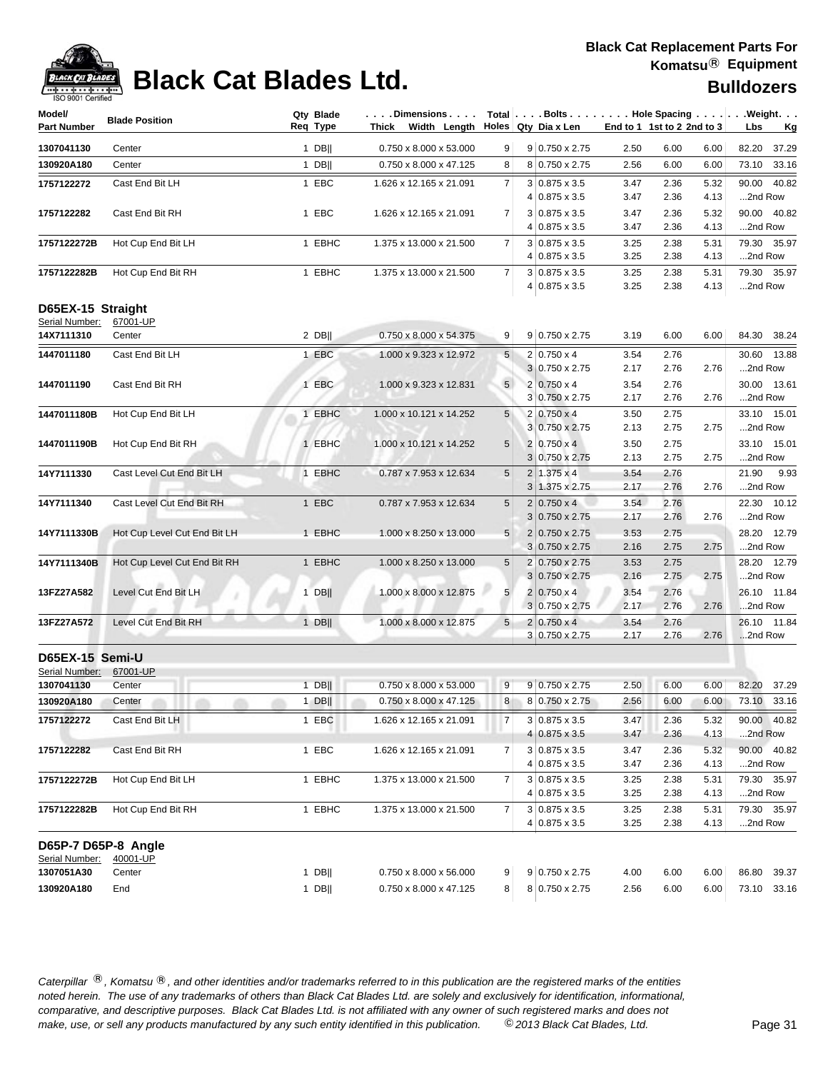# Black Cat Blades Ltd.

**Black Cat Replacement Parts For Komatsu® Equipment**

**Bulldozers**

| Model/ Part Number | Blade Position | Qty Req | Blade Type | Dimensions Thick x Width x Length | Total Holes | Bolts Qty | Dia x Len | Hole Spacing End to 1 | 1st to 2 | 2nd to 3 | Weight Lbs | Kg |
|---|---|---|---|---|---|---|---|---|---|---|---|---|
| 1307041130 | Center | 1 | DB‖ | 0.750 x 8.000 x 53.000 | 9 | 9 | 0.750 x 2.75 | 2.50 | 6.00 | 6.00 | 82.20 | 37.29 |
| 130920A180 | Center | 1 | DB‖ | 0.750 x 8.000 x 47.125 | 8 | 8 | 0.750 x 2.75 | 2.56 | 6.00 | 6.00 | 73.10 | 33.16 |
| 1757122272 | Cast End Bit LH | 1 | EBC | 1.626 x 12.165 x 21.091 | 7 | 3 | 0.875 x 3.5 | 3.47 | 2.36 | 5.32 | 90.00 | 40.82 |
| | | | | | | 4 | 0.875 x 3.5 | 3.47 | 2.36 | 4.13 | ...2nd Row | |
| 1757122282 | Cast End Bit RH | 1 | EBC | 1.626 x 12.165 x 21.091 | 7 | 3 | 0.875 x 3.5 | 3.47 | 2.36 | 5.32 | 90.00 | 40.82 |
| | | | | | | 4 | 0.875 x 3.5 | 3.47 | 2.36 | 4.13 | ...2nd Row | |
| 1757122272B | Hot Cup End Bit LH | 1 | EBHC | 1.375 x 13.000 x 21.500 | 7 | 3 | 0.875 x 3.5 | 3.25 | 2.38 | 5.31 | 79.30 | 35.97 |
| | | | | | | 4 | 0.875 x 3.5 | 3.25 | 2.38 | 4.13 | ...2nd Row | |
| 1757122282B | Hot Cup End Bit RH | 1 | EBHC | 1.375 x 13.000 x 21.500 | 7 | 3 | 0.875 x 3.5 | 3.25 | 2.38 | 5.31 | 79.30 | 35.97 |
| | | | | | | 4 | 0.875 x 3.5 | 3.25 | 2.38 | 4.13 | ...2nd Row | |

## D65EX-15 Straight

Serial Number: 67001-UP

| Model/ Part Number | Blade Position | Qty Req | Blade Type | Dimensions Thick x Width x Length | Total Holes | Bolts Qty | Dia x Len | Hole Spacing End to 1 | 1st to 2 | 2nd to 3 | Weight Lbs | Kg |
|---|---|---|---|---|---|---|---|---|---|---|---|---|
| 14X7111310 | Center | 2 | DB‖ | 0.750 x 8.000 x 54.375 | 9 | 9 | 0.750 x 2.75 | 3.19 | 6.00 | 6.00 | 84.30 | 38.24 |
| 1447011180 | Cast End Bit LH | 1 | EBC | 1.000 x 9.323 x 12.972 | 5 | 2 | 0.750 x 4 | 3.54 | 2.76 | | 30.60 | 13.88 |
| | | | | | | 3 | 0.750 x 2.75 | 2.17 | 2.76 | 2.76 | ...2nd Row | |
| 1447011190 | Cast End Bit RH | 1 | EBC | 1.000 x 9.323 x 12.831 | 5 | 2 | 0.750 x 4 | 3.54 | 2.76 | | 30.00 | 13.61 |
| | | | | | | 3 | 0.750 x 2.75 | 2.17 | 2.76 | 2.76 | ...2nd Row | |
| 1447011180B | Hot Cup End Bit LH | 1 | EBHC | 1.000 x 10.121 x 14.252 | 5 | 2 | 0.750 x 4 | 3.50 | 2.75 | | 33.10 | 15.01 |
| | | | | | | 3 | 0.750 x 2.75 | 2.13 | 2.75 | 2.75 | ...2nd Row | |
| 1447011190B | Hot Cup End Bit RH | 1 | EBHC | 1.000 x 10.121 x 14.252 | 5 | 2 | 0.750 x 4 | 3.50 | 2.75 | | 33.10 | 15.01 |
| | | | | | | 3 | 0.750 x 2.75 | 2.13 | 2.75 | 2.75 | ...2nd Row | |
| 14Y7111330 | Cast Level Cut End Bit LH | 1 | EBHC | 0.787 x 7.953 x 12.634 | 5 | 2 | 1.375 x 4 | 3.54 | 2.76 | | 21.90 | 9.93 |
| | | | | | | 3 | 1.375 x 2.75 | 2.17 | 2.76 | 2.76 | ...2nd Row | |
| 14Y7111340 | Cast Level Cut End Bit RH | 1 | EBC | 0.787 x 7.953 x 12.634 | 5 | 2 | 0.750 x 4 | 3.54 | 2.76 | | 22.30 | 10.12 |
| | | | | | | 3 | 0.750 x 2.75 | 2.17 | 2.76 | 2.76 | ...2nd Row | |
| 14Y7111330B | Hot Cup Level Cut End Bit LH | 1 | EBHC | 1.000 x 8.250 x 13.000 | 5 | 2 | 0.750 x 2.75 | 3.53 | 2.75 | | 28.20 | 12.79 |
| | | | | | | 3 | 0.750 x 2.75 | 2.16 | 2.75 | 2.75 | ...2nd Row | |
| 14Y7111340B | Hot Cup Level Cut End Bit RH | 1 | EBHC | 1.000 x 8.250 x 13.000 | 5 | 2 | 0.750 x 2.75 | 3.53 | 2.75 | | 28.20 | 12.79 |
| | | | | | | 3 | 0.750 x 2.75 | 2.16 | 2.75 | 2.75 | ...2nd Row | |
| 13FZ27A582 | Level Cut End Bit LH | 1 | DB‖ | 1.000 x 8.000 x 12.875 | 5 | 2 | 0.750 x 4 | 3.54 | 2.76 | | 26.10 | 11.84 |
| | | | | | | 3 | 0.750 x 2.75 | 2.17 | 2.76 | 2.76 | ...2nd Row | |
| 13FZ27A572 | Level Cut End Bit RH | 1 | DB‖ | 1.000 x 8.000 x 12.875 | 5 | 2 | 0.750 x 4 | 3.54 | 2.76 | | 26.10 | 11.84 |
| | | | | | | 3 | 0.750 x 2.75 | 2.17 | 2.76 | 2.76 | ...2nd Row | |

## D65EX-15 Semi-U

Serial Number: 67001-UP

| Model/ Part Number | Blade Position | Qty Req | Blade Type | Dimensions Thick x Width x Length | Total Holes | Bolts Qty | Dia x Len | Hole Spacing End to 1 | 1st to 2 | 2nd to 3 | Weight Lbs | Kg |
|---|---|---|---|---|---|---|---|---|---|---|---|---|
| 1307041130 | Center | 1 | DB‖ | 0.750 x 8.000 x 53.000 | 9 | 9 | 0.750 x 2.75 | 2.50 | 6.00 | 6.00 | 82.20 | 37.29 |
| 130920A180 | Center | 1 | DB‖ | 0.750 x 8.000 x 47.125 | 8 | 8 | 0.750 x 2.75 | 2.56 | 6.00 | 6.00 | 73.10 | 33.16 |
| 1757122272 | Cast End Bit LH | 1 | EBC | 1.626 x 12.165 x 21.091 | 7 | 3 | 0.875 x 3.5 | 3.47 | 2.36 | 5.32 | 90.00 | 40.82 |
| | | | | | | 4 | 0.875 x 3.5 | 3.47 | 2.36 | 4.13 | ...2nd Row | |
| 1757122282 | Cast End Bit RH | 1 | EBC | 1.626 x 12.165 x 21.091 | 7 | 3 | 0.875 x 3.5 | 3.47 | 2.36 | 5.32 | 90.00 | 40.82 |
| | | | | | | 4 | 0.875 x 3.5 | 3.47 | 2.36 | 4.13 | ...2nd Row | |
| 1757122272B | Hot Cup End Bit LH | 1 | EBHC | 1.375 x 13.000 x 21.500 | 7 | 3 | 0.875 x 3.5 | 3.25 | 2.38 | 5.31 | 79.30 | 35.97 |
| | | | | | | 4 | 0.875 x 3.5 | 3.25 | 2.38 | 4.13 | ...2nd Row | |
| 1757122282B | Hot Cup End Bit RH | 1 | EBHC | 1.375 x 13.000 x 21.500 | 7 | 3 | 0.875 x 3.5 | 3.25 | 2.38 | 5.31 | 79.30 | 35.97 |
| | | | | | | 4 | 0.875 x 3.5 | 3.25 | 2.38 | 4.13 | ...2nd Row | |

## D65P-7 D65P-8 Angle

Serial Number: 40001-UP

| Model/ Part Number | Blade Position | Qty Req | Blade Type | Dimensions Thick x Width x Length | Total Holes | Bolts Qty | Dia x Len | Hole Spacing End to 1 | 1st to 2 | 2nd to 3 | Weight Lbs | Kg |
|---|---|---|---|---|---|---|---|---|---|---|---|---|
| 1307051A30 | Center | 1 | DB‖ | 0.750 x 8.000 x 56.000 | 9 | 9 | 0.750 x 2.75 | 4.00 | 6.00 | 6.00 | 86.80 | 39.37 |
| 130920A180 | End | 1 | DB‖ | 0.750 x 8.000 x 47.125 | 8 | 8 | 0.750 x 2.75 | 2.56 | 6.00 | 6.00 | 73.10 | 33.16 |

*Caterpillar ®, Komatsu ®, and other identities and/or trademarks referred to in this publication are the registered marks of the entities noted herein. The use of any trademarks of others than Black Cat Blades Ltd. are solely and exclusively for identification, informational, comparative, and descriptive purposes. Black Cat Blades Ltd. is not affiliated with any owner of such registered marks and does not make, use, or sell any products manufactured by any such entity identified in this publication. © 2013 Black Cat Blades, Ltd.*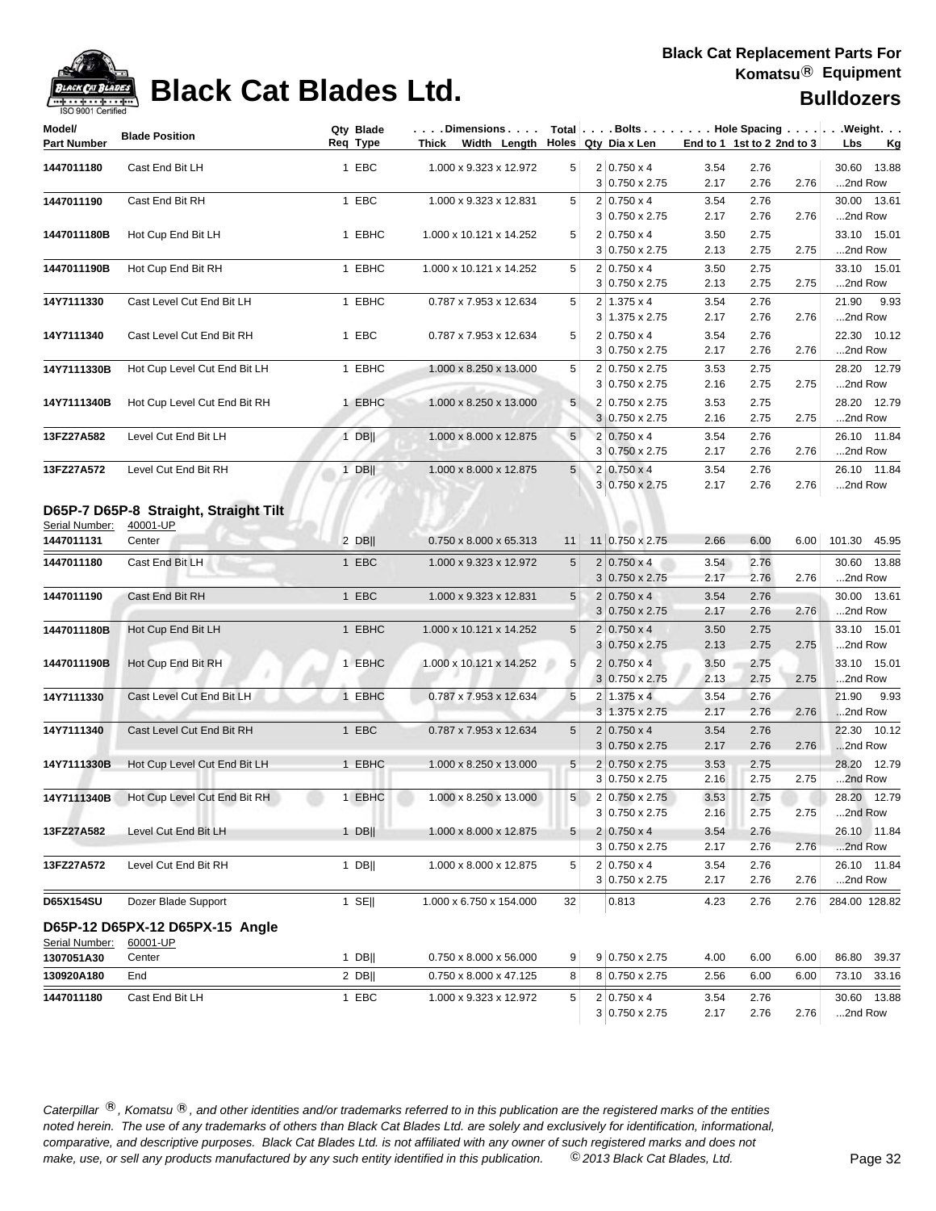# Black Cat Blades Ltd.

**Black Cat Replacement Parts For Komatsu® Equipment**

**Bulldozers**

| Model/ Part Number | Blade Position | Qty Req | Blade Type | Dimensions Thick x Width x Length | Total Holes | Bolts Qty | Bolts Dia x Len | Hole Spacing End to 1 | 1st to 2 | 2nd to 3 | Weight Lbs | Kg |
|---|---|---|---|---|---|---|---|---|---|---|---|---|
| 1447011180 | Cast End Bit LH | 1 | EBC | 1.000 x 9.323 x 12.972 | 5 | 2 | 0.750 x 4 | 3.54 | 2.76 | | 30.60 | 13.88 |
| | | | | | | 3 | 0.750 x 2.75 | 2.17 | 2.76 | 2.76 | ...2nd Row | |
| 1447011190 | Cast End Bit RH | 1 | EBC | 1.000 x 9.323 x 12.831 | 5 | 2 | 0.750 x 4 | 3.54 | 2.76 | | 30.00 | 13.61 |
| | | | | | | 3 | 0.750 x 2.75 | 2.17 | 2.76 | 2.76 | ...2nd Row | |
| 1447011180B | Hot Cup End Bit LH | 1 | EBHC | 1.000 x 10.121 x 14.252 | 5 | 2 | 0.750 x 4 | 3.50 | 2.75 | | 33.10 | 15.01 |
| | | | | | | 3 | 0.750 x 2.75 | 2.13 | 2.75 | 2.75 | ...2nd Row | |
| 1447011190B | Hot Cup End Bit RH | 1 | EBHC | 1.000 x 10.121 x 14.252 | 5 | 2 | 0.750 x 4 | 3.50 | 2.75 | | 33.10 | 15.01 |
| | | | | | | 3 | 0.750 x 2.75 | 2.13 | 2.75 | 2.75 | ...2nd Row | |
| 14Y7111330 | Cast Level Cut End Bit LH | 1 | EBHC | 0.787 x 7.953 x 12.634 | 5 | 2 | 1.375 x 4 | 3.54 | 2.76 | | 21.90 | 9.93 |
| | | | | | | 3 | 1.375 x 2.75 | 2.17 | 2.76 | 2.76 | ...2nd Row | |
| 14Y7111340 | Cast Level Cut End Bit RH | 1 | EBC | 0.787 x 7.953 x 12.634 | 5 | 2 | 0.750 x 4 | 3.54 | 2.76 | | 22.30 | 10.12 |
| | | | | | | 3 | 0.750 x 2.75 | 2.17 | 2.76 | 2.76 | ...2nd Row | |
| 14Y7111330B | Hot Cup Level Cut End Bit LH | 1 | EBHC | 1.000 x 8.250 x 13.000 | 5 | 2 | 0.750 x 2.75 | 3.53 | 2.75 | | 28.20 | 12.79 |
| | | | | | | 3 | 0.750 x 2.75 | 2.16 | 2.75 | 2.75 | ...2nd Row | |
| 14Y7111340B | Hot Cup Level Cut End Bit RH | 1 | EBHC | 1.000 x 8.250 x 13.000 | 5 | 2 | 0.750 x 2.75 | 3.53 | 2.75 | | 28.20 | 12.79 |
| | | | | | | 3 | 0.750 x 2.75 | 2.16 | 2.75 | 2.75 | ...2nd Row | |
| 13FZ27A582 | Level Cut End Bit LH | 1 | DB‖ | 1.000 x 8.000 x 12.875 | 5 | 2 | 0.750 x 4 | 3.54 | 2.76 | | 26.10 | 11.84 |
| | | | | | | 3 | 0.750 x 2.75 | 2.17 | 2.76 | 2.76 | ...2nd Row | |
| 13FZ27A572 | Level Cut End Bit RH | 1 | DB‖ | 1.000 x 8.000 x 12.875 | 5 | 2 | 0.750 x 4 | 3.54 | 2.76 | | 26.10 | 11.84 |
| | | | | | | 3 | 0.750 x 2.75 | 2.17 | 2.76 | 2.76 | ...2nd Row | |

## D65P-7 D65P-8 Straight, Straight Tilt

Serial Number: 40001-UP

| Model/ Part Number | Blade Position | Qty Req | Blade Type | Dimensions Thick x Width x Length | Total Holes | Bolts Qty | Bolts Dia x Len | Hole Spacing End to 1 | 1st to 2 | 2nd to 3 | Weight Lbs | Kg |
|---|---|---|---|---|---|---|---|---|---|---|---|---|
| 1447011131 | Center | 2 | DB‖ | 0.750 x 8.000 x 65.313 | 11 | 11 | 0.750 x 2.75 | 2.66 | 6.00 | 6.00 | 101.30 | 45.95 |
| 1447011180 | Cast End Bit LH | 1 | EBC | 1.000 x 9.323 x 12.972 | 5 | 2 | 0.750 x 4 | 3.54 | 2.76 | | 30.60 | 13.88 |
| | | | | | | 3 | 0.750 x 2.75 | 2.17 | 2.76 | 2.76 | ...2nd Row | |
| 1447011190 | Cast End Bit RH | 1 | EBC | 1.000 x 9.323 x 12.831 | 5 | 2 | 0.750 x 4 | 3.54 | 2.76 | | 30.00 | 13.61 |
| | | | | | | 3 | 0.750 x 2.75 | 2.17 | 2.76 | 2.76 | ...2nd Row | |
| 1447011180B | Hot Cup End Bit LH | 1 | EBHC | 1.000 x 10.121 x 14.252 | 5 | 2 | 0.750 x 4 | 3.50 | 2.75 | | 33.10 | 15.01 |
| | | | | | | 3 | 0.750 x 2.75 | 2.13 | 2.75 | 2.75 | ...2nd Row | |
| 1447011190B | Hot Cup End Bit RH | 1 | EBHC | 1.000 x 10.121 x 14.252 | 5 | 2 | 0.750 x 4 | 3.50 | 2.75 | | 33.10 | 15.01 |
| | | | | | | 3 | 0.750 x 2.75 | 2.13 | 2.75 | 2.75 | ...2nd Row | |
| 14Y7111330 | Cast Level Cut End Bit LH | 1 | EBHC | 0.787 x 7.953 x 12.634 | 5 | 2 | 1.375 x 4 | 3.54 | 2.76 | | 21.90 | 9.93 |
| | | | | | | 3 | 1.375 x 2.75 | 2.17 | 2.76 | 2.76 | ...2nd Row | |
| 14Y7111340 | Cast Level Cut End Bit RH | 1 | EBC | 0.787 x 7.953 x 12.634 | 5 | 2 | 0.750 x 4 | 3.54 | 2.76 | | 22.30 | 10.12 |
| | | | | | | 3 | 0.750 x 2.75 | 2.17 | 2.76 | 2.76 | ...2nd Row | |
| 14Y7111330B | Hot Cup Level Cut End Bit LH | 1 | EBHC | 1.000 x 8.250 x 13.000 | 5 | 2 | 0.750 x 2.75 | 3.53 | 2.75 | | 28.20 | 12.79 |
| | | | | | | 3 | 0.750 x 2.75 | 2.16 | 2.75 | 2.75 | ...2nd Row | |
| 14Y7111340B | Hot Cup Level Cut End Bit RH | 1 | EBHC | 1.000 x 8.250 x 13.000 | 5 | 2 | 0.750 x 2.75 | 3.53 | 2.75 | | 28.20 | 12.79 |
| | | | | | | 3 | 0.750 x 2.75 | 2.16 | 2.75 | 2.75 | ...2nd Row | |
| 13FZ27A582 | Level Cut End Bit LH | 1 | DB‖ | 1.000 x 8.000 x 12.875 | 5 | 2 | 0.750 x 4 | 3.54 | 2.76 | | 26.10 | 11.84 |
| | | | | | | 3 | 0.750 x 2.75 | 2.17 | 2.76 | 2.76 | ...2nd Row | |
| 13FZ27A572 | Level Cut End Bit RH | 1 | DB‖ | 1.000 x 8.000 x 12.875 | 5 | 2 | 0.750 x 4 | 3.54 | 2.76 | | 26.10 | 11.84 |
| | | | | | | 3 | 0.750 x 2.75 | 2.17 | 2.76 | 2.76 | ...2nd Row | |
| D65X154SU | Dozer Blade Support | 1 | SE‖ | 1.000 x 6.750 x 154.000 | 32 | | 0.813 | 4.23 | 2.76 | 2.76 | 284.00 | 128.82 |

## D65P-12 D65PX-12 D65PX-15 Angle

Serial Number: 60001-UP

| Model/ Part Number | Blade Position | Qty Req | Blade Type | Dimensions Thick x Width x Length | Total Holes | Bolts Qty | Bolts Dia x Len | Hole Spacing End to 1 | 1st to 2 | 2nd to 3 | Weight Lbs | Kg |
|---|---|---|---|---|---|---|---|---|---|---|---|---|
| 1307051A30 | Center | 1 | DB‖ | 0.750 x 8.000 x 56.000 | 9 | 9 | 0.750 x 2.75 | 4.00 | 6.00 | 6.00 | 86.80 | 39.37 |
| 130920A180 | End | 2 | DB‖ | 0.750 x 8.000 x 47.125 | 8 | 8 | 0.750 x 2.75 | 2.56 | 6.00 | 6.00 | 73.10 | 33.16 |
| 1447011180 | Cast End Bit LH | 1 | EBC | 1.000 x 9.323 x 12.972 | 5 | 2 | 0.750 x 4 | 3.54 | 2.76 | | 30.60 | 13.88 |
| | | | | | | 3 | 0.750 x 2.75 | 2.17 | 2.76 | 2.76 | ...2nd Row | |

*Caterpillar ®, Komatsu ®, and other identities and/or trademarks referred to in this publication are the registered marks of the entities noted herein. The use of any trademarks of others than Black Cat Blades Ltd. are solely and exclusively for identification, informational, comparative, and descriptive purposes. Black Cat Blades Ltd. is not affiliated with any owner of such registered marks and does not make, use, or sell any products manufactured by any such entity identified in this publication. © 2013 Black Cat Blades, Ltd.*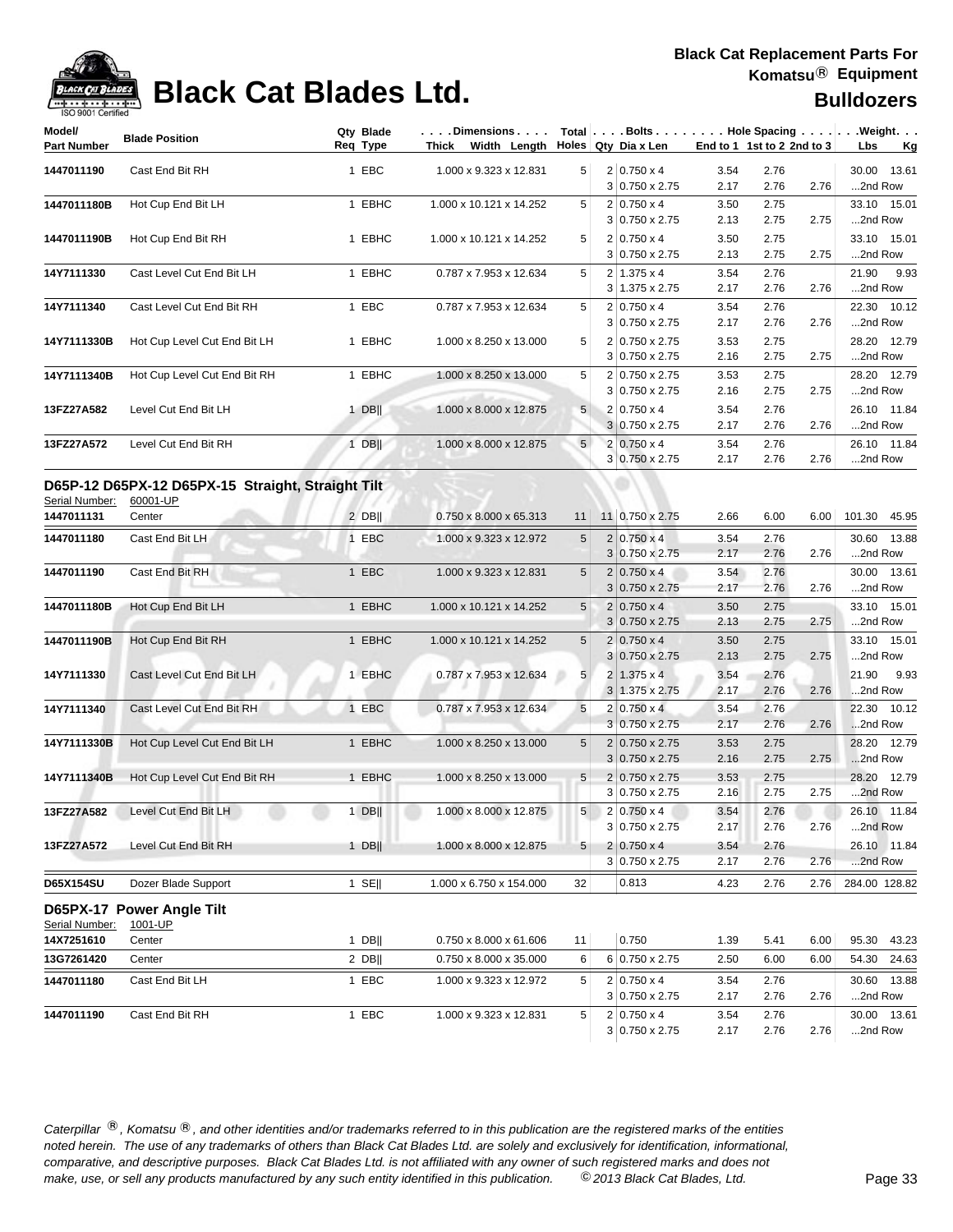# Black Cat Blades Ltd.

**Black Cat Replacement Parts For Komatsu® Equipment**

**Bulldozers**

| Model/ Part Number | Blade Position | Qty Req | Blade Type | Dimensions Thick x Width x Length | Total Holes | Bolts Qty | Bolts Dia x Len | Hole Spacing End to 1 | 1st to 2 | 2nd to 3 | Weight Lbs | Weight Kg |
|---|---|---|---|---|---|---|---|---|---|---|---|---|
| 1447011190 | Cast End Bit RH | 1 | EBC | 1.000 x 9.323 x 12.831 | 5 | 2 | 0.750 x 4 | 3.54 | 2.76 | | 30.00 | 13.61 |
| | | | | | | 3 | 0.750 x 2.75 | 2.17 | 2.76 | 2.76 | ...2nd Row | |
| 1447011180B | Hot Cup End Bit LH | 1 | EBHC | 1.000 x 10.121 x 14.252 | 5 | 2 | 0.750 x 4 | 3.50 | 2.75 | | 33.10 | 15.01 |
| | | | | | | 3 | 0.750 x 2.75 | 2.13 | 2.75 | 2.75 | ...2nd Row | |
| 1447011190B | Hot Cup End Bit RH | 1 | EBHC | 1.000 x 10.121 x 14.252 | 5 | 2 | 0.750 x 4 | 3.50 | 2.75 | | 33.10 | 15.01 |
| | | | | | | 3 | 0.750 x 2.75 | 2.13 | 2.75 | 2.75 | ...2nd Row | |
| 14Y7111330 | Cast Level Cut End Bit LH | 1 | EBHC | 0.787 x 7.953 x 12.634 | 5 | 2 | 1.375 x 4 | 3.54 | 2.76 | | 21.90 | 9.93 |
| | | | | | | 3 | 1.375 x 2.75 | 2.17 | 2.76 | 2.76 | ...2nd Row | |
| 14Y7111340 | Cast Level Cut End Bit RH | 1 | EBC | 0.787 x 7.953 x 12.634 | 5 | 2 | 0.750 x 4 | 3.54 | 2.76 | | 22.30 | 10.12 |
| | | | | | | 3 | 0.750 x 2.75 | 2.17 | 2.76 | 2.76 | ...2nd Row | |
| 14Y7111330B | Hot Cup Level Cut End Bit LH | 1 | EBHC | 1.000 x 8.250 x 13.000 | 5 | 2 | 0.750 x 2.75 | 3.53 | 2.75 | | 28.20 | 12.79 |
| | | | | | | 3 | 0.750 x 2.75 | 2.16 | 2.75 | 2.75 | ...2nd Row | |
| 14Y7111340B | Hot Cup Level Cut End Bit RH | 1 | EBHC | 1.000 x 8.250 x 13.000 | 5 | 2 | 0.750 x 2.75 | 3.53 | 2.75 | | 28.20 | 12.79 |
| | | | | | | 3 | 0.750 x 2.75 | 2.16 | 2.75 | 2.75 | ...2nd Row | |
| 13FZ27A582 | Level Cut End Bit LH | 1 | DB‖ | 1.000 x 8.000 x 12.875 | 5 | 2 | 0.750 x 4 | 3.54 | 2.76 | | 26.10 | 11.84 |
| | | | | | | 3 | 0.750 x 2.75 | 2.17 | 2.76 | 2.76 | ...2nd Row | |
| 13FZ27A572 | Level Cut End Bit RH | 1 | DB‖ | 1.000 x 8.000 x 12.875 | 5 | 2 | 0.750 x 4 | 3.54 | 2.76 | | 26.10 | 11.84 |
| | | | | | | 3 | 0.750 x 2.75 | 2.17 | 2.76 | 2.76 | ...2nd Row | |

## D65P-12 D65PX-12 D65PX-15 Straight, Straight Tilt

Serial Number: 60001-UP

| Model/ Part Number | Blade Position | Qty Req | Blade Type | Dimensions Thick x Width x Length | Total Holes | Bolts Qty | Bolts Dia x Len | Hole Spacing End to 1 | 1st to 2 | 2nd to 3 | Weight Lbs | Weight Kg |
|---|---|---|---|---|---|---|---|---|---|---|---|---|
| 1447011131 | Center | 2 | DB‖ | 0.750 x 8.000 x 65.313 | 11 | 11 | 0.750 x 2.75 | 2.66 | 6.00 | 6.00 | 101.30 | 45.95 |
| 1447011180 | Cast End Bit LH | 1 | EBC | 1.000 x 9.323 x 12.972 | 5 | 2 | 0.750 x 4 | 3.54 | 2.76 | | 30.60 | 13.88 |
| | | | | | | 3 | 0.750 x 2.75 | 2.17 | 2.76 | 2.76 | ...2nd Row | |
| 1447011190 | Cast End Bit RH | 1 | EBC | 1.000 x 9.323 x 12.831 | 5 | 2 | 0.750 x 4 | 3.54 | 2.76 | | 30.00 | 13.61 |
| | | | | | | 3 | 0.750 x 2.75 | 2.17 | 2.76 | 2.76 | ...2nd Row | |
| 1447011180B | Hot Cup End Bit LH | 1 | EBHC | 1.000 x 10.121 x 14.252 | 5 | 2 | 0.750 x 4 | 3.50 | 2.75 | | 33.10 | 15.01 |
| | | | | | | 3 | 0.750 x 2.75 | 2.13 | 2.75 | 2.75 | ...2nd Row | |
| 1447011190B | Hot Cup End Bit RH | 1 | EBHC | 1.000 x 10.121 x 14.252 | 5 | 2 | 0.750 x 4 | 3.50 | 2.75 | | 33.10 | 15.01 |
| | | | | | | 3 | 0.750 x 2.75 | 2.13 | 2.75 | 2.75 | ...2nd Row | |
| 14Y7111330 | Cast Level Cut End Bit LH | 1 | EBHC | 0.787 x 7.953 x 12.634 | 5 | 2 | 1.375 x 4 | 3.54 | 2.76 | | 21.90 | 9.93 |
| | | | | | | 3 | 1.375 x 2.75 | 2.17 | 2.76 | 2.76 | ...2nd Row | |
| 14Y7111340 | Cast Level Cut End Bit RH | 1 | EBC | 0.787 x 7.953 x 12.634 | 5 | 2 | 0.750 x 4 | 3.54 | 2.76 | | 22.30 | 10.12 |
| | | | | | | 3 | 0.750 x 2.75 | 2.17 | 2.76 | 2.76 | ...2nd Row | |
| 14Y7111330B | Hot Cup Level Cut End Bit LH | 1 | EBHC | 1.000 x 8.250 x 13.000 | 5 | 2 | 0.750 x 2.75 | 3.53 | 2.75 | | 28.20 | 12.79 |
| | | | | | | 3 | 0.750 x 2.75 | 2.16 | 2.75 | 2.75 | ...2nd Row | |
| 14Y7111340B | Hot Cup Level Cut End Bit RH | 1 | EBHC | 1.000 x 8.250 x 13.000 | 5 | 2 | 0.750 x 2.75 | 3.53 | 2.75 | | 28.20 | 12.79 |
| | | | | | | 3 | 0.750 x 2.75 | 2.16 | 2.75 | 2.75 | ...2nd Row | |
| 13FZ27A582 | Level Cut End Bit LH | 1 | DB‖ | 1.000 x 8.000 x 12.875 | 5 | 2 | 0.750 x 4 | 3.54 | 2.76 | | 26.10 | 11.84 |
| | | | | | | 3 | 0.750 x 2.75 | 2.17 | 2.76 | 2.76 | ...2nd Row | |
| 13FZ27A572 | Level Cut End Bit RH | 1 | DB‖ | 1.000 x 8.000 x 12.875 | 5 | 2 | 0.750 x 4 | 3.54 | 2.76 | | 26.10 | 11.84 |
| | | | | | | 3 | 0.750 x 2.75 | 2.17 | 2.76 | 2.76 | ...2nd Row | |
| D65X154SU | Dozer Blade Support | 1 | SE‖ | 1.000 x 6.750 x 154.000 | 32 | | 0.813 | 4.23 | 2.76 | 2.76 | 284.00 | 128.82 |

## D65PX-17 Power Angle Tilt

Serial Number: 1001-UP

| Model/ Part Number | Blade Position | Qty Req | Blade Type | Dimensions Thick x Width x Length | Total Holes | Bolts Qty | Bolts Dia x Len | Hole Spacing End to 1 | 1st to 2 | 2nd to 3 | Weight Lbs | Weight Kg |
|---|---|---|---|---|---|---|---|---|---|---|---|---|
| 14X7251610 | Center | 1 | DB‖ | 0.750 x 8.000 x 61.606 | 11 | | 0.750 | 1.39 | 5.41 | 6.00 | 95.30 | 43.23 |
| 13G7261420 | Center | 2 | DB‖ | 0.750 x 8.000 x 35.000 | 6 | 6 | 0.750 x 2.75 | 2.50 | 6.00 | 6.00 | 54.30 | 24.63 |
| 1447011180 | Cast End Bit LH | 1 | EBC | 1.000 x 9.323 x 12.972 | 5 | 2 | 0.750 x 4 | 3.54 | 2.76 | | 30.60 | 13.88 |
| | | | | | | 3 | 0.750 x 2.75 | 2.17 | 2.76 | 2.76 | ...2nd Row | |
| 1447011190 | Cast End Bit RH | 1 | EBC | 1.000 x 9.323 x 12.831 | 5 | 2 | 0.750 x 4 | 3.54 | 2.76 | | 30.00 | 13.61 |
| | | | | | | 3 | 0.750 x 2.75 | 2.17 | 2.76 | 2.76 | ...2nd Row | |

*Caterpillar ®, Komatsu ®, and other identities and/or trademarks referred to in this publication are the registered marks of the entities noted herein. The use of any trademarks of others than Black Cat Blades Ltd. are solely and exclusively for identification, informational, comparative, and descriptive purposes. Black Cat Blades Ltd. is not affiliated with any owner of such registered marks and does not make, use, or sell any products manufactured by any such entity identified in this publication.* *© 2013 Black Cat Blades, Ltd.*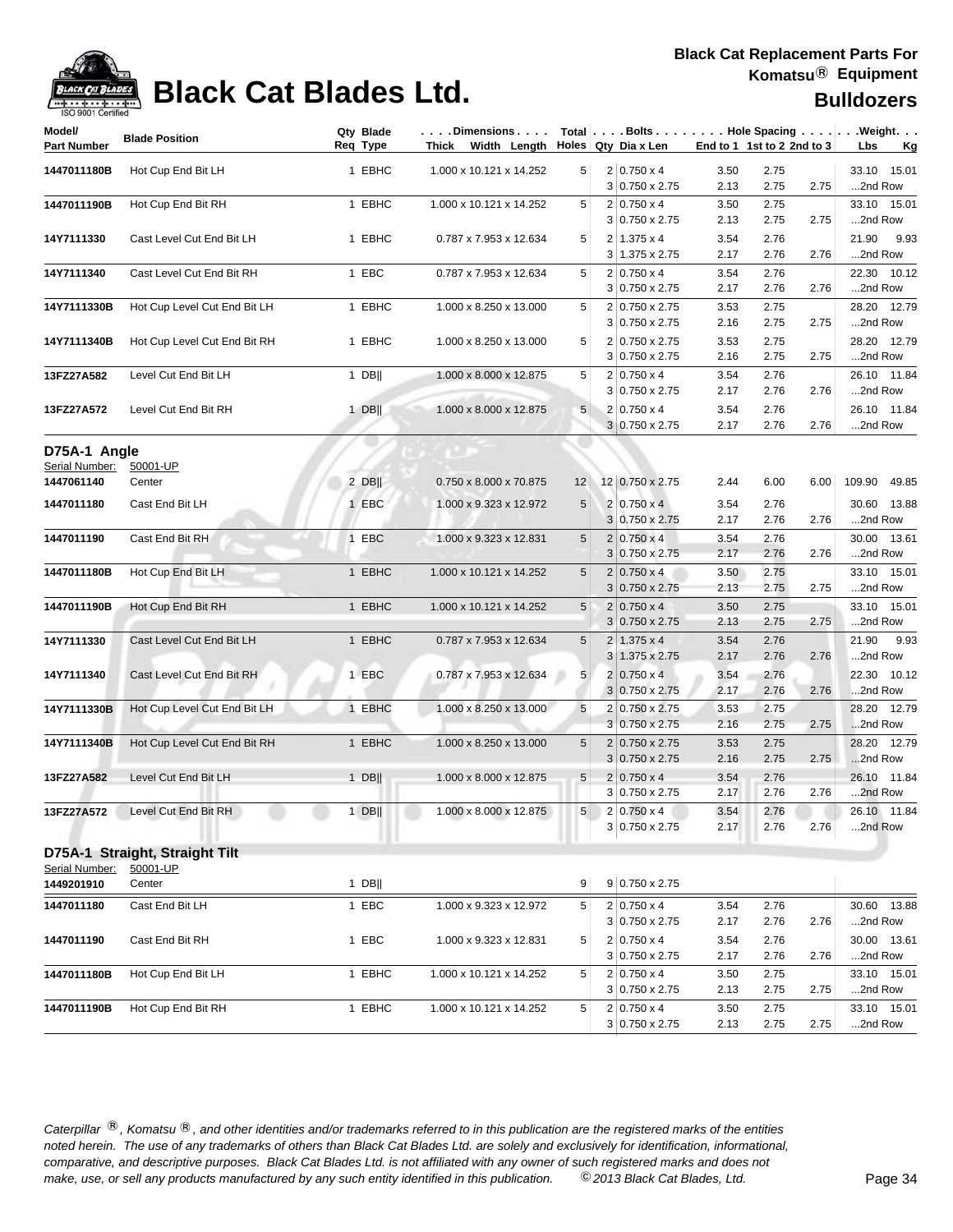# Black Cat Blades Ltd.

**Black Cat Replacement Parts For Komatsu® Equipment**

**Bulldozers**

| Model/ Part Number | Blade Position | Qty Req | Blade Type | Dimensions Thick x Width x Length | Total Holes | Bolts Qty | Dia x Len | Hole Spacing End to 1 | 1st to 2 | 2nd to 3 | Weight Lbs | Kg |
|---|---|---|---|---|---|---|---|---|---|---|---|---|
| 1447011180B | Hot Cup End Bit LH | 1 | EBHC | 1.000 x 10.121 x 14.252 | 5 | 2 | 0.750 x 4 | 3.50 | 2.75 | | 33.10 | 15.01 |
| | | | | | | 3 | 0.750 x 2.75 | 2.13 | 2.75 | 2.75 | ...2nd Row | |
| 1447011190B | Hot Cup End Bit RH | 1 | EBHC | 1.000 x 10.121 x 14.252 | 5 | 2 | 0.750 x 4 | 3.50 | 2.75 | | 33.10 | 15.01 |
| | | | | | | 3 | 0.750 x 2.75 | 2.13 | 2.75 | 2.75 | ...2nd Row | |
| 14Y7111330 | Cast Level Cut End Bit LH | 1 | EBHC | 0.787 x 7.953 x 12.634 | 5 | 2 | 1.375 x 4 | 3.54 | 2.76 | | 21.90 | 9.93 |
| | | | | | | 3 | 1.375 x 2.75 | 2.17 | 2.76 | 2.76 | ...2nd Row | |
| 14Y7111340 | Cast Level Cut End Bit RH | 1 | EBC | 0.787 x 7.953 x 12.634 | 5 | 2 | 0.750 x 4 | 3.54 | 2.76 | | 22.30 | 10.12 |
| | | | | | | 3 | 0.750 x 2.75 | 2.17 | 2.76 | 2.76 | ...2nd Row | |
| 14Y7111330B | Hot Cup Level Cut End Bit LH | 1 | EBHC | 1.000 x 8.250 x 13.000 | 5 | 2 | 0.750 x 2.75 | 3.53 | 2.75 | | 28.20 | 12.79 |
| | | | | | | 3 | 0.750 x 2.75 | 2.16 | 2.75 | 2.75 | ...2nd Row | |
| 14Y7111340B | Hot Cup Level Cut End Bit RH | 1 | EBHC | 1.000 x 8.250 x 13.000 | 5 | 2 | 0.750 x 2.75 | 3.53 | 2.75 | | 28.20 | 12.79 |
| | | | | | | 3 | 0.750 x 2.75 | 2.16 | 2.75 | 2.75 | ...2nd Row | |
| 13FZ27A582 | Level Cut End Bit LH | 1 | DB‖ | 1.000 x 8.000 x 12.875 | 5 | 2 | 0.750 x 4 | 3.54 | 2.76 | | 26.10 | 11.84 |
| | | | | | | 3 | 0.750 x 2.75 | 2.17 | 2.76 | 2.76 | ...2nd Row | |
| 13FZ27A572 | Level Cut End Bit RH | 1 | DB‖ | 1.000 x 8.000 x 12.875 | 5 | 2 | 0.750 x 4 | 3.54 | 2.76 | | 26.10 | 11.84 |
| | | | | | | 3 | 0.750 x 2.75 | 2.17 | 2.76 | 2.76 | ...2nd Row | |

## D75A-1 Angle

Serial Number: 50001-UP

| Model/ Part Number | Blade Position | Qty Req | Blade Type | Dimensions Thick x Width x Length | Total Holes | Bolts Qty | Dia x Len | Hole Spacing End to 1 | 1st to 2 | 2nd to 3 | Weight Lbs | Kg |
|---|---|---|---|---|---|---|---|---|---|---|---|---|
| 1447061140 | Center | 2 | DB‖ | 0.750 x 8.000 x 70.875 | 12 | 12 | 0.750 x 2.75 | 2.44 | 6.00 | 6.00 | 109.90 | 49.85 |
| 1447011180 | Cast End Bit LH | 1 | EBC | 1.000 x 9.323 x 12.972 | 5 | 2 | 0.750 x 4 | 3.54 | 2.76 | | 30.60 | 13.88 |
| | | | | | | 3 | 0.750 x 2.75 | 2.17 | 2.76 | 2.76 | ...2nd Row | |
| 1447011190 | Cast End Bit RH | 1 | EBC | 1.000 x 9.323 x 12.831 | 5 | 2 | 0.750 x 4 | 3.54 | 2.76 | | 30.00 | 13.61 |
| | | | | | | 3 | 0.750 x 2.75 | 2.17 | 2.76 | 2.76 | ...2nd Row | |
| 1447011180B | Hot Cup End Bit LH | 1 | EBHC | 1.000 x 10.121 x 14.252 | 5 | 2 | 0.750 x 4 | 3.50 | 2.75 | | 33.10 | 15.01 |
| | | | | | | 3 | 0.750 x 2.75 | 2.13 | 2.75 | 2.75 | ...2nd Row | |
| 1447011190B | Hot Cup End Bit RH | 1 | EBHC | 1.000 x 10.121 x 14.252 | 5 | 2 | 0.750 x 4 | 3.50 | 2.75 | | 33.10 | 15.01 |
| | | | | | | 3 | 0.750 x 2.75 | 2.13 | 2.75 | 2.75 | ...2nd Row | |
| 14Y7111330 | Cast Level Cut End Bit LH | 1 | EBHC | 0.787 x 7.953 x 12.634 | 5 | 2 | 1.375 x 4 | 3.54 | 2.76 | | 21.90 | 9.93 |
| | | | | | | 3 | 1.375 x 2.75 | 2.17 | 2.76 | 2.76 | ...2nd Row | |
| 14Y7111340 | Cast Level Cut End Bit RH | 1 | EBC | 0.787 x 7.953 x 12.634 | 5 | 2 | 0.750 x 4 | 3.54 | 2.76 | | 22.30 | 10.12 |
| | | | | | | 3 | 0.750 x 2.75 | 2.17 | 2.76 | 2.76 | ...2nd Row | |
| 14Y7111330B | Hot Cup Level Cut End Bit LH | 1 | EBHC | 1.000 x 8.250 x 13.000 | 5 | 2 | 0.750 x 2.75 | 3.53 | 2.75 | | 28.20 | 12.79 |
| | | | | | | 3 | 0.750 x 2.75 | 2.16 | 2.75 | 2.75 | ...2nd Row | |
| 14Y7111340B | Hot Cup Level Cut End Bit RH | 1 | EBHC | 1.000 x 8.250 x 13.000 | 5 | 2 | 0.750 x 2.75 | 3.53 | 2.75 | | 28.20 | 12.79 |
| | | | | | | 3 | 0.750 x 2.75 | 2.16 | 2.75 | 2.75 | ...2nd Row | |
| 13FZ27A582 | Level Cut End Bit LH | 1 | DB‖ | 1.000 x 8.000 x 12.875 | 5 | 2 | 0.750 x 4 | 3.54 | 2.76 | | 26.10 | 11.84 |
| | | | | | | 3 | 0.750 x 2.75 | 2.17 | 2.76 | 2.76 | ...2nd Row | |
| 13FZ27A572 | Level Cut End Bit RH | 1 | DB‖ | 1.000 x 8.000 x 12.875 | 5 | 2 | 0.750 x 4 | 3.54 | 2.76 | | 26.10 | 11.84 |
| | | | | | | 3 | 0.750 x 2.75 | 2.17 | 2.76 | 2.76 | ...2nd Row | |

## D75A-1 Straight, Straight Tilt

Serial Number: 50001-UP

| Model/ Part Number | Blade Position | Qty Req | Blade Type | Dimensions Thick x Width x Length | Total Holes | Bolts Qty | Dia x Len | Hole Spacing End to 1 | 1st to 2 | 2nd to 3 | Weight Lbs | Kg |
|---|---|---|---|---|---|---|---|---|---|---|---|---|
| 1449201910 | Center | 1 | DB‖ | | 9 | 9 | 0.750 x 2.75 | | | | | |
| 1447011180 | Cast End Bit LH | 1 | EBC | 1.000 x 9.323 x 12.972 | 5 | 2 | 0.750 x 4 | 3.54 | 2.76 | | 30.60 | 13.88 |
| | | | | | | 3 | 0.750 x 2.75 | 2.17 | 2.76 | 2.76 | ...2nd Row | |
| 1447011190 | Cast End Bit RH | 1 | EBC | 1.000 x 9.323 x 12.831 | 5 | 2 | 0.750 x 4 | 3.54 | 2.76 | | 30.00 | 13.61 |
| | | | | | | 3 | 0.750 x 2.75 | 2.17 | 2.76 | 2.76 | ...2nd Row | |
| 1447011180B | Hot Cup End Bit LH | 1 | EBHC | 1.000 x 10.121 x 14.252 | 5 | 2 | 0.750 x 4 | 3.50 | 2.75 | | 33.10 | 15.01 |
| | | | | | | 3 | 0.750 x 2.75 | 2.13 | 2.75 | 2.75 | ...2nd Row | |
| 1447011190B | Hot Cup End Bit RH | 1 | EBHC | 1.000 x 10.121 x 14.252 | 5 | 2 | 0.750 x 4 | 3.50 | 2.75 | | 33.10 | 15.01 |
| | | | | | | 3 | 0.750 x 2.75 | 2.13 | 2.75 | 2.75 | ...2nd Row | |

*Caterpillar ®, Komatsu ®, and other identities and/or trademarks referred to in this publication are the registered marks of the entities noted herein. The use of any trademarks of others than Black Cat Blades Ltd. are solely and exclusively for identification, informational, comparative, and descriptive purposes. Black Cat Blades Ltd. is not affiliated with any owner of such registered marks and does not make, use, or sell any products manufactured by any such entity identified in this publication. © 2013 Black Cat Blades, Ltd.*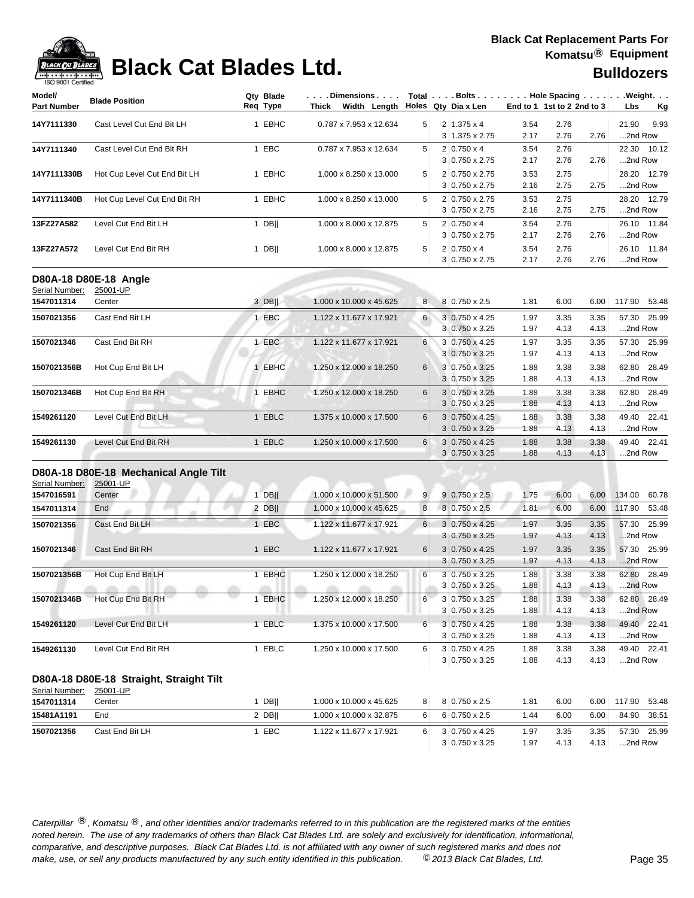# Black Cat Blades Ltd.

**Black Cat Replacement Parts For Komatsu® Equipment**

**Bulldozers**

| Model/ Part Number | Blade Position | Qty Req | Blade Type | Dimensions Thick x Width x Length | Total Holes | Bolts Qty | Dia x Len | End to 1 | 1st to 2 | 2nd to 3 | Weight Lbs | Kg |
|---|---|---|---|---|---|---|---|---|---|---|---|---|
| 14Y7111330 | Cast Level Cut End Bit LH | 1 | EBHC | 0.787 x 7.953 x 12.634 | 5 | 2 | 1.375 x 4 | 3.54 | 2.76 | | 21.90 | 9.93 |
| | | | | | | 3 | 1.375 x 2.75 | 2.17 | 2.76 | 2.76 | ...2nd Row | |
| 14Y7111340 | Cast Level Cut End Bit RH | 1 | EBC | 0.787 x 7.953 x 12.634 | 5 | 2 | 0.750 x 4 | 3.54 | 2.76 | | 22.30 | 10.12 |
| | | | | | | 3 | 0.750 x 2.75 | 2.17 | 2.76 | 2.76 | ...2nd Row | |
| 14Y7111330B | Hot Cup Level Cut End Bit LH | 1 | EBHC | 1.000 x 8.250 x 13.000 | 5 | 2 | 0.750 x 2.75 | 3.53 | 2.75 | | 28.20 | 12.79 |
| | | | | | | 3 | 0.750 x 2.75 | 2.16 | 2.75 | 2.75 | ...2nd Row | |
| 14Y7111340B | Hot Cup Level Cut End Bit RH | 1 | EBHC | 1.000 x 8.250 x 13.000 | 5 | 2 | 0.750 x 2.75 | 3.53 | 2.75 | | 28.20 | 12.79 |
| | | | | | | 3 | 0.750 x 2.75 | 2.16 | 2.75 | 2.75 | ...2nd Row | |
| 13FZ27A582 | Level Cut End Bit LH | 1 | DB‖ | 1.000 x 8.000 x 12.875 | 5 | 2 | 0.750 x 4 | 3.54 | 2.76 | | 26.10 | 11.84 |
| | | | | | | 3 | 0.750 x 2.75 | 2.17 | 2.76 | 2.76 | ...2nd Row | |
| 13FZ27A572 | Level Cut End Bit RH | 1 | DB‖ | 1.000 x 8.000 x 12.875 | 5 | 2 | 0.750 x 4 | 3.54 | 2.76 | | 26.10 | 11.84 |
| | | | | | | 3 | 0.750 x 2.75 | 2.17 | 2.76 | 2.76 | ...2nd Row | |

## D80A-18 D80E-18 Angle

Serial Number: 25001-UP

| Model/ Part Number | Blade Position | Qty Req | Blade Type | Dimensions Thick x Width x Length | Total Holes | Bolts Qty | Dia x Len | End to 1 | 1st to 2 | 2nd to 3 | Weight Lbs | Kg |
|---|---|---|---|---|---|---|---|---|---|---|---|---|
| 1547011314 | Center | 3 | DB‖ | 1.000 x 10.000 x 45.625 | 8 | 8 | 0.750 x 2.5 | 1.81 | 6.00 | 6.00 | 117.90 | 53.48 |
| 1507021356 | Cast End Bit LH | 1 | EBC | 1.122 x 11.677 x 17.921 | 6 | 3 | 0.750 x 4.25 | 1.97 | 3.35 | 3.35 | 57.30 | 25.99 |
| | | | | | | 3 | 0.750 x 3.25 | 1.97 | 4.13 | 4.13 | ...2nd Row | |
| 1507021346 | Cast End Bit RH | 1 | EBC | 1.122 x 11.677 x 17.921 | 6 | 3 | 0.750 x 4.25 | 1.97 | 3.35 | 3.35 | 57.30 | 25.99 |
| | | | | | | 3 | 0.750 x 3.25 | 1.97 | 4.13 | 4.13 | ...2nd Row | |
| 1507021356B | Hot Cup End Bit LH | 1 | EBHC | 1.250 x 12.000 x 18.250 | 6 | 3 | 0.750 x 3.25 | 1.88 | 3.38 | 3.38 | 62.80 | 28.49 |
| | | | | | | 3 | 0.750 x 3.25 | 1.88 | 4.13 | 4.13 | ...2nd Row | |
| 1507021346B | Hot Cup End Bit RH | 1 | EBHC | 1.250 x 12.000 x 18.250 | 6 | 3 | 0.750 x 3.25 | 1.88 | 3.38 | 3.38 | 62.80 | 28.49 |
| | | | | | | 3 | 0.750 x 3.25 | 1.88 | 4.13 | 4.13 | ...2nd Row | |
| 1549261120 | Level Cut End Bit LH | 1 | EBLC | 1.375 x 10.000 x 17.500 | 6 | 3 | 0.750 x 4.25 | 1.88 | 3.38 | 3.38 | 49.40 | 22.41 |
| | | | | | | 3 | 0.750 x 3.25 | 1.88 | 4.13 | 4.13 | ...2nd Row | |
| 1549261130 | Level Cut End Bit RH | 1 | EBLC | 1.250 x 10.000 x 17.500 | 6 | 3 | 0.750 x 4.25 | 1.88 | 3.38 | 3.38 | 49.40 | 22.41 |
| | | | | | | 3 | 0.750 x 3.25 | 1.88 | 4.13 | 4.13 | ...2nd Row | |

## D80A-18 D80E-18 Mechanical Angle Tilt

Serial Number: 25001-UP

| Model/ Part Number | Blade Position | Qty Req | Blade Type | Dimensions Thick x Width x Length | Total Holes | Bolts Qty | Dia x Len | End to 1 | 1st to 2 | 2nd to 3 | Weight Lbs | Kg |
|---|---|---|---|---|---|---|---|---|---|---|---|---|
| 1547016591 | Center | 1 | DB‖ | 1.000 x 10.000 x 51.500 | 9 | 9 | 0.750 x 2.5 | 1.75 | 6.00 | 6.00 | 134.00 | 60.78 |
| 1547011314 | End | 2 | DB‖ | 1.000 x 10.000 x 45.625 | 8 | 8 | 0.750 x 2.5 | 1.81 | 6.00 | 6.00 | 117.90 | 53.48 |
| 1507021356 | Cast End Bit LH | 1 | EBC | 1.122 x 11.677 x 17.921 | 6 | 3 | 0.750 x 4.25 | 1.97 | 3.35 | 3.35 | 57.30 | 25.99 |
| | | | | | | 3 | 0.750 x 3.25 | 1.97 | 4.13 | 4.13 | ...2nd Row | |
| 1507021346 | Cast End Bit RH | 1 | EBC | 1.122 x 11.677 x 17.921 | 6 | 3 | 0.750 x 4.25 | 1.97 | 3.35 | 3.35 | 57.30 | 25.99 |
| | | | | | | 3 | 0.750 x 3.25 | 1.97 | 4.13 | 4.13 | ...2nd Row | |
| 1507021356B | Hot Cup End Bit LH | 1 | EBHC | 1.250 x 12.000 x 18.250 | 6 | 3 | 0.750 x 3.25 | 1.88 | 3.38 | 3.38 | 62.80 | 28.49 |
| | | | | | | 3 | 0.750 x 3.25 | 1.88 | 4.13 | 4.13 | ...2nd Row | |
| 1507021346B | Hot Cup End Bit RH | 1 | EBHC | 1.250 x 12.000 x 18.250 | 6 | 3 | 0.750 x 3.25 | 1.88 | 3.38 | 3.38 | 62.80 | 28.49 |
| | | | | | | 3 | 0.750 x 3.25 | 1.88 | 4.13 | 4.13 | ...2nd Row | |
| 1549261120 | Level Cut End Bit LH | 1 | EBLC | 1.375 x 10.000 x 17.500 | 6 | 3 | 0.750 x 4.25 | 1.88 | 3.38 | 3.38 | 49.40 | 22.41 |
| | | | | | | 3 | 0.750 x 3.25 | 1.88 | 4.13 | 4.13 | ...2nd Row | |
| 1549261130 | Level Cut End Bit RH | 1 | EBLC | 1.250 x 10.000 x 17.500 | 6 | 3 | 0.750 x 4.25 | 1.88 | 3.38 | 3.38 | 49.40 | 22.41 |
| | | | | | | 3 | 0.750 x 3.25 | 1.88 | 4.13 | 4.13 | ...2nd Row | |

## D80A-18 D80E-18 Straight, Straight Tilt

Serial Number: 25001-UP

| Model/ Part Number | Blade Position | Qty Req | Blade Type | Dimensions Thick x Width x Length | Total Holes | Bolts Qty | Dia x Len | End to 1 | 1st to 2 | 2nd to 3 | Weight Lbs | Kg |
|---|---|---|---|---|---|---|---|---|---|---|---|---|
| 1547011314 | Center | 1 | DB‖ | 1.000 x 10.000 x 45.625 | 8 | 8 | 0.750 x 2.5 | 1.81 | 6.00 | 6.00 | 117.90 | 53.48 |
| 15481A1191 | End | 2 | DB‖ | 1.000 x 10.000 x 32.875 | 6 | 6 | 0.750 x 2.5 | 1.44 | 6.00 | 6.00 | 84.90 | 38.51 |
| 1507021356 | Cast End Bit LH | 1 | EBC | 1.122 x 11.677 x 17.921 | 6 | 3 | 0.750 x 4.25 | 1.97 | 3.35 | 3.35 | 57.30 | 25.99 |
| | | | | | | 3 | 0.750 x 3.25 | 1.97 | 4.13 | 4.13 | ...2nd Row | |

*Caterpillar ®, Komatsu ®, and other identities and/or trademarks referred to in this publication are the registered marks of the entities noted herein. The use of any trademarks of others than Black Cat Blades Ltd. are solely and exclusively for identification, informational, comparative, and descriptive purposes. Black Cat Blades Ltd. is not affiliated with any owner of such registered marks and does not make, use, or sell any products manufactured by any such entity identified in this publication.* *© 2013 Black Cat Blades, Ltd.*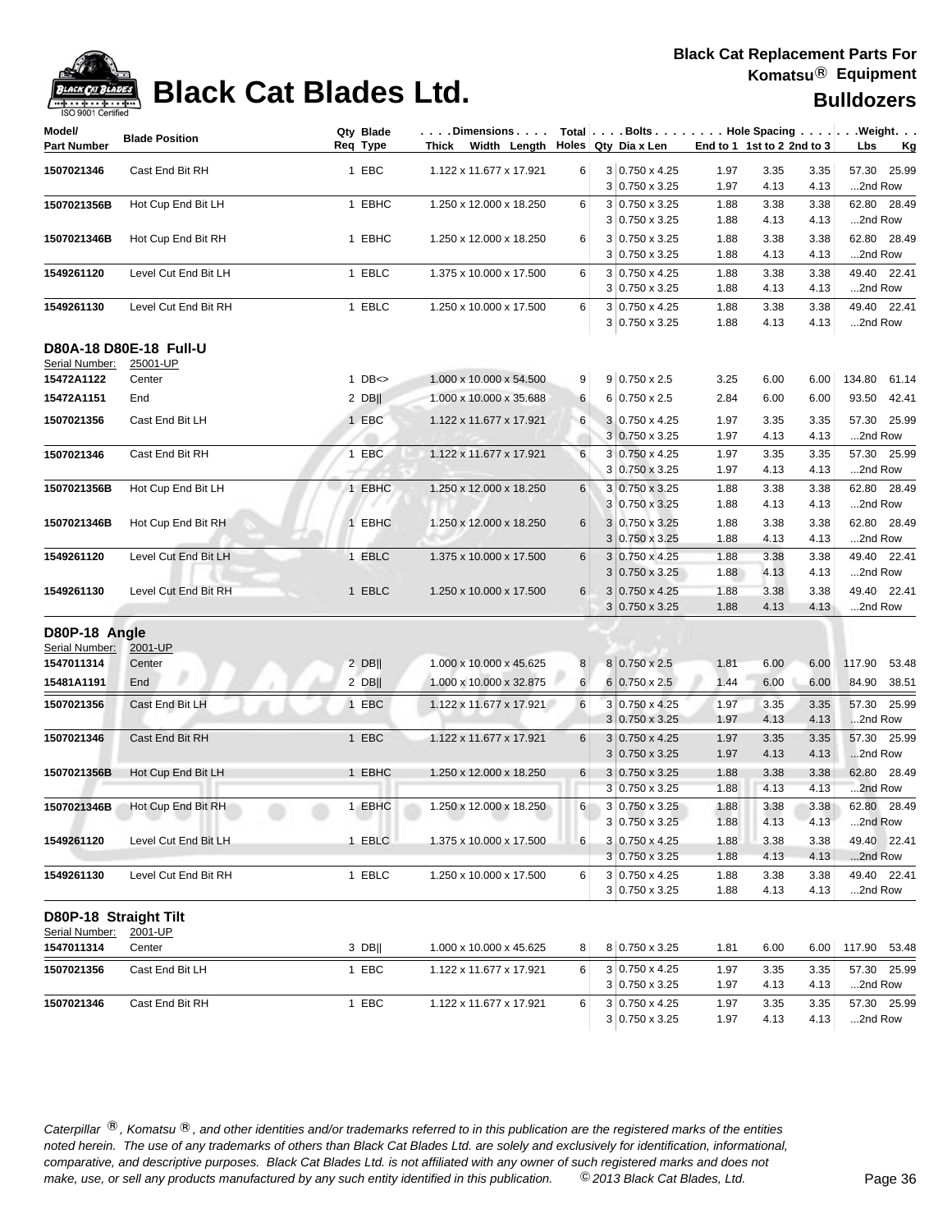# Black Cat Blades Ltd.

**Black Cat Replacement Parts For Komatsu® Equipment**

**Bulldozers**

| Model/ Part Number | Blade Position | Qty Req | Blade Type | Dimensions Thick x Width x Length | Total Holes | Bolts Qty | Bolts Dia x Len | Hole Spacing End to 1 | 1st to 2 | 2nd to 3 | Weight Lbs | Kg |
|---|---|---|---|---|---|---|---|---|---|---|---|---|
| 1507021346 | Cast End Bit RH | 1 | EBC | 1.122 x 11.677 x 17.921 | 6 | 3 | 0.750 x 4.25 | 1.97 | 3.35 | 3.35 | 57.30 | 25.99 |
| | | | | | | 3 | 0.750 x 3.25 | 1.97 | 4.13 | 4.13 | ...2nd Row | |
| 1507021356B | Hot Cup End Bit LH | 1 | EBHC | 1.250 x 12.000 x 18.250 | 6 | 3 | 0.750 x 3.25 | 1.88 | 3.38 | 3.38 | 62.80 | 28.49 |
| | | | | | | 3 | 0.750 x 3.25 | 1.88 | 4.13 | 4.13 | ...2nd Row | |
| 1507021346B | Hot Cup End Bit RH | 1 | EBHC | 1.250 x 12.000 x 18.250 | 6 | 3 | 0.750 x 3.25 | 1.88 | 3.38 | 3.38 | 62.80 | 28.49 |
| | | | | | | 3 | 0.750 x 3.25 | 1.88 | 4.13 | 4.13 | ...2nd Row | |
| 1549261120 | Level Cut End Bit LH | 1 | EBLC | 1.375 x 10.000 x 17.500 | 6 | 3 | 0.750 x 4.25 | 1.88 | 3.38 | 3.38 | 49.40 | 22.41 |
| | | | | | | 3 | 0.750 x 3.25 | 1.88 | 4.13 | 4.13 | ...2nd Row | |
| 1549261130 | Level Cut End Bit RH | 1 | EBLC | 1.250 x 10.000 x 17.500 | 6 | 3 | 0.750 x 4.25 | 1.88 | 3.38 | 3.38 | 49.40 | 22.41 |
| | | | | | | 3 | 0.750 x 3.25 | 1.88 | 4.13 | 4.13 | ...2nd Row | |

### D80A-18 D80E-18 Full-U

Serial Number: 25001-UP

| Model/ Part Number | Blade Position | Qty Req | Blade Type | Dimensions Thick x Width x Length | Total Holes | Bolts Qty | Bolts Dia x Len | Hole Spacing End to 1 | 1st to 2 | 2nd to 3 | Weight Lbs | Kg |
|---|---|---|---|---|---|---|---|---|---|---|---|---|
| 15472A1122 | Center | 1 | DB<> | 1.000 x 10.000 x 54.500 | 9 | 9 | 0.750 x 2.5 | 3.25 | 6.00 | 6.00 | 134.80 | 61.14 |
| 15472A1151 | End | 2 | DB\|\| | 1.000 x 10.000 x 35.688 | 6 | 6 | 0.750 x 2.5 | 2.84 | 6.00 | 6.00 | 93.50 | 42.41 |
| 1507021356 | Cast End Bit LH | 1 | EBC | 1.122 x 11.677 x 17.921 | 6 | 3 | 0.750 x 4.25 | 1.97 | 3.35 | 3.35 | 57.30 | 25.99 |
| | | | | | | 3 | 0.750 x 3.25 | 1.97 | 4.13 | 4.13 | ...2nd Row | |
| 1507021346 | Cast End Bit RH | 1 | EBC | 1.122 x 11.677 x 17.921 | 6 | 3 | 0.750 x 4.25 | 1.97 | 3.35 | 3.35 | 57.30 | 25.99 |
| | | | | | | 3 | 0.750 x 3.25 | 1.97 | 4.13 | 4.13 | ...2nd Row | |
| 1507021356B | Hot Cup End Bit LH | 1 | EBHC | 1.250 x 12.000 x 18.250 | 6 | 3 | 0.750 x 3.25 | 1.88 | 3.38 | 3.38 | 62.80 | 28.49 |
| | | | | | | 3 | 0.750 x 3.25 | 1.88 | 4.13 | 4.13 | ...2nd Row | |
| 1507021346B | Hot Cup End Bit RH | 1 | EBHC | 1.250 x 12.000 x 18.250 | 6 | 3 | 0.750 x 3.25 | 1.88 | 3.38 | 3.38 | 62.80 | 28.49 |
| | | | | | | 3 | 0.750 x 3.25 | 1.88 | 4.13 | 4.13 | ...2nd Row | |
| 1549261120 | Level Cut End Bit LH | 1 | EBLC | 1.375 x 10.000 x 17.500 | 6 | 3 | 0.750 x 4.25 | 1.88 | 3.38 | 3.38 | 49.40 | 22.41 |
| | | | | | | 3 | 0.750 x 3.25 | 1.88 | 4.13 | 4.13 | ...2nd Row | |
| 1549261130 | Level Cut End Bit RH | 1 | EBLC | 1.250 x 10.000 x 17.500 | 6 | 3 | 0.750 x 4.25 | 1.88 | 3.38 | 3.38 | 49.40 | 22.41 |
| | | | | | | 3 | 0.750 x 3.25 | 1.88 | 4.13 | 4.13 | ...2nd Row | |

### D80P-18 Angle

Serial Number: 2001-UP

| Model/ Part Number | Blade Position | Qty Req | Blade Type | Dimensions Thick x Width x Length | Total Holes | Bolts Qty | Bolts Dia x Len | Hole Spacing End to 1 | 1st to 2 | 2nd to 3 | Weight Lbs | Kg |
|---|---|---|---|---|---|---|---|---|---|---|---|---|
| 1547011314 | Center | 2 | DB\|\| | 1.000 x 10.000 x 45.625 | 8 | 8 | 0.750 x 2.5 | 1.81 | 6.00 | 6.00 | 117.90 | 53.48 |
| 15481A1191 | End | 2 | DB\|\| | 1.000 x 10.000 x 32.875 | 6 | 6 | 0.750 x 2.5 | 1.44 | 6.00 | 6.00 | 84.90 | 38.51 |
| 1507021356 | Cast End Bit LH | 1 | EBC | 1.122 x 11.677 x 17.921 | 6 | 3 | 0.750 x 4.25 | 1.97 | 3.35 | 3.35 | 57.30 | 25.99 |
| | | | | | | 3 | 0.750 x 3.25 | 1.97 | 4.13 | 4.13 | ...2nd Row | |
| 1507021346 | Cast End Bit RH | 1 | EBC | 1.122 x 11.677 x 17.921 | 6 | 3 | 0.750 x 4.25 | 1.97 | 3.35 | 3.35 | 57.30 | 25.99 |
| | | | | | | 3 | 0.750 x 3.25 | 1.97 | 4.13 | 4.13 | ...2nd Row | |
| 1507021356B | Hot Cup End Bit LH | 1 | EBHC | 1.250 x 12.000 x 18.250 | 6 | 3 | 0.750 x 3.25 | 1.88 | 3.38 | 3.38 | 62.80 | 28.49 |
| | | | | | | 3 | 0.750 x 3.25 | 1.88 | 4.13 | 4.13 | ...2nd Row | |
| 1507021346B | Hot Cup End Bit RH | 1 | EBHC | 1.250 x 12.000 x 18.250 | 6 | 3 | 0.750 x 3.25 | 1.88 | 3.38 | 3.38 | 62.80 | 28.49 |
| | | | | | | 3 | 0.750 x 3.25 | 1.88 | 4.13 | 4.13 | ...2nd Row | |
| 1549261120 | Level Cut End Bit LH | 1 | EBLC | 1.375 x 10.000 x 17.500 | 6 | 3 | 0.750 x 4.25 | 1.88 | 3.38 | 3.38 | 49.40 | 22.41 |
| | | | | | | 3 | 0.750 x 3.25 | 1.88 | 4.13 | 4.13 | ...2nd Row | |
| 1549261130 | Level Cut End Bit RH | 1 | EBLC | 1.250 x 10.000 x 17.500 | 6 | 3 | 0.750 x 4.25 | 1.88 | 3.38 | 3.38 | 49.40 | 22.41 |
| | | | | | | 3 | 0.750 x 3.25 | 1.88 | 4.13 | 4.13 | ...2nd Row | |

### D80P-18 Straight Tilt

Serial Number: 2001-UP

| Model/ Part Number | Blade Position | Qty Req | Blade Type | Dimensions Thick x Width x Length | Total Holes | Bolts Qty | Bolts Dia x Len | Hole Spacing End to 1 | 1st to 2 | 2nd to 3 | Weight Lbs | Kg |
|---|---|---|---|---|---|---|---|---|---|---|---|---|
| 1547011314 | Center | 3 | DB\|\| | 1.000 x 10.000 x 45.625 | 8 | 8 | 0.750 x 3.25 | 1.81 | 6.00 | 6.00 | 117.90 | 53.48 |
| 1507021356 | Cast End Bit LH | 1 | EBC | 1.122 x 11.677 x 17.921 | 6 | 3 | 0.750 x 4.25 | 1.97 | 3.35 | 3.35 | 57.30 | 25.99 |
| | | | | | | 3 | 0.750 x 3.25 | 1.97 | 4.13 | 4.13 | ...2nd Row | |
| 1507021346 | Cast End Bit RH | 1 | EBC | 1.122 x 11.677 x 17.921 | 6 | 3 | 0.750 x 4.25 | 1.97 | 3.35 | 3.35 | 57.30 | 25.99 |
| | | | | | | 3 | 0.750 x 3.25 | 1.97 | 4.13 | 4.13 | ...2nd Row | |

*Caterpillar ®, Komatsu ®, and other identities and/or trademarks referred to in this publication are the registered marks of the entities noted herein. The use of any trademarks of others than Black Cat Blades Ltd. are solely and exclusively for identification, informational, comparative, and descriptive purposes. Black Cat Blades Ltd. is not affiliated with any owner of such registered marks and does not make, use, or sell any products manufactured by any such entity identified in this publication.* *© 2013 Black Cat Blades, Ltd.*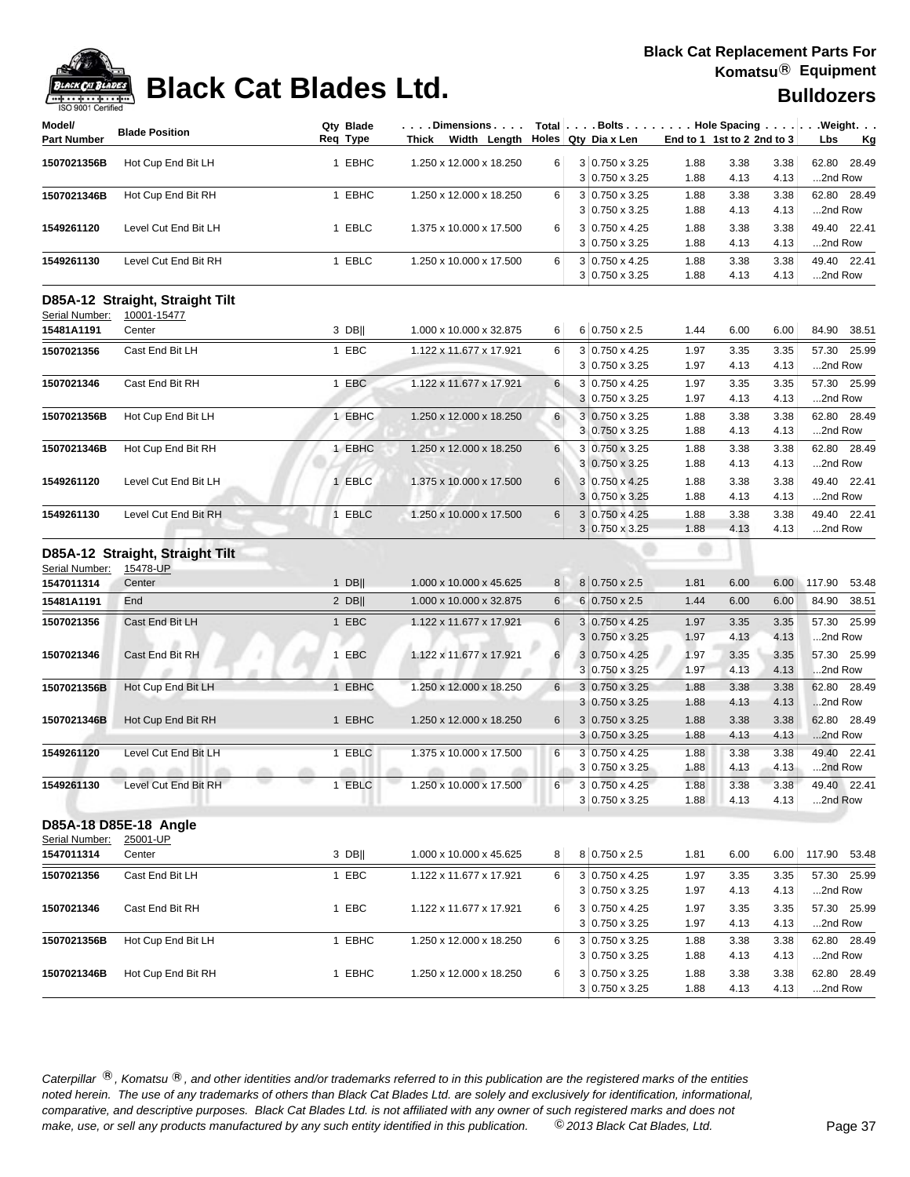| Model/ Part Number | Blade Position | Qty Req | Blade Type | Dimensions Thick x Width x Length | Total Holes | Bolts Qty | Dia x Len | Hole Spacing End to 1 | 1st to 2 | 2nd to 3 | Weight Lbs | Kg |
|---|---|---|---|---|---|---|---|---|---|---|---|---|
| 1507021356B | Hot Cup End Bit LH | 1 | EBHC | 1.250 x 12.000 x 18.250 | 6 | 3 | 0.750 x 3.25 | 1.88 | 3.38 | 3.38 | 62.80 | 28.49 |
| | | | | | | 3 | 0.750 x 3.25 | 1.88 | 4.13 | 4.13 | ...2nd Row | |
| 1507021346B | Hot Cup End Bit RH | 1 | EBHC | 1.250 x 12.000 x 18.250 | 6 | 3 | 0.750 x 3.25 | 1.88 | 3.38 | 3.38 | 62.80 | 28.49 |
| | | | | | | 3 | 0.750 x 3.25 | 1.88 | 4.13 | 4.13 | ...2nd Row | |
| 1549261120 | Level Cut End Bit LH | 1 | EBLC | 1.375 x 10.000 x 17.500 | 6 | 3 | 0.750 x 4.25 | 1.88 | 3.38 | 3.38 | 49.40 | 22.41 |
| | | | | | | 3 | 0.750 x 3.25 | 1.88 | 4.13 | 4.13 | ...2nd Row | |
| 1549261130 | Level Cut End Bit RH | 1 | EBLC | 1.250 x 10.000 x 17.500 | 6 | 3 | 0.750 x 4.25 | 1.88 | 3.38 | 3.38 | 49.40 | 22.41 |
| | | | | | | 3 | 0.750 x 3.25 | 1.88 | 4.13 | 4.13 | ...2nd Row | |

### D85A-12 Straight, Straight Tilt

Serial Number: 10001-15477

| Model/ Part Number | Blade Position | Qty Req | Blade Type | Dimensions Thick x Width x Length | Total Holes | Bolts Qty | Dia x Len | Hole Spacing End to 1 | 1st to 2 | 2nd to 3 | Weight Lbs | Kg |
|---|---|---|---|---|---|---|---|---|---|---|---|---|
| 15481A1191 | Center | 3 | DB\|\| | 1.000 x 10.000 x 32.875 | 6 | 6 | 0.750 x 2.5 | 1.44 | 6.00 | 6.00 | 84.90 | 38.51 |
| 1507021356 | Cast End Bit LH | 1 | EBC | 1.122 x 11.677 x 17.921 | 6 | 3 | 0.750 x 4.25 | 1.97 | 3.35 | 3.35 | 57.30 | 25.99 |
| | | | | | | 3 | 0.750 x 3.25 | 1.97 | 4.13 | 4.13 | ...2nd Row | |
| 1507021346 | Cast End Bit RH | 1 | EBC | 1.122 x 11.677 x 17.921 | 6 | 3 | 0.750 x 4.25 | 1.97 | 3.35 | 3.35 | 57.30 | 25.99 |
| | | | | | | 3 | 0.750 x 3.25 | 1.97 | 4.13 | 4.13 | ...2nd Row | |
| 1507021356B | Hot Cup End Bit LH | 1 | EBHC | 1.250 x 12.000 x 18.250 | 6 | 3 | 0.750 x 3.25 | 1.88 | 3.38 | 3.38 | 62.80 | 28.49 |
| | | | | | | 3 | 0.750 x 3.25 | 1.88 | 4.13 | 4.13 | ...2nd Row | |
| 1507021346B | Hot Cup End Bit RH | 1 | EBHC | 1.250 x 12.000 x 18.250 | 6 | 3 | 0.750 x 3.25 | 1.88 | 3.38 | 3.38 | 62.80 | 28.49 |
| | | | | | | 3 | 0.750 x 3.25 | 1.88 | 4.13 | 4.13 | ...2nd Row | |
| 1549261120 | Level Cut End Bit LH | 1 | EBLC | 1.375 x 10.000 x 17.500 | 6 | 3 | 0.750 x 4.25 | 1.88 | 3.38 | 3.38 | 49.40 | 22.41 |
| | | | | | | 3 | 0.750 x 3.25 | 1.88 | 4.13 | 4.13 | ...2nd Row | |
| 1549261130 | Level Cut End Bit RH | 1 | EBLC | 1.250 x 10.000 x 17.500 | 6 | 3 | 0.750 x 4.25 | 1.88 | 3.38 | 3.38 | 49.40 | 22.41 |
| | | | | | | 3 | 0.750 x 3.25 | 1.88 | 4.13 | 4.13 | ...2nd Row | |

### D85A-12 Straight, Straight Tilt

Serial Number: 15478-UP

| Model/ Part Number | Blade Position | Qty Req | Blade Type | Dimensions Thick x Width x Length | Total Holes | Bolts Qty | Dia x Len | Hole Spacing End to 1 | 1st to 2 | 2nd to 3 | Weight Lbs | Kg |
|---|---|---|---|---|---|---|---|---|---|---|---|---|
| 1547011314 | Center | 1 | DB\|\| | 1.000 x 10.000 x 45.625 | 8 | 8 | 0.750 x 2.5 | 1.81 | 6.00 | 6.00 | 117.90 | 53.48 |
| 15481A1191 | End | 2 | DB\|\| | 1.000 x 10.000 x 32.875 | 6 | 6 | 0.750 x 2.5 | 1.44 | 6.00 | 6.00 | 84.90 | 38.51 |
| 1507021356 | Cast End Bit LH | 1 | EBC | 1.122 x 11.677 x 17.921 | 6 | 3 | 0.750 x 4.25 | 1.97 | 3.35 | 3.35 | 57.30 | 25.99 |
| | | | | | | 3 | 0.750 x 3.25 | 1.97 | 4.13 | 4.13 | ...2nd Row | |
| 1507021346 | Cast End Bit RH | 1 | EBC | 1.122 x 11.677 x 17.921 | 6 | 3 | 0.750 x 4.25 | 1.97 | 3.35 | 3.35 | 57.30 | 25.99 |
| | | | | | | 3 | 0.750 x 3.25 | 1.97 | 4.13 | 4.13 | ...2nd Row | |
| 1507021356B | Hot Cup End Bit LH | 1 | EBHC | 1.250 x 12.000 x 18.250 | 6 | 3 | 0.750 x 3.25 | 1.88 | 3.38 | 3.38 | 62.80 | 28.49 |
| | | | | | | 3 | 0.750 x 3.25 | 1.88 | 4.13 | 4.13 | ...2nd Row | |
| 1507021346B | Hot Cup End Bit RH | 1 | EBHC | 1.250 x 12.000 x 18.250 | 6 | 3 | 0.750 x 3.25 | 1.88 | 3.38 | 3.38 | 62.80 | 28.49 |
| | | | | | | 3 | 0.750 x 3.25 | 1.88 | 4.13 | 4.13 | ...2nd Row | |
| 1549261120 | Level Cut End Bit LH | 1 | EBLC | 1.375 x 10.000 x 17.500 | 6 | 3 | 0.750 x 4.25 | 1.88 | 3.38 | 3.38 | 49.40 | 22.41 |
| | | | | | | 3 | 0.750 x 3.25 | 1.88 | 4.13 | 4.13 | ...2nd Row | |
| 1549261130 | Level Cut End Bit RH | 1 | EBLC | 1.250 x 10.000 x 17.500 | 6 | 3 | 0.750 x 4.25 | 1.88 | 3.38 | 3.38 | 49.40 | 22.41 |
| | | | | | | 3 | 0.750 x 3.25 | 1.88 | 4.13 | 4.13 | ...2nd Row | |

### D85A-18 D85E-18 Angle

Serial Number: 25001-UP

| Model/ Part Number | Blade Position | Qty Req | Blade Type | Dimensions Thick x Width x Length | Total Holes | Bolts Qty | Dia x Len | Hole Spacing End to 1 | 1st to 2 | 2nd to 3 | Weight Lbs | Kg |
|---|---|---|---|---|---|---|---|---|---|---|---|---|
| 1547011314 | Center | 3 | DB\|\| | 1.000 x 10.000 x 45.625 | 8 | 8 | 0.750 x 2.5 | 1.81 | 6.00 | 6.00 | 117.90 | 53.48 |
| 1507021356 | Cast End Bit LH | 1 | EBC | 1.122 x 11.677 x 17.921 | 6 | 3 | 0.750 x 4.25 | 1.97 | 3.35 | 3.35 | 57.30 | 25.99 |
| | | | | | | 3 | 0.750 x 3.25 | 1.97 | 4.13 | 4.13 | ...2nd Row | |
| 1507021346 | Cast End Bit RH | 1 | EBC | 1.122 x 11.677 x 17.921 | 6 | 3 | 0.750 x 4.25 | 1.97 | 3.35 | 3.35 | 57.30 | 25.99 |
| | | | | | | 3 | 0.750 x 3.25 | 1.97 | 4.13 | 4.13 | ...2nd Row | |
| 1507021356B | Hot Cup End Bit LH | 1 | EBHC | 1.250 x 12.000 x 18.250 | 6 | 3 | 0.750 x 3.25 | 1.88 | 3.38 | 3.38 | 62.80 | 28.49 |
| | | | | | | 3 | 0.750 x 3.25 | 1.88 | 4.13 | 4.13 | ...2nd Row | |
| 1507021346B | Hot Cup End Bit RH | 1 | EBHC | 1.250 x 12.000 x 18.250 | 6 | 3 | 0.750 x 3.25 | 1.88 | 3.38 | 3.38 | 62.80 | 28.49 |
| | | | | | | 3 | 0.750 x 3.25 | 1.88 | 4.13 | 4.13 | ...2nd Row | |

*Caterpillar ®, Komatsu ®, and other identities and/or trademarks referred to in this publication are the registered marks of the entities noted herein. The use of any trademarks of others than Black Cat Blades Ltd. are solely and exclusively for identification, informational, comparative, and descriptive purposes. Black Cat Blades Ltd. is not affiliated with any owner of such registered marks and does not make, use, or sell any products manufactured by any such entity identified in this publication. © 2013 Black Cat Blades, Ltd.*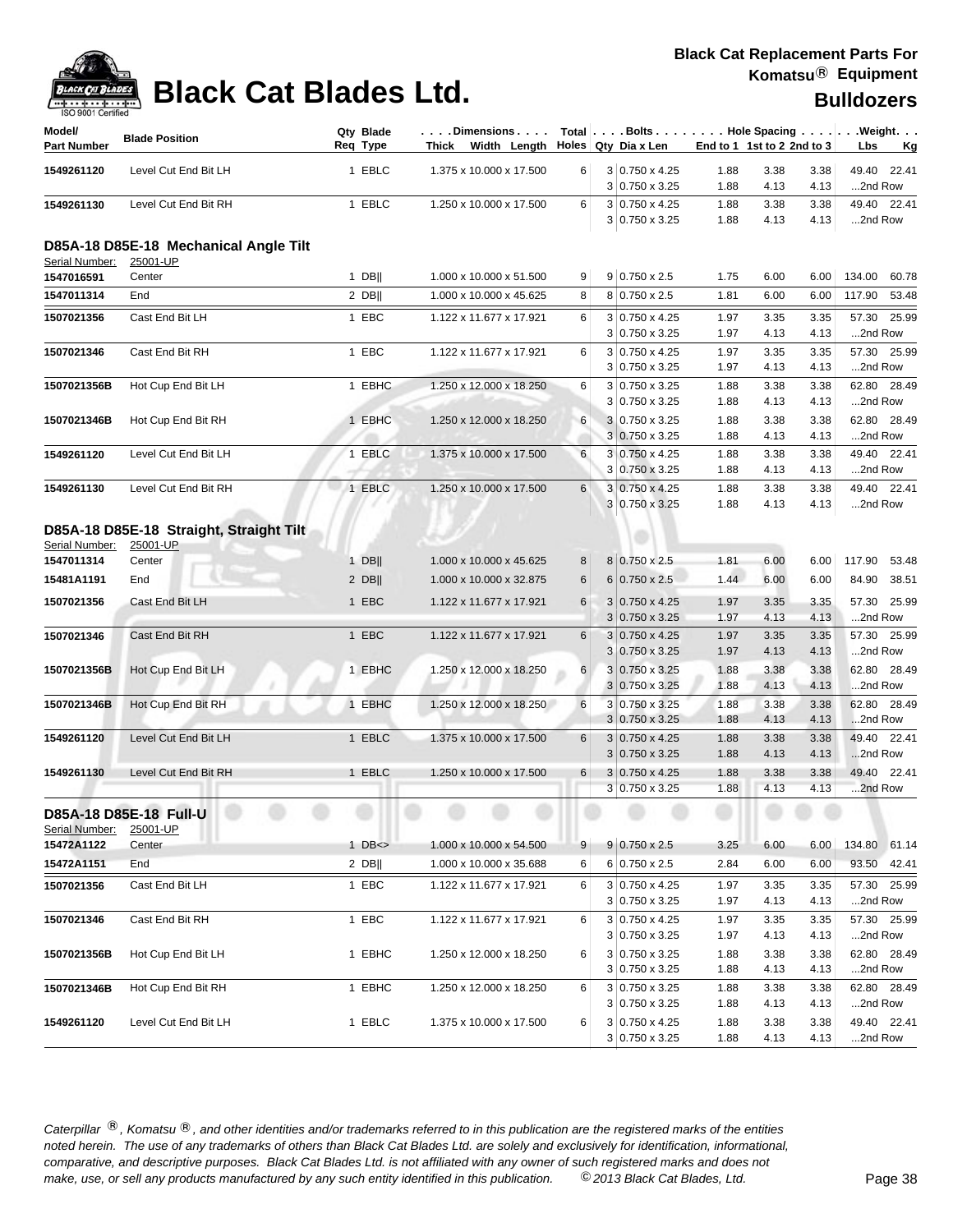# Black Cat Blades Ltd.

**Black Cat Replacement Parts For Komatsu® Equipment**

**Bulldozers**

| Model/ Part Number | Blade Position | Qty Req | Blade Type | Dimensions Thick x Width x Length | Total Holes | Bolts Qty | Dia x Len | Hole Spacing End to 1 | 1st to 2 | 2nd to 3 | Weight Lbs | Kg |
|---|---|---|---|---|---|---|---|---|---|---|---|---|
| 1549261120 | Level Cut End Bit LH | 1 | EBLC | 1.375 x 10.000 x 17.500 | 6 | 3 | 0.750 x 4.25 | 1.88 | 3.38 | 3.38 | 49.40 | 22.41 |
| | | | | | | 3 | 0.750 x 3.25 | 1.88 | 4.13 | 4.13 | ...2nd Row | |
| 1549261130 | Level Cut End Bit RH | 1 | EBLC | 1.250 x 10.000 x 17.500 | 6 | 3 | 0.750 x 4.25 | 1.88 | 3.38 | 3.38 | 49.40 | 22.41 |
| | | | | | | 3 | 0.750 x 3.25 | 1.88 | 4.13 | 4.13 | ...2nd Row | |

## D85A-18 D85E-18 Mechanical Angle Tilt

Serial Number: 25001-UP

| Model/ Part Number | Blade Position | Qty Req | Blade Type | Dimensions Thick x Width x Length | Total Holes | Bolts Qty | Dia x Len | Hole Spacing End to 1 | 1st to 2 | 2nd to 3 | Weight Lbs | Kg |
|---|---|---|---|---|---|---|---|---|---|---|---|---|
| 1547016591 | Center | 1 | DB\|\| | 1.000 x 10.000 x 51.500 | 9 | 9 | 0.750 x 2.5 | 1.75 | 6.00 | 6.00 | 134.00 | 60.78 |
| 1547011314 | End | 2 | DB\|\| | 1.000 x 10.000 x 45.625 | 8 | 8 | 0.750 x 2.5 | 1.81 | 6.00 | 6.00 | 117.90 | 53.48 |
| 1507021356 | Cast End Bit LH | 1 | EBC | 1.122 x 11.677 x 17.921 | 6 | 3 | 0.750 x 4.25 | 1.97 | 3.35 | 3.35 | 57.30 | 25.99 |
| | | | | | | 3 | 0.750 x 3.25 | 1.97 | 4.13 | 4.13 | ...2nd Row | |
| 1507021346 | Cast End Bit RH | 1 | EBC | 1.122 x 11.677 x 17.921 | 6 | 3 | 0.750 x 4.25 | 1.97 | 3.35 | 3.35 | 57.30 | 25.99 |
| | | | | | | 3 | 0.750 x 3.25 | 1.97 | 4.13 | 4.13 | ...2nd Row | |
| 1507021356B | Hot Cup End Bit LH | 1 | EBHC | 1.250 x 12.000 x 18.250 | 6 | 3 | 0.750 x 3.25 | 1.88 | 3.38 | 3.38 | 62.80 | 28.49 |
| | | | | | | 3 | 0.750 x 3.25 | 1.88 | 4.13 | 4.13 | ...2nd Row | |
| 1507021346B | Hot Cup End Bit RH | 1 | EBHC | 1.250 x 12.000 x 18.250 | 6 | 3 | 0.750 x 3.25 | 1.88 | 3.38 | 3.38 | 62.80 | 28.49 |
| | | | | | | 3 | 0.750 x 3.25 | 1.88 | 4.13 | 4.13 | ...2nd Row | |
| 1549261120 | Level Cut End Bit LH | 1 | EBLC | 1.375 x 10.000 x 17.500 | 6 | 3 | 0.750 x 4.25 | 1.88 | 3.38 | 3.38 | 49.40 | 22.41 |
| | | | | | | 3 | 0.750 x 3.25 | 1.88 | 4.13 | 4.13 | ...2nd Row | |
| 1549261130 | Level Cut End Bit RH | 1 | EBLC | 1.250 x 10.000 x 17.500 | 6 | 3 | 0.750 x 4.25 | 1.88 | 3.38 | 3.38 | 49.40 | 22.41 |
| | | | | | | 3 | 0.750 x 3.25 | 1.88 | 4.13 | 4.13 | ...2nd Row | |

## D85A-18 D85E-18 Straight, Straight Tilt

Serial Number: 25001-UP

| Model/ Part Number | Blade Position | Qty Req | Blade Type | Dimensions Thick x Width x Length | Total Holes | Bolts Qty | Dia x Len | Hole Spacing End to 1 | 1st to 2 | 2nd to 3 | Weight Lbs | Kg |
|---|---|---|---|---|---|---|---|---|---|---|---|---|
| 1547011314 | Center | 1 | DB\|\| | 1.000 x 10.000 x 45.625 | 8 | 8 | 0.750 x 2.5 | 1.81 | 6.00 | 6.00 | 117.90 | 53.48 |
| 15481A1191 | End | 2 | DB\|\| | 1.000 x 10.000 x 32.875 | 6 | 6 | 0.750 x 2.5 | 1.44 | 6.00 | 6.00 | 84.90 | 38.51 |
| 1507021356 | Cast End Bit LH | 1 | EBC | 1.122 x 11.677 x 17.921 | 6 | 3 | 0.750 x 4.25 | 1.97 | 3.35 | 3.35 | 57.30 | 25.99 |
| | | | | | | 3 | 0.750 x 3.25 | 1.97 | 4.13 | 4.13 | ...2nd Row | |
| 1507021346 | Cast End Bit RH | 1 | EBC | 1.122 x 11.677 x 17.921 | 6 | 3 | 0.750 x 4.25 | 1.97 | 3.35 | 3.35 | 57.30 | 25.99 |
| | | | | | | 3 | 0.750 x 3.25 | 1.97 | 4.13 | 4.13 | ...2nd Row | |
| 1507021356B | Hot Cup End Bit LH | 1 | EBHC | 1.250 x 12.000 x 18.250 | 6 | 3 | 0.750 x 3.25 | 1.88 | 3.38 | 3.38 | 62.80 | 28.49 |
| | | | | | | 3 | 0.750 x 3.25 | 1.88 | 4.13 | 4.13 | ...2nd Row | |
| 1507021346B | Hot Cup End Bit RH | 1 | EBHC | 1.250 x 12.000 x 18.250 | 6 | 3 | 0.750 x 3.25 | 1.88 | 3.38 | 3.38 | 62.80 | 28.49 |
| | | | | | | 3 | 0.750 x 3.25 | 1.88 | 4.13 | 4.13 | ...2nd Row | |
| 1549261120 | Level Cut End Bit LH | 1 | EBLC | 1.375 x 10.000 x 17.500 | 6 | 3 | 0.750 x 4.25 | 1.88 | 3.38 | 3.38 | 49.40 | 22.41 |
| | | | | | | 3 | 0.750 x 3.25 | 1.88 | 4.13 | 4.13 | ...2nd Row | |
| 1549261130 | Level Cut End Bit RH | 1 | EBLC | 1.250 x 10.000 x 17.500 | 6 | 3 | 0.750 x 4.25 | 1.88 | 3.38 | 3.38 | 49.40 | 22.41 |
| | | | | | | 3 | 0.750 x 3.25 | 1.88 | 4.13 | 4.13 | ...2nd Row | |

## D85A-18 D85E-18 Full-U

Serial Number: 25001-UP

| Model/ Part Number | Blade Position | Qty Req | Blade Type | Dimensions Thick x Width x Length | Total Holes | Bolts Qty | Dia x Len | Hole Spacing End to 1 | 1st to 2 | 2nd to 3 | Weight Lbs | Kg |
|---|---|---|---|---|---|---|---|---|---|---|---|---|
| 15472A1122 | Center | 1 | DB<> | 1.000 x 10.000 x 54.500 | 9 | 9 | 0.750 x 2.5 | 3.25 | 6.00 | 6.00 | 134.80 | 61.14 |
| 15472A1151 | End | 2 | DB\|\| | 1.000 x 10.000 x 35.688 | 6 | 6 | 0.750 x 2.5 | 2.84 | 6.00 | 6.00 | 93.50 | 42.41 |
| 1507021356 | Cast End Bit LH | 1 | EBC | 1.122 x 11.677 x 17.921 | 6 | 3 | 0.750 x 4.25 | 1.97 | 3.35 | 3.35 | 57.30 | 25.99 |
| | | | | | | 3 | 0.750 x 3.25 | 1.97 | 4.13 | 4.13 | ...2nd Row | |
| 1507021346 | Cast End Bit RH | 1 | EBC | 1.122 x 11.677 x 17.921 | 6 | 3 | 0.750 x 4.25 | 1.97 | 3.35 | 3.35 | 57.30 | 25.99 |
| | | | | | | 3 | 0.750 x 3.25 | 1.97 | 4.13 | 4.13 | ...2nd Row | |
| 1507021356B | Hot Cup End Bit LH | 1 | EBHC | 1.250 x 12.000 x 18.250 | 6 | 3 | 0.750 x 3.25 | 1.88 | 3.38 | 3.38 | 62.80 | 28.49 |
| | | | | | | 3 | 0.750 x 3.25 | 1.88 | 4.13 | 4.13 | ...2nd Row | |
| 1507021346B | Hot Cup End Bit RH | 1 | EBHC | 1.250 x 12.000 x 18.250 | 6 | 3 | 0.750 x 3.25 | 1.88 | 3.38 | 3.38 | 62.80 | 28.49 |
| | | | | | | 3 | 0.750 x 3.25 | 1.88 | 4.13 | 4.13 | ...2nd Row | |
| 1549261120 | Level Cut End Bit LH | 1 | EBLC | 1.375 x 10.000 x 17.500 | 6 | 3 | 0.750 x 4.25 | 1.88 | 3.38 | 3.38 | 49.40 | 22.41 |
| | | | | | | 3 | 0.750 x 3.25 | 1.88 | 4.13 | 4.13 | ...2nd Row | |

*Caterpillar ®, Komatsu ®, and other identities and/or trademarks referred to in this publication are the registered marks of the entities noted herein. The use of any trademarks of others than Black Cat Blades Ltd. are solely and exclusively for identification, informational, comparative, and descriptive purposes. Black Cat Blades Ltd. is not affiliated with any owner of such registered marks and does not make, use, or sell any products manufactured by any such entity identified in this publication. © 2013 Black Cat Blades, Ltd.*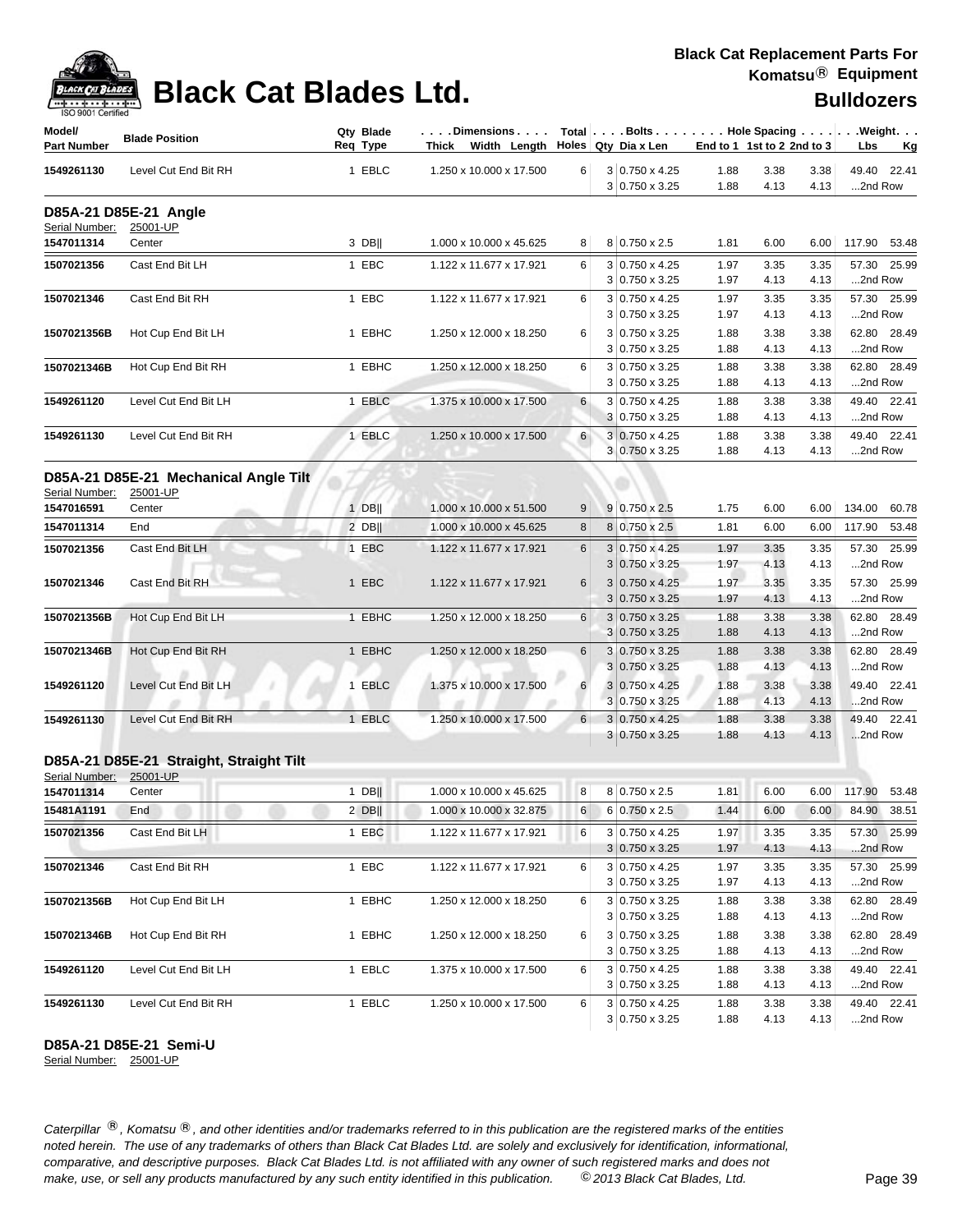| Model/ Part Number | Blade Position | Qty Req | Blade Type | Dimensions Thick x Width x Length | Total Holes | Bolts Qty | Dia x Len | Hole Spacing End to 1 | 1st to 2 | 2nd to 3 | Weight Lbs | Kg |
|---|---|---|---|---|---|---|---|---|---|---|---|---|
| 1549261130 | Level Cut End Bit RH | 1 | EBLC | 1.250 x 10.000 x 17.500 | 6 | 3 | 0.750 x 4.25 | 1.88 | 3.38 | 3.38 | 49.40 | 22.41 |
| | | | | | | 3 | 0.750 x 3.25 | 1.88 | 4.13 | 4.13 | ...2nd Row | |

## D85A-21 D85E-21 Angle

Serial Number: 25001-UP

| Model/ Part Number | Blade Position | Qty Req | Blade Type | Dimensions Thick x Width x Length | Total Holes | Bolts Qty | Dia x Len | Hole Spacing End to 1 | 1st to 2 | 2nd to 3 | Weight Lbs | Kg |
|---|---|---|---|---|---|---|---|---|---|---|---|---|
| 1547011314 | Center | 3 | DB‖ | 1.000 x 10.000 x 45.625 | 8 | 8 | 0.750 x 2.5 | 1.81 | 6.00 | 6.00 | 117.90 | 53.48 |
| 1507021356 | Cast End Bit LH | 1 | EBC | 1.122 x 11.677 x 17.921 | 6 | 3 | 0.750 x 4.25 | 1.97 | 3.35 | 3.35 | 57.30 | 25.99 |
| | | | | | | 3 | 0.750 x 3.25 | 1.97 | 4.13 | 4.13 | ...2nd Row | |
| 1507021346 | Cast End Bit RH | 1 | EBC | 1.122 x 11.677 x 17.921 | 6 | 3 | 0.750 x 4.25 | 1.97 | 3.35 | 3.35 | 57.30 | 25.99 |
| | | | | | | 3 | 0.750 x 3.25 | 1.97 | 4.13 | 4.13 | ...2nd Row | |
| 1507021356B | Hot Cup End Bit LH | 1 | EBHC | 1.250 x 12.000 x 18.250 | 6 | 3 | 0.750 x 3.25 | 1.88 | 3.38 | 3.38 | 62.80 | 28.49 |
| | | | | | | 3 | 0.750 x 3.25 | 1.88 | 4.13 | 4.13 | ...2nd Row | |
| 1507021346B | Hot Cup End Bit RH | 1 | EBHC | 1.250 x 12.000 x 18.250 | 6 | 3 | 0.750 x 3.25 | 1.88 | 3.38 | 3.38 | 62.80 | 28.49 |
| | | | | | | 3 | 0.750 x 3.25 | 1.88 | 4.13 | 4.13 | ...2nd Row | |
| 1549261120 | Level Cut End Bit LH | 1 | EBLC | 1.375 x 10.000 x 17.500 | 6 | 3 | 0.750 x 4.25 | 1.88 | 3.38 | 3.38 | 49.40 | 22.41 |
| | | | | | | 3 | 0.750 x 3.25 | 1.88 | 4.13 | 4.13 | ...2nd Row | |
| 1549261130 | Level Cut End Bit RH | 1 | EBLC | 1.250 x 10.000 x 17.500 | 6 | 3 | 0.750 x 4.25 | 1.88 | 3.38 | 3.38 | 49.40 | 22.41 |
| | | | | | | 3 | 0.750 x 3.25 | 1.88 | 4.13 | 4.13 | ...2nd Row | |

## D85A-21 D85E-21 Mechanical Angle Tilt

Serial Number: 25001-UP

| Model/ Part Number | Blade Position | Qty Req | Blade Type | Dimensions Thick x Width x Length | Total Holes | Bolts Qty | Dia x Len | Hole Spacing End to 1 | 1st to 2 | 2nd to 3 | Weight Lbs | Kg |
|---|---|---|---|---|---|---|---|---|---|---|---|---|
| 1547016591 | Center | 1 | DB‖ | 1.000 x 10.000 x 51.500 | 9 | 9 | 0.750 x 2.5 | 1.75 | 6.00 | 6.00 | 134.00 | 60.78 |
| 1547011314 | End | 2 | DB‖ | 1.000 x 10.000 x 45.625 | 8 | 8 | 0.750 x 2.5 | 1.81 | 6.00 | 6.00 | 117.90 | 53.48 |
| 1507021356 | Cast End Bit LH | 1 | EBC | 1.122 x 11.677 x 17.921 | 6 | 3 | 0.750 x 4.25 | 1.97 | 3.35 | 3.35 | 57.30 | 25.99 |
| | | | | | | 3 | 0.750 x 3.25 | 1.97 | 4.13 | 4.13 | ...2nd Row | |
| 1507021346 | Cast End Bit RH | 1 | EBC | 1.122 x 11.677 x 17.921 | 6 | 3 | 0.750 x 4.25 | 1.97 | 3.35 | 3.35 | 57.30 | 25.99 |
| | | | | | | 3 | 0.750 x 3.25 | 1.97 | 4.13 | 4.13 | ...2nd Row | |
| 1507021356B | Hot Cup End Bit LH | 1 | EBHC | 1.250 x 12.000 x 18.250 | 6 | 3 | 0.750 x 3.25 | 1.88 | 3.38 | 3.38 | 62.80 | 28.49 |
| | | | | | | 3 | 0.750 x 3.25 | 1.88 | 4.13 | 4.13 | ...2nd Row | |
| 1507021346B | Hot Cup End Bit RH | 1 | EBHC | 1.250 x 12.000 x 18.250 | 6 | 3 | 0.750 x 3.25 | 1.88 | 3.38 | 3.38 | 62.80 | 28.49 |
| | | | | | | 3 | 0.750 x 3.25 | 1.88 | 4.13 | 4.13 | ...2nd Row | |
| 1549261120 | Level Cut End Bit LH | 1 | EBLC | 1.375 x 10.000 x 17.500 | 6 | 3 | 0.750 x 4.25 | 1.88 | 3.38 | 3.38 | 49.40 | 22.41 |
| | | | | | | 3 | 0.750 x 3.25 | 1.88 | 4.13 | 4.13 | ...2nd Row | |
| 1549261130 | Level Cut End Bit RH | 1 | EBLC | 1.250 x 10.000 x 17.500 | 6 | 3 | 0.750 x 4.25 | 1.88 | 3.38 | 3.38 | 49.40 | 22.41 |
| | | | | | | 3 | 0.750 x 3.25 | 1.88 | 4.13 | 4.13 | ...2nd Row | |

## D85A-21 D85E-21 Straight, Straight Tilt

Serial Number: 25001-UP

| Model/ Part Number | Blade Position | Qty Req | Blade Type | Dimensions Thick x Width x Length | Total Holes | Bolts Qty | Dia x Len | Hole Spacing End to 1 | 1st to 2 | 2nd to 3 | Weight Lbs | Kg |
|---|---|---|---|---|---|---|---|---|---|---|---|---|
| 1547011314 | Center | 1 | DB‖ | 1.000 x 10.000 x 45.625 | 8 | 8 | 0.750 x 2.5 | 1.81 | 6.00 | 6.00 | 117.90 | 53.48 |
| 15481A1191 | End | 2 | DB‖ | 1.000 x 10.000 x 32.875 | 6 | 6 | 0.750 x 2.5 | 1.44 | 6.00 | 6.00 | 84.90 | 38.51 |
| 1507021356 | Cast End Bit LH | 1 | EBC | 1.122 x 11.677 x 17.921 | 6 | 3 | 0.750 x 4.25 | 1.97 | 3.35 | 3.35 | 57.30 | 25.99 |
| | | | | | | 3 | 0.750 x 3.25 | 1.97 | 4.13 | 4.13 | ...2nd Row | |
| 1507021346 | Cast End Bit RH | 1 | EBC | 1.122 x 11.677 x 17.921 | 6 | 3 | 0.750 x 4.25 | 1.97 | 3.35 | 3.35 | 57.30 | 25.99 |
| | | | | | | 3 | 0.750 x 3.25 | 1.97 | 4.13 | 4.13 | ...2nd Row | |
| 1507021356B | Hot Cup End Bit LH | 1 | EBHC | 1.250 x 12.000 x 18.250 | 6 | 3 | 0.750 x 3.25 | 1.88 | 3.38 | 3.38 | 62.80 | 28.49 |
| | | | | | | 3 | 0.750 x 3.25 | 1.88 | 4.13 | 4.13 | ...2nd Row | |
| 1507021346B | Hot Cup End Bit RH | 1 | EBHC | 1.250 x 12.000 x 18.250 | 6 | 3 | 0.750 x 3.25 | 1.88 | 3.38 | 3.38 | 62.80 | 28.49 |
| | | | | | | 3 | 0.750 x 3.25 | 1.88 | 4.13 | 4.13 | ...2nd Row | |
| 1549261120 | Level Cut End Bit LH | 1 | EBLC | 1.375 x 10.000 x 17.500 | 6 | 3 | 0.750 x 4.25 | 1.88 | 3.38 | 3.38 | 49.40 | 22.41 |
| | | | | | | 3 | 0.750 x 3.25 | 1.88 | 4.13 | 4.13 | ...2nd Row | |
| 1549261130 | Level Cut End Bit RH | 1 | EBLC | 1.250 x 10.000 x 17.500 | 6 | 3 | 0.750 x 4.25 | 1.88 | 3.38 | 3.38 | 49.40 | 22.41 |
| | | | | | | 3 | 0.750 x 3.25 | 1.88 | 4.13 | 4.13 | ...2nd Row | |

## D85A-21 D85E-21 Semi-U

Serial Number: 25001-UP

*Caterpillar ®, Komatsu ®, and other identities and/or trademarks referred to in this publication are the registered marks of the entities noted herein. The use of any trademarks of others than Black Cat Blades Ltd. are solely and exclusively for identification, informational, comparative, and descriptive purposes. Black Cat Blades Ltd. is not affiliated with any owner of such registered marks and does not make, use, or sell any products manufactured by any such entity identified in this publication. © 2013 Black Cat Blades, Ltd.*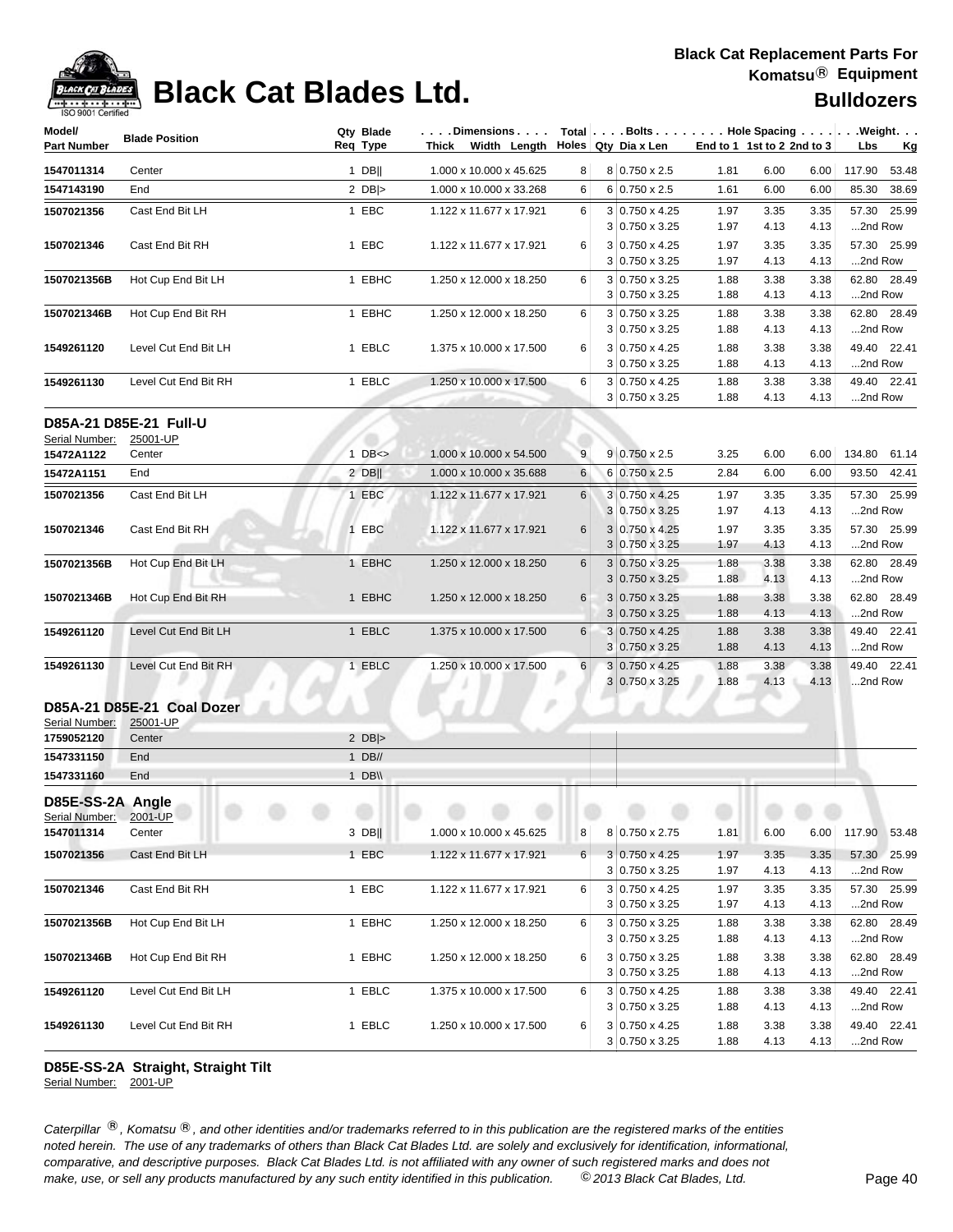# Black Cat Blades Ltd.

**Black Cat Replacement Parts For Komatsu® Equipment**

**Bulldozers**

| Model/ Part Number | Blade Position | Qty Req | Blade Type | Dimensions Thick x Width x Length | Total Holes | Bolts Qty | Dia x Len | End to 1 | 1st to 2 | 2nd to 3 | Weight Lbs | Kg |
|---|---|---|---|---|---|---|---|---|---|---|---|---|
| 1547011314 | Center | 1 | DB\|\| | 1.000 x 10.000 x 45.625 | 8 | 8 | 0.750 x 2.5 | 1.81 | 6.00 | 6.00 | 117.90 | 53.48 |
| 1547143190 | End | 2 | DB\|> | 1.000 x 10.000 x 33.268 | 6 | 6 | 0.750 x 2.5 | 1.61 | 6.00 | 6.00 | 85.30 | 38.69 |
| 1507021356 | Cast End Bit LH | 1 | EBC | 1.122 x 11.677 x 17.921 | 6 | 3 | 0.750 x 4.25 | 1.97 | 3.35 | 3.35 | 57.30 | 25.99 |
| | | | | | | 3 | 0.750 x 3.25 | 1.97 | 4.13 | 4.13 | ...2nd Row | |
| 1507021346 | Cast End Bit RH | 1 | EBC | 1.122 x 11.677 x 17.921 | 6 | 3 | 0.750 x 4.25 | 1.97 | 3.35 | 3.35 | 57.30 | 25.99 |
| | | | | | | 3 | 0.750 x 3.25 | 1.97 | 4.13 | 4.13 | ...2nd Row | |
| 1507021356B | Hot Cup End Bit LH | 1 | EBHC | 1.250 x 12.000 x 18.250 | 6 | 3 | 0.750 x 3.25 | 1.88 | 3.38 | 3.38 | 62.80 | 28.49 |
| | | | | | | 3 | 0.750 x 3.25 | 1.88 | 4.13 | 4.13 | ...2nd Row | |
| 1507021346B | Hot Cup End Bit RH | 1 | EBHC | 1.250 x 12.000 x 18.250 | 6 | 3 | 0.750 x 3.25 | 1.88 | 3.38 | 3.38 | 62.80 | 28.49 |
| | | | | | | 3 | 0.750 x 3.25 | 1.88 | 4.13 | 4.13 | ...2nd Row | |
| 1549261120 | Level Cut End Bit LH | 1 | EBLC | 1.375 x 10.000 x 17.500 | 6 | 3 | 0.750 x 4.25 | 1.88 | 3.38 | 3.38 | 49.40 | 22.41 |
| | | | | | | 3 | 0.750 x 3.25 | 1.88 | 4.13 | 4.13 | ...2nd Row | |
| 1549261130 | Level Cut End Bit RH | 1 | EBLC | 1.250 x 10.000 x 17.500 | 6 | 3 | 0.750 x 4.25 | 1.88 | 3.38 | 3.38 | 49.40 | 22.41 |
| | | | | | | 3 | 0.750 x 3.25 | 1.88 | 4.13 | 4.13 | ...2nd Row | |

## D85A-21 D85E-21 Full-U

Serial Number: 25001-UP

| Model/ Part Number | Blade Position | Qty Req | Blade Type | Dimensions Thick x Width x Length | Total Holes | Bolts Qty | Dia x Len | End to 1 | 1st to 2 | 2nd to 3 | Weight Lbs | Kg |
|---|---|---|---|---|---|---|---|---|---|---|---|---|
| 15472A1122 | Center | 1 | DB<> | 1.000 x 10.000 x 54.500 | 9 | 9 | 0.750 x 2.5 | 3.25 | 6.00 | 6.00 | 134.80 | 61.14 |
| 15472A1151 | End | 2 | DB\|\| | 1.000 x 10.000 x 35.688 | 6 | 6 | 0.750 x 2.5 | 2.84 | 6.00 | 6.00 | 93.50 | 42.41 |
| 1507021356 | Cast End Bit LH | 1 | EBC | 1.122 x 11.677 x 17.921 | 6 | 3 | 0.750 x 4.25 | 1.97 | 3.35 | 3.35 | 57.30 | 25.99 |
| | | | | | | 3 | 0.750 x 3.25 | 1.97 | 4.13 | 4.13 | ...2nd Row | |
| 1507021346 | Cast End Bit RH | 1 | EBC | 1.122 x 11.677 x 17.921 | 6 | 3 | 0.750 x 4.25 | 1.97 | 3.35 | 3.35 | 57.30 | 25.99 |
| | | | | | | 3 | 0.750 x 3.25 | 1.97 | 4.13 | 4.13 | ...2nd Row | |
| 1507021356B | Hot Cup End Bit LH | 1 | EBHC | 1.250 x 12.000 x 18.250 | 6 | 3 | 0.750 x 3.25 | 1.88 | 3.38 | 3.38 | 62.80 | 28.49 |
| | | | | | | 3 | 0.750 x 3.25 | 1.88 | 4.13 | 4.13 | ...2nd Row | |
| 1507021346B | Hot Cup End Bit RH | 1 | EBHC | 1.250 x 12.000 x 18.250 | 6 | 3 | 0.750 x 3.25 | 1.88 | 3.38 | 3.38 | 62.80 | 28.49 |
| | | | | | | 3 | 0.750 x 3.25 | 1.88 | 4.13 | 4.13 | ...2nd Row | |
| 1549261120 | Level Cut End Bit LH | 1 | EBLC | 1.375 x 10.000 x 17.500 | 6 | 3 | 0.750 x 4.25 | 1.88 | 3.38 | 3.38 | 49.40 | 22.41 |
| | | | | | | 3 | 0.750 x 3.25 | 1.88 | 4.13 | 4.13 | ...2nd Row | |
| 1549261130 | Level Cut End Bit RH | 1 | EBLC | 1.250 x 10.000 x 17.500 | 6 | 3 | 0.750 x 4.25 | 1.88 | 3.38 | 3.38 | 49.40 | 22.41 |
| | | | | | | 3 | 0.750 x 3.25 | 1.88 | 4.13 | 4.13 | ...2nd Row | |

## D85A-21 D85E-21 Coal Dozer

Serial Number: 25001-UP

| Model/ Part Number | Blade Position | Qty Req | Blade Type |
|---|---|---|---|
| 1759052120 | Center | 2 | DB\|> |
| 1547331150 | End | 1 | DB// |
| 1547331160 | End | 1 | DB\\ |

## D85E-SS-2A Angle

Serial Number: 2001-UP

| Model/ Part Number | Blade Position | Qty Req | Blade Type | Dimensions Thick x Width x Length | Total Holes | Bolts Qty | Dia x Len | End to 1 | 1st to 2 | 2nd to 3 | Weight Lbs | Kg |
|---|---|---|---|---|---|---|---|---|---|---|---|---|
| 1547011314 | Center | 3 | DB\|\| | 1.000 x 10.000 x 45.625 | 8 | 8 | 0.750 x 2.75 | 1.81 | 6.00 | 6.00 | 117.90 | 53.48 |
| 1507021356 | Cast End Bit LH | 1 | EBC | 1.122 x 11.677 x 17.921 | 6 | 3 | 0.750 x 4.25 | 1.97 | 3.35 | 3.35 | 57.30 | 25.99 |
| | | | | | | 3 | 0.750 x 3.25 | 1.97 | 4.13 | 4.13 | ...2nd Row | |
| 1507021346 | Cast End Bit RH | 1 | EBC | 1.122 x 11.677 x 17.921 | 6 | 3 | 0.750 x 4.25 | 1.97 | 3.35 | 3.35 | 57.30 | 25.99 |
| | | | | | | 3 | 0.750 x 3.25 | 1.97 | 4.13 | 4.13 | ...2nd Row | |
| 1507021356B | Hot Cup End Bit LH | 1 | EBHC | 1.250 x 12.000 x 18.250 | 6 | 3 | 0.750 x 3.25 | 1.88 | 3.38 | 3.38 | 62.80 | 28.49 |
| | | | | | | 3 | 0.750 x 3.25 | 1.88 | 4.13 | 4.13 | ...2nd Row | |
| 1507021346B | Hot Cup End Bit RH | 1 | EBHC | 1.250 x 12.000 x 18.250 | 6 | 3 | 0.750 x 3.25 | 1.88 | 3.38 | 3.38 | 62.80 | 28.49 |
| | | | | | | 3 | 0.750 x 3.25 | 1.88 | 4.13 | 4.13 | ...2nd Row | |
| 1549261120 | Level Cut End Bit LH | 1 | EBLC | 1.375 x 10.000 x 17.500 | 6 | 3 | 0.750 x 4.25 | 1.88 | 3.38 | 3.38 | 49.40 | 22.41 |
| | | | | | | 3 | 0.750 x 3.25 | 1.88 | 4.13 | 4.13 | ...2nd Row | |
| 1549261130 | Level Cut End Bit RH | 1 | EBLC | 1.250 x 10.000 x 17.500 | 6 | 3 | 0.750 x 4.25 | 1.88 | 3.38 | 3.38 | 49.40 | 22.41 |
| | | | | | | 3 | 0.750 x 3.25 | 1.88 | 4.13 | 4.13 | ...2nd Row | |

## D85E-SS-2A Straight, Straight Tilt

Serial Number: 2001-UP

*Caterpillar ®, Komatsu ®, and other identities and/or trademarks referred to in this publication are the registered marks of the entities noted herein. The use of any trademarks of others than Black Cat Blades Ltd. are solely and exclusively for identification, informational, comparative, and descriptive purposes. Black Cat Blades Ltd. is not affiliated with any owner of such registered marks and does not make, use, or sell any products manufactured by any such entity identified in this publication. © 2013 Black Cat Blades, Ltd.*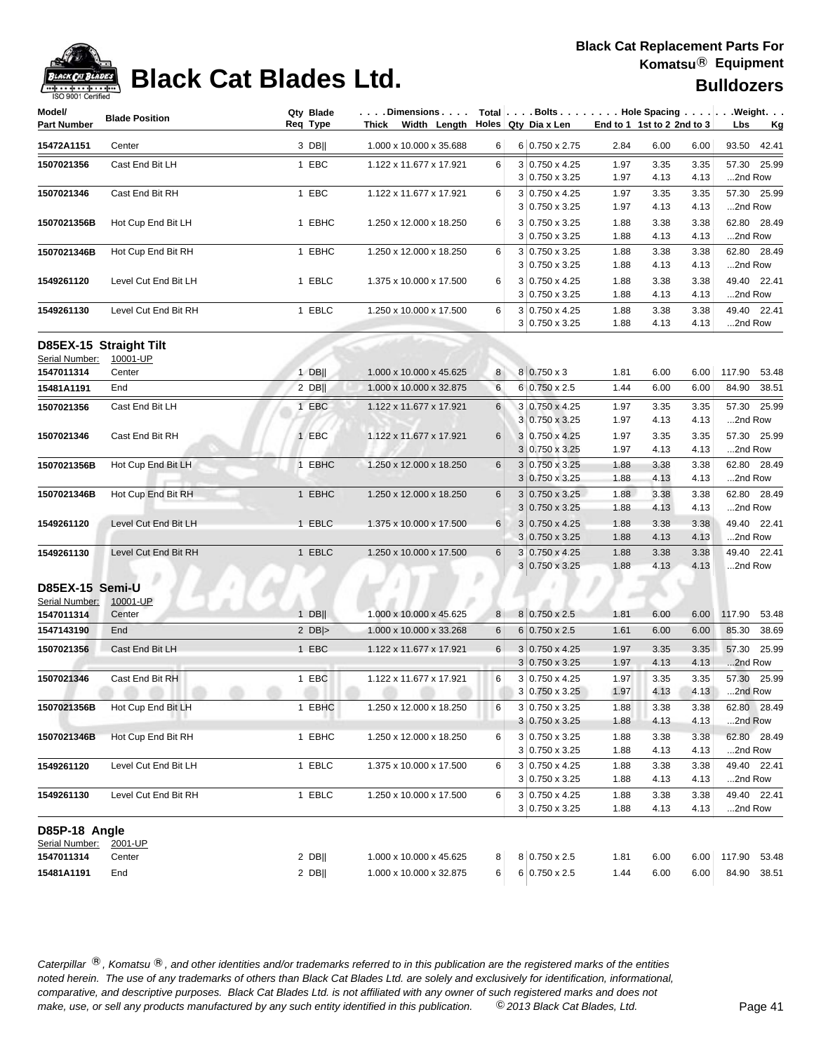# Black Cat Blades Ltd.

**Black Cat Replacement Parts For Komatsu® Equipment**

**Bulldozers**

| Model/ Part Number | Blade Position | Qty Req | Blade Type | Dimensions Thick x Width x Length | Total Holes | Bolts Qty | Dia x Len | Hole Spacing End to 1 | 1st to 2 | 2nd to 3 | Weight Lbs | Kg |
|---|---|---|---|---|---|---|---|---|---|---|---|---|
| 15472A1151 | Center | 3 | DB‖ | 1.000 x 10.000 x 35.688 | 6 | 6 | 0.750 x 2.75 | 2.84 | 6.00 | 6.00 | 93.50 | 42.41 |
| 1507021356 | Cast End Bit LH | 1 | EBC | 1.122 x 11.677 x 17.921 | 6 | 3 | 0.750 x 4.25 | 1.97 | 3.35 | 3.35 | 57.30 | 25.99 |
| | | | | | | 3 | 0.750 x 3.25 | 1.97 | 4.13 | 4.13 | ...2nd Row | |
| 1507021346 | Cast End Bit RH | 1 | EBC | 1.122 x 11.677 x 17.921 | 6 | 3 | 0.750 x 4.25 | 1.97 | 3.35 | 3.35 | 57.30 | 25.99 |
| | | | | | | 3 | 0.750 x 3.25 | 1.97 | 4.13 | 4.13 | ...2nd Row | |
| 1507021356B | Hot Cup End Bit LH | 1 | EBHC | 1.250 x 12.000 x 18.250 | 6 | 3 | 0.750 x 3.25 | 1.88 | 3.38 | 3.38 | 62.80 | 28.49 |
| | | | | | | 3 | 0.750 x 3.25 | 1.88 | 4.13 | 4.13 | ...2nd Row | |
| 1507021346B | Hot Cup End Bit RH | 1 | EBHC | 1.250 x 12.000 x 18.250 | 6 | 3 | 0.750 x 3.25 | 1.88 | 3.38 | 3.38 | 62.80 | 28.49 |
| | | | | | | 3 | 0.750 x 3.25 | 1.88 | 4.13 | 4.13 | ...2nd Row | |
| 1549261120 | Level Cut End Bit LH | 1 | EBLC | 1.375 x 10.000 x 17.500 | 6 | 3 | 0.750 x 4.25 | 1.88 | 3.38 | 3.38 | 49.40 | 22.41 |
| | | | | | | 3 | 0.750 x 3.25 | 1.88 | 4.13 | 4.13 | ...2nd Row | |
| 1549261130 | Level Cut End Bit RH | 1 | EBLC | 1.250 x 10.000 x 17.500 | 6 | 3 | 0.750 x 4.25 | 1.88 | 3.38 | 3.38 | 49.40 | 22.41 |
| | | | | | | 3 | 0.750 x 3.25 | 1.88 | 4.13 | 4.13 | ...2nd Row | |

## D85EX-15 Straight Tilt

Serial Number: 10001-UP

| Model/ Part Number | Blade Position | Qty Req | Blade Type | Dimensions Thick x Width x Length | Total Holes | Bolts Qty | Dia x Len | Hole Spacing End to 1 | 1st to 2 | 2nd to 3 | Weight Lbs | Kg |
|---|---|---|---|---|---|---|---|---|---|---|---|---|
| 1547011314 | Center | 1 | DB‖ | 1.000 x 10.000 x 45.625 | 8 | 8 | 0.750 x 3 | 1.81 | 6.00 | 6.00 | 117.90 | 53.48 |
| 15481A1191 | End | 2 | DB‖ | 1.000 x 10.000 x 32.875 | 6 | 6 | 0.750 x 2.5 | 1.44 | 6.00 | 6.00 | 84.90 | 38.51 |
| 1507021356 | Cast End Bit LH | 1 | EBC | 1.122 x 11.677 x 17.921 | 6 | 3 | 0.750 x 4.25 | 1.97 | 3.35 | 3.35 | 57.30 | 25.99 |
| | | | | | | 3 | 0.750 x 3.25 | 1.97 | 4.13 | 4.13 | ...2nd Row | |
| 1507021346 | Cast End Bit RH | 1 | EBC | 1.122 x 11.677 x 17.921 | 6 | 3 | 0.750 x 4.25 | 1.97 | 3.35 | 3.35 | 57.30 | 25.99 |
| | | | | | | 3 | 0.750 x 3.25 | 1.97 | 4.13 | 4.13 | ...2nd Row | |
| 1507021356B | Hot Cup End Bit LH | 1 | EBHC | 1.250 x 12.000 x 18.250 | 6 | 3 | 0.750 x 3.25 | 1.88 | 3.38 | 3.38 | 62.80 | 28.49 |
| | | | | | | 3 | 0.750 x 3.25 | 1.88 | 4.13 | 4.13 | ...2nd Row | |
| 1507021346B | Hot Cup End Bit RH | 1 | EBHC | 1.250 x 12.000 x 18.250 | 6 | 3 | 0.750 x 3.25 | 1.88 | 3.38 | 3.38 | 62.80 | 28.49 |
| | | | | | | 3 | 0.750 x 3.25 | 1.88 | 4.13 | 4.13 | ...2nd Row | |
| 1549261120 | Level Cut End Bit LH | 1 | EBLC | 1.375 x 10.000 x 17.500 | 6 | 3 | 0.750 x 4.25 | 1.88 | 3.38 | 3.38 | 49.40 | 22.41 |
| | | | | | | 3 | 0.750 x 3.25 | 1.88 | 4.13 | 4.13 | ...2nd Row | |
| 1549261130 | Level Cut End Bit RH | 1 | EBLC | 1.250 x 10.000 x 17.500 | 6 | 3 | 0.750 x 4.25 | 1.88 | 3.38 | 3.38 | 49.40 | 22.41 |
| | | | | | | 3 | 0.750 x 3.25 | 1.88 | 4.13 | 4.13 | ...2nd Row | |

## D85EX-15 Semi-U

Serial Number: 10001-UP

| Model/ Part Number | Blade Position | Qty Req | Blade Type | Dimensions Thick x Width x Length | Total Holes | Bolts Qty | Dia x Len | Hole Spacing End to 1 | 1st to 2 | 2nd to 3 | Weight Lbs | Kg |
|---|---|---|---|---|---|---|---|---|---|---|---|---|
| 1547011314 | Center | 1 | DB‖ | 1.000 x 10.000 x 45.625 | 8 | 8 | 0.750 x 2.5 | 1.81 | 6.00 | 6.00 | 117.90 | 53.48 |
| 1547143190 | End | 2 | DB\|> | 1.000 x 10.000 x 33.268 | 6 | 6 | 0.750 x 2.5 | 1.61 | 6.00 | 6.00 | 85.30 | 38.69 |
| 1507021356 | Cast End Bit LH | 1 | EBC | 1.122 x 11.677 x 17.921 | 6 | 3 | 0.750 x 4.25 | 1.97 | 3.35 | 3.35 | 57.30 | 25.99 |
| | | | | | | 3 | 0.750 x 3.25 | 1.97 | 4.13 | 4.13 | ...2nd Row | |
| 1507021346 | Cast End Bit RH | 1 | EBC | 1.122 x 11.677 x 17.921 | 6 | 3 | 0.750 x 4.25 | 1.97 | 3.35 | 3.35 | 57.30 | 25.99 |
| | | | | | | 3 | 0.750 x 3.25 | 1.97 | 4.13 | 4.13 | ...2nd Row | |
| 1507021356B | Hot Cup End Bit LH | 1 | EBHC | 1.250 x 12.000 x 18.250 | 6 | 3 | 0.750 x 3.25 | 1.88 | 3.38 | 3.38 | 62.80 | 28.49 |
| | | | | | | 3 | 0.750 x 3.25 | 1.88 | 4.13 | 4.13 | ...2nd Row | |
| 1507021346B | Hot Cup End Bit RH | 1 | EBHC | 1.250 x 12.000 x 18.250 | 6 | 3 | 0.750 x 3.25 | 1.88 | 3.38 | 3.38 | 62.80 | 28.49 |
| | | | | | | 3 | 0.750 x 3.25 | 1.88 | 4.13 | 4.13 | ...2nd Row | |
| 1549261120 | Level Cut End Bit LH | 1 | EBLC | 1.375 x 10.000 x 17.500 | 6 | 3 | 0.750 x 4.25 | 1.88 | 3.38 | 3.38 | 49.40 | 22.41 |
| | | | | | | 3 | 0.750 x 3.25 | 1.88 | 4.13 | 4.13 | ...2nd Row | |
| 1549261130 | Level Cut End Bit RH | 1 | EBLC | 1.250 x 10.000 x 17.500 | 6 | 3 | 0.750 x 4.25 | 1.88 | 3.38 | 3.38 | 49.40 | 22.41 |
| | | | | | | 3 | 0.750 x 3.25 | 1.88 | 4.13 | 4.13 | ...2nd Row | |

## D85P-18 Angle

Serial Number: 2001-UP

| Model/ Part Number | Blade Position | Qty Req | Blade Type | Dimensions Thick x Width x Length | Total Holes | Bolts Qty | Dia x Len | Hole Spacing End to 1 | 1st to 2 | 2nd to 3 | Weight Lbs | Kg |
|---|---|---|---|---|---|---|---|---|---|---|---|---|
| 1547011314 | Center | 2 | DB‖ | 1.000 x 10.000 x 45.625 | 8 | 8 | 0.750 x 2.5 | 1.81 | 6.00 | 6.00 | 117.90 | 53.48 |
| 15481A1191 | End | 2 | DB‖ | 1.000 x 10.000 x 32.875 | 6 | 6 | 0.750 x 2.5 | 1.44 | 6.00 | 6.00 | 84.90 | 38.51 |

*Caterpillar ®, Komatsu ®, and other identities and/or trademarks referred to in this publication are the registered marks of the entities noted herein. The use of any trademarks of others than Black Cat Blades Ltd. are solely and exclusively for identification, informational, comparative, and descriptive purposes. Black Cat Blades Ltd. is not affiliated with any owner of such registered marks and does not make, use, or sell any products manufactured by any such entity identified in this publication. © 2013 Black Cat Blades, Ltd.*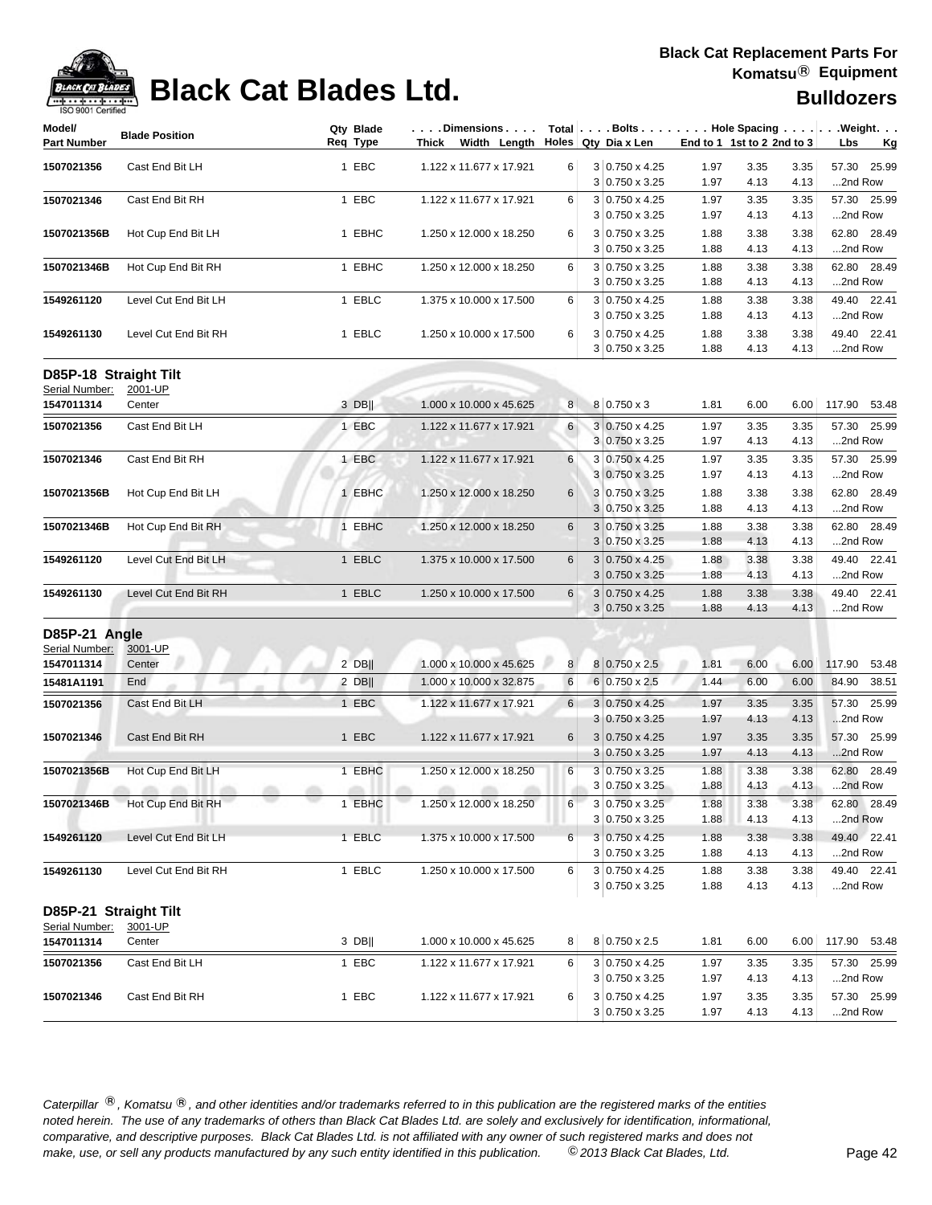# Black Cat Blades Ltd.

**Black Cat Replacement Parts For Komatsu® Equipment**

**Bulldozers**

| Model/ Part Number | Blade Position | Qty Req | Blade Type | Dimensions Thick x Width x Length | Total Holes | Bolts Qty | Dia x Len | Hole Spacing End to 1 | 1st to 2 | 2nd to 3 | Weight Lbs | Kg |
|---|---|---|---|---|---|---|---|---|---|---|---|---|
| 1507021356 | Cast End Bit LH | 1 | EBC | 1.122 x 11.677 x 17.921 | 6 | 3 | 0.750 x 4.25 | 1.97 | 3.35 | 3.35 | 57.30 | 25.99 |
| | | | | | | 3 | 0.750 x 3.25 | 1.97 | 4.13 | 4.13 | ...2nd Row | |
| 1507021346 | Cast End Bit RH | 1 | EBC | 1.122 x 11.677 x 17.921 | 6 | 3 | 0.750 x 4.25 | 1.97 | 3.35 | 3.35 | 57.30 | 25.99 |
| | | | | | | 3 | 0.750 x 3.25 | 1.97 | 4.13 | 4.13 | ...2nd Row | |
| 1507021356B | Hot Cup End Bit LH | 1 | EBHC | 1.250 x 12.000 x 18.250 | 6 | 3 | 0.750 x 3.25 | 1.88 | 3.38 | 3.38 | 62.80 | 28.49 |
| | | | | | | 3 | 0.750 x 3.25 | 1.88 | 4.13 | 4.13 | ...2nd Row | |
| 1507021346B | Hot Cup End Bit RH | 1 | EBHC | 1.250 x 12.000 x 18.250 | 6 | 3 | 0.750 x 3.25 | 1.88 | 3.38 | 3.38 | 62.80 | 28.49 |
| | | | | | | 3 | 0.750 x 3.25 | 1.88 | 4.13 | 4.13 | ...2nd Row | |
| 1549261120 | Level Cut End Bit LH | 1 | EBLC | 1.375 x 10.000 x 17.500 | 6 | 3 | 0.750 x 4.25 | 1.88 | 3.38 | 3.38 | 49.40 | 22.41 |
| | | | | | | 3 | 0.750 x 3.25 | 1.88 | 4.13 | 4.13 | ...2nd Row | |
| 1549261130 | Level Cut End Bit RH | 1 | EBLC | 1.250 x 10.000 x 17.500 | 6 | 3 | 0.750 x 4.25 | 1.88 | 3.38 | 3.38 | 49.40 | 22.41 |
| | | | | | | 3 | 0.750 x 3.25 | 1.88 | 4.13 | 4.13 | ...2nd Row | |

## D85P-18 Straight Tilt

Serial Number: 2001-UP

| Model/ Part Number | Blade Position | Qty Req | Blade Type | Dimensions Thick x Width x Length | Total Holes | Bolts Qty | Dia x Len | Hole Spacing End to 1 | 1st to 2 | 2nd to 3 | Weight Lbs | Kg |
|---|---|---|---|---|---|---|---|---|---|---|---|---|
| 1547011314 | Center | 3 | DB‖ | 1.000 x 10.000 x 45.625 | 8 | 8 | 0.750 x 3 | 1.81 | 6.00 | 6.00 | 117.90 | 53.48 |
| 1507021356 | Cast End Bit LH | 1 | EBC | 1.122 x 11.677 x 17.921 | 6 | 3 | 0.750 x 4.25 | 1.97 | 3.35 | 3.35 | 57.30 | 25.99 |
| | | | | | | 3 | 0.750 x 3.25 | 1.97 | 4.13 | 4.13 | ...2nd Row | |
| 1507021346 | Cast End Bit RH | 1 | EBC | 1.122 x 11.677 x 17.921 | 6 | 3 | 0.750 x 4.25 | 1.97 | 3.35 | 3.35 | 57.30 | 25.99 |
| | | | | | | 3 | 0.750 x 3.25 | 1.97 | 4.13 | 4.13 | ...2nd Row | |
| 1507021356B | Hot Cup End Bit LH | 1 | EBHC | 1.250 x 12.000 x 18.250 | 6 | 3 | 0.750 x 3.25 | 1.88 | 3.38 | 3.38 | 62.80 | 28.49 |
| | | | | | | 3 | 0.750 x 3.25 | 1.88 | 4.13 | 4.13 | ...2nd Row | |
| 1507021346B | Hot Cup End Bit RH | 1 | EBHC | 1.250 x 12.000 x 18.250 | 6 | 3 | 0.750 x 3.25 | 1.88 | 3.38 | 3.38 | 62.80 | 28.49 |
| | | | | | | 3 | 0.750 x 3.25 | 1.88 | 4.13 | 4.13 | ...2nd Row | |
| 1549261120 | Level Cut End Bit LH | 1 | EBLC | 1.375 x 10.000 x 17.500 | 6 | 3 | 0.750 x 4.25 | 1.88 | 3.38 | 3.38 | 49.40 | 22.41 |
| | | | | | | 3 | 0.750 x 3.25 | 1.88 | 4.13 | 4.13 | ...2nd Row | |
| 1549261130 | Level Cut End Bit RH | 1 | EBLC | 1.250 x 10.000 x 17.500 | 6 | 3 | 0.750 x 4.25 | 1.88 | 3.38 | 3.38 | 49.40 | 22.41 |
| | | | | | | 3 | 0.750 x 3.25 | 1.88 | 4.13 | 4.13 | ...2nd Row | |

## D85P-21 Angle

Serial Number: 3001-UP

| Model/ Part Number | Blade Position | Qty Req | Blade Type | Dimensions Thick x Width x Length | Total Holes | Bolts Qty | Dia x Len | Hole Spacing End to 1 | 1st to 2 | 2nd to 3 | Weight Lbs | Kg |
|---|---|---|---|---|---|---|---|---|---|---|---|---|
| 1547011314 | Center | 2 | DB‖ | 1.000 x 10.000 x 45.625 | 8 | 8 | 0.750 x 2.5 | 1.81 | 6.00 | 6.00 | 117.90 | 53.48 |
| 15481A1191 | End | 2 | DB‖ | 1.000 x 10.000 x 32.875 | 6 | 6 | 0.750 x 2.5 | 1.44 | 6.00 | 6.00 | 84.90 | 38.51 |
| 1507021356 | Cast End Bit LH | 1 | EBC | 1.122 x 11.677 x 17.921 | 6 | 3 | 0.750 x 4.25 | 1.97 | 3.35 | 3.35 | 57.30 | 25.99 |
| | | | | | | 3 | 0.750 x 3.25 | 1.97 | 4.13 | 4.13 | ...2nd Row | |
| 1507021346 | Cast End Bit RH | 1 | EBC | 1.122 x 11.677 x 17.921 | 6 | 3 | 0.750 x 4.25 | 1.97 | 3.35 | 3.35 | 57.30 | 25.99 |
| | | | | | | 3 | 0.750 x 3.25 | 1.97 | 4.13 | 4.13 | ...2nd Row | |
| 1507021356B | Hot Cup End Bit LH | 1 | EBHC | 1.250 x 12.000 x 18.250 | 6 | 3 | 0.750 x 3.25 | 1.88 | 3.38 | 3.38 | 62.80 | 28.49 |
| | | | | | | 3 | 0.750 x 3.25 | 1.88 | 4.13 | 4.13 | ...2nd Row | |
| 1507021346B | Hot Cup End Bit RH | 1 | EBHC | 1.250 x 12.000 x 18.250 | 6 | 3 | 0.750 x 3.25 | 1.88 | 3.38 | 3.38 | 62.80 | 28.49 |
| | | | | | | 3 | 0.750 x 3.25 | 1.88 | 4.13 | 4.13 | ...2nd Row | |
| 1549261120 | Level Cut End Bit LH | 1 | EBLC | 1.375 x 10.000 x 17.500 | 6 | 3 | 0.750 x 4.25 | 1.88 | 3.38 | 3.38 | 49.40 | 22.41 |
| | | | | | | 3 | 0.750 x 3.25 | 1.88 | 4.13 | 4.13 | ...2nd Row | |
| 1549261130 | Level Cut End Bit RH | 1 | EBLC | 1.250 x 10.000 x 17.500 | 6 | 3 | 0.750 x 4.25 | 1.88 | 3.38 | 3.38 | 49.40 | 22.41 |
| | | | | | | 3 | 0.750 x 3.25 | 1.88 | 4.13 | 4.13 | ...2nd Row | |

## D85P-21 Straight Tilt

Serial Number: 3001-UP

| Model/ Part Number | Blade Position | Qty Req | Blade Type | Dimensions Thick x Width x Length | Total Holes | Bolts Qty | Dia x Len | Hole Spacing End to 1 | 1st to 2 | 2nd to 3 | Weight Lbs | Kg |
|---|---|---|---|---|---|---|---|---|---|---|---|---|
| 1547011314 | Center | 3 | DB‖ | 1.000 x 10.000 x 45.625 | 8 | 8 | 0.750 x 2.5 | 1.81 | 6.00 | 6.00 | 117.90 | 53.48 |
| 1507021356 | Cast End Bit LH | 1 | EBC | 1.122 x 11.677 x 17.921 | 6 | 3 | 0.750 x 4.25 | 1.97 | 3.35 | 3.35 | 57.30 | 25.99 |
| | | | | | | 3 | 0.750 x 3.25 | 1.97 | 4.13 | 4.13 | ...2nd Row | |
| 1507021346 | Cast End Bit RH | 1 | EBC | 1.122 x 11.677 x 17.921 | 6 | 3 | 0.750 x 4.25 | 1.97 | 3.35 | 3.35 | 57.30 | 25.99 |
| | | | | | | 3 | 0.750 x 3.25 | 1.97 | 4.13 | 4.13 | ...2nd Row | |

*Caterpillar ®, Komatsu ®, and other identities and/or trademarks referred to in this publication are the registered marks of the entities noted herein. The use of any trademarks of others than Black Cat Blades Ltd. are solely and exclusively for identification, informational, comparative, and descriptive purposes. Black Cat Blades Ltd. is not affiliated with any owner of such registered marks and does not make, use, or sell any products manufactured by any such entity identified in this publication. © 2013 Black Cat Blades, Ltd.*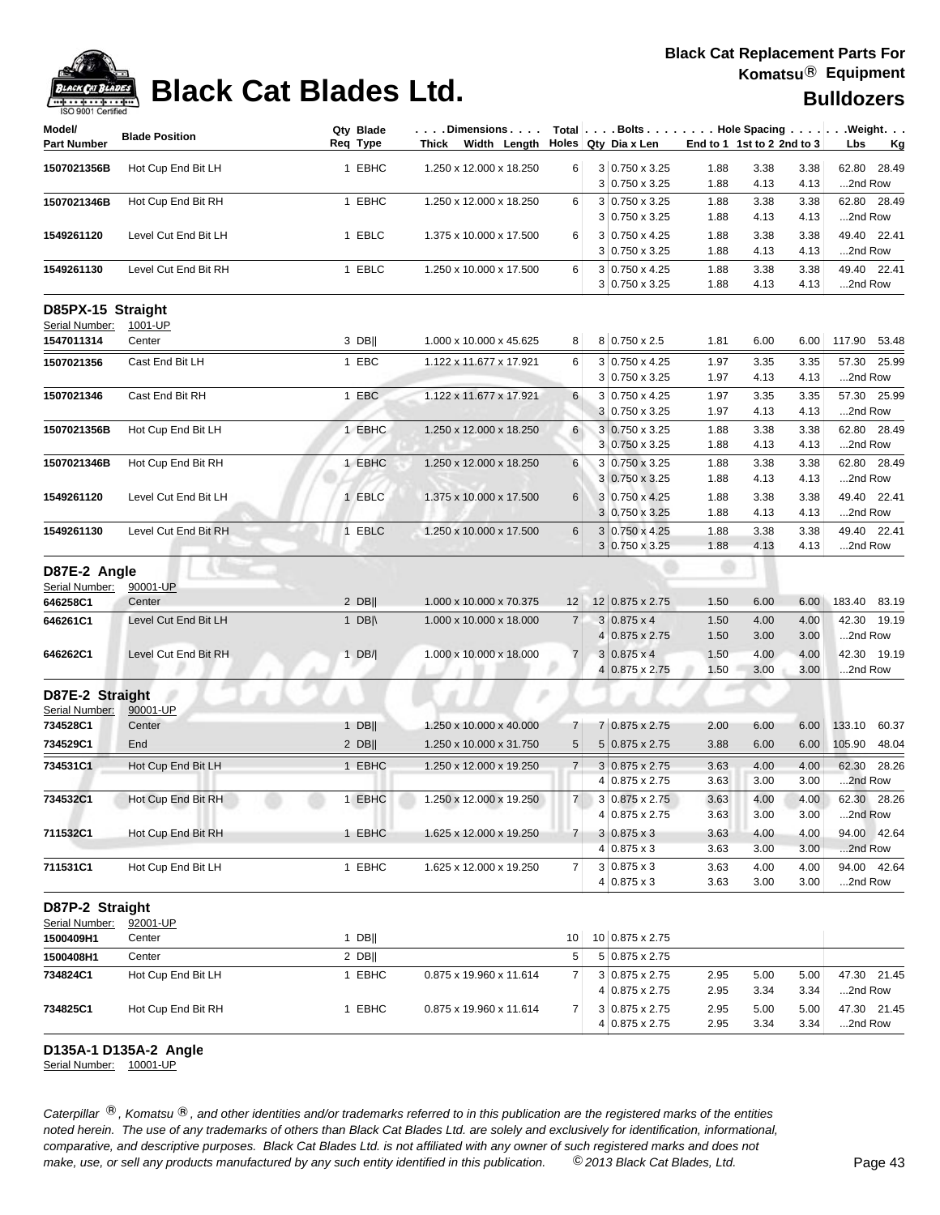# Black Cat Blades Ltd.

**Black Cat Replacement Parts For Komatsu® Equipment**

**Bulldozers**

| Model/ Part Number | Blade Position | Qty Req | Blade Type | Dimensions Thick x Width x Length | Total Holes | Bolts Qty | Dia x Len | End to 1 | 1st to 2 | 2nd to 3 | Weight Lbs | Kg |
|---|---|---|---|---|---|---|---|---|---|---|---|---|
| **1507021356B** | Hot Cup End Bit LH | 1 | EBHC | 1.250 x 12.000 x 18.250 | 6 | 3 | 0.750 x 3.25 | 1.88 | 3.38 | 3.38 | 62.80 | 28.49 |
| | | | | | | 3 | 0.750 x 3.25 | 1.88 | 4.13 | 4.13 | ...2nd Row | |
| **1507021346B** | Hot Cup End Bit RH | 1 | EBHC | 1.250 x 12.000 x 18.250 | 6 | 3 | 0.750 x 3.25 | 1.88 | 3.38 | 3.38 | 62.80 | 28.49 |
| | | | | | | 3 | 0.750 x 3.25 | 1.88 | 4.13 | 4.13 | ...2nd Row | |
| **1549261120** | Level Cut End Bit LH | 1 | EBLC | 1.375 x 10.000 x 17.500 | 6 | 3 | 0.750 x 4.25 | 1.88 | 3.38 | 3.38 | 49.40 | 22.41 |
| | | | | | | 3 | 0.750 x 3.25 | 1.88 | 4.13 | 4.13 | ...2nd Row | |
| **1549261130** | Level Cut End Bit RH | 1 | EBLC | 1.250 x 10.000 x 17.500 | 6 | 3 | 0.750 x 4.25 | 1.88 | 3.38 | 3.38 | 49.40 | 22.41 |
| | | | | | | 3 | 0.750 x 3.25 | 1.88 | 4.13 | 4.13 | ...2nd Row | |

## D85PX-15 Straight

Serial Number: 1001-UP

| Model/ Part Number | Blade Position | Qty Req | Blade Type | Dimensions Thick x Width x Length | Total Holes | Bolts Qty | Dia x Len | End to 1 | 1st to 2 | 2nd to 3 | Weight Lbs | Kg |
|---|---|---|---|---|---|---|---|---|---|---|---|---|
| **1547011314** | Center | 3 | DB\|\| | 1.000 x 10.000 x 45.625 | 8 | 8 | 0.750 x 2.5 | 1.81 | 6.00 | 6.00 | 117.90 | 53.48 |
| **1507021356** | Cast End Bit LH | 1 | EBC | 1.122 x 11.677 x 17.921 | 6 | 3 | 0.750 x 4.25 | 1.97 | 3.35 | 3.35 | 57.30 | 25.99 |
| | | | | | | 3 | 0.750 x 3.25 | 1.97 | 4.13 | 4.13 | ...2nd Row | |
| **1507021346** | Cast End Bit RH | 1 | EBC | 1.122 x 11.677 x 17.921 | 6 | 3 | 0.750 x 4.25 | 1.97 | 3.35 | 3.35 | 57.30 | 25.99 |
| | | | | | | 3 | 0.750 x 3.25 | 1.97 | 4.13 | 4.13 | ...2nd Row | |
| **1507021356B** | Hot Cup End Bit LH | 1 | EBHC | 1.250 x 12.000 x 18.250 | 6 | 3 | 0.750 x 3.25 | 1.88 | 3.38 | 3.38 | 62.80 | 28.49 |
| | | | | | | 3 | 0.750 x 3.25 | 1.88 | 4.13 | 4.13 | ...2nd Row | |
| **1507021346B** | Hot Cup End Bit RH | 1 | EBHC | 1.250 x 12.000 x 18.250 | 6 | 3 | 0.750 x 3.25 | 1.88 | 3.38 | 3.38 | 62.80 | 28.49 |
| | | | | | | 3 | 0.750 x 3.25 | 1.88 | 4.13 | 4.13 | ...2nd Row | |
| **1549261120** | Level Cut End Bit LH | 1 | EBLC | 1.375 x 10.000 x 17.500 | 6 | 3 | 0.750 x 4.25 | 1.88 | 3.38 | 3.38 | 49.40 | 22.41 |
| | | | | | | 3 | 0.750 x 3.25 | 1.88 | 4.13 | 4.13 | ...2nd Row | |
| **1549261130** | Level Cut End Bit RH | 1 | EBLC | 1.250 x 10.000 x 17.500 | 6 | 3 | 0.750 x 4.25 | 1.88 | 3.38 | 3.38 | 49.40 | 22.41 |
| | | | | | | 3 | 0.750 x 3.25 | 1.88 | 4.13 | 4.13 | ...2nd Row | |

## D87E-2 Angle

Serial Number: 90001-UP

| Model/ Part Number | Blade Position | Qty Req | Blade Type | Dimensions Thick x Width x Length | Total Holes | Bolts Qty | Dia x Len | End to 1 | 1st to 2 | 2nd to 3 | Weight Lbs | Kg |
|---|---|---|---|---|---|---|---|---|---|---|---|---|
| **646258C1** | Center | 2 | DB\|\| | 1.000 x 10.000 x 70.375 | 12 | 12 | 0.875 x 2.75 | 1.50 | 6.00 | 6.00 | 183.40 | 83.19 |
| **646261C1** | Level Cut End Bit LH | 1 | DB\|\ | 1.000 x 10.000 x 18.000 | 7 | 3 | 0.875 x 4 | 1.50 | 4.00 | 4.00 | 42.30 | 19.19 |
| | | | | | | 4 | 0.875 x 2.75 | 1.50 | 3.00 | 3.00 | ...2nd Row | |
| **646262C1** | Level Cut End Bit RH | 1 | DB/\| | 1.000 x 10.000 x 18.000 | 7 | 3 | 0.875 x 4 | 1.50 | 4.00 | 4.00 | 42.30 | 19.19 |
| | | | | | | 4 | 0.875 x 2.75 | 1.50 | 3.00 | 3.00 | ...2nd Row | |

## D87E-2 Straight

Serial Number: 90001-UP

| Model/ Part Number | Blade Position | Qty Req | Blade Type | Dimensions Thick x Width x Length | Total Holes | Bolts Qty | Dia x Len | End to 1 | 1st to 2 | 2nd to 3 | Weight Lbs | Kg |
|---|---|---|---|---|---|---|---|---|---|---|---|---|
| **734528C1** | Center | 1 | DB\|\| | 1.250 x 10.000 x 40.000 | 7 | 7 | 0.875 x 2.75 | 2.00 | 6.00 | 6.00 | 133.10 | 60.37 |
| **734529C1** | End | 2 | DB\|\| | 1.250 x 10.000 x 31.750 | 5 | 5 | 0.875 x 2.75 | 3.88 | 6.00 | 6.00 | 105.90 | 48.04 |
| **734531C1** | Hot Cup End Bit LH | 1 | EBHC | 1.250 x 12.000 x 19.250 | 7 | 3 | 0.875 x 2.75 | 3.63 | 4.00 | 4.00 | 62.30 | 28.26 |
| | | | | | | 4 | 0.875 x 2.75 | 3.63 | 3.00 | 3.00 | ...2nd Row | |
| **734532C1** | Hot Cup End Bit RH | 1 | EBHC | 1.250 x 12.000 x 19.250 | 7 | 3 | 0.875 x 2.75 | 3.63 | 4.00 | 4.00 | 62.30 | 28.26 |
| | | | | | | 4 | 0.875 x 2.75 | 3.63 | 3.00 | 3.00 | ...2nd Row | |
| **711532C1** | Hot Cup End Bit RH | 1 | EBHC | 1.625 x 12.000 x 19.250 | 7 | 3 | 0.875 x 3 | 3.63 | 4.00 | 4.00 | 94.00 | 42.64 |
| | | | | | | 4 | 0.875 x 3 | 3.63 | 3.00 | 3.00 | ...2nd Row | |
| **711531C1** | Hot Cup End Bit LH | 1 | EBHC | 1.625 x 12.000 x 19.250 | 7 | 3 | 0.875 x 3 | 3.63 | 4.00 | 4.00 | 94.00 | 42.64 |
| | | | | | | 4 | 0.875 x 3 | 3.63 | 3.00 | 3.00 | ...2nd Row | |

## D87P-2 Straight

Serial Number: 92001-UP

| Model/ Part Number | Blade Position | Qty Req | Blade Type | Dimensions Thick x Width x Length | Total Holes | Bolts Qty | Dia x Len | End to 1 | 1st to 2 | 2nd to 3 | Weight Lbs | Kg |
|---|---|---|---|---|---|---|---|---|---|---|---|---|
| **1500409H1** | Center | 1 | DB\|\| | | 10 | 10 | 0.875 x 2.75 | | | | | |
| **1500408H1** | Center | 2 | DB\|\| | | 5 | 5 | 0.875 x 2.75 | | | | | |
| **734824C1** | Hot Cup End Bit LH | 1 | EBHC | 0.875 x 19.960 x 11.614 | 7 | 3 | 0.875 x 2.75 | 2.95 | 5.00 | 5.00 | 47.30 | 21.45 |
| | | | | | | 4 | 0.875 x 2.75 | 2.95 | 3.34 | 3.34 | ...2nd Row | |
| **734825C1** | Hot Cup End Bit RH | 1 | EBHC | 0.875 x 19.960 x 11.614 | 7 | 3 | 0.875 x 2.75 | 2.95 | 5.00 | 5.00 | 47.30 | 21.45 |
| | | | | | | 4 | 0.875 x 2.75 | 2.95 | 3.34 | 3.34 | ...2nd Row | |

## D135A-1 D135A-2 Angle

Serial Number: 10001-UP

*Caterpillar ®, Komatsu ®, and other identities and/or trademarks referred to in this publication are the registered marks of the entities noted herein. The use of any trademarks of others than Black Cat Blades Ltd. are solely and exclusively for identification, informational, comparative, and descriptive purposes. Black Cat Blades Ltd. is not affiliated with any owner of such registered marks and does not make, use, or sell any products manufactured by any such entity identified in this publication. © 2013 Black Cat Blades, Ltd.*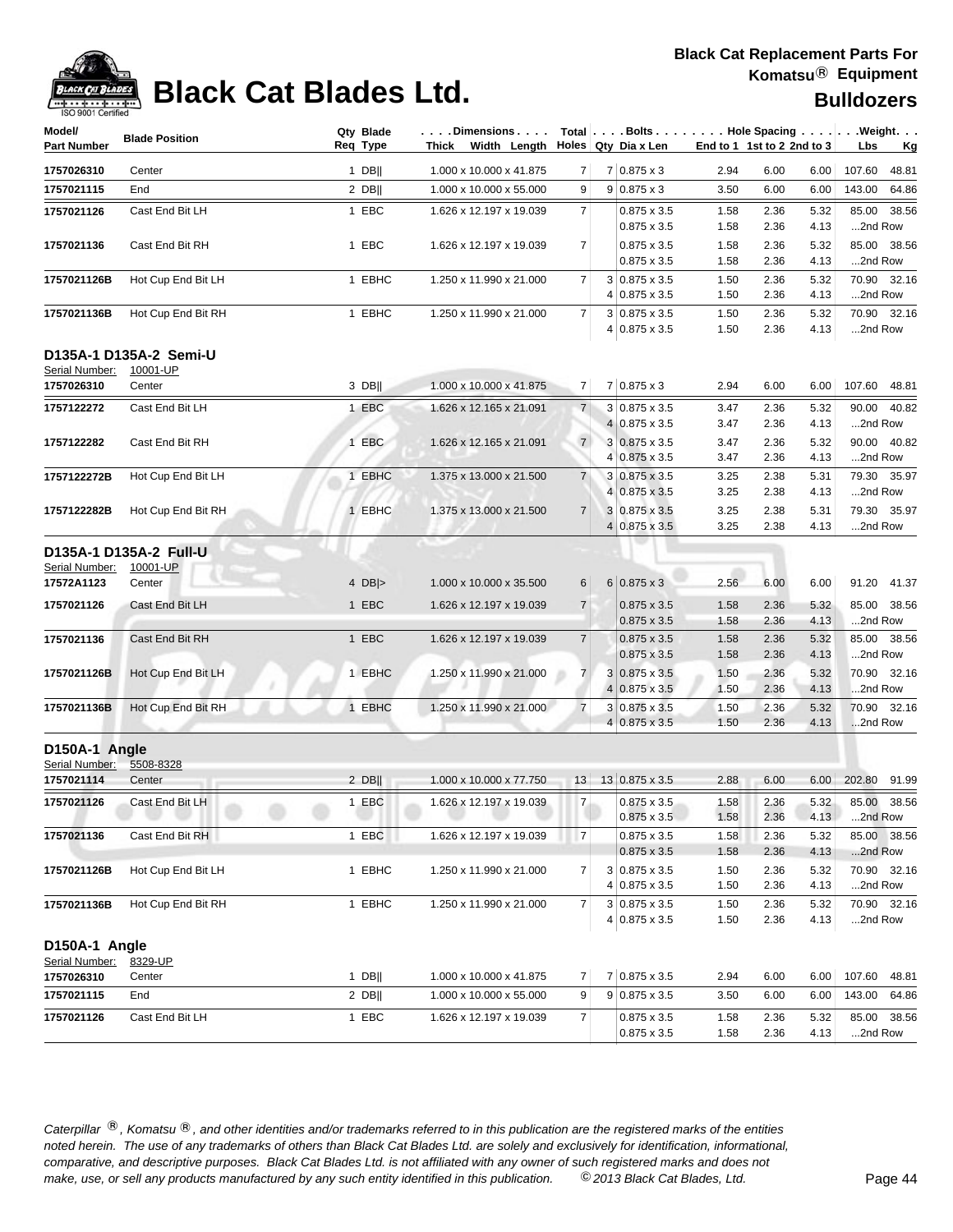# Black Cat Blades Ltd.

**Black Cat Replacement Parts For Komatsu® Equipment**

**Bulldozers**

| Model/ Part Number | Blade Position | Qty Req | Blade Type | Dimensions Thick x Width x Length | Total Holes | Bolts Qty | Dia x Len | Hole Spacing End to 1 | 1st to 2 | 2nd to 3 | Weight Lbs | Kg |
|---|---|---|---|---|---|---|---|---|---|---|---|---|
| 1757026310 | Center | 1 | DB‖ | 1.000 x 10.000 x 41.875 | 7 | 7 | 0.875 x 3 | 2.94 | 6.00 | 6.00 | 107.60 | 48.81 |
| 1757021115 | End | 2 | DB‖ | 1.000 x 10.000 x 55.000 | 9 | 9 | 0.875 x 3 | 3.50 | 6.00 | 6.00 | 143.00 | 64.86 |
| 1757021126 | Cast End Bit LH | 1 | EBC | 1.626 x 12.197 x 19.039 | 7 | | 0.875 x 3.5 | 1.58 | 2.36 | 5.32 | 85.00 | 38.56 |
| | | | | | | | 0.875 x 3.5 | 1.58 | 2.36 | 4.13 | ...2nd Row | |
| 1757021136 | Cast End Bit RH | 1 | EBC | 1.626 x 12.197 x 19.039 | 7 | | 0.875 x 3.5 | 1.58 | 2.36 | 5.32 | 85.00 | 38.56 |
| | | | | | | | 0.875 x 3.5 | 1.58 | 2.36 | 4.13 | ...2nd Row | |
| 1757021126B | Hot Cup End Bit LH | 1 | EBHC | 1.250 x 11.990 x 21.000 | 7 | 3 | 0.875 x 3.5 | 1.50 | 2.36 | 5.32 | 70.90 | 32.16 |
| | | | | | | 4 | 0.875 x 3.5 | 1.50 | 2.36 | 4.13 | ...2nd Row | |
| 1757021136B | Hot Cup End Bit RH | 1 | EBHC | 1.250 x 11.990 x 21.000 | 7 | 3 | 0.875 x 3.5 | 1.50 | 2.36 | 5.32 | 70.90 | 32.16 |
| | | | | | | 4 | 0.875 x 3.5 | 1.50 | 2.36 | 4.13 | ...2nd Row | |

## D135A-1 D135A-2 Semi-U

Serial Number: 10001-UP

| Model/ Part Number | Blade Position | Qty Req | Blade Type | Dimensions Thick x Width x Length | Total Holes | Bolts Qty | Dia x Len | Hole Spacing End to 1 | 1st to 2 | 2nd to 3 | Weight Lbs | Kg |
|---|---|---|---|---|---|---|---|---|---|---|---|---|
| 1757026310 | Center | 3 | DB‖ | 1.000 x 10.000 x 41.875 | 7 | 7 | 0.875 x 3 | 2.94 | 6.00 | 6.00 | 107.60 | 48.81 |
| 1757122272 | Cast End Bit LH | 1 | EBC | 1.626 x 12.165 x 21.091 | 7 | 3 | 0.875 x 3.5 | 3.47 | 2.36 | 5.32 | 90.00 | 40.82 |
| | | | | | | 4 | 0.875 x 3.5 | 3.47 | 2.36 | 4.13 | ...2nd Row | |
| 1757122282 | Cast End Bit RH | 1 | EBC | 1.626 x 12.165 x 21.091 | 7 | 3 | 0.875 x 3.5 | 3.47 | 2.36 | 5.32 | 90.00 | 40.82 |
| | | | | | | 4 | 0.875 x 3.5 | 3.47 | 2.36 | 4.13 | ...2nd Row | |
| 1757122272B | Hot Cup End Bit LH | 1 | EBHC | 1.375 x 13.000 x 21.500 | 7 | 3 | 0.875 x 3.5 | 3.25 | 2.38 | 5.31 | 79.30 | 35.97 |
| | | | | | | 4 | 0.875 x 3.5 | 3.25 | 2.38 | 4.13 | ...2nd Row | |
| 1757122282B | Hot Cup End Bit RH | 1 | EBHC | 1.375 x 13.000 x 21.500 | 7 | 3 | 0.875 x 3.5 | 3.25 | 2.38 | 5.31 | 79.30 | 35.97 |
| | | | | | | 4 | 0.875 x 3.5 | 3.25 | 2.38 | 4.13 | ...2nd Row | |

## D135A-1 D135A-2 Full-U

Serial Number: 10001-UP

| Model/ Part Number | Blade Position | Qty Req | Blade Type | Dimensions Thick x Width x Length | Total Holes | Bolts Qty | Dia x Len | Hole Spacing End to 1 | 1st to 2 | 2nd to 3 | Weight Lbs | Kg |
|---|---|---|---|---|---|---|---|---|---|---|---|---|
| 17572A1123 | Center | 4 | DB\|> | 1.000 x 10.000 x 35.500 | 6 | 6 | 0.875 x 3 | 2.56 | 6.00 | 6.00 | 91.20 | 41.37 |
| 1757021126 | Cast End Bit LH | 1 | EBC | 1.626 x 12.197 x 19.039 | 7 | | 0.875 x 3.5 | 1.58 | 2.36 | 5.32 | 85.00 | 38.56 |
| | | | | | | | 0.875 x 3.5 | 1.58 | 2.36 | 4.13 | ...2nd Row | |
| 1757021136 | Cast End Bit RH | 1 | EBC | 1.626 x 12.197 x 19.039 | 7 | | 0.875 x 3.5 | 1.58 | 2.36 | 5.32 | 85.00 | 38.56 |
| | | | | | | | 0.875 x 3.5 | 1.58 | 2.36 | 4.13 | ...2nd Row | |
| 1757021126B | Hot Cup End Bit LH | 1 | EBHC | 1.250 x 11.990 x 21.000 | 7 | 3 | 0.875 x 3.5 | 1.50 | 2.36 | 5.32 | 70.90 | 32.16 |
| | | | | | | 4 | 0.875 x 3.5 | 1.50 | 2.36 | 4.13 | ...2nd Row | |
| 1757021136B | Hot Cup End Bit RH | 1 | EBHC | 1.250 x 11.990 x 21.000 | 7 | 3 | 0.875 x 3.5 | 1.50 | 2.36 | 5.32 | 70.90 | 32.16 |
| | | | | | | 4 | 0.875 x 3.5 | 1.50 | 2.36 | 4.13 | ...2nd Row | |

## D150A-1 Angle

Serial Number: 5508-8328

| Model/ Part Number | Blade Position | Qty Req | Blade Type | Dimensions Thick x Width x Length | Total Holes | Bolts Qty | Dia x Len | Hole Spacing End to 1 | 1st to 2 | 2nd to 3 | Weight Lbs | Kg |
|---|---|---|---|---|---|---|---|---|---|---|---|---|
| 1757021114 | Center | 2 | DB‖ | 1.000 x 10.000 x 77.750 | 13 | 13 | 0.875 x 3.5 | 2.88 | 6.00 | 6.00 | 202.80 | 91.99 |
| 1757021126 | Cast End Bit LH | 1 | EBC | 1.626 x 12.197 x 19.039 | 7 | | 0.875 x 3.5 | 1.58 | 2.36 | 5.32 | 85.00 | 38.56 |
| | | | | | | | 0.875 x 3.5 | 1.58 | 2.36 | 4.13 | ...2nd Row | |
| 1757021136 | Cast End Bit RH | 1 | EBC | 1.626 x 12.197 x 19.039 | 7 | | 0.875 x 3.5 | 1.58 | 2.36 | 5.32 | 85.00 | 38.56 |
| | | | | | | | 0.875 x 3.5 | 1.58 | 2.36 | 4.13 | ...2nd Row | |
| 1757021126B | Hot Cup End Bit LH | 1 | EBHC | 1.250 x 11.990 x 21.000 | 7 | 3 | 0.875 x 3.5 | 1.50 | 2.36 | 5.32 | 70.90 | 32.16 |
| | | | | | | 4 | 0.875 x 3.5 | 1.50 | 2.36 | 4.13 | ...2nd Row | |
| 1757021136B | Hot Cup End Bit RH | 1 | EBHC | 1.250 x 11.990 x 21.000 | 7 | 3 | 0.875 x 3.5 | 1.50 | 2.36 | 5.32 | 70.90 | 32.16 |
| | | | | | | 4 | 0.875 x 3.5 | 1.50 | 2.36 | 4.13 | ...2nd Row | |

## D150A-1 Angle

Serial Number: 8329-UP

| Model/ Part Number | Blade Position | Qty Req | Blade Type | Dimensions Thick x Width x Length | Total Holes | Bolts Qty | Dia x Len | Hole Spacing End to 1 | 1st to 2 | 2nd to 3 | Weight Lbs | Kg |
|---|---|---|---|---|---|---|---|---|---|---|---|---|
| 1757026310 | Center | 1 | DB‖ | 1.000 x 10.000 x 41.875 | 7 | 7 | 0.875 x 3.5 | 2.94 | 6.00 | 6.00 | 107.60 | 48.81 |
| 1757021115 | End | 2 | DB‖ | 1.000 x 10.000 x 55.000 | 9 | 9 | 0.875 x 3.5 | 3.50 | 6.00 | 6.00 | 143.00 | 64.86 |
| 1757021126 | Cast End Bit LH | 1 | EBC | 1.626 x 12.197 x 19.039 | 7 | | 0.875 x 3.5 | 1.58 | 2.36 | 5.32 | 85.00 | 38.56 |
| | | | | | | | 0.875 x 3.5 | 1.58 | 2.36 | 4.13 | ...2nd Row | |

*Caterpillar ®, Komatsu ®, and other identities and/or trademarks referred to in this publication are the registered marks of the entities noted herein. The use of any trademarks of others than Black Cat Blades Ltd. are solely and exclusively for identification, informational, comparative, and descriptive purposes. Black Cat Blades Ltd. is not affiliated with any owner of such registered marks and does not make, use, or sell any products manufactured by any such entity identified in this publication. © 2013 Black Cat Blades, Ltd.*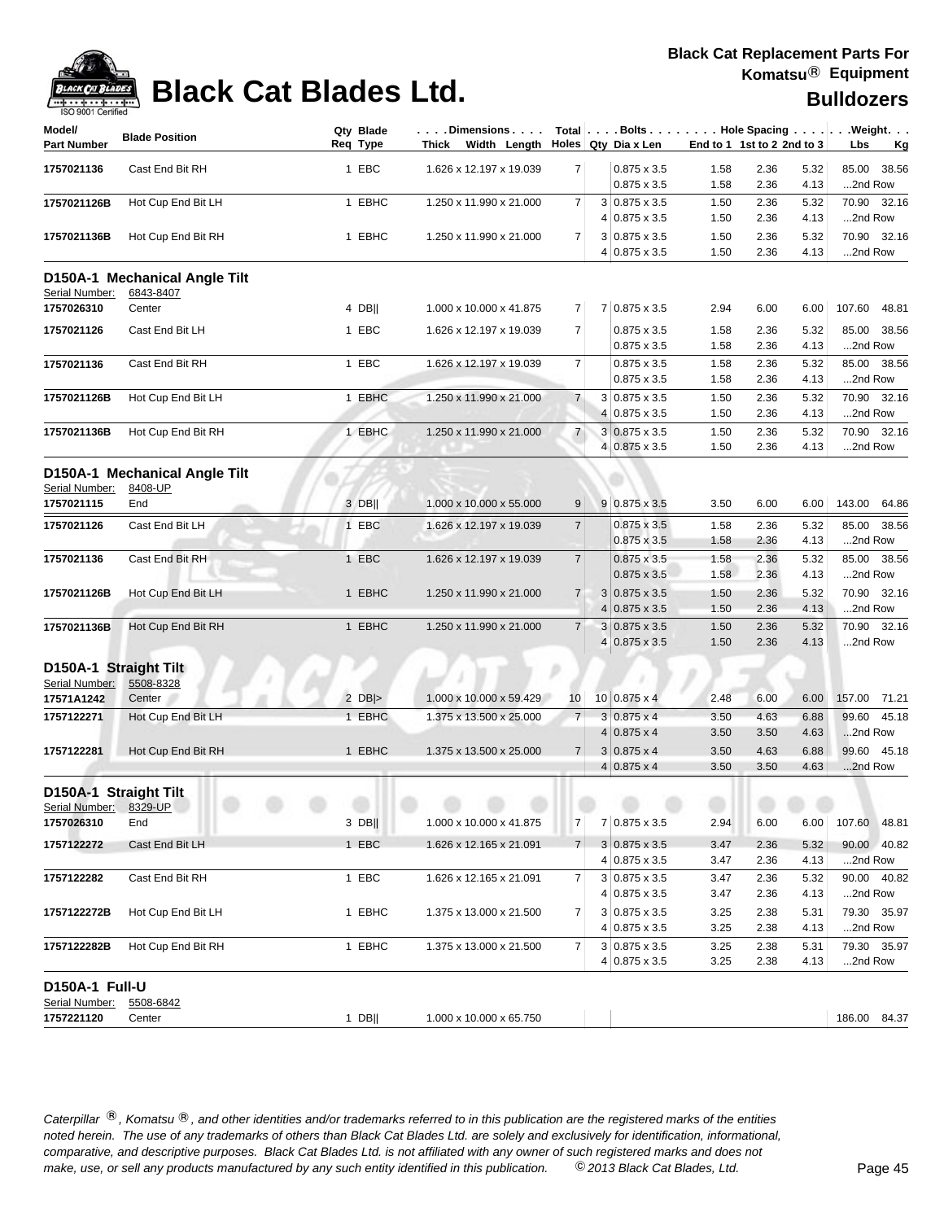# Black Cat Blades Ltd.

**Black Cat Replacement Parts For Komatsu® Equipment**

**Bulldozers**

| Model/ Part Number | Blade Position | Qty Req | Blade Type | Dimensions Thick Width Length | Total Holes | Bolts Qty | Dia x Len | Hole Spacing End to 1 | 1st to 2 | 2nd to 3 | Weight Lbs | Kg |
|---|---|---|---|---|---|---|---|---|---|---|---|---|
| 1757021136 | Cast End Bit RH | 1 | EBC | 1.626 x 12.197 x 19.039 | 7 | | 0.875 x 3.5 | 1.58 | 2.36 | 5.32 | 85.00 | 38.56 |
| | | | | | | | 0.875 x 3.5 | 1.58 | 2.36 | 4.13 | ...2nd Row | |
| 1757021126B | Hot Cup End Bit LH | 1 | EBHC | 1.250 x 11.990 x 21.000 | 7 | 3 | 0.875 x 3.5 | 1.50 | 2.36 | 5.32 | 70.90 | 32.16 |
| | | | | | | 4 | 0.875 x 3.5 | 1.50 | 2.36 | 4.13 | ...2nd Row | |
| 1757021136B | Hot Cup End Bit RH | 1 | EBHC | 1.250 x 11.990 x 21.000 | 7 | 3 | 0.875 x 3.5 | 1.50 | 2.36 | 5.32 | 70.90 | 32.16 |
| | | | | | | 4 | 0.875 x 3.5 | 1.50 | 2.36 | 4.13 | ...2nd Row | |

## D150A-1 Mechanical Angle Tilt

Serial Number: 6843-8407

| Model/ Part Number | Blade Position | Qty Req | Blade Type | Dimensions Thick Width Length | Total Holes | Bolts Qty | Dia x Len | Hole Spacing End to 1 | 1st to 2 | 2nd to 3 | Weight Lbs | Kg |
|---|---|---|---|---|---|---|---|---|---|---|---|---|
| 1757026310 | Center | 4 | DB\|\| | 1.000 x 10.000 x 41.875 | 7 | 7 | 0.875 x 3.5 | 2.94 | 6.00 | 6.00 | 107.60 | 48.81 |
| 1757021126 | Cast End Bit LH | 1 | EBC | 1.626 x 12.197 x 19.039 | 7 | | 0.875 x 3.5 | 1.58 | 2.36 | 5.32 | 85.00 | 38.56 |
| | | | | | | | 0.875 x 3.5 | 1.58 | 2.36 | 4.13 | ...2nd Row | |
| 1757021136 | Cast End Bit RH | 1 | EBC | 1.626 x 12.197 x 19.039 | 7 | | 0.875 x 3.5 | 1.58 | 2.36 | 5.32 | 85.00 | 38.56 |
| | | | | | | | 0.875 x 3.5 | 1.58 | 2.36 | 4.13 | ...2nd Row | |
| 1757021126B | Hot Cup End Bit LH | 1 | EBHC | 1.250 x 11.990 x 21.000 | 7 | 3 | 0.875 x 3.5 | 1.50 | 2.36 | 5.32 | 70.90 | 32.16 |
| | | | | | | 4 | 0.875 x 3.5 | 1.50 | 2.36 | 4.13 | ...2nd Row | |
| 1757021136B | Hot Cup End Bit RH | 1 | EBHC | 1.250 x 11.990 x 21.000 | 7 | 3 | 0.875 x 3.5 | 1.50 | 2.36 | 5.32 | 70.90 | 32.16 |
| | | | | | | 4 | 0.875 x 3.5 | 1.50 | 2.36 | 4.13 | ...2nd Row | |

## D150A-1 Mechanical Angle Tilt

Serial Number: 8408-UP

| Model/ Part Number | Blade Position | Qty Req | Blade Type | Dimensions Thick Width Length | Total Holes | Bolts Qty | Dia x Len | Hole Spacing End to 1 | 1st to 2 | 2nd to 3 | Weight Lbs | Kg |
|---|---|---|---|---|---|---|---|---|---|---|---|---|
| 1757021115 | End | 3 | DB\|\| | 1.000 x 10.000 x 55.000 | 9 | 9 | 0.875 x 3.5 | 3.50 | 6.00 | 6.00 | 143.00 | 64.86 |
| 1757021126 | Cast End Bit LH | 1 | EBC | 1.626 x 12.197 x 19.039 | 7 | | 0.875 x 3.5 | 1.58 | 2.36 | 5.32 | 85.00 | 38.56 |
| | | | | | | | 0.875 x 3.5 | 1.58 | 2.36 | 4.13 | ...2nd Row | |
| 1757021136 | Cast End Bit RH | 1 | EBC | 1.626 x 12.197 x 19.039 | 7 | | 0.875 x 3.5 | 1.58 | 2.36 | 5.32 | 85.00 | 38.56 |
| | | | | | | | 0.875 x 3.5 | 1.58 | 2.36 | 4.13 | ...2nd Row | |
| 1757021126B | Hot Cup End Bit LH | 1 | EBHC | 1.250 x 11.990 x 21.000 | 7 | 3 | 0.875 x 3.5 | 1.50 | 2.36 | 5.32 | 70.90 | 32.16 |
| | | | | | | 4 | 0.875 x 3.5 | 1.50 | 2.36 | 4.13 | ...2nd Row | |
| 1757021136B | Hot Cup End Bit RH | 1 | EBHC | 1.250 x 11.990 x 21.000 | 7 | 3 | 0.875 x 3.5 | 1.50 | 2.36 | 5.32 | 70.90 | 32.16 |
| | | | | | | 4 | 0.875 x 3.5 | 1.50 | 2.36 | 4.13 | ...2nd Row | |

## D150A-1 Straight Tilt

Serial Number: 5508-8328

| Model/ Part Number | Blade Position | Qty Req | Blade Type | Dimensions Thick Width Length | Total Holes | Bolts Qty | Dia x Len | Hole Spacing End to 1 | 1st to 2 | 2nd to 3 | Weight Lbs | Kg |
|---|---|---|---|---|---|---|---|---|---|---|---|---|
| 17571A1242 | Center | 2 | DB\|> | 1.000 x 10.000 x 59.429 | 10 | 10 | 0.875 x 4 | 2.48 | 6.00 | 6.00 | 157.00 | 71.21 |
| 1757122271 | Hot Cup End Bit LH | 1 | EBHC | 1.375 x 13.500 x 25.000 | 7 | 3 | 0.875 x 4 | 3.50 | 4.63 | 6.88 | 99.60 | 45.18 |
| | | | | | | 4 | 0.875 x 4 | 3.50 | 3.50 | 4.63 | ...2nd Row | |
| 1757122281 | Hot Cup End Bit RH | 1 | EBHC | 1.375 x 13.500 x 25.000 | 7 | 3 | 0.875 x 4 | 3.50 | 4.63 | 6.88 | 99.60 | 45.18 |
| | | | | | | 4 | 0.875 x 4 | 3.50 | 3.50 | 4.63 | ...2nd Row | |

## D150A-1 Straight Tilt

Serial Number: 8329-UP

| Model/ Part Number | Blade Position | Qty Req | Blade Type | Dimensions Thick Width Length | Total Holes | Bolts Qty | Dia x Len | Hole Spacing End to 1 | 1st to 2 | 2nd to 3 | Weight Lbs | Kg |
|---|---|---|---|---|---|---|---|---|---|---|---|---|
| 1757026310 | End | 3 | DB\|\| | 1.000 x 10.000 x 41.875 | 7 | 7 | 0.875 x 3.5 | 2.94 | 6.00 | 6.00 | 107.60 | 48.81 |
| 1757122272 | Cast End Bit LH | 1 | EBC | 1.626 x 12.165 x 21.091 | 7 | 3 | 0.875 x 3.5 | 3.47 | 2.36 | 5.32 | 90.00 | 40.82 |
| | | | | | | 4 | 0.875 x 3.5 | 3.47 | 2.36 | 4.13 | ...2nd Row | |
| 1757122282 | Cast End Bit RH | 1 | EBC | 1.626 x 12.165 x 21.091 | 7 | 3 | 0.875 x 3.5 | 3.47 | 2.36 | 5.32 | 90.00 | 40.82 |
| | | | | | | 4 | 0.875 x 3.5 | 3.47 | 2.36 | 4.13 | ...2nd Row | |
| 1757122272B | Hot Cup End Bit LH | 1 | EBHC | 1.375 x 13.000 x 21.500 | 7 | 3 | 0.875 x 3.5 | 3.25 | 2.38 | 5.31 | 79.30 | 35.97 |
| | | | | | | 4 | 0.875 x 3.5 | 3.25 | 2.38 | 4.13 | ...2nd Row | |
| 1757122282B | Hot Cup End Bit RH | 1 | EBHC | 1.375 x 13.000 x 21.500 | 7 | 3 | 0.875 x 3.5 | 3.25 | 2.38 | 5.31 | 79.30 | 35.97 |
| | | | | | | 4 | 0.875 x 3.5 | 3.25 | 2.38 | 4.13 | ...2nd Row | |

## D150A-1 Full-U

Serial Number: 5508-6842

| Model/ Part Number | Blade Position | Qty Req | Blade Type | Dimensions Thick Width Length | Total Holes | Bolts Qty | Dia x Len | Hole Spacing End to 1 | 1st to 2 | 2nd to 3 | Weight Lbs | Kg |
|---|---|---|---|---|---|---|---|---|---|---|---|---|
| 1757221120 | Center | 1 | DB\|\| | 1.000 x 10.000 x 65.750 | | | | | | | 186.00 | 84.37 |

*Caterpillar ®, Komatsu ®, and other identities and/or trademarks referred to in this publication are the registered marks of the entities noted herein. The use of any trademarks of others than Black Cat Blades Ltd. are solely and exclusively for identification, informational, comparative, and descriptive purposes. Black Cat Blades Ltd. is not affiliated with any owner of such registered marks and does not make, use, or sell any products manufactured by any such entity identified in this publication. © 2013 Black Cat Blades, Ltd.*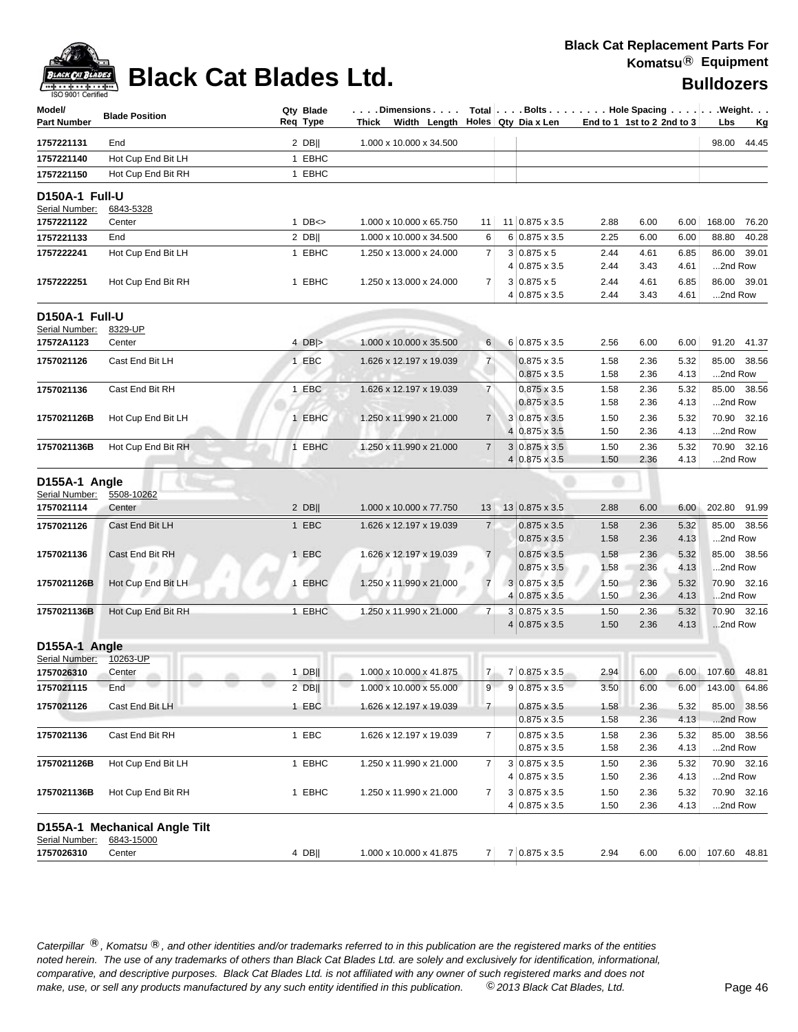# Black Cat Blades Ltd.

**Black Cat Replacement Parts For Komatsu® Equipment**

**Bulldozers**

| Model/ Part Number | Blade Position | Qty Req | Blade Type | Dimensions Thick x Width x Length | Total Holes | Bolts Qty | Bolts Dia x Len | Hole Spacing End to 1 | 1st to 2 | 2nd to 3 | Weight Lbs | Weight Kg |
|---|---|---|---|---|---|---|---|---|---|---|---|---|
| 1757221131 | End | 2 | DB‖ | 1.000 x 10.000 x 34.500 | | | | | | | 98.00 | 44.45 |
| 1757221140 | Hot Cup End Bit LH | 1 | EBHC | | | | | | | | | |
| 1757221150 | Hot Cup End Bit RH | 1 | EBHC | | | | | | | | | |
| **D150A-1 Full-U** | | | | | | | | | | | | |
| Serial Number: 6843-5328 | | | | | | | | | | | | |
| 1757221122 | Center | 1 | DB<> | 1.000 x 10.000 x 65.750 | 11 | 11 | 0.875 x 3.5 | 2.88 | 6.00 | 6.00 | 168.00 | 76.20 |
| 1757221133 | End | 2 | DB‖ | 1.000 x 10.000 x 34.500 | 6 | 6 | 0.875 x 3.5 | 2.25 | 6.00 | 6.00 | 88.80 | 40.28 |
| 1757222241 | Hot Cup End Bit LH | 1 | EBHC | 1.250 x 13.000 x 24.000 | 7 | 3 | 0.875 x 5 | 2.44 | 4.61 | 6.85 | 86.00 | 39.01 |
| | | | | | | 4 | 0.875 x 3.5 | 2.44 | 3.43 | 4.61 | ...2nd Row | |
| 1757222251 | Hot Cup End Bit RH | 1 | EBHC | 1.250 x 13.000 x 24.000 | 7 | 3 | 0.875 x 5 | 2.44 | 4.61 | 6.85 | 86.00 | 39.01 |
| | | | | | | 4 | 0.875 x 3.5 | 2.44 | 3.43 | 4.61 | ...2nd Row | |
| **D150A-1 Full-U** | | | | | | | | | | | | |
| Serial Number: 8329-UP | | | | | | | | | | | | |
| 17572A1123 | Center | 4 | DB\|> | 1.000 x 10.000 x 35.500 | 6 | 6 | 0.875 x 3.5 | 2.56 | 6.00 | 6.00 | 91.20 | 41.37 |
| 1757021126 | Cast End Bit LH | 1 | EBC | 1.626 x 12.197 x 19.039 | 7 | | 0.875 x 3.5 | 1.58 | 2.36 | 5.32 | 85.00 | 38.56 |
| | | | | | | | 0.875 x 3.5 | 1.58 | 2.36 | 4.13 | ...2nd Row | |
| 1757021136 | Cast End Bit RH | 1 | EBC | 1.626 x 12.197 x 19.039 | 7 | | 0.875 x 3.5 | 1.58 | 2.36 | 5.32 | 85.00 | 38.56 |
| | | | | | | | 0.875 x 3.5 | 1.58 | 2.36 | 4.13 | ...2nd Row | |
| 1757021126B | Hot Cup End Bit LH | 1 | EBHC | 1.250 x 11.990 x 21.000 | 7 | 3 | 0.875 x 3.5 | 1.50 | 2.36 | 5.32 | 70.90 | 32.16 |
| | | | | | | 4 | 0.875 x 3.5 | 1.50 | 2.36 | 4.13 | ...2nd Row | |
| 1757021136B | Hot Cup End Bit RH | 1 | EBHC | 1.250 x 11.990 x 21.000 | 7 | 3 | 0.875 x 3.5 | 1.50 | 2.36 | 5.32 | 70.90 | 32.16 |
| | | | | | | 4 | 0.875 x 3.5 | 1.50 | 2.36 | 4.13 | ...2nd Row | |
| **D155A-1 Angle** | | | | | | | | | | | | |
| Serial Number: 5508-10262 | | | | | | | | | | | | |
| 1757021114 | Center | 2 | DB‖ | 1.000 x 10.000 x 77.750 | 13 | 13 | 0.875 x 3.5 | 2.88 | 6.00 | 6.00 | 202.80 | 91.99 |
| 1757021126 | Cast End Bit LH | 1 | EBC | 1.626 x 12.197 x 19.039 | 7 | | 0.875 x 3.5 | 1.58 | 2.36 | 5.32 | 85.00 | 38.56 |
| | | | | | | | 0.875 x 3.5 | 1.58 | 2.36 | 4.13 | ...2nd Row | |
| 1757021136 | Cast End Bit RH | 1 | EBC | 1.626 x 12.197 x 19.039 | 7 | | 0.875 x 3.5 | 1.58 | 2.36 | 5.32 | 85.00 | 38.56 |
| | | | | | | | 0.875 x 3.5 | 1.58 | 2.36 | 4.13 | ...2nd Row | |
| 1757021126B | Hot Cup End Bit LH | 1 | EBHC | 1.250 x 11.990 x 21.000 | 7 | 3 | 0.875 x 3.5 | 1.50 | 2.36 | 5.32 | 70.90 | 32.16 |
| | | | | | | 4 | 0.875 x 3.5 | 1.50 | 2.36 | 4.13 | ...2nd Row | |
| 1757021136B | Hot Cup End Bit RH | 1 | EBHC | 1.250 x 11.990 x 21.000 | 7 | 3 | 0.875 x 3.5 | 1.50 | 2.36 | 5.32 | 70.90 | 32.16 |
| | | | | | | 4 | 0.875 x 3.5 | 1.50 | 2.36 | 4.13 | ...2nd Row | |
| **D155A-1 Angle** | | | | | | | | | | | | |
| Serial Number: 10263-UP | | | | | | | | | | | | |
| 1757026310 | Center | 1 | DB‖ | 1.000 x 10.000 x 41.875 | 7 | 7 | 0.875 x 3.5 | 2.94 | 6.00 | 6.00 | 107.60 | 48.81 |
| 1757021115 | End | 2 | DB‖ | 1.000 x 10.000 x 55.000 | 9 | 9 | 0.875 x 3.5 | 3.50 | 6.00 | 6.00 | 143.00 | 64.86 |
| 1757021126 | Cast End Bit LH | 1 | EBC | 1.626 x 12.197 x 19.039 | 7 | | 0.875 x 3.5 | 1.58 | 2.36 | 5.32 | 85.00 | 38.56 |
| | | | | | | | 0.875 x 3.5 | 1.58 | 2.36 | 4.13 | ...2nd Row | |
| 1757021136 | Cast End Bit RH | 1 | EBC | 1.626 x 12.197 x 19.039 | 7 | | 0.875 x 3.5 | 1.58 | 2.36 | 5.32 | 85.00 | 38.56 |
| | | | | | | | 0.875 x 3.5 | 1.58 | 2.36 | 4.13 | ...2nd Row | |
| 1757021126B | Hot Cup End Bit LH | 1 | EBHC | 1.250 x 11.990 x 21.000 | 7 | 3 | 0.875 x 3.5 | 1.50 | 2.36 | 5.32 | 70.90 | 32.16 |
| | | | | | | 4 | 0.875 x 3.5 | 1.50 | 2.36 | 4.13 | ...2nd Row | |
| 1757021136B | Hot Cup End Bit RH | 1 | EBHC | 1.250 x 11.990 x 21.000 | 7 | 3 | 0.875 x 3.5 | 1.50 | 2.36 | 5.32 | 70.90 | 32.16 |
| | | | | | | 4 | 0.875 x 3.5 | 1.50 | 2.36 | 4.13 | ...2nd Row | |
| **D155A-1 Mechanical Angle Tilt** | | | | | | | | | | | | |
| Serial Number: 6843-15000 | | | | | | | | | | | | |
| 1757026310 | Center | 4 | DB‖ | 1.000 x 10.000 x 41.875 | 7 | 7 | 0.875 x 3.5 | 2.94 | 6.00 | 6.00 | 107.60 | 48.81 |

*Caterpillar ®, Komatsu ®, and other identities and/or trademarks referred to in this publication are the registered marks of the entities noted herein. The use of any trademarks of others than Black Cat Blades Ltd. are solely and exclusively for identification, informational, comparative, and descriptive purposes. Black Cat Blades Ltd. is not affiliated with any owner of such registered marks and does not make, use, or sell any products manufactured by any such entity identified in this publication. © 2013 Black Cat Blades, Ltd.*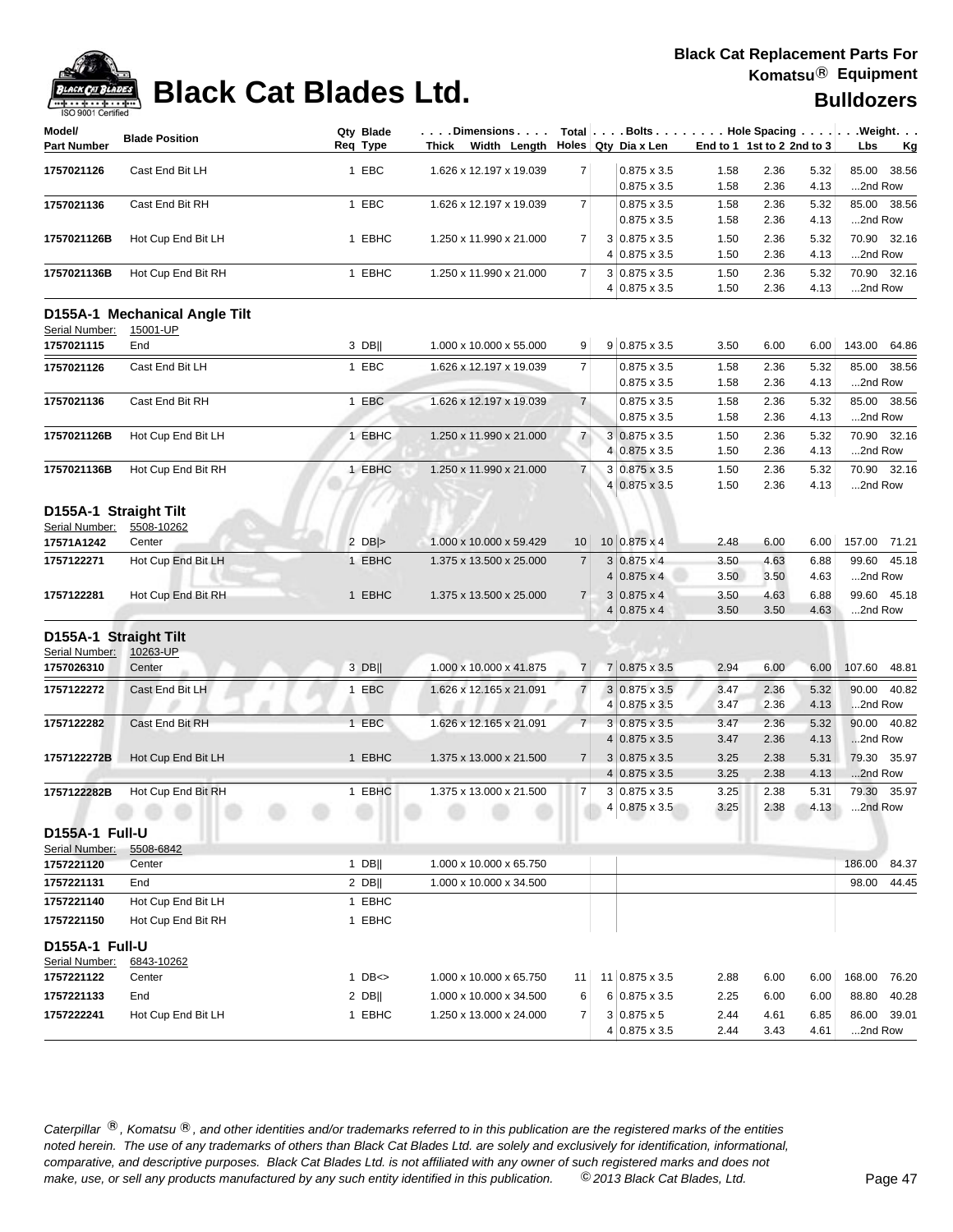# Black Cat Blades Ltd.

**Black Cat Replacement Parts For Komatsu® Equipment**

**Bulldozers**

| Model/ Part Number | Blade Position | Qty Req | Blade Type | Dimensions Thick x Width x Length | Total Holes | Bolts Qty | Bolts Dia x Len | Hole Spacing End to 1 | 1st to 2 | 2nd to 3 | Weight Lbs | Weight Kg |
|---|---|---|---|---|---|---|---|---|---|---|---|---|
| 1757021126 | Cast End Bit LH | 1 | EBC | 1.626 x 12.197 x 19.039 | 7 | | 0.875 x 3.5 | 1.58 | 2.36 | 5.32 | 85.00 | 38.56 |
| | | | | | | | 0.875 x 3.5 | 1.58 | 2.36 | 4.13 | ...2nd Row | |
| 1757021136 | Cast End Bit RH | 1 | EBC | 1.626 x 12.197 x 19.039 | 7 | | 0.875 x 3.5 | 1.58 | 2.36 | 5.32 | 85.00 | 38.56 |
| | | | | | | | 0.875 x 3.5 | 1.58 | 2.36 | 4.13 | ...2nd Row | |
| 1757021126B | Hot Cup End Bit LH | 1 | EBHC | 1.250 x 11.990 x 21.000 | 7 | 3 | 0.875 x 3.5 | 1.50 | 2.36 | 5.32 | 70.90 | 32.16 |
| | | | | | | 4 | 0.875 x 3.5 | 1.50 | 2.36 | 4.13 | ...2nd Row | |
| 1757021136B | Hot Cup End Bit RH | 1 | EBHC | 1.250 x 11.990 x 21.000 | 7 | 3 | 0.875 x 3.5 | 1.50 | 2.36 | 5.32 | 70.90 | 32.16 |
| | | | | | | 4 | 0.875 x 3.5 | 1.50 | 2.36 | 4.13 | ...2nd Row | |

## D155A-1 Mechanical Angle Tilt

Serial Number: 15001-UP

| Model/ Part Number | Blade Position | Qty Req | Blade Type | Dimensions Thick x Width x Length | Total Holes | Bolts Qty | Bolts Dia x Len | Hole Spacing End to 1 | 1st to 2 | 2nd to 3 | Weight Lbs | Weight Kg |
|---|---|---|---|---|---|---|---|---|---|---|---|---|
| 1757021115 | End | 3 | DB‖ | 1.000 x 10.000 x 55.000 | 9 | 9 | 0.875 x 3.5 | 3.50 | 6.00 | 6.00 | 143.00 | 64.86 |
| 1757021126 | Cast End Bit LH | 1 | EBC | 1.626 x 12.197 x 19.039 | 7 | | 0.875 x 3.5 | 1.58 | 2.36 | 5.32 | 85.00 | 38.56 |
| | | | | | | | 0.875 x 3.5 | 1.58 | 2.36 | 4.13 | ...2nd Row | |
| 1757021136 | Cast End Bit RH | 1 | EBC | 1.626 x 12.197 x 19.039 | 7 | | 0.875 x 3.5 | 1.58 | 2.36 | 5.32 | 85.00 | 38.56 |
| | | | | | | | 0.875 x 3.5 | 1.58 | 2.36 | 4.13 | ...2nd Row | |
| 1757021126B | Hot Cup End Bit LH | 1 | EBHC | 1.250 x 11.990 x 21.000 | 7 | 3 | 0.875 x 3.5 | 1.50 | 2.36 | 5.32 | 70.90 | 32.16 |
| | | | | | | 4 | 0.875 x 3.5 | 1.50 | 2.36 | 4.13 | ...2nd Row | |
| 1757021136B | Hot Cup End Bit RH | 1 | EBHC | 1.250 x 11.990 x 21.000 | 7 | 3 | 0.875 x 3.5 | 1.50 | 2.36 | 5.32 | 70.90 | 32.16 |
| | | | | | | 4 | 0.875 x 3.5 | 1.50 | 2.36 | 4.13 | ...2nd Row | |

## D155A-1 Straight Tilt

Serial Number: 5508-10262

| Model/ Part Number | Blade Position | Qty Req | Blade Type | Dimensions Thick x Width x Length | Total Holes | Bolts Qty | Bolts Dia x Len | Hole Spacing End to 1 | 1st to 2 | 2nd to 3 | Weight Lbs | Weight Kg |
|---|---|---|---|---|---|---|---|---|---|---|---|---|
| 17571A1242 | Center | 2 | DB\|> | 1.000 x 10.000 x 59.429 | 10 | 10 | 0.875 x 4 | 2.48 | 6.00 | 6.00 | 157.00 | 71.21 |
| 1757122271 | Hot Cup End Bit LH | 1 | EBHC | 1.375 x 13.500 x 25.000 | 7 | 3 | 0.875 x 4 | 3.50 | 4.63 | 6.88 | 99.60 | 45.18 |
| | | | | | | 4 | 0.875 x 4 | 3.50 | 3.50 | 4.63 | ...2nd Row | |
| 1757122281 | Hot Cup End Bit RH | 1 | EBHC | 1.375 x 13.500 x 25.000 | 7 | 3 | 0.875 x 4 | 3.50 | 4.63 | 6.88 | 99.60 | 45.18 |
| | | | | | | 4 | 0.875 x 4 | 3.50 | 3.50 | 4.63 | ...2nd Row | |

## D155A-1 Straight Tilt

Serial Number: 10263-UP

| Model/ Part Number | Blade Position | Qty Req | Blade Type | Dimensions Thick x Width x Length | Total Holes | Bolts Qty | Bolts Dia x Len | Hole Spacing End to 1 | 1st to 2 | 2nd to 3 | Weight Lbs | Weight Kg |
|---|---|---|---|---|---|---|---|---|---|---|---|---|
| 1757026310 | Center | 3 | DB‖ | 1.000 x 10.000 x 41.875 | 7 | 7 | 0.875 x 3.5 | 2.94 | 6.00 | 6.00 | 107.60 | 48.81 |
| 1757122272 | Cast End Bit LH | 1 | EBC | 1.626 x 12.165 x 21.091 | 7 | 3 | 0.875 x 3.5 | 3.47 | 2.36 | 5.32 | 90.00 | 40.82 |
| | | | | | | 4 | 0.875 x 3.5 | 3.47 | 2.36 | 4.13 | ...2nd Row | |
| 1757122282 | Cast End Bit RH | 1 | EBC | 1.626 x 12.165 x 21.091 | 7 | 3 | 0.875 x 3.5 | 3.47 | 2.36 | 5.32 | 90.00 | 40.82 |
| | | | | | | 4 | 0.875 x 3.5 | 3.47 | 2.36 | 4.13 | ...2nd Row | |
| 1757122272B | Hot Cup End Bit LH | 1 | EBHC | 1.375 x 13.000 x 21.500 | 7 | 3 | 0.875 x 3.5 | 3.25 | 2.38 | 5.31 | 79.30 | 35.97 |
| | | | | | | 4 | 0.875 x 3.5 | 3.25 | 2.38 | 4.13 | ...2nd Row | |
| 1757122282B | Hot Cup End Bit RH | 1 | EBHC | 1.375 x 13.000 x 21.500 | 7 | 3 | 0.875 x 3.5 | 3.25 | 2.38 | 5.31 | 79.30 | 35.97 |
| | | | | | | 4 | 0.875 x 3.5 | 3.25 | 2.38 | 4.13 | ...2nd Row | |

## D155A-1 Full-U

Serial Number: 5508-6842

| Model/ Part Number | Blade Position | Qty Req | Blade Type | Dimensions Thick x Width x Length | Total Holes | Bolts Qty | Bolts Dia x Len | Hole Spacing End to 1 | 1st to 2 | 2nd to 3 | Weight Lbs | Weight Kg |
|---|---|---|---|---|---|---|---|---|---|---|---|---|
| 1757221120 | Center | 1 | DB‖ | 1.000 x 10.000 x 65.750 | | | | | | | 186.00 | 84.37 |
| 1757221131 | End | 2 | DB‖ | 1.000 x 10.000 x 34.500 | | | | | | | 98.00 | 44.45 |
| 1757221140 | Hot Cup End Bit LH | 1 | EBHC | | | | | | | | | |
| 1757221150 | Hot Cup End Bit RH | 1 | EBHC | | | | | | | | | |

## D155A-1 Full-U

Serial Number: 6843-10262

| Model/ Part Number | Blade Position | Qty Req | Blade Type | Dimensions Thick x Width x Length | Total Holes | Bolts Qty | Bolts Dia x Len | Hole Spacing End to 1 | 1st to 2 | 2nd to 3 | Weight Lbs | Weight Kg |
|---|---|---|---|---|---|---|---|---|---|---|---|---|
| 1757221122 | Center | 1 | DB<> | 1.000 x 10.000 x 65.750 | 11 | 11 | 0.875 x 3.5 | 2.88 | 6.00 | 6.00 | 168.00 | 76.20 |
| 1757221133 | End | 2 | DB‖ | 1.000 x 10.000 x 34.500 | 6 | 6 | 0.875 x 3.5 | 2.25 | 6.00 | 6.00 | 88.80 | 40.28 |
| 1757222241 | Hot Cup End Bit LH | 1 | EBHC | 1.250 x 13.000 x 24.000 | 7 | 3 | 0.875 x 5 | 2.44 | 4.61 | 6.85 | 86.00 | 39.01 |
| | | | | | | 4 | 0.875 x 3.5 | 2.44 | 3.43 | 4.61 | ...2nd Row | |

*Caterpillar ®, Komatsu ®, and other identities and/or trademarks referred to in this publication are the registered marks of the entities noted herein. The use of any trademarks of others than Black Cat Blades Ltd. are solely and exclusively for identification, informational, comparative, and descriptive purposes. Black Cat Blades Ltd. is not affiliated with any owner of such registered marks and does not make, use, or sell any products manufactured by any such entity identified in this publication. © 2013 Black Cat Blades, Ltd.*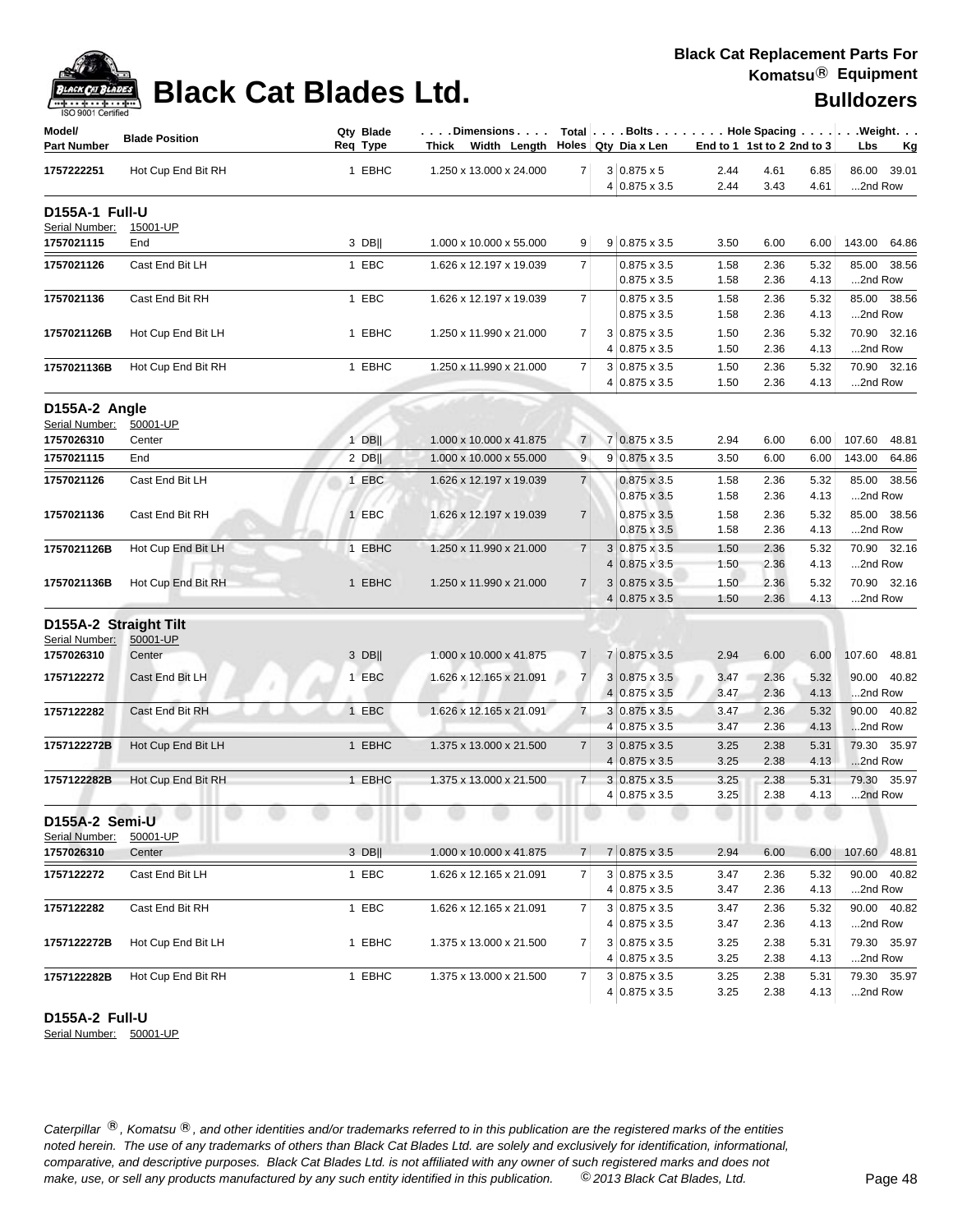# Black Cat Blades Ltd.

**Black Cat Replacement Parts For Komatsu® Equipment**

**Bulldozers**

| Model/ Part Number | Blade Position | Qty Req | Blade Type | Dimensions Thick x Width x Length | Total Holes | Bolts Qty | Dia x Len | Hole Spacing End to 1 | 1st to 2 | 2nd to 3 | Weight Lbs | Kg |
|---|---|---|---|---|---|---|---|---|---|---|---|---|
| **1757222251** | Hot Cup End Bit RH | 1 | EBHC | 1.250 x 13.000 x 24.000 | 7 | 3 | 0.875 x 5 | 2.44 | 4.61 | 6.85 | 86.00 | 39.01 |
| | | | | | | 4 | 0.875 x 3.5 | 2.44 | 3.43 | 4.61 | ...2nd Row | |

## D155A-1 Full-U

Serial Number: 15001-UP

| Model/ Part Number | Blade Position | Qty Req | Blade Type | Dimensions Thick x Width x Length | Total Holes | Bolts Qty | Dia x Len | Hole Spacing End to 1 | 1st to 2 | 2nd to 3 | Weight Lbs | Kg |
|---|---|---|---|---|---|---|---|---|---|---|---|---|
| **1757021115** | End | 3 | DB‖ | 1.000 x 10.000 x 55.000 | 9 | 9 | 0.875 x 3.5 | 3.50 | 6.00 | 6.00 | 143.00 | 64.86 |
| **1757021126** | Cast End Bit LH | 1 | EBC | 1.626 x 12.197 x 19.039 | 7 | | 0.875 x 3.5 | 1.58 | 2.36 | 5.32 | 85.00 | 38.56 |
| | | | | | | | 0.875 x 3.5 | 1.58 | 2.36 | 4.13 | ...2nd Row | |
| **1757021136** | Cast End Bit RH | 1 | EBC | 1.626 x 12.197 x 19.039 | 7 | | 0.875 x 3.5 | 1.58 | 2.36 | 5.32 | 85.00 | 38.56 |
| | | | | | | | 0.875 x 3.5 | 1.58 | 2.36 | 4.13 | ...2nd Row | |
| **1757021126B** | Hot Cup End Bit LH | 1 | EBHC | 1.250 x 11.990 x 21.000 | 7 | 3 | 0.875 x 3.5 | 1.50 | 2.36 | 5.32 | 70.90 | 32.16 |
| | | | | | | 4 | 0.875 x 3.5 | 1.50 | 2.36 | 4.13 | ...2nd Row | |
| **1757021136B** | Hot Cup End Bit RH | 1 | EBHC | 1.250 x 11.990 x 21.000 | 7 | 3 | 0.875 x 3.5 | 1.50 | 2.36 | 5.32 | 70.90 | 32.16 |
| | | | | | | 4 | 0.875 x 3.5 | 1.50 | 2.36 | 4.13 | ...2nd Row | |

## D155A-2 Angle

Serial Number: 50001-UP

| Model/ Part Number | Blade Position | Qty Req | Blade Type | Dimensions Thick x Width x Length | Total Holes | Bolts Qty | Dia x Len | Hole Spacing End to 1 | 1st to 2 | 2nd to 3 | Weight Lbs | Kg |
|---|---|---|---|---|---|---|---|---|---|---|---|---|
| **1757026310** | Center | 1 | DB‖ | 1.000 x 10.000 x 41.875 | 7 | 7 | 0.875 x 3.5 | 2.94 | 6.00 | 6.00 | 107.60 | 48.81 |
| **1757021115** | End | 2 | DB‖ | 1.000 x 10.000 x 55.000 | 9 | 9 | 0.875 x 3.5 | 3.50 | 6.00 | 6.00 | 143.00 | 64.86 |
| **1757021126** | Cast End Bit LH | 1 | EBC | 1.626 x 12.197 x 19.039 | 7 | | 0.875 x 3.5 | 1.58 | 2.36 | 5.32 | 85.00 | 38.56 |
| | | | | | | | 0.875 x 3.5 | 1.58 | 2.36 | 4.13 | ...2nd Row | |
| **1757021136** | Cast End Bit RH | 1 | EBC | 1.626 x 12.197 x 19.039 | 7 | | 0.875 x 3.5 | 1.58 | 2.36 | 5.32 | 85.00 | 38.56 |
| | | | | | | | 0.875 x 3.5 | 1.58 | 2.36 | 4.13 | ...2nd Row | |
| **1757021126B** | Hot Cup End Bit LH | 1 | EBHC | 1.250 x 11.990 x 21.000 | 7 | 3 | 0.875 x 3.5 | 1.50 | 2.36 | 5.32 | 70.90 | 32.16 |
| | | | | | | 4 | 0.875 x 3.5 | 1.50 | 2.36 | 4.13 | ...2nd Row | |
| **1757021136B** | Hot Cup End Bit RH | 1 | EBHC | 1.250 x 11.990 x 21.000 | 7 | 3 | 0.875 x 3.5 | 1.50 | 2.36 | 5.32 | 70.90 | 32.16 |
| | | | | | | 4 | 0.875 x 3.5 | 1.50 | 2.36 | 4.13 | ...2nd Row | |

## D155A-2 Straight Tilt

Serial Number: 50001-UP

| Model/ Part Number | Blade Position | Qty Req | Blade Type | Dimensions Thick x Width x Length | Total Holes | Bolts Qty | Dia x Len | Hole Spacing End to 1 | 1st to 2 | 2nd to 3 | Weight Lbs | Kg |
|---|---|---|---|---|---|---|---|---|---|---|---|---|
| **1757026310** | Center | 3 | DB‖ | 1.000 x 10.000 x 41.875 | 7 | 7 | 0.875 x 3.5 | 2.94 | 6.00 | 6.00 | 107.60 | 48.81 |
| **1757122272** | Cast End Bit LH | 1 | EBC | 1.626 x 12.165 x 21.091 | 7 | 3 | 0.875 x 3.5 | 3.47 | 2.36 | 5.32 | 90.00 | 40.82 |
| | | | | | | 4 | 0.875 x 3.5 | 3.47 | 2.36 | 4.13 | ...2nd Row | |
| **1757122282** | Cast End Bit RH | 1 | EBC | 1.626 x 12.165 x 21.091 | 7 | 3 | 0.875 x 3.5 | 3.47 | 2.36 | 5.32 | 90.00 | 40.82 |
| | | | | | | 4 | 0.875 x 3.5 | 3.47 | 2.36 | 4.13 | ...2nd Row | |
| **1757122272B** | Hot Cup End Bit LH | 1 | EBHC | 1.375 x 13.000 x 21.500 | 7 | 3 | 0.875 x 3.5 | 3.25 | 2.38 | 5.31 | 79.30 | 35.97 |
| | | | | | | 4 | 0.875 x 3.5 | 3.25 | 2.38 | 4.13 | ...2nd Row | |
| **1757122282B** | Hot Cup End Bit RH | 1 | EBHC | 1.375 x 13.000 x 21.500 | 7 | 3 | 0.875 x 3.5 | 3.25 | 2.38 | 5.31 | 79.30 | 35.97 |
| | | | | | | 4 | 0.875 x 3.5 | 3.25 | 2.38 | 4.13 | ...2nd Row | |

## D155A-2 Semi-U

Serial Number: 50001-UP

| Model/ Part Number | Blade Position | Qty Req | Blade Type | Dimensions Thick x Width x Length | Total Holes | Bolts Qty | Dia x Len | Hole Spacing End to 1 | 1st to 2 | 2nd to 3 | Weight Lbs | Kg |
|---|---|---|---|---|---|---|---|---|---|---|---|---|
| **1757026310** | Center | 3 | DB‖ | 1.000 x 10.000 x 41.875 | 7 | 7 | 0.875 x 3.5 | 2.94 | 6.00 | 6.00 | 107.60 | 48.81 |
| **1757122272** | Cast End Bit LH | 1 | EBC | 1.626 x 12.165 x 21.091 | 7 | 3 | 0.875 x 3.5 | 3.47 | 2.36 | 5.32 | 90.00 | 40.82 |
| | | | | | | 4 | 0.875 x 3.5 | 3.47 | 2.36 | 4.13 | ...2nd Row | |
| **1757122282** | Cast End Bit RH | 1 | EBC | 1.626 x 12.165 x 21.091 | 7 | 3 | 0.875 x 3.5 | 3.47 | 2.36 | 5.32 | 90.00 | 40.82 |
| | | | | | | 4 | 0.875 x 3.5 | 3.47 | 2.36 | 4.13 | ...2nd Row | |
| **1757122272B** | Hot Cup End Bit LH | 1 | EBHC | 1.375 x 13.000 x 21.500 | 7 | 3 | 0.875 x 3.5 | 3.25 | 2.38 | 5.31 | 79.30 | 35.97 |
| | | | | | | 4 | 0.875 x 3.5 | 3.25 | 2.38 | 4.13 | ...2nd Row | |
| **1757122282B** | Hot Cup End Bit RH | 1 | EBHC | 1.375 x 13.000 x 21.500 | 7 | 3 | 0.875 x 3.5 | 3.25 | 2.38 | 5.31 | 79.30 | 35.97 |
| | | | | | | 4 | 0.875 x 3.5 | 3.25 | 2.38 | 4.13 | ...2nd Row | |

## D155A-2 Full-U

Serial Number: 50001-UP

*Caterpillar ®, Komatsu ®, and other identities and/or trademarks referred to in this publication are the registered marks of the entities noted herein. The use of any trademarks of others than Black Cat Blades Ltd. are solely and exclusively for identification, informational, comparative, and descriptive purposes. Black Cat Blades Ltd. is not affiliated with any owner of such registered marks and does not make, use, or sell any products manufactured by any such entity identified in this publication.* *© 2013 Black Cat Blades, Ltd.*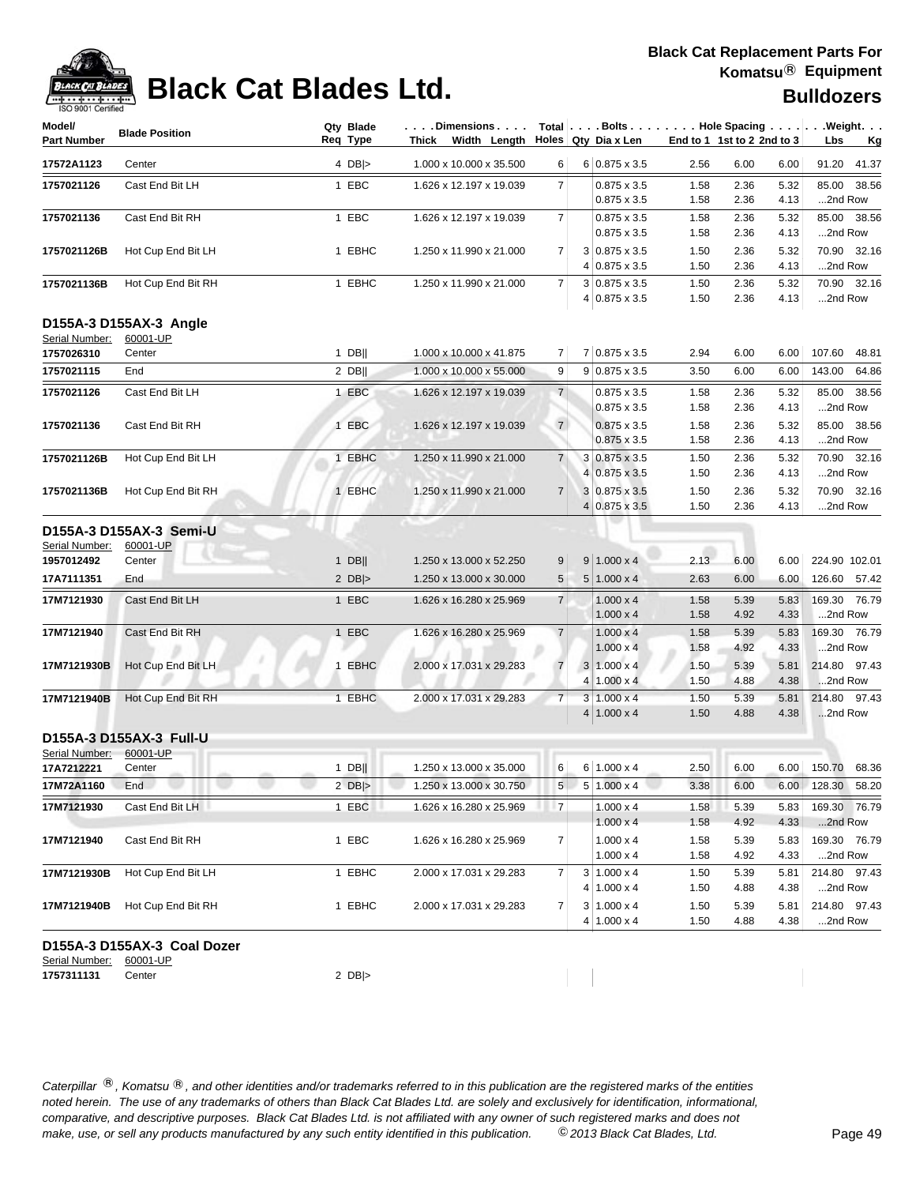# Black Cat Blades Ltd.

**Black Cat Replacement Parts For Komatsu® Equipment**

**Bulldozers**

| Model/ Part Number | Blade Position | Qty Req | Blade Type | Dimensions Thick x Width x Length | Total Holes | Bolts Qty | Bolts Dia x Len | Hole Spacing End to 1 | 1st to 2 | 2nd to 3 | Weight Lbs | Weight Kg |
|---|---|---|---|---|---|---|---|---|---|---|---|---|
| 17572A1123 | Center | 4 | DB\|> | 1.000 x 10.000 x 35.500 | 6 | 6 | 0.875 x 3.5 | 2.56 | 6.00 | 6.00 | 91.20 | 41.37 |
| 1757021126 | Cast End Bit LH | 1 | EBC | 1.626 x 12.197 x 19.039 | 7 | | 0.875 x 3.5 | 1.58 | 2.36 | 5.32 | 85.00 | 38.56 |
| | | | | | | | 0.875 x 3.5 | 1.58 | 2.36 | 4.13 | ...2nd Row | |
| 1757021136 | Cast End Bit RH | 1 | EBC | 1.626 x 12.197 x 19.039 | 7 | | 0.875 x 3.5 | 1.58 | 2.36 | 5.32 | 85.00 | 38.56 |
| | | | | | | | 0.875 x 3.5 | 1.58 | 2.36 | 4.13 | ...2nd Row | |
| 1757021126B | Hot Cup End Bit LH | 1 | EBHC | 1.250 x 11.990 x 21.000 | 7 | 3 | 0.875 x 3.5 | 1.50 | 2.36 | 5.32 | 70.90 | 32.16 |
| | | | | | | 4 | 0.875 x 3.5 | 1.50 | 2.36 | 4.13 | ...2nd Row | |
| 1757021136B | Hot Cup End Bit RH | 1 | EBHC | 1.250 x 11.990 x 21.000 | 7 | 3 | 0.875 x 3.5 | 1.50 | 2.36 | 5.32 | 70.90 | 32.16 |
| | | | | | | 4 | 0.875 x 3.5 | 1.50 | 2.36 | 4.13 | ...2nd Row | |

### D155A-3 D155AX-3 Angle

Serial Number: 60001-UP

| Model/ Part Number | Blade Position | Qty Req | Blade Type | Dimensions Thick x Width x Length | Total Holes | Bolts Qty | Bolts Dia x Len | Hole Spacing End to 1 | 1st to 2 | 2nd to 3 | Weight Lbs | Weight Kg |
|---|---|---|---|---|---|---|---|---|---|---|---|---|
| 1757026310 | Center | 1 | DB\|\| | 1.000 x 10.000 x 41.875 | 7 | 7 | 0.875 x 3.5 | 2.94 | 6.00 | 6.00 | 107.60 | 48.81 |
| 1757021115 | End | 2 | DB\|\| | 1.000 x 10.000 x 55.000 | 9 | 9 | 0.875 x 3.5 | 3.50 | 6.00 | 6.00 | 143.00 | 64.86 |
| 1757021126 | Cast End Bit LH | 1 | EBC | 1.626 x 12.197 x 19.039 | 7 | | 0.875 x 3.5 | 1.58 | 2.36 | 5.32 | 85.00 | 38.56 |
| | | | | | | | 0.875 x 3.5 | 1.58 | 2.36 | 4.13 | ...2nd Row | |
| 1757021136 | Cast End Bit RH | 1 | EBC | 1.626 x 12.197 x 19.039 | 7 | | 0.875 x 3.5 | 1.58 | 2.36 | 5.32 | 85.00 | 38.56 |
| | | | | | | | 0.875 x 3.5 | 1.58 | 2.36 | 4.13 | ...2nd Row | |
| 1757021126B | Hot Cup End Bit LH | 1 | EBHC | 1.250 x 11.990 x 21.000 | 7 | 3 | 0.875 x 3.5 | 1.50 | 2.36 | 5.32 | 70.90 | 32.16 |
| | | | | | | 4 | 0.875 x 3.5 | 1.50 | 2.36 | 4.13 | ...2nd Row | |
| 1757021136B | Hot Cup End Bit RH | 1 | EBHC | 1.250 x 11.990 x 21.000 | 7 | 3 | 0.875 x 3.5 | 1.50 | 2.36 | 5.32 | 70.90 | 32.16 |
| | | | | | | 4 | 0.875 x 3.5 | 1.50 | 2.36 | 4.13 | ...2nd Row | |

### D155A-3 D155AX-3 Semi-U

Serial Number: 60001-UP

| Model/ Part Number | Blade Position | Qty Req | Blade Type | Dimensions Thick x Width x Length | Total Holes | Bolts Qty | Bolts Dia x Len | Hole Spacing End to 1 | 1st to 2 | 2nd to 3 | Weight Lbs | Weight Kg |
|---|---|---|---|---|---|---|---|---|---|---|---|---|
| 1957012492 | Center | 1 | DB\|\| | 1.250 x 13.000 x 52.250 | 9 | 9 | 1.000 x 4 | 2.13 | 6.00 | 6.00 | 224.90 | 102.01 |
| 17A7111351 | End | 2 | DB\|> | 1.250 x 13.000 x 30.000 | 5 | 5 | 1.000 x 4 | 2.63 | 6.00 | 6.00 | 126.60 | 57.42 |
| 17M7121930 | Cast End Bit LH | 1 | EBC | 1.626 x 16.280 x 25.969 | 7 | | 1.000 x 4 | 1.58 | 5.39 | 5.83 | 169.30 | 76.79 |
| | | | | | | | 1.000 x 4 | 1.58 | 4.92 | 4.33 | ...2nd Row | |
| 17M7121940 | Cast End Bit RH | 1 | EBC | 1.626 x 16.280 x 25.969 | 7 | | 1.000 x 4 | 1.58 | 5.39 | 5.83 | 169.30 | 76.79 |
| | | | | | | | 1.000 x 4 | 1.58 | 4.92 | 4.33 | ...2nd Row | |
| 17M7121930B | Hot Cup End Bit LH | 1 | EBHC | 2.000 x 17.031 x 29.283 | 7 | 3 | 1.000 x 4 | 1.50 | 5.39 | 5.81 | 214.80 | 97.43 |
| | | | | | | 4 | 1.000 x 4 | 1.50 | 4.88 | 4.38 | ...2nd Row | |
| 17M7121940B | Hot Cup End Bit RH | 1 | EBHC | 2.000 x 17.031 x 29.283 | 7 | 3 | 1.000 x 4 | 1.50 | 5.39 | 5.81 | 214.80 | 97.43 |
| | | | | | | 4 | 1.000 x 4 | 1.50 | 4.88 | 4.38 | ...2nd Row | |

### D155A-3 D155AX-3 Full-U

Serial Number: 60001-UP

| Model/ Part Number | Blade Position | Qty Req | Blade Type | Dimensions Thick x Width x Length | Total Holes | Bolts Qty | Bolts Dia x Len | Hole Spacing End to 1 | 1st to 2 | 2nd to 3 | Weight Lbs | Weight Kg |
|---|---|---|---|---|---|---|---|---|---|---|---|---|
| 17A7212221 | Center | 1 | DB\|\| | 1.250 x 13.000 x 35.000 | 6 | 6 | 1.000 x 4 | 2.50 | 6.00 | 6.00 | 150.70 | 68.36 |
| 17M72A1160 | End | 2 | DB\|> | 1.250 x 13.000 x 30.750 | 5 | 5 | 1.000 x 4 | 3.38 | 6.00 | 6.00 | 128.30 | 58.20 |
| 17M7121930 | Cast End Bit LH | 1 | EBC | 1.626 x 16.280 x 25.969 | 7 | | 1.000 x 4 | 1.58 | 5.39 | 5.83 | 169.30 | 76.79 |
| | | | | | | | 1.000 x 4 | 1.58 | 4.92 | 4.33 | ...2nd Row | |
| 17M7121940 | Cast End Bit RH | 1 | EBC | 1.626 x 16.280 x 25.969 | 7 | | 1.000 x 4 | 1.58 | 5.39 | 5.83 | 169.30 | 76.79 |
| | | | | | | | 1.000 x 4 | 1.58 | 4.92 | 4.33 | ...2nd Row | |
| 17M7121930B | Hot Cup End Bit LH | 1 | EBHC | 2.000 x 17.031 x 29.283 | 7 | 3 | 1.000 x 4 | 1.50 | 5.39 | 5.81 | 214.80 | 97.43 |
| | | | | | | 4 | 1.000 x 4 | 1.50 | 4.88 | 4.38 | ...2nd Row | |
| 17M7121940B | Hot Cup End Bit RH | 1 | EBHC | 2.000 x 17.031 x 29.283 | 7 | 3 | 1.000 x 4 | 1.50 | 5.39 | 5.81 | 214.80 | 97.43 |
| | | | | | | 4 | 1.000 x 4 | 1.50 | 4.88 | 4.38 | ...2nd Row | |

### D155A-3 D155AX-3 Coal Dozer

Serial Number: 60001-UP

| Model/ Part Number | Blade Position | Qty Req | Blade Type | Dimensions Thick x Width x Length | Total Holes | Bolts Qty | Bolts Dia x Len | Hole Spacing End to 1 | 1st to 2 | 2nd to 3 | Weight Lbs | Weight Kg |
|---|---|---|---|---|---|---|---|---|---|---|---|---|
| 1757311131 | Center | 2 | DB\|> | | | | | | | | | |

*Caterpillar ®, Komatsu ®, and other identities and/or trademarks referred to in this publication are the registered marks of the entities noted herein. The use of any trademarks of others than Black Cat Blades Ltd. are solely and exclusively for identification, informational, comparative, and descriptive purposes. Black Cat Blades Ltd. is not affiliated with any owner of such registered marks and does not make, use, or sell any products manufactured by any such entity identified in this publication. © 2013 Black Cat Blades, Ltd.*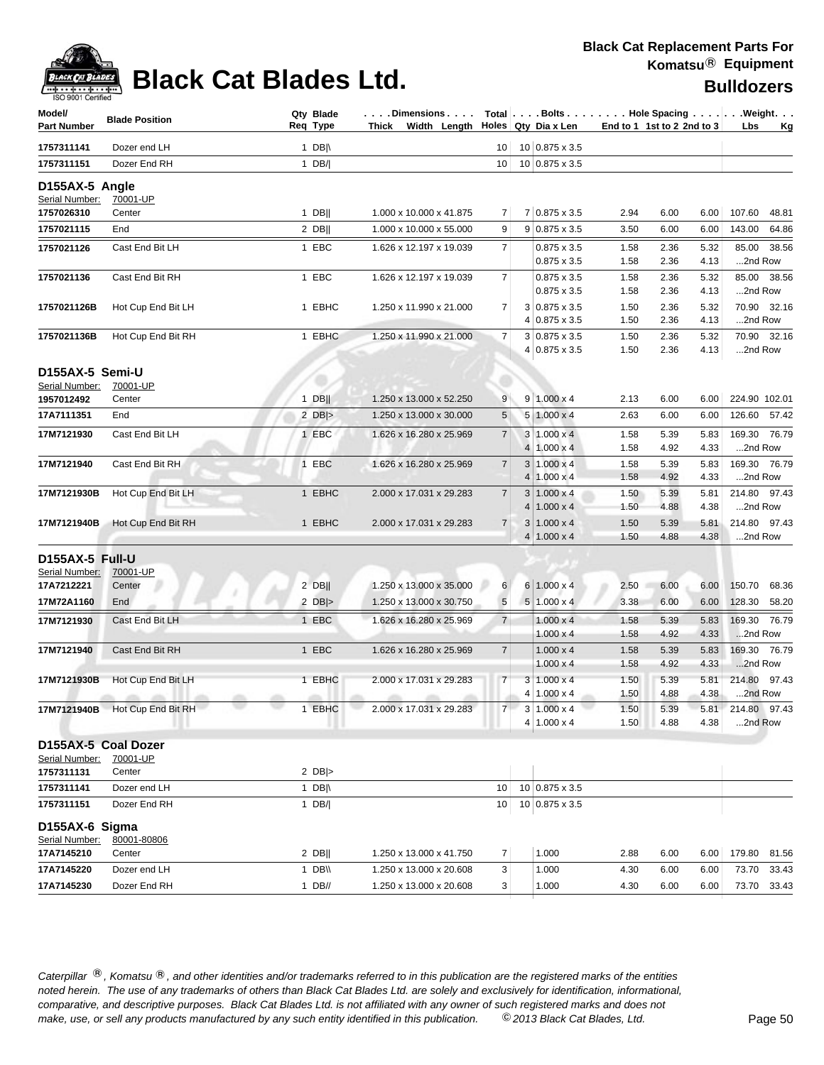# Black Cat Blades Ltd.

**Black Cat Replacement Parts For Komatsu® Equipment**

**Bulldozers**

| Model/ Part Number | Blade Position | Qty Req | Blade Type | Dimensions Thick x Width x Length | Total Holes | Bolts Qty | Bolts Dia x Len | Hole Spacing End to 1 | 1st to 2 | 2nd to 3 | Weight Lbs | Weight Kg |
|---|---|---|---|---|---|---|---|---|---|---|---|---|
| 1757311141 | Dozer end LH | 1 | DB|\ | | 10 | 10 | 0.875 x 3.5 | | | | | |
| 1757311151 | Dozer End RH | 1 | DB/| | | 10 | 10 | 0.875 x 3.5 | | | | | |
| **D155AX-5 Angle** | | | | | | | | | | | | |
| Serial Number: | 70001-UP | | | | | | | | | | | |
| 1757026310 | Center | 1 | DB|| | 1.000 x 10.000 x 41.875 | 7 | 7 | 0.875 x 3.5 | 2.94 | 6.00 | 6.00 | 107.60 | 48.81 |
| 1757021115 | End | 2 | DB|| | 1.000 x 10.000 x 55.000 | 9 | 9 | 0.875 x 3.5 | 3.50 | 6.00 | 6.00 | 143.00 | 64.86 |
| 1757021126 | Cast End Bit LH | 1 | EBC | 1.626 x 12.197 x 19.039 | 7 | | 0.875 x 3.5 | 1.58 | 2.36 | 5.32 | 85.00 | 38.56 |
| | | | | | | | 0.875 x 3.5 | 1.58 | 2.36 | 4.13 | ...2nd Row | |
| 1757021136 | Cast End Bit RH | 1 | EBC | 1.626 x 12.197 x 19.039 | 7 | | 0.875 x 3.5 | 1.58 | 2.36 | 5.32 | 85.00 | 38.56 |
| | | | | | | | 0.875 x 3.5 | 1.58 | 2.36 | 4.13 | ...2nd Row | |
| 1757021126B | Hot Cup End Bit LH | 1 | EBHC | 1.250 x 11.990 x 21.000 | 7 | 3 | 0.875 x 3.5 | 1.50 | 2.36 | 5.32 | 70.90 | 32.16 |
| | | | | | | 4 | 0.875 x 3.5 | 1.50 | 2.36 | 4.13 | ...2nd Row | |
| 1757021136B | Hot Cup End Bit RH | 1 | EBHC | 1.250 x 11.990 x 21.000 | 7 | 3 | 0.875 x 3.5 | 1.50 | 2.36 | 5.32 | 70.90 | 32.16 |
| | | | | | | 4 | 0.875 x 3.5 | 1.50 | 2.36 | 4.13 | ...2nd Row | |
| **D155AX-5 Semi-U** | | | | | | | | | | | | |
| Serial Number: | 70001-UP | | | | | | | | | | | |
| 1957012492 | Center | 1 | DB|| | 1.250 x 13.000 x 52.250 | 9 | 9 | 1.000 x 4 | 2.13 | 6.00 | 6.00 | 224.90 | 102.01 |
| 17A7111351 | End | 2 | DB|> | 1.250 x 13.000 x 30.000 | 5 | 5 | 1.000 x 4 | 2.63 | 6.00 | 6.00 | 126.60 | 57.42 |
| 17M7121930 | Cast End Bit LH | 1 | EBC | 1.626 x 16.280 x 25.969 | 7 | 3 | 1.000 x 4 | 1.58 | 5.39 | 5.83 | 169.30 | 76.79 |
| | | | | | | 4 | 1.000 x 4 | 1.58 | 4.92 | 4.33 | ...2nd Row | |
| 17M7121940 | Cast End Bit RH | 1 | EBC | 1.626 x 16.280 x 25.969 | 7 | 3 | 1.000 x 4 | 1.58 | 5.39 | 5.83 | 169.30 | 76.79 |
| | | | | | | 4 | 1.000 x 4 | 1.58 | 4.92 | 4.33 | ...2nd Row | |
| 17M7121930B | Hot Cup End Bit LH | 1 | EBHC | 2.000 x 17.031 x 29.283 | 7 | 3 | 1.000 x 4 | 1.50 | 5.39 | 5.81 | 214.80 | 97.43 |
| | | | | | | 4 | 1.000 x 4 | 1.50 | 4.88 | 4.38 | ...2nd Row | |
| 17M7121940B | Hot Cup End Bit RH | 1 | EBHC | 2.000 x 17.031 x 29.283 | 7 | 3 | 1.000 x 4 | 1.50 | 5.39 | 5.81 | 214.80 | 97.43 |
| | | | | | | 4 | 1.000 x 4 | 1.50 | 4.88 | 4.38 | ...2nd Row | |
| **D155AX-5 Full-U** | | | | | | | | | | | | |
| Serial Number: | 70001-UP | | | | | | | | | | | |
| 17A7212221 | Center | 2 | DB|| | 1.250 x 13.000 x 35.000 | 6 | 6 | 1.000 x 4 | 2.50 | 6.00 | 6.00 | 150.70 | 68.36 |
| 17M72A1160 | End | 2 | DB|> | 1.250 x 13.000 x 30.750 | 5 | 5 | 1.000 x 4 | 3.38 | 6.00 | 6.00 | 128.30 | 58.20 |
| 17M7121930 | Cast End Bit LH | 1 | EBC | 1.626 x 16.280 x 25.969 | 7 | | 1.000 x 4 | 1.58 | 5.39 | 5.83 | 169.30 | 76.79 |
| | | | | | | | 1.000 x 4 | 1.58 | 4.92 | 4.33 | ...2nd Row | |
| 17M7121940 | Cast End Bit RH | 1 | EBC | 1.626 x 16.280 x 25.969 | 7 | | 1.000 x 4 | 1.58 | 5.39 | 5.83 | 169.30 | 76.79 |
| | | | | | | | 1.000 x 4 | 1.58 | 4.92 | 4.33 | ...2nd Row | |
| 17M7121930B | Hot Cup End Bit LH | 1 | EBHC | 2.000 x 17.031 x 29.283 | 7 | 3 | 1.000 x 4 | 1.50 | 5.39 | 5.81 | 214.80 | 97.43 |
| | | | | | | 4 | 1.000 x 4 | 1.50 | 4.88 | 4.38 | ...2nd Row | |
| 17M7121940B | Hot Cup End Bit RH | 1 | EBHC | 2.000 x 17.031 x 29.283 | 7 | 3 | 1.000 x 4 | 1.50 | 5.39 | 5.81 | 214.80 | 97.43 |
| | | | | | | 4 | 1.000 x 4 | 1.50 | 4.88 | 4.38 | ...2nd Row | |
| **D155AX-5 Coal Dozer** | | | | | | | | | | | | |
| Serial Number: | 70001-UP | | | | | | | | | | | |
| 1757311131 | Center | 2 | DB|> | | | | | | | | | |
| 1757311141 | Dozer end LH | 1 | DB|\ | | 10 | 10 | 0.875 x 3.5 | | | | | |
| 1757311151 | Dozer End RH | 1 | DB/| | | 10 | 10 | 0.875 x 3.5 | | | | | |
| **D155AX-6 Sigma** | | | | | | | | | | | | |
| Serial Number: | 80001-80806 | | | | | | | | | | | |
| 17A7145210 | Center | 2 | DB|| | 1.250 x 13.000 x 41.750 | 7 | | 1.000 | 2.88 | 6.00 | 6.00 | 179.80 | 81.56 |
| 17A7145220 | Dozer end LH | 1 | DB\\ | 1.250 x 13.000 x 20.608 | 3 | | 1.000 | 4.30 | 6.00 | 6.00 | 73.70 | 33.43 |
| 17A7145230 | Dozer End RH | 1 | DB// | 1.250 x 13.000 x 20.608 | 3 | | 1.000 | 4.30 | 6.00 | 6.00 | 73.70 | 33.43 |

*Caterpillar ®, Komatsu ®, and other identities and/or trademarks referred to in this publication are the registered marks of the entities noted herein. The use of any trademarks of others than Black Cat Blades Ltd. are solely and exclusively for identification, informational, comparative, and descriptive purposes. Black Cat Blades Ltd. is not affiliated with any owner of such registered marks and does not make, use, or sell any products manufactured by any such entity identified in this publication. © 2013 Black Cat Blades, Ltd.*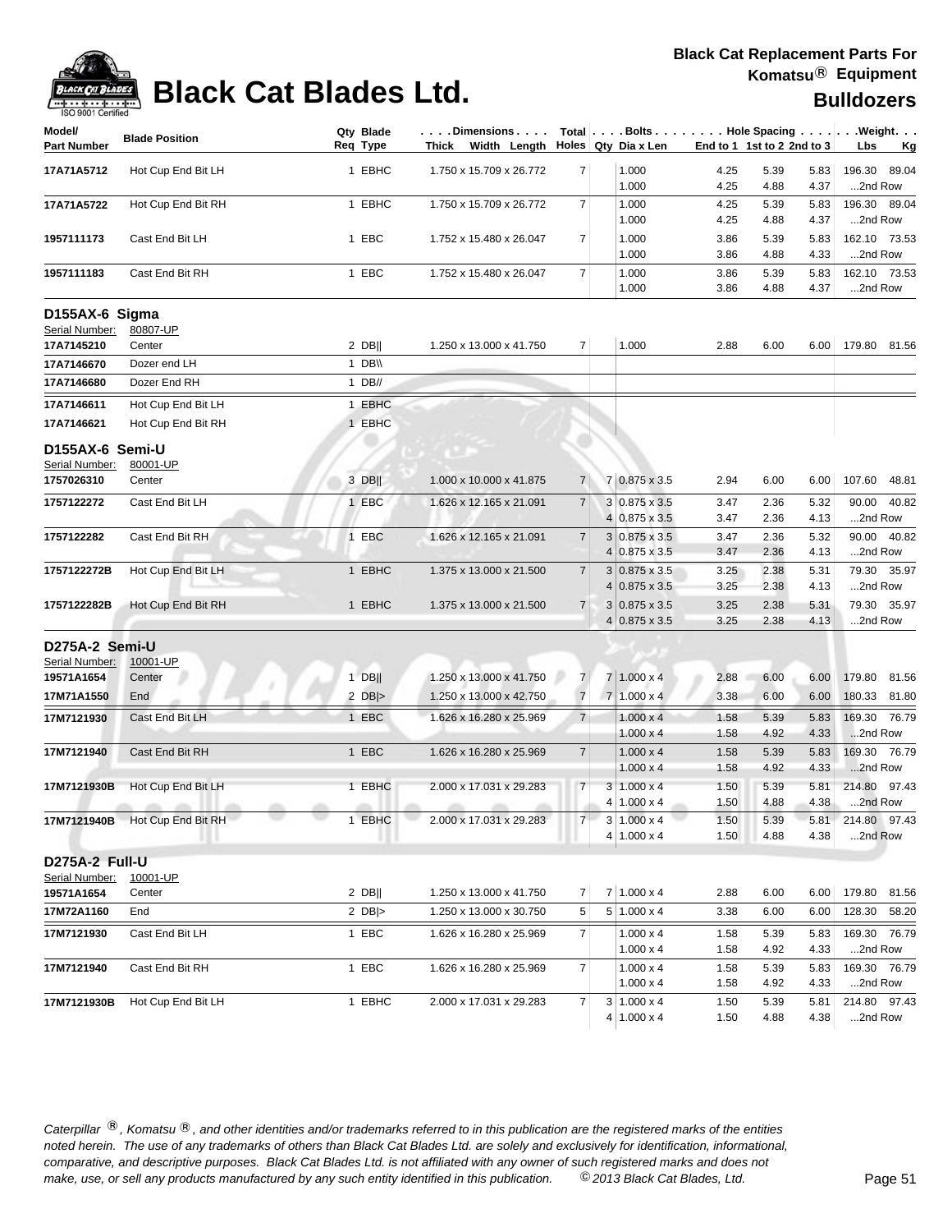# Black Cat Blades Ltd.

**Black Cat Replacement Parts For Komatsu® Equipment**

**Bulldozers**

| Model/ Part Number | Blade Position | Qty Req | Blade Type | Dimensions Thick x Width x Length | Total Holes | Bolts Qty | Dia x Len | End to 1 | 1st to 2 | 2nd to 3 | Weight Lbs | Kg |
|---|---|---|---|---|---|---|---|---|---|---|---|---|
| 17A71A5712 | Hot Cup End Bit LH | 1 | EBHC | 1.750 x 15.709 x 26.772 | 7 | | 1.000 | 4.25 | 5.39 | 5.83 | 196.30 | 89.04 |
| | | | | | | | 1.000 | 4.25 | 4.88 | 4.37 | ...2nd Row | |
| 17A71A5722 | Hot Cup End Bit RH | 1 | EBHC | 1.750 x 15.709 x 26.772 | 7 | | 1.000 | 4.25 | 5.39 | 5.83 | 196.30 | 89.04 |
| | | | | | | | 1.000 | 4.25 | 4.88 | 4.37 | ...2nd Row | |
| 1957111173 | Cast End Bit LH | 1 | EBC | 1.752 x 15.480 x 26.047 | 7 | | 1.000 | 3.86 | 5.39 | 5.83 | 162.10 | 73.53 |
| | | | | | | | 1.000 | 3.86 | 4.88 | 4.33 | ...2nd Row | |
| 1957111183 | Cast End Bit RH | 1 | EBC | 1.752 x 15.480 x 26.047 | 7 | | 1.000 | 3.86 | 5.39 | 5.83 | 162.10 | 73.53 |
| | | | | | | | 1.000 | 3.86 | 4.88 | 4.37 | ...2nd Row | |

## D155AX-6 Sigma

Serial Number: 80807-UP

| Model/ Part Number | Blade Position | Qty Req | Blade Type | Dimensions Thick x Width x Length | Total Holes | Bolts Qty | Dia x Len | End to 1 | 1st to 2 | 2nd to 3 | Weight Lbs | Kg |
|---|---|---|---|---|---|---|---|---|---|---|---|---|
| 17A7145210 | Center | 2 | DB‖ | 1.250 x 13.000 x 41.750 | 7 | | 1.000 | 2.88 | 6.00 | 6.00 | 179.80 | 81.56 |
| 17A7146670 | Dozer end LH | 1 | DB\\ | | | | | | | | | |
| 17A7146680 | Dozer End RH | 1 | DB// | | | | | | | | | |
| 17A7146611 | Hot Cup End Bit LH | 1 | EBHC | | | | | | | | | |
| 17A7146621 | Hot Cup End Bit RH | 1 | EBHC | | | | | | | | | |

## D155AX-6 Semi-U

Serial Number: 80001-UP

| Model/ Part Number | Blade Position | Qty Req | Blade Type | Dimensions Thick x Width x Length | Total Holes | Bolts Qty | Dia x Len | End to 1 | 1st to 2 | 2nd to 3 | Weight Lbs | Kg |
|---|---|---|---|---|---|---|---|---|---|---|---|---|
| 1757026310 | Center | 3 | DB‖ | 1.000 x 10.000 x 41.875 | 7 | 7 | 0.875 x 3.5 | 2.94 | 6.00 | 6.00 | 107.60 | 48.81 |
| 1757122272 | Cast End Bit LH | 1 | EBC | 1.626 x 12.165 x 21.091 | 7 | 3 | 0.875 x 3.5 | 3.47 | 2.36 | 5.32 | 90.00 | 40.82 |
| | | | | | | 4 | 0.875 x 3.5 | 3.47 | 2.36 | 4.13 | ...2nd Row | |
| 1757122282 | Cast End Bit RH | 1 | EBC | 1.626 x 12.165 x 21.091 | 7 | 3 | 0.875 x 3.5 | 3.47 | 2.36 | 5.32 | 90.00 | 40.82 |
| | | | | | | 4 | 0.875 x 3.5 | 3.47 | 2.36 | 4.13 | ...2nd Row | |
| 1757122272B | Hot Cup End Bit LH | 1 | EBHC | 1.375 x 13.000 x 21.500 | 7 | 3 | 0.875 x 3.5 | 3.25 | 2.38 | 5.31 | 79.30 | 35.97 |
| | | | | | | 4 | 0.875 x 3.5 | 3.25 | 2.38 | 4.13 | ...2nd Row | |
| 1757122282B | Hot Cup End Bit RH | 1 | EBHC | 1.375 x 13.000 x 21.500 | 7 | 3 | 0.875 x 3.5 | 3.25 | 2.38 | 5.31 | 79.30 | 35.97 |
| | | | | | | 4 | 0.875 x 3.5 | 3.25 | 2.38 | 4.13 | ...2nd Row | |

## D275A-2 Semi-U

Serial Number: 10001-UP

| Model/ Part Number | Blade Position | Qty Req | Blade Type | Dimensions Thick x Width x Length | Total Holes | Bolts Qty | Dia x Len | End to 1 | 1st to 2 | 2nd to 3 | Weight Lbs | Kg |
|---|---|---|---|---|---|---|---|---|---|---|---|---|
| 19571A1654 | Center | 1 | DB‖ | 1.250 x 13.000 x 41.750 | 7 | 7 | 1.000 x 4 | 2.88 | 6.00 | 6.00 | 179.80 | 81.56 |
| 17M71A1550 | End | 2 | DB\|> | 1.250 x 13.000 x 42.750 | 7 | 7 | 1.000 x 4 | 3.38 | 6.00 | 6.00 | 180.33 | 81.80 |
| 17M7121930 | Cast End Bit LH | 1 | EBC | 1.626 x 16.280 x 25.969 | 7 | | 1.000 x 4 | 1.58 | 5.39 | 5.83 | 169.30 | 76.79 |
| | | | | | | | 1.000 x 4 | 1.58 | 4.92 | 4.33 | ...2nd Row | |
| 17M7121940 | Cast End Bit RH | 1 | EBC | 1.626 x 16.280 x 25.969 | 7 | | 1.000 x 4 | 1.58 | 5.39 | 5.83 | 169.30 | 76.79 |
| | | | | | | | 1.000 x 4 | 1.58 | 4.92 | 4.33 | ...2nd Row | |
| 17M7121930B | Hot Cup End Bit LH | 1 | EBHC | 2.000 x 17.031 x 29.283 | 7 | 3 | 1.000 x 4 | 1.50 | 5.39 | 5.81 | 214.80 | 97.43 |
| | | | | | | 4 | 1.000 x 4 | 1.50 | 4.88 | 4.38 | ...2nd Row | |
| 17M7121940B | Hot Cup End Bit RH | 1 | EBHC | 2.000 x 17.031 x 29.283 | 7 | 3 | 1.000 x 4 | 1.50 | 5.39 | 5.81 | 214.80 | 97.43 |
| | | | | | | 4 | 1.000 x 4 | 1.50 | 4.88 | 4.38 | ...2nd Row | |

## D275A-2 Full-U

Serial Number: 10001-UP

| Model/ Part Number | Blade Position | Qty Req | Blade Type | Dimensions Thick x Width x Length | Total Holes | Bolts Qty | Dia x Len | End to 1 | 1st to 2 | 2nd to 3 | Weight Lbs | Kg |
|---|---|---|---|---|---|---|---|---|---|---|---|---|
| 19571A1654 | Center | 2 | DB‖ | 1.250 x 13.000 x 41.750 | 7 | 7 | 1.000 x 4 | 2.88 | 6.00 | 6.00 | 179.80 | 81.56 |
| 17M72A1160 | End | 2 | DB\|> | 1.250 x 13.000 x 30.750 | 5 | 5 | 1.000 x 4 | 3.38 | 6.00 | 6.00 | 128.30 | 58.20 |
| 17M7121930 | Cast End Bit LH | 1 | EBC | 1.626 x 16.280 x 25.969 | 7 | | 1.000 x 4 | 1.58 | 5.39 | 5.83 | 169.30 | 76.79 |
| | | | | | | | 1.000 x 4 | 1.58 | 4.92 | 4.33 | ...2nd Row | |
| 17M7121940 | Cast End Bit RH | 1 | EBC | 1.626 x 16.280 x 25.969 | 7 | | 1.000 x 4 | 1.58 | 5.39 | 5.83 | 169.30 | 76.79 |
| | | | | | | | 1.000 x 4 | 1.58 | 4.92 | 4.33 | ...2nd Row | |
| 17M7121930B | Hot Cup End Bit LH | 1 | EBHC | 2.000 x 17.031 x 29.283 | 7 | 3 | 1.000 x 4 | 1.50 | 5.39 | 5.81 | 214.80 | 97.43 |
| | | | | | | 4 | 1.000 x 4 | 1.50 | 4.88 | 4.38 | ...2nd Row | |

*Caterpillar ®, Komatsu ®, and other identities and/or trademarks referred to in this publication are the registered marks of the entities noted herein. The use of any trademarks of others than Black Cat Blades Ltd. are solely and exclusively for identification, informational, comparative, and descriptive purposes. Black Cat Blades Ltd. is not affiliated with any owner of such registered marks and does not make, use, or sell any products manufactured by any such entity identified in this publication. © 2013 Black Cat Blades, Ltd.*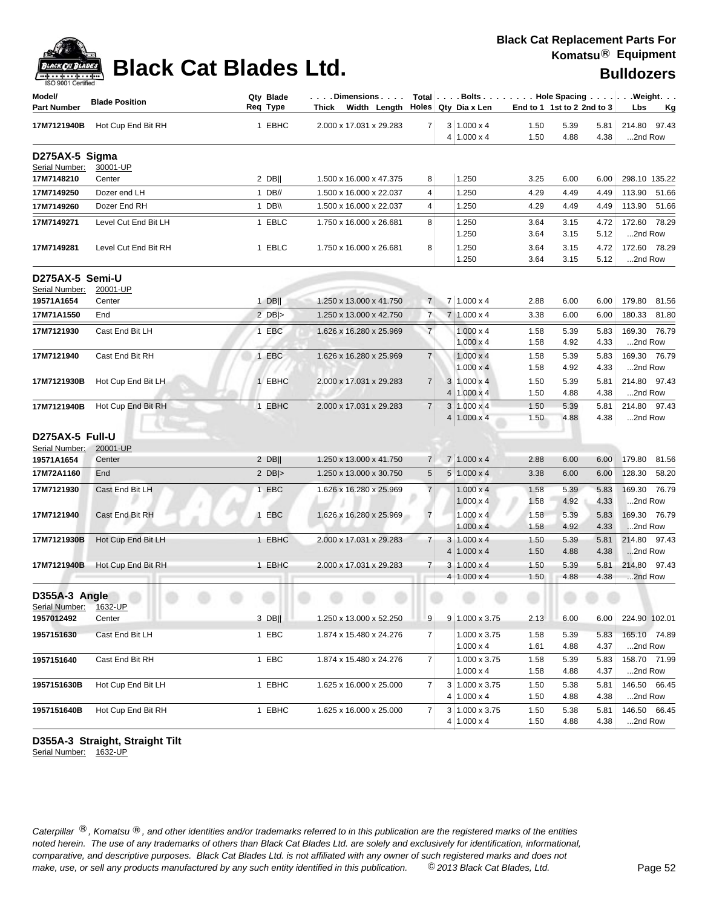# Black Cat Blades Ltd.

**Black Cat Replacement Parts For Komatsu® Equipment**

## Bulldozers

| Model/ Part Number | Blade Position | Qty Req | Blade Type | Dimensions Thick x Width x Length | Total Holes | Bolts Qty | Bolts Dia x Len | Hole Spacing End to 1 | 1st to 2 | 2nd to 3 | Weight Lbs | Weight Kg |
|---|---|---|---|---|---|---|---|---|---|---|---|---|
| 17M7121940B | Hot Cup End Bit RH | 1 | EBHC | 2.000 x 17.031 x 29.283 | 7 | 3 | 1.000 x 4 | 1.50 | 5.39 | 5.81 | 214.80 | 97.43 |
| | | | | | | 4 | 1.000 x 4 | 1.50 | 4.88 | 4.38 | ...2nd Row | |
| **D275AX-5 Sigma** | | | | | | | | | | | | |
| Serial Number: | 30001-UP | | | | | | | | | | | |
| 17M7148210 | Center | 2 | DB\|\| | 1.500 x 16.000 x 47.375 | 8 | | 1.250 | 3.25 | 6.00 | 6.00 | 298.10 | 135.22 |
| 17M7149250 | Dozer end LH | 1 | DB// | 1.500 x 16.000 x 22.037 | 4 | | 1.250 | 4.29 | 4.49 | 4.49 | 113.90 | 51.66 |
| 17M7149260 | Dozer End RH | 1 | DB\\ | 1.500 x 16.000 x 22.037 | 4 | | 1.250 | 4.29 | 4.49 | 4.49 | 113.90 | 51.66 |
| 17M7149271 | Level Cut End Bit LH | 1 | EBLC | 1.750 x 16.000 x 26.681 | 8 | | 1.250 | 3.64 | 3.15 | 4.72 | 172.60 | 78.29 |
| | | | | | | | 1.250 | 3.64 | 3.15 | 5.12 | ...2nd Row | |
| 17M7149281 | Level Cut End Bit RH | 1 | EBLC | 1.750 x 16.000 x 26.681 | 8 | | 1.250 | 3.64 | 3.15 | 4.72 | 172.60 | 78.29 |
| | | | | | | | 1.250 | 3.64 | 3.15 | 5.12 | ...2nd Row | |
| **D275AX-5 Semi-U** | | | | | | | | | | | | |
| Serial Number: | 20001-UP | | | | | | | | | | | |
| 19571A1654 | Center | 1 | DB\|\| | 1.250 x 13.000 x 41.750 | 7 | 7 | 1.000 x 4 | 2.88 | 6.00 | 6.00 | 179.80 | 81.56 |
| 17M71A1550 | End | 2 | DB\|> | 1.250 x 13.000 x 42.750 | 7 | 7 | 1.000 x 4 | 3.38 | 6.00 | 6.00 | 180.33 | 81.80 |
| 17M7121930 | Cast End Bit LH | 1 | EBC | 1.626 x 16.280 x 25.969 | 7 | | 1.000 x 4 | 1.58 | 5.39 | 5.83 | 169.30 | 76.79 |
| | | | | | | | 1.000 x 4 | 1.58 | 4.92 | 4.33 | ...2nd Row | |
| 17M7121940 | Cast End Bit RH | 1 | EBC | 1.626 x 16.280 x 25.969 | 7 | | 1.000 x 4 | 1.58 | 5.39 | 5.83 | 169.30 | 76.79 |
| | | | | | | | 1.000 x 4 | 1.58 | 4.92 | 4.33 | ...2nd Row | |
| 17M7121930B | Hot Cup End Bit LH | 1 | EBHC | 2.000 x 17.031 x 29.283 | 7 | 3 | 1.000 x 4 | 1.50 | 5.39 | 5.81 | 214.80 | 97.43 |
| | | | | | | 4 | 1.000 x 4 | 1.50 | 4.88 | 4.38 | ...2nd Row | |
| 17M7121940B | Hot Cup End Bit RH | 1 | EBHC | 2.000 x 17.031 x 29.283 | 7 | 3 | 1.000 x 4 | 1.50 | 5.39 | 5.81 | 214.80 | 97.43 |
| | | | | | | 4 | 1.000 x 4 | 1.50 | 4.88 | 4.38 | ...2nd Row | |
| **D275AX-5 Full-U** | | | | | | | | | | | | |
| Serial Number: | 20001-UP | | | | | | | | | | | |
| 19571A1654 | Center | 2 | DB\|\| | 1.250 x 13.000 x 41.750 | 7 | 7 | 1.000 x 4 | 2.88 | 6.00 | 6.00 | 179.80 | 81.56 |
| 17M72A1160 | End | 2 | DB\|> | 1.250 x 13.000 x 30.750 | 5 | 5 | 1.000 x 4 | 3.38 | 6.00 | 6.00 | 128.30 | 58.20 |
| 17M7121930 | Cast End Bit LH | 1 | EBC | 1.626 x 16.280 x 25.969 | 7 | | 1.000 x 4 | 1.58 | 5.39 | 5.83 | 169.30 | 76.79 |
| | | | | | | | 1.000 x 4 | 1.58 | 4.92 | 4.33 | ...2nd Row | |
| 17M7121940 | Cast End Bit RH | 1 | EBC | 1.626 x 16.280 x 25.969 | 7 | | 1.000 x 4 | 1.58 | 5.39 | 5.83 | 169.30 | 76.79 |
| | | | | | | | 1.000 x 4 | 1.58 | 4.92 | 4.33 | ...2nd Row | |
| 17M7121930B | Hot Cup End Bit LH | 1 | EBHC | 2.000 x 17.031 x 29.283 | 7 | 3 | 1.000 x 4 | 1.50 | 5.39 | 5.81 | 214.80 | 97.43 |
| | | | | | | 4 | 1.000 x 4 | 1.50 | 4.88 | 4.38 | ...2nd Row | |
| 17M7121940B | Hot Cup End Bit RH | 1 | EBHC | 2.000 x 17.031 x 29.283 | 7 | 3 | 1.000 x 4 | 1.50 | 5.39 | 5.81 | 214.80 | 97.43 |
| | | | | | | 4 | 1.000 x 4 | 1.50 | 4.88 | 4.38 | ...2nd Row | |
| **D355A-3 Angle** | | | | | | | | | | | | |
| Serial Number: | 1632-UP | | | | | | | | | | | |
| 1957012492 | Center | 3 | DB\|\| | 1.250 x 13.000 x 52.250 | 9 | 9 | 1.000 x 3.75 | 2.13 | 6.00 | 6.00 | 224.90 | 102.01 |
| 1957151630 | Cast End Bit LH | 1 | EBC | 1.874 x 15.480 x 24.276 | 7 | | 1.000 x 3.75 | 1.58 | 5.39 | 5.83 | 165.10 | 74.89 |
| | | | | | | | 1.000 x 4 | 1.61 | 4.88 | 4.37 | ...2nd Row | |
| 1957151640 | Cast End Bit RH | 1 | EBC | 1.874 x 15.480 x 24.276 | 7 | | 1.000 x 3.75 | 1.58 | 5.39 | 5.83 | 158.70 | 71.99 |
| | | | | | | | 1.000 x 4 | 1.58 | 4.88 | 4.37 | ...2nd Row | |
| 1957151630B | Hot Cup End Bit LH | 1 | EBHC | 1.625 x 16.000 x 25.000 | 7 | 3 | 1.000 x 3.75 | 1.50 | 5.38 | 5.81 | 146.50 | 66.45 |
| | | | | | | 4 | 1.000 x 4 | 1.50 | 4.88 | 4.38 | ...2nd Row | |
| 1957151640B | Hot Cup End Bit RH | 1 | EBHC | 1.625 x 16.000 x 25.000 | 7 | 3 | 1.000 x 3.75 | 1.50 | 5.38 | 5.81 | 146.50 | 66.45 |
| | | | | | | 4 | 1.000 x 4 | 1.50 | 4.88 | 4.38 | ...2nd Row | |

**D355A-3 Straight, Straight Tilt**

Serial Number: 1632-UP

*Caterpillar ®, Komatsu ®, and other identities and/or trademarks referred to in this publication are the registered marks of the entities noted herein. The use of any trademarks of others than Black Cat Blades Ltd. are solely and exclusively for identification, informational, comparative, and descriptive purposes. Black Cat Blades Ltd. is not affiliated with any owner of such registered marks and does not make, use, or sell any products manufactured by any such entity identified in this publication. © 2013 Black Cat Blades, Ltd.*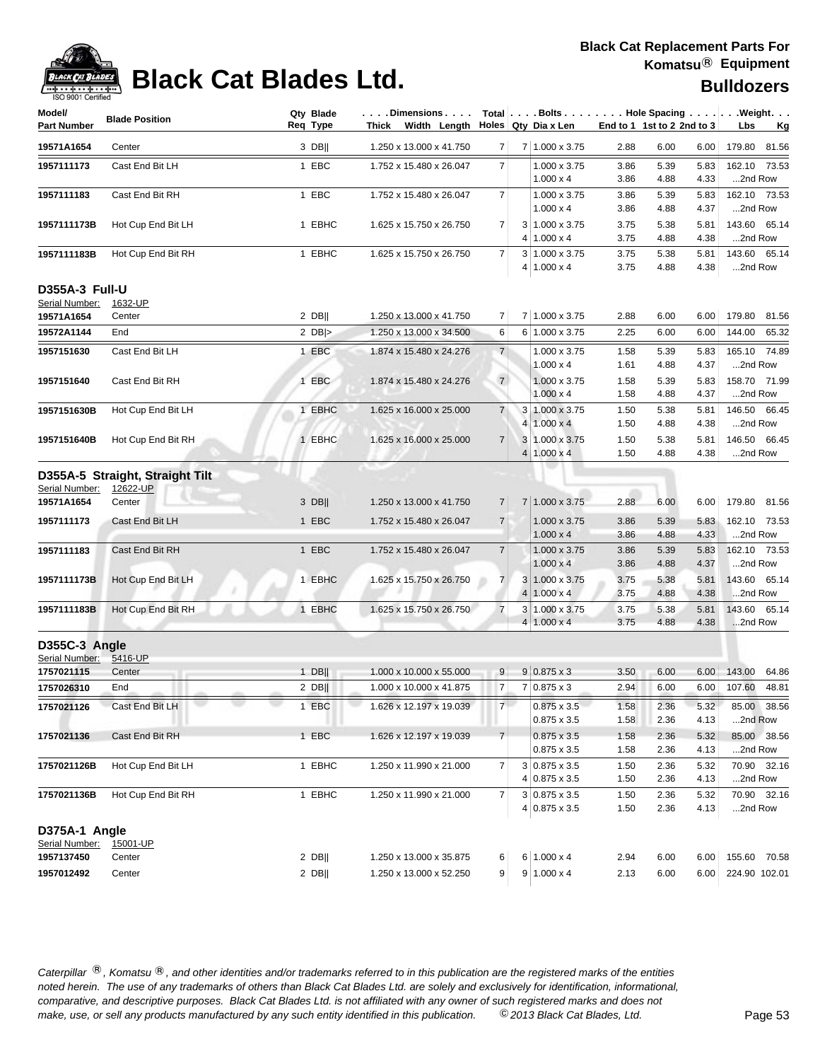# Black Cat Blades Ltd.

**Black Cat Replacement Parts For Komatsu® Equipment**

**Bulldozers**

| Model/ Part Number | Blade Position | Qty Req | Blade Type | Thick | Width | Length | Total Holes | Qty | Dia x Len | End to 1 | 1st to 2 | 2nd to 3 | Lbs | Kg |
|---|---|---|---|---|---|---|---|---|---|---|---|---|---|---|
| 19571A1654 | Center | 3 | DB‖ | 1.250 x | 13.000 x | 41.750 | 7 | 7 | 1.000 x 3.75 | 2.88 | 6.00 | 6.00 | 179.80 | 81.56 |
| 1957111173 | Cast End Bit LH | 1 | EBC | 1.752 x | 15.480 x | 26.047 | 7 | | 1.000 x 3.75 | 3.86 | 5.39 | 5.83 | 162.10 | 73.53 |
| | | | | | | | | | 1.000 x 4 | 3.86 | 4.88 | 4.33 | ...2nd Row | |
| 1957111183 | Cast End Bit RH | 1 | EBC | 1.752 x | 15.480 x | 26.047 | 7 | | 1.000 x 3.75 | 3.86 | 5.39 | 5.83 | 162.10 | 73.53 |
| | | | | | | | | | 1.000 x 4 | 3.86 | 4.88 | 4.37 | ...2nd Row | |
| 1957111173B | Hot Cup End Bit LH | 1 | EBHC | 1.625 x | 15.750 x | 26.750 | 7 | 3 | 1.000 x 3.75 | 3.75 | 5.38 | 5.81 | 143.60 | 65.14 |
| | | | | | | | | 4 | 1.000 x 4 | 3.75 | 4.88 | 4.38 | ...2nd Row | |
| 1957111183B | Hot Cup End Bit RH | 1 | EBHC | 1.625 x | 15.750 x | 26.750 | 7 | 3 | 1.000 x 3.75 | 3.75 | 5.38 | 5.81 | 143.60 | 65.14 |
| | | | | | | | | 4 | 1.000 x 4 | 3.75 | 4.88 | 4.38 | ...2nd Row | |

### D355A-3 Full-U

Serial Number: 1632-UP

| Model/ Part Number | Blade Position | Qty Req | Blade Type | Thick | Width | Length | Total Holes | Qty | Dia x Len | End to 1 | 1st to 2 | 2nd to 3 | Lbs | Kg |
|---|---|---|---|---|---|---|---|---|---|---|---|---|---|---|
| 19571A1654 | Center | 2 | DB‖ | 1.250 x | 13.000 x | 41.750 | 7 | 7 | 1.000 x 3.75 | 2.88 | 6.00 | 6.00 | 179.80 | 81.56 |
| 19572A1144 | End | 2 | DB\|> | 1.250 x | 13.000 x | 34.500 | 6 | 6 | 1.000 x 3.75 | 2.25 | 6.00 | 6.00 | 144.00 | 65.32 |
| 1957151630 | Cast End Bit LH | 1 | EBC | 1.874 x | 15.480 x | 24.276 | 7 | | 1.000 x 3.75 | 1.58 | 5.39 | 5.83 | 165.10 | 74.89 |
| | | | | | | | | | 1.000 x 4 | 1.61 | 4.88 | 4.37 | ...2nd Row | |
| 1957151640 | Cast End Bit RH | 1 | EBC | 1.874 x | 15.480 x | 24.276 | 7 | | 1.000 x 3.75 | 1.58 | 5.39 | 5.83 | 158.70 | 71.99 |
| | | | | | | | | | 1.000 x 4 | 1.58 | 4.88 | 4.37 | ...2nd Row | |
| 1957151630B | Hot Cup End Bit LH | 1 | EBHC | 1.625 x | 16.000 x | 25.000 | 7 | 3 | 1.000 x 3.75 | 1.50 | 5.38 | 5.81 | 146.50 | 66.45 |
| | | | | | | | | 4 | 1.000 x 4 | 1.50 | 4.88 | 4.38 | ...2nd Row | |
| 1957151640B | Hot Cup End Bit RH | 1 | EBHC | 1.625 x | 16.000 x | 25.000 | 7 | 3 | 1.000 x 3.75 | 1.50 | 5.38 | 5.81 | 146.50 | 66.45 |
| | | | | | | | | 4 | 1.000 x 4 | 1.50 | 4.88 | 4.38 | ...2nd Row | |

### D355A-5 Straight, Straight Tilt

Serial Number: 12622-UP

| Model/ Part Number | Blade Position | Qty Req | Blade Type | Thick | Width | Length | Total Holes | Qty | Dia x Len | End to 1 | 1st to 2 | 2nd to 3 | Lbs | Kg |
|---|---|---|---|---|---|---|---|---|---|---|---|---|---|---|
| 19571A1654 | Center | 3 | DB‖ | 1.250 x | 13.000 x | 41.750 | 7 | 7 | 1.000 x 3.75 | 2.88 | 6.00 | 6.00 | 179.80 | 81.56 |
| 1957111173 | Cast End Bit LH | 1 | EBC | 1.752 x | 15.480 x | 26.047 | 7 | | 1.000 x 3.75 | 3.86 | 5.39 | 5.83 | 162.10 | 73.53 |
| | | | | | | | | | 1.000 x 4 | 3.86 | 4.88 | 4.33 | ...2nd Row | |
| 1957111183 | Cast End Bit RH | 1 | EBC | 1.752 x | 15.480 x | 26.047 | 7 | | 1.000 x 3.75 | 3.86 | 5.39 | 5.83 | 162.10 | 73.53 |
| | | | | | | | | | 1.000 x 4 | 3.86 | 4.88 | 4.37 | ...2nd Row | |
| 1957111173B | Hot Cup End Bit LH | 1 | EBHC | 1.625 x | 15.750 x | 26.750 | 7 | 3 | 1.000 x 3.75 | 3.75 | 5.38 | 5.81 | 143.60 | 65.14 |
| | | | | | | | | 4 | 1.000 x 4 | 3.75 | 4.88 | 4.38 | ...2nd Row | |
| 1957111183B | Hot Cup End Bit RH | 1 | EBHC | 1.625 x | 15.750 x | 26.750 | 7 | 3 | 1.000 x 3.75 | 3.75 | 5.38 | 5.81 | 143.60 | 65.14 |
| | | | | | | | | 4 | 1.000 x 4 | 3.75 | 4.88 | 4.38 | ...2nd Row | |

### D355C-3 Angle

Serial Number: 5416-UP

| Model/ Part Number | Blade Position | Qty Req | Blade Type | Thick | Width | Length | Total Holes | Qty | Dia x Len | End to 1 | 1st to 2 | 2nd to 3 | Lbs | Kg |
|---|---|---|---|---|---|---|---|---|---|---|---|---|---|---|
| 1757021115 | Center | 1 | DB‖ | 1.000 x | 10.000 x | 55.000 | 9 | 9 | 0.875 x 3 | 3.50 | 6.00 | 6.00 | 143.00 | 64.86 |
| 1757026310 | End | 2 | DB‖ | 1.000 x | 10.000 x | 41.875 | 7 | 7 | 0.875 x 3 | 2.94 | 6.00 | 6.00 | 107.60 | 48.81 |
| 1757021126 | Cast End Bit LH | 1 | EBC | 1.626 x | 12.197 x | 19.039 | 7 | | 0.875 x 3.5 | 1.58 | 2.36 | 5.32 | 85.00 | 38.56 |
| | | | | | | | | | 0.875 x 3.5 | 1.58 | 2.36 | 4.13 | ...2nd Row | |
| 1757021136 | Cast End Bit RH | 1 | EBC | 1.626 x | 12.197 x | 19.039 | 7 | | 0.875 x 3.5 | 1.58 | 2.36 | 5.32 | 85.00 | 38.56 |
| | | | | | | | | | 0.875 x 3.5 | 1.58 | 2.36 | 4.13 | ...2nd Row | |
| 1757021126B | Hot Cup End Bit LH | 1 | EBHC | 1.250 x | 11.990 x | 21.000 | 7 | 3 | 0.875 x 3.5 | 1.50 | 2.36 | 5.32 | 70.90 | 32.16 |
| | | | | | | | | 4 | 0.875 x 3.5 | 1.50 | 2.36 | 4.13 | ...2nd Row | |
| 1757021136B | Hot Cup End Bit RH | 1 | EBHC | 1.250 x | 11.990 x | 21.000 | 7 | 3 | 0.875 x 3.5 | 1.50 | 2.36 | 5.32 | 70.90 | 32.16 |
| | | | | | | | | 4 | 0.875 x 3.5 | 1.50 | 2.36 | 4.13 | ...2nd Row | |

### D375A-1 Angle

Serial Number: 15001-UP

| Model/ Part Number | Blade Position | Qty Req | Blade Type | Thick | Width | Length | Total Holes | Qty | Dia x Len | End to 1 | 1st to 2 | 2nd to 3 | Lbs | Kg |
|---|---|---|---|---|---|---|---|---|---|---|---|---|---|---|
| 1957137450 | Center | 2 | DB‖ | 1.250 x | 13.000 x | 35.875 | 6 | 6 | 1.000 x 4 | 2.94 | 6.00 | 6.00 | 155.60 | 70.58 |
| 1957012492 | Center | 2 | DB‖ | 1.250 x | 13.000 x | 52.250 | 9 | 9 | 1.000 x 4 | 2.13 | 6.00 | 6.00 | 224.90 | 102.01 |

*Caterpillar ®, Komatsu ®, and other identities and/or trademarks referred to in this publication are the registered marks of the entities noted herein. The use of any trademarks of others than Black Cat Blades Ltd. are solely and exclusively for identification, informational, comparative, and descriptive purposes. Black Cat Blades Ltd. is not affiliated with any owner of such registered marks and does not make, use, or sell any products manufactured by any such entity identified in this publication. © 2013 Black Cat Blades, Ltd.*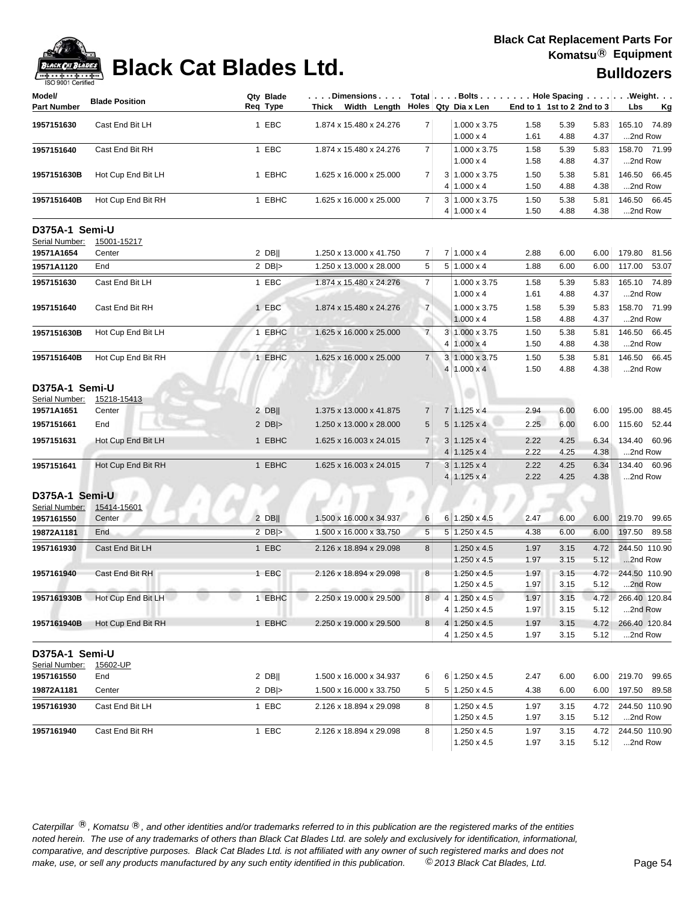# Black Cat Blades Ltd.

**Black Cat Replacement Parts For Komatsu® Equipment**

**Bulldozers**

| Model/ Part Number | Blade Position | Qty Req | Blade Type | Dimensions Thick x Width x Length | Total Holes | Bolts Qty | Dia x Len | Hole Spacing End to 1 | 1st to 2 | 2nd to 3 | Weight Lbs | Kg |
|---|---|---|---|---|---|---|---|---|---|---|---|---|
| 1957151630 | Cast End Bit LH | 1 | EBC | 1.874 x 15.480 x 24.276 | 7 | | 1.000 x 3.75 | 1.58 | 5.39 | 5.83 | 165.10 | 74.89 |
| | | | | | | | 1.000 x 4 | 1.61 | 4.88 | 4.37 | ...2nd Row | |
| 1957151640 | Cast End Bit RH | 1 | EBC | 1.874 x 15.480 x 24.276 | 7 | | 1.000 x 3.75 | 1.58 | 5.39 | 5.83 | 158.70 | 71.99 |
| | | | | | | | 1.000 x 4 | 1.58 | 4.88 | 4.37 | ...2nd Row | |
| 1957151630B | Hot Cup End Bit LH | 1 | EBHC | 1.625 x 16.000 x 25.000 | 7 | 3 | 1.000 x 3.75 | 1.50 | 5.38 | 5.81 | 146.50 | 66.45 |
| | | | | | | 4 | 1.000 x 4 | 1.50 | 4.88 | 4.38 | ...2nd Row | |
| 1957151640B | Hot Cup End Bit RH | 1 | EBHC | 1.625 x 16.000 x 25.000 | 7 | 3 | 1.000 x 3.75 | 1.50 | 5.38 | 5.81 | 146.50 | 66.45 |
| | | | | | | 4 | 1.000 x 4 | 1.50 | 4.88 | 4.38 | ...2nd Row | |

## D375A-1 Semi-U

Serial Number: 15001-15217

| Model/ Part Number | Blade Position | Qty Req | Blade Type | Dimensions Thick x Width x Length | Total Holes | Bolts Qty | Dia x Len | Hole Spacing End to 1 | 1st to 2 | 2nd to 3 | Weight Lbs | Kg |
|---|---|---|---|---|---|---|---|---|---|---|---|---|
| 19571A1654 | Center | 2 | DB\|\| | 1.250 x 13.000 x 41.750 | 7 | 7 | 1.000 x 4 | 2.88 | 6.00 | 6.00 | 179.80 | 81.56 |
| 19571A1120 | End | 2 | DB\|> | 1.250 x 13.000 x 28.000 | 5 | 5 | 1.000 x 4 | 1.88 | 6.00 | 6.00 | 117.00 | 53.07 |
| 1957151630 | Cast End Bit LH | 1 | EBC | 1.874 x 15.480 x 24.276 | 7 | | 1.000 x 3.75 | 1.58 | 5.39 | 5.83 | 165.10 | 74.89 |
| | | | | | | | 1.000 x 4 | 1.61 | 4.88 | 4.37 | ...2nd Row | |
| 1957151640 | Cast End Bit RH | 1 | EBC | 1.874 x 15.480 x 24.276 | 7 | | 1.000 x 3.75 | 1.58 | 5.39 | 5.83 | 158.70 | 71.99 |
| | | | | | | | 1.000 x 4 | 1.58 | 4.88 | 4.37 | ...2nd Row | |
| 1957151630B | Hot Cup End Bit LH | 1 | EBHC | 1.625 x 16.000 x 25.000 | 7 | 3 | 1.000 x 3.75 | 1.50 | 5.38 | 5.81 | 146.50 | 66.45 |
| | | | | | | 4 | 1.000 x 4 | 1.50 | 4.88 | 4.38 | ...2nd Row | |
| 1957151640B | Hot Cup End Bit RH | 1 | EBHC | 1.625 x 16.000 x 25.000 | 7 | 3 | 1.000 x 3.75 | 1.50 | 5.38 | 5.81 | 146.50 | 66.45 |
| | | | | | | 4 | 1.000 x 4 | 1.50 | 4.88 | 4.38 | ...2nd Row | |

## D375A-1 Semi-U

Serial Number: 15218-15413

| Model/ Part Number | Blade Position | Qty Req | Blade Type | Dimensions Thick x Width x Length | Total Holes | Bolts Qty | Dia x Len | Hole Spacing End to 1 | 1st to 2 | 2nd to 3 | Weight Lbs | Kg |
|---|---|---|---|---|---|---|---|---|---|---|---|---|
| 19571A1651 | Center | 2 | DB\|\| | 1.375 x 13.000 x 41.875 | 7 | 7 | 1.125 x 4 | 2.94 | 6.00 | 6.00 | 195.00 | 88.45 |
| 1957151661 | End | 2 | DB\|> | 1.250 x 13.000 x 28.000 | 5 | 5 | 1.125 x 4 | 2.25 | 6.00 | 6.00 | 115.60 | 52.44 |
| 1957151631 | Hot Cup End Bit LH | 1 | EBHC | 1.625 x 16.003 x 24.015 | 7 | 3 | 1.125 x 4 | 2.22 | 4.25 | 6.34 | 134.40 | 60.96 |
| | | | | | | 4 | 1.125 x 4 | 2.22 | 4.25 | 4.38 | ...2nd Row | |
| 1957151641 | Hot Cup End Bit RH | 1 | EBHC | 1.625 x 16.003 x 24.015 | 7 | 3 | 1.125 x 4 | 2.22 | 4.25 | 6.34 | 134.40 | 60.96 |
| | | | | | | 4 | 1.125 x 4 | 2.22 | 4.25 | 4.38 | ...2nd Row | |

## D375A-1 Semi-U

Serial Number: 15414-15601

| Model/ Part Number | Blade Position | Qty Req | Blade Type | Dimensions Thick x Width x Length | Total Holes | Bolts Qty | Dia x Len | Hole Spacing End to 1 | 1st to 2 | 2nd to 3 | Weight Lbs | Kg |
|---|---|---|---|---|---|---|---|---|---|---|---|---|
| 1957161550 | Center | 2 | DB\|\| | 1.500 x 16.000 x 34.937 | 6 | 6 | 1.250 x 4.5 | 2.47 | 6.00 | 6.00 | 219.70 | 99.65 |
| 19872A1181 | End | 2 | DB\|> | 1.500 x 16.000 x 33.750 | 5 | 5 | 1.250 x 4.5 | 4.38 | 6.00 | 6.00 | 197.50 | 89.58 |
| 1957161930 | Cast End Bit LH | 1 | EBC | 2.126 x 18.894 x 29.098 | 8 | | 1.250 x 4.5 | 1.97 | 3.15 | 4.72 | 244.50 | 110.90 |
| | | | | | | | 1.250 x 4.5 | 1.97 | 3.15 | 5.12 | ...2nd Row | |
| 1957161940 | Cast End Bit RH | 1 | EBC | 2.126 x 18.894 x 29.098 | 8 | | 1.250 x 4.5 | 1.97 | 3.15 | 4.72 | 244.50 | 110.90 |
| | | | | | | | 1.250 x 4.5 | 1.97 | 3.15 | 5.12 | ...2nd Row | |
| 1957161930B | Hot Cup End Bit LH | 1 | EBHC | 2.250 x 19.000 x 29.500 | 8 | 4 | 1.250 x 4.5 | 1.97 | 3.15 | 4.72 | 266.40 | 120.84 |
| | | | | | | 4 | 1.250 x 4.5 | 1.97 | 3.15 | 5.12 | ...2nd Row | |
| 1957161940B | Hot Cup End Bit RH | 1 | EBHC | 2.250 x 19.000 x 29.500 | 8 | 4 | 1.250 x 4.5 | 1.97 | 3.15 | 4.72 | 266.40 | 120.84 |
| | | | | | | 4 | 1.250 x 4.5 | 1.97 | 3.15 | 5.12 | ...2nd Row | |

## D375A-1 Semi-U

Serial Number: 15602-UP

| Model/ Part Number | Blade Position | Qty Req | Blade Type | Dimensions Thick x Width x Length | Total Holes | Bolts Qty | Dia x Len | Hole Spacing End to 1 | 1st to 2 | 2nd to 3 | Weight Lbs | Kg |
|---|---|---|---|---|---|---|---|---|---|---|---|---|
| 1957161550 | End | 2 | DB\|\| | 1.500 x 16.000 x 34.937 | 6 | 6 | 1.250 x 4.5 | 2.47 | 6.00 | 6.00 | 219.70 | 99.65 |
| 19872A1181 | Center | 2 | DB\|> | 1.500 x 16.000 x 33.750 | 5 | 5 | 1.250 x 4.5 | 4.38 | 6.00 | 6.00 | 197.50 | 89.58 |
| 1957161930 | Cast End Bit LH | 1 | EBC | 2.126 x 18.894 x 29.098 | 8 | | 1.250 x 4.5 | 1.97 | 3.15 | 4.72 | 244.50 | 110.90 |
| | | | | | | | 1.250 x 4.5 | 1.97 | 3.15 | 5.12 | ...2nd Row | |
| 1957161940 | Cast End Bit RH | 1 | EBC | 2.126 x 18.894 x 29.098 | 8 | | 1.250 x 4.5 | 1.97 | 3.15 | 4.72 | 244.50 | 110.90 |
| | | | | | | | 1.250 x 4.5 | 1.97 | 3.15 | 5.12 | ...2nd Row | |

*Caterpillar ®, Komatsu ®, and other identities and/or trademarks referred to in this publication are the registered marks of the entities noted herein. The use of any trademarks of others than Black Cat Blades Ltd. are solely and exclusively for identification, informational, comparative, and descriptive purposes. Black Cat Blades Ltd. is not affiliated with any owner of such registered marks and does not make, use, or sell any products manufactured by any such entity identified in this publication. © 2013 Black Cat Blades, Ltd.*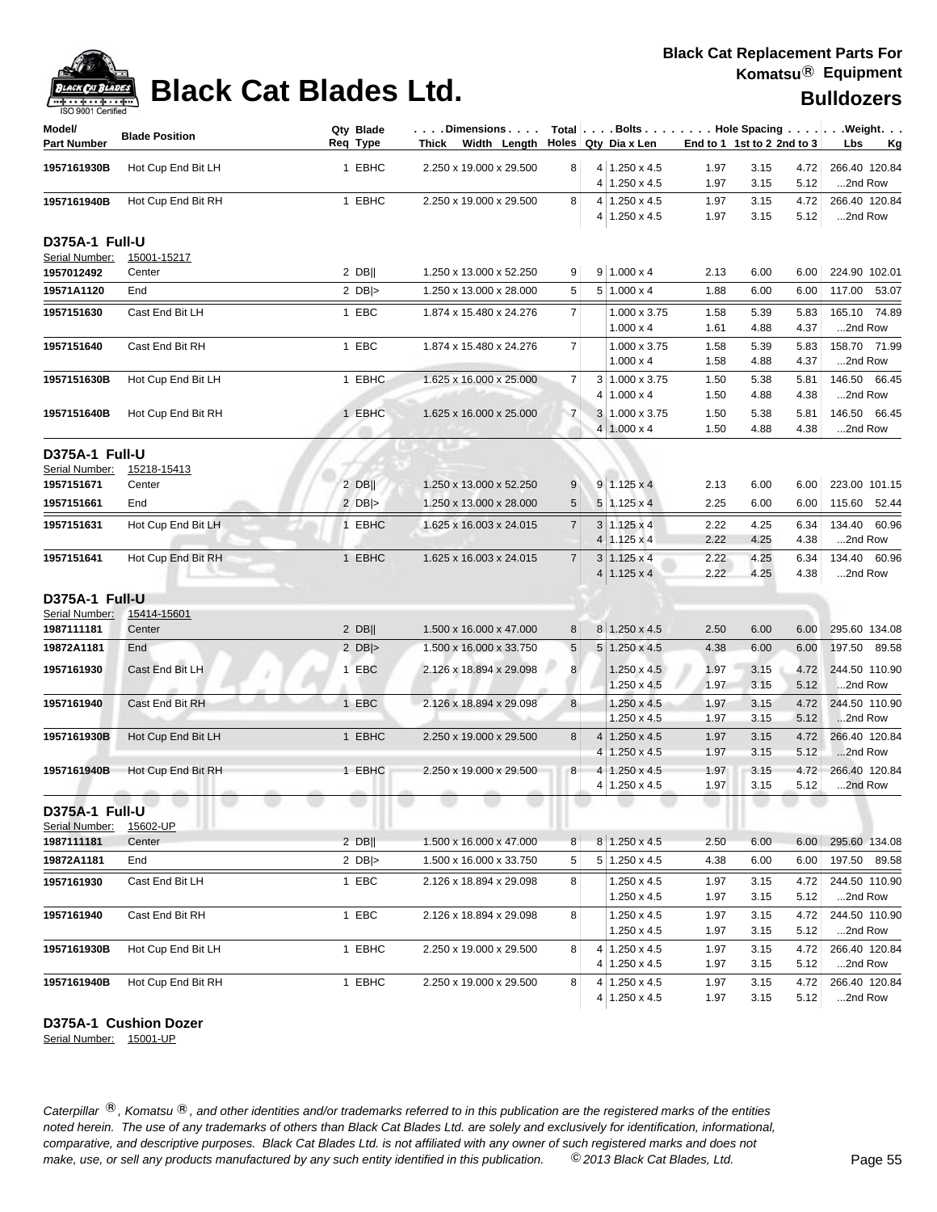# Black Cat Blades Ltd.

**Black Cat Replacement Parts For Komatsu® Equipment**

**Bulldozers**

| Model/ Part Number | Blade Position | Qty Req | Blade Type | Dimensions Thick x Width x Length | Total Holes | Bolts Qty | Dia x Len | Hole Spacing End to 1 | 1st to 2 | 2nd to 3 | Weight Lbs | Kg |
|---|---|---|---|---|---|---|---|---|---|---|---|---|
| **1957161930B** | Hot Cup End Bit LH | 1 | EBHC | 2.250 x 19.000 x 29.500 | 8 | 4 | 1.250 x 4.5 | 1.97 | 3.15 | 4.72 | 266.40 | 120.84 |
| | | | | | | 4 | 1.250 x 4.5 | 1.97 | 3.15 | 5.12 | ...2nd Row | |
| **1957161940B** | Hot Cup End Bit RH | 1 | EBHC | 2.250 x 19.000 x 29.500 | 8 | 4 | 1.250 x 4.5 | 1.97 | 3.15 | 4.72 | 266.40 | 120.84 |
| | | | | | | 4 | 1.250 x 4.5 | 1.97 | 3.15 | 5.12 | ...2nd Row | |
| **D375A-1 Full-U** | | | | | | | | | | | | |
| Serial Number: 15001-15217 | | | | | | | | | | | | |
| **1957012492** | Center | 2 | DB\|\| | 1.250 x 13.000 x 52.250 | 9 | 9 | 1.000 x 4 | 2.13 | 6.00 | 6.00 | 224.90 | 102.01 |
| **19571A1120** | End | 2 | DB\|> | 1.250 x 13.000 x 28.000 | 5 | 5 | 1.000 x 4 | 1.88 | 6.00 | 6.00 | 117.00 | 53.07 |
| **1957151630** | Cast End Bit LH | 1 | EBC | 1.874 x 15.480 x 24.276 | 7 | | 1.000 x 3.75 | 1.58 | 5.39 | 5.83 | 165.10 | 74.89 |
| | | | | | | | 1.000 x 4 | 1.61 | 4.88 | 4.37 | ...2nd Row | |
| **1957151640** | Cast End Bit RH | 1 | EBC | 1.874 x 15.480 x 24.276 | 7 | | 1.000 x 3.75 | 1.58 | 5.39 | 5.83 | 158.70 | 71.99 |
| | | | | | | | 1.000 x 4 | 1.58 | 4.88 | 4.37 | ...2nd Row | |
| **1957151630B** | Hot Cup End Bit LH | 1 | EBHC | 1.625 x 16.000 x 25.000 | 7 | 3 | 1.000 x 3.75 | 1.50 | 5.38 | 5.81 | 146.50 | 66.45 |
| | | | | | | 4 | 1.000 x 4 | 1.50 | 4.88 | 4.38 | ...2nd Row | |
| **1957151640B** | Hot Cup End Bit RH | 1 | EBHC | 1.625 x 16.000 x 25.000 | 7 | 3 | 1.000 x 3.75 | 1.50 | 5.38 | 5.81 | 146.50 | 66.45 |
| | | | | | | 4 | 1.000 x 4 | 1.50 | 4.88 | 4.38 | ...2nd Row | |
| **D375A-1 Full-U** | | | | | | | | | | | | |
| Serial Number: 15218-15413 | | | | | | | | | | | | |
| **1957151671** | Center | 2 | DB\|\| | 1.250 x 13.000 x 52.250 | 9 | 9 | 1.125 x 4 | 2.13 | 6.00 | 6.00 | 223.00 | 101.15 |
| **1957151661** | End | 2 | DB\|> | 1.250 x 13.000 x 28.000 | 5 | 5 | 1.125 x 4 | 2.25 | 6.00 | 6.00 | 115.60 | 52.44 |
| **1957151631** | Hot Cup End Bit LH | 1 | EBHC | 1.625 x 16.003 x 24.015 | 7 | 3 | 1.125 x 4 | 2.22 | 4.25 | 6.34 | 134.40 | 60.96 |
| | | | | | | 4 | 1.125 x 4 | 2.22 | 4.25 | 4.38 | ...2nd Row | |
| **1957151641** | Hot Cup End Bit RH | 1 | EBHC | 1.625 x 16.003 x 24.015 | 7 | 3 | 1.125 x 4 | 2.22 | 4.25 | 6.34 | 134.40 | 60.96 |
| | | | | | | 4 | 1.125 x 4 | 2.22 | 4.25 | 4.38 | ...2nd Row | |
| **D375A-1 Full-U** | | | | | | | | | | | | |
| Serial Number: 15414-15601 | | | | | | | | | | | | |
| **1987111181** | Center | 2 | DB\|\| | 1.500 x 16.000 x 47.000 | 8 | 8 | 1.250 x 4.5 | 2.50 | 6.00 | 6.00 | 295.60 | 134.08 |
| **19872A1181** | End | 2 | DB\|> | 1.500 x 16.000 x 33.750 | 5 | 5 | 1.250 x 4.5 | 4.38 | 6.00 | 6.00 | 197.50 | 89.58 |
| **1957161930** | Cast End Bit LH | 1 | EBC | 2.126 x 18.894 x 29.098 | 8 | | 1.250 x 4.5 | 1.97 | 3.15 | 4.72 | 244.50 | 110.90 |
| | | | | | | | 1.250 x 4.5 | 1.97 | 3.15 | 5.12 | ...2nd Row | |
| **1957161940** | Cast End Bit RH | 1 | EBC | 2.126 x 18.894 x 29.098 | 8 | | 1.250 x 4.5 | 1.97 | 3.15 | 4.72 | 244.50 | 110.90 |
| | | | | | | | 1.250 x 4.5 | 1.97 | 3.15 | 5.12 | ...2nd Row | |
| **1957161930B** | Hot Cup End Bit LH | 1 | EBHC | 2.250 x 19.000 x 29.500 | 8 | 4 | 1.250 x 4.5 | 1.97 | 3.15 | 4.72 | 266.40 | 120.84 |
| | | | | | | 4 | 1.250 x 4.5 | 1.97 | 3.15 | 5.12 | ...2nd Row | |
| **1957161940B** | Hot Cup End Bit RH | 1 | EBHC | 2.250 x 19.000 x 29.500 | 8 | 4 | 1.250 x 4.5 | 1.97 | 3.15 | 4.72 | 266.40 | 120.84 |
| | | | | | | 4 | 1.250 x 4.5 | 1.97 | 3.15 | 5.12 | ...2nd Row | |
| **D375A-1 Full-U** | | | | | | | | | | | | |
| Serial Number: 15602-UP | | | | | | | | | | | | |
| **1987111181** | Center | 2 | DB\|\| | 1.500 x 16.000 x 47.000 | 8 | 8 | 1.250 x 4.5 | 2.50 | 6.00 | 6.00 | 295.60 | 134.08 |
| **19872A1181** | End | 2 | DB\|> | 1.500 x 16.000 x 33.750 | 5 | 5 | 1.250 x 4.5 | 4.38 | 6.00 | 6.00 | 197.50 | 89.58 |
| **1957161930** | Cast End Bit LH | 1 | EBC | 2.126 x 18.894 x 29.098 | 8 | | 1.250 x 4.5 | 1.97 | 3.15 | 4.72 | 244.50 | 110.90 |
| | | | | | | | 1.250 x 4.5 | 1.97 | 3.15 | 5.12 | ...2nd Row | |
| **1957161940** | Cast End Bit RH | 1 | EBC | 2.126 x 18.894 x 29.098 | 8 | | 1.250 x 4.5 | 1.97 | 3.15 | 4.72 | 244.50 | 110.90 |
| | | | | | | | 1.250 x 4.5 | 1.97 | 3.15 | 5.12 | ...2nd Row | |
| **1957161930B** | Hot Cup End Bit LH | 1 | EBHC | 2.250 x 19.000 x 29.500 | 8 | 4 | 1.250 x 4.5 | 1.97 | 3.15 | 4.72 | 266.40 | 120.84 |
| | | | | | | 4 | 1.250 x 4.5 | 1.97 | 3.15 | 5.12 | ...2nd Row | |
| **1957161940B** | Hot Cup End Bit RH | 1 | EBHC | 2.250 x 19.000 x 29.500 | 8 | 4 | 1.250 x 4.5 | 1.97 | 3.15 | 4.72 | 266.40 | 120.84 |
| | | | | | | 4 | 1.250 x 4.5 | 1.97 | 3.15 | 5.12 | ...2nd Row | |

**D375A-1 Cushion Dozer**

Serial Number: 15001-UP

*Caterpillar ®, Komatsu ®, and other identities and/or trademarks referred to in this publication are the registered marks of the entities noted herein. The use of any trademarks of others than Black Cat Blades Ltd. are solely and exclusively for identification, informational, comparative, and descriptive purposes. Black Cat Blades Ltd. is not affiliated with any owner of such registered marks and does not make, use, or sell any products manufactured by any such entity identified in this publication. © 2013 Black Cat Blades, Ltd.*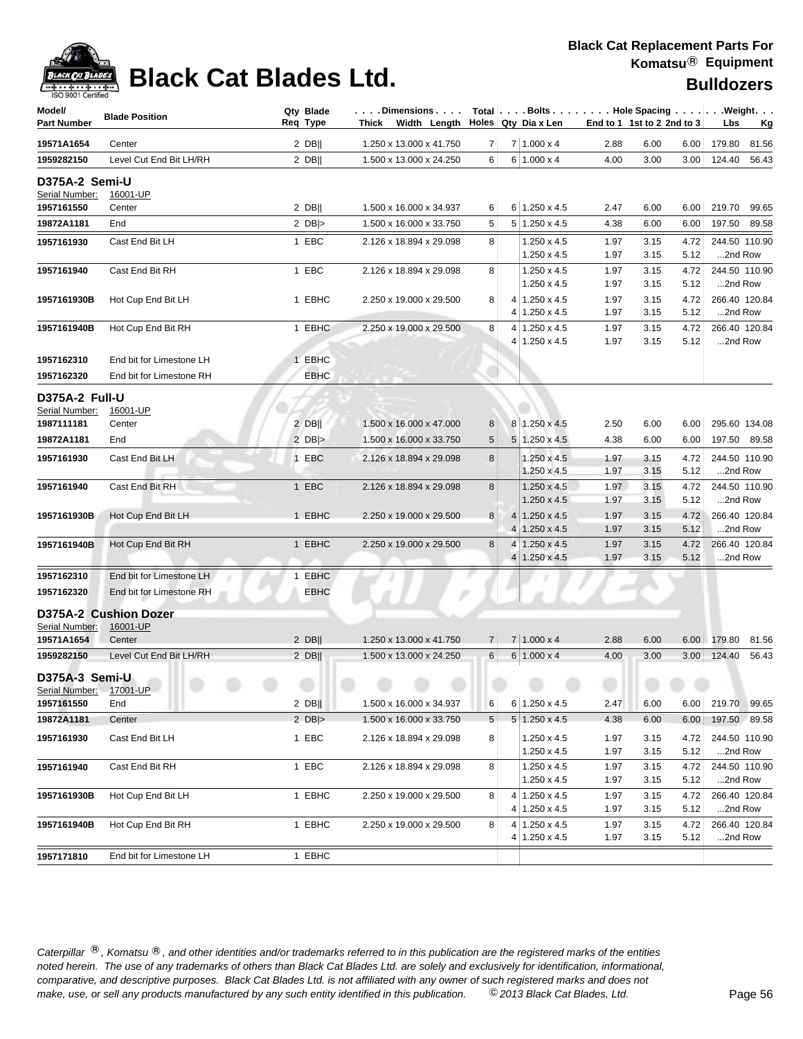# Black Cat Blades Ltd.

**Black Cat Replacement Parts For Komatsu® Equipment**

**Bulldozers**

| Model/ Part Number | Blade Position | Qty Req | Blade Type | Thick | Width | Length | Total Holes | Qty | Dia x Len | End to 1 | 1st to 2 | 2nd to 3 | Lbs | Kg |
|---|---|---|---|---|---|---|---|---|---|---|---|---|---|---|
| 19571A1654 | Center | 2 | DB\|\| | 1.250 x 13.000 x 41.750 | | | 7 | 7 | 1.000 x 4 | 2.88 | 6.00 | 6.00 | 179.80 | 81.56 |
| 1959282150 | Level Cut End Bit LH/RH | 2 | DB\|\| | 1.500 x 13.000 x 24.250 | | | 6 | 6 | 1.000 x 4 | 4.00 | 3.00 | 3.00 | 124.40 | 56.43 |
| **D375A-2 Semi-U** | | | | | | | | | | | | | | |
| Serial Number: 16001-UP | | | | | | | | | | | | | | |
| 1957161550 | Center | 2 | DB\|\| | 1.500 x 16.000 x 34.937 | | | 6 | 6 | 1.250 x 4.5 | 2.47 | 6.00 | 6.00 | 219.70 | 99.65 |
| 19872A1181 | End | 2 | DB\|> | 1.500 x 16.000 x 33.750 | | | 5 | 5 | 1.250 x 4.5 | 4.38 | 6.00 | 6.00 | 197.50 | 89.58 |
| 1957161930 | Cast End Bit LH | 1 | EBC | 2.126 x 18.894 x 29.098 | | | 8 | | 1.250 x 4.5 | 1.97 | 3.15 | 4.72 | 244.50 | 110.90 |
| | | | | | | | | | 1.250 x 4.5 | 1.97 | 3.15 | 5.12 | ...2nd Row | |
| 1957161940 | Cast End Bit RH | 1 | EBC | 2.126 x 18.894 x 29.098 | | | 8 | | 1.250 x 4.5 | 1.97 | 3.15 | 4.72 | 244.50 | 110.90 |
| | | | | | | | | | 1.250 x 4.5 | 1.97 | 3.15 | 5.12 | ...2nd Row | |
| 1957161930B | Hot Cup End Bit LH | 1 | EBHC | 2.250 x 19.000 x 29.500 | | | 8 | 4 | 1.250 x 4.5 | 1.97 | 3.15 | 4.72 | 266.40 | 120.84 |
| | | | | | | | | 4 | 1.250 x 4.5 | 1.97 | 3.15 | 5.12 | ...2nd Row | |
| 1957161940B | Hot Cup End Bit RH | 1 | EBHC | 2.250 x 19.000 x 29.500 | | | 8 | 4 | 1.250 x 4.5 | 1.97 | 3.15 | 4.72 | 266.40 | 120.84 |
| | | | | | | | | 4 | 1.250 x 4.5 | 1.97 | 3.15 | 5.12 | ...2nd Row | |
| 1957162310 | End bit for Limestone LH | 1 | EBHC | | | | | | | | | | | |
| 1957162320 | End bit for Limestone RH | | EBHC | | | | | | | | | | | |
| **D375A-2 Full-U** | | | | | | | | | | | | | | |
| Serial Number: 16001-UP | | | | | | | | | | | | | | |
| 1987111181 | Center | 2 | DB\|\| | 1.500 x 16.000 x 47.000 | | | 8 | 8 | 1.250 x 4.5 | 2.50 | 6.00 | 6.00 | 295.60 | 134.08 |
| 19872A1181 | End | 2 | DB\|> | 1.500 x 16.000 x 33.750 | | | 5 | 5 | 1.250 x 4.5 | 4.38 | 6.00 | 6.00 | 197.50 | 89.58 |
| 1957161930 | Cast End Bit LH | 1 | EBC | 2.126 x 18.894 x 29.098 | | | 8 | | 1.250 x 4.5 | 1.97 | 3.15 | 4.72 | 244.50 | 110.90 |
| | | | | | | | | | 1.250 x 4.5 | 1.97 | 3.15 | 5.12 | ...2nd Row | |
| 1957161940 | Cast End Bit RH | 1 | EBC | 2.126 x 18.894 x 29.098 | | | 8 | | 1.250 x 4.5 | 1.97 | 3.15 | 4.72 | 244.50 | 110.90 |
| | | | | | | | | | 1.250 x 4.5 | 1.97 | 3.15 | 5.12 | ...2nd Row | |
| 1957161930B | Hot Cup End Bit LH | 1 | EBHC | 2.250 x 19.000 x 29.500 | | | 8 | 4 | 1.250 x 4.5 | 1.97 | 3.15 | 4.72 | 266.40 | 120.84 |
| | | | | | | | | 4 | 1.250 x 4.5 | 1.97 | 3.15 | 5.12 | ...2nd Row | |
| 1957161940B | Hot Cup End Bit RH | 1 | EBHC | 2.250 x 19.000 x 29.500 | | | 8 | 4 | 1.250 x 4.5 | 1.97 | 3.15 | 4.72 | 266.40 | 120.84 |
| | | | | | | | | 4 | 1.250 x 4.5 | 1.97 | 3.15 | 5.12 | ...2nd Row | |
| 1957162310 | End bit for Limestone LH | 1 | EBHC | | | | | | | | | | | |
| 1957162320 | End bit for Limestone RH | | EBHC | | | | | | | | | | | |
| **D375A-2 Cushion Dozer** | | | | | | | | | | | | | | |
| Serial Number: 16001-UP | | | | | | | | | | | | | | |
| 19571A1654 | Center | 2 | DB\|\| | 1.250 x 13.000 x 41.750 | | | 7 | 7 | 1.000 x 4 | 2.88 | 6.00 | 6.00 | 179.80 | 81.56 |
| 1959282150 | Level Cut End Bit LH/RH | 2 | DB\|\| | 1.500 x 13.000 x 24.250 | | | 6 | 6 | 1.000 x 4 | 4.00 | 3.00 | 3.00 | 124.40 | 56.43 |
| **D375A-3 Semi-U** | | | | | | | | | | | | | | |
| Serial Number: 17001-UP | | | | | | | | | | | | | | |
| 1957161550 | End | 2 | DB\|\| | 1.500 x 16.000 x 34.937 | | | 6 | 6 | 1.250 x 4.5 | 2.47 | 6.00 | 6.00 | 219.70 | 99.65 |
| 19872A1181 | Center | 2 | DB\|> | 1.500 x 16.000 x 33.750 | | | 5 | 5 | 1.250 x 4.5 | 4.38 | 6.00 | 6.00 | 197.50 | 89.58 |
| 1957161930 | Cast End Bit LH | 1 | EBC | 2.126 x 18.894 x 29.098 | | | 8 | | 1.250 x 4.5 | 1.97 | 3.15 | 4.72 | 244.50 | 110.90 |
| | | | | | | | | | 1.250 x 4.5 | 1.97 | 3.15 | 5.12 | ...2nd Row | |
| 1957161940 | Cast End Bit RH | 1 | EBC | 2.126 x 18.894 x 29.098 | | | 8 | | 1.250 x 4.5 | 1.97 | 3.15 | 4.72 | 244.50 | 110.90 |
| | | | | | | | | | 1.250 x 4.5 | 1.97 | 3.15 | 5.12 | ...2nd Row | |
| 1957161930B | Hot Cup End Bit LH | 1 | EBHC | 2.250 x 19.000 x 29.500 | | | 8 | 4 | 1.250 x 4.5 | 1.97 | 3.15 | 4.72 | 266.40 | 120.84 |
| | | | | | | | | 4 | 1.250 x 4.5 | 1.97 | 3.15 | 5.12 | ...2nd Row | |
| 1957161940B | Hot Cup End Bit RH | 1 | EBHC | 2.250 x 19.000 x 29.500 | | | 8 | 4 | 1.250 x 4.5 | 1.97 | 3.15 | 4.72 | 266.40 | 120.84 |
| | | | | | | | | 4 | 1.250 x 4.5 | 1.97 | 3.15 | 5.12 | ...2nd Row | |
| 1957171810 | End bit for Limestone LH | 1 | EBHC | | | | | | | | | | | |

*Caterpillar ®, Komatsu ®, and other identities and/or trademarks referred to in this publication are the registered marks of the entities noted herein. The use of any trademarks of others than Black Cat Blades Ltd. are solely and exclusively for identification, informational, comparative, and descriptive purposes. Black Cat Blades Ltd. is not affiliated with any owner of such registered marks and does not make, use, or sell any products manufactured by any such entity identified in this publication. © 2013 Black Cat Blades, Ltd.*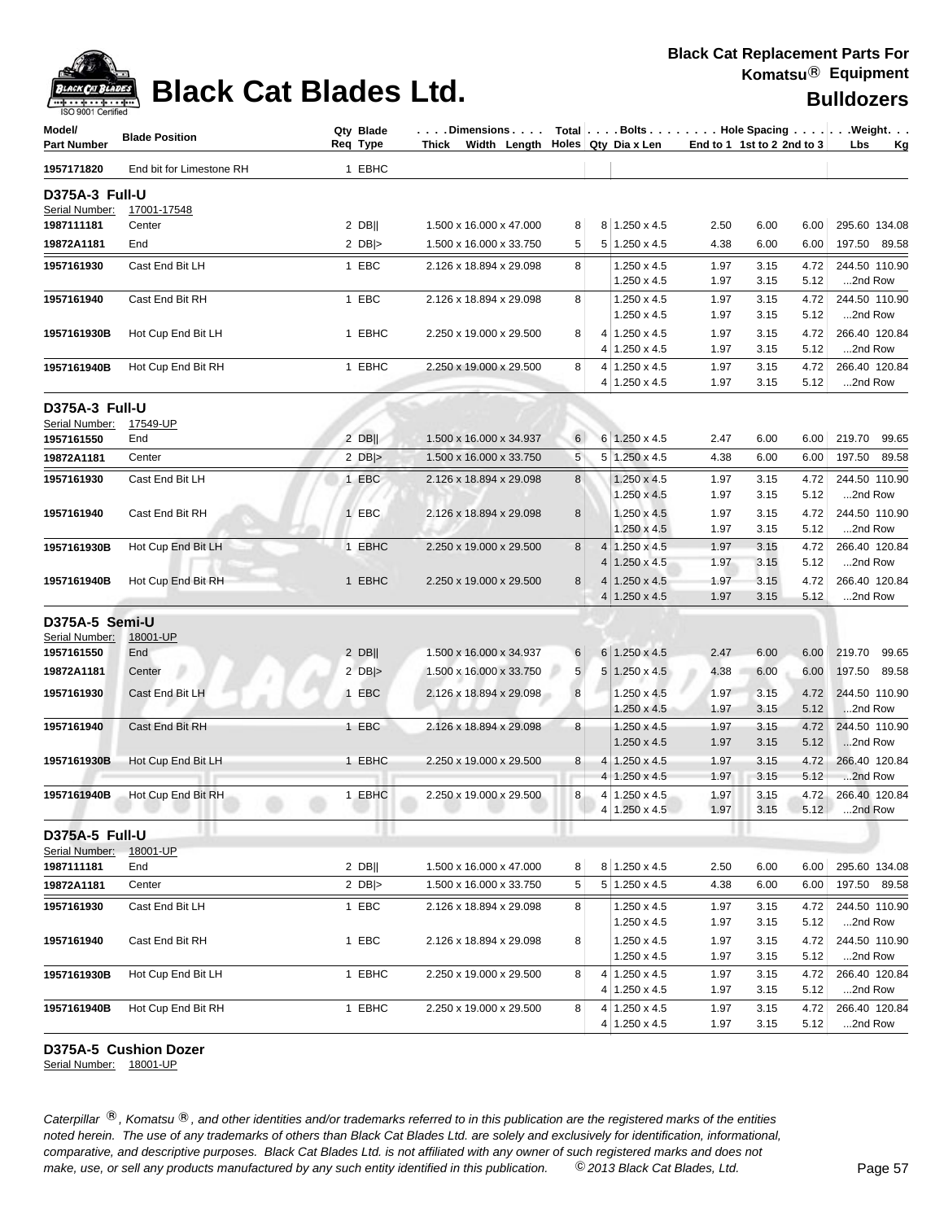# Black Cat Blades Ltd.

**Black Cat Replacement Parts For Komatsu® Equipment**

**Bulldozers**

| Model/ Part Number | Blade Position | Qty Req | Blade Type | Dimensions Thick x Width x Length | Total Holes | Bolts Qty | Dia x Len | Hole Spacing End to 1 | 1st to 2 | 2nd to 3 | Weight Lbs | Kg |
|---|---|---|---|---|---|---|---|---|---|---|---|---|
| 1957171820 | End bit for Limestone RH | 1 | EBHC | | | | | | | | | |

**D375A-3 Full-U**
Serial Number: 17001-17548

| Model/ Part Number | Blade Position | Qty Req | Blade Type | Dimensions Thick x Width x Length | Total Holes | Bolts Qty | Dia x Len | Hole Spacing End to 1 | 1st to 2 | 2nd to 3 | Weight Lbs | Kg |
|---|---|---|---|---|---|---|---|---|---|---|---|---|
| 1987111181 | Center | 2 | DB‖ | 1.500 x 16.000 x 47.000 | 8 | 8 | 1.250 x 4.5 | 2.50 | 6.00 | 6.00 | 295.60 | 134.08 |
| 19872A1181 | End | 2 | DB\|> | 1.500 x 16.000 x 33.750 | 5 | 5 | 1.250 x 4.5 | 4.38 | 6.00 | 6.00 | 197.50 | 89.58 |
| 1957161930 | Cast End Bit LH | 1 | EBC | 2.126 x 18.894 x 29.098 | 8 | | 1.250 x 4.5 | 1.97 | 3.15 | 4.72 | 244.50 | 110.90 |
| | | | | | | | 1.250 x 4.5 | 1.97 | 3.15 | 5.12 | ...2nd Row | |
| 1957161940 | Cast End Bit RH | 1 | EBC | 2.126 x 18.894 x 29.098 | 8 | | 1.250 x 4.5 | 1.97 | 3.15 | 4.72 | 244.50 | 110.90 |
| | | | | | | | 1.250 x 4.5 | 1.97 | 3.15 | 5.12 | ...2nd Row | |
| 1957161930B | Hot Cup End Bit LH | 1 | EBHC | 2.250 x 19.000 x 29.500 | 8 | 4 | 1.250 x 4.5 | 1.97 | 3.15 | 4.72 | 266.40 | 120.84 |
| | | | | | | 4 | 1.250 x 4.5 | 1.97 | 3.15 | 5.12 | ...2nd Row | |
| 1957161940B | Hot Cup End Bit RH | 1 | EBHC | 2.250 x 19.000 x 29.500 | 8 | 4 | 1.250 x 4.5 | 1.97 | 3.15 | 4.72 | 266.40 | 120.84 |
| | | | | | | 4 | 1.250 x 4.5 | 1.97 | 3.15 | 5.12 | ...2nd Row | |

**D375A-3 Full-U**
Serial Number: 17549-UP

| Model/ Part Number | Blade Position | Qty Req | Blade Type | Dimensions Thick x Width x Length | Total Holes | Bolts Qty | Dia x Len | Hole Spacing End to 1 | 1st to 2 | 2nd to 3 | Weight Lbs | Kg |
|---|---|---|---|---|---|---|---|---|---|---|---|---|
| 1957161550 | End | 2 | DB‖ | 1.500 x 16.000 x 34.937 | 6 | 6 | 1.250 x 4.5 | 2.47 | 6.00 | 6.00 | 219.70 | 99.65 |
| 19872A1181 | Center | 2 | DB\|> | 1.500 x 16.000 x 33.750 | 5 | 5 | 1.250 x 4.5 | 4.38 | 6.00 | 6.00 | 197.50 | 89.58 |
| 1957161930 | Cast End Bit LH | 1 | EBC | 2.126 x 18.894 x 29.098 | 8 | | 1.250 x 4.5 | 1.97 | 3.15 | 4.72 | 244.50 | 110.90 |
| | | | | | | | 1.250 x 4.5 | 1.97 | 3.15 | 5.12 | ...2nd Row | |
| 1957161940 | Cast End Bit RH | 1 | EBC | 2.126 x 18.894 x 29.098 | 8 | | 1.250 x 4.5 | 1.97 | 3.15 | 4.72 | 244.50 | 110.90 |
| | | | | | | | 1.250 x 4.5 | 1.97 | 3.15 | 5.12 | ...2nd Row | |
| 1957161930B | Hot Cup End Bit LH | 1 | EBHC | 2.250 x 19.000 x 29.500 | 8 | 4 | 1.250 x 4.5 | 1.97 | 3.15 | 4.72 | 266.40 | 120.84 |
| | | | | | | 4 | 1.250 x 4.5 | 1.97 | 3.15 | 5.12 | ...2nd Row | |
| 1957161940B | Hot Cup End Bit RH | 1 | EBHC | 2.250 x 19.000 x 29.500 | 8 | 4 | 1.250 x 4.5 | 1.97 | 3.15 | 4.72 | 266.40 | 120.84 |
| | | | | | | 4 | 1.250 x 4.5 | 1.97 | 3.15 | 5.12 | ...2nd Row | |

**D375A-5 Semi-U**
Serial Number: 18001-UP

| Model/ Part Number | Blade Position | Qty Req | Blade Type | Dimensions Thick x Width x Length | Total Holes | Bolts Qty | Dia x Len | Hole Spacing End to 1 | 1st to 2 | 2nd to 3 | Weight Lbs | Kg |
|---|---|---|---|---|---|---|---|---|---|---|---|---|
| 1957161550 | End | 2 | DB‖ | 1.500 x 16.000 x 34.937 | 6 | 6 | 1.250 x 4.5 | 2.47 | 6.00 | 6.00 | 219.70 | 99.65 |
| 19872A1181 | Center | 2 | DB\|> | 1.500 x 16.000 x 33.750 | 5 | 5 | 1.250 x 4.5 | 4.38 | 6.00 | 6.00 | 197.50 | 89.58 |
| 1957161930 | Cast End Bit LH | 1 | EBC | 2.126 x 18.894 x 29.098 | 8 | | 1.250 x 4.5 | 1.97 | 3.15 | 4.72 | 244.50 | 110.90 |
| | | | | | | | 1.250 x 4.5 | 1.97 | 3.15 | 5.12 | ...2nd Row | |
| 1957161940 | Cast End Bit RH | 1 | EBC | 2.126 x 18.894 x 29.098 | 8 | | 1.250 x 4.5 | 1.97 | 3.15 | 4.72 | 244.50 | 110.90 |
| | | | | | | | 1.250 x 4.5 | 1.97 | 3.15 | 5.12 | ...2nd Row | |
| 1957161930B | Hot Cup End Bit LH | 1 | EBHC | 2.250 x 19.000 x 29.500 | 8 | 4 | 1.250 x 4.5 | 1.97 | 3.15 | 4.72 | 266.40 | 120.84 |
| | | | | | | 4 | 1.250 x 4.5 | 1.97 | 3.15 | 5.12 | ...2nd Row | |
| 1957161940B | Hot Cup End Bit RH | 1 | EBHC | 2.250 x 19.000 x 29.500 | 8 | 4 | 1.250 x 4.5 | 1.97 | 3.15 | 4.72 | 266.40 | 120.84 |
| | | | | | | 4 | 1.250 x 4.5 | 1.97 | 3.15 | 5.12 | ...2nd Row | |

**D375A-5 Full-U**
Serial Number: 18001-UP

| Model/ Part Number | Blade Position | Qty Req | Blade Type | Dimensions Thick x Width x Length | Total Holes | Bolts Qty | Dia x Len | Hole Spacing End to 1 | 1st to 2 | 2nd to 3 | Weight Lbs | Kg |
|---|---|---|---|---|---|---|---|---|---|---|---|---|
| 1987111181 | End | 2 | DB‖ | 1.500 x 16.000 x 47.000 | 8 | 8 | 1.250 x 4.5 | 2.50 | 6.00 | 6.00 | 295.60 | 134.08 |
| 19872A1181 | Center | 2 | DB\|> | 1.500 x 16.000 x 33.750 | 5 | 5 | 1.250 x 4.5 | 4.38 | 6.00 | 6.00 | 197.50 | 89.58 |
| 1957161930 | Cast End Bit LH | 1 | EBC | 2.126 x 18.894 x 29.098 | 8 | | 1.250 x 4.5 | 1.97 | 3.15 | 4.72 | 244.50 | 110.90 |
| | | | | | | | 1.250 x 4.5 | 1.97 | 3.15 | 5.12 | ...2nd Row | |
| 1957161940 | Cast End Bit RH | 1 | EBC | 2.126 x 18.894 x 29.098 | 8 | | 1.250 x 4.5 | 1.97 | 3.15 | 4.72 | 244.50 | 110.90 |
| | | | | | | | 1.250 x 4.5 | 1.97 | 3.15 | 5.12 | ...2nd Row | |
| 1957161930B | Hot Cup End Bit LH | 1 | EBHC | 2.250 x 19.000 x 29.500 | 8 | 4 | 1.250 x 4.5 | 1.97 | 3.15 | 4.72 | 266.40 | 120.84 |
| | | | | | | 4 | 1.250 x 4.5 | 1.97 | 3.15 | 5.12 | ...2nd Row | |
| 1957161940B | Hot Cup End Bit RH | 1 | EBHC | 2.250 x 19.000 x 29.500 | 8 | 4 | 1.250 x 4.5 | 1.97 | 3.15 | 4.72 | 266.40 | 120.84 |
| | | | | | | 4 | 1.250 x 4.5 | 1.97 | 3.15 | 5.12 | ...2nd Row | |

**D375A-5 Cushion Dozer**
Serial Number: 18001-UP

*Caterpillar ®, Komatsu ®, and other identities and/or trademarks referred to in this publication are the registered marks of the entities noted herein. The use of any trademarks of others than Black Cat Blades Ltd. are solely and exclusively for identification, informational, comparative, and descriptive purposes. Black Cat Blades Ltd. is not affiliated with any owner of such registered marks and does not make, use, or sell any products manufactured by any such entity identified in this publication. © 2013 Black Cat Blades, Ltd.*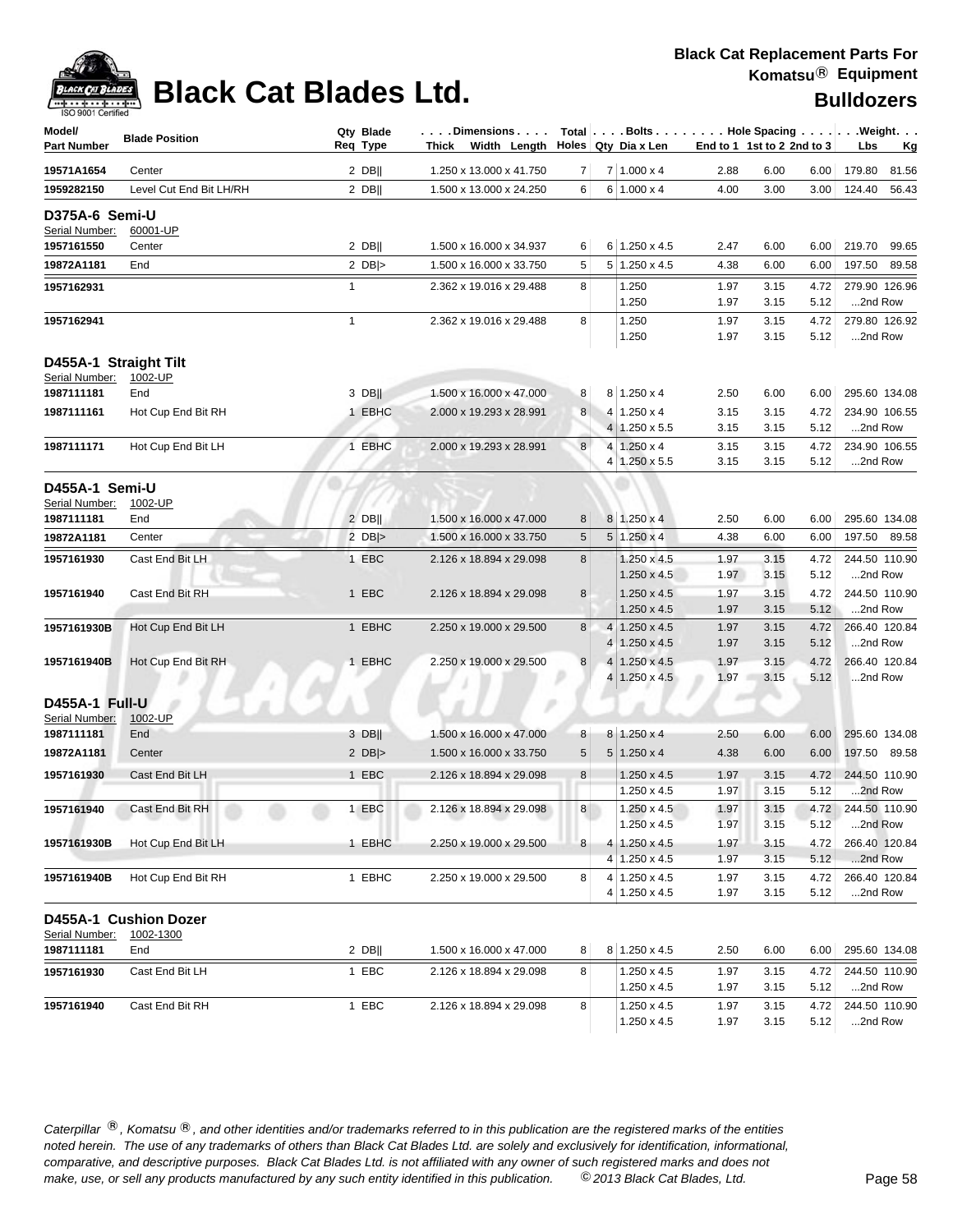# Black Cat Blades Ltd.

**Black Cat Replacement Parts For Komatsu® Equipment**

**Bulldozers**

| Model/ Part Number | Blade Position | Qty Req | Blade Type | Dimensions Thick x Width x Length | Total Holes | Bolts Qty | Dia x Len | Hole Spacing End to 1 | 1st to 2 | 2nd to 3 | Weight Lbs | Kg |
|---|---|---|---|---|---|---|---|---|---|---|---|---|
| 19571A1654 | Center | 2 | DB\|\| | 1.250 x 13.000 x 41.750 | 7 | 7 | 1.000 x 4 | 2.88 | 6.00 | 6.00 | 179.80 | 81.56 |
| 1959282150 | Level Cut End Bit LH/RH | 2 | DB\|\| | 1.500 x 13.000 x 24.250 | 6 | 6 | 1.000 x 4 | 4.00 | 3.00 | 3.00 | 124.40 | 56.43 |
| **D375A-6 Semi-U** | | | | | | | | | | | | |
| Serial Number: 60001-UP | | | | | | | | | | | | |
| 1957161550 | Center | 2 | DB\|\| | 1.500 x 16.000 x 34.937 | 6 | 6 | 1.250 x 4.5 | 2.47 | 6.00 | 6.00 | 219.70 | 99.65 |
| 19872A1181 | End | 2 | DB\|> | 1.500 x 16.000 x 33.750 | 5 | 5 | 1.250 x 4.5 | 4.38 | 6.00 | 6.00 | 197.50 | 89.58 |
| 1957162931 | | 1 | | 2.362 x 19.016 x 29.488 | 8 | | 1.250 | 1.97 | 3.15 | 4.72 | 279.90 | 126.96 |
| | | | | | | | 1.250 | 1.97 | 3.15 | 5.12 | ...2nd Row | |
| 1957162941 | | 1 | | 2.362 x 19.016 x 29.488 | 8 | | 1.250 | 1.97 | 3.15 | 4.72 | 279.80 | 126.92 |
| | | | | | | | 1.250 | 1.97 | 3.15 | 5.12 | ...2nd Row | |
| **D455A-1 Straight Tilt** | | | | | | | | | | | | |
| Serial Number: 1002-UP | | | | | | | | | | | | |
| 1987111181 | End | 3 | DB\|\| | 1.500 x 16.000 x 47.000 | 8 | 8 | 1.250 x 4 | 2.50 | 6.00 | 6.00 | 295.60 | 134.08 |
| 1987111161 | Hot Cup End Bit RH | 1 | EBHC | 2.000 x 19.293 x 28.991 | 8 | 4 | 1.250 x 4 | 3.15 | 3.15 | 4.72 | 234.90 | 106.55 |
| | | | | | | 4 | 1.250 x 5.5 | 3.15 | 3.15 | 5.12 | ...2nd Row | |
| 1987111171 | Hot Cup End Bit LH | 1 | EBHC | 2.000 x 19.293 x 28.991 | 8 | 4 | 1.250 x 4 | 3.15 | 3.15 | 4.72 | 234.90 | 106.55 |
| | | | | | | 4 | 1.250 x 5.5 | 3.15 | 3.15 | 5.12 | ...2nd Row | |
| **D455A-1 Semi-U** | | | | | | | | | | | | |
| Serial Number: 1002-UP | | | | | | | | | | | | |
| 1987111181 | End | 2 | DB\|\| | 1.500 x 16.000 x 47.000 | 8 | 8 | 1.250 x 4 | 2.50 | 6.00 | 6.00 | 295.60 | 134.08 |
| 19872A1181 | Center | 2 | DB\|> | 1.500 x 16.000 x 33.750 | 5 | 5 | 1.250 x 4 | 4.38 | 6.00 | 6.00 | 197.50 | 89.58 |
| 1957161930 | Cast End Bit LH | 1 | EBC | 2.126 x 18.894 x 29.098 | 8 | | 1.250 x 4.5 | 1.97 | 3.15 | 4.72 | 244.50 | 110.90 |
| | | | | | | | 1.250 x 4.5 | 1.97 | 3.15 | 5.12 | ...2nd Row | |
| 1957161940 | Cast End Bit RH | 1 | EBC | 2.126 x 18.894 x 29.098 | 8 | | 1.250 x 4.5 | 1.97 | 3.15 | 4.72 | 244.50 | 110.90 |
| | | | | | | | 1.250 x 4.5 | 1.97 | 3.15 | 5.12 | ...2nd Row | |
| 1957161930B | Hot Cup End Bit LH | 1 | EBHC | 2.250 x 19.000 x 29.500 | 8 | 4 | 1.250 x 4.5 | 1.97 | 3.15 | 4.72 | 266.40 | 120.84 |
| | | | | | | 4 | 1.250 x 4.5 | 1.97 | 3.15 | 5.12 | ...2nd Row | |
| 1957161940B | Hot Cup End Bit RH | 1 | EBHC | 2.250 x 19.000 x 29.500 | 8 | 4 | 1.250 x 4.5 | 1.97 | 3.15 | 4.72 | 266.40 | 120.84 |
| | | | | | | 4 | 1.250 x 4.5 | 1.97 | 3.15 | 5.12 | ...2nd Row | |
| **D455A-1 Full-U** | | | | | | | | | | | | |
| Serial Number: 1002-UP | | | | | | | | | | | | |
| 1987111181 | End | 3 | DB\|\| | 1.500 x 16.000 x 47.000 | 8 | 8 | 1.250 x 4 | 2.50 | 6.00 | 6.00 | 295.60 | 134.08 |
| 19872A1181 | Center | 2 | DB\|> | 1.500 x 16.000 x 33.750 | 5 | 5 | 1.250 x 4 | 4.38 | 6.00 | 6.00 | 197.50 | 89.58 |
| 1957161930 | Cast End Bit LH | 1 | EBC | 2.126 x 18.894 x 29.098 | 8 | | 1.250 x 4.5 | 1.97 | 3.15 | 4.72 | 244.50 | 110.90 |
| | | | | | | | 1.250 x 4.5 | 1.97 | 3.15 | 5.12 | ...2nd Row | |
| 1957161940 | Cast End Bit RH | 1 | EBC | 2.126 x 18.894 x 29.098 | 8 | | 1.250 x 4.5 | 1.97 | 3.15 | 4.72 | 244.50 | 110.90 |
| | | | | | | | 1.250 x 4.5 | 1.97 | 3.15 | 5.12 | ...2nd Row | |
| 1957161930B | Hot Cup End Bit LH | 1 | EBHC | 2.250 x 19.000 x 29.500 | 8 | 4 | 1.250 x 4.5 | 1.97 | 3.15 | 4.72 | 266.40 | 120.84 |
| | | | | | | 4 | 1.250 x 4.5 | 1.97 | 3.15 | 5.12 | ...2nd Row | |
| 1957161940B | Hot Cup End Bit RH | 1 | EBHC | 2.250 x 19.000 x 29.500 | 8 | 4 | 1.250 x 4.5 | 1.97 | 3.15 | 4.72 | 266.40 | 120.84 |
| | | | | | | 4 | 1.250 x 4.5 | 1.97 | 3.15 | 5.12 | ...2nd Row | |
| **D455A-1 Cushion Dozer** | | | | | | | | | | | | |
| Serial Number: 1002-1300 | | | | | | | | | | | | |
| 1987111181 | End | 2 | DB\|\| | 1.500 x 16.000 x 47.000 | 8 | 8 | 1.250 x 4.5 | 2.50 | 6.00 | 6.00 | 295.60 | 134.08 |
| 1957161930 | Cast End Bit LH | 1 | EBC | 2.126 x 18.894 x 29.098 | 8 | | 1.250 x 4.5 | 1.97 | 3.15 | 4.72 | 244.50 | 110.90 |
| | | | | | | | 1.250 x 4.5 | 1.97 | 3.15 | 5.12 | ...2nd Row | |
| 1957161940 | Cast End Bit RH | 1 | EBC | 2.126 x 18.894 x 29.098 | 8 | | 1.250 x 4.5 | 1.97 | 3.15 | 4.72 | 244.50 | 110.90 |
| | | | | | | | 1.250 x 4.5 | 1.97 | 3.15 | 5.12 | ...2nd Row | |

*Caterpillar ®, Komatsu ®, and other identities and/or trademarks referred to in this publication are the registered marks of the entities noted herein. The use of any trademarks of others than Black Cat Blades Ltd. are solely and exclusively for identification, informational, comparative, and descriptive purposes. Black Cat Blades Ltd. is not affiliated with any owner of such registered marks and does not make, use, or sell any products manufactured by any such entity identified in this publication. © 2013 Black Cat Blades, Ltd.*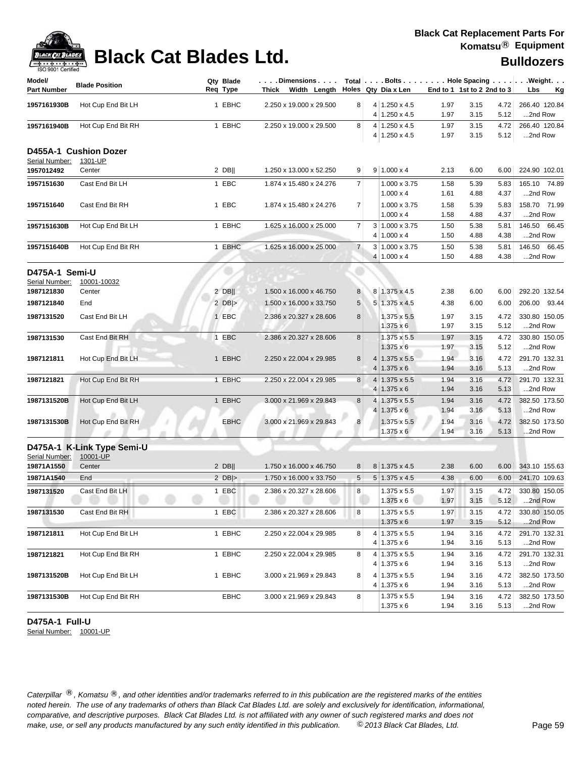# Black Cat Blades Ltd.

**Black Cat Replacement Parts For Komatsu® Equipment**

**Bulldozers**

| Model/ Part Number | Blade Position | Qty Req | Blade Type | Dimensions Thick x Width x Length | Total Holes | Bolts Qty | Dia x Len | Hole Spacing End to 1 | 1st to 2 | 2nd to 3 | Weight Lbs | Kg |
|---|---|---|---|---|---|---|---|---|---|---|---|---|
| 1957161930B | Hot Cup End Bit LH | 1 | EBHC | 2.250 x 19.000 x 29.500 | 8 | 4 | 1.250 x 4.5 | 1.97 | 3.15 | 4.72 | 266.40 | 120.84 |
| | | | | | | 4 | 1.250 x 4.5 | 1.97 | 3.15 | 5.12 | ...2nd Row | |
| 1957161940B | Hot Cup End Bit RH | 1 | EBHC | 2.250 x 19.000 x 29.500 | 8 | 4 | 1.250 x 4.5 | 1.97 | 3.15 | 4.72 | 266.40 | 120.84 |
| | | | | | | 4 | 1.250 x 4.5 | 1.97 | 3.15 | 5.12 | ...2nd Row | |
| **D455A-1 Cushion Dozer** | | | | | | | | | | | | |
| Serial Number: | 1301-UP | | | | | | | | | | | |
| 1957012492 | Center | 2 | DB‖ | 1.250 x 13.000 x 52.250 | 9 | 9 | 1.000 x 4 | 2.13 | 6.00 | 6.00 | 224.90 | 102.01 |
| 1957151630 | Cast End Bit LH | 1 | EBC | 1.874 x 15.480 x 24.276 | 7 | | 1.000 x 3.75 | 1.58 | 5.39 | 5.83 | 165.10 | 74.89 |
| | | | | | | | 1.000 x 4 | 1.61 | 4.88 | 4.37 | ...2nd Row | |
| 1957151640 | Cast End Bit RH | 1 | EBC | 1.874 x 15.480 x 24.276 | 7 | | 1.000 x 3.75 | 1.58 | 5.39 | 5.83 | 158.70 | 71.99 |
| | | | | | | | 1.000 x 4 | 1.58 | 4.88 | 4.37 | ...2nd Row | |
| 1957151630B | Hot Cup End Bit LH | 1 | EBHC | 1.625 x 16.000 x 25.000 | 7 | 3 | 1.000 x 3.75 | 1.50 | 5.38 | 5.81 | 146.50 | 66.45 |
| | | | | | | 4 | 1.000 x 4 | 1.50 | 4.88 | 4.38 | ...2nd Row | |
| 1957151640B | Hot Cup End Bit RH | 1 | EBHC | 1.625 x 16.000 x 25.000 | 7 | 3 | 1.000 x 3.75 | 1.50 | 5.38 | 5.81 | 146.50 | 66.45 |
| | | | | | | 4 | 1.000 x 4 | 1.50 | 4.88 | 4.38 | ...2nd Row | |
| **D475A-1 Semi-U** | | | | | | | | | | | | |
| Serial Number: | 10001-10032 | | | | | | | | | | | |
| 1987121830 | Center | 2 | DB‖ | 1.500 x 16.000 x 46.750 | 8 | 8 | 1.375 x 4.5 | 2.38 | 6.00 | 6.00 | 292.20 | 132.54 |
| 1987121840 | End | 2 | DB\|> | 1.500 x 16.000 x 33.750 | 5 | 5 | 1.375 x 4.5 | 4.38 | 6.00 | 6.00 | 206.00 | 93.44 |
| 1987131520 | Cast End Bit LH | 1 | EBC | 2.386 x 20.327 x 28.606 | 8 | | 1.375 x 5.5 | 1.97 | 3.15 | 4.72 | 330.80 | 150.05 |
| | | | | | | | 1.375 x 6 | 1.97 | 3.15 | 5.12 | ...2nd Row | |
| 1987131530 | Cast End Bit RH | 1 | EBC | 2.386 x 20.327 x 28.606 | 8 | | 1.375 x 5.5 | 1.97 | 3.15 | 4.72 | 330.80 | 150.05 |
| | | | | | | | 1.375 x 6 | 1.97 | 3.15 | 5.12 | ...2nd Row | |
| 1987121811 | Hot Cup End Bit LH | 1 | EBHC | 2.250 x 22.004 x 29.985 | 8 | 4 | 1.375 x 5.5 | 1.94 | 3.16 | 4.72 | 291.70 | 132.31 |
| | | | | | | 4 | 1.375 x 6 | 1.94 | 3.16 | 5.13 | ...2nd Row | |
| 1987121821 | Hot Cup End Bit RH | 1 | EBHC | 2.250 x 22.004 x 29.985 | 8 | 4 | 1.375 x 5.5 | 1.94 | 3.16 | 4.72 | 291.70 | 132.31 |
| | | | | | | 4 | 1.375 x 6 | 1.94 | 3.16 | 5.13 | ...2nd Row | |
| 1987131520B | Hot Cup End Bit LH | 1 | EBHC | 3.000 x 21.969 x 29.843 | 8 | 4 | 1.375 x 5.5 | 1.94 | 3.16 | 4.72 | 382.50 | 173.50 |
| | | | | | | 4 | 1.375 x 6 | 1.94 | 3.16 | 5.13 | ...2nd Row | |
| 1987131530B | Hot Cup End Bit RH | | EBHC | 3.000 x 21.969 x 29.843 | 8 | | 1.375 x 5.5 | 1.94 | 3.16 | 4.72 | 382.50 | 173.50 |
| | | | | | | | 1.375 x 6 | 1.94 | 3.16 | 5.13 | ...2nd Row | |
| **D475A-1 K-Link Type Semi-U** | | | | | | | | | | | | |
| Serial Number: | 10001-UP | | | | | | | | | | | |
| 19871A1550 | Center | 2 | DB‖ | 1.750 x 16.000 x 46.750 | 8 | 8 | 1.375 x 4.5 | 2.38 | 6.00 | 6.00 | 343.10 | 155.63 |
| 19871A1540 | End | 2 | DB\|> | 1.750 x 16.000 x 33.750 | 5 | 5 | 1.375 x 4.5 | 4.38 | 6.00 | 6.00 | 241.70 | 109.63 |
| 1987131520 | Cast End Bit LH | 1 | EBC | 2.386 x 20.327 x 28.606 | 8 | | 1.375 x 5.5 | 1.97 | 3.15 | 4.72 | 330.80 | 150.05 |
| | | | | | | | 1.375 x 6 | 1.97 | 3.15 | 5.12 | ...2nd Row | |
| 1987131530 | Cast End Bit RH | 1 | EBC | 2.386 x 20.327 x 28.606 | 8 | | 1.375 x 5.5 | 1.97 | 3.15 | 4.72 | 330.80 | 150.05 |
| | | | | | | | 1.375 x 6 | 1.97 | 3.15 | 5.12 | ...2nd Row | |
| 1987121811 | Hot Cup End Bit LH | 1 | EBHC | 2.250 x 22.004 x 29.985 | 8 | 4 | 1.375 x 5.5 | 1.94 | 3.16 | 4.72 | 291.70 | 132.31 |
| | | | | | | 4 | 1.375 x 6 | 1.94 | 3.16 | 5.13 | ...2nd Row | |
| 1987121821 | Hot Cup End Bit RH | 1 | EBHC | 2.250 x 22.004 x 29.985 | 8 | 4 | 1.375 x 5.5 | 1.94 | 3.16 | 4.72 | 291.70 | 132.31 |
| | | | | | | 4 | 1.375 x 6 | 1.94 | 3.16 | 5.13 | ...2nd Row | |
| 1987131520B | Hot Cup End Bit LH | 1 | EBHC | 3.000 x 21.969 x 29.843 | 8 | 4 | 1.375 x 5.5 | 1.94 | 3.16 | 4.72 | 382.50 | 173.50 |
| | | | | | | 4 | 1.375 x 6 | 1.94 | 3.16 | 5.13 | ...2nd Row | |
| 1987131530B | Hot Cup End Bit RH | | EBHC | 3.000 x 21.969 x 29.843 | 8 | | 1.375 x 5.5 | 1.94 | 3.16 | 4.72 | 382.50 | 173.50 |
| | | | | | | | 1.375 x 6 | 1.94 | 3.16 | 5.13 | ...2nd Row | |

**D475A-1 Full-U**

Serial Number: 10001-UP

*Caterpillar ®, Komatsu ®, and other identities and/or trademarks referred to in this publication are the registered marks of the entities noted herein. The use of any trademarks of others than Black Cat Blades Ltd. are solely and exclusively for identification, informational, comparative, and descriptive purposes. Black Cat Blades Ltd. is not affiliated with any owner of such registered marks and does not make, use, or sell any products manufactured by any such entity identified in this publication. © 2013 Black Cat Blades, Ltd.*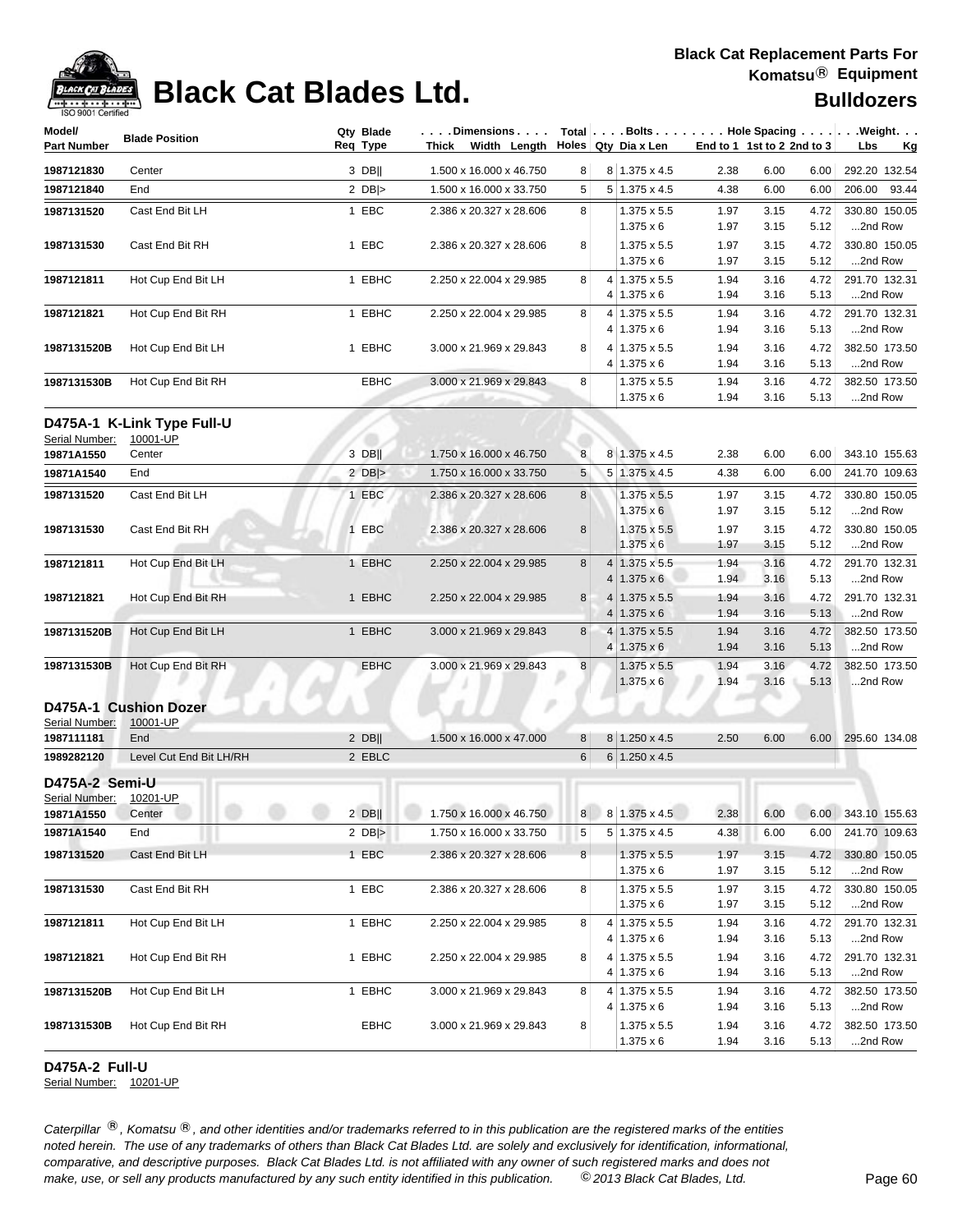# Black Cat Blades Ltd.

**Black Cat Replacement Parts For Komatsu® Equipment**

**Bulldozers**

| Model/ Part Number | Blade Position | Qty Req | Blade Type | Dimensions Thick x Width x Length | Total Holes | Bolts Qty | Dia x Len | Hole Spacing End to 1 | 1st to 2 | 2nd to 3 | Weight Lbs | Kg |
|---|---|---|---|---|---|---|---|---|---|---|---|---|
| 1987121830 | Center | 3 | DB‖ | 1.500 x 16.000 x 46.750 | 8 | 8 | 1.375 x 4.5 | 2.38 | 6.00 | 6.00 | 292.20 | 132.54 |
| 1987121840 | End | 2 | DB\|> | 1.500 x 16.000 x 33.750 | 5 | 5 | 1.375 x 4.5 | 4.38 | 6.00 | 6.00 | 206.00 | 93.44 |
| 1987131520 | Cast End Bit LH | 1 | EBC | 2.386 x 20.327 x 28.606 | 8 | | 1.375 x 5.5 | 1.97 | 3.15 | 4.72 | 330.80 | 150.05 |
| | | | | | | | 1.375 x 6 | 1.97 | 3.15 | 5.12 | ...2nd Row | |
| 1987131530 | Cast End Bit RH | 1 | EBC | 2.386 x 20.327 x 28.606 | 8 | | 1.375 x 5.5 | 1.97 | 3.15 | 4.72 | 330.80 | 150.05 |
| | | | | | | | 1.375 x 6 | 1.97 | 3.15 | 5.12 | ...2nd Row | |
| 1987121811 | Hot Cup End Bit LH | 1 | EBHC | 2.250 x 22.004 x 29.985 | 8 | 4 | 1.375 x 5.5 | 1.94 | 3.16 | 4.72 | 291.70 | 132.31 |
| | | | | | | 4 | 1.375 x 6 | 1.94 | 3.16 | 5.13 | ...2nd Row | |
| 1987121821 | Hot Cup End Bit RH | 1 | EBHC | 2.250 x 22.004 x 29.985 | 8 | 4 | 1.375 x 5.5 | 1.94 | 3.16 | 4.72 | 291.70 | 132.31 |
| | | | | | | 4 | 1.375 x 6 | 1.94 | 3.16 | 5.13 | ...2nd Row | |
| 1987131520B | Hot Cup End Bit LH | 1 | EBHC | 3.000 x 21.969 x 29.843 | 8 | 4 | 1.375 x 5.5 | 1.94 | 3.16 | 4.72 | 382.50 | 173.50 |
| | | | | | | 4 | 1.375 x 6 | 1.94 | 3.16 | 5.13 | ...2nd Row | |
| 1987131530B | Hot Cup End Bit RH | | EBHC | 3.000 x 21.969 x 29.843 | 8 | | 1.375 x 5.5 | 1.94 | 3.16 | 4.72 | 382.50 | 173.50 |
| | | | | | | | 1.375 x 6 | 1.94 | 3.16 | 5.13 | ...2nd Row | |

## D475A-1 K-Link Type Full-U

Serial Number: 10001-UP

| Model/ Part Number | Blade Position | Qty Req | Blade Type | Dimensions Thick x Width x Length | Total Holes | Bolts Qty | Dia x Len | Hole Spacing End to 1 | 1st to 2 | 2nd to 3 | Weight Lbs | Kg |
|---|---|---|---|---|---|---|---|---|---|---|---|---|
| 19871A1550 | Center | 3 | DB‖ | 1.750 x 16.000 x 46.750 | 8 | 8 | 1.375 x 4.5 | 2.38 | 6.00 | 6.00 | 343.10 | 155.63 |
| 19871A1540 | End | 2 | DB\|> | 1.750 x 16.000 x 33.750 | 5 | 5 | 1.375 x 4.5 | 4.38 | 6.00 | 6.00 | 241.70 | 109.63 |
| 1987131520 | Cast End Bit LH | 1 | EBC | 2.386 x 20.327 x 28.606 | 8 | | 1.375 x 5.5 | 1.97 | 3.15 | 4.72 | 330.80 | 150.05 |
| | | | | | | | 1.375 x 6 | 1.97 | 3.15 | 5.12 | ...2nd Row | |
| 1987131530 | Cast End Bit RH | 1 | EBC | 2.386 x 20.327 x 28.606 | 8 | | 1.375 x 5.5 | 1.97 | 3.15 | 4.72 | 330.80 | 150.05 |
| | | | | | | | 1.375 x 6 | 1.97 | 3.15 | 5.12 | ...2nd Row | |
| 1987121811 | Hot Cup End Bit LH | 1 | EBHC | 2.250 x 22.004 x 29.985 | 8 | 4 | 1.375 x 5.5 | 1.94 | 3.16 | 4.72 | 291.70 | 132.31 |
| | | | | | | 4 | 1.375 x 6 | 1.94 | 3.16 | 5.13 | ...2nd Row | |
| 1987121821 | Hot Cup End Bit RH | 1 | EBHC | 2.250 x 22.004 x 29.985 | 8 | 4 | 1.375 x 5.5 | 1.94 | 3.16 | 4.72 | 291.70 | 132.31 |
| | | | | | | 4 | 1.375 x 6 | 1.94 | 3.16 | 5.13 | ...2nd Row | |
| 1987131520B | Hot Cup End Bit LH | 1 | EBHC | 3.000 x 21.969 x 29.843 | 8 | 4 | 1.375 x 5.5 | 1.94 | 3.16 | 4.72 | 382.50 | 173.50 |
| | | | | | | 4 | 1.375 x 6 | 1.94 | 3.16 | 5.13 | ...2nd Row | |
| 1987131530B | Hot Cup End Bit RH | | EBHC | 3.000 x 21.969 x 29.843 | 8 | | 1.375 x 5.5 | 1.94 | 3.16 | 4.72 | 382.50 | 173.50 |
| | | | | | | | 1.375 x 6 | 1.94 | 3.16 | 5.13 | ...2nd Row | |

## D475A-1 Cushion Dozer

Serial Number: 10001-UP

| Model/ Part Number | Blade Position | Qty Req | Blade Type | Dimensions Thick x Width x Length | Total Holes | Bolts Qty | Dia x Len | Hole Spacing End to 1 | 1st to 2 | 2nd to 3 | Weight Lbs | Kg |
|---|---|---|---|---|---|---|---|---|---|---|---|---|
| 1987111181 | End | 2 | DB‖ | 1.500 x 16.000 x 47.000 | 8 | 8 | 1.250 x 4.5 | 2.50 | 6.00 | 6.00 | 295.60 | 134.08 |
| 1989282120 | Level Cut End Bit LH/RH | 2 | EBLC | | 6 | 6 | 1.250 x 4.5 | | | | | |

## D475A-2 Semi-U

Serial Number: 10201-UP

| Model/ Part Number | Blade Position | Qty Req | Blade Type | Dimensions Thick x Width x Length | Total Holes | Bolts Qty | Dia x Len | Hole Spacing End to 1 | 1st to 2 | 2nd to 3 | Weight Lbs | Kg |
|---|---|---|---|---|---|---|---|---|---|---|---|---|
| 19871A1550 | Center | 2 | DB‖ | 1.750 x 16.000 x 46.750 | 8 | 8 | 1.375 x 4.5 | 2.38 | 6.00 | 6.00 | 343.10 | 155.63 |
| 19871A1540 | End | 2 | DB\|> | 1.750 x 16.000 x 33.750 | 5 | 5 | 1.375 x 4.5 | 4.38 | 6.00 | 6.00 | 241.70 | 109.63 |
| 1987131520 | Cast End Bit LH | 1 | EBC | 2.386 x 20.327 x 28.606 | 8 | | 1.375 x 5.5 | 1.97 | 3.15 | 4.72 | 330.80 | 150.05 |
| | | | | | | | 1.375 x 6 | 1.97 | 3.15 | 5.12 | ...2nd Row | |
| 1987131530 | Cast End Bit RH | 1 | EBC | 2.386 x 20.327 x 28.606 | 8 | | 1.375 x 5.5 | 1.97 | 3.15 | 4.72 | 330.80 | 150.05 |
| | | | | | | | 1.375 x 6 | 1.97 | 3.15 | 5.12 | ...2nd Row | |
| 1987121811 | Hot Cup End Bit LH | 1 | EBHC | 2.250 x 22.004 x 29.985 | 8 | 4 | 1.375 x 5.5 | 1.94 | 3.16 | 4.72 | 291.70 | 132.31 |
| | | | | | | 4 | 1.375 x 6 | 1.94 | 3.16 | 5.13 | ...2nd Row | |
| 1987121821 | Hot Cup End Bit RH | 1 | EBHC | 2.250 x 22.004 x 29.985 | 8 | 4 | 1.375 x 5.5 | 1.94 | 3.16 | 4.72 | 291.70 | 132.31 |
| | | | | | | 4 | 1.375 x 6 | 1.94 | 3.16 | 5.13 | ...2nd Row | |
| 1987131520B | Hot Cup End Bit LH | 1 | EBHC | 3.000 x 21.969 x 29.843 | 8 | 4 | 1.375 x 5.5 | 1.94 | 3.16 | 4.72 | 382.50 | 173.50 |
| | | | | | | 4 | 1.375 x 6 | 1.94 | 3.16 | 5.13 | ...2nd Row | |
| 1987131530B | Hot Cup End Bit RH | | EBHC | 3.000 x 21.969 x 29.843 | 8 | | 1.375 x 5.5 | 1.94 | 3.16 | 4.72 | 382.50 | 173.50 |
| | | | | | | | 1.375 x 6 | 1.94 | 3.16 | 5.13 | ...2nd Row | |

## D475A-2 Full-U

Serial Number: 10201-UP

*Caterpillar ®, Komatsu ®, and other identities and/or trademarks referred to in this publication are the registered marks of the entities noted herein. The use of any trademarks of others than Black Cat Blades Ltd. are solely and exclusively for identification, informational, comparative, and descriptive purposes. Black Cat Blades Ltd. is not affiliated with any owner of such registered marks and does not make, use, or sell any products manufactured by any such entity identified in this publication. © 2013 Black Cat Blades, Ltd.*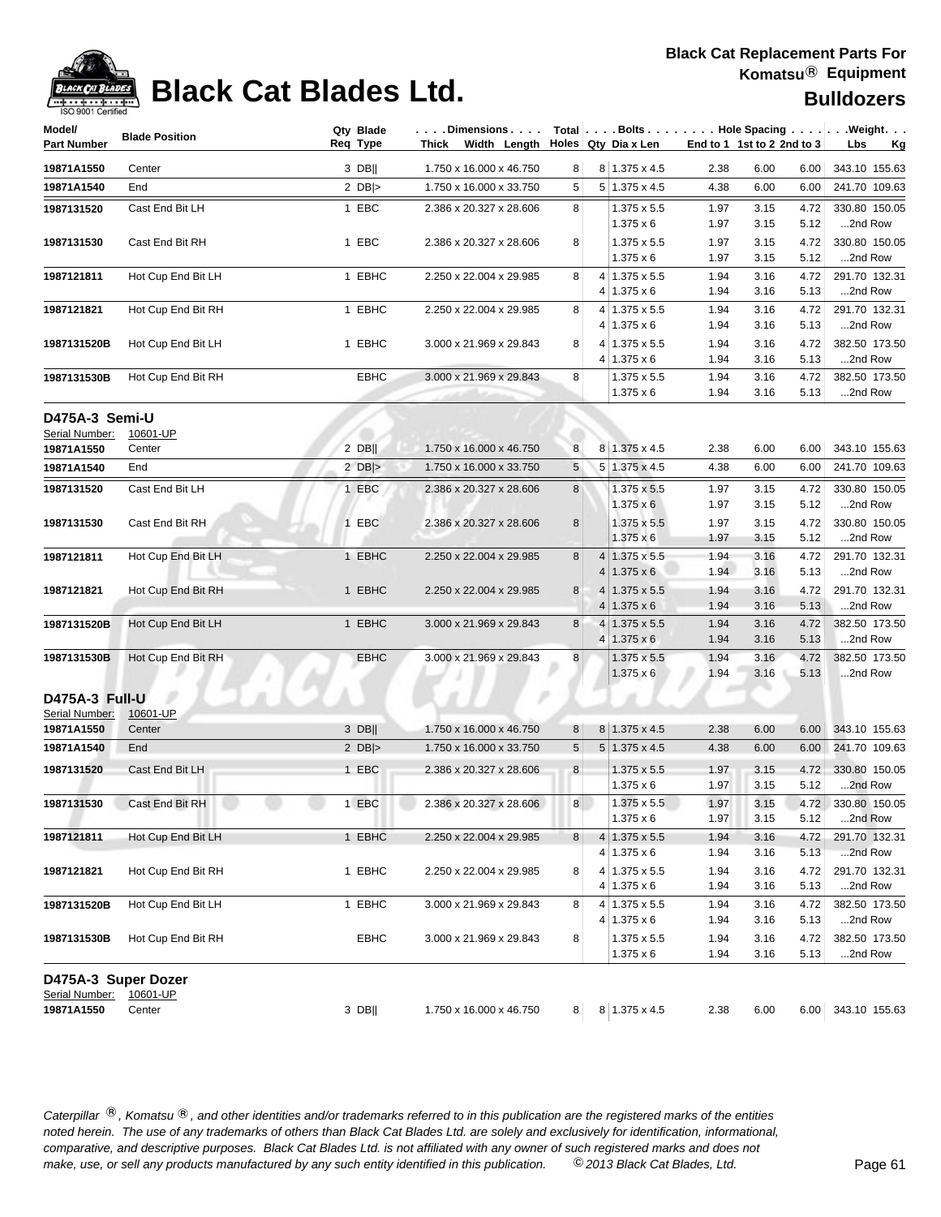# Black Cat Blades Ltd.

**Black Cat Replacement Parts For Komatsu® Equipment**

**Bulldozers**

| Model/ Part Number | Blade Position | Qty Req | Blade Type | Dimensions Thick x Width x Length | Total Holes | Bolts Qty | Bolts Dia x Len | Hole Spacing End to 1 | 1st to 2 | 2nd to 3 | Weight Lbs | Kg |
|---|---|---|---|---|---|---|---|---|---|---|---|---|
| 19871A1550 | Center | 3 | DB‖ | 1.750 x 16.000 x 46.750 | 8 | 8 | 1.375 x 4.5 | 2.38 | 6.00 | 6.00 | 343.10 | 155.63 |
| 19871A1540 | End | 2 | DB\|> | 1.750 x 16.000 x 33.750 | 5 | 5 | 1.375 x 4.5 | 4.38 | 6.00 | 6.00 | 241.70 | 109.63 |
| 1987131520 | Cast End Bit LH | 1 | EBC | 2.386 x 20.327 x 28.606 | 8 | | 1.375 x 5.5 | 1.97 | 3.15 | 4.72 | 330.80 | 150.05 |
| | | | | | | | 1.375 x 6 | 1.97 | 3.15 | 5.12 | ...2nd Row | |
| 1987131530 | Cast End Bit RH | 1 | EBC | 2.386 x 20.327 x 28.606 | 8 | | 1.375 x 5.5 | 1.97 | 3.15 | 4.72 | 330.80 | 150.05 |
| | | | | | | | 1.375 x 6 | 1.97 | 3.15 | 5.12 | ...2nd Row | |
| 1987121811 | Hot Cup End Bit LH | 1 | EBHC | 2.250 x 22.004 x 29.985 | 8 | 4 | 1.375 x 5.5 | 1.94 | 3.16 | 4.72 | 291.70 | 132.31 |
| | | | | | | 4 | 1.375 x 6 | 1.94 | 3.16 | 5.13 | ...2nd Row | |
| 1987121821 | Hot Cup End Bit RH | 1 | EBHC | 2.250 x 22.004 x 29.985 | 8 | 4 | 1.375 x 5.5 | 1.94 | 3.16 | 4.72 | 291.70 | 132.31 |
| | | | | | | 4 | 1.375 x 6 | 1.94 | 3.16 | 5.13 | ...2nd Row | |
| 1987131520B | Hot Cup End Bit LH | 1 | EBHC | 3.000 x 21.969 x 29.843 | 8 | 4 | 1.375 x 5.5 | 1.94 | 3.16 | 4.72 | 382.50 | 173.50 |
| | | | | | | 4 | 1.375 x 6 | 1.94 | 3.16 | 5.13 | ...2nd Row | |
| 1987131530B | Hot Cup End Bit RH | | EBHC | 3.000 x 21.969 x 29.843 | 8 | | 1.375 x 5.5 | 1.94 | 3.16 | 4.72 | 382.50 | 173.50 |
| | | | | | | | 1.375 x 6 | 1.94 | 3.16 | 5.13 | ...2nd Row | |

## D475A-3 Semi-U

Serial Number: 10601-UP

| Model/ Part Number | Blade Position | Qty Req | Blade Type | Dimensions Thick x Width x Length | Total Holes | Bolts Qty | Bolts Dia x Len | Hole Spacing End to 1 | 1st to 2 | 2nd to 3 | Weight Lbs | Kg |
|---|---|---|---|---|---|---|---|---|---|---|---|---|
| 19871A1550 | Center | 2 | DB‖ | 1.750 x 16.000 x 46.750 | 8 | 8 | 1.375 x 4.5 | 2.38 | 6.00 | 6.00 | 343.10 | 155.63 |
| 19871A1540 | End | 2 | DB\|> | 1.750 x 16.000 x 33.750 | 5 | 5 | 1.375 x 4.5 | 4.38 | 6.00 | 6.00 | 241.70 | 109.63 |
| 1987131520 | Cast End Bit LH | 1 | EBC | 2.386 x 20.327 x 28.606 | 8 | | 1.375 x 5.5 | 1.97 | 3.15 | 4.72 | 330.80 | 150.05 |
| | | | | | | | 1.375 x 6 | 1.97 | 3.15 | 5.12 | ...2nd Row | |
| 1987131530 | Cast End Bit RH | 1 | EBC | 2.386 x 20.327 x 28.606 | 8 | | 1.375 x 5.5 | 1.97 | 3.15 | 4.72 | 330.80 | 150.05 |
| | | | | | | | 1.375 x 6 | 1.97 | 3.15 | 5.12 | ...2nd Row | |
| 1987121811 | Hot Cup End Bit LH | 1 | EBHC | 2.250 x 22.004 x 29.985 | 8 | 4 | 1.375 x 5.5 | 1.94 | 3.16 | 4.72 | 291.70 | 132.31 |
| | | | | | | 4 | 1.375 x 6 | 1.94 | 3.16 | 5.13 | ...2nd Row | |
| 1987121821 | Hot Cup End Bit RH | 1 | EBHC | 2.250 x 22.004 x 29.985 | 8 | 4 | 1.375 x 5.5 | 1.94 | 3.16 | 4.72 | 291.70 | 132.31 |
| | | | | | | 4 | 1.375 x 6 | 1.94 | 3.16 | 5.13 | ...2nd Row | |
| 1987131520B | Hot Cup End Bit LH | 1 | EBHC | 3.000 x 21.969 x 29.843 | 8 | 4 | 1.375 x 5.5 | 1.94 | 3.16 | 4.72 | 382.50 | 173.50 |
| | | | | | | 4 | 1.375 x 6 | 1.94 | 3.16 | 5.13 | ...2nd Row | |
| 1987131530B | Hot Cup End Bit RH | | EBHC | 3.000 x 21.969 x 29.843 | 8 | | 1.375 x 5.5 | 1.94 | 3.16 | 4.72 | 382.50 | 173.50 |
| | | | | | | | 1.375 x 6 | 1.94 | 3.16 | 5.13 | ...2nd Row | |

## D475A-3 Full-U

Serial Number: 10601-UP

| Model/ Part Number | Blade Position | Qty Req | Blade Type | Dimensions Thick x Width x Length | Total Holes | Bolts Qty | Bolts Dia x Len | Hole Spacing End to 1 | 1st to 2 | 2nd to 3 | Weight Lbs | Kg |
|---|---|---|---|---|---|---|---|---|---|---|---|---|
| 19871A1550 | Center | 3 | DB‖ | 1.750 x 16.000 x 46.750 | 8 | 8 | 1.375 x 4.5 | 2.38 | 6.00 | 6.00 | 343.10 | 155.63 |
| 19871A1540 | End | 2 | DB\|> | 1.750 x 16.000 x 33.750 | 5 | 5 | 1.375 x 4.5 | 4.38 | 6.00 | 6.00 | 241.70 | 109.63 |
| 1987131520 | Cast End Bit LH | 1 | EBC | 2.386 x 20.327 x 28.606 | 8 | | 1.375 x 5.5 | 1.97 | 3.15 | 4.72 | 330.80 | 150.05 |
| | | | | | | | 1.375 x 6 | 1.97 | 3.15 | 5.12 | ...2nd Row | |
| 1987131530 | Cast End Bit RH | 1 | EBC | 2.386 x 20.327 x 28.606 | 8 | | 1.375 x 5.5 | 1.97 | 3.15 | 4.72 | 330.80 | 150.05 |
| | | | | | | | 1.375 x 6 | 1.97 | 3.15 | 5.12 | ...2nd Row | |
| 1987121811 | Hot Cup End Bit LH | 1 | EBHC | 2.250 x 22.004 x 29.985 | 8 | 4 | 1.375 x 5.5 | 1.94 | 3.16 | 4.72 | 291.70 | 132.31 |
| | | | | | | 4 | 1.375 x 6 | 1.94 | 3.16 | 5.13 | ...2nd Row | |
| 1987121821 | Hot Cup End Bit RH | 1 | EBHC | 2.250 x 22.004 x 29.985 | 8 | 4 | 1.375 x 5.5 | 1.94 | 3.16 | 4.72 | 291.70 | 132.31 |
| | | | | | | 4 | 1.375 x 6 | 1.94 | 3.16 | 5.13 | ...2nd Row | |
| 1987131520B | Hot Cup End Bit LH | 1 | EBHC | 3.000 x 21.969 x 29.843 | 8 | 4 | 1.375 x 5.5 | 1.94 | 3.16 | 4.72 | 382.50 | 173.50 |
| | | | | | | 4 | 1.375 x 6 | 1.94 | 3.16 | 5.13 | ...2nd Row | |
| 1987131530B | Hot Cup End Bit RH | | EBHC | 3.000 x 21.969 x 29.843 | 8 | | 1.375 x 5.5 | 1.94 | 3.16 | 4.72 | 382.50 | 173.50 |
| | | | | | | | 1.375 x 6 | 1.94 | 3.16 | 5.13 | ...2nd Row | |

## D475A-3 Super Dozer

Serial Number: 10601-UP

| Model/ Part Number | Blade Position | Qty Req | Blade Type | Dimensions Thick x Width x Length | Total Holes | Bolts Qty | Bolts Dia x Len | Hole Spacing End to 1 | 1st to 2 | 2nd to 3 | Weight Lbs | Kg |
|---|---|---|---|---|---|---|---|---|---|---|---|---|
| 19871A1550 | Center | 3 | DB‖ | 1.750 x 16.000 x 46.750 | 8 | 8 | 1.375 x 4.5 | 2.38 | 6.00 | 6.00 | 343.10 | 155.63 |

*Caterpillar ®, Komatsu ®, and other identities and/or trademarks referred to in this publication are the registered marks of the entities noted herein. The use of any trademarks of others than Black Cat Blades Ltd. are solely and exclusively for identification, informational, comparative, and descriptive purposes. Black Cat Blades Ltd. is not affiliated with any owner of such registered marks and does not make, use, or sell any products manufactured by any such entity identified in this publication. © 2013 Black Cat Blades, Ltd.*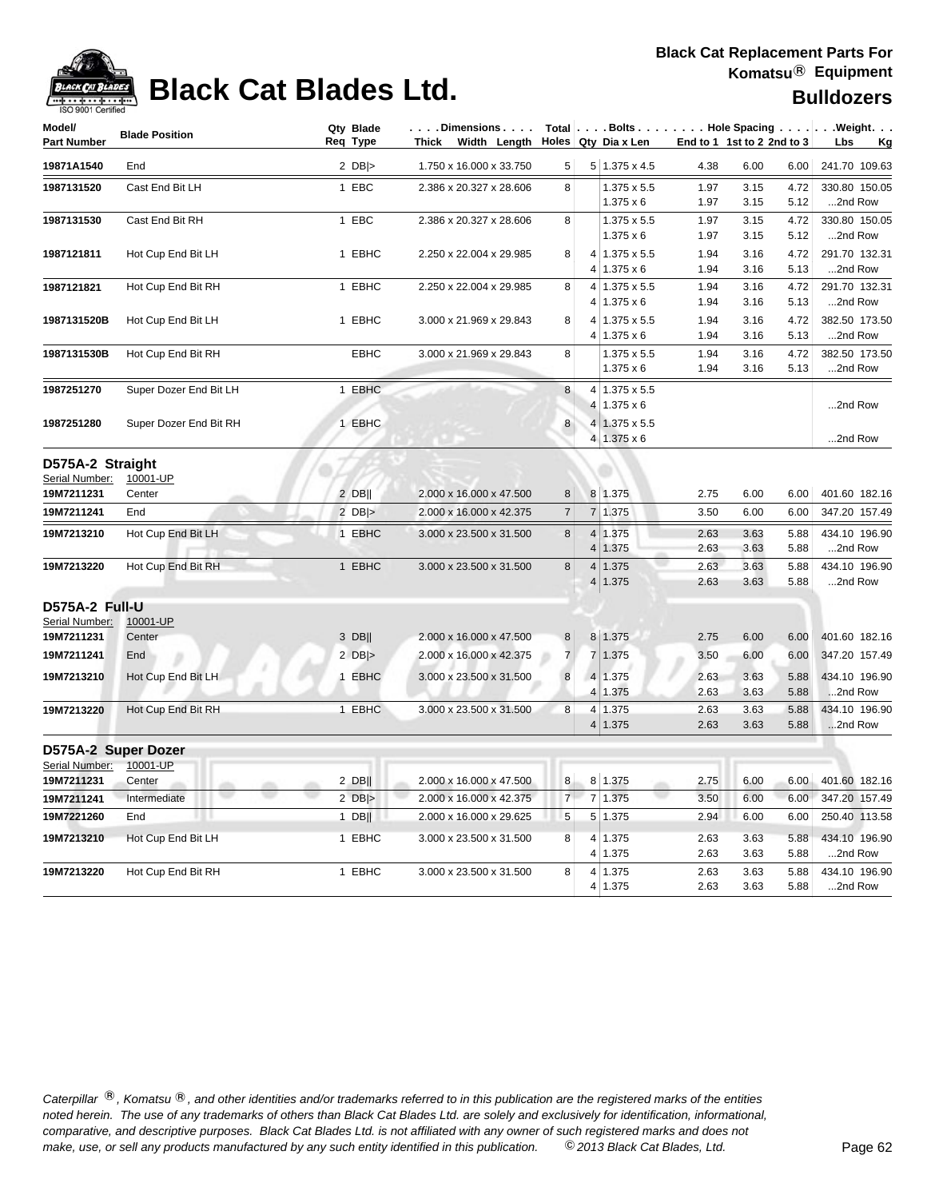# Black Cat Blades Ltd.

**Black Cat Replacement Parts For Komatsu® Equipment**

**Bulldozers**

| Model/ Part Number | Blade Position | Qty Req | Blade Type | Dimensions Thick x Width x Length | Total Holes | Bolts Qty | Bolts Dia x Len | Hole Spacing End to 1 | 1st to 2 | 2nd to 3 | Weight Lbs | Kg |
|---|---|---|---|---|---|---|---|---|---|---|---|---|
| 19871A1540 | End | 2 | DB\|> | 1.750 x 16.000 x 33.750 | 5 | 5 | 1.375 x 4.5 | 4.38 | 6.00 | 6.00 | 241.70 | 109.63 |
| 1987131520 | Cast End Bit LH | 1 | EBC | 2.386 x 20.327 x 28.606 | 8 | | 1.375 x 5.5 | 1.97 | 3.15 | 4.72 | 330.80 | 150.05 |
| | | | | | | | 1.375 x 6 | 1.97 | 3.15 | 5.12 | ...2nd Row | |
| 1987131530 | Cast End Bit RH | 1 | EBC | 2.386 x 20.327 x 28.606 | 8 | | 1.375 x 5.5 | 1.97 | 3.15 | 4.72 | 330.80 | 150.05 |
| | | | | | | | 1.375 x 6 | 1.97 | 3.15 | 5.12 | ...2nd Row | |
| 1987121811 | Hot Cup End Bit LH | 1 | EBHC | 2.250 x 22.004 x 29.985 | 8 | 4 | 1.375 x 5.5 | 1.94 | 3.16 | 4.72 | 291.70 | 132.31 |
| | | | | | | 4 | 1.375 x 6 | 1.94 | 3.16 | 5.13 | ...2nd Row | |
| 1987121821 | Hot Cup End Bit RH | 1 | EBHC | 2.250 x 22.004 x 29.985 | 8 | 4 | 1.375 x 5.5 | 1.94 | 3.16 | 4.72 | 291.70 | 132.31 |
| | | | | | | 4 | 1.375 x 6 | 1.94 | 3.16 | 5.13 | ...2nd Row | |
| 1987131520B | Hot Cup End Bit LH | 1 | EBHC | 3.000 x 21.969 x 29.843 | 8 | 4 | 1.375 x 5.5 | 1.94 | 3.16 | 4.72 | 382.50 | 173.50 |
| | | | | | | 4 | 1.375 x 6 | 1.94 | 3.16 | 5.13 | ...2nd Row | |
| 1987131530B | Hot Cup End Bit RH | | EBHC | 3.000 x 21.969 x 29.843 | 8 | | 1.375 x 5.5 | 1.94 | 3.16 | 4.72 | 382.50 | 173.50 |
| | | | | | | | 1.375 x 6 | 1.94 | 3.16 | 5.13 | ...2nd Row | |
| 1987251270 | Super Dozer End Bit LH | 1 | EBHC | | 8 | 4 | 1.375 x 5.5 | | | | | |
| | | | | | | 4 | 1.375 x 6 | | | | ...2nd Row | |
| 1987251280 | Super Dozer End Bit RH | 1 | EBHC | | 8 | 4 | 1.375 x 5.5 | | | | | |
| | | | | | | 4 | 1.375 x 6 | | | | ...2nd Row | |

## D575A-2 Straight

Serial Number: 10001-UP

| Model/ Part Number | Blade Position | Qty Req | Blade Type | Dimensions Thick x Width x Length | Total Holes | Bolts Qty | Bolts Dia x Len | Hole Spacing End to 1 | 1st to 2 | 2nd to 3 | Weight Lbs | Kg |
|---|---|---|---|---|---|---|---|---|---|---|---|---|
| 19M7211231 | Center | 2 | DB\|\| | 2.000 x 16.000 x 47.500 | 8 | 8 | 1.375 | 2.75 | 6.00 | 6.00 | 401.60 | 182.16 |
| 19M7211241 | End | 2 | DB\|> | 2.000 x 16.000 x 42.375 | 7 | 7 | 1.375 | 3.50 | 6.00 | 6.00 | 347.20 | 157.49 |
| 19M7213210 | Hot Cup End Bit LH | 1 | EBHC | 3.000 x 23.500 x 31.500 | 8 | 4 | 1.375 | 2.63 | 3.63 | 5.88 | 434.10 | 196.90 |
| | | | | | | 4 | 1.375 | 2.63 | 3.63 | 5.88 | ...2nd Row | |
| 19M7213220 | Hot Cup End Bit RH | 1 | EBHC | 3.000 x 23.500 x 31.500 | 8 | 4 | 1.375 | 2.63 | 3.63 | 5.88 | 434.10 | 196.90 |
| | | | | | | 4 | 1.375 | 2.63 | 3.63 | 5.88 | ...2nd Row | |

## D575A-2 Full-U

Serial Number: 10001-UP

| Model/ Part Number | Blade Position | Qty Req | Blade Type | Dimensions Thick x Width x Length | Total Holes | Bolts Qty | Bolts Dia x Len | Hole Spacing End to 1 | 1st to 2 | 2nd to 3 | Weight Lbs | Kg |
|---|---|---|---|---|---|---|---|---|---|---|---|---|
| 19M7211231 | Center | 3 | DB\|\| | 2.000 x 16.000 x 47.500 | 8 | 8 | 1.375 | 2.75 | 6.00 | 6.00 | 401.60 | 182.16 |
| 19M7211241 | End | 2 | DB\|> | 2.000 x 16.000 x 42.375 | 7 | 7 | 1.375 | 3.50 | 6.00 | 6.00 | 347.20 | 157.49 |
| 19M7213210 | Hot Cup End Bit LH | 1 | EBHC | 3.000 x 23.500 x 31.500 | 8 | 4 | 1.375 | 2.63 | 3.63 | 5.88 | 434.10 | 196.90 |
| | | | | | | 4 | 1.375 | 2.63 | 3.63 | 5.88 | ...2nd Row | |
| 19M7213220 | Hot Cup End Bit RH | 1 | EBHC | 3.000 x 23.500 x 31.500 | 8 | 4 | 1.375 | 2.63 | 3.63 | 5.88 | 434.10 | 196.90 |
| | | | | | | 4 | 1.375 | 2.63 | 3.63 | 5.88 | ...2nd Row | |

## D575A-2 Super Dozer

Serial Number: 10001-UP

| Model/ Part Number | Blade Position | Qty Req | Blade Type | Dimensions Thick x Width x Length | Total Holes | Bolts Qty | Bolts Dia x Len | Hole Spacing End to 1 | 1st to 2 | 2nd to 3 | Weight Lbs | Kg |
|---|---|---|---|---|---|---|---|---|---|---|---|---|
| 19M7211231 | Center | 2 | DB\|\| | 2.000 x 16.000 x 47.500 | 8 | 8 | 1.375 | 2.75 | 6.00 | 6.00 | 401.60 | 182.16 |
| 19M7211241 | Intermediate | 2 | DB\|> | 2.000 x 16.000 x 42.375 | 7 | 7 | 1.375 | 3.50 | 6.00 | 6.00 | 347.20 | 157.49 |
| 19M7221260 | End | 1 | DB\|\| | 2.000 x 16.000 x 29.625 | 5 | 5 | 1.375 | 2.94 | 6.00 | 6.00 | 250.40 | 113.58 |
| 19M7213210 | Hot Cup End Bit LH | 1 | EBHC | 3.000 x 23.500 x 31.500 | 8 | 4 | 1.375 | 2.63 | 3.63 | 5.88 | 434.10 | 196.90 |
| | | | | | | 4 | 1.375 | 2.63 | 3.63 | 5.88 | ...2nd Row | |
| 19M7213220 | Hot Cup End Bit RH | 1 | EBHC | 3.000 x 23.500 x 31.500 | 8 | 4 | 1.375 | 2.63 | 3.63 | 5.88 | 434.10 | 196.90 |
| | | | | | | 4 | 1.375 | 2.63 | 3.63 | 5.88 | ...2nd Row | |

*Caterpillar ®, Komatsu ®, and other identities and/or trademarks referred to in this publication are the registered marks of the entities noted herein. The use of any trademarks of others than Black Cat Blades Ltd. are solely and exclusively for identification, informational, comparative, and descriptive purposes. Black Cat Blades Ltd. is not affiliated with any owner of such registered marks and does not make, use, or sell any products manufactured by any such entity identified in this publication. © 2013 Black Cat Blades, Ltd.*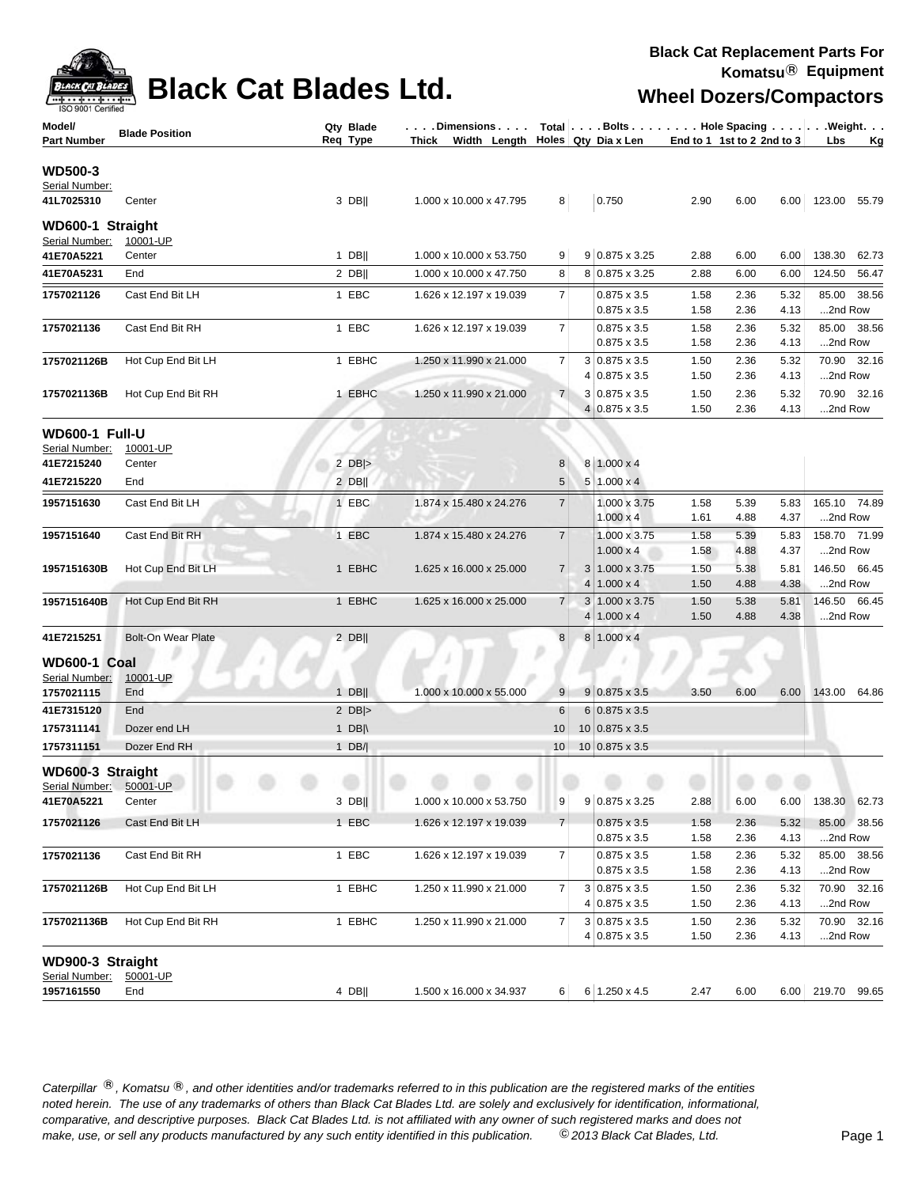# Black Cat Blades Ltd.

**Black Cat Replacement Parts For Komatsu® Equipment**

**Wheel Dozers/Compactors**

| Model/ Part Number | Blade Position | Qty Req | Blade Type | Dimensions Thick x Width x Length | Total Holes | Bolts Qty | Dia x Len | Hole Spacing End to 1 | 1st to 2 | 2nd to 3 | Weight Lbs | Kg |
|---|---|---|---|---|---|---|---|---|---|---|---|---|
| **WD500-3** | | | | | | | | | | | | |
| Serial Number: | | | | | | | | | | | | |
| **41L7025310** | Center | 3 | DB\|\| | 1.000 x 10.000 x 47.795 | 8 | | 0.750 | 2.90 | 6.00 | 6.00 | 123.00 | 55.79 |
| **WD600-1 Straight** | | | | | | | | | | | | |
| Serial Number: | 10001-UP | | | | | | | | | | | |
| **41E70A5221** | Center | 1 | DB\|\| | 1.000 x 10.000 x 53.750 | 9 | 9 | 0.875 x 3.25 | 2.88 | 6.00 | 6.00 | 138.30 | 62.73 |
| **41E70A5231** | End | 2 | DB\|\| | 1.000 x 10.000 x 47.750 | 8 | 8 | 0.875 x 3.25 | 2.88 | 6.00 | 6.00 | 124.50 | 56.47 |
| **1757021126** | Cast End Bit LH | 1 | EBC | 1.626 x 12.197 x 19.039 | 7 | | 0.875 x 3.5 | 1.58 | 2.36 | 5.32 | 85.00 | 38.56 |
| | | | | | | | 0.875 x 3.5 | 1.58 | 2.36 | 4.13 | ...2nd Row | |
| **1757021136** | Cast End Bit RH | 1 | EBC | 1.626 x 12.197 x 19.039 | 7 | | 0.875 x 3.5 | 1.58 | 2.36 | 5.32 | 85.00 | 38.56 |
| | | | | | | | 0.875 x 3.5 | 1.58 | 2.36 | 4.13 | ...2nd Row | |
| **1757021126B** | Hot Cup End Bit LH | 1 | EBHC | 1.250 x 11.990 x 21.000 | 7 | 3 | 0.875 x 3.5 | 1.50 | 2.36 | 5.32 | 70.90 | 32.16 |
| | | | | | | 4 | 0.875 x 3.5 | 1.50 | 2.36 | 4.13 | ...2nd Row | |
| **1757021136B** | Hot Cup End Bit RH | 1 | EBHC | 1.250 x 11.990 x 21.000 | 7 | 3 | 0.875 x 3.5 | 1.50 | 2.36 | 5.32 | 70.90 | 32.16 |
| | | | | | | 4 | 0.875 x 3.5 | 1.50 | 2.36 | 4.13 | ...2nd Row | |
| **WD600-1 Full-U** | | | | | | | | | | | | |
| Serial Number: | 10001-UP | | | | | | | | | | | |
| **41E7215240** | Center | 2 | DB\|> | | 8 | 8 | 1.000 x 4 | | | | | |
| **41E7215220** | End | 2 | DB\|\| | | 5 | 5 | 1.000 x 4 | | | | | |
| **1957151630** | Cast End Bit LH | 1 | EBC | 1.874 x 15.480 x 24.276 | 7 | | 1.000 x 3.75 | 1.58 | 5.39 | 5.83 | 165.10 | 74.89 |
| | | | | | | | 1.000 x 4 | 1.61 | 4.88 | 4.37 | ...2nd Row | |
| **1957151640** | Cast End Bit RH | 1 | EBC | 1.874 x 15.480 x 24.276 | 7 | | 1.000 x 3.75 | 1.58 | 5.39 | 5.83 | 158.70 | 71.99 |
| | | | | | | | 1.000 x 4 | 1.58 | 4.88 | 4.37 | ...2nd Row | |
| **1957151630B** | Hot Cup End Bit LH | 1 | EBHC | 1.625 x 16.000 x 25.000 | 7 | 3 | 1.000 x 3.75 | 1.50 | 5.38 | 5.81 | 146.50 | 66.45 |
| | | | | | | 4 | 1.000 x 4 | 1.50 | 4.88 | 4.38 | ...2nd Row | |
| **1957151640B** | Hot Cup End Bit RH | 1 | EBHC | 1.625 x 16.000 x 25.000 | 7 | 3 | 1.000 x 3.75 | 1.50 | 5.38 | 5.81 | 146.50 | 66.45 |
| | | | | | | 4 | 1.000 x 4 | 1.50 | 4.88 | 4.38 | ...2nd Row | |
| **41E7215251** | Bolt-On Wear Plate | 2 | DB\|\| | | 8 | 8 | 1.000 x 4 | | | | | |
| **WD600-1 Coal** | | | | | | | | | | | | |
| Serial Number: | 10001-UP | | | | | | | | | | | |
| **1757021115** | End | 1 | DB\|\| | 1.000 x 10.000 x 55.000 | 9 | 9 | 0.875 x 3.5 | 3.50 | 6.00 | 6.00 | 143.00 | 64.86 |
| **41E7315120** | End | 2 | DB\|> | | 6 | 6 | 0.875 x 3.5 | | | | | |
| **1757311141** | Dozer end LH | 1 | DB\|\ | | 10 | 10 | 0.875 x 3.5 | | | | | |
| **1757311151** | Dozer End RH | 1 | DB/\| | | 10 | 10 | 0.875 x 3.5 | | | | | |
| **WD600-3 Straight** | | | | | | | | | | | | |
| Serial Number: | 50001-UP | | | | | | | | | | | |
| **41E70A5221** | Center | 3 | DB\|\| | 1.000 x 10.000 x 53.750 | 9 | 9 | 0.875 x 3.25 | 2.88 | 6.00 | 6.00 | 138.30 | 62.73 |
| **1757021126** | Cast End Bit LH | 1 | EBC | 1.626 x 12.197 x 19.039 | 7 | | 0.875 x 3.5 | 1.58 | 2.36 | 5.32 | 85.00 | 38.56 |
| | | | | | | | 0.875 x 3.5 | 1.58 | 2.36 | 4.13 | ...2nd Row | |
| **1757021136** | Cast End Bit RH | 1 | EBC | 1.626 x 12.197 x 19.039 | 7 | | 0.875 x 3.5 | 1.58 | 2.36 | 5.32 | 85.00 | 38.56 |
| | | | | | | | 0.875 x 3.5 | 1.58 | 2.36 | 4.13 | ...2nd Row | |
| **1757021126B** | Hot Cup End Bit LH | 1 | EBHC | 1.250 x 11.990 x 21.000 | 7 | 3 | 0.875 x 3.5 | 1.50 | 2.36 | 5.32 | 70.90 | 32.16 |
| | | | | | | 4 | 0.875 x 3.5 | 1.50 | 2.36 | 4.13 | ...2nd Row | |
| **1757021136B** | Hot Cup End Bit RH | 1 | EBHC | 1.250 x 11.990 x 21.000 | 7 | 3 | 0.875 x 3.5 | 1.50 | 2.36 | 5.32 | 70.90 | 32.16 |
| | | | | | | 4 | 0.875 x 3.5 | 1.50 | 2.36 | 4.13 | ...2nd Row | |
| **WD900-3 Straight** | | | | | | | | | | | | |
| Serial Number: | 50001-UP | | | | | | | | | | | |
| **1957161550** | End | 4 | DB\|\| | 1.500 x 16.000 x 34.937 | 6 | 6 | 1.250 x 4.5 | 2.47 | 6.00 | 6.00 | 219.70 | 99.65 |

*Caterpillar ®, Komatsu ®, and other identities and/or trademarks referred to in this publication are the registered marks of the entities noted herein. The use of any trademarks of others than Black Cat Blades Ltd. are solely and exclusively for identification, informational, comparative, and descriptive purposes. Black Cat Blades Ltd. is not affiliated with any owner of such registered marks and does not make, use, or sell any products manufactured by any such entity identified in this publication. © 2013 Black Cat Blades, Ltd.*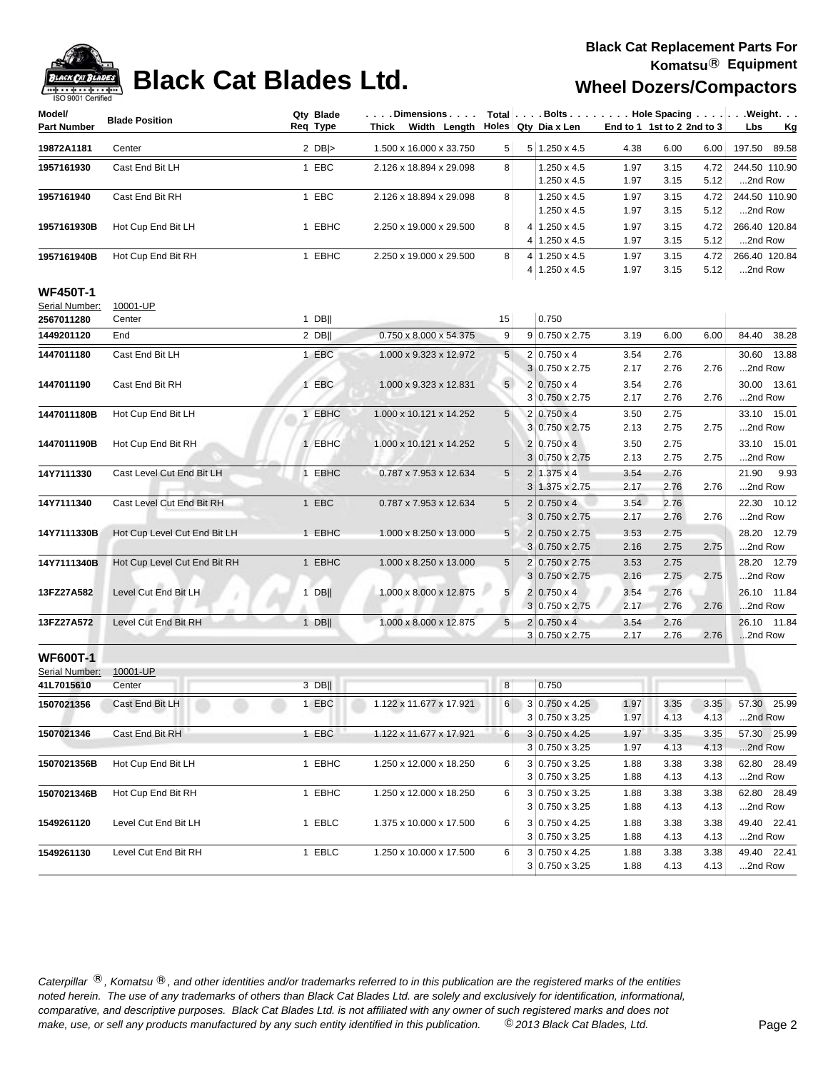# Black Cat Blades Ltd.

**Black Cat Replacement Parts For Komatsu® Equipment**

**Wheel Dozers/Compactors**

| Model/ Part Number | Blade Position | Qty Req | Blade Type | Dimensions Thick x Width x Length | Total Holes | Bolts Qty | Bolts Dia x Len | Hole Spacing End to 1 | 1st to 2 | 2nd to 3 | Weight Lbs | Weight Kg |
|---|---|---|---|---|---|---|---|---|---|---|---|---|
| 19872A1181 | Center | 2 | DB\|> | 1.500 x 16.000 x 33.750 | 5 | 5 | 1.250 x 4.5 | 4.38 | 6.00 | 6.00 | 197.50 | 89.58 |
| 1957161930 | Cast End Bit LH | 1 | EBC | 2.126 x 18.894 x 29.098 | 8 | | 1.250 x 4.5 | 1.97 | 3.15 | 4.72 | 244.50 | 110.90 |
| | | | | | | | 1.250 x 4.5 | 1.97 | 3.15 | 5.12 | ...2nd Row | |
| 1957161940 | Cast End Bit RH | 1 | EBC | 2.126 x 18.894 x 29.098 | 8 | | 1.250 x 4.5 | 1.97 | 3.15 | 4.72 | 244.50 | 110.90 |
| | | | | | | | 1.250 x 4.5 | 1.97 | 3.15 | 5.12 | ...2nd Row | |
| 1957161930B | Hot Cup End Bit LH | 1 | EBHC | 2.250 x 19.000 x 29.500 | 8 | 4 | 1.250 x 4.5 | 1.97 | 3.15 | 4.72 | 266.40 | 120.84 |
| | | | | | | 4 | 1.250 x 4.5 | 1.97 | 3.15 | 5.12 | ...2nd Row | |
| 1957161940B | Hot Cup End Bit RH | 1 | EBHC | 2.250 x 19.000 x 29.500 | 8 | 4 | 1.250 x 4.5 | 1.97 | 3.15 | 4.72 | 266.40 | 120.84 |
| | | | | | | 4 | 1.250 x 4.5 | 1.97 | 3.15 | 5.12 | ...2nd Row | |

## WF450T-1

Serial Number: 10001-UP

| Model/ Part Number | Blade Position | Qty Req | Blade Type | Dimensions Thick x Width x Length | Total Holes | Bolts Qty | Bolts Dia x Len | Hole Spacing End to 1 | 1st to 2 | 2nd to 3 | Weight Lbs | Weight Kg |
|---|---|---|---|---|---|---|---|---|---|---|---|---|
| 2567011280 | Center | 1 | DB\|\| | | 15 | | 0.750 | | | | | |
| 1449201120 | End | 2 | DB\|\| | 0.750 x 8.000 x 54.375 | 9 | 9 | 0.750 x 2.75 | 3.19 | 6.00 | 6.00 | 84.40 | 38.28 |
| 1447011180 | Cast End Bit LH | 1 | EBC | 1.000 x 9.323 x 12.972 | 5 | 2 | 0.750 x 4 | 3.54 | 2.76 | | 30.60 | 13.88 |
| | | | | | | 3 | 0.750 x 2.75 | 2.17 | 2.76 | 2.76 | ...2nd Row | |
| 1447011190 | Cast End Bit RH | 1 | EBC | 1.000 x 9.323 x 12.831 | 5 | 2 | 0.750 x 4 | 3.54 | 2.76 | | 30.00 | 13.61 |
| | | | | | | 3 | 0.750 x 2.75 | 2.17 | 2.76 | 2.76 | ...2nd Row | |
| 1447011180B | Hot Cup End Bit LH | 1 | EBHC | 1.000 x 10.121 x 14.252 | 5 | 2 | 0.750 x 4 | 3.50 | 2.75 | | 33.10 | 15.01 |
| | | | | | | 3 | 0.750 x 2.75 | 2.13 | 2.75 | 2.75 | ...2nd Row | |
| 1447011190B | Hot Cup End Bit RH | 1 | EBHC | 1.000 x 10.121 x 14.252 | 5 | 2 | 0.750 x 4 | 3.50 | 2.75 | | 33.10 | 15.01 |
| | | | | | | 3 | 0.750 x 2.75 | 2.13 | 2.75 | 2.75 | ...2nd Row | |
| 14Y7111330 | Cast Level Cut End Bit LH | 1 | EBHC | 0.787 x 7.953 x 12.634 | 5 | 2 | 1.375 x 4 | 3.54 | 2.76 | | 21.90 | 9.93 |
| | | | | | | 3 | 1.375 x 2.75 | 2.17 | 2.76 | 2.76 | ...2nd Row | |
| 14Y7111340 | Cast Level Cut End Bit RH | 1 | EBC | 0.787 x 7.953 x 12.634 | 5 | 2 | 0.750 x 4 | 3.54 | 2.76 | | 22.30 | 10.12 |
| | | | | | | 3 | 0.750 x 2.75 | 2.17 | 2.76 | 2.76 | ...2nd Row | |
| 14Y7111330B | Hot Cup Level Cut End Bit LH | 1 | EBHC | 1.000 x 8.250 x 13.000 | 5 | 2 | 0.750 x 2.75 | 3.53 | 2.75 | | 28.20 | 12.79 |
| | | | | | | 3 | 0.750 x 2.75 | 2.16 | 2.75 | 2.75 | ...2nd Row | |
| 14Y7111340B | Hot Cup Level Cut End Bit RH | 1 | EBHC | 1.000 x 8.250 x 13.000 | 5 | 2 | 0.750 x 2.75 | 3.53 | 2.75 | | 28.20 | 12.79 |
| | | | | | | 3 | 0.750 x 2.75 | 2.16 | 2.75 | 2.75 | ...2nd Row | |
| 13FZ27A582 | Level Cut End Bit LH | 1 | DB\|\| | 1.000 x 8.000 x 12.875 | 5 | 2 | 0.750 x 4 | 3.54 | 2.76 | | 26.10 | 11.84 |
| | | | | | | 3 | 0.750 x 2.75 | 2.17 | 2.76 | 2.76 | ...2nd Row | |
| 13FZ27A572 | Level Cut End Bit RH | 1 | DB\|\| | 1.000 x 8.000 x 12.875 | 5 | 2 | 0.750 x 4 | 3.54 | 2.76 | | 26.10 | 11.84 |
| | | | | | | 3 | 0.750 x 2.75 | 2.17 | 2.76 | 2.76 | ...2nd Row | |

## WF600T-1

Serial Number: 10001-UP

| Model/ Part Number | Blade Position | Qty Req | Blade Type | Dimensions Thick x Width x Length | Total Holes | Bolts Qty | Bolts Dia x Len | Hole Spacing End to 1 | 1st to 2 | 2nd to 3 | Weight Lbs | Weight Kg |
|---|---|---|---|---|---|---|---|---|---|---|---|---|
| 41L7015610 | Center | 3 | DB\|\| | | 8 | | 0.750 | | | | | |
| 1507021356 | Cast End Bit LH | 1 | EBC | 1.122 x 11.677 x 17.921 | 6 | 3 | 0.750 x 4.25 | 1.97 | 3.35 | 3.35 | 57.30 | 25.99 |
| | | | | | | 3 | 0.750 x 3.25 | 1.97 | 4.13 | 4.13 | ...2nd Row | |
| 1507021346 | Cast End Bit RH | 1 | EBC | 1.122 x 11.677 x 17.921 | 6 | 3 | 0.750 x 4.25 | 1.97 | 3.35 | 3.35 | 57.30 | 25.99 |
| | | | | | | 3 | 0.750 x 3.25 | 1.97 | 4.13 | 4.13 | ...2nd Row | |
| 1507021356B | Hot Cup End Bit LH | 1 | EBHC | 1.250 x 12.000 x 18.250 | 6 | 3 | 0.750 x 3.25 | 1.88 | 3.38 | 3.38 | 62.80 | 28.49 |
| | | | | | | 3 | 0.750 x 3.25 | 1.88 | 4.13 | 4.13 | ...2nd Row | |
| 1507021346B | Hot Cup End Bit RH | 1 | EBHC | 1.250 x 12.000 x 18.250 | 6 | 3 | 0.750 x 3.25 | 1.88 | 3.38 | 3.38 | 62.80 | 28.49 |
| | | | | | | 3 | 0.750 x 3.25 | 1.88 | 4.13 | 4.13 | ...2nd Row | |
| 1549261120 | Level Cut End Bit LH | 1 | EBLC | 1.375 x 10.000 x 17.500 | 6 | 3 | 0.750 x 4.25 | 1.88 | 3.38 | 3.38 | 49.40 | 22.41 |
| | | | | | | 3 | 0.750 x 3.25 | 1.88 | 4.13 | 4.13 | ...2nd Row | |
| 1549261130 | Level Cut End Bit RH | 1 | EBLC | 1.250 x 10.000 x 17.500 | 6 | 3 | 0.750 x 4.25 | 1.88 | 3.38 | 3.38 | 49.40 | 22.41 |
| | | | | | | 3 | 0.750 x 3.25 | 1.88 | 4.13 | 4.13 | ...2nd Row | |

*Caterpillar ®, Komatsu ®, and other identities and/or trademarks referred to in this publication are the registered marks of the entities noted herein. The use of any trademarks of others than Black Cat Blades Ltd. are solely and exclusively for identification, informational, comparative, and descriptive purposes. Black Cat Blades Ltd. is not affiliated with any owner of such registered marks and does not make, use, or sell any products manufactured by any such entity identified in this publication. © 2013 Black Cat Blades, Ltd.*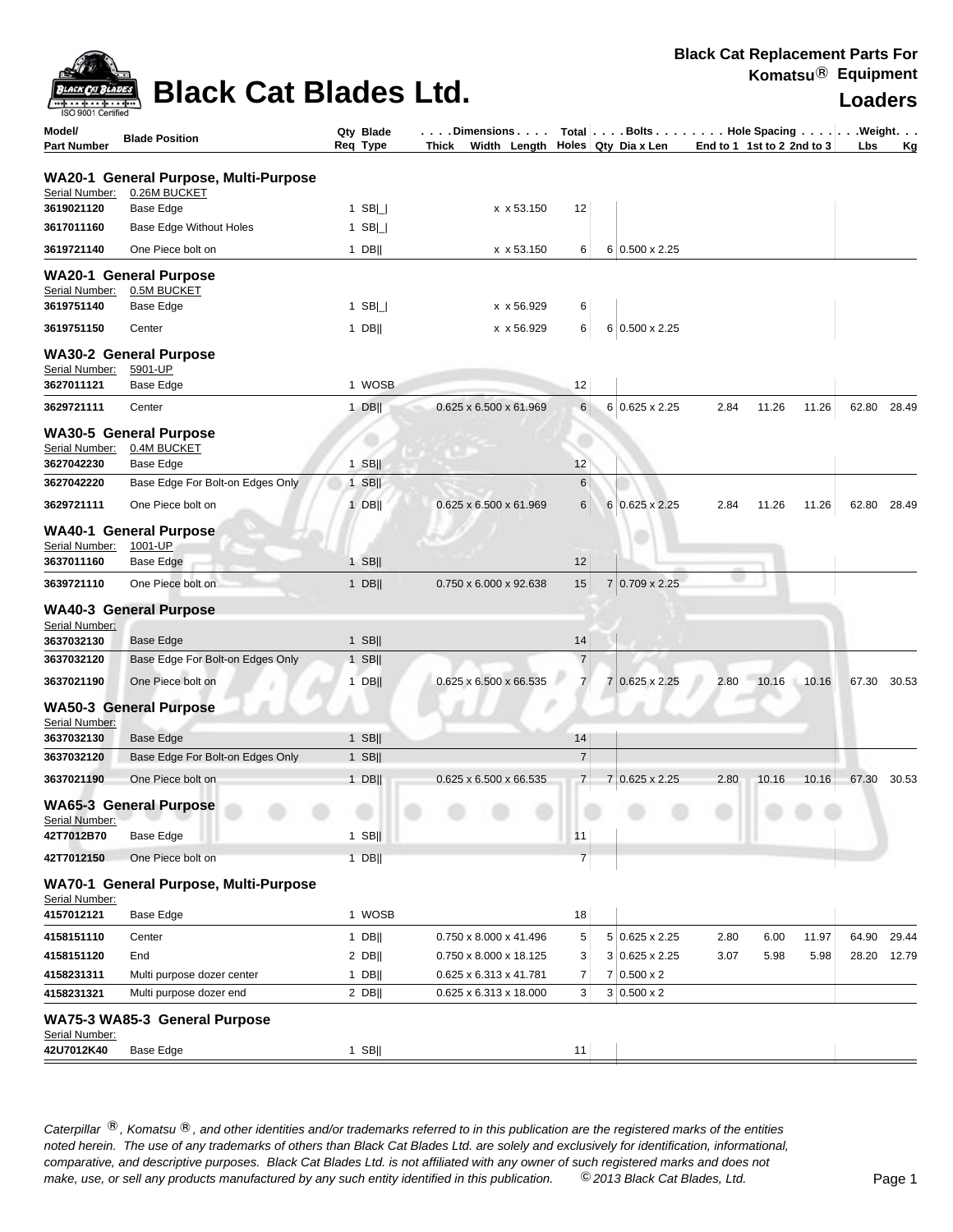# Black Cat Blades Ltd.

**Black Cat Replacement Parts For Komatsu® Equipment**

## Loaders

| Model/ Part Number | Blade Position | Qty Req | Blade Type | Dimensions Thick x Width x Length | Total Holes | Bolts Qty | Bolts Dia x Len | Hole Spacing End to 1 | 1st to 2 | 2nd to 3 | Weight Lbs | Kg |
|---|---|---|---|---|---|---|---|---|---|---|---|---|
| **WA20-1 General Purpose, Multi-Purpose** | | | | | | | | | | | | |
| Serial Number: 0.26M BUCKET | | | | | | | | | | | | |
| 3619021120 | Base Edge | 1 | SB\|_\| | x x 53.150 | 12 | | | | | | | |
| 3617011160 | Base Edge Without Holes | 1 | SB\|_\| | | | | | | | | | |
| 3619721140 | One Piece bolt on | 1 | DB\|\| | x x 53.150 | 6 | 6 | 0.500 x 2.25 | | | | | |
| **WA20-1 General Purpose** | | | | | | | | | | | | |
| Serial Number: 0.5M BUCKET | | | | | | | | | | | | |
| 3619751140 | Base Edge | 1 | SB\|_\| | x x 56.929 | 6 | | | | | | | |
| 3619751150 | Center | 1 | DB\|\| | x x 56.929 | 6 | 6 | 0.500 x 2.25 | | | | | |
| **WA30-2 General Purpose** | | | | | | | | | | | | |
| Serial Number: 5901-UP | | | | | | | | | | | | |
| 3627011121 | Base Edge | 1 | WOSB | | 12 | | | | | | | |
| 3629721111 | Center | 1 | DB\|\| | 0.625 x 6.500 x 61.969 | 6 | 6 | 0.625 x 2.25 | 2.84 | 11.26 | 11.26 | 62.80 | 28.49 |
| **WA30-5 General Purpose** | | | | | | | | | | | | |
| Serial Number: 0.4M BUCKET | | | | | | | | | | | | |
| 3627042230 | Base Edge | 1 | SB\|\| | | 12 | | | | | | | |
| 3627042220 | Base Edge For Bolt-on Edges Only | 1 | SB\|\| | | 6 | | | | | | | |
| 3629721111 | One Piece bolt on | 1 | DB\|\| | 0.625 x 6.500 x 61.969 | 6 | 6 | 0.625 x 2.25 | 2.84 | 11.26 | 11.26 | 62.80 | 28.49 |
| **WA40-1 General Purpose** | | | | | | | | | | | | |
| Serial Number: 1001-UP | | | | | | | | | | | | |
| 3637011160 | Base Edge | 1 | SB\|\| | | 12 | | | | | | | |
| 3639721110 | One Piece bolt on | 1 | DB\|\| | 0.750 x 6.000 x 92.638 | 15 | 7 | 0.709 x 2.25 | | | | | |
| **WA40-3 General Purpose** | | | | | | | | | | | | |
| Serial Number: | | | | | | | | | | | | |
| 3637032130 | Base Edge | 1 | SB\|\| | | 14 | | | | | | | |
| 3637032120 | Base Edge For Bolt-on Edges Only | 1 | SB\|\| | | 7 | | | | | | | |
| 3637021190 | One Piece bolt on | 1 | DB\|\| | 0.625 x 6.500 x 66.535 | 7 | 7 | 0.625 x 2.25 | 2.80 | 10.16 | 10.16 | 67.30 | 30.53 |
| **WA50-3 General Purpose** | | | | | | | | | | | | |
| Serial Number: | | | | | | | | | | | | |
| 3637032130 | Base Edge | 1 | SB\|\| | | 14 | | | | | | | |
| 3637032120 | Base Edge For Bolt-on Edges Only | 1 | SB\|\| | | 7 | | | | | | | |
| 3637021190 | One Piece bolt on | 1 | DB\|\| | 0.625 x 6.500 x 66.535 | 7 | 7 | 0.625 x 2.25 | 2.80 | 10.16 | 10.16 | 67.30 | 30.53 |
| **WA65-3 General Purpose** | | | | | | | | | | | | |
| Serial Number: | | | | | | | | | | | | |
| 42T7012B70 | Base Edge | 1 | SB\|\| | | 11 | | | | | | | |
| 42T7012150 | One Piece bolt on | 1 | DB\|\| | | 7 | | | | | | | |
| **WA70-1 General Purpose, Multi-Purpose** | | | | | | | | | | | | |
| Serial Number: | | | | | | | | | | | | |
| 4157012121 | Base Edge | 1 | WOSB | | 18 | | | | | | | |
| 4158151110 | Center | 1 | DB\|\| | 0.750 x 8.000 x 41.496 | 5 | 5 | 0.625 x 2.25 | 2.80 | 6.00 | 11.97 | 64.90 | 29.44 |
| 4158151120 | End | 2 | DB\|\| | 0.750 x 8.000 x 18.125 | 3 | 3 | 0.625 x 2.25 | 3.07 | 5.98 | 5.98 | 28.20 | 12.79 |
| 4158231311 | Multi purpose dozer center | 1 | DB\|\| | 0.625 x 6.313 x 41.781 | 7 | 7 | 0.500 x 2 | | | | | |
| 4158231321 | Multi purpose dozer end | 2 | DB\|\| | 0.625 x 6.313 x 18.000 | 3 | 3 | 0.500 x 2 | | | | | |
| **WA75-3 WA85-3 General Purpose** | | | | | | | | | | | | |
| Serial Number: | | | | | | | | | | | | |
| 42U7012K40 | Base Edge | 1 | SB\|\| | | 11 | | | | | | | |

*Caterpillar ®, Komatsu ®, and other identities and/or trademarks referred to in this publication are the registered marks of the entities noted herein. The use of any trademarks of others than Black Cat Blades Ltd. are solely and exclusively for identification, informational, comparative, and descriptive purposes. Black Cat Blades Ltd. is not affiliated with any owner of such registered marks and does not make, use, or sell any products manufactured by any such entity identified in this publication. © 2013 Black Cat Blades, Ltd.*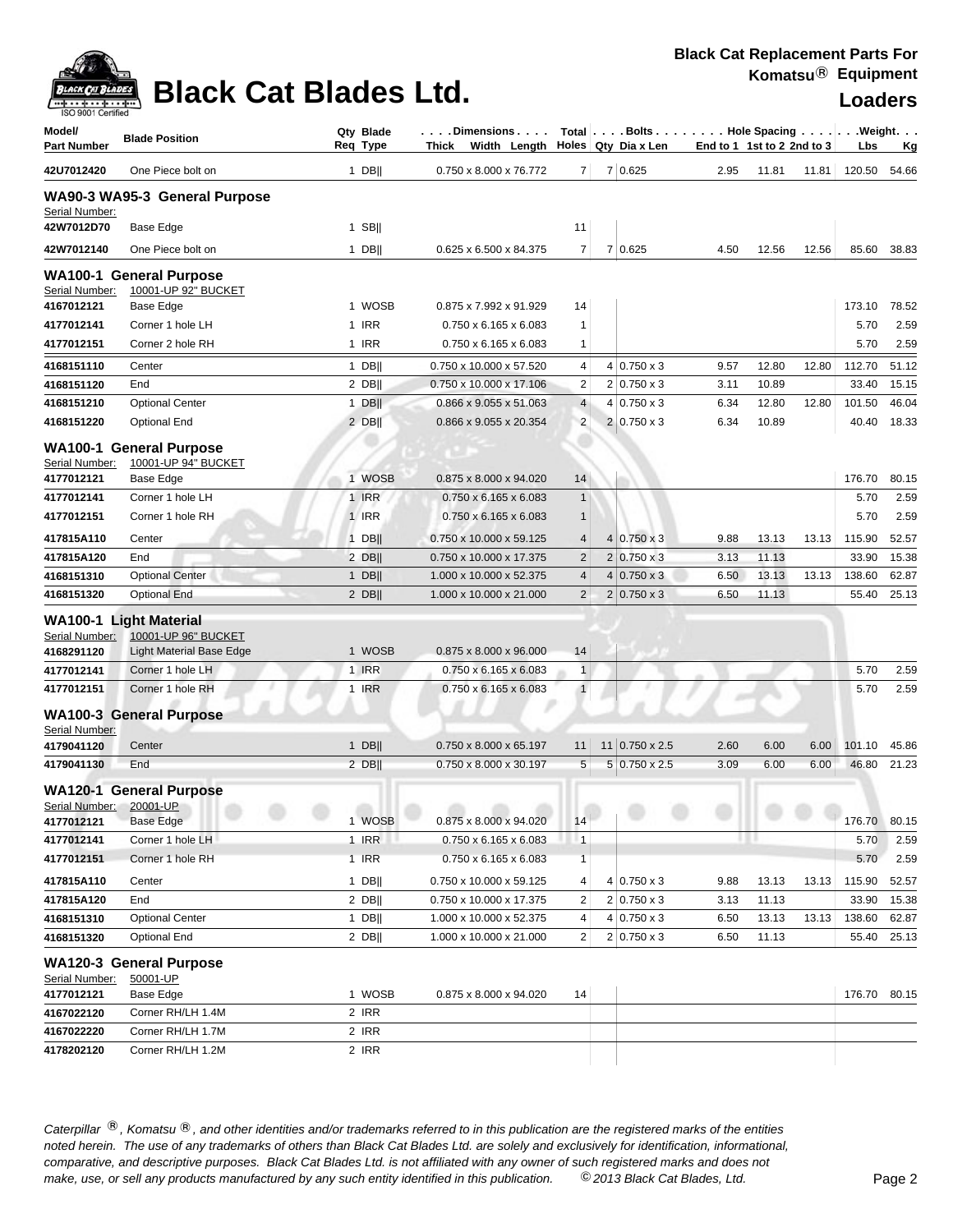# Black Cat Blades Ltd.

**Black Cat Replacement Parts For Komatsu® Equipment**

**Loaders**

| Model/ Part Number | Blade Position | Qty Req | Blade Type | Dimensions Thick x Width x Length | Total Holes | Bolts Qty | Bolts Dia x Len | Hole Spacing End to 1 | Hole Spacing 1st to 2 | Hole Spacing 2nd to 3 | Weight Lbs | Weight Kg |
|---|---|---|---|---|---|---|---|---|---|---|---|---|
| 42U7012420 | One Piece bolt on | 1 | DB\|\| | 0.750 x 8.000 x 76.772 | 7 | 7 | 0.625 | 2.95 | 11.81 | 11.81 | 120.50 | 54.66 |
| **WA90-3 WA95-3 General Purpose** | | | | | | | | | | | | |
| Serial Number: | | | | | | | | | | | | |
| 42W7012D70 | Base Edge | 1 | SB\|\| | | 11 | | | | | | | |
| 42W7012140 | One Piece bolt on | 1 | DB\|\| | 0.625 x 6.500 x 84.375 | 7 | 7 | 0.625 | 4.50 | 12.56 | 12.56 | 85.60 | 38.83 |
| **WA100-1 General Purpose** | | | | | | | | | | | | |
| Serial Number: | 10001-UP 92" BUCKET | | | | | | | | | | | |
| 4167012121 | Base Edge | 1 | WOSB | 0.875 x 7.992 x 91.929 | 14 | | | | | | 173.10 | 78.52 |
| 4177012141 | Corner 1 hole LH | 1 | IRR | 0.750 x 6.165 x 6.083 | 1 | | | | | | 5.70 | 2.59 |
| 4177012151 | Corner 2 hole RH | 1 | IRR | 0.750 x 6.165 x 6.083 | 1 | | | | | | 5.70 | 2.59 |
| 4168151110 | Center | 1 | DB\|\| | 0.750 x 10.000 x 57.520 | 4 | 4 | 0.750 x 3 | 9.57 | 12.80 | 12.80 | 112.70 | 51.12 |
| 4168151120 | End | 2 | DB\|\| | 0.750 x 10.000 x 17.106 | 2 | 2 | 0.750 x 3 | 3.11 | 10.89 | | 33.40 | 15.15 |
| 4168151210 | Optional Center | 1 | DB\|\| | 0.866 x 9.055 x 51.063 | 4 | 4 | 0.750 x 3 | 6.34 | 12.80 | 12.80 | 101.50 | 46.04 |
| 4168151220 | Optional End | 2 | DB\|\| | 0.866 x 9.055 x 20.354 | 2 | 2 | 0.750 x 3 | 6.34 | 10.89 | | 40.40 | 18.33 |
| **WA100-1 General Purpose** | | | | | | | | | | | | |
| Serial Number: | 10001-UP 94" BUCKET | | | | | | | | | | | |
| 4177012121 | Base Edge | 1 | WOSB | 0.875 x 8.000 x 94.020 | 14 | | | | | | 176.70 | 80.15 |
| 4177012141 | Corner 1 hole LH | 1 | IRR | 0.750 x 6.165 x 6.083 | 1 | | | | | | 5.70 | 2.59 |
| 4177012151 | Corner 1 hole RH | 1 | IRR | 0.750 x 6.165 x 6.083 | 1 | | | | | | 5.70 | 2.59 |
| 417815A110 | Center | 1 | DB\|\| | 0.750 x 10.000 x 59.125 | 4 | 4 | 0.750 x 3 | 9.88 | 13.13 | 13.13 | 115.90 | 52.57 |
| 417815A120 | End | 2 | DB\|\| | 0.750 x 10.000 x 17.375 | 2 | 2 | 0.750 x 3 | 3.13 | 11.13 | | 33.90 | 15.38 |
| 4168151310 | Optional Center | 1 | DB\|\| | 1.000 x 10.000 x 52.375 | 4 | 4 | 0.750 x 3 | 6.50 | 13.13 | 13.13 | 138.60 | 62.87 |
| 4168151320 | Optional End | 2 | DB\|\| | 1.000 x 10.000 x 21.000 | 2 | 2 | 0.750 x 3 | 6.50 | 11.13 | | 55.40 | 25.13 |
| **WA100-1 Light Material** | | | | | | | | | | | | |
| Serial Number: | 10001-UP 96" BUCKET | | | | | | | | | | | |
| 4168291120 | Light Material Base Edge | 1 | WOSB | 0.875 x 8.000 x 96.000 | 14 | | | | | | | |
| 4177012141 | Corner 1 hole LH | 1 | IRR | 0.750 x 6.165 x 6.083 | 1 | | | | | | 5.70 | 2.59 |
| 4177012151 | Corner 1 hole RH | 1 | IRR | 0.750 x 6.165 x 6.083 | 1 | | | | | | 5.70 | 2.59 |
| **WA100-3 General Purpose** | | | | | | | | | | | | |
| Serial Number: | | | | | | | | | | | | |
| 4179041120 | Center | 1 | DB\|\| | 0.750 x 8.000 x 65.197 | 11 | 11 | 0.750 x 2.5 | 2.60 | 6.00 | 6.00 | 101.10 | 45.86 |
| 4179041130 | End | 2 | DB\|\| | 0.750 x 8.000 x 30.197 | 5 | 5 | 0.750 x 2.5 | 3.09 | 6.00 | 6.00 | 46.80 | 21.23 |
| **WA120-1 General Purpose** | | | | | | | | | | | | |
| Serial Number: | 20001-UP | | | | | | | | | | | |
| 4177012121 | Base Edge | 1 | WOSB | 0.875 x 8.000 x 94.020 | 14 | | | | | | 176.70 | 80.15 |
| 4177012141 | Corner 1 hole LH | 1 | IRR | 0.750 x 6.165 x 6.083 | 1 | | | | | | 5.70 | 2.59 |
| 4177012151 | Corner 1 hole RH | 1 | IRR | 0.750 x 6.165 x 6.083 | 1 | | | | | | 5.70 | 2.59 |
| 417815A110 | Center | 1 | DB\|\| | 0.750 x 10.000 x 59.125 | 4 | 4 | 0.750 x 3 | 9.88 | 13.13 | 13.13 | 115.90 | 52.57 |
| 417815A120 | End | 2 | DB\|\| | 0.750 x 10.000 x 17.375 | 2 | 2 | 0.750 x 3 | 3.13 | 11.13 | | 33.90 | 15.38 |
| 4168151310 | Optional Center | 1 | DB\|\| | 1.000 x 10.000 x 52.375 | 4 | 4 | 0.750 x 3 | 6.50 | 13.13 | 13.13 | 138.60 | 62.87 |
| 4168151320 | Optional End | 2 | DB\|\| | 1.000 x 10.000 x 21.000 | 2 | 2 | 0.750 x 3 | 6.50 | 11.13 | | 55.40 | 25.13 |
| **WA120-3 General Purpose** | | | | | | | | | | | | |
| Serial Number: | 50001-UP | | | | | | | | | | | |
| 4177012121 | Base Edge | 1 | WOSB | 0.875 x 8.000 x 94.020 | 14 | | | | | | 176.70 | 80.15 |
| 4167022120 | Corner RH/LH 1.4M | 2 | IRR | | | | | | | | | |
| 4167022220 | Corner RH/LH 1.7M | 2 | IRR | | | | | | | | | |
| 4178202120 | Corner RH/LH 1.2M | 2 | IRR | | | | | | | | | |

*Caterpillar ®, Komatsu ®, and other identities and/or trademarks referred to in this publication are the registered marks of the entities noted herein. The use of any trademarks of others than Black Cat Blades Ltd. are solely and exclusively for identification, informational, comparative, and descriptive purposes. Black Cat Blades Ltd. is not affiliated with any owner of such registered marks and does not make, use, or sell any products manufactured by any such entity identified in this publication. © 2013 Black Cat Blades, Ltd.*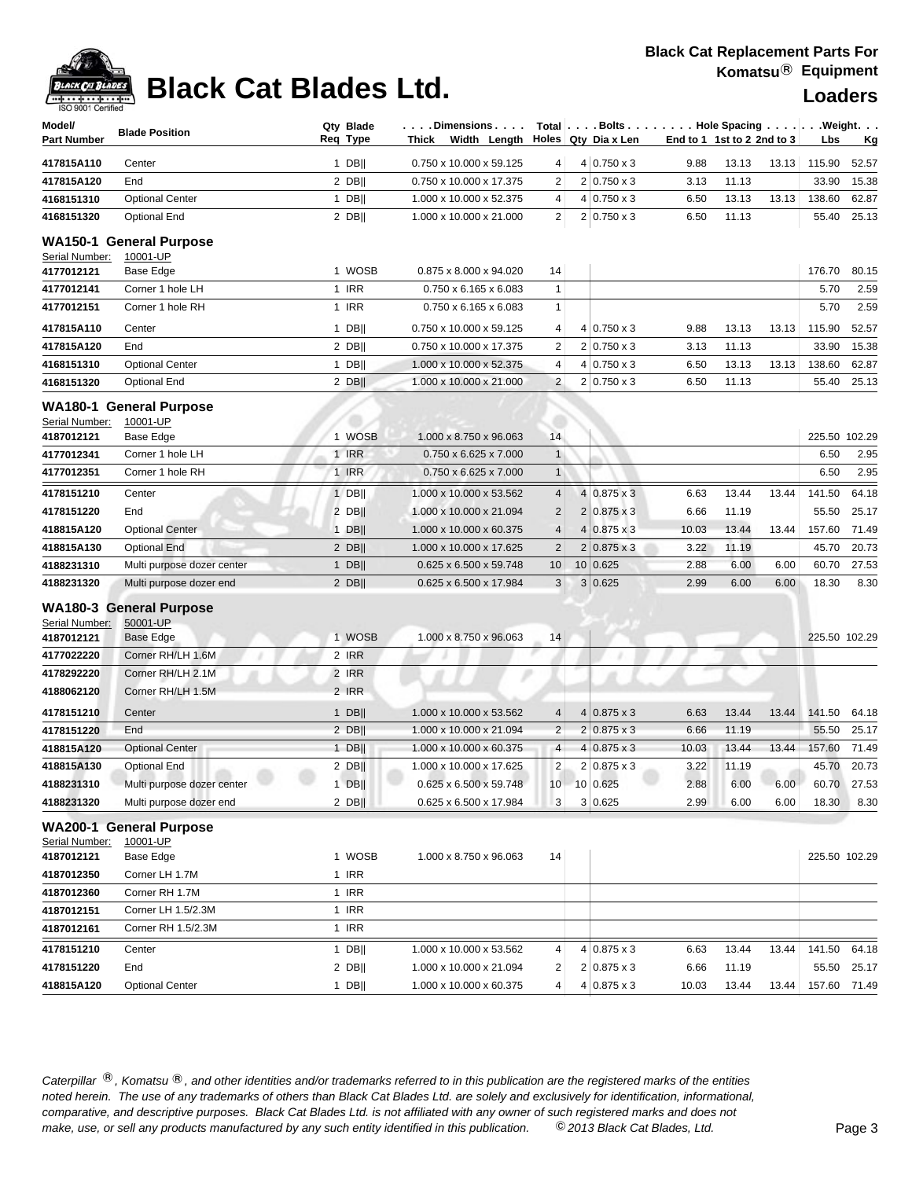# Black Cat Blades Ltd.

**Black Cat Replacement Parts For Komatsu® Equipment**

**Loaders**

| Model/ Part Number | Blade Position | Qty Req | Blade Type | Dimensions Thick x Width x Length | Total Holes | Bolts Qty | Dia x Len | Hole Spacing End to 1 | 1st to 2 | 2nd to 3 | Weight Lbs | Kg |
|---|---|---|---|---|---|---|---|---|---|---|---|---|
| 417815A110 | Center | 1 | DB‖ | 0.750 x 10.000 x 59.125 | 4 | 4 | 0.750 x 3 | 9.88 | 13.13 | 13.13 | 115.90 | 52.57 |
| 417815A120 | End | 2 | DB‖ | 0.750 x 10.000 x 17.375 | 2 | 2 | 0.750 x 3 | 3.13 | 11.13 | | 33.90 | 15.38 |
| 4168151310 | Optional Center | 1 | DB‖ | 1.000 x 10.000 x 52.375 | 4 | 4 | 0.750 x 3 | 6.50 | 13.13 | 13.13 | 138.60 | 62.87 |
| 4168151320 | Optional End | 2 | DB‖ | 1.000 x 10.000 x 21.000 | 2 | 2 | 0.750 x 3 | 6.50 | 11.13 | | 55.40 | 25.13 |

## WA150-1 General Purpose

Serial Number: 10001-UP

| Model/ Part Number | Blade Position | Qty Req | Blade Type | Dimensions Thick x Width x Length | Total Holes | Bolts Qty | Dia x Len | Hole Spacing End to 1 | 1st to 2 | 2nd to 3 | Weight Lbs | Kg |
|---|---|---|---|---|---|---|---|---|---|---|---|---|
| 4177012121 | Base Edge | 1 | WOSB | 0.875 x 8.000 x 94.020 | 14 | | | | | | 176.70 | 80.15 |
| 4177012141 | Corner 1 hole LH | 1 | IRR | 0.750 x 6.165 x 6.083 | 1 | | | | | | 5.70 | 2.59 |
| 4177012151 | Corner 1 hole RH | 1 | IRR | 0.750 x 6.165 x 6.083 | 1 | | | | | | 5.70 | 2.59 |
| 417815A110 | Center | 1 | DB‖ | 0.750 x 10.000 x 59.125 | 4 | 4 | 0.750 x 3 | 9.88 | 13.13 | 13.13 | 115.90 | 52.57 |
| 417815A120 | End | 2 | DB‖ | 0.750 x 10.000 x 17.375 | 2 | 2 | 0.750 x 3 | 3.13 | 11.13 | | 33.90 | 15.38 |
| 4168151310 | Optional Center | 1 | DB‖ | 1.000 x 10.000 x 52.375 | 4 | 4 | 0.750 x 3 | 6.50 | 13.13 | 13.13 | 138.60 | 62.87 |
| 4168151320 | Optional End | 2 | DB‖ | 1.000 x 10.000 x 21.000 | 2 | 2 | 0.750 x 3 | 6.50 | 11.13 | | 55.40 | 25.13 |

## WA180-1 General Purpose

Serial Number: 10001-UP

| Model/ Part Number | Blade Position | Qty Req | Blade Type | Dimensions Thick x Width x Length | Total Holes | Bolts Qty | Dia x Len | Hole Spacing End to 1 | 1st to 2 | 2nd to 3 | Weight Lbs | Kg |
|---|---|---|---|---|---|---|---|---|---|---|---|---|
| 4187012121 | Base Edge | 1 | WOSB | 1.000 x 8.750 x 96.063 | 14 | | | | | | 225.50 | 102.29 |
| 4177012341 | Corner 1 hole LH | 1 | IRR | 0.750 x 6.625 x 7.000 | 1 | | | | | | 6.50 | 2.95 |
| 4177012351 | Corner 1 hole RH | 1 | IRR | 0.750 x 6.625 x 7.000 | 1 | | | | | | 6.50 | 2.95 |
| 4178151210 | Center | 1 | DB‖ | 1.000 x 10.000 x 53.562 | 4 | 4 | 0.875 x 3 | 6.63 | 13.44 | 13.44 | 141.50 | 64.18 |
| 4178151220 | End | 2 | DB‖ | 1.000 x 10.000 x 21.094 | 2 | 2 | 0.875 x 3 | 6.66 | 11.19 | | 55.50 | 25.17 |
| 418815A120 | Optional Center | 1 | DB‖ | 1.000 x 10.000 x 60.375 | 4 | 4 | 0.875 x 3 | 10.03 | 13.44 | 13.44 | 157.60 | 71.49 |
| 418815A130 | Optional End | 2 | DB‖ | 1.000 x 10.000 x 17.625 | 2 | 2 | 0.875 x 3 | 3.22 | 11.19 | | 45.70 | 20.73 |
| 4188231310 | Multi purpose dozer center | 1 | DB‖ | 0.625 x 6.500 x 59.748 | 10 | 10 | 0.625 | 2.88 | 6.00 | 6.00 | 60.70 | 27.53 |
| 4188231320 | Multi purpose dozer end | 2 | DB‖ | 0.625 x 6.500 x 17.984 | 3 | 3 | 0.625 | 2.99 | 6.00 | 6.00 | 18.30 | 8.30 |

## WA180-3 General Purpose

Serial Number: 50001-UP

| Model/ Part Number | Blade Position | Qty Req | Blade Type | Dimensions Thick x Width x Length | Total Holes | Bolts Qty | Dia x Len | Hole Spacing End to 1 | 1st to 2 | 2nd to 3 | Weight Lbs | Kg |
|---|---|---|---|---|---|---|---|---|---|---|---|---|
| 4187012121 | Base Edge | 1 | WOSB | 1.000 x 8.750 x 96.063 | 14 | | | | | | 225.50 | 102.29 |
| 4177022220 | Corner RH/LH 1.6M | 2 | IRR | | | | | | | | | |
| 4178292220 | Corner RH/LH 2.1M | 2 | IRR | | | | | | | | | |
| 4188062120 | Corner RH/LH 1.5M | 2 | IRR | | | | | | | | | |
| 4178151210 | Center | 1 | DB‖ | 1.000 x 10.000 x 53.562 | 4 | 4 | 0.875 x 3 | 6.63 | 13.44 | 13.44 | 141.50 | 64.18 |
| 4178151220 | End | 2 | DB‖ | 1.000 x 10.000 x 21.094 | 2 | 2 | 0.875 x 3 | 6.66 | 11.19 | | 55.50 | 25.17 |
| 418815A120 | Optional Center | 1 | DB‖ | 1.000 x 10.000 x 60.375 | 4 | 4 | 0.875 x 3 | 10.03 | 13.44 | 13.44 | 157.60 | 71.49 |
| 418815A130 | Optional End | 2 | DB‖ | 1.000 x 10.000 x 17.625 | 2 | 2 | 0.875 x 3 | 3.22 | 11.19 | | 45.70 | 20.73 |
| 4188231310 | Multi purpose dozer center | 1 | DB‖ | 0.625 x 6.500 x 59.748 | 10 | 10 | 0.625 | 2.88 | 6.00 | 6.00 | 60.70 | 27.53 |
| 4188231320 | Multi purpose dozer end | 2 | DB‖ | 0.625 x 6.500 x 17.984 | 3 | 3 | 0.625 | 2.99 | 6.00 | 6.00 | 18.30 | 8.30 |

## WA200-1 General Purpose

Serial Number: 10001-UP

| Model/ Part Number | Blade Position | Qty Req | Blade Type | Dimensions Thick x Width x Length | Total Holes | Bolts Qty | Dia x Len | Hole Spacing End to 1 | 1st to 2 | 2nd to 3 | Weight Lbs | Kg |
|---|---|---|---|---|---|---|---|---|---|---|---|---|
| 4187012121 | Base Edge | 1 | WOSB | 1.000 x 8.750 x 96.063 | 14 | | | | | | 225.50 | 102.29 |
| 4187012350 | Corner LH 1.7M | 1 | IRR | | | | | | | | | |
| 4187012360 | Corner RH 1.7M | 1 | IRR | | | | | | | | | |
| 4187012151 | Corner LH 1.5/2.3M | 1 | IRR | | | | | | | | | |
| 4187012161 | Corner RH 1.5/2.3M | 1 | IRR | | | | | | | | | |
| 4178151210 | Center | 1 | DB‖ | 1.000 x 10.000 x 53.562 | 4 | 4 | 0.875 x 3 | 6.63 | 13.44 | 13.44 | 141.50 | 64.18 |
| 4178151220 | End | 2 | DB‖ | 1.000 x 10.000 x 21.094 | 2 | 2 | 0.875 x 3 | 6.66 | 11.19 | | 55.50 | 25.17 |
| 418815A120 | Optional Center | 1 | DB‖ | 1.000 x 10.000 x 60.375 | 4 | 4 | 0.875 x 3 | 10.03 | 13.44 | 13.44 | 157.60 | 71.49 |

*Caterpillar ®, Komatsu ®, and other identities and/or trademarks referred to in this publication are the registered marks of the entities noted herein. The use of any trademarks of others than Black Cat Blades Ltd. are solely and exclusively for identification, informational, comparative, and descriptive purposes. Black Cat Blades Ltd. is not affiliated with any owner of such registered marks and does not make, use, or sell any products manufactured by any such entity identified in this publication. © 2013 Black Cat Blades, Ltd.*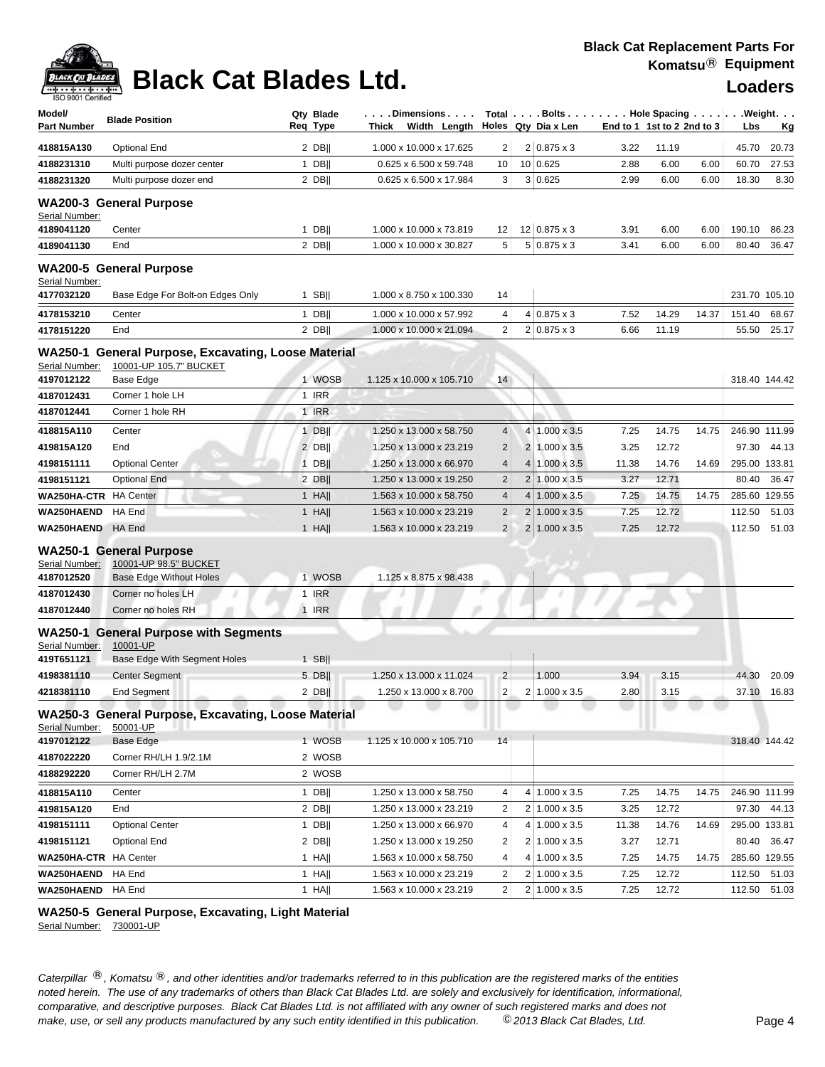# Black Cat Blades Ltd.

**Black Cat Replacement Parts For Komatsu® Equipment**

**Loaders**

| Model/ Part Number | Blade Position | Qty Req | Blade Type | Dimensions Thick x Width x Length | Total Holes | Bolts Qty | Bolts Dia x Len | Hole Spacing End to 1 | 1st to 2 | 2nd to 3 | Weight Lbs | Kg |
|---|---|---|---|---|---|---|---|---|---|---|---|---|
| 418815A130 | Optional End | 2 | DB‖ | 1.000 x 10.000 x 17.625 | 2 | 2 | 0.875 x 3 | 3.22 | 11.19 | | 45.70 | 20.73 |
| 4188231310 | Multi purpose dozer center | 1 | DB‖ | 0.625 x 6.500 x 59.748 | 10 | 10 | 0.625 | 2.88 | 6.00 | 6.00 | 60.70 | 27.53 |
| 4188231320 | Multi purpose dozer end | 2 | DB‖ | 0.625 x 6.500 x 17.984 | 3 | 3 | 0.625 | 2.99 | 6.00 | 6.00 | 18.30 | 8.30 |

## WA200-3 General Purpose

Serial Number:

| Part Number | Blade Position | Qty Req | Blade Type | Dimensions | Total Holes | Bolts Qty | Dia x Len | End to 1 | 1st to 2 | 2nd to 3 | Lbs | Kg |
|---|---|---|---|---|---|---|---|---|---|---|---|---|
| 4189041120 | Center | 1 | DB‖ | 1.000 x 10.000 x 73.819 | 12 | 12 | 0.875 x 3 | 3.91 | 6.00 | 6.00 | 190.10 | 86.23 |
| 4189041130 | End | 2 | DB‖ | 1.000 x 10.000 x 30.827 | 5 | 5 | 0.875 x 3 | 3.41 | 6.00 | 6.00 | 80.40 | 36.47 |

## WA200-5 General Purpose

Serial Number:

| Part Number | Blade Position | Qty Req | Blade Type | Dimensions | Total Holes | Bolts Qty | Dia x Len | End to 1 | 1st to 2 | 2nd to 3 | Lbs | Kg |
|---|---|---|---|---|---|---|---|---|---|---|---|---|
| 4177032120 | Base Edge For Bolt-on Edges Only | 1 | SB‖ | 1.000 x 8.750 x 100.330 | 14 | | | | | | 231.70 | 105.10 |
| 4178153210 | Center | 1 | DB‖ | 1.000 x 10.000 x 57.992 | 4 | 4 | 0.875 x 3 | 7.52 | 14.29 | 14.37 | 151.40 | 68.67 |
| 4178151220 | End | 2 | DB‖ | 1.000 x 10.000 x 21.094 | 2 | 2 | 0.875 x 3 | 6.66 | 11.19 | | 55.50 | 25.17 |

## WA250-1 General Purpose, Excavating, Loose Material

Serial Number: 10001-UP 105.7" BUCKET

| Part Number | Blade Position | Qty Req | Blade Type | Dimensions | Total Holes | Bolts Qty | Dia x Len | End to 1 | 1st to 2 | 2nd to 3 | Lbs | Kg |
|---|---|---|---|---|---|---|---|---|---|---|---|---|
| 4197012122 | Base Edge | 1 | WOSB | 1.125 x 10.000 x 105.710 | 14 | | | | | | 318.40 | 144.42 |
| 4187012431 | Corner 1 hole LH | 1 | IRR | | | | | | | | | |
| 4187012441 | Corner 1 hole RH | 1 | IRR | | | | | | | | | |
| 418815A110 | Center | 1 | DB‖ | 1.250 x 13.000 x 58.750 | 4 | 4 | 1.000 x 3.5 | 7.25 | 14.75 | 14.75 | 246.90 | 111.99 |
| 419815A120 | End | 2 | DB‖ | 1.250 x 13.000 x 23.219 | 2 | 2 | 1.000 x 3.5 | 3.25 | 12.72 | | 97.30 | 44.13 |
| 4198151111 | Optional Center | 1 | DB‖ | 1.250 x 13.000 x 66.970 | 4 | 4 | 1.000 x 3.5 | 11.38 | 14.76 | 14.69 | 295.00 | 133.81 |
| 4198151121 | Optional End | 2 | DB‖ | 1.250 x 13.000 x 19.250 | 2 | 2 | 1.000 x 3.5 | 3.27 | 12.71 | | 80.40 | 36.47 |
| WA250HA-CTR | HA Center | 1 | HA‖ | 1.563 x 10.000 x 58.750 | 4 | 4 | 1.000 x 3.5 | 7.25 | 14.75 | 14.75 | 285.60 | 129.55 |
| WA250HAEND | HA End | 1 | HA‖ | 1.563 x 10.000 x 23.219 | 2 | 2 | 1.000 x 3.5 | 7.25 | 12.72 | | 112.50 | 51.03 |
| WA250HAEND | HA End | 1 | HA‖ | 1.563 x 10.000 x 23.219 | 2 | 2 | 1.000 x 3.5 | 7.25 | 12.72 | | 112.50 | 51.03 |

## WA250-1 General Purpose

Serial Number: 10001-UP 98.5" BUCKET

| Part Number | Blade Position | Qty Req | Blade Type | Dimensions | Total Holes | Bolts Qty | Dia x Len | End to 1 | 1st to 2 | 2nd to 3 | Lbs | Kg |
|---|---|---|---|---|---|---|---|---|---|---|---|---|
| 4187012520 | Base Edge Without Holes | 1 | WOSB | 1.125 x 8.875 x 98.438 | | | | | | | | |
| 4187012430 | Corner no holes LH | 1 | IRR | | | | | | | | | |
| 4187012440 | Corner no holes RH | 1 | IRR | | | | | | | | | |

## WA250-1 General Purpose with Segments

Serial Number: 10001-UP

| Part Number | Blade Position | Qty Req | Blade Type | Dimensions | Total Holes | Bolts Qty | Dia x Len | End to 1 | 1st to 2 | 2nd to 3 | Lbs | Kg |
|---|---|---|---|---|---|---|---|---|---|---|---|---|
| 419T651121 | Base Edge With Segment Holes | 1 | SB‖ | | | | | | | | | |
| 4198381110 | Center Segment | 5 | DB‖ | 1.250 x 13.000 x 11.024 | 2 | | 1.000 | 3.94 | 3.15 | | 44.30 | 20.09 |
| 4218381110 | End Segment | 2 | DB‖ | 1.250 x 13.000 x 8.700 | 2 | 2 | 1.000 x 3.5 | 2.80 | 3.15 | | 37.10 | 16.83 |

## WA250-3 General Purpose, Excavating, Loose Material

Serial Number: 50001-UP

| Part Number | Blade Position | Qty Req | Blade Type | Dimensions | Total Holes | Bolts Qty | Dia x Len | End to 1 | 1st to 2 | 2nd to 3 | Lbs | Kg |
|---|---|---|---|---|---|---|---|---|---|---|---|---|
| 4197012122 | Base Edge | 1 | WOSB | 1.125 x 10.000 x 105.710 | 14 | | | | | | 318.40 | 144.42 |
| 4187022220 | Corner RH/LH 1.9/2.1M | 2 | WOSB | | | | | | | | | |
| 4188292220 | Corner RH/LH 2.7M | 2 | WOSB | | | | | | | | | |
| 418815A110 | Center | 1 | DB‖ | 1.250 x 13.000 x 58.750 | 4 | 4 | 1.000 x 3.5 | 7.25 | 14.75 | 14.75 | 246.90 | 111.99 |
| 419815A120 | End | 2 | DB‖ | 1.250 x 13.000 x 23.219 | 2 | 2 | 1.000 x 3.5 | 3.25 | 12.72 | | 97.30 | 44.13 |
| 4198151111 | Optional Center | 1 | DB‖ | 1.250 x 13.000 x 66.970 | 4 | 4 | 1.000 x 3.5 | 11.38 | 14.76 | 14.69 | 295.00 | 133.81 |
| 4198151121 | Optional End | 2 | DB‖ | 1.250 x 13.000 x 19.250 | 2 | 2 | 1.000 x 3.5 | 3.27 | 12.71 | | 80.40 | 36.47 |
| WA250HA-CTR | HA Center | 1 | HA‖ | 1.563 x 10.000 x 58.750 | 4 | 4 | 1.000 x 3.5 | 7.25 | 14.75 | 14.75 | 285.60 | 129.55 |
| WA250HAEND | HA End | 1 | HA‖ | 1.563 x 10.000 x 23.219 | 2 | 2 | 1.000 x 3.5 | 7.25 | 12.72 | | 112.50 | 51.03 |
| WA250HAEND | HA End | 1 | HA‖ | 1.563 x 10.000 x 23.219 | 2 | 2 | 1.000 x 3.5 | 7.25 | 12.72 | | 112.50 | 51.03 |

## WA250-5 General Purpose, Excavating, Light Material

Serial Number: 730001-UP

*Caterpillar ®, Komatsu ®, and other identities and/or trademarks referred to in this publication are the registered marks of the entities noted herein. The use of any trademarks of others than Black Cat Blades Ltd. are solely and exclusively for identification, informational, comparative, and descriptive purposes. Black Cat Blades Ltd. is not affiliated with any owner of such registered marks and does not make, use, or sell any products manufactured by any such entity identified in this publication. © 2013 Black Cat Blades, Ltd.*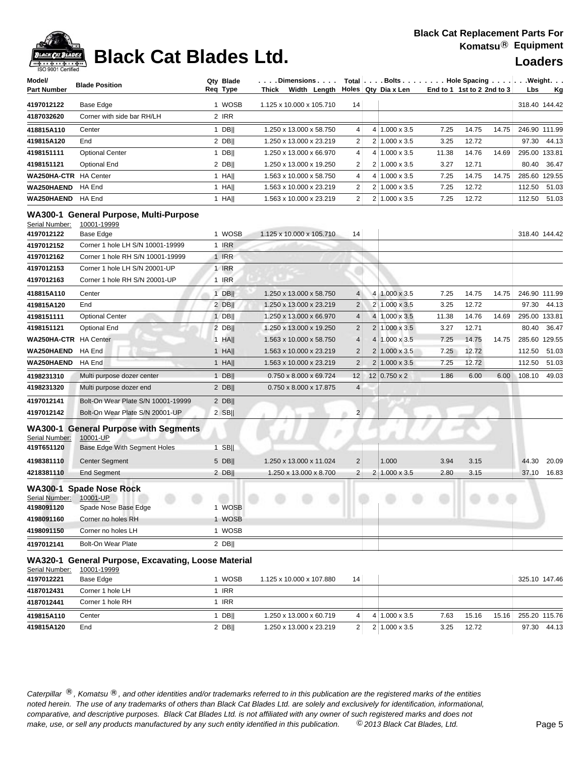# Black Cat Blades Ltd.

**Black Cat Replacement Parts For Komatsu® Equipment**

**Loaders**

| Model/ Part Number | Blade Position | Qty Req | Blade Type | Dimensions Thick x Width x Length | Total Holes | Bolts Qty | Bolts Dia x Len | Hole Spacing End to 1 | 1st to 2 | 2nd to 3 | Weight Lbs | Weight Kg |
|---|---|---|---|---|---|---|---|---|---|---|---|---|
| 4197012122 | Base Edge | 1 | WOSB | 1.125 x 10.000 x 105.710 | 14 | | | | | | 318.40 | 144.42 |
| 4187032620 | Corner with side bar RH/LH | 2 | IRR | | | | | | | | | |
| 418815A110 | Center | 1 | DB\|\| | 1.250 x 13.000 x 58.750 | 4 | 4 | 1.000 x 3.5 | 7.25 | 14.75 | 14.75 | 246.90 | 111.99 |
| 419815A120 | End | 2 | DB\|\| | 1.250 x 13.000 x 23.219 | 2 | 2 | 1.000 x 3.5 | 3.25 | 12.72 | | 97.30 | 44.13 |
| 4198151111 | Optional Center | 1 | DB\|\| | 1.250 x 13.000 x 66.970 | 4 | 4 | 1.000 x 3.5 | 11.38 | 14.76 | 14.69 | 295.00 | 133.81 |
| 4198151121 | Optional End | 2 | DB\|\| | 1.250 x 13.000 x 19.250 | 2 | 2 | 1.000 x 3.5 | 3.27 | 12.71 | | 80.40 | 36.47 |
| WA250HA-CTR | HA Center | 1 | HA\|\| | 1.563 x 10.000 x 58.750 | 4 | 4 | 1.000 x 3.5 | 7.25 | 14.75 | 14.75 | 285.60 | 129.55 |
| WA250HAEND | HA End | 1 | HA\|\| | 1.563 x 10.000 x 23.219 | 2 | 2 | 1.000 x 3.5 | 7.25 | 12.72 | | 112.50 | 51.03 |
| WA250HAEND | HA End | 1 | HA\|\| | 1.563 x 10.000 x 23.219 | 2 | 2 | 1.000 x 3.5 | 7.25 | 12.72 | | 112.50 | 51.03 |

## WA300-1 General Purpose, Multi-Purpose

Serial Number: 10001-19999

| Model/ Part Number | Blade Position | Qty Req | Blade Type | Dimensions Thick x Width x Length | Total Holes | Bolts Qty | Bolts Dia x Len | Hole Spacing End to 1 | 1st to 2 | 2nd to 3 | Weight Lbs | Weight Kg |
|---|---|---|---|---|---|---|---|---|---|---|---|---|
| 4197012122 | Base Edge | 1 | WOSB | 1.125 x 10.000 x 105.710 | 14 | | | | | | 318.40 | 144.42 |
| 4197012152 | Corner 1 hole LH S/N 10001-19999 | 1 | IRR | | | | | | | | | |
| 4197012162 | Corner 1 hole RH S/N 10001-19999 | 1 | IRR | | | | | | | | | |
| 4197012153 | Corner 1 hole LH S/N 20001-UP | 1 | IRR | | | | | | | | | |
| 4197012163 | Corner 1 hole RH S/N 20001-UP | 1 | IRR | | | | | | | | | |
| 418815A110 | Center | 1 | DB\|\| | 1.250 x 13.000 x 58.750 | 4 | 4 | 1.000 x 3.5 | 7.25 | 14.75 | 14.75 | 246.90 | 111.99 |
| 419815A120 | End | 2 | DB\|\| | 1.250 x 13.000 x 23.219 | 2 | 2 | 1.000 x 3.5 | 3.25 | 12.72 | | 97.30 | 44.13 |
| 4198151111 | Optional Center | 1 | DB\|\| | 1.250 x 13.000 x 66.970 | 4 | 4 | 1.000 x 3.5 | 11.38 | 14.76 | 14.69 | 295.00 | 133.81 |
| 4198151121 | Optional End | 2 | DB\|\| | 1.250 x 13.000 x 19.250 | 2 | 2 | 1.000 x 3.5 | 3.27 | 12.71 | | 80.40 | 36.47 |
| WA250HA-CTR | HA Center | 1 | HA\|\| | 1.563 x 10.000 x 58.750 | 4 | 4 | 1.000 x 3.5 | 7.25 | 14.75 | 14.75 | 285.60 | 129.55 |
| WA250HAEND | HA End | 1 | HA\|\| | 1.563 x 10.000 x 23.219 | 2 | 2 | 1.000 x 3.5 | 7.25 | 12.72 | | 112.50 | 51.03 |
| WA250HAEND | HA End | 1 | HA\|\| | 1.563 x 10.000 x 23.219 | 2 | 2 | 1.000 x 3.5 | 7.25 | 12.72 | | 112.50 | 51.03 |
| 4198231310 | Multi purpose dozer center | 1 | DB\|\| | 0.750 x 8.000 x 69.724 | 12 | 12 | 0.750 x 2 | 1.86 | 6.00 | 6.00 | 108.10 | 49.03 |
| 4198231320 | Multi purpose dozer end | 2 | DB\|\| | 0.750 x 8.000 x 17.875 | 4 | | | | | | | |
| 4197012141 | Bolt-On Wear Plate S/N 10001-19999 | 2 | DB\|\| | | | | | | | | | |
| 4197012142 | Bolt-On Wear Plate S/N 20001-UP | 2 | SB\|\| | | 2 | | | | | | | |

## WA300-1 General Purpose with Segments

Serial Number: 10001-UP

| Model/ Part Number | Blade Position | Qty Req | Blade Type | Dimensions Thick x Width x Length | Total Holes | Bolts Qty | Bolts Dia x Len | Hole Spacing End to 1 | 1st to 2 | 2nd to 3 | Weight Lbs | Weight Kg |
|---|---|---|---|---|---|---|---|---|---|---|---|---|
| 419T651120 | Base Edge With Segment Holes | 1 | SB\|\| | | | | | | | | | |
| 4198381110 | Center Segment | 5 | DB\|\| | 1.250 x 13.000 x 11.024 | 2 | | 1.000 | 3.94 | 3.15 | | 44.30 | 20.09 |
| 4218381110 | End Segment | 2 | DB\|\| | 1.250 x 13.000 x 8.700 | 2 | 2 | 1.000 x 3.5 | 2.80 | 3.15 | | 37.10 | 16.83 |

## WA300-1 Spade Nose Rock

Serial Number: 10001-UP

| Model/ Part Number | Blade Position | Qty Req | Blade Type | Dimensions Thick x Width x Length | Total Holes | Bolts Qty | Bolts Dia x Len | Hole Spacing End to 1 | 1st to 2 | 2nd to 3 | Weight Lbs | Weight Kg |
|---|---|---|---|---|---|---|---|---|---|---|---|---|
| 4198091120 | Spade Nose Base Edge | 1 | WOSB | | | | | | | | | |
| 4198091160 | Corner no holes RH | 1 | WOSB | | | | | | | | | |
| 4198091150 | Corner no holes LH | 1 | WOSB | | | | | | | | | |
| 4197012141 | Bolt-On Wear Plate | 2 | DB\|\| | | | | | | | | | |

## WA320-1 General Purpose, Excavating, Loose Material

Serial Number: 10001-19999

| Model/ Part Number | Blade Position | Qty Req | Blade Type | Dimensions Thick x Width x Length | Total Holes | Bolts Qty | Bolts Dia x Len | Hole Spacing End to 1 | 1st to 2 | 2nd to 3 | Weight Lbs | Weight Kg |
|---|---|---|---|---|---|---|---|---|---|---|---|---|
| 4197012221 | Base Edge | 1 | WOSB | 1.125 x 10.000 x 107.880 | 14 | | | | | | 325.10 | 147.46 |
| 4187012431 | Corner 1 hole LH | 1 | IRR | | | | | | | | | |
| 4187012441 | Corner 1 hole RH | 1 | IRR | | | | | | | | | |
| 419815A110 | Center | 1 | DB\|\| | 1.250 x 13.000 x 60.719 | 4 | 4 | 1.000 x 3.5 | 7.63 | 15.16 | 15.16 | 255.20 | 115.76 |
| 419815A120 | End | 2 | DB\|\| | 1.250 x 13.000 x 23.219 | 2 | 2 | 1.000 x 3.5 | 3.25 | 12.72 | | 97.30 | 44.13 |

*Caterpillar ®, Komatsu ®, and other identities and/or trademarks referred to in this publication are the registered marks of the entities noted herein. The use of any trademarks of others than Black Cat Blades Ltd. are solely and exclusively for identification, informational, comparative, and descriptive purposes. Black Cat Blades Ltd. is not affiliated with any owner of such registered marks and does not make, use, or sell any products manufactured by any such entity identified in this publication. © 2013 Black Cat Blades, Ltd.*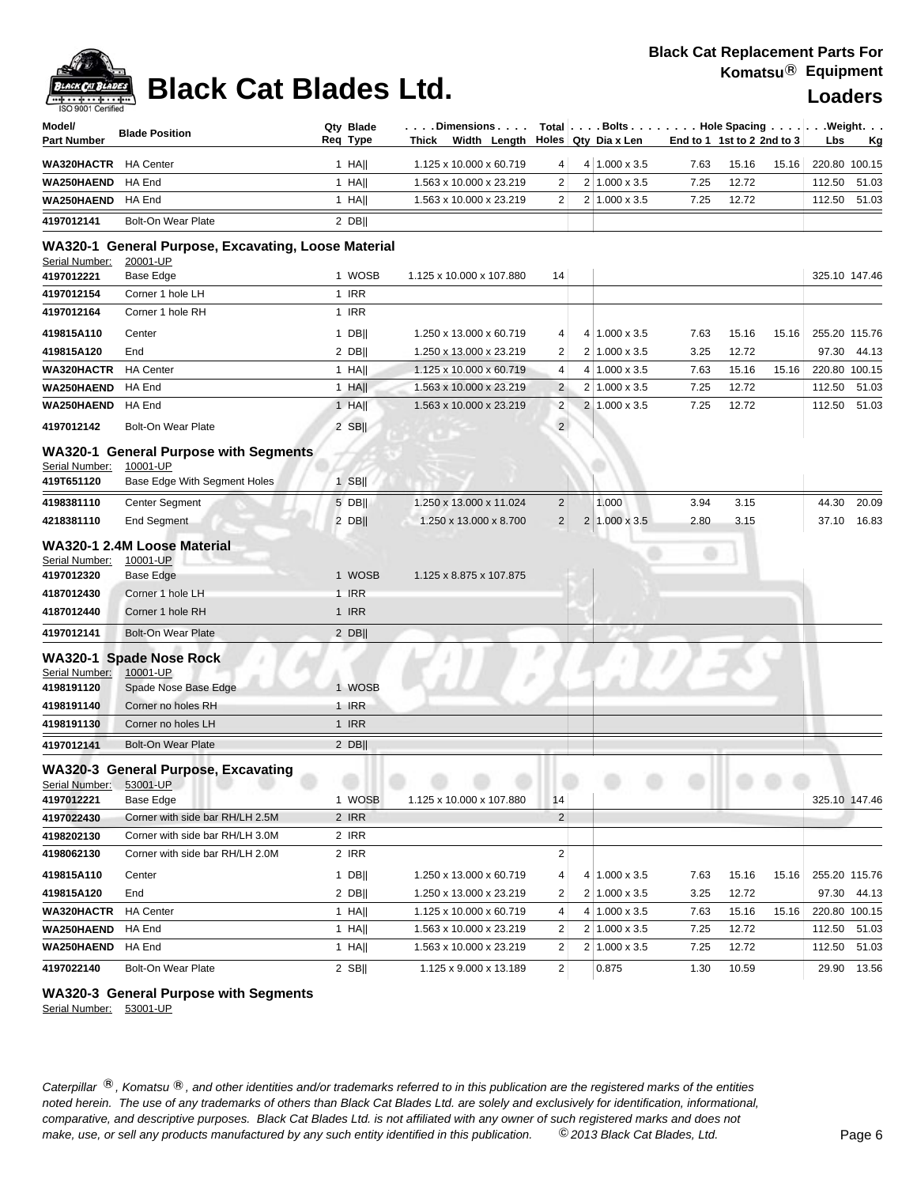# Black Cat Blades Ltd.

**Black Cat Replacement Parts For Komatsu® Equipment**

**Loaders**

| Model/ Part Number | Blade Position | Qty Req | Blade Type | Dimensions Thick x Width x Length | Total Holes | Bolts Qty | Bolts Dia x Len | Hole Spacing End to 1 | 1st to 2 | 2nd to 3 | Weight Lbs | Kg |
|---|---|---|---|---|---|---|---|---|---|---|---|---|
| **WA320HACTR** | HA Center | 1 | HA|| | 1.125 x 10.000 x 60.719 | 4 | 4 | 1.000 x 3.5 | 7.63 | 15.16 | 15.16 | 220.80 | 100.15 |
| **WA250HAEND** | HA End | 1 | HA|| | 1.563 x 10.000 x 23.219 | 2 | 2 | 1.000 x 3.5 | 7.25 | 12.72 | | 112.50 | 51.03 |
| **WA250HAEND** | HA End | 1 | HA|| | 1.563 x 10.000 x 23.219 | 2 | 2 | 1.000 x 3.5 | 7.25 | 12.72 | | 112.50 | 51.03 |
| **4197012141** | Bolt-On Wear Plate | 2 | DB|| | | | | | | | | | |

## WA320-1 General Purpose, Excavating, Loose Material

Serial Number: 20001-UP

| Part Number | Blade Position | Qty Req | Blade Type | Thick x Width x Length | Total Holes | Bolts Qty | Dia x Len | End to 1 | 1st to 2 | 2nd to 3 | Lbs | Kg |
|---|---|---|---|---|---|---|---|---|---|---|---|---|
| **4197012221** | Base Edge | 1 | WOSB | 1.125 x 10.000 x 107.880 | 14 | | | | | | 325.10 | 147.46 |
| **4197012154** | Corner 1 hole LH | 1 | IRR | | | | | | | | | |
| **4197012164** | Corner 1 hole RH | 1 | IRR | | | | | | | | | |
| **419815A110** | Center | 1 | DB|| | 1.250 x 13.000 x 60.719 | 4 | 4 | 1.000 x 3.5 | 7.63 | 15.16 | 15.16 | 255.20 | 115.76 |
| **419815A120** | End | 2 | DB|| | 1.250 x 13.000 x 23.219 | 2 | 2 | 1.000 x 3.5 | 3.25 | 12.72 | | 97.30 | 44.13 |
| **WA320HACTR** | HA Center | 1 | HA|| | 1.125 x 10.000 x 60.719 | 4 | 4 | 1.000 x 3.5 | 7.63 | 15.16 | 15.16 | 220.80 | 100.15 |
| **WA250HAEND** | HA End | 1 | HA|| | 1.563 x 10.000 x 23.219 | 2 | 2 | 1.000 x 3.5 | 7.25 | 12.72 | | 112.50 | 51.03 |
| **WA250HAEND** | HA End | 1 | HA|| | 1.563 x 10.000 x 23.219 | 2 | 2 | 1.000 x 3.5 | 7.25 | 12.72 | | 112.50 | 51.03 |
| **4197012142** | Bolt-On Wear Plate | 2 | SB|| | | 2 | | | | | | | |

## WA320-1 General Purpose with Segments

Serial Number: 10001-UP

| Part Number | Blade Position | Qty Req | Blade Type | Thick x Width x Length | Total Holes | Bolts Qty | Dia x Len | End to 1 | 1st to 2 | 2nd to 3 | Lbs | Kg |
|---|---|---|---|---|---|---|---|---|---|---|---|---|
| **419T651120** | Base Edge With Segment Holes | 1 | SB|| | | | | | | | | | |
| **4198381110** | Center Segment | 5 | DB|| | 1.250 x 13.000 x 11.024 | 2 | | 1.000 | 3.94 | 3.15 | | 44.30 | 20.09 |
| **4218381110** | End Segment | 2 | DB|| | 1.250 x 13.000 x 8.700 | 2 | 2 | 1.000 x 3.5 | 2.80 | 3.15 | | 37.10 | 16.83 |

## WA320-1 2.4M Loose Material

Serial Number: 10001-UP

| Part Number | Blade Position | Qty Req | Blade Type | Thick x Width x Length |
|---|---|---|---|---|
| **4197012320** | Base Edge | 1 | WOSB | 1.125 x 8.875 x 107.875 |
| **4187012430** | Corner 1 hole LH | 1 | IRR | |
| **4187012440** | Corner 1 hole RH | 1 | IRR | |
| **4197012141** | Bolt-On Wear Plate | 2 | DB|| | |

## WA320-1 Spade Nose Rock

Serial Number: 10001-UP

| Part Number | Blade Position | Qty Req | Blade Type |
|---|---|---|---|
| **4198191120** | Spade Nose Base Edge | 1 | WOSB |
| **4198191140** | Corner no holes RH | 1 | IRR |
| **4198191130** | Corner no holes LH | 1 | IRR |
| **4197012141** | Bolt-On Wear Plate | 2 | DB|| |

## WA320-3 General Purpose, Excavating

Serial Number: 53001-UP

| Part Number | Blade Position | Qty Req | Blade Type | Thick x Width x Length | Total Holes | Bolts Qty | Dia x Len | End to 1 | 1st to 2 | 2nd to 3 | Lbs | Kg |
|---|---|---|---|---|---|---|---|---|---|---|---|---|
| **4197012221** | Base Edge | 1 | WOSB | 1.125 x 10.000 x 107.880 | 14 | | | | | | 325.10 | 147.46 |
| **4197022430** | Corner with side bar RH/LH 2.5M | 2 | IRR | | 2 | | | | | | | |
| **4198202130** | Corner with side bar RH/LH 3.0M | 2 | IRR | | | | | | | | | |
| **4198062130** | Corner with side bar RH/LH 2.0M | 2 | IRR | | 2 | | | | | | | |
| **419815A110** | Center | 1 | DB|| | 1.250 x 13.000 x 60.719 | 4 | 4 | 1.000 x 3.5 | 7.63 | 15.16 | 15.16 | 255.20 | 115.76 |
| **419815A120** | End | 2 | DB|| | 1.250 x 13.000 x 23.219 | 2 | 2 | 1.000 x 3.5 | 3.25 | 12.72 | | 97.30 | 44.13 |
| **WA320HACTR** | HA Center | 1 | HA|| | 1.125 x 10.000 x 60.719 | 4 | 4 | 1.000 x 3.5 | 7.63 | 15.16 | 15.16 | 220.80 | 100.15 |
| **WA250HAEND** | HA End | 1 | HA|| | 1.563 x 10.000 x 23.219 | 2 | 2 | 1.000 x 3.5 | 7.25 | 12.72 | | 112.50 | 51.03 |
| **WA250HAEND** | HA End | 1 | HA|| | 1.563 x 10.000 x 23.219 | 2 | 2 | 1.000 x 3.5 | 7.25 | 12.72 | | 112.50 | 51.03 |
| **4197022140** | Bolt-On Wear Plate | 2 | SB|| | 1.125 x 9.000 x 13.189 | 2 | | 0.875 | 1.30 | 10.59 | | 29.90 | 13.56 |

## WA320-3 General Purpose with Segments

Serial Number: 53001-UP

*Caterpillar ®, Komatsu ®, and other identities and/or trademarks referred to in this publication are the registered marks of the entities noted herein. The use of any trademarks of others than Black Cat Blades Ltd. are solely and exclusively for identification, informational, comparative, and descriptive purposes. Black Cat Blades Ltd. is not affiliated with any owner of such registered marks and does not make, use, or sell any products manufactured by any such entity identified in this publication. © 2013 Black Cat Blades, Ltd.*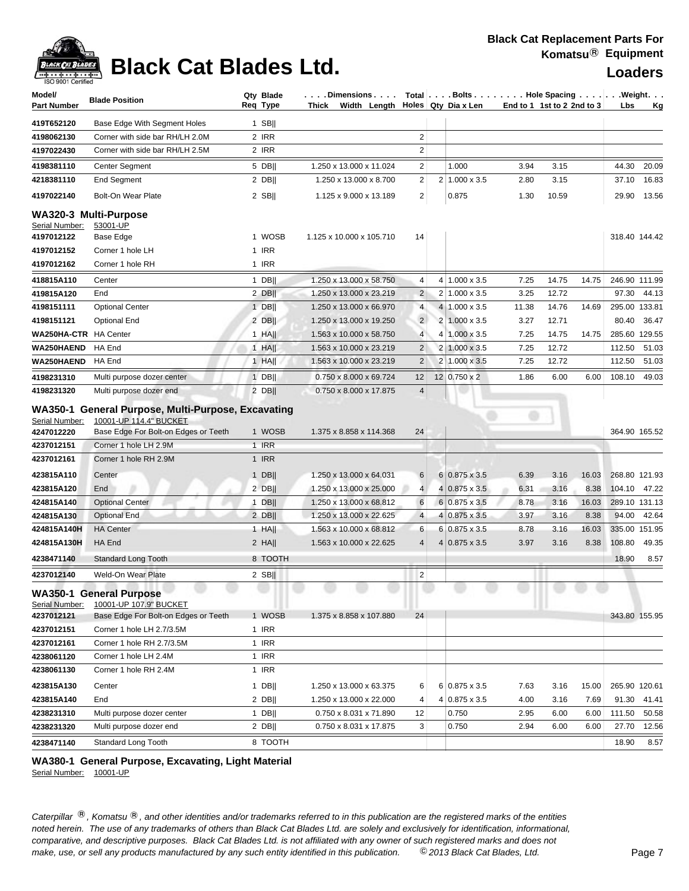# Black Cat Blades Ltd.

**Black Cat Replacement Parts For Komatsu® Equipment**

**Loaders**

| Model/ Part Number | Blade Position | Qty Req | Blade Type | Dimensions Thick x Width x Length | Total Holes | Bolts Qty | Bolts Dia x Len | Hole Spacing End to 1 | 1st to 2 | 2nd to 3 | Weight Lbs | Kg |
|---|---|---|---|---|---|---|---|---|---|---|---|---|
| 419T652120 | Base Edge With Segment Holes | 1 | SB\|\| | | | | | | | | | |
| 4198062130 | Corner with side bar RH/LH 2.0M | 2 | IRR | | 2 | | | | | | | |
| 4197022430 | Corner with side bar RH/LH 2.5M | 2 | IRR | | 2 | | | | | | | |
| 4198381110 | Center Segment | 5 | DB\|\| | 1.250 x 13.000 x 11.024 | 2 | | 1.000 | 3.94 | 3.15 | | 44.30 | 20.09 |
| 4218381110 | End Segment | 2 | DB\|\| | 1.250 x 13.000 x 8.700 | 2 | 2 | 1.000 x 3.5 | 2.80 | 3.15 | | 37.10 | 16.83 |
| 4197022140 | Bolt-On Wear Plate | 2 | SB\|\| | 1.125 x 9.000 x 13.189 | 2 | | 0.875 | 1.30 | 10.59 | | 29.90 | 13.56 |

## WA320-3 Multi-Purpose

Serial Number: 53001-UP

| Model/ Part Number | Blade Position | Qty Req | Blade Type | Dimensions Thick x Width x Length | Total Holes | Bolts Qty | Bolts Dia x Len | Hole Spacing End to 1 | 1st to 2 | 2nd to 3 | Weight Lbs | Kg |
|---|---|---|---|---|---|---|---|---|---|---|---|---|
| 4197012122 | Base Edge | 1 | WOSB | 1.125 x 10.000 x 105.710 | 14 | | | | | | 318.40 | 144.42 |
| 4197012152 | Corner 1 hole LH | 1 | IRR | | | | | | | | | |
| 4197012162 | Corner 1 hole RH | 1 | IRR | | | | | | | | | |
| 418815A110 | Center | 1 | DB\|\| | 1.250 x 13.000 x 58.750 | 4 | 4 | 1.000 x 3.5 | 7.25 | 14.75 | 14.75 | 246.90 | 111.99 |
| 419815A120 | End | 2 | DB\|\| | 1.250 x 13.000 x 23.219 | 2 | 2 | 1.000 x 3.5 | 3.25 | 12.72 | | 97.30 | 44.13 |
| 4198151111 | Optional Center | 1 | DB\|\| | 1.250 x 13.000 x 66.970 | 4 | 4 | 1.000 x 3.5 | 11.38 | 14.76 | 14.69 | 295.00 | 133.81 |
| 4198151121 | Optional End | 2 | DB\|\| | 1.250 x 13.000 x 19.250 | 2 | 2 | 1.000 x 3.5 | 3.27 | 12.71 | | 80.40 | 36.47 |
| WA250HA-CTR | HA Center | 1 | HA\|\| | 1.563 x 10.000 x 58.750 | 4 | 4 | 1.000 x 3.5 | 7.25 | 14.75 | 14.75 | 285.60 | 129.55 |
| WA250HAEND | HA End | 1 | HA\|\| | 1.563 x 10.000 x 23.219 | 2 | 2 | 1.000 x 3.5 | 7.25 | 12.72 | | 112.50 | 51.03 |
| WA250HAEND | HA End | 1 | HA\|\| | 1.563 x 10.000 x 23.219 | 2 | 2 | 1.000 x 3.5 | 7.25 | 12.72 | | 112.50 | 51.03 |
| 4198231310 | Multi purpose dozer center | 1 | DB\|\| | 0.750 x 8.000 x 69.724 | 12 | 12 | 0.750 x 2 | 1.86 | 6.00 | 6.00 | 108.10 | 49.03 |
| 4198231320 | Multi purpose dozer end | 2 | DB\|\| | 0.750 x 8.000 x 17.875 | 4 | | | | | | | |

## WA350-1 General Purpose, Multi-Purpose, Excavating

Serial Number: 10001-UP 114.4" BUCKET

| Model/ Part Number | Blade Position | Qty Req | Blade Type | Dimensions Thick x Width x Length | Total Holes | Bolts Qty | Bolts Dia x Len | Hole Spacing End to 1 | 1st to 2 | 2nd to 3 | Weight Lbs | Kg |
|---|---|---|---|---|---|---|---|---|---|---|---|---|
| 4247012220 | Base Edge For Bolt-on Edges or Teeth | 1 | WOSB | 1.375 x 8.858 x 114.368 | 24 | | | | | | 364.90 | 165.52 |
| 4237012151 | Corner 1 hole LH 2.9M | 1 | IRR | | | | | | | | | |
| 4237012161 | Corner 1 hole RH 2.9M | 1 | IRR | | | | | | | | | |
| 423815A110 | Center | 1 | DB\|\| | 1.250 x 13.000 x 64.031 | 6 | 6 | 0.875 x 3.5 | 6.39 | 3.16 | 16.03 | 268.80 | 121.93 |
| 423815A120 | End | 2 | DB\|\| | 1.250 x 13.000 x 25.000 | 4 | 4 | 0.875 x 3.5 | 6.31 | 3.16 | 8.38 | 104.10 | 47.22 |
| 424815A140 | Optional Center | 1 | DB\|\| | 1.250 x 13.000 x 68.812 | 6 | 6 | 0.875 x 3.5 | 8.78 | 3.16 | 16.03 | 289.10 | 131.13 |
| 424815A130 | Optional End | 2 | DB\|\| | 1.250 x 13.000 x 22.625 | 4 | 4 | 0.875 x 3.5 | 3.97 | 3.16 | 8.38 | 94.00 | 42.64 |
| 424815A140H | HA Center | 1 | HA\|\| | 1.563 x 10.000 x 68.812 | 6 | 6 | 0.875 x 3.5 | 8.78 | 3.16 | 16.03 | 335.00 | 151.95 |
| 424815A130H | HA End | 2 | HA\|\| | 1.563 x 10.000 x 22.625 | 4 | 4 | 0.875 x 3.5 | 3.97 | 3.16 | 8.38 | 108.80 | 49.35 |
| 4238471140 | Standard Long Tooth | 8 | TOOTH | | | | | | | | 18.90 | 8.57 |
| 4237012140 | Weld-On Wear Plate | 2 | SB\|\| | | 2 | | | | | | | |

## WA350-1 General Purpose

Serial Number: 10001-UP 107.9" BUCKET

| Model/ Part Number | Blade Position | Qty Req | Blade Type | Dimensions Thick x Width x Length | Total Holes | Bolts Qty | Bolts Dia x Len | Hole Spacing End to 1 | 1st to 2 | 2nd to 3 | Weight Lbs | Kg |
|---|---|---|---|---|---|---|---|---|---|---|---|---|
| 4237012121 | Base Edge For Bolt-on Edges or Teeth | 1 | WOSB | 1.375 x 8.858 x 107.880 | 24 | | | | | | 343.80 | 155.95 |
| 4237012151 | Corner 1 hole LH 2.7/3.5M | 1 | IRR | | | | | | | | | |
| 4237012161 | Corner 1 hole RH 2.7/3.5M | 1 | IRR | | | | | | | | | |
| 4238061120 | Corner 1 hole LH 2.4M | 1 | IRR | | | | | | | | | |
| 4238061130 | Corner 1 hole RH 2.4M | 1 | IRR | | | | | | | | | |
| 423815A130 | Center | 1 | DB\|\| | 1.250 x 13.000 x 63.375 | 6 | 6 | 0.875 x 3.5 | 7.63 | 3.16 | 15.00 | 265.90 | 120.61 |
| 423815A140 | End | 2 | DB\|\| | 1.250 x 13.000 x 22.000 | 4 | 4 | 0.875 x 3.5 | 4.00 | 3.16 | 7.69 | 91.30 | 41.41 |
| 4238231310 | Multi purpose dozer center | 1 | DB\|\| | 0.750 x 8.031 x 71.890 | 12 | | 0.750 | 2.95 | 6.00 | 6.00 | 111.50 | 50.58 |
| 4238231320 | Multi purpose dozer end | 2 | DB\|\| | 0.750 x 8.031 x 17.875 | 3 | | 0.750 | 2.94 | 6.00 | 6.00 | 27.70 | 12.56 |
| 4238471140 | Standard Long Tooth | 8 | TOOTH | | | | | | | | 18.90 | 8.57 |

## WA380-1 General Purpose, Excavating, Light Material

Serial Number: 10001-UP

*Caterpillar ®, Komatsu ®, and other identities and/or trademarks referred to in this publication are the registered marks of the entities noted herein. The use of any trademarks of others than Black Cat Blades Ltd. are solely and exclusively for identification, informational, comparative, and descriptive purposes. Black Cat Blades Ltd. is not affiliated with any owner of such registered marks and does not make, use, or sell any products manufactured by any such entity identified in this publication. © 2013 Black Cat Blades, Ltd.*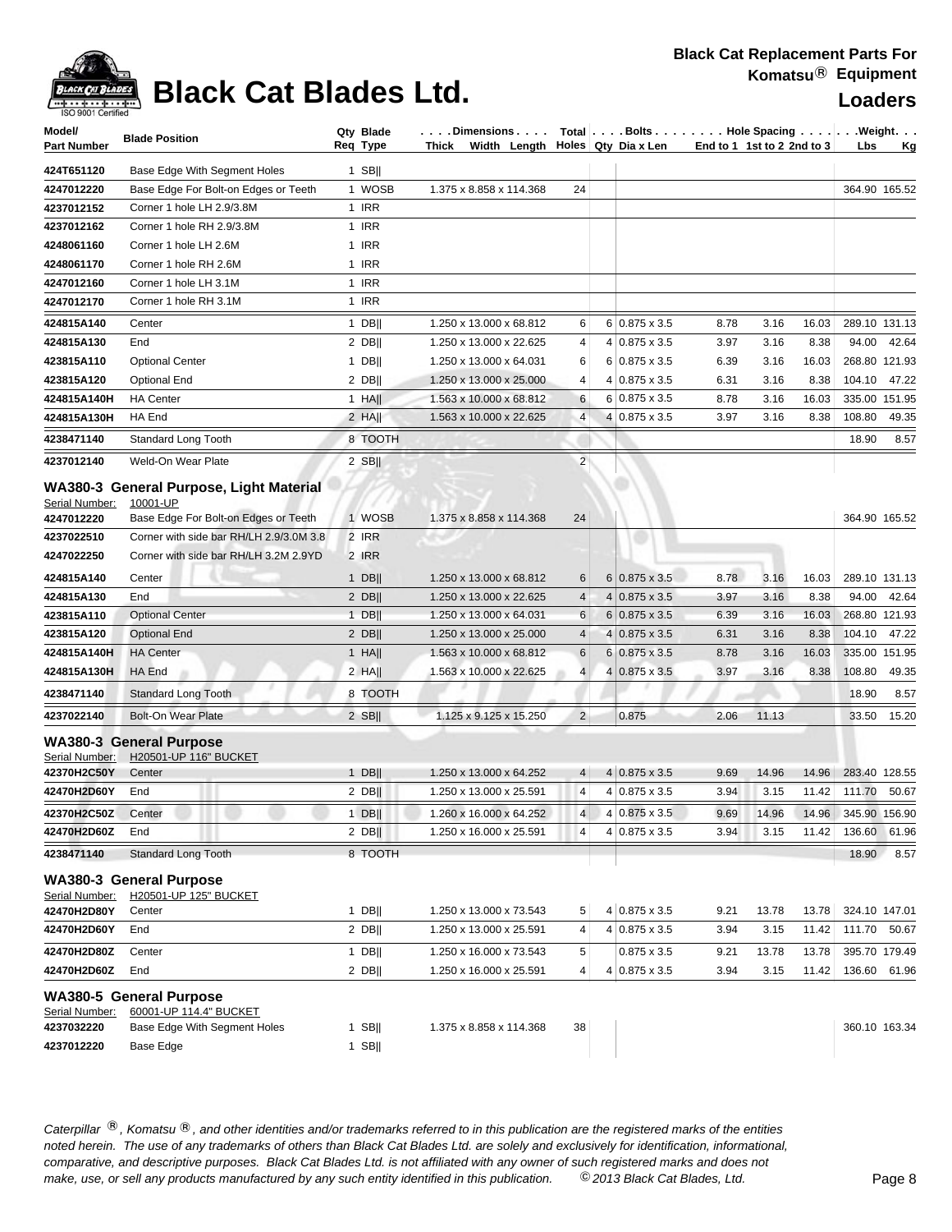# Black Cat Blades Ltd.

**Black Cat Replacement Parts For Komatsu® Equipment**

**Loaders**

| Model/ Part Number | Blade Position | Qty Req | Blade Type | Dimensions Thick x Width x Length | Total Holes | Bolts Qty | Bolts Dia x Len | Hole Spacing End to 1 | 1st to 2 | 2nd to 3 | Weight Lbs | Kg |
|---|---|---|---|---|---|---|---|---|---|---|---|---|
| 424T651120 | Base Edge With Segment Holes | 1 | SB\|\| | | | | | | | | | |
| 4247012220 | Base Edge For Bolt-on Edges or Teeth | 1 | WOSB | 1.375 x 8.858 x 114.368 | 24 | | | | | | 364.90 | 165.52 |
| 4237012152 | Corner 1 hole LH 2.9/3.8M | 1 | IRR | | | | | | | | | |
| 4237012162 | Corner 1 hole RH 2.9/3.8M | 1 | IRR | | | | | | | | | |
| 4248061160 | Corner 1 hole LH 2.6M | 1 | IRR | | | | | | | | | |
| 4248061170 | Corner 1 hole RH 2.6M | 1 | IRR | | | | | | | | | |
| 4247012160 | Corner 1 hole LH 3.1M | 1 | IRR | | | | | | | | | |
| 4247012170 | Corner 1 hole RH 3.1M | 1 | IRR | | | | | | | | | |
| 424815A140 | Center | 1 | DB\|\| | 1.250 x 13.000 x 68.812 | 6 | 6 | 0.875 x 3.5 | 8.78 | 3.16 | 16.03 | 289.10 | 131.13 |
| 424815A130 | End | 2 | DB\|\| | 1.250 x 13.000 x 22.625 | 4 | 4 | 0.875 x 3.5 | 3.97 | 3.16 | 8.38 | 94.00 | 42.64 |
| 423815A110 | Optional Center | 1 | DB\|\| | 1.250 x 13.000 x 64.031 | 6 | 6 | 0.875 x 3.5 | 6.39 | 3.16 | 16.03 | 268.80 | 121.93 |
| 423815A120 | Optional End | 2 | DB\|\| | 1.250 x 13.000 x 25.000 | 4 | 4 | 0.875 x 3.5 | 6.31 | 3.16 | 8.38 | 104.10 | 47.22 |
| 424815A140H | HA Center | 1 | HA\|\| | 1.563 x 10.000 x 68.812 | 6 | 6 | 0.875 x 3.5 | 8.78 | 3.16 | 16.03 | 335.00 | 151.95 |
| 424815A130H | HA End | 2 | HA\|\| | 1.563 x 10.000 x 22.625 | 4 | 4 | 0.875 x 3.5 | 3.97 | 3.16 | 8.38 | 108.80 | 49.35 |
| 4238471140 | Standard Long Tooth | 8 | TOOTH | | | | | | | | 18.90 | 8.57 |
| 4237012140 | Weld-On Wear Plate | 2 | SB\|\| | | 2 | | | | | | | |

## WA380-3 General Purpose, Light Material

Serial Number: 10001-UP

| Model/ Part Number | Blade Position | Qty Req | Blade Type | Dimensions Thick x Width x Length | Total Holes | Bolts Qty | Bolts Dia x Len | Hole Spacing End to 1 | 1st to 2 | 2nd to 3 | Weight Lbs | Kg |
|---|---|---|---|---|---|---|---|---|---|---|---|---|
| 4247012220 | Base Edge For Bolt-on Edges or Teeth | 1 | WOSB | 1.375 x 8.858 x 114.368 | 24 | | | | | | 364.90 | 165.52 |
| 4237022510 | Corner with side bar RH/LH 2.9/3.0M 3.8 | 2 | IRR | | | | | | | | | |
| 4247022250 | Corner with side bar RH/LH 3.2M 2.9YD | 2 | IRR | | | | | | | | | |
| 424815A140 | Center | 1 | DB\|\| | 1.250 x 13.000 x 68.812 | 6 | 6 | 0.875 x 3.5 | 8.78 | 3.16 | 16.03 | 289.10 | 131.13 |
| 424815A130 | End | 2 | DB\|\| | 1.250 x 13.000 x 22.625 | 4 | 4 | 0.875 x 3.5 | 3.97 | 3.16 | 8.38 | 94.00 | 42.64 |
| 423815A110 | Optional Center | 1 | DB\|\| | 1.250 x 13.000 x 64.031 | 6 | 6 | 0.875 x 3.5 | 6.39 | 3.16 | 16.03 | 268.80 | 121.93 |
| 423815A120 | Optional End | 2 | DB\|\| | 1.250 x 13.000 x 25.000 | 4 | 4 | 0.875 x 3.5 | 6.31 | 3.16 | 8.38 | 104.10 | 47.22 |
| 424815A140H | HA Center | 1 | HA\|\| | 1.563 x 10.000 x 68.812 | 6 | 6 | 0.875 x 3.5 | 8.78 | 3.16 | 16.03 | 335.00 | 151.95 |
| 424815A130H | HA End | 2 | HA\|\| | 1.563 x 10.000 x 22.625 | 4 | 4 | 0.875 x 3.5 | 3.97 | 3.16 | 8.38 | 108.80 | 49.35 |
| 4238471140 | Standard Long Tooth | 8 | TOOTH | | | | | | | | 18.90 | 8.57 |
| 4237022140 | Bolt-On Wear Plate | 2 | SB\|\| | 1.125 x 9.125 x 15.250 | 2 | | 0.875 | 2.06 | 11.13 | | 33.50 | 15.20 |

## WA380-3 General Purpose

Serial Number: H20501-UP 116" BUCKET

| Model/ Part Number | Blade Position | Qty Req | Blade Type | Dimensions Thick x Width x Length | Total Holes | Bolts Qty | Bolts Dia x Len | Hole Spacing End to 1 | 1st to 2 | 2nd to 3 | Weight Lbs | Kg |
|---|---|---|---|---|---|---|---|---|---|---|---|---|
| 42370H2C50Y | Center | 1 | DB\|\| | 1.250 x 13.000 x 64.252 | 4 | 4 | 0.875 x 3.5 | 9.69 | 14.96 | 14.96 | 283.40 | 128.55 |
| 42470H2D60Y | End | 2 | DB\|\| | 1.250 x 13.000 x 25.591 | 4 | 4 | 0.875 x 3.5 | 3.94 | 3.15 | 11.42 | 111.70 | 50.67 |
| 42370H2C50Z | Center | 1 | DB\|\| | 1.260 x 16.000 x 64.252 | 4 | 4 | 0.875 x 3.5 | 9.69 | 14.96 | 14.96 | 345.90 | 156.90 |
| 42470H2D60Z | End | 2 | DB\|\| | 1.250 x 16.000 x 25.591 | 4 | 4 | 0.875 x 3.5 | 3.94 | 3.15 | 11.42 | 136.60 | 61.96 |
| 4238471140 | Standard Long Tooth | 8 | TOOTH | | | | | | | | 18.90 | 8.57 |

## WA380-3 General Purpose

Serial Number: H20501-UP 125" BUCKET

| Model/ Part Number | Blade Position | Qty Req | Blade Type | Dimensions Thick x Width x Length | Total Holes | Bolts Qty | Bolts Dia x Len | Hole Spacing End to 1 | 1st to 2 | 2nd to 3 | Weight Lbs | Kg |
|---|---|---|---|---|---|---|---|---|---|---|---|---|
| 42470H2D80Y | Center | 1 | DB\|\| | 1.250 x 13.000 x 73.543 | 5 | 4 | 0.875 x 3.5 | 9.21 | 13.78 | 13.78 | 324.10 | 147.01 |
| 42470H2D60Y | End | 2 | DB\|\| | 1.250 x 13.000 x 25.591 | 4 | 4 | 0.875 x 3.5 | 3.94 | 3.15 | 11.42 | 111.70 | 50.67 |
| 42470H2D80Z | Center | 1 | DB\|\| | 1.250 x 16.000 x 73.543 | 5 | | 0.875 x 3.5 | 9.21 | 13.78 | 13.78 | 395.70 | 179.49 |
| 42470H2D60Z | End | 2 | DB\|\| | 1.250 x 16.000 x 25.591 | 4 | 4 | 0.875 x 3.5 | 3.94 | 3.15 | 11.42 | 136.60 | 61.96 |

## WA380-5 General Purpose

Serial Number: 60001-UP 114.4" BUCKET

| Model/ Part Number | Blade Position | Qty Req | Blade Type | Dimensions Thick x Width x Length | Total Holes | Bolts Qty | Bolts Dia x Len | Hole Spacing End to 1 | 1st to 2 | 2nd to 3 | Weight Lbs | Kg |
|---|---|---|---|---|---|---|---|---|---|---|---|---|
| 4237032220 | Base Edge With Segment Holes | 1 | SB\|\| | 1.375 x 8.858 x 114.368 | 38 | | | | | | 360.10 | 163.34 |
| 4237012220 | Base Edge | 1 | SB\|\| | | | | | | | | | |

*Caterpillar ®, Komatsu ®, and other identities and/or trademarks referred to in this publication are the registered marks of the entities noted herein. The use of any trademarks of others than Black Cat Blades Ltd. are solely and exclusively for identification, informational, comparative, and descriptive purposes. Black Cat Blades Ltd. is not affiliated with any owner of such registered marks and does not make, use, or sell any products manufactured by any such entity identified in this publication. © 2013 Black Cat Blades, Ltd.*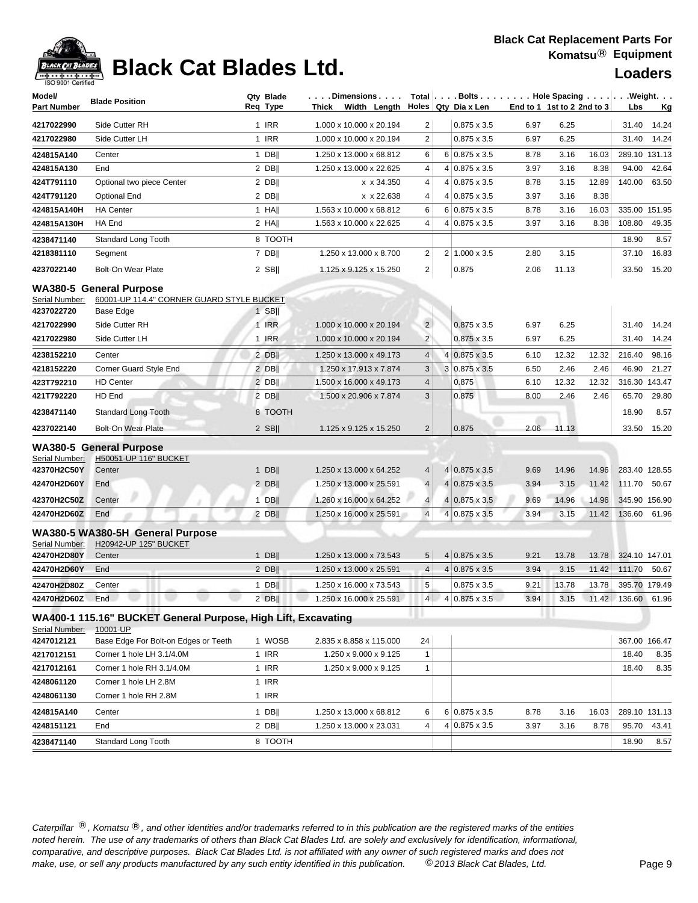# Black Cat Blades Ltd.

**Black Cat Replacement Parts For Komatsu® Equipment**

**Loaders**

| Model/ Part Number | Blade Position | Qty Req | Blade Type | Dimensions Thick x Width x Length | Total Holes | Bolts Qty | Dia x Len | Hole Spacing End to 1 | 1st to 2 | 2nd to 3 | Weight Lbs | Kg |
|---|---|---|---|---|---|---|---|---|---|---|---|---|
| 4217022990 | Side Cutter RH | 1 | IRR | 1.000 x 10.000 x 20.194 | 2 | | 0.875 x 3.5 | 6.97 | 6.25 | | 31.40 | 14.24 |
| 4217022980 | Side Cutter LH | 1 | IRR | 1.000 x 10.000 x 20.194 | 2 | | 0.875 x 3.5 | 6.97 | 6.25 | | 31.40 | 14.24 |
| 424815A140 | Center | 1 | DB‖ | 1.250 x 13.000 x 68.812 | 6 | 6 | 0.875 x 3.5 | 8.78 | 3.16 | 16.03 | 289.10 | 131.13 |
| 424815A130 | End | 2 | DB‖ | 1.250 x 13.000 x 22.625 | 4 | 4 | 0.875 x 3.5 | 3.97 | 3.16 | 8.38 | 94.00 | 42.64 |
| 424T791110 | Optional two piece Center | 2 | DB‖ | x x 34.350 | 4 | 4 | 0.875 x 3.5 | 8.78 | 3.15 | 12.89 | 140.00 | 63.50 |
| 424T791120 | Optional End | 2 | DB‖ | x x 22.638 | 4 | 4 | 0.875 x 3.5 | 3.97 | 3.16 | 8.38 | | |
| 424815A140H | HA Center | 1 | HA‖ | 1.563 x 10.000 x 68.812 | 6 | 6 | 0.875 x 3.5 | 8.78 | 3.16 | 16.03 | 335.00 | 151.95 |
| 424815A130H | HA End | 2 | HA‖ | 1.563 x 10.000 x 22.625 | 4 | 4 | 0.875 x 3.5 | 3.97 | 3.16 | 8.38 | 108.80 | 49.35 |
| 4238471140 | Standard Long Tooth | 8 | TOOTH | | | | | | | | 18.90 | 8.57 |
| 4218381110 | Segment | 7 | DB‖ | 1.250 x 13.000 x 8.700 | 2 | 2 | 1.000 x 3.5 | 2.80 | 3.15 | | 37.10 | 16.83 |
| 4237022140 | Bolt-On Wear Plate | 2 | SB‖ | 1.125 x 9.125 x 15.250 | 2 | | 0.875 | 2.06 | 11.13 | | 33.50 | 15.20 |

## WA380-5 General Purpose

Serial Number: 60001-UP 114.4" CORNER GUARD STYLE BUCKET

| Model/ Part Number | Blade Position | Qty Req | Blade Type | Dimensions Thick x Width x Length | Total Holes | Bolts Qty | Dia x Len | Hole Spacing End to 1 | 1st to 2 | 2nd to 3 | Weight Lbs | Kg |
|---|---|---|---|---|---|---|---|---|---|---|---|---|
| 4237022720 | Base Edge | 1 | SB‖ | | | | | | | | | |
| 4217022990 | Side Cutter RH | 1 | IRR | 1.000 x 10.000 x 20.194 | 2 | | 0.875 x 3.5 | 6.97 | 6.25 | | 31.40 | 14.24 |
| 4217022980 | Side Cutter LH | 1 | IRR | 1.000 x 10.000 x 20.194 | 2 | | 0.875 x 3.5 | 6.97 | 6.25 | | 31.40 | 14.24 |
| 4238152210 | Center | 2 | DB‖ | 1.250 x 13.000 x 49.173 | 4 | 4 | 0.875 x 3.5 | 6.10 | 12.32 | 12.32 | 216.40 | 98.16 |
| 4218152220 | Corner Guard Style End | 2 | DB‖ | 1.250 x 17.913 x 7.874 | 3 | 3 | 0.875 x 3.5 | 6.50 | 2.46 | 2.46 | 46.90 | 21.27 |
| 423T792210 | HD Center | 2 | DB‖ | 1.500 x 16.000 x 49.173 | 4 | | 0.875 | 6.10 | 12.32 | 12.32 | 316.30 | 143.47 |
| 421T792220 | HD End | 2 | DB‖ | 1.500 x 20.906 x 7.874 | 3 | | 0.875 | 8.00 | 2.46 | 2.46 | 65.70 | 29.80 |
| 4238471140 | Standard Long Tooth | 8 | TOOTH | | | | | | | | 18.90 | 8.57 |
| 4237022140 | Bolt-On Wear Plate | 2 | SB‖ | 1.125 x 9.125 x 15.250 | 2 | | 0.875 | 2.06 | 11.13 | | 33.50 | 15.20 |

## WA380-5 General Purpose

Serial Number: H50051-UP 116" BUCKET

| Model/ Part Number | Blade Position | Qty Req | Blade Type | Dimensions Thick x Width x Length | Total Holes | Bolts Qty | Dia x Len | Hole Spacing End to 1 | 1st to 2 | 2nd to 3 | Weight Lbs | Kg |
|---|---|---|---|---|---|---|---|---|---|---|---|---|
| 42370H2C50Y | Center | 1 | DB‖ | 1.250 x 13.000 x 64.252 | 4 | 4 | 0.875 x 3.5 | 9.69 | 14.96 | 14.96 | 283.40 | 128.55 |
| 42470H2D60Y | End | 2 | DB‖ | 1.250 x 13.000 x 25.591 | 4 | 4 | 0.875 x 3.5 | 3.94 | 3.15 | 11.42 | 111.70 | 50.67 |
| 42370H2C50Z | Center | 1 | DB‖ | 1.260 x 16.000 x 64.252 | 4 | 4 | 0.875 x 3.5 | 9.69 | 14.96 | 14.96 | 345.90 | 156.90 |
| 42470H2D60Z | End | 2 | DB‖ | 1.250 x 16.000 x 25.591 | 4 | 4 | 0.875 x 3.5 | 3.94 | 3.15 | 11.42 | 136.60 | 61.96 |

## WA380-5 WA380-5H General Purpose

Serial Number: H20942-UP 125" BUCKET

| Model/ Part Number | Blade Position | Qty Req | Blade Type | Dimensions Thick x Width x Length | Total Holes | Bolts Qty | Dia x Len | Hole Spacing End to 1 | 1st to 2 | 2nd to 3 | Weight Lbs | Kg |
|---|---|---|---|---|---|---|---|---|---|---|---|---|
| 42470H2D80Y | Center | 1 | DB‖ | 1.250 x 13.000 x 73.543 | 5 | 4 | 0.875 x 3.5 | 9.21 | 13.78 | 13.78 | 324.10 | 147.01 |
| 42470H2D60Y | End | 2 | DB‖ | 1.250 x 13.000 x 25.591 | 4 | 4 | 0.875 x 3.5 | 3.94 | 3.15 | 11.42 | 111.70 | 50.67 |
| 42470H2D80Z | Center | 1 | DB‖ | 1.250 x 16.000 x 73.543 | 5 | | 0.875 x 3.5 | 9.21 | 13.78 | 13.78 | 395.70 | 179.49 |
| 42470H2D60Z | End | 2 | DB‖ | 1.250 x 16.000 x 25.591 | 4 | 4 | 0.875 x 3.5 | 3.94 | 3.15 | 11.42 | 136.60 | 61.96 |

## WA400-1 115.16" BUCKET General Purpose, High Lift, Excavating

Serial Number: 10001-UP

| Model/ Part Number | Blade Position | Qty Req | Blade Type | Dimensions Thick x Width x Length | Total Holes | Bolts Qty | Dia x Len | Hole Spacing End to 1 | 1st to 2 | 2nd to 3 | Weight Lbs | Kg |
|---|---|---|---|---|---|---|---|---|---|---|---|---|
| 4247012121 | Base Edge For Bolt-on Edges or Teeth | 1 | WOSB | 2.835 x 8.858 x 115.000 | 24 | | | | | | 367.00 | 166.47 |
| 4217012151 | Corner 1 hole LH 3.1/4.0M | 1 | IRR | 1.250 x 9.000 x 9.125 | 1 | | | | | | 18.40 | 8.35 |
| 4217012161 | Corner 1 hole RH 3.1/4.0M | 1 | IRR | 1.250 x 9.000 x 9.125 | 1 | | | | | | 18.40 | 8.35 |
| 4248061120 | Corner 1 hole LH 2.8M | 1 | IRR | | | | | | | | | |
| 4248061130 | Corner 1 hole RH 2.8M | 1 | IRR | | | | | | | | | |
| 424815A140 | Center | 1 | DB‖ | 1.250 x 13.000 x 68.812 | 6 | 6 | 0.875 x 3.5 | 8.78 | 3.16 | 16.03 | 289.10 | 131.13 |
| 4248151121 | End | 2 | DB‖ | 1.250 x 13.000 x 23.031 | 4 | 4 | 0.875 x 3.5 | 3.97 | 3.16 | 8.78 | 95.70 | 43.41 |
| 4238471140 | Standard Long Tooth | 8 | TOOTH | | | | | | | | 18.90 | 8.57 |

*Caterpillar ®, Komatsu ®, and other identities and/or trademarks referred to in this publication are the registered marks of the entities noted herein. The use of any trademarks of others than Black Cat Blades Ltd. are solely and exclusively for identification, informational, comparative, and descriptive purposes. Black Cat Blades Ltd. is not affiliated with any owner of such registered marks and does not make, use, or sell any products manufactured by any such entity identified in this publication. © 2013 Black Cat Blades, Ltd.*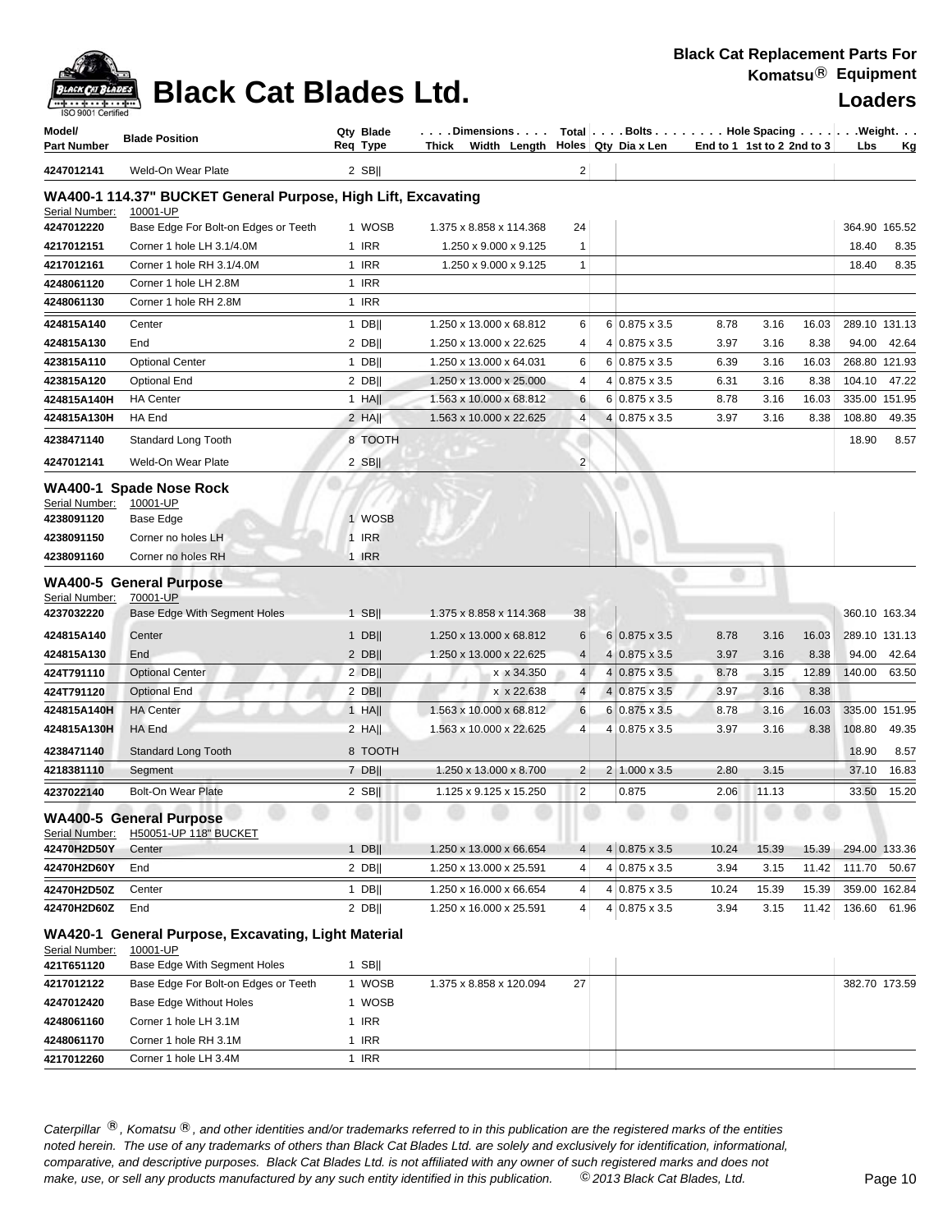# Black Cat Blades Ltd.

**Black Cat Replacement Parts For Komatsu® Equipment**

**Loaders**

| Model/ Part Number | Blade Position | Qty Req | Blade Type | Dimensions Thick Width Length | Total Holes | Bolts Qty | Dia x Len | Hole Spacing End to 1 | 1st to 2 | 2nd to 3 | Weight Lbs | Kg |
|---|---|---|---|---|---|---|---|---|---|---|---|---|
| 4247012141 | Weld-On Wear Plate | 2 | SB‖ | | 2 | | | | | | | |

## WA400-1 114.37" BUCKET General Purpose, High Lift, Excavating

Serial Number: 10001-UP

| Model/ Part Number | Blade Position | Qty Req | Blade Type | Dimensions Thick Width Length | Total Holes | Bolts Qty | Dia x Len | Hole Spacing End to 1 | 1st to 2 | 2nd to 3 | Weight Lbs | Kg |
|---|---|---|---|---|---|---|---|---|---|---|---|---|
| 4247012220 | Base Edge For Bolt-on Edges or Teeth | 1 | WOSB | 1.375 x 8.858 x 114.368 | 24 | | | | | | 364.90 | 165.52 |
| 4217012151 | Corner 1 hole LH 3.1/4.0M | 1 | IRR | 1.250 x 9.000 x 9.125 | 1 | | | | | | 18.40 | 8.35 |
| 4217012161 | Corner 1 hole RH 3.1/4.0M | 1 | IRR | 1.250 x 9.000 x 9.125 | 1 | | | | | | 18.40 | 8.35 |
| 4248061120 | Corner 1 hole LH 2.8M | 1 | IRR | | | | | | | | | |
| 4248061130 | Corner 1 hole RH 2.8M | 1 | IRR | | | | | | | | | |
| 424815A140 | Center | 1 | DB‖ | 1.250 x 13.000 x 68.812 | 6 | 6 | 0.875 x 3.5 | 8.78 | 3.16 | 16.03 | 289.10 | 131.13 |
| 424815A130 | End | 2 | DB‖ | 1.250 x 13.000 x 22.625 | 4 | 4 | 0.875 x 3.5 | 3.97 | 3.16 | 8.38 | 94.00 | 42.64 |
| 423815A110 | Optional Center | 1 | DB‖ | 1.250 x 13.000 x 64.031 | 6 | 6 | 0.875 x 3.5 | 6.39 | 3.16 | 16.03 | 268.80 | 121.93 |
| 423815A120 | Optional End | 2 | DB‖ | 1.250 x 13.000 x 25.000 | 4 | 4 | 0.875 x 3.5 | 6.31 | 3.16 | 8.38 | 104.10 | 47.22 |
| 424815A140H | HA Center | 1 | HA‖ | 1.563 x 10.000 x 68.812 | 6 | 6 | 0.875 x 3.5 | 8.78 | 3.16 | 16.03 | 335.00 | 151.95 |
| 424815A130H | HA End | 2 | HA‖ | 1.563 x 10.000 x 22.625 | 4 | 4 | 0.875 x 3.5 | 3.97 | 3.16 | 8.38 | 108.80 | 49.35 |
| 4238471140 | Standard Long Tooth | 8 | TOOTH | | | | | | | | 18.90 | 8.57 |
| 4247012141 | Weld-On Wear Plate | 2 | SB‖ | | 2 | | | | | | | |

## WA400-1 Spade Nose Rock

Serial Number: 10001-UP

| Model/ Part Number | Blade Position | Qty Req | Blade Type | Dimensions Thick Width Length | Total Holes | Bolts Qty | Dia x Len | Hole Spacing End to 1 | 1st to 2 | 2nd to 3 | Weight Lbs | Kg |
|---|---|---|---|---|---|---|---|---|---|---|---|---|
| 4238091120 | Base Edge | 1 | WOSB | | | | | | | | | |
| 4238091150 | Corner no holes LH | 1 | IRR | | | | | | | | | |
| 4238091160 | Corner no holes RH | 1 | IRR | | | | | | | | | |

## WA400-5 General Purpose

Serial Number: 70001-UP

| Model/ Part Number | Blade Position | Qty Req | Blade Type | Dimensions Thick Width Length | Total Holes | Bolts Qty | Dia x Len | Hole Spacing End to 1 | 1st to 2 | 2nd to 3 | Weight Lbs | Kg |
|---|---|---|---|---|---|---|---|---|---|---|---|---|
| 4237032220 | Base Edge With Segment Holes | 1 | SB‖ | 1.375 x 8.858 x 114.368 | 38 | | | | | | 360.10 | 163.34 |
| 424815A140 | Center | 1 | DB‖ | 1.250 x 13.000 x 68.812 | 6 | 6 | 0.875 x 3.5 | 8.78 | 3.16 | 16.03 | 289.10 | 131.13 |
| 424815A130 | End | 2 | DB‖ | 1.250 x 13.000 x 22.625 | 4 | 4 | 0.875 x 3.5 | 3.97 | 3.16 | 8.38 | 94.00 | 42.64 |
| 424T791110 | Optional Center | 2 | DB‖ | x x 34.350 | 4 | 4 | 0.875 x 3.5 | 8.78 | 3.15 | 12.89 | 140.00 | 63.50 |
| 424T791120 | Optional End | 2 | DB‖ | x x 22.638 | 4 | 4 | 0.875 x 3.5 | 3.97 | 3.16 | 8.38 | | |
| 424815A140H | HA Center | 1 | HA‖ | 1.563 x 10.000 x 68.812 | 6 | 6 | 0.875 x 3.5 | 8.78 | 3.16 | 16.03 | 335.00 | 151.95 |
| 424815A130H | HA End | 2 | HA‖ | 1.563 x 10.000 x 22.625 | 4 | 4 | 0.875 x 3.5 | 3.97 | 3.16 | 8.38 | 108.80 | 49.35 |
| 4238471140 | Standard Long Tooth | 8 | TOOTH | | | | | | | | 18.90 | 8.57 |
| 4218381110 | Segment | 7 | DB‖ | 1.250 x 13.000 x 8.700 | 2 | 2 | 1.000 x 3.5 | 2.80 | 3.15 | | 37.10 | 16.83 |
| 4237022140 | Bolt-On Wear Plate | 2 | SB‖ | 1.125 x 9.125 x 15.250 | 2 | | 0.875 | 2.06 | 11.13 | | 33.50 | 15.20 |

## WA400-5 General Purpose

Serial Number: H50051-UP 118" BUCKET

| Model/ Part Number | Blade Position | Qty Req | Blade Type | Dimensions Thick Width Length | Total Holes | Bolts Qty | Dia x Len | Hole Spacing End to 1 | 1st to 2 | 2nd to 3 | Weight Lbs | Kg |
|---|---|---|---|---|---|---|---|---|---|---|---|---|
| 42470H2D50Y | Center | 1 | DB‖ | 1.250 x 13.000 x 66.654 | 4 | 4 | 0.875 x 3.5 | 10.24 | 15.39 | 15.39 | 294.00 | 133.36 |
| 42470H2D60Y | End | 2 | DB‖ | 1.250 x 13.000 x 25.591 | 4 | 4 | 0.875 x 3.5 | 3.94 | 3.15 | 11.42 | 111.70 | 50.67 |
| 42470H2D50Z | Center | 1 | DB‖ | 1.250 x 16.000 x 66.654 | 4 | 4 | 0.875 x 3.5 | 10.24 | 15.39 | 15.39 | 359.00 | 162.84 |
| 42470H2D60Z | End | 2 | DB‖ | 1.250 x 16.000 x 25.591 | 4 | 4 | 0.875 x 3.5 | 3.94 | 3.15 | 11.42 | 136.60 | 61.96 |

## WA420-1 General Purpose, Excavating, Light Material

Serial Number: 10001-UP

| Model/ Part Number | Blade Position | Qty Req | Blade Type | Dimensions Thick Width Length | Total Holes | Bolts Qty | Dia x Len | Hole Spacing End to 1 | 1st to 2 | 2nd to 3 | Weight Lbs | Kg |
|---|---|---|---|---|---|---|---|---|---|---|---|---|
| 421T651120 | Base Edge With Segment Holes | 1 | SB‖ | | | | | | | | | |
| 4217012122 | Base Edge For Bolt-on Edges or Teeth | 1 | WOSB | 1.375 x 8.858 x 120.094 | 27 | | | | | | 382.70 | 173.59 |
| 4247012420 | Base Edge Without Holes | 1 | WOSB | | | | | | | | | |
| 4248061160 | Corner 1 hole LH 3.1M | 1 | IRR | | | | | | | | | |
| 4248061170 | Corner 1 hole RH 3.1M | 1 | IRR | | | | | | | | | |
| 4217012260 | Corner 1 hole LH 3.4M | 1 | IRR | | | | | | | | | |

*Caterpillar ®, Komatsu ®, and other identities and/or trademarks referred to in this publication are the registered marks of the entities noted herein. The use of any trademarks of others than Black Cat Blades Ltd. are solely and exclusively for identification, informational, comparative, and descriptive purposes. Black Cat Blades Ltd. is not affiliated with any owner of such registered marks and does not make, use, or sell any products manufactured by any such entity identified in this publication. © 2013 Black Cat Blades, Ltd.*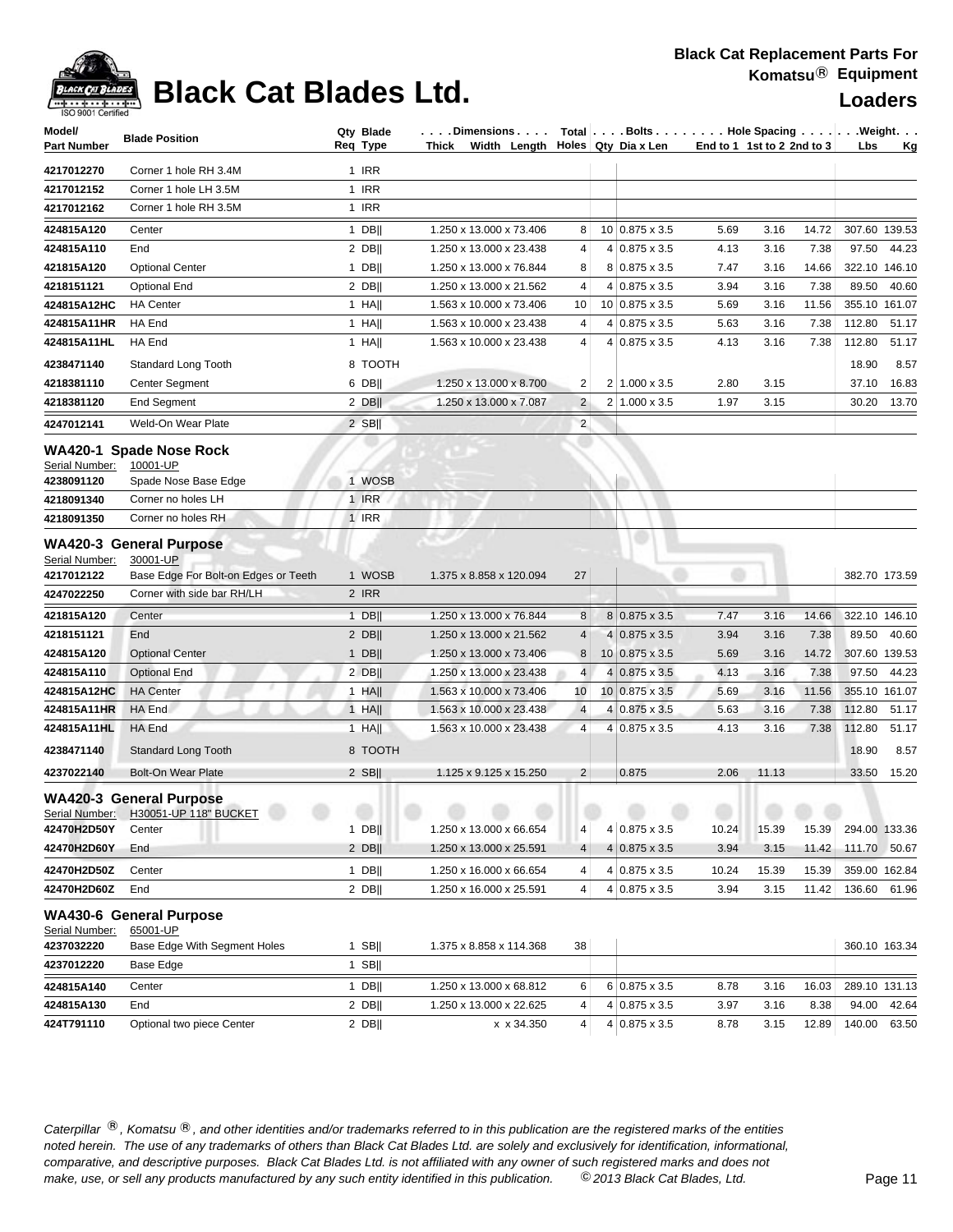# Black Cat Blades Ltd.

**Black Cat Replacement Parts For Komatsu® Equipment**

**Loaders**

| Model/ Part Number | Blade Position | Qty Req | Blade Type | Dimensions Thick x Width x Length | Total Holes | Bolts Qty | Bolts Dia x Len | Hole Spacing End to 1 | 1st to 2 | 2nd to 3 | Weight Lbs | Kg |
|---|---|---|---|---|---|---|---|---|---|---|---|---|
| 4217012270 | Corner 1 hole RH 3.4M | 1 | IRR | | | | | | | | | |
| 4217012152 | Corner 1 hole LH 3.5M | 1 | IRR | | | | | | | | | |
| 4217012162 | Corner 1 hole RH 3.5M | 1 | IRR | | | | | | | | | |
| 424815A120 | Center | 1 | DB\|\| | 1.250 x 13.000 x 73.406 | 8 | 10 | 0.875 x 3.5 | 5.69 | 3.16 | 14.72 | 307.60 | 139.53 |
| 424815A110 | End | 2 | DB\|\| | 1.250 x 13.000 x 23.438 | 4 | 4 | 0.875 x 3.5 | 4.13 | 3.16 | 7.38 | 97.50 | 44.23 |
| 421815A120 | Optional Center | 1 | DB\|\| | 1.250 x 13.000 x 76.844 | 8 | 8 | 0.875 x 3.5 | 7.47 | 3.16 | 14.66 | 322.10 | 146.10 |
| 4218151121 | Optional End | 2 | DB\|\| | 1.250 x 13.000 x 21.562 | 4 | 4 | 0.875 x 3.5 | 3.94 | 3.16 | 7.38 | 89.50 | 40.60 |
| 424815A12HC | HA Center | 1 | HA\|\| | 1.563 x 10.000 x 73.406 | 10 | 10 | 0.875 x 3.5 | 5.69 | 3.16 | 11.56 | 355.10 | 161.07 |
| 424815A11HR | HA End | 1 | HA\|\| | 1.563 x 10.000 x 23.438 | 4 | 4 | 0.875 x 3.5 | 5.63 | 3.16 | 7.38 | 112.80 | 51.17 |
| 424815A11HL | HA End | 1 | HA\|\| | 1.563 x 10.000 x 23.438 | 4 | 4 | 0.875 x 3.5 | 4.13 | 3.16 | 7.38 | 112.80 | 51.17 |
| 4238471140 | Standard Long Tooth | 8 | TOOTH | | | | | | | | 18.90 | 8.57 |
| 4218381110 | Center Segment | 6 | DB\|\| | 1.250 x 13.000 x 8.700 | 2 | 2 | 1.000 x 3.5 | 2.80 | 3.15 | | 37.10 | 16.83 |
| 4218381120 | End Segment | 2 | DB\|\| | 1.250 x 13.000 x 7.087 | 2 | 2 | 1.000 x 3.5 | 1.97 | 3.15 | | 30.20 | 13.70 |
| 4247012141 | Weld-On Wear Plate | 2 | SB\|\| | | 2 | | | | | | | |

## WA420-1 Spade Nose Rock

Serial Number: 10001-UP

| Model/ Part Number | Blade Position | Qty Req | Blade Type | Dimensions Thick x Width x Length | Total Holes | Bolts Qty | Bolts Dia x Len | Hole Spacing End to 1 | 1st to 2 | 2nd to 3 | Weight Lbs | Kg |
|---|---|---|---|---|---|---|---|---|---|---|---|---|
| 4238091120 | Spade Nose Base Edge | 1 | WOSB | | | | | | | | | |
| 4218091340 | Corner no holes LH | 1 | IRR | | | | | | | | | |
| 4218091350 | Corner no holes RH | 1 | IRR | | | | | | | | | |

## WA420-3 General Purpose

Serial Number: 30001-UP

| Model/ Part Number | Blade Position | Qty Req | Blade Type | Dimensions Thick x Width x Length | Total Holes | Bolts Qty | Bolts Dia x Len | Hole Spacing End to 1 | 1st to 2 | 2nd to 3 | Weight Lbs | Kg |
|---|---|---|---|---|---|---|---|---|---|---|---|---|
| 4217012122 | Base Edge For Bolt-on Edges or Teeth | 1 | WOSB | 1.375 x 8.858 x 120.094 | 27 | | | | | | 382.70 | 173.59 |
| 4247022250 | Corner with side bar RH/LH | 2 | IRR | | | | | | | | | |
| 421815A120 | Center | 1 | DB\|\| | 1.250 x 13.000 x 76.844 | 8 | 8 | 0.875 x 3.5 | 7.47 | 3.16 | 14.66 | 322.10 | 146.10 |
| 4218151121 | End | 2 | DB\|\| | 1.250 x 13.000 x 21.562 | 4 | 4 | 0.875 x 3.5 | 3.94 | 3.16 | 7.38 | 89.50 | 40.60 |
| 424815A120 | Optional Center | 1 | DB\|\| | 1.250 x 13.000 x 73.406 | 8 | 10 | 0.875 x 3.5 | 5.69 | 3.16 | 14.72 | 307.60 | 139.53 |
| 424815A110 | Optional End | 2 | DB\|\| | 1.250 x 13.000 x 23.438 | 4 | 4 | 0.875 x 3.5 | 4.13 | 3.16 | 7.38 | 97.50 | 44.23 |
| 424815A12HC | HA Center | 1 | HA\|\| | 1.563 x 10.000 x 73.406 | 10 | 10 | 0.875 x 3.5 | 5.69 | 3.16 | 11.56 | 355.10 | 161.07 |
| 424815A11HR | HA End | 1 | HA\|\| | 1.563 x 10.000 x 23.438 | 4 | 4 | 0.875 x 3.5 | 5.63 | 3.16 | 7.38 | 112.80 | 51.17 |
| 424815A11HL | HA End | 1 | HA\|\| | 1.563 x 10.000 x 23.438 | 4 | 4 | 0.875 x 3.5 | 4.13 | 3.16 | 7.38 | 112.80 | 51.17 |
| 4238471140 | Standard Long Tooth | 8 | TOOTH | | | | | | | | 18.90 | 8.57 |
| 4237022140 | Bolt-On Wear Plate | 2 | SB\|\| | 1.125 x 9.125 x 15.250 | 2 | | 0.875 | 2.06 | 11.13 | | 33.50 | 15.20 |

## WA420-3 General Purpose

Serial Number: H30051-UP 118" BUCKET

| Model/ Part Number | Blade Position | Qty Req | Blade Type | Dimensions Thick x Width x Length | Total Holes | Bolts Qty | Bolts Dia x Len | Hole Spacing End to 1 | 1st to 2 | 2nd to 3 | Weight Lbs | Kg |
|---|---|---|---|---|---|---|---|---|---|---|---|---|
| 42470H2D50Y | Center | 1 | DB\|\| | 1.250 x 13.000 x 66.654 | 4 | 4 | 0.875 x 3.5 | 10.24 | 15.39 | 15.39 | 294.00 | 133.36 |
| 42470H2D60Y | End | 2 | DB\|\| | 1.250 x 13.000 x 25.591 | 4 | 4 | 0.875 x 3.5 | 3.94 | 3.15 | 11.42 | 111.70 | 50.67 |
| 42470H2D50Z | Center | 1 | DB\|\| | 1.250 x 16.000 x 66.654 | 4 | 4 | 0.875 x 3.5 | 10.24 | 15.39 | 15.39 | 359.00 | 162.84 |
| 42470H2D60Z | End | 2 | DB\|\| | 1.250 x 16.000 x 25.591 | 4 | 4 | 0.875 x 3.5 | 3.94 | 3.15 | 11.42 | 136.60 | 61.96 |

## WA430-6 General Purpose

Serial Number: 65001-UP

| Model/ Part Number | Blade Position | Qty Req | Blade Type | Dimensions Thick x Width x Length | Total Holes | Bolts Qty | Bolts Dia x Len | Hole Spacing End to 1 | 1st to 2 | 2nd to 3 | Weight Lbs | Kg |
|---|---|---|---|---|---|---|---|---|---|---|---|---|
| 4237032220 | Base Edge With Segment Holes | 1 | SB\|\| | 1.375 x 8.858 x 114.368 | 38 | | | | | | 360.10 | 163.34 |
| 4237012220 | Base Edge | 1 | SB\|\| | | | | | | | | | |
| 424815A140 | Center | 1 | DB\|\| | 1.250 x 13.000 x 68.812 | 6 | 6 | 0.875 x 3.5 | 8.78 | 3.16 | 16.03 | 289.10 | 131.13 |
| 424815A130 | End | 2 | DB\|\| | 1.250 x 13.000 x 22.625 | 4 | 4 | 0.875 x 3.5 | 3.97 | 3.16 | 8.38 | 94.00 | 42.64 |
| 424T791110 | Optional two piece Center | 2 | DB\|\| | x x 34.350 | 4 | 4 | 0.875 x 3.5 | 8.78 | 3.15 | 12.89 | 140.00 | 63.50 |

*Caterpillar ®, Komatsu ®, and other identities and/or trademarks referred to in this publication are the registered marks of the entities noted herein. The use of any trademarks of others than Black Cat Blades Ltd. are solely and exclusively for identification, informational, comparative, and descriptive purposes. Black Cat Blades Ltd. is not affiliated with any owner of such registered marks and does not make, use, or sell any products manufactured by any such entity identified in this publication. © 2013 Black Cat Blades, Ltd.*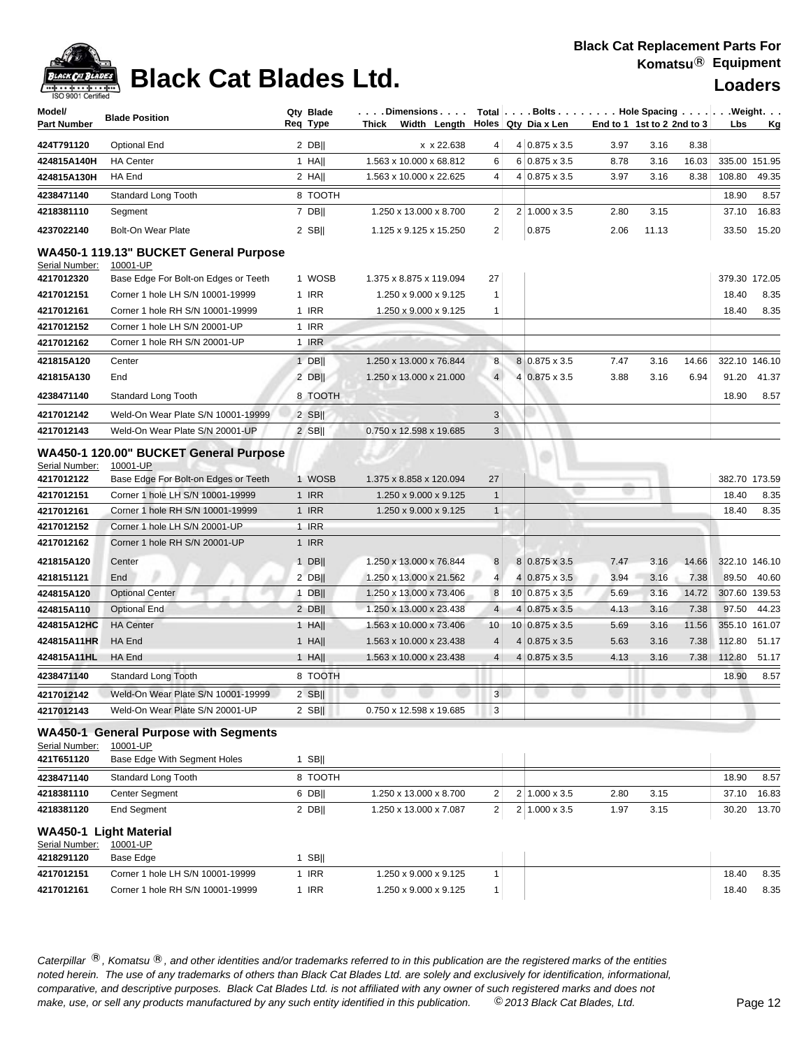# Black Cat Blades Ltd.

**Black Cat Replacement Parts For Komatsu® Equipment**

**Loaders**

| Model/ Part Number | Blade Position | Qty Req | Blade Type | Dimensions Thick Width Length | Total Holes | Bolts Qty | Dia x Len | Hole Spacing End to 1 | 1st to 2 | 2nd to 3 | Weight Lbs | Kg |
|---|---|---|---|---|---|---|---|---|---|---|---|---|
| 424T791120 | Optional End | 2 | DB\|\| | x x 22.638 | 4 | 4 | 0.875 x 3.5 | 3.97 | 3.16 | 8.38 | | |
| 424815A140H | HA Center | 1 | HA\|\| | 1.563 x 10.000 x 68.812 | 6 | 6 | 0.875 x 3.5 | 8.78 | 3.16 | 16.03 | 335.00 | 151.95 |
| 424815A130H | HA End | 2 | HA\|\| | 1.563 x 10.000 x 22.625 | 4 | 4 | 0.875 x 3.5 | 3.97 | 3.16 | 8.38 | 108.80 | 49.35 |
| 4238471140 | Standard Long Tooth | 8 | TOOTH | | | | | | | | 18.90 | 8.57 |
| 4218381110 | Segment | 7 | DB\|\| | 1.250 x 13.000 x 8.700 | 2 | 2 | 1.000 x 3.5 | 2.80 | 3.15 | | 37.10 | 16.83 |
| 4237022140 | Bolt-On Wear Plate | 2 | SB\|\| | 1.125 x 9.125 x 15.250 | 2 | | 0.875 | 2.06 | 11.13 | | 33.50 | 15.20 |

## WA450-1 119.13" BUCKET General Purpose

Serial Number: 10001-UP

| Model/ Part Number | Blade Position | Qty Req | Blade Type | Dimensions Thick Width Length | Total Holes | Bolts Qty | Dia x Len | Hole Spacing End to 1 | 1st to 2 | 2nd to 3 | Weight Lbs | Kg |
|---|---|---|---|---|---|---|---|---|---|---|---|---|
| 4217012320 | Base Edge For Bolt-on Edges or Teeth | 1 | WOSB | 1.375 x 8.875 x 119.094 | 27 | | | | | | 379.30 | 172.05 |
| 4217012151 | Corner 1 hole LH S/N 10001-19999 | 1 | IRR | 1.250 x 9.000 x 9.125 | 1 | | | | | | 18.40 | 8.35 |
| 4217012161 | Corner 1 hole RH S/N 10001-19999 | 1 | IRR | 1.250 x 9.000 x 9.125 | 1 | | | | | | 18.40 | 8.35 |
| 4217012152 | Corner 1 hole LH S/N 20001-UP | 1 | IRR | | | | | | | | | |
| 4217012162 | Corner 1 hole RH S/N 20001-UP | 1 | IRR | | | | | | | | | |
| 421815A120 | Center | 1 | DB\|\| | 1.250 x 13.000 x 76.844 | 8 | 8 | 0.875 x 3.5 | 7.47 | 3.16 | 14.66 | 322.10 | 146.10 |
| 421815A130 | End | 2 | DB\|\| | 1.250 x 13.000 x 21.000 | 4 | 4 | 0.875 x 3.5 | 3.88 | 3.16 | 6.94 | 91.20 | 41.37 |
| 4238471140 | Standard Long Tooth | 8 | TOOTH | | | | | | | | 18.90 | 8.57 |
| 4217012142 | Weld-On Wear Plate S/N 10001-19999 | 2 | SB\|\| | | 3 | | | | | | | |
| 4217012143 | Weld-On Wear Plate S/N 20001-UP | 2 | SB\|\| | 0.750 x 12.598 x 19.685 | 3 | | | | | | | |

## WA450-1 120.00" BUCKET General Purpose

Serial Number: 10001-UP

| Model/ Part Number | Blade Position | Qty Req | Blade Type | Dimensions Thick Width Length | Total Holes | Bolts Qty | Dia x Len | Hole Spacing End to 1 | 1st to 2 | 2nd to 3 | Weight Lbs | Kg |
|---|---|---|---|---|---|---|---|---|---|---|---|---|
| 4217012122 | Base Edge For Bolt-on Edges or Teeth | 1 | WOSB | 1.375 x 8.858 x 120.094 | 27 | | | | | | 382.70 | 173.59 |
| 4217012151 | Corner 1 hole LH S/N 10001-19999 | 1 | IRR | 1.250 x 9.000 x 9.125 | 1 | | | | | | 18.40 | 8.35 |
| 4217012161 | Corner 1 hole RH S/N 10001-19999 | 1 | IRR | 1.250 x 9.000 x 9.125 | 1 | | | | | | 18.40 | 8.35 |
| 4217012152 | Corner 1 hole LH S/N 20001-UP | 1 | IRR | | | | | | | | | |
| 4217012162 | Corner 1 hole RH S/N 20001-UP | 1 | IRR | | | | | | | | | |
| 421815A120 | Center | 1 | DB\|\| | 1.250 x 13.000 x 76.844 | 8 | 8 | 0.875 x 3.5 | 7.47 | 3.16 | 14.66 | 322.10 | 146.10 |
| 4218151121 | End | 2 | DB\|\| | 1.250 x 13.000 x 21.562 | 4 | 4 | 0.875 x 3.5 | 3.94 | 3.16 | 7.38 | 89.50 | 40.60 |
| 424815A120 | Optional Center | 1 | DB\|\| | 1.250 x 13.000 x 73.406 | 8 | 10 | 0.875 x 3.5 | 5.69 | 3.16 | 14.72 | 307.60 | 139.53 |
| 424815A110 | Optional End | 2 | DB\|\| | 1.250 x 13.000 x 23.438 | 4 | 4 | 0.875 x 3.5 | 4.13 | 3.16 | 7.38 | 97.50 | 44.23 |
| 424815A12HC | HA Center | 1 | HA\|\| | 1.563 x 10.000 x 73.406 | 10 | 10 | 0.875 x 3.5 | 5.69 | 3.16 | 11.56 | 355.10 | 161.07 |
| 424815A11HR | HA End | 1 | HA\|\| | 1.563 x 10.000 x 23.438 | 4 | 4 | 0.875 x 3.5 | 5.63 | 3.16 | 7.38 | 112.80 | 51.17 |
| 424815A11HL | HA End | 1 | HA\|\| | 1.563 x 10.000 x 23.438 | 4 | 4 | 0.875 x 3.5 | 4.13 | 3.16 | 7.38 | 112.80 | 51.17 |
| 4238471140 | Standard Long Tooth | 8 | TOOTH | | | | | | | | 18.90 | 8.57 |
| 4217012142 | Weld-On Wear Plate S/N 10001-19999 | 2 | SB\|\| | | 3 | | | | | | | |
| 4217012143 | Weld-On Wear Plate S/N 20001-UP | 2 | SB\|\| | 0.750 x 12.598 x 19.685 | 3 | | | | | | | |

## WA450-1 General Purpose with Segments

Serial Number: 10001-UP

| Model/ Part Number | Blade Position | Qty Req | Blade Type | Dimensions Thick Width Length | Total Holes | Bolts Qty | Dia x Len | Hole Spacing End to 1 | 1st to 2 | 2nd to 3 | Weight Lbs | Kg |
|---|---|---|---|---|---|---|---|---|---|---|---|---|
| 421T651120 | Base Edge With Segment Holes | 1 | SB\|\| | | | | | | | | | |
| 4238471140 | Standard Long Tooth | 8 | TOOTH | | | | | | | | 18.90 | 8.57 |
| 4218381110 | Center Segment | 6 | DB\|\| | 1.250 x 13.000 x 8.700 | 2 | 2 | 1.000 x 3.5 | 2.80 | 3.15 | | 37.10 | 16.83 |
| 4218381120 | End Segment | 2 | DB\|\| | 1.250 x 13.000 x 7.087 | 2 | 2 | 1.000 x 3.5 | 1.97 | 3.15 | | 30.20 | 13.70 |

## WA450-1 Light Material

Serial Number: 10001-UP

| Model/ Part Number | Blade Position | Qty Req | Blade Type | Dimensions Thick Width Length | Total Holes | Bolts Qty | Dia x Len | Hole Spacing End to 1 | 1st to 2 | 2nd to 3 | Weight Lbs | Kg |
|---|---|---|---|---|---|---|---|---|---|---|---|---|
| 4218291120 | Base Edge | 1 | SB\|\| | | | | | | | | | |
| 4217012151 | Corner 1 hole LH S/N 10001-19999 | 1 | IRR | 1.250 x 9.000 x 9.125 | 1 | | | | | | 18.40 | 8.35 |
| 4217012161 | Corner 1 hole RH S/N 10001-19999 | 1 | IRR | 1.250 x 9.000 x 9.125 | 1 | | | | | | 18.40 | 8.35 |

*Caterpillar ®, Komatsu ®, and other identities and/or trademarks referred to in this publication are the registered marks of the entities noted herein. The use of any trademarks of others than Black Cat Blades Ltd. are solely and exclusively for identification, informational, comparative, and descriptive purposes. Black Cat Blades Ltd. is not affiliated with any owner of such registered marks and does not make, use, or sell any products manufactured by any such entity identified in this publication. © 2013 Black Cat Blades, Ltd.*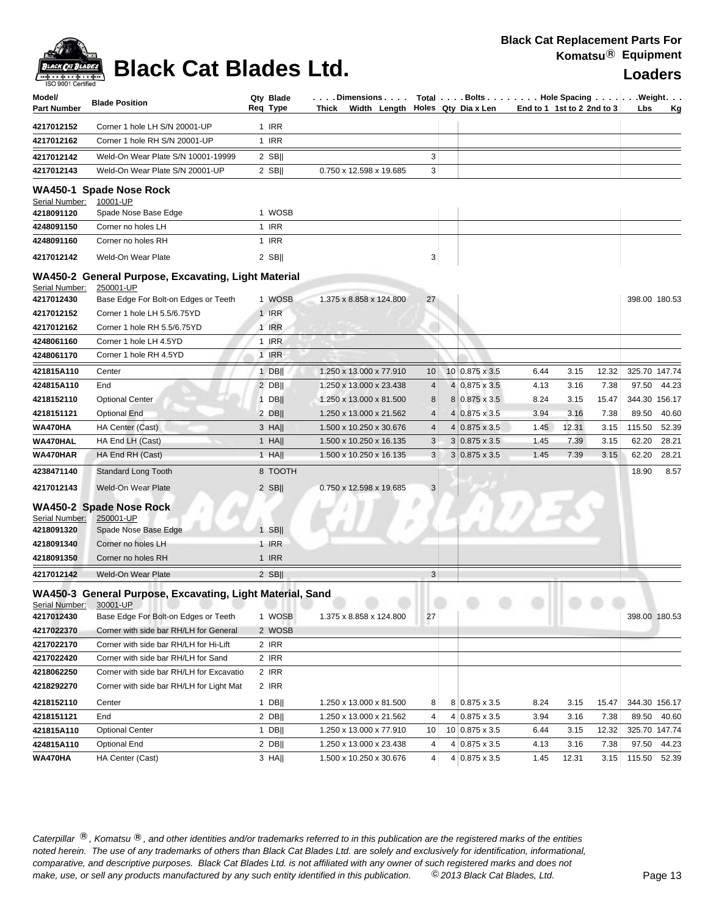# Black Cat Blades Ltd.

**Black Cat Replacement Parts For Komatsu® Equipment**

**Loaders**

| Model/ Part Number | Blade Position | Qty Req | Blade Type | Dimensions Thick Width Length | Total Holes | Bolts Qty | Dia x Len | Hole Spacing End to 1 | 1st to 2 | 2nd to 3 | Weight Lbs | Kg |
|---|---|---|---|---|---|---|---|---|---|---|---|---|
| 4217012152 | Corner 1 hole LH S/N 20001-UP | 1 | IRR | | | | | | | | | |
| 4217012162 | Corner 1 hole RH S/N 20001-UP | 1 | IRR | | | | | | | | | |
| 4217012142 | Weld-On Wear Plate S/N 10001-19999 | 2 | SB\|\| | | 3 | | | | | | | |
| 4217012143 | Weld-On Wear Plate S/N 20001-UP | 2 | SB\|\| | 0.750 x 12.598 x 19.685 | 3 | | | | | | | |

## WA450-1 Spade Nose Rock

Serial Number: 10001-UP

| Model/ Part Number | Blade Position | Qty Req | Blade Type | Dimensions Thick Width Length | Total Holes | Bolts Qty | Dia x Len | Hole Spacing End to 1 | 1st to 2 | 2nd to 3 | Weight Lbs | Kg |
|---|---|---|---|---|---|---|---|---|---|---|---|---|
| 4218091120 | Spade Nose Base Edge | 1 | WOSB | | | | | | | | | |
| 4248091150 | Corner no holes LH | 1 | IRR | | | | | | | | | |
| 4248091160 | Corner no holes RH | 1 | IRR | | | | | | | | | |
| 4217012142 | Weld-On Wear Plate | 2 | SB\|\| | | 3 | | | | | | | |

## WA450-2 General Purpose, Excavating, Light Material

Serial Number: 250001-UP

| Model/ Part Number | Blade Position | Qty Req | Blade Type | Dimensions Thick Width Length | Total Holes | Bolts Qty | Dia x Len | Hole Spacing End to 1 | 1st to 2 | 2nd to 3 | Weight Lbs | Kg |
|---|---|---|---|---|---|---|---|---|---|---|---|---|
| 4217012430 | Base Edge For Bolt-on Edges or Teeth | 1 | WOSB | 1.375 x 8.858 x 124.800 | 27 | | | | | | 398.00 | 180.53 |
| 4217012152 | Corner 1 hole LH 5.5/6.75YD | 1 | IRR | | | | | | | | | |
| 4217012162 | Corner 1 hole RH 5.5/6.75YD | 1 | IRR | | | | | | | | | |
| 4248061160 | Corner 1 hole LH 4.5YD | 1 | IRR | | | | | | | | | |
| 4248061170 | Corner 1 hole RH 4.5YD | 1 | IRR | | | | | | | | | |
| 421815A110 | Center | 1 | DB\|\| | 1.250 x 13.000 x 77.910 | 10 | 10 | 0.875 x 3.5 | 6.44 | 3.15 | 12.32 | 325.70 | 147.74 |
| 424815A110 | End | 2 | DB\|\| | 1.250 x 13.000 x 23.438 | 4 | 4 | 0.875 x 3.5 | 4.13 | 3.16 | 7.38 | 97.50 | 44.23 |
| 4218152110 | Optional Center | 1 | DB\|\| | 1.250 x 13.000 x 81.500 | 8 | 8 | 0.875 x 3.5 | 8.24 | 3.15 | 15.47 | 344.30 | 156.17 |
| 4218151121 | Optional End | 2 | DB\|\| | 1.250 x 13.000 x 21.562 | 4 | 4 | 0.875 x 3.5 | 3.94 | 3.16 | 7.38 | 89.50 | 40.60 |
| WA470HA | HA Center (Cast) | 3 | HA\|\| | 1.500 x 10.250 x 30.676 | 4 | 4 | 0.875 x 3.5 | 1.45 | 12.31 | 3.15 | 115.50 | 52.39 |
| WA470HAL | HA End LH (Cast) | 1 | HA\|\| | 1.500 x 10.250 x 16.135 | 3 | 3 | 0.875 x 3.5 | 1.45 | 7.39 | 3.15 | 62.20 | 28.21 |
| WA470HAR | HA End RH (Cast) | 1 | HA\|\| | 1.500 x 10.250 x 16.135 | 3 | 3 | 0.875 x 3.5 | 1.45 | 7.39 | 3.15 | 62.20 | 28.21 |
| 4238471140 | Standard Long Tooth | 8 | TOOTH | | | | | | | | 18.90 | 8.57 |
| 4217012143 | Weld-On Wear Plate | 2 | SB\|\| | 0.750 x 12.598 x 19.685 | 3 | | | | | | | |

## WA450-2 Spade Nose Rock

Serial Number: 250001-UP

| Model/ Part Number | Blade Position | Qty Req | Blade Type | Dimensions Thick Width Length | Total Holes | Bolts Qty | Dia x Len | Hole Spacing End to 1 | 1st to 2 | 2nd to 3 | Weight Lbs | Kg |
|---|---|---|---|---|---|---|---|---|---|---|---|---|
| 4218091320 | Spade Nose Base Edge | 1 | SB\|\| | | | | | | | | | |
| 4218091340 | Corner no holes LH | 1 | IRR | | | | | | | | | |
| 4218091350 | Corner no holes RH | 1 | IRR | | | | | | | | | |
| 4217012142 | Weld-On Wear Plate | 2 | SB\|\| | | 3 | | | | | | | |

## WA450-3 General Purpose, Excavating, Light Material, Sand

Serial Number: 30001-UP

| Model/ Part Number | Blade Position | Qty Req | Blade Type | Dimensions Thick Width Length | Total Holes | Bolts Qty | Dia x Len | Hole Spacing End to 1 | 1st to 2 | 2nd to 3 | Weight Lbs | Kg |
|---|---|---|---|---|---|---|---|---|---|---|---|---|
| 4217012430 | Base Edge For Bolt-on Edges or Teeth | 1 | WOSB | 1.375 x 8.858 x 124.800 | 27 | | | | | | 398.00 | 180.53 |
| 4217022370 | Corner with side bar RH/LH for General | 2 | WOSB | | | | | | | | | |
| 4217022170 | Corner with side bar RH/LH for Hi-Lift | 2 | IRR | | | | | | | | | |
| 4217022420 | Corner with side bar RH/LH for Sand | 2 | IRR | | | | | | | | | |
| 4218062250 | Corner with side bar RH/LH for Excavatio | 2 | IRR | | | | | | | | | |
| 4218292270 | Corner with side bar RH/LH for Light Mat | 2 | IRR | | | | | | | | | |
| 4218152110 | Center | 1 | DB\|\| | 1.250 x 13.000 x 81.500 | 8 | 8 | 0.875 x 3.5 | 8.24 | 3.15 | 15.47 | 344.30 | 156.17 |
| 4218151121 | End | 2 | DB\|\| | 1.250 x 13.000 x 21.562 | 4 | 4 | 0.875 x 3.5 | 3.94 | 3.16 | 7.38 | 89.50 | 40.60 |
| 421815A110 | Optional Center | 1 | DB\|\| | 1.250 x 13.000 x 77.910 | 10 | 10 | 0.875 x 3.5 | 6.44 | 3.15 | 12.32 | 325.70 | 147.74 |
| 424815A110 | Optional End | 2 | DB\|\| | 1.250 x 13.000 x 23.438 | 4 | 4 | 0.875 x 3.5 | 4.13 | 3.16 | 7.38 | 97.50 | 44.23 |
| WA470HA | HA Center (Cast) | 3 | HA\|\| | 1.500 x 10.250 x 30.676 | 4 | 4 | 0.875 x 3.5 | 1.45 | 12.31 | 3.15 | 115.50 | 52.39 |

*Caterpillar ®, Komatsu ®, and other identities and/or trademarks referred to in this publication are the registered marks of the entities noted herein. The use of any trademarks of others than Black Cat Blades Ltd. are solely and exclusively for identification, informational, comparative, and descriptive purposes. Black Cat Blades Ltd. is not affiliated with any owner of such registered marks and does not make, use, or sell any products manufactured by any such entity identified in this publication. © 2013 Black Cat Blades, Ltd.*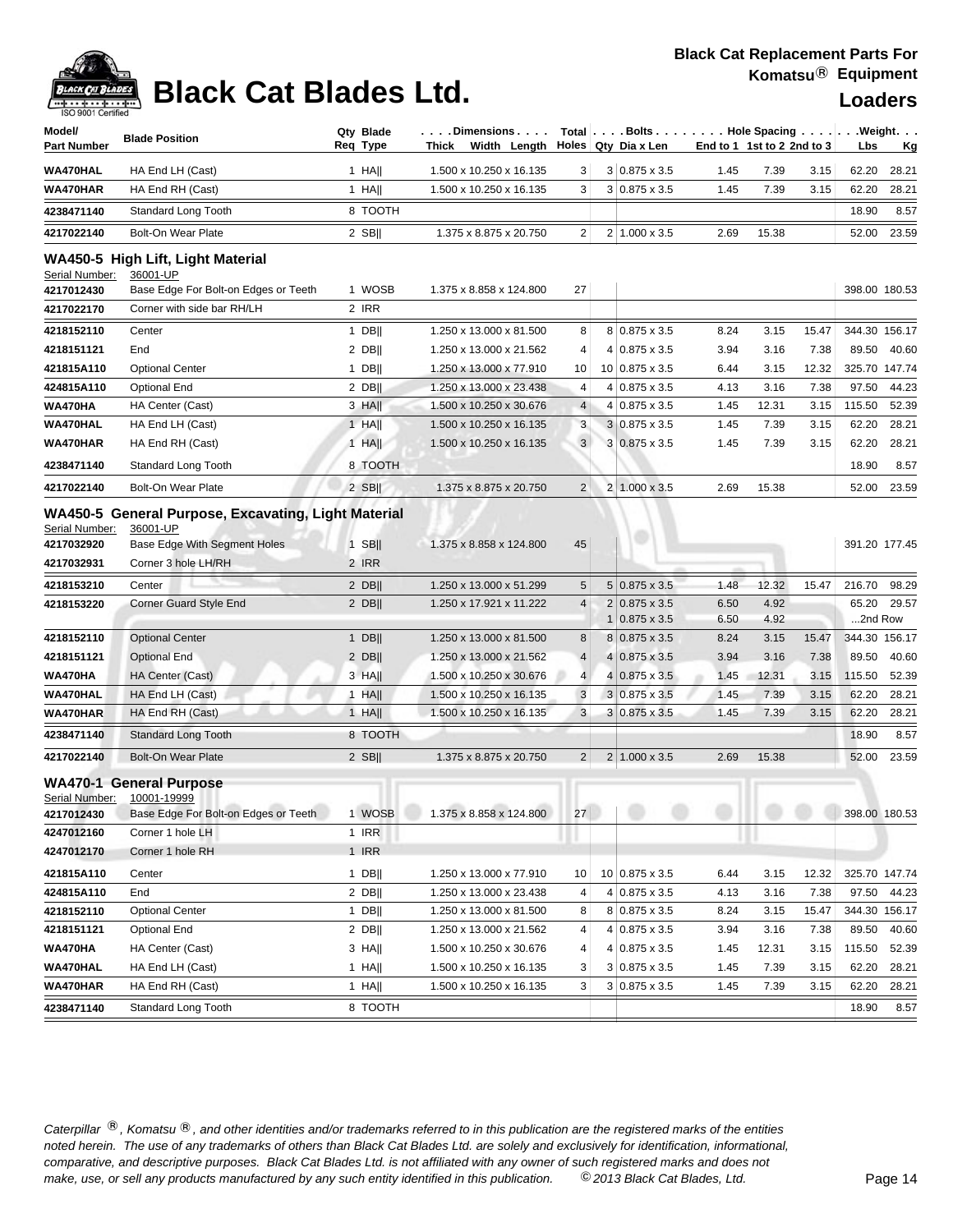# Black Cat Blades Ltd.

**Black Cat Replacement Parts For Komatsu® Equipment**

**Loaders**

| Model/ Part Number | Blade Position | Qty Req | Blade Type | Dimensions Thick x Width x Length | Total Holes | Bolts Qty | Dia x Len | Hole Spacing End to 1 | 1st to 2 | 2nd to 3 | Weight Lbs | Kg |
|---|---|---|---|---|---|---|---|---|---|---|---|---|
| WA470HAL | HA End LH (Cast) | 1 | HA\|\| | 1.500 x 10.250 x 16.135 | 3 | 3 | 0.875 x 3.5 | 1.45 | 7.39 | 3.15 | 62.20 | 28.21 |
| WA470HAR | HA End RH (Cast) | 1 | HA\|\| | 1.500 x 10.250 x 16.135 | 3 | 3 | 0.875 x 3.5 | 1.45 | 7.39 | 3.15 | 62.20 | 28.21 |
| 4238471140 | Standard Long Tooth | 8 | TOOTH | | | | | | | | 18.90 | 8.57 |
| 4217022140 | Bolt-On Wear Plate | 2 | SB\|\| | 1.375 x 8.875 x 20.750 | 2 | 2 | 1.000 x 3.5 | 2.69 | 15.38 | | 52.00 | 23.59 |

## WA450-5 High Lift, Light Material

Serial Number: 36001-UP

| Model/ Part Number | Blade Position | Qty Req | Blade Type | Dimensions Thick x Width x Length | Total Holes | Bolts Qty | Dia x Len | Hole Spacing End to 1 | 1st to 2 | 2nd to 3 | Weight Lbs | Kg |
|---|---|---|---|---|---|---|---|---|---|---|---|---|
| 4217012430 | Base Edge For Bolt-on Edges or Teeth | 1 | WOSB | 1.375 x 8.858 x 124.800 | 27 | | | | | | 398.00 | 180.53 |
| 4217022170 | Corner with side bar RH/LH | 2 | IRR | | | | | | | | | |
| 4218152110 | Center | 1 | DB\|\| | 1.250 x 13.000 x 81.500 | 8 | 8 | 0.875 x 3.5 | 8.24 | 3.15 | 15.47 | 344.30 | 156.17 |
| 4218151121 | End | 2 | DB\|\| | 1.250 x 13.000 x 21.562 | 4 | 4 | 0.875 x 3.5 | 3.94 | 3.16 | 7.38 | 89.50 | 40.60 |
| 421815A110 | Optional Center | 1 | DB\|\| | 1.250 x 13.000 x 77.910 | 10 | 10 | 0.875 x 3.5 | 6.44 | 3.15 | 12.32 | 325.70 | 147.74 |
| 424815A110 | Optional End | 2 | DB\|\| | 1.250 x 13.000 x 23.438 | 4 | 4 | 0.875 x 3.5 | 4.13 | 3.16 | 7.38 | 97.50 | 44.23 |
| WA470HA | HA Center (Cast) | 3 | HA\|\| | 1.500 x 10.250 x 30.676 | 4 | 4 | 0.875 x 3.5 | 1.45 | 12.31 | 3.15 | 115.50 | 52.39 |
| WA470HAL | HA End LH (Cast) | 1 | HA\|\| | 1.500 x 10.250 x 16.135 | 3 | 3 | 0.875 x 3.5 | 1.45 | 7.39 | 3.15 | 62.20 | 28.21 |
| WA470HAR | HA End RH (Cast) | 1 | HA\|\| | 1.500 x 10.250 x 16.135 | 3 | 3 | 0.875 x 3.5 | 1.45 | 7.39 | 3.15 | 62.20 | 28.21 |
| 4238471140 | Standard Long Tooth | 8 | TOOTH | | | | | | | | 18.90 | 8.57 |
| 4217022140 | Bolt-On Wear Plate | 2 | SB\|\| | 1.375 x 8.875 x 20.750 | 2 | 2 | 1.000 x 3.5 | 2.69 | 15.38 | | 52.00 | 23.59 |

## WA450-5 General Purpose, Excavating, Light Material

Serial Number: 36001-UP

| Model/ Part Number | Blade Position | Qty Req | Blade Type | Dimensions Thick x Width x Length | Total Holes | Bolts Qty | Dia x Len | Hole Spacing End to 1 | 1st to 2 | 2nd to 3 | Weight Lbs | Kg |
|---|---|---|---|---|---|---|---|---|---|---|---|---|
| 4217032920 | Base Edge With Segment Holes | 1 | SB\|\| | 1.375 x 8.858 x 124.800 | 45 | | | | | | 391.20 | 177.45 |
| 4217032931 | Corner 3 hole LH/RH | 2 | IRR | | | | | | | | | |
| 4218153210 | Center | 2 | DB\|\| | 1.250 x 13.000 x 51.299 | 5 | 5 | 0.875 x 3.5 | 1.48 | 12.32 | 15.47 | 216.70 | 98.29 |
| 4218153220 | Corner Guard Style End | 2 | DB\|\| | 1.250 x 17.921 x 11.222 | 4 | 2 | 0.875 x 3.5 | 6.50 | 4.92 | | 65.20 | 29.57 |
| | | | | | | 1 | 0.875 x 3.5 | 6.50 | 4.92 | | ...2nd Row | |
| 4218152110 | Optional Center | 1 | DB\|\| | 1.250 x 13.000 x 81.500 | 8 | 8 | 0.875 x 3.5 | 8.24 | 3.15 | 15.47 | 344.30 | 156.17 |
| 4218151121 | Optional End | 2 | DB\|\| | 1.250 x 13.000 x 21.562 | 4 | 4 | 0.875 x 3.5 | 3.94 | 3.16 | 7.38 | 89.50 | 40.60 |
| WA470HA | HA Center (Cast) | 3 | HA\|\| | 1.500 x 10.250 x 30.676 | 4 | 4 | 0.875 x 3.5 | 1.45 | 12.31 | 3.15 | 115.50 | 52.39 |
| WA470HAL | HA End LH (Cast) | 1 | HA\|\| | 1.500 x 10.250 x 16.135 | 3 | 3 | 0.875 x 3.5 | 1.45 | 7.39 | 3.15 | 62.20 | 28.21 |
| WA470HAR | HA End RH (Cast) | 1 | HA\|\| | 1.500 x 10.250 x 16.135 | 3 | 3 | 0.875 x 3.5 | 1.45 | 7.39 | 3.15 | 62.20 | 28.21 |
| 4238471140 | Standard Long Tooth | 8 | TOOTH | | | | | | | | 18.90 | 8.57 |
| 4217022140 | Bolt-On Wear Plate | 2 | SB\|\| | 1.375 x 8.875 x 20.750 | 2 | 2 | 1.000 x 3.5 | 2.69 | 15.38 | | 52.00 | 23.59 |

## WA470-1 General Purpose

Serial Number: 10001-19999

| Model/ Part Number | Blade Position | Qty Req | Blade Type | Dimensions Thick x Width x Length | Total Holes | Bolts Qty | Dia x Len | Hole Spacing End to 1 | 1st to 2 | 2nd to 3 | Weight Lbs | Kg |
|---|---|---|---|---|---|---|---|---|---|---|---|---|
| 4217012430 | Base Edge For Bolt-on Edges or Teeth | 1 | WOSB | 1.375 x 8.858 x 124.800 | 27 | | | | | | 398.00 | 180.53 |
| 4247012160 | Corner 1 hole LH | 1 | IRR | | | | | | | | | |
| 4247012170 | Corner 1 hole RH | 1 | IRR | | | | | | | | | |
| 421815A110 | Center | 1 | DB\|\| | 1.250 x 13.000 x 77.910 | 10 | 10 | 0.875 x 3.5 | 6.44 | 3.15 | 12.32 | 325.70 | 147.74 |
| 424815A110 | End | 2 | DB\|\| | 1.250 x 13.000 x 23.438 | 4 | 4 | 0.875 x 3.5 | 4.13 | 3.16 | 7.38 | 97.50 | 44.23 |
| 4218152110 | Optional Center | 1 | DB\|\| | 1.250 x 13.000 x 81.500 | 8 | 8 | 0.875 x 3.5 | 8.24 | 3.15 | 15.47 | 344.30 | 156.17 |
| 4218151121 | Optional End | 2 | DB\|\| | 1.250 x 13.000 x 21.562 | 4 | 4 | 0.875 x 3.5 | 3.94 | 3.16 | 7.38 | 89.50 | 40.60 |
| WA470HA | HA Center (Cast) | 3 | HA\|\| | 1.500 x 10.250 x 30.676 | 4 | 4 | 0.875 x 3.5 | 1.45 | 12.31 | 3.15 | 115.50 | 52.39 |
| WA470HAL | HA End LH (Cast) | 1 | HA\|\| | 1.500 x 10.250 x 16.135 | 3 | 3 | 0.875 x 3.5 | 1.45 | 7.39 | 3.15 | 62.20 | 28.21 |
| WA470HAR | HA End RH (Cast) | 1 | HA\|\| | 1.500 x 10.250 x 16.135 | 3 | 3 | 0.875 x 3.5 | 1.45 | 7.39 | 3.15 | 62.20 | 28.21 |
| 4238471140 | Standard Long Tooth | 8 | TOOTH | | | | | | | | 18.90 | 8.57 |

*Caterpillar ®, Komatsu ®, and other identities and/or trademarks referred to in this publication are the registered marks of the entities noted herein. The use of any trademarks of others than Black Cat Blades Ltd. are solely and exclusively for identification, informational, comparative, and descriptive purposes. Black Cat Blades Ltd. is not affiliated with any owner of such registered marks and does not make, use, or sell any products manufactured by any such entity identified in this publication. © 2013 Black Cat Blades, Ltd.*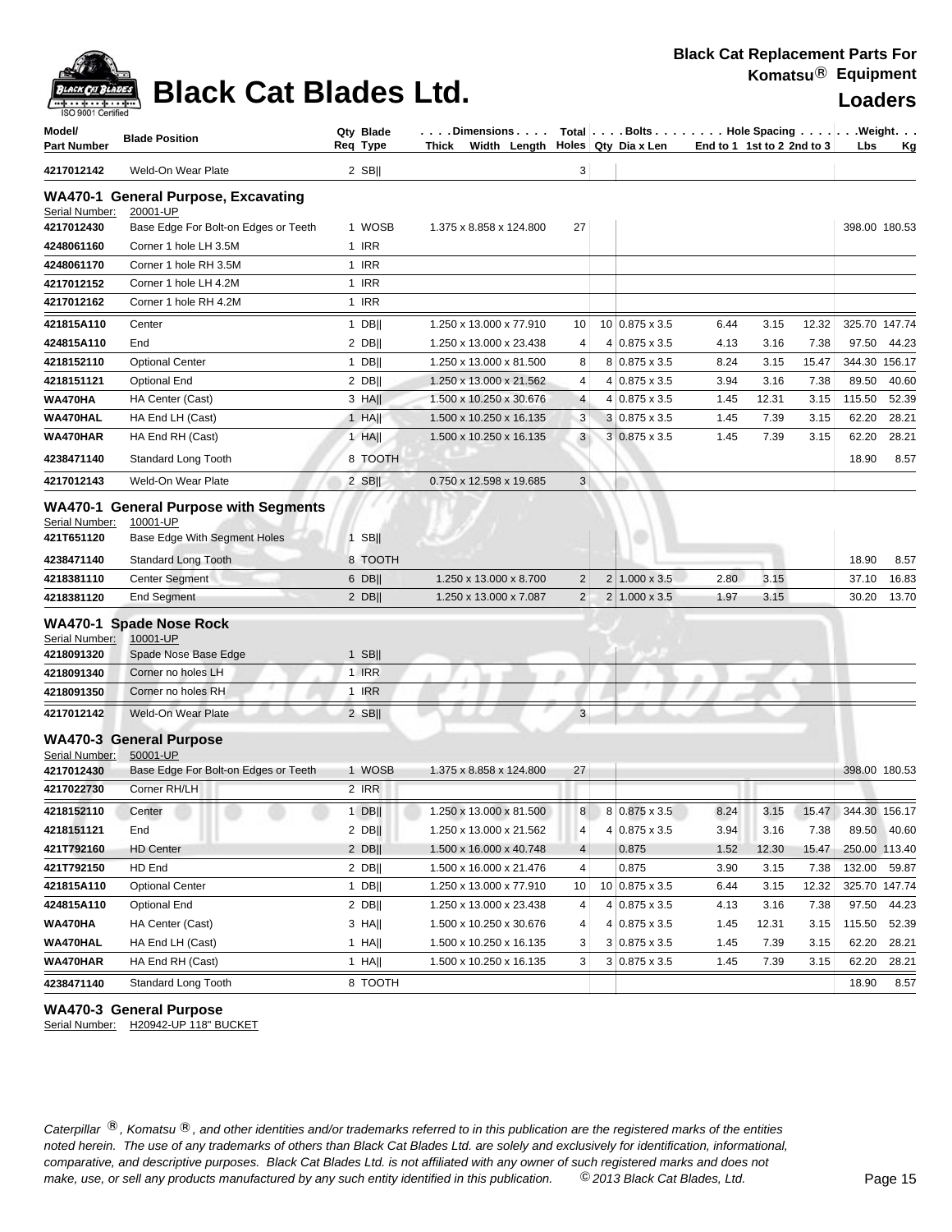# Black Cat Blades Ltd.

**Black Cat Replacement Parts For Komatsu® Equipment**

**Loaders**

| Model/ Part Number | Blade Position | Qty Req | Blade Type | Dimensions Thick x Width x Length | Total Holes | Bolts Qty | Dia x Len | Hole Spacing End to 1 | 1st to 2 | 2nd to 3 | Weight Lbs | Kg |
|---|---|---|---|---|---|---|---|---|---|---|---|---|
| 4217012142 | Weld-On Wear Plate | 2 | SB‖ | | 3 | | | | | | | |

## WA470-1 General Purpose, Excavating

Serial Number: 20001-UP

| Model/ Part Number | Blade Position | Qty Req | Blade Type | Dimensions Thick x Width x Length | Total Holes | Bolts Qty | Dia x Len | Hole Spacing End to 1 | 1st to 2 | 2nd to 3 | Weight Lbs | Kg |
|---|---|---|---|---|---|---|---|---|---|---|---|---|
| 4217012430 | Base Edge For Bolt-on Edges or Teeth | 1 | WOSB | 1.375 x 8.858 x 124.800 | 27 | | | | | | 398.00 | 180.53 |
| 4248061160 | Corner 1 hole LH 3.5M | 1 | IRR | | | | | | | | | |
| 4248061170 | Corner 1 hole RH 3.5M | 1 | IRR | | | | | | | | | |
| 4217012152 | Corner 1 hole LH 4.2M | 1 | IRR | | | | | | | | | |
| 4217012162 | Corner 1 hole RH 4.2M | 1 | IRR | | | | | | | | | |
| 421815A110 | Center | 1 | DB‖ | 1.250 x 13.000 x 77.910 | 10 | 10 | 0.875 x 3.5 | 6.44 | 3.15 | 12.32 | 325.70 | 147.74 |
| 424815A110 | End | 2 | DB‖ | 1.250 x 13.000 x 23.438 | 4 | 4 | 0.875 x 3.5 | 4.13 | 3.16 | 7.38 | 97.50 | 44.23 |
| 4218152110 | Optional Center | 1 | DB‖ | 1.250 x 13.000 x 81.500 | 8 | 8 | 0.875 x 3.5 | 8.24 | 3.15 | 15.47 | 344.30 | 156.17 |
| 4218151121 | Optional End | 2 | DB‖ | 1.250 x 13.000 x 21.562 | 4 | 4 | 0.875 x 3.5 | 3.94 | 3.16 | 7.38 | 89.50 | 40.60 |
| WA470HA | HA Center (Cast) | 3 | HA‖ | 1.500 x 10.250 x 30.676 | 4 | 4 | 0.875 x 3.5 | 1.45 | 12.31 | 3.15 | 115.50 | 52.39 |
| WA470HAL | HA End LH (Cast) | 1 | HA‖ | 1.500 x 10.250 x 16.135 | 3 | 3 | 0.875 x 3.5 | 1.45 | 7.39 | 3.15 | 62.20 | 28.21 |
| WA470HAR | HA End RH (Cast) | 1 | HA‖ | 1.500 x 10.250 x 16.135 | 3 | 3 | 0.875 x 3.5 | 1.45 | 7.39 | 3.15 | 62.20 | 28.21 |
| 4238471140 | Standard Long Tooth | 8 | TOOTH | | | | | | | | 18.90 | 8.57 |
| 4217012143 | Weld-On Wear Plate | 2 | SB‖ | 0.750 x 12.598 x 19.685 | 3 | | | | | | | |

## WA470-1 General Purpose with Segments

Serial Number: 10001-UP

| Model/ Part Number | Blade Position | Qty Req | Blade Type | Dimensions Thick x Width x Length | Total Holes | Bolts Qty | Dia x Len | Hole Spacing End to 1 | 1st to 2 | 2nd to 3 | Weight Lbs | Kg |
|---|---|---|---|---|---|---|---|---|---|---|---|---|
| 421T651120 | Base Edge With Segment Holes | 1 | SB‖ | | | | | | | | | |
| 4238471140 | Standard Long Tooth | 8 | TOOTH | | | | | | | | 18.90 | 8.57 |
| 4218381110 | Center Segment | 6 | DB‖ | 1.250 x 13.000 x 8.700 | 2 | 2 | 1.000 x 3.5 | 2.80 | 3.15 | | 37.10 | 16.83 |
| 4218381120 | End Segment | 2 | DB‖ | 1.250 x 13.000 x 7.087 | 2 | 2 | 1.000 x 3.5 | 1.97 | 3.15 | | 30.20 | 13.70 |

## WA470-1 Spade Nose Rock

Serial Number: 10001-UP

| Model/ Part Number | Blade Position | Qty Req | Blade Type | Dimensions Thick x Width x Length | Total Holes | Bolts Qty | Dia x Len | Hole Spacing End to 1 | 1st to 2 | 2nd to 3 | Weight Lbs | Kg |
|---|---|---|---|---|---|---|---|---|---|---|---|---|
| 4218091320 | Spade Nose Base Edge | 1 | SB‖ | | | | | | | | | |
| 4218091340 | Corner no holes LH | 1 | IRR | | | | | | | | | |
| 4218091350 | Corner no holes RH | 1 | IRR | | | | | | | | | |
| 4217012142 | Weld-On Wear Plate | 2 | SB‖ | | 3 | | | | | | | |

## WA470-3 General Purpose

Serial Number: 50001-UP

| Model/ Part Number | Blade Position | Qty Req | Blade Type | Dimensions Thick x Width x Length | Total Holes | Bolts Qty | Dia x Len | Hole Spacing End to 1 | 1st to 2 | 2nd to 3 | Weight Lbs | Kg |
|---|---|---|---|---|---|---|---|---|---|---|---|---|
| 4217012430 | Base Edge For Bolt-on Edges or Teeth | 1 | WOSB | 1.375 x 8.858 x 124.800 | 27 | | | | | | 398.00 | 180.53 |
| 4217022730 | Corner RH/LH | 2 | IRR | | | | | | | | | |
| 4218152110 | Center | 1 | DB‖ | 1.250 x 13.000 x 81.500 | 8 | 8 | 0.875 x 3.5 | 8.24 | 3.15 | 15.47 | 344.30 | 156.17 |
| 4218151121 | End | 2 | DB‖ | 1.250 x 13.000 x 21.562 | 4 | 4 | 0.875 x 3.5 | 3.94 | 3.16 | 7.38 | 89.50 | 40.60 |
| 421T792160 | HD Center | 2 | DB‖ | 1.500 x 16.000 x 40.748 | 4 | | 0.875 | 1.52 | 12.30 | 15.47 | 250.00 | 113.40 |
| 421T792150 | HD End | 2 | DB‖ | 1.500 x 16.000 x 21.476 | 4 | | 0.875 | 3.90 | 3.15 | 7.38 | 132.00 | 59.87 |
| 421815A110 | Optional Center | 1 | DB‖ | 1.250 x 13.000 x 77.910 | 10 | 10 | 0.875 x 3.5 | 6.44 | 3.15 | 12.32 | 325.70 | 147.74 |
| 424815A110 | Optional End | 2 | DB‖ | 1.250 x 13.000 x 23.438 | 4 | 4 | 0.875 x 3.5 | 4.13 | 3.16 | 7.38 | 97.50 | 44.23 |
| WA470HA | HA Center (Cast) | 3 | HA‖ | 1.500 x 10.250 x 30.676 | 4 | 4 | 0.875 x 3.5 | 1.45 | 12.31 | 3.15 | 115.50 | 52.39 |
| WA470HAL | HA End LH (Cast) | 1 | HA‖ | 1.500 x 10.250 x 16.135 | 3 | 3 | 0.875 x 3.5 | 1.45 | 7.39 | 3.15 | 62.20 | 28.21 |
| WA470HAR | HA End RH (Cast) | 1 | HA‖ | 1.500 x 10.250 x 16.135 | 3 | 3 | 0.875 x 3.5 | 1.45 | 7.39 | 3.15 | 62.20 | 28.21 |
| 4238471140 | Standard Long Tooth | 8 | TOOTH | | | | | | | | 18.90 | 8.57 |

## WA470-3 General Purpose

Serial Number: H20942-UP 118" BUCKET

*Caterpillar ®, Komatsu ®, and other identities and/or trademarks referred to in this publication are the registered marks of the entities noted herein. The use of any trademarks of others than Black Cat Blades Ltd. are solely and exclusively for identification, informational, comparative, and descriptive purposes. Black Cat Blades Ltd. is not affiliated with any owner of such registered marks and does not make, use, or sell any products manufactured by any such entity identified in this publication. © 2013 Black Cat Blades, Ltd.*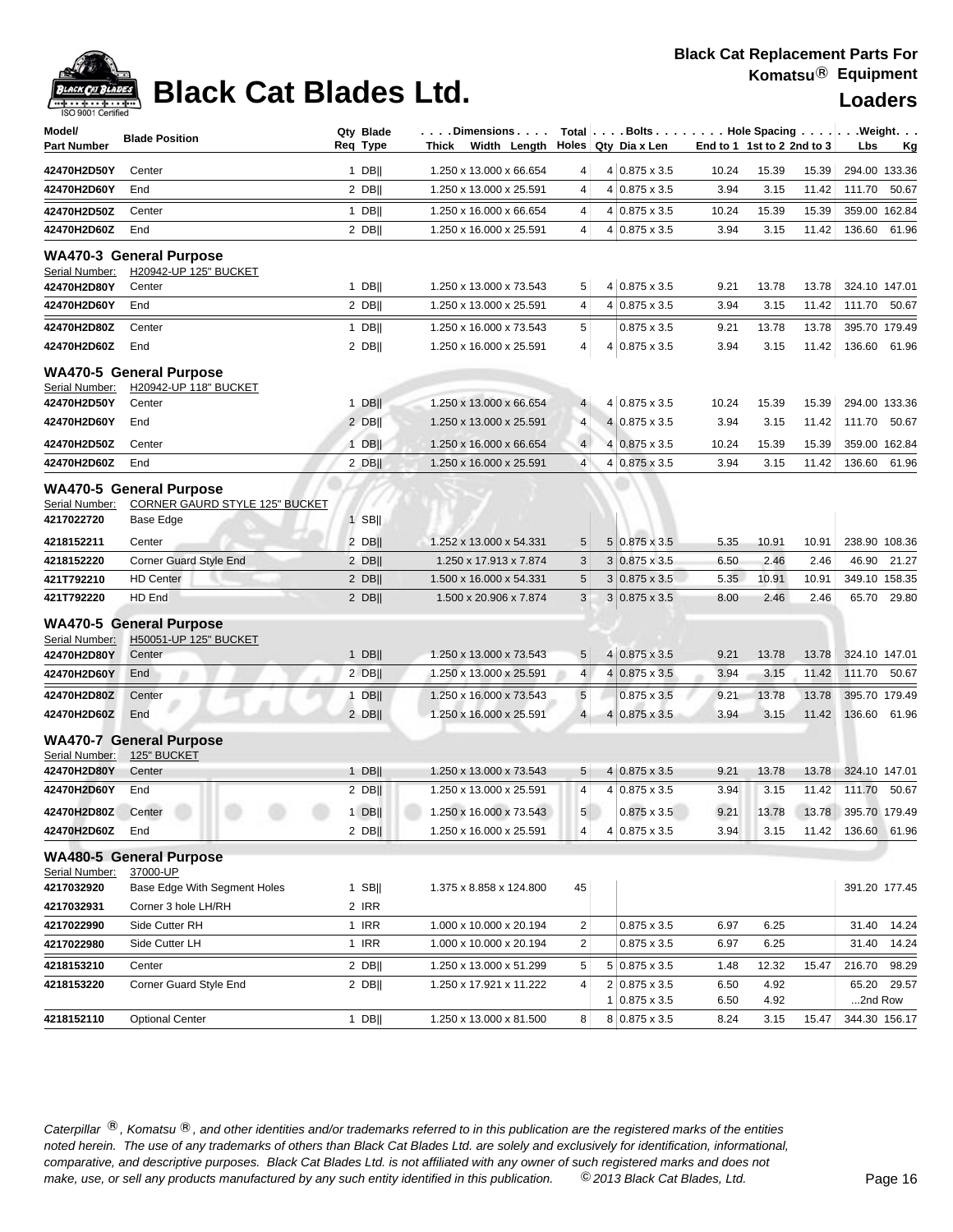# Black Cat Blades Ltd.

**Black Cat Replacement Parts For Komatsu® Equipment**

**Loaders**

| Model/ Part Number | Blade Position | Qty Req | Blade Type | Dimensions Thick x Width x Length | Total Holes | Bolts Qty | Bolts Dia x Len | Hole Spacing End to 1 | 1st to 2 | 2nd to 3 | Weight Lbs | Kg |
|---|---|---|---|---|---|---|---|---|---|---|---|---|
| 42470H2D50Y | Center | 1 | DB‖ | 1.250 x 13.000 x 66.654 | 4 | 4 | 0.875 x 3.5 | 10.24 | 15.39 | 15.39 | 294.00 | 133.36 |
| 42470H2D60Y | End | 2 | DB‖ | 1.250 x 13.000 x 25.591 | 4 | 4 | 0.875 x 3.5 | 3.94 | 3.15 | 11.42 | 111.70 | 50.67 |
| 42470H2D50Z | Center | 1 | DB‖ | 1.250 x 16.000 x 66.654 | 4 | 4 | 0.875 x 3.5 | 10.24 | 15.39 | 15.39 | 359.00 | 162.84 |
| 42470H2D60Z | End | 2 | DB‖ | 1.250 x 16.000 x 25.591 | 4 | 4 | 0.875 x 3.5 | 3.94 | 3.15 | 11.42 | 136.60 | 61.96 |
| **WA470-3 General Purpose** | | | | | | | | | | | | |
| Serial Number: | H20942-UP 125" BUCKET | | | | | | | | | | | |
| 42470H2D80Y | Center | 1 | DB‖ | 1.250 x 13.000 x 73.543 | 5 | 4 | 0.875 x 3.5 | 9.21 | 13.78 | 13.78 | 324.10 | 147.01 |
| 42470H2D60Y | End | 2 | DB‖ | 1.250 x 13.000 x 25.591 | 4 | 4 | 0.875 x 3.5 | 3.94 | 3.15 | 11.42 | 111.70 | 50.67 |
| 42470H2D80Z | Center | 1 | DB‖ | 1.250 x 16.000 x 73.543 | 5 | | 0.875 x 3.5 | 9.21 | 13.78 | 13.78 | 395.70 | 179.49 |
| 42470H2D60Z | End | 2 | DB‖ | 1.250 x 16.000 x 25.591 | 4 | 4 | 0.875 x 3.5 | 3.94 | 3.15 | 11.42 | 136.60 | 61.96 |
| **WA470-5 General Purpose** | | | | | | | | | | | | |
| Serial Number: | H20942-UP 118" BUCKET | | | | | | | | | | | |
| 42470H2D50Y | Center | 1 | DB‖ | 1.250 x 13.000 x 66.654 | 4 | 4 | 0.875 x 3.5 | 10.24 | 15.39 | 15.39 | 294.00 | 133.36 |
| 42470H2D60Y | End | 2 | DB‖ | 1.250 x 13.000 x 25.591 | 4 | 4 | 0.875 x 3.5 | 3.94 | 3.15 | 11.42 | 111.70 | 50.67 |
| 42470H2D50Z | Center | 1 | DB‖ | 1.250 x 16.000 x 66.654 | 4 | 4 | 0.875 x 3.5 | 10.24 | 15.39 | 15.39 | 359.00 | 162.84 |
| 42470H2D60Z | End | 2 | DB‖ | 1.250 x 16.000 x 25.591 | 4 | 4 | 0.875 x 3.5 | 3.94 | 3.15 | 11.42 | 136.60 | 61.96 |
| **WA470-5 General Purpose** | | | | | | | | | | | | |
| Serial Number: | CORNER GAURD STYLE 125" BUCKET | | | | | | | | | | | |
| 4217022720 | Base Edge | 1 | SB‖ | | | | | | | | | |
| 4218152211 | Center | 2 | DB‖ | 1.252 x 13.000 x 54.331 | 5 | 5 | 0.875 x 3.5 | 5.35 | 10.91 | 10.91 | 238.90 | 108.36 |
| 4218152220 | Corner Guard Style End | 2 | DB‖ | 1.250 x 17.913 x 7.874 | 3 | 3 | 0.875 x 3.5 | 6.50 | 2.46 | 2.46 | 46.90 | 21.27 |
| 421T792210 | HD Center | 2 | DB‖ | 1.500 x 16.000 x 54.331 | 5 | 3 | 0.875 x 3.5 | 5.35 | 10.91 | 10.91 | 349.10 | 158.35 |
| 421T792220 | HD End | 2 | DB‖ | 1.500 x 20.906 x 7.874 | 3 | 3 | 0.875 x 3.5 | 8.00 | 2.46 | 2.46 | 65.70 | 29.80 |
| **WA470-5 General Purpose** | | | | | | | | | | | | |
| Serial Number: | H50051-UP 125" BUCKET | | | | | | | | | | | |
| 42470H2D80Y | Center | 1 | DB‖ | 1.250 x 13.000 x 73.543 | 5 | 4 | 0.875 x 3.5 | 9.21 | 13.78 | 13.78 | 324.10 | 147.01 |
| 42470H2D60Y | End | 2 | DB‖ | 1.250 x 13.000 x 25.591 | 4 | 4 | 0.875 x 3.5 | 3.94 | 3.15 | 11.42 | 111.70 | 50.67 |
| 42470H2D80Z | Center | 1 | DB‖ | 1.250 x 16.000 x 73.543 | 5 | | 0.875 x 3.5 | 9.21 | 13.78 | 13.78 | 395.70 | 179.49 |
| 42470H2D60Z | End | 2 | DB‖ | 1.250 x 16.000 x 25.591 | 4 | 4 | 0.875 x 3.5 | 3.94 | 3.15 | 11.42 | 136.60 | 61.96 |
| **WA470-7 General Purpose** | | | | | | | | | | | | |
| Serial Number: | 125" BUCKET | | | | | | | | | | | |
| 42470H2D80Y | Center | 1 | DB‖ | 1.250 x 13.000 x 73.543 | 5 | 4 | 0.875 x 3.5 | 9.21 | 13.78 | 13.78 | 324.10 | 147.01 |
| 42470H2D60Y | End | 2 | DB‖ | 1.250 x 13.000 x 25.591 | 4 | 4 | 0.875 x 3.5 | 3.94 | 3.15 | 11.42 | 111.70 | 50.67 |
| 42470H2D80Z | Center | 1 | DB‖ | 1.250 x 16.000 x 73.543 | 5 | | 0.875 x 3.5 | 9.21 | 13.78 | 13.78 | 395.70 | 179.49 |
| 42470H2D60Z | End | 2 | DB‖ | 1.250 x 16.000 x 25.591 | 4 | 4 | 0.875 x 3.5 | 3.94 | 3.15 | 11.42 | 136.60 | 61.96 |
| **WA480-5 General Purpose** | | | | | | | | | | | | |
| Serial Number: | 37000-UP | | | | | | | | | | | |
| 4217032920 | Base Edge With Segment Holes | 1 | SB‖ | 1.375 x 8.858 x 124.800 | 45 | | | | | | 391.20 | 177.45 |
| 4217032931 | Corner 3 hole LH/RH | 2 | IRR | | | | | | | | | |
| 4217022990 | Side Cutter RH | 1 | IRR | 1.000 x 10.000 x 20.194 | 2 | | 0.875 x 3.5 | 6.97 | 6.25 | | 31.40 | 14.24 |
| 4217022980 | Side Cutter LH | 1 | IRR | 1.000 x 10.000 x 20.194 | 2 | | 0.875 x 3.5 | 6.97 | 6.25 | | 31.40 | 14.24 |
| 4218153210 | Center | 2 | DB‖ | 1.250 x 13.000 x 51.299 | 5 | 5 | 0.875 x 3.5 | 1.48 | 12.32 | 15.47 | 216.70 | 98.29 |
| 4218153220 | Corner Guard Style End | 2 | DB‖ | 1.250 x 17.921 x 11.222 | 4 | 2 | 0.875 x 3.5 | 6.50 | 4.92 | | 65.20 | 29.57 |
| | | | | | | 1 | 0.875 x 3.5 | 6.50 | 4.92 | | ...2nd Row | |
| 4218152110 | Optional Center | 1 | DB‖ | 1.250 x 13.000 x 81.500 | 8 | 8 | 0.875 x 3.5 | 8.24 | 3.15 | 15.47 | 344.30 | 156.17 |

*Caterpillar ®, Komatsu ®, and other identities and/or trademarks referred to in this publication are the registered marks of the entities noted herein. The use of any trademarks of others than Black Cat Blades Ltd. are solely and exclusively for identification, informational, comparative, and descriptive purposes. Black Cat Blades Ltd. is not affiliated with any owner of such registered marks and does not make, use, or sell any products manufactured by any such entity identified in this publication. © 2013 Black Cat Blades, Ltd.*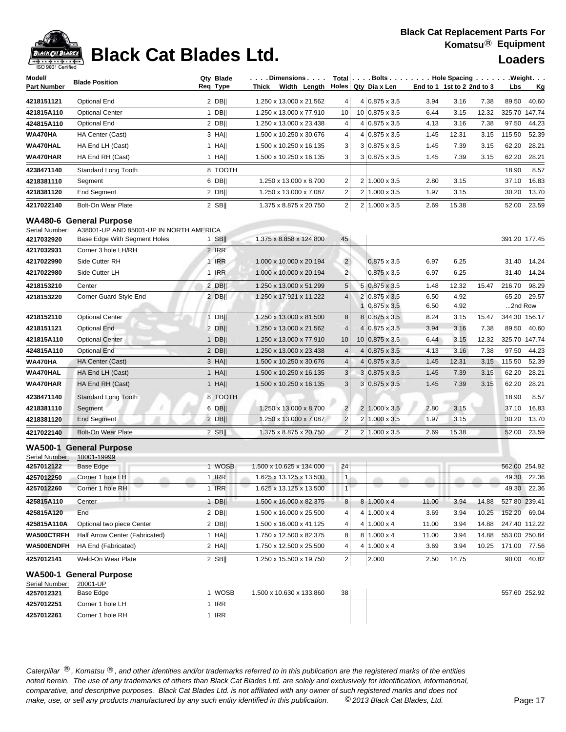# Black Cat Blades Ltd.

**Black Cat Replacement Parts For Komatsu® Equipment**

**Loaders**

| Model/ Part Number | Blade Position | Qty Req | Blade Type | Dimensions Thick Width Length | Total Holes | Bolts Qty | Dia x Len | Hole Spacing End to 1 | 1st to 2 | 2nd to 3 | Weight Lbs | Kg |
|---|---|---|---|---|---|---|---|---|---|---|---|---|
| 4218151121 | Optional End | 2 | DB‖ | 1.250 x 13.000 x 21.562 | 4 | 4 | 0.875 x 3.5 | 3.94 | 3.16 | 7.38 | 89.50 | 40.60 |
| 421815A110 | Optional Center | 1 | DB‖ | 1.250 x 13.000 x 77.910 | 10 | 10 | 0.875 x 3.5 | 6.44 | 3.15 | 12.32 | 325.70 | 147.74 |
| 424815A110 | Optional End | 2 | DB‖ | 1.250 x 13.000 x 23.438 | 4 | 4 | 0.875 x 3.5 | 4.13 | 3.16 | 7.38 | 97.50 | 44.23 |
| WA470HA | HA Center (Cast) | 3 | HA‖ | 1.500 x 10.250 x 30.676 | 4 | 4 | 0.875 x 3.5 | 1.45 | 12.31 | 3.15 | 115.50 | 52.39 |
| WA470HAL | HA End LH (Cast) | 1 | HA‖ | 1.500 x 10.250 x 16.135 | 3 | 3 | 0.875 x 3.5 | 1.45 | 7.39 | 3.15 | 62.20 | 28.21 |
| WA470HAR | HA End RH (Cast) | 1 | HA‖ | 1.500 x 10.250 x 16.135 | 3 | 3 | 0.875 x 3.5 | 1.45 | 7.39 | 3.15 | 62.20 | 28.21 |
| 4238471140 | Standard Long Tooth | 8 | TOOTH | | | | | | | | 18.90 | 8.57 |
| 4218381110 | Segment | 6 | DB‖ | 1.250 x 13.000 x 8.700 | 2 | 2 | 1.000 x 3.5 | 2.80 | 3.15 | | 37.10 | 16.83 |
| 4218381120 | End Segment | 2 | DB‖ | 1.250 x 13.000 x 7.087 | 2 | 2 | 1.000 x 3.5 | 1.97 | 3.15 | | 30.20 | 13.70 |
| 4217022140 | Bolt-On Wear Plate | 2 | SB‖ | 1.375 x 8.875 x 20.750 | 2 | 2 | 1.000 x 3.5 | 2.69 | 15.38 | | 52.00 | 23.59 |

## WA480-6 General Purpose

Serial Number: A38001-UP AND 85001-UP IN NORTH AMERICA

| Model/ Part Number | Blade Position | Qty Req | Blade Type | Dimensions Thick Width Length | Total Holes | Bolts Qty | Dia x Len | Hole Spacing End to 1 | 1st to 2 | 2nd to 3 | Weight Lbs | Kg |
|---|---|---|---|---|---|---|---|---|---|---|---|---|
| 4217032920 | Base Edge With Segment Holes | 1 | SB‖ | 1.375 x 8.858 x 124.800 | 45 | | | | | | 391.20 | 177.45 |
| 4217032931 | Corner 3 hole LH/RH | 2 | IRR | | | | | | | | | |
| 4217022990 | Side Cutter RH | 1 | IRR | 1.000 x 10.000 x 20.194 | 2 | | 0.875 x 3.5 | 6.97 | 6.25 | | 31.40 | 14.24 |
| 4217022980 | Side Cutter LH | 1 | IRR | 1.000 x 10.000 x 20.194 | 2 | | 0.875 x 3.5 | 6.97 | 6.25 | | 31.40 | 14.24 |
| 4218153210 | Center | 2 | DB‖ | 1.250 x 13.000 x 51.299 | 5 | 5 | 0.875 x 3.5 | 1.48 | 12.32 | 15.47 | 216.70 | 98.29 |
| 4218153220 | Corner Guard Style End | 2 | DB‖ | 1.250 x 17.921 x 11.222 | 4 | 2 | 0.875 x 3.5 | 6.50 | 4.92 | | 65.20 | 29.57 |
| | | | | | | 1 | 0.875 x 3.5 | 6.50 | 4.92 | | ...2nd Row | |
| 4218152110 | Optional Center | 1 | DB‖ | 1.250 x 13.000 x 81.500 | 8 | 8 | 0.875 x 3.5 | 8.24 | 3.15 | 15.47 | 344.30 | 156.17 |
| 4218151121 | Optional End | 2 | DB‖ | 1.250 x 13.000 x 21.562 | 4 | 4 | 0.875 x 3.5 | 3.94 | 3.16 | 7.38 | 89.50 | 40.60 |
| 421815A110 | Optional Center | 1 | DB‖ | 1.250 x 13.000 x 77.910 | 10 | 10 | 0.875 x 3.5 | 6.44 | 3.15 | 12.32 | 325.70 | 147.74 |
| 424815A110 | Optional End | 2 | DB‖ | 1.250 x 13.000 x 23.438 | 4 | 4 | 0.875 x 3.5 | 4.13 | 3.16 | 7.38 | 97.50 | 44.23 |
| WA470HA | HA Center (Cast) | 3 | HA‖ | 1.500 x 10.250 x 30.676 | 4 | 4 | 0.875 x 3.5 | 1.45 | 12.31 | 3.15 | 115.50 | 52.39 |
| WA470HAL | HA End LH (Cast) | 1 | HA‖ | 1.500 x 10.250 x 16.135 | 3 | 3 | 0.875 x 3.5 | 1.45 | 7.39 | 3.15 | 62.20 | 28.21 |
| WA470HAR | HA End RH (Cast) | 1 | HA‖ | 1.500 x 10.250 x 16.135 | 3 | 3 | 0.875 x 3.5 | 1.45 | 7.39 | 3.15 | 62.20 | 28.21 |
| 4238471140 | Standard Long Tooth | 8 | TOOTH | | | | | | | | 18.90 | 8.57 |
| 4218381110 | Segment | 6 | DB‖ | 1.250 x 13.000 x 8.700 | 2 | 2 | 1.000 x 3.5 | 2.80 | 3.15 | | 37.10 | 16.83 |
| 4218381120 | End Segment | 2 | DB‖ | 1.250 x 13.000 x 7.087 | 2 | 2 | 1.000 x 3.5 | 1.97 | 3.15 | | 30.20 | 13.70 |
| 4217022140 | Bolt-On Wear Plate | 2 | SB‖ | 1.375 x 8.875 x 20.750 | 2 | 2 | 1.000 x 3.5 | 2.69 | 15.38 | | 52.00 | 23.59 |

## WA500-1 General Purpose

Serial Number: 10001-19999

| Model/ Part Number | Blade Position | Qty Req | Blade Type | Dimensions Thick Width Length | Total Holes | Bolts Qty | Dia x Len | Hole Spacing End to 1 | 1st to 2 | 2nd to 3 | Weight Lbs | Kg |
|---|---|---|---|---|---|---|---|---|---|---|---|---|
| 4257012122 | Base Edge | 1 | WOSB | 1.500 x 10.625 x 134.000 | 24 | | | | | | 562.00 | 254.92 |
| 4257012250 | Corner 1 hole LH | 1 | IRR | 1.625 x 13.125 x 13.500 | 1 | | | | | | 49.30 | 22.36 |
| 4257012260 | Corner 1 hole RH | 1 | IRR | 1.625 x 13.125 x 13.500 | 1 | | | | | | 49.30 | 22.36 |
| 425815A110 | Center | 1 | DB‖ | 1.500 x 16.000 x 82.375 | 8 | 8 | 1.000 x 4 | 11.00 | 3.94 | 14.88 | 527.80 | 239.41 |
| 425815A120 | End | 2 | DB‖ | 1.500 x 16.000 x 25.500 | 4 | 4 | 1.000 x 4 | 3.69 | 3.94 | 10.25 | 152.20 | 69.04 |
| 425815A110A | Optional two piece Center | 2 | DB‖ | 1.500 x 16.000 x 41.125 | 4 | 4 | 1.000 x 4 | 11.00 | 3.94 | 14.88 | 247.40 | 112.22 |
| WA500CTRFH | Half Arrow Center (Fabricated) | 1 | HA‖ | 1.750 x 12.500 x 82.375 | 8 | 8 | 1.000 x 4 | 11.00 | 3.94 | 14.88 | 553.00 | 250.84 |
| WA500ENDFH | HA End (Fabricated) | 2 | HA‖ | 1.750 x 12.500 x 25.500 | 4 | 4 | 1.000 x 4 | 3.69 | 3.94 | 10.25 | 171.00 | 77.56 |
| 4257012141 | Weld-On Wear Plate | 2 | SB‖ | 1.250 x 15.500 x 19.750 | 2 | | 2.000 | 2.50 | 14.75 | | 90.00 | 40.82 |

## WA500-1 General Purpose

Serial Number: 20001-UP

| Model/ Part Number | Blade Position | Qty Req | Blade Type | Dimensions Thick Width Length | Total Holes | Bolts Qty | Dia x Len | Hole Spacing End to 1 | 1st to 2 | 2nd to 3 | Weight Lbs | Kg |
|---|---|---|---|---|---|---|---|---|---|---|---|---|
| 4257012321 | Base Edge | 1 | WOSB | 1.500 x 10.630 x 133.860 | 38 | | | | | | 557.60 | 252.92 |
| 4257012251 | Corner 1 hole LH | 1 | IRR | | | | | | | | | |
| 4257012261 | Corner 1 hole RH | 1 | IRR | | | | | | | | | |

*Caterpillar ®, Komatsu ®, and other identities and/or trademarks referred to in this publication are the registered marks of the entities noted herein. The use of any trademarks of others than Black Cat Blades Ltd. are solely and exclusively for identification, informational, comparative, and descriptive purposes. Black Cat Blades Ltd. is not affiliated with any owner of such registered marks and does not make, use, or sell any products manufactured by any such entity identified in this publication. © 2013 Black Cat Blades, Ltd.*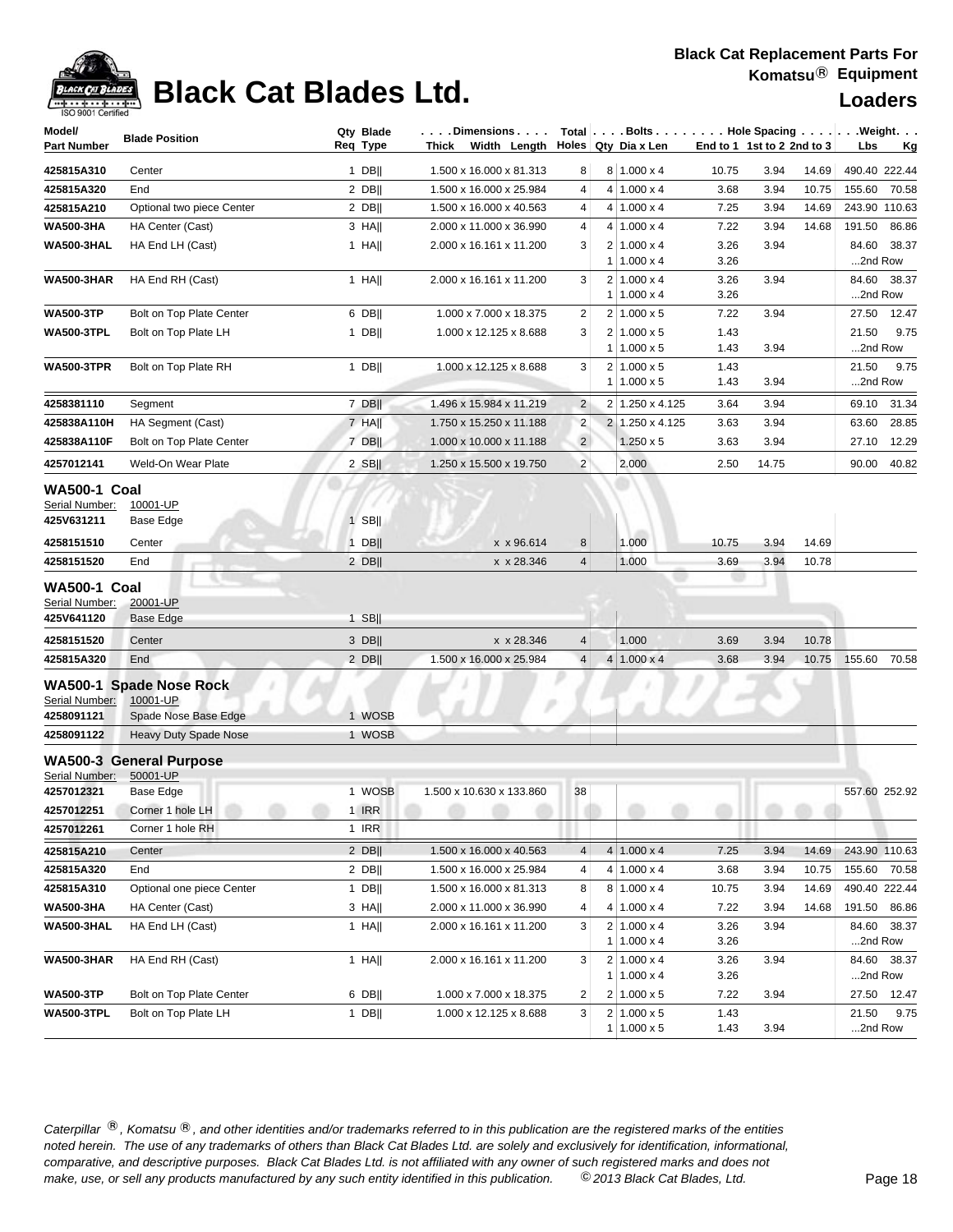# Black Cat Blades Ltd.

**Black Cat Replacement Parts For Komatsu® Equipment**

**Loaders**

| Model/ Part Number | Blade Position | Qty Req | Blade Type | Dimensions Thick x Width x Length | Total Holes | Bolts Qty | Dia x Len | Hole Spacing End to 1 | 1st to 2 | 2nd to 3 | Weight Lbs | Kg |
|---|---|---|---|---|---|---|---|---|---|---|---|---|
| 425815A310 | Center | 1 | DB\|\| | 1.500 x 16.000 x 81.313 | 8 | 8 | 1.000 x 4 | 10.75 | 3.94 | 14.69 | 490.40 | 222.44 |
| 425815A320 | End | 2 | DB\|\| | 1.500 x 16.000 x 25.984 | 4 | 4 | 1.000 x 4 | 3.68 | 3.94 | 10.75 | 155.60 | 70.58 |
| 425815A210 | Optional two piece Center | 2 | DB\|\| | 1.500 x 16.000 x 40.563 | 4 | 4 | 1.000 x 4 | 7.25 | 3.94 | 14.69 | 243.90 | 110.63 |
| WA500-3HA | HA Center (Cast) | 3 | HA\|\| | 2.000 x 11.000 x 36.990 | 4 | 4 | 1.000 x 4 | 7.22 | 3.94 | 14.68 | 191.50 | 86.86 |
| WA500-3HAL | HA End LH (Cast) | 1 | HA\|\| | 2.000 x 16.161 x 11.200 | 3 | 2 | 1.000 x 4 | 3.26 | 3.94 | | 84.60 | 38.37 |
| | | | | | | 1 | 1.000 x 4 | 3.26 | | | ...2nd Row | |
| WA500-3HAR | HA End RH (Cast) | 1 | HA\|\| | 2.000 x 16.161 x 11.200 | 3 | 2 | 1.000 x 4 | 3.26 | 3.94 | | 84.60 | 38.37 |
| | | | | | | 1 | 1.000 x 4 | 3.26 | | | ...2nd Row | |
| WA500-3TP | Bolt on Top Plate Center | 6 | DB\|\| | 1.000 x 7.000 x 18.375 | 2 | 2 | 1.000 x 5 | 7.22 | 3.94 | | 27.50 | 12.47 |
| WA500-3TPL | Bolt on Top Plate LH | 1 | DB\|\| | 1.000 x 12.125 x 8.688 | 3 | 2 | 1.000 x 5 | 1.43 | | | 21.50 | 9.75 |
| | | | | | | 1 | 1.000 x 5 | 1.43 | 3.94 | | ...2nd Row | |
| WA500-3TPR | Bolt on Top Plate RH | 1 | DB\|\| | 1.000 x 12.125 x 8.688 | 3 | 2 | 1.000 x 5 | 1.43 | | | 21.50 | 9.75 |
| | | | | | | 1 | 1.000 x 5 | 1.43 | 3.94 | | ...2nd Row | |
| 4258381110 | Segment | 7 | DB\|\| | 1.496 x 15.984 x 11.219 | 2 | 2 | 1.250 x 4.125 | 3.64 | 3.94 | | 69.10 | 31.34 |
| 425838A110H | HA Segment (Cast) | 7 | HA\|\| | 1.750 x 15.250 x 11.188 | 2 | 2 | 1.250 x 4.125 | 3.63 | 3.94 | | 63.60 | 28.85 |
| 425838A110F | Bolt on Top Plate Center | 7 | DB\|\| | 1.000 x 10.000 x 11.188 | 2 | | 1.250 x 5 | 3.63 | 3.94 | | 27.10 | 12.29 |
| 4257012141 | Weld-On Wear Plate | 2 | SB\|\| | 1.250 x 15.500 x 19.750 | 2 | | 2.000 | 2.50 | 14.75 | | 90.00 | 40.82 |

## WA500-1 Coal

Serial Number: 10001-UP

| Model/ Part Number | Blade Position | Qty Req | Blade Type | Dimensions Thick x Width x Length | Total Holes | Bolts Qty | Dia x Len | Hole Spacing End to 1 | 1st to 2 | 2nd to 3 | Weight Lbs | Kg |
|---|---|---|---|---|---|---|---|---|---|---|---|---|
| 425V631211 | Base Edge | 1 | SB\|\| | | | | | | | | | |
| 4258151510 | Center | 1 | DB\|\| | x x 96.614 | 8 | | 1.000 | 10.75 | 3.94 | 14.69 | | |
| 4258151520 | End | 2 | DB\|\| | x x 28.346 | 4 | | 1.000 | 3.69 | 3.94 | 10.78 | | |

## WA500-1 Coal

Serial Number: 20001-UP

| Model/ Part Number | Blade Position | Qty Req | Blade Type | Dimensions Thick x Width x Length | Total Holes | Bolts Qty | Dia x Len | Hole Spacing End to 1 | 1st to 2 | 2nd to 3 | Weight Lbs | Kg |
|---|---|---|---|---|---|---|---|---|---|---|---|---|
| 425V641120 | Base Edge | 1 | SB\|\| | | | | | | | | | |
| 4258151520 | Center | 3 | DB\|\| | x x 28.346 | 4 | | 1.000 | 3.69 | 3.94 | 10.78 | | |
| 425815A320 | End | 2 | DB\|\| | 1.500 x 16.000 x 25.984 | 4 | 4 | 1.000 x 4 | 3.68 | 3.94 | 10.75 | 155.60 | 70.58 |

## WA500-1 Spade Nose Rock

Serial Number: 10001-UP

| Model/ Part Number | Blade Position | Qty Req | Blade Type | Dimensions Thick x Width x Length | Total Holes | Bolts Qty | Dia x Len | Hole Spacing End to 1 | 1st to 2 | 2nd to 3 | Weight Lbs | Kg |
|---|---|---|---|---|---|---|---|---|---|---|---|---|
| 4258091121 | Spade Nose Base Edge | 1 | WOSB | | | | | | | | | |
| 4258091122 | Heavy Duty Spade Nose | 1 | WOSB | | | | | | | | | |

## WA500-3 General Purpose

Serial Number: 50001-UP

| Model/ Part Number | Blade Position | Qty Req | Blade Type | Dimensions Thick x Width x Length | Total Holes | Bolts Qty | Dia x Len | Hole Spacing End to 1 | 1st to 2 | 2nd to 3 | Weight Lbs | Kg |
|---|---|---|---|---|---|---|---|---|---|---|---|---|
| 4257012321 | Base Edge | 1 | WOSB | 1.500 x 10.630 x 133.860 | 38 | | | | | | 557.60 | 252.92 |
| 4257012251 | Corner 1 hole LH | 1 | IRR | | | | | | | | | |
| 4257012261 | Corner 1 hole RH | 1 | IRR | | | | | | | | | |
| 425815A210 | Center | 2 | DB\|\| | 1.500 x 16.000 x 40.563 | 4 | 4 | 1.000 x 4 | 7.25 | 3.94 | 14.69 | 243.90 | 110.63 |
| 425815A320 | End | 2 | DB\|\| | 1.500 x 16.000 x 25.984 | 4 | 4 | 1.000 x 4 | 3.68 | 3.94 | 10.75 | 155.60 | 70.58 |
| 425815A310 | Optional one piece Center | 1 | DB\|\| | 1.500 x 16.000 x 81.313 | 8 | 8 | 1.000 x 4 | 10.75 | 3.94 | 14.69 | 490.40 | 222.44 |
| WA500-3HA | HA Center (Cast) | 3 | HA\|\| | 2.000 x 11.000 x 36.990 | 4 | 4 | 1.000 x 4 | 7.22 | 3.94 | 14.68 | 191.50 | 86.86 |
| WA500-3HAL | HA End LH (Cast) | 1 | HA\|\| | 2.000 x 16.161 x 11.200 | 3 | 2 | 1.000 x 4 | 3.26 | 3.94 | | 84.60 | 38.37 |
| | | | | | | 1 | 1.000 x 4 | 3.26 | | | ...2nd Row | |
| WA500-3HAR | HA End RH (Cast) | 1 | HA\|\| | 2.000 x 16.161 x 11.200 | 3 | 2 | 1.000 x 4 | 3.26 | 3.94 | | 84.60 | 38.37 |
| | | | | | | 1 | 1.000 x 4 | 3.26 | | | ...2nd Row | |
| WA500-3TP | Bolt on Top Plate Center | 6 | DB\|\| | 1.000 x 7.000 x 18.375 | 2 | 2 | 1.000 x 5 | 7.22 | 3.94 | | 27.50 | 12.47 |
| WA500-3TPL | Bolt on Top Plate LH | 1 | DB\|\| | 1.000 x 12.125 x 8.688 | 3 | 2 | 1.000 x 5 | 1.43 | | | 21.50 | 9.75 |
| | | | | | | 1 | 1.000 x 5 | 1.43 | 3.94 | | ...2nd Row | |

*Caterpillar ®, Komatsu ®, and other identities and/or trademarks referred to in this publication are the registered marks of the entities noted herein. The use of any trademarks of others than Black Cat Blades Ltd. are solely and exclusively for identification, informational, comparative, and descriptive purposes. Black Cat Blades Ltd. is not affiliated with any owner of such registered marks and does not make, use, or sell any products manufactured by any such entity identified in this publication. © 2013 Black Cat Blades, Ltd.*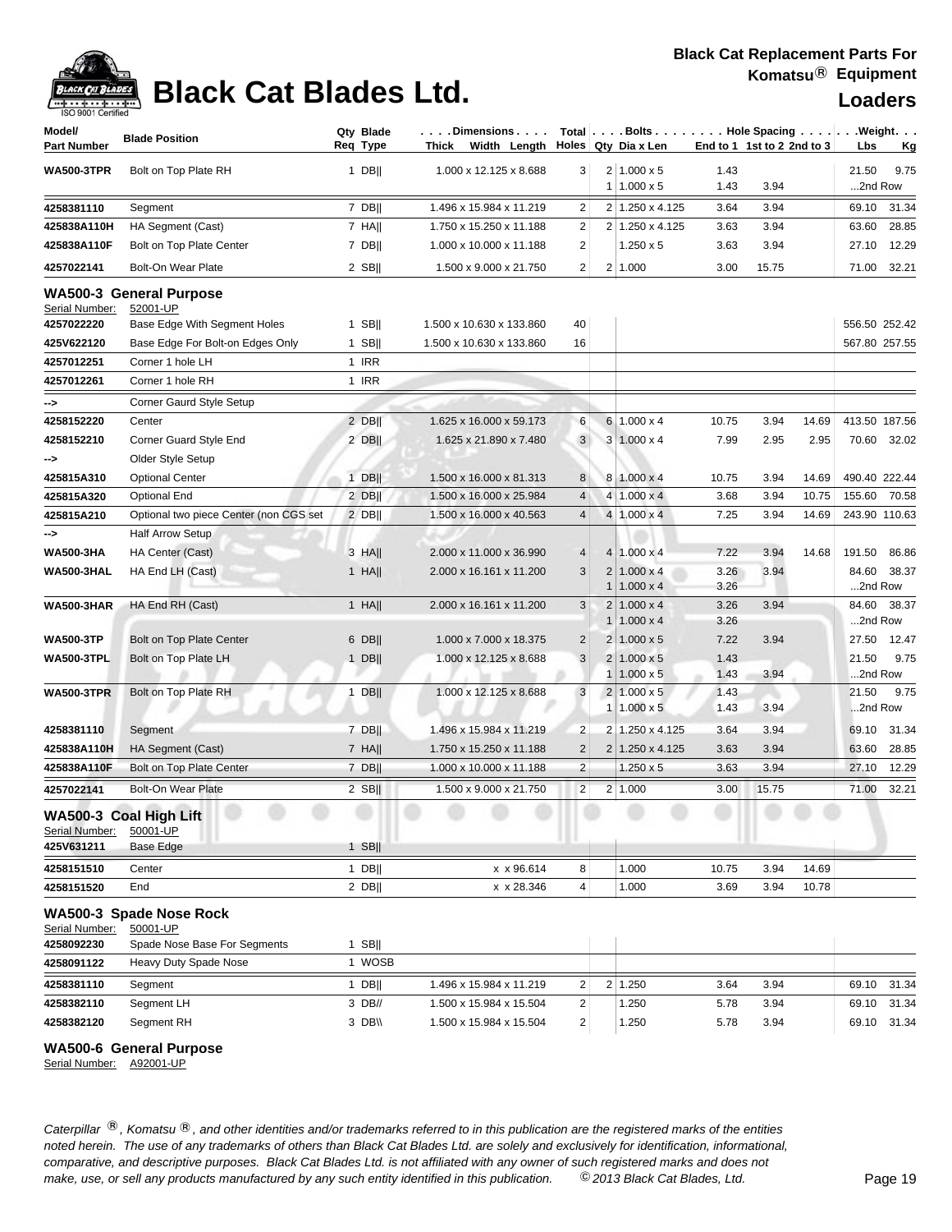# Black Cat Blades Ltd.

**Black Cat Replacement Parts For Komatsu® Equipment**

**Loaders**

| Model/ Part Number | Blade Position | Qty Req | Blade Type | Dimensions Thick x Width x Length | Total Holes | Bolts Qty | Dia x Len | Hole Spacing End to 1 | 1st to 2 | 2nd to 3 | Weight Lbs | Kg |
|---|---|---|---|---|---|---|---|---|---|---|---|---|
| **WA500-3TPR** | Bolt on Top Plate RH | 1 | DB\|\| | 1.000 x 12.125 x 8.688 | 3 | 2 | 1.000 x 5 | 1.43 | | | 21.50 | 9.75 |
| | | | | | | 1 | 1.000 x 5 | 1.43 | 3.94 | | ...2nd Row | |
| **4258381110** | Segment | 7 | DB\|\| | 1.496 x 15.984 x 11.219 | 2 | 2 | 1.250 x 4.125 | 3.64 | 3.94 | | 69.10 | 31.34 |
| **425838A110H** | HA Segment (Cast) | 7 | HA\|\| | 1.750 x 15.250 x 11.188 | 2 | 2 | 1.250 x 4.125 | 3.63 | 3.94 | | 63.60 | 28.85 |
| **425838A110F** | Bolt on Top Plate Center | 7 | DB\|\| | 1.000 x 10.000 x 11.188 | 2 | | 1.250 x 5 | 3.63 | 3.94 | | 27.10 | 12.29 |
| **4257022141** | Bolt-On Wear Plate | 2 | SB\|\| | 1.500 x 9.000 x 21.750 | 2 | 2 | 1.000 | 3.00 | 15.75 | | 71.00 | 32.21 |

## WA500-3 General Purpose

Serial Number: 52001-UP

| Model/ Part Number | Blade Position | Qty Req | Blade Type | Dimensions Thick x Width x Length | Total Holes | Bolts Qty | Dia x Len | Hole Spacing End to 1 | 1st to 2 | 2nd to 3 | Weight Lbs | Kg |
|---|---|---|---|---|---|---|---|---|---|---|---|---|
| **4257022220** | Base Edge With Segment Holes | 1 | SB\|\| | 1.500 x 10.630 x 133.860 | 40 | | | | | | 556.50 | 252.42 |
| **425V622120** | Base Edge For Bolt-on Edges Only | 1 | SB\|\| | 1.500 x 10.630 x 133.860 | 16 | | | | | | 567.80 | 257.55 |
| **4257012251** | Corner 1 hole LH | 1 | IRR | | | | | | | | | |
| **4257012261** | Corner 1 hole RH | 1 | IRR | | | | | | | | | |
| **-->** | Corner Gaurd Style Setup | | | | | | | | | | | |
| **4258152220** | Center | 2 | DB\|\| | 1.625 x 16.000 x 59.173 | 6 | 6 | 1.000 x 4 | 10.75 | 3.94 | 14.69 | 413.50 | 187.56 |
| **4258152210** | Corner Guard Style End | 2 | DB\|\| | 1.625 x 21.890 x 7.480 | 3 | 3 | 1.000 x 4 | 7.99 | 2.95 | 2.95 | 70.60 | 32.02 |
| **-->** | Older Style Setup | | | | | | | | | | | |
| **425815A310** | Optional Center | 1 | DB\|\| | 1.500 x 16.000 x 81.313 | 8 | 8 | 1.000 x 4 | 10.75 | 3.94 | 14.69 | 490.40 | 222.44 |
| **425815A320** | Optional End | 2 | DB\|\| | 1.500 x 16.000 x 25.984 | 4 | 4 | 1.000 x 4 | 3.68 | 3.94 | 10.75 | 155.60 | 70.58 |
| **425815A210** | Optional two piece Center (non CGS set | 2 | DB\|\| | 1.500 x 16.000 x 40.563 | 4 | 4 | 1.000 x 4 | 7.25 | 3.94 | 14.69 | 243.90 | 110.63 |
| **-->** | Half Arrow Setup | | | | | | | | | | | |
| **WA500-3HA** | HA Center (Cast) | 3 | HA\|\| | 2.000 x 11.000 x 36.990 | 4 | 4 | 1.000 x 4 | 7.22 | 3.94 | 14.68 | 191.50 | 86.86 |
| **WA500-3HAL** | HA End LH (Cast) | 1 | HA\|\| | 2.000 x 16.161 x 11.200 | 3 | 2 | 1.000 x 4 | 3.26 | 3.94 | | 84.60 | 38.37 |
| | | | | | | 1 | 1.000 x 4 | 3.26 | | | ...2nd Row | |
| **WA500-3HAR** | HA End RH (Cast) | 1 | HA\|\| | 2.000 x 16.161 x 11.200 | 3 | 2 | 1.000 x 4 | 3.26 | 3.94 | | 84.60 | 38.37 |
| | | | | | | 1 | 1.000 x 4 | 3.26 | | | ...2nd Row | |
| **WA500-3TP** | Bolt on Top Plate Center | 6 | DB\|\| | 1.000 x 7.000 x 18.375 | 2 | 2 | 1.000 x 5 | 7.22 | 3.94 | | 27.50 | 12.47 |
| **WA500-3TPL** | Bolt on Top Plate LH | 1 | DB\|\| | 1.000 x 12.125 x 8.688 | 3 | 2 | 1.000 x 5 | 1.43 | | | 21.50 | 9.75 |
| | | | | | | 1 | 1.000 x 5 | 1.43 | 3.94 | | ...2nd Row | |
| **WA500-3TPR** | Bolt on Top Plate RH | 1 | DB\|\| | 1.000 x 12.125 x 8.688 | 3 | 2 | 1.000 x 5 | 1.43 | | | 21.50 | 9.75 |
| | | | | | | 1 | 1.000 x 5 | 1.43 | 3.94 | | ...2nd Row | |
| **4258381110** | Segment | 7 | DB\|\| | 1.496 x 15.984 x 11.219 | 2 | 2 | 1.250 x 4.125 | 3.64 | 3.94 | | 69.10 | 31.34 |
| **425838A110H** | HA Segment (Cast) | 7 | HA\|\| | 1.750 x 15.250 x 11.188 | 2 | 2 | 1.250 x 4.125 | 3.63 | 3.94 | | 63.60 | 28.85 |
| **425838A110F** | Bolt on Top Plate Center | 7 | DB\|\| | 1.000 x 10.000 x 11.188 | 2 | | 1.250 x 5 | 3.63 | 3.94 | | 27.10 | 12.29 |
| **4257022141** | Bolt-On Wear Plate | 2 | SB\|\| | 1.500 x 9.000 x 21.750 | 2 | 2 | 1.000 | 3.00 | 15.75 | | 71.00 | 32.21 |

## WA500-3 Coal High Lift

Serial Number: 50001-UP

| Model/ Part Number | Blade Position | Qty Req | Blade Type | Dimensions Thick x Width x Length | Total Holes | Bolts Qty | Dia x Len | Hole Spacing End to 1 | 1st to 2 | 2nd to 3 | Weight Lbs | Kg |
|---|---|---|---|---|---|---|---|---|---|---|---|---|
| **425V631211** | Base Edge | 1 | SB\|\| | | | | | | | | | |
| **4258151510** | Center | 1 | DB\|\| | x x 96.614 | 8 | | 1.000 | 10.75 | 3.94 | 14.69 | | |
| **4258151520** | End | 2 | DB\|\| | x x 28.346 | 4 | | 1.000 | 3.69 | 3.94 | 10.78 | | |

## WA500-3 Spade Nose Rock

Serial Number: 50001-UP

| Model/ Part Number | Blade Position | Qty Req | Blade Type | Dimensions Thick x Width x Length | Total Holes | Bolts Qty | Dia x Len | Hole Spacing End to 1 | 1st to 2 | 2nd to 3 | Weight Lbs | Kg |
|---|---|---|---|---|---|---|---|---|---|---|---|---|
| **4258092230** | Spade Nose Base For Segments | 1 | SB\|\| | | | | | | | | | |
| **4258091122** | Heavy Duty Spade Nose | 1 | WOSB | | | | | | | | | |
| **4258381110** | Segment | 1 | DB\|\| | 1.496 x 15.984 x 11.219 | 2 | 2 | 1.250 | 3.64 | 3.94 | | 69.10 | 31.34 |
| **4258382110** | Segment LH | 3 | DB// | 1.500 x 15.984 x 15.504 | 2 | | 1.250 | 5.78 | 3.94 | | 69.10 | 31.34 |
| **4258382120** | Segment RH | 3 | DB\\ | 1.500 x 15.984 x 15.504 | 2 | | 1.250 | 5.78 | 3.94 | | 69.10 | 31.34 |

## WA500-6 General Purpose

Serial Number: A92001-UP

*Caterpillar ®, Komatsu ®, and other identities and/or trademarks referred to in this publication are the registered marks of the entities noted herein. The use of any trademarks of others than Black Cat Blades Ltd. are solely and exclusively for identification, informational, comparative, and descriptive purposes. Black Cat Blades Ltd. is not affiliated with any owner of such registered marks and does not make, use, or sell any products manufactured by any such entity identified in this publication. © 2013 Black Cat Blades, Ltd.*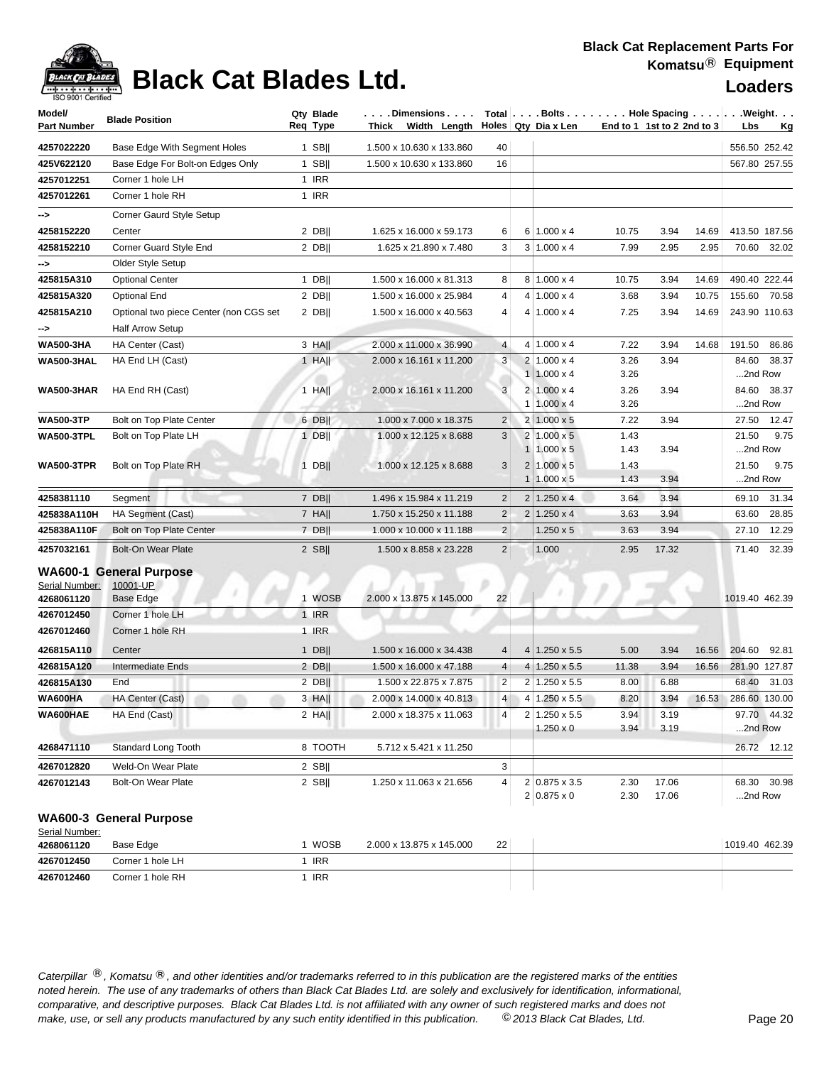# Black Cat Blades Ltd.

**Black Cat Replacement Parts For Komatsu® Equipment**

**Loaders**

| Model/ Part Number | Blade Position | Qty Req | Blade Type | Dimensions Thick x Width x Length | Total Holes | Bolts Qty | Dia x Len | Hole Spacing End to 1 | 1st to 2 | 2nd to 3 | Weight Lbs | Kg |
|---|---|---|---|---|---|---|---|---|---|---|---|---|
| 4257022220 | Base Edge With Segment Holes | 1 | SB‖ | 1.500 x 10.630 x 133.860 | 40 | | | | | | 556.50 | 252.42 |
| 425V622120 | Base Edge For Bolt-on Edges Only | 1 | SB‖ | 1.500 x 10.630 x 133.860 | 16 | | | | | | 567.80 | 257.55 |
| 4257012251 | Corner 1 hole LH | 1 | IRR | | | | | | | | | |
| 4257012261 | Corner 1 hole RH | 1 | IRR | | | | | | | | | |
| --> | Corner Gaurd Style Setup | | | | | | | | | | | |
| 4258152220 | Center | 2 | DB‖ | 1.625 x 16.000 x 59.173 | 6 | 6 | 1.000 x 4 | 10.75 | 3.94 | 14.69 | 413.50 | 187.56 |
| 4258152210 | Corner Guard Style End | 2 | DB‖ | 1.625 x 21.890 x 7.480 | 3 | 3 | 1.000 x 4 | 7.99 | 2.95 | 2.95 | 70.60 | 32.02 |
| --> | Older Style Setup | | | | | | | | | | | |
| 425815A310 | Optional Center | 1 | DB‖ | 1.500 x 16.000 x 81.313 | 8 | 8 | 1.000 x 4 | 10.75 | 3.94 | 14.69 | 490.40 | 222.44 |
| 425815A320 | Optional End | 2 | DB‖ | 1.500 x 16.000 x 25.984 | 4 | 4 | 1.000 x 4 | 3.68 | 3.94 | 10.75 | 155.60 | 70.58 |
| 425815A210 | Optional two piece Center (non CGS set | 2 | DB‖ | 1.500 x 16.000 x 40.563 | 4 | 4 | 1.000 x 4 | 7.25 | 3.94 | 14.69 | 243.90 | 110.63 |
| --> | Half Arrow Setup | | | | | | | | | | | |
| WA500-3HA | HA Center (Cast) | 3 | HA‖ | 2.000 x 11.000 x 36.990 | 4 | 4 | 1.000 x 4 | 7.22 | 3.94 | 14.68 | 191.50 | 86.86 |
| WA500-3HAL | HA End LH (Cast) | 1 | HA‖ | 2.000 x 16.161 x 11.200 | 3 | 2 | 1.000 x 4 | 3.26 | 3.94 | | 84.60 | 38.37 |
| | | | | | | 1 | 1.000 x 4 | 3.26 | | | ...2nd Row | |
| WA500-3HAR | HA End RH (Cast) | 1 | HA‖ | 2.000 x 16.161 x 11.200 | 3 | 2 | 1.000 x 4 | 3.26 | 3.94 | | 84.60 | 38.37 |
| | | | | | | 1 | 1.000 x 4 | 3.26 | | | ...2nd Row | |
| WA500-3TP | Bolt on Top Plate Center | 6 | DB‖ | 1.000 x 7.000 x 18.375 | 2 | 2 | 1.000 x 5 | 7.22 | 3.94 | | 27.50 | 12.47 |
| WA500-3TPL | Bolt on Top Plate LH | 1 | DB‖ | 1.000 x 12.125 x 8.688 | 3 | 2 | 1.000 x 5 | 1.43 | | | 21.50 | 9.75 |
| | | | | | | 1 | 1.000 x 5 | 1.43 | 3.94 | | ...2nd Row | |
| WA500-3TPR | Bolt on Top Plate RH | 1 | DB‖ | 1.000 x 12.125 x 8.688 | 3 | 2 | 1.000 x 5 | 1.43 | | | 21.50 | 9.75 |
| | | | | | | 1 | 1.000 x 5 | 1.43 | 3.94 | | ...2nd Row | |
| 4258381110 | Segment | 7 | DB‖ | 1.496 x 15.984 x 11.219 | 2 | 2 | 1.250 x 4 | 3.64 | 3.94 | | 69.10 | 31.34 |
| 425838A110H | HA Segment (Cast) | 7 | HA‖ | 1.750 x 15.250 x 11.188 | 2 | 2 | 1.250 x 4 | 3.63 | 3.94 | | 63.60 | 28.85 |
| 425838A110F | Bolt on Top Plate Center | 7 | DB‖ | 1.000 x 10.000 x 11.188 | 2 | | 1.250 x 5 | 3.63 | 3.94 | | 27.10 | 12.29 |
| 4257032161 | Bolt-On Wear Plate | 2 | SB‖ | 1.500 x 8.858 x 23.228 | 2 | | 1.000 | 2.95 | 17.32 | | 71.40 | 32.39 |

## WA600-1 General Purpose

Serial Number: 10001-UP

| Model/ Part Number | Blade Position | Qty Req | Blade Type | Dimensions Thick x Width x Length | Total Holes | Bolts Qty | Dia x Len | Hole Spacing End to 1 | 1st to 2 | 2nd to 3 | Weight Lbs | Kg |
|---|---|---|---|---|---|---|---|---|---|---|---|---|
| 4268061120 | Base Edge | 1 | WOSB | 2.000 x 13.875 x 145.000 | 22 | | | | | | 1019.40 | 462.39 |
| 4267012450 | Corner 1 hole LH | 1 | IRR | | | | | | | | | |
| 4267012460 | Corner 1 hole RH | 1 | IRR | | | | | | | | | |
| 426815A110 | Center | 1 | DB‖ | 1.500 x 16.000 x 34.438 | 4 | 4 | 1.250 x 5.5 | 5.00 | 3.94 | 16.56 | 204.60 | 92.81 |
| 426815A120 | Intermediate Ends | 2 | DB‖ | 1.500 x 16.000 x 47.188 | 4 | 4 | 1.250 x 5.5 | 11.38 | 3.94 | 16.56 | 281.90 | 127.87 |
| 426815A130 | End | 2 | DB‖ | 1.500 x 22.875 x 7.875 | 2 | 2 | 1.250 x 5.5 | 8.00 | 6.88 | | 68.40 | 31.03 |
| WA600HA | HA Center (Cast) | 3 | HA‖ | 2.000 x 14.000 x 40.813 | 4 | 4 | 1.250 x 5.5 | 8.20 | 3.94 | 16.53 | 286.60 | 130.00 |
| WA600HAE | HA End (Cast) | 2 | HA‖ | 2.000 x 18.375 x 11.063 | 4 | 2 | 1.250 x 5.5 | 3.94 | 3.19 | | 97.70 | 44.32 |
| | | | | | | | 1.250 x 0 | 3.94 | 3.19 | | ...2nd Row | |
| 4268471110 | Standard Long Tooth | 8 | TOOTH | 5.712 x 5.421 x 11.250 | | | | | | | 26.72 | 12.12 |
| 4267012820 | Weld-On Wear Plate | 2 | SB‖ | | 3 | | | | | | | |
| 4267012143 | Bolt-On Wear Plate | 2 | SB‖ | 1.250 x 11.063 x 21.656 | 4 | 2 | 0.875 x 3.5 | 2.30 | 17.06 | | 68.30 | 30.98 |
| | | | | | | 2 | 0.875 x 0 | 2.30 | 17.06 | | ...2nd Row | |

## WA600-3 General Purpose

Serial Number:

| Model/ Part Number | Blade Position | Qty Req | Blade Type | Dimensions Thick x Width x Length | Total Holes | Bolts Qty | Dia x Len | Hole Spacing End to 1 | 1st to 2 | 2nd to 3 | Weight Lbs | Kg |
|---|---|---|---|---|---|---|---|---|---|---|---|---|
| 4268061120 | Base Edge | 1 | WOSB | 2.000 x 13.875 x 145.000 | 22 | | | | | | 1019.40 | 462.39 |
| 4267012450 | Corner 1 hole LH | 1 | IRR | | | | | | | | | |
| 4267012460 | Corner 1 hole RH | 1 | IRR | | | | | | | | | |

*Caterpillar ®, Komatsu ®, and other identities and/or trademarks referred to in this publication are the registered marks of the entities noted herein. The use of any trademarks of others than Black Cat Blades Ltd. are solely and exclusively for identification, informational, comparative, and descriptive purposes. Black Cat Blades Ltd. is not affiliated with any owner of such registered marks and does not make, use, or sell any products manufactured by any such entity identified in this publication. © 2013 Black Cat Blades, Ltd.*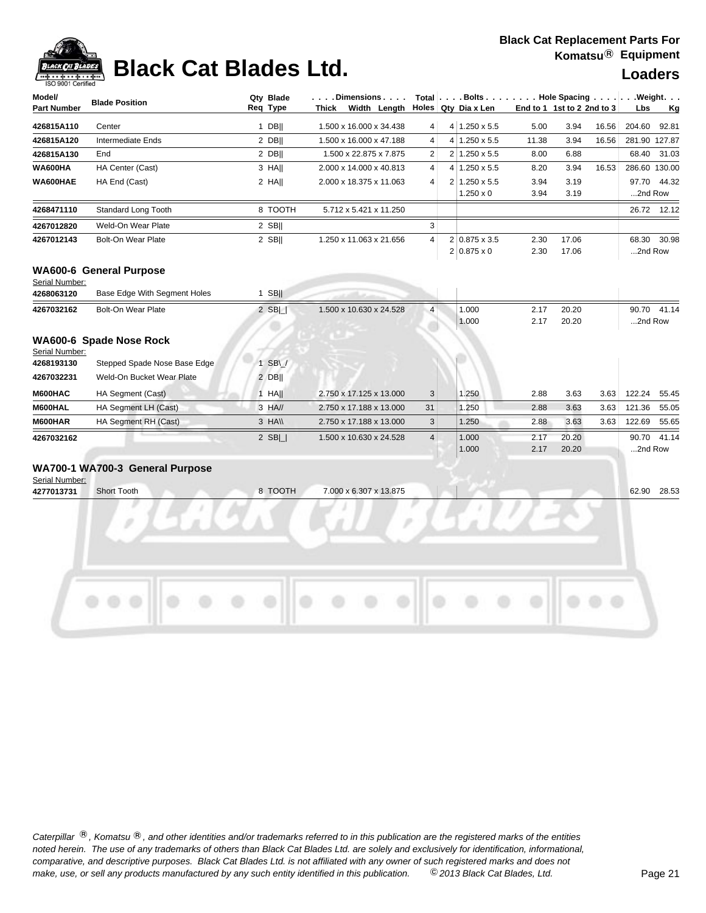# Black Cat Blades Ltd.

**Black Cat Replacement Parts For Komatsu® Equipment**

**Loaders**

| Model/ Part Number | Blade Position | Qty Req | Blade Type | Dimensions Thick Width Length | Total Holes | Bolts Qty | Dia x Len | Hole Spacing End to 1 | 1st to 2 | 2nd to 3 | Weight Lbs | Kg |
|---|---|---|---|---|---|---|---|---|---|---|---|---|
| **426815A110** | Center | 1 | DB\|\| | 1.500 x 16.000 x 34.438 | 4 | 4 | 1.250 x 5.5 | 5.00 | 3.94 | 16.56 | 204.60 | 92.81 |
| **426815A120** | Intermediate Ends | 2 | DB\|\| | 1.500 x 16.000 x 47.188 | 4 | 4 | 1.250 x 5.5 | 11.38 | 3.94 | 16.56 | 281.90 | 127.87 |
| **426815A130** | End | 2 | DB\|\| | 1.500 x 22.875 x 7.875 | 2 | 2 | 1.250 x 5.5 | 8.00 | 6.88 | | 68.40 | 31.03 |
| **WA600HA** | HA Center (Cast) | 3 | HA\|\| | 2.000 x 14.000 x 40.813 | 4 | 4 | 1.250 x 5.5 | 8.20 | 3.94 | 16.53 | 286.60 | 130.00 |
| **WA600HAE** | HA End (Cast) | 2 | HA\|\| | 2.000 x 18.375 x 11.063 | 4 | 2 | 1.250 x 5.5 | 3.94 | 3.19 | | 97.70 | 44.32 |
| | | | | | | | 1.250 x 0 | 3.94 | 3.19 | | ...2nd Row | |
| **4268471110** | Standard Long Tooth | 8 | TOOTH | 5.712 x 5.421 x 11.250 | | | | | | | 26.72 | 12.12 |
| **4267012820** | Weld-On Wear Plate | 2 | SB\|\| | | 3 | | | | | | | |
| **4267012143** | Bolt-On Wear Plate | 2 | SB\|\| | 1.250 x 11.063 x 21.656 | 4 | 2 | 0.875 x 3.5 | 2.30 | 17.06 | | 68.30 | 30.98 |
| | | | | | | 2 | 0.875 x 0 | 2.30 | 17.06 | | ...2nd Row | |

## WA600-6 General Purpose

Serial Number:

| Model/ Part Number | Blade Position | Qty Req | Blade Type | Dimensions Thick Width Length | Total Holes | Bolts Qty | Dia x Len | Hole Spacing End to 1 | 1st to 2 | 2nd to 3 | Weight Lbs | Kg |
|---|---|---|---|---|---|---|---|---|---|---|---|---|
| **4268063120** | Base Edge With Segment Holes | 1 | SB\|\| | | | | | | | | | |
| **4267032162** | Bolt-On Wear Plate | 2 | SB\|_\| | 1.500 x 10.630 x 24.528 | 4 | | 1.000 | 2.17 | 20.20 | | 90.70 | 41.14 |
| | | | | | | | 1.000 | 2.17 | 20.20 | | ...2nd Row | |

## WA600-6 Spade Nose Rock

Serial Number:

| Model/ Part Number | Blade Position | Qty Req | Blade Type | Dimensions Thick Width Length | Total Holes | Bolts Qty | Dia x Len | Hole Spacing End to 1 | 1st to 2 | 2nd to 3 | Weight Lbs | Kg |
|---|---|---|---|---|---|---|---|---|---|---|---|---|
| **4268193130** | Stepped Spade Nose Base Edge | 1 | SB\\_/ | | | | | | | | | |
| **4267032231** | Weld-On Bucket Wear Plate | 2 | DB\|\| | | | | | | | | | |
| **M600HAC** | HA Segment (Cast) | 1 | HA\|\| | 2.750 x 17.125 x 13.000 | 3 | | 1.250 | 2.88 | 3.63 | 3.63 | 122.24 | 55.45 |
| **M600HAL** | HA Segment LH (Cast) | 3 | HA// | 2.750 x 17.188 x 13.000 | 31 | | 1.250 | 2.88 | 3.63 | 3.63 | 121.36 | 55.05 |
| **M600HAR** | HA Segment RH (Cast) | 3 | HA\\\\ | 2.750 x 17.188 x 13.000 | 3 | | 1.250 | 2.88 | 3.63 | 3.63 | 122.69 | 55.65 |
| **4267032162** | | 2 | SB\|_\| | 1.500 x 10.630 x 24.528 | 4 | | 1.000 | 2.17 | 20.20 | | 90.70 | 41.14 |
| | | | | | | | 1.000 | 2.17 | 20.20 | | ...2nd Row | |

## WA700-1 WA700-3 General Purpose

Serial Number:

| Model/ Part Number | Blade Position | Qty Req | Blade Type | Dimensions Thick Width Length | Total Holes | Bolts Qty | Dia x Len | Hole Spacing End to 1 | 1st to 2 | 2nd to 3 | Weight Lbs | Kg |
|---|---|---|---|---|---|---|---|---|---|---|---|---|
| **4277013731** | Short Tooth | 8 | TOOTH | 7.000 x 6.307 x 13.875 | | | | | | | 62.90 | 28.53 |

*Caterpillar ®, Komatsu ®, and other identities and/or trademarks referred to in this publication are the registered marks of the entities noted herein. The use of any trademarks of others than Black Cat Blades Ltd. are solely and exclusively for identification, informational, comparative, and descriptive purposes. Black Cat Blades Ltd. is not affiliated with any owner of such registered marks and does not make, use, or sell any products manufactured by any such entity identified in this publication. © 2013 Black Cat Blades, Ltd.*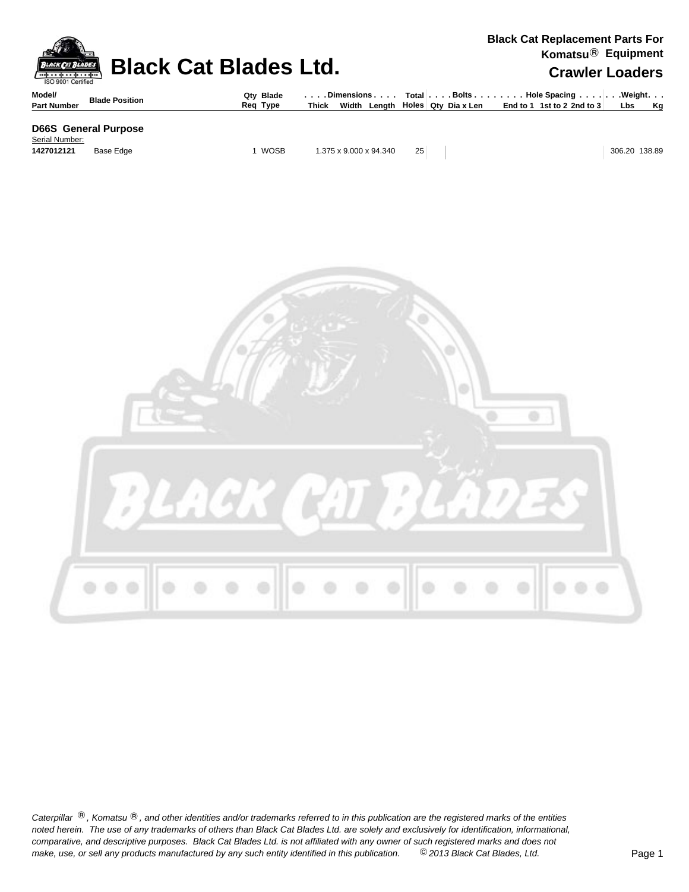# Black Cat Blades Ltd.

**Black Cat Replacement Parts For Komatsu® Equipment**

**Crawler Loaders**

| Model/ Part Number | Blade Position | Qty Req | Blade Type | Dimensions Thick x Width x Length | Total Holes | Bolts Qty | Bolts Dia x Len | Hole Spacing End to 1 | Hole Spacing 1st to 2 | Hole Spacing 2nd to 3 | Weight Lbs | Weight Kg |
|---|---|---|---|---|---|---|---|---|---|---|---|---|
| **D66S General Purpose** | | | | | | | | | | | | |
| Serial Number: | | | | | | | | | | | | |
| **1427012121** | Base Edge | 1 | WOSB | 1.375 x 9.000 x 94.340 | 25 | | | | | | 306.20 | 138.89 |

*Caterpillar ®, Komatsu ®, and other identities and/or trademarks referred to in this publication are the registered marks of the entities noted herein. The use of any trademarks of others than Black Cat Blades Ltd. are solely and exclusively for identification, informational, comparative, and descriptive purposes. Black Cat Blades Ltd. is not affiliated with any owner of such registered marks and does not make, use, or sell any products manufactured by any such entity identified in this publication. © 2013 Black Cat Blades, Ltd.*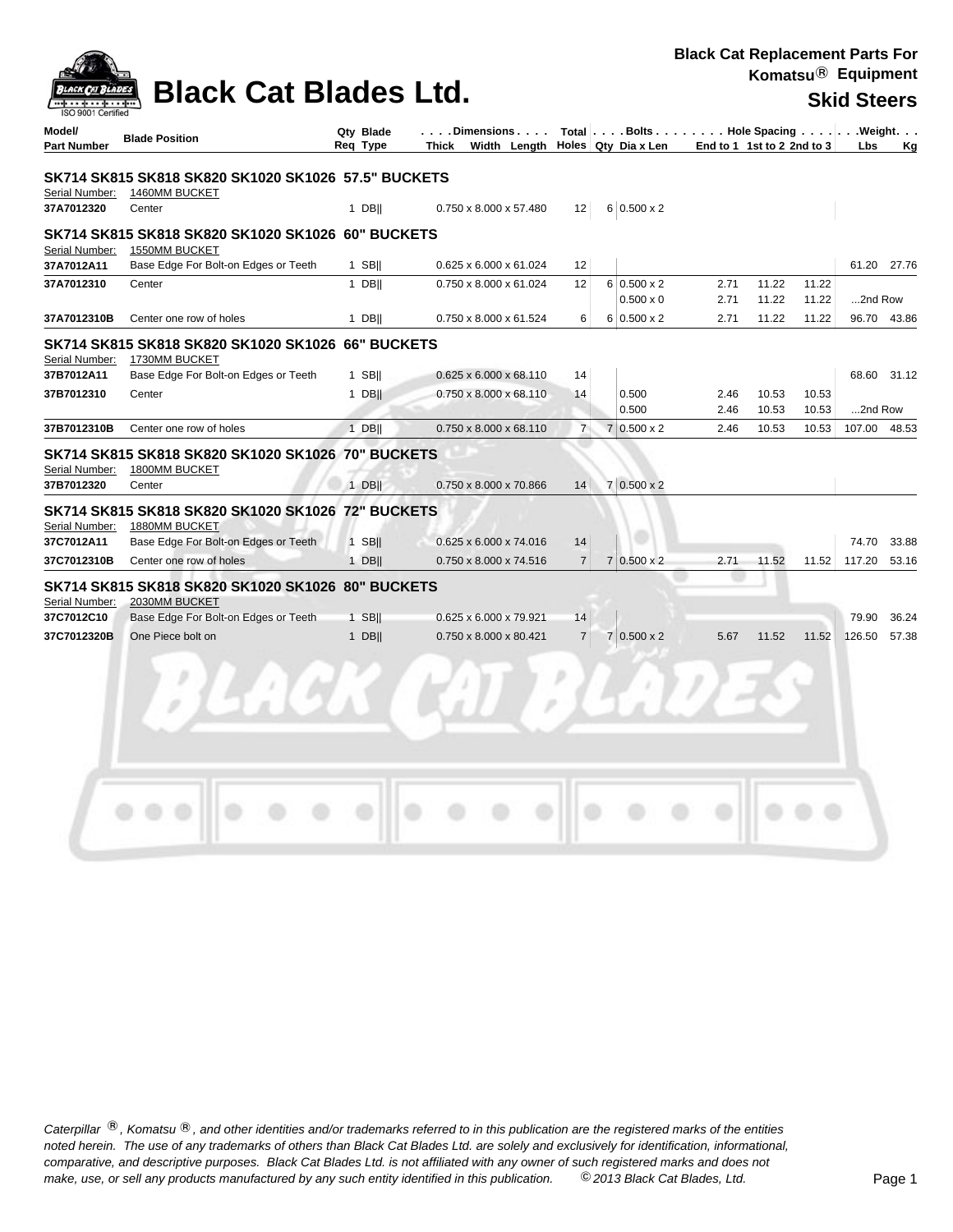# Black Cat Blades Ltd.

**Black Cat Replacement Parts For Komatsu® Equipment**

## Skid Steers

| Model/ Part Number | Blade Position | Qty Req | Blade Type | Dimensions Thick x Width x Length | Total Holes | Bolts Qty | Dia x Len | Hole Spacing End to 1 | 1st to 2 | 2nd to 3 | Weight Lbs | Kg |
|---|---|---|---|---|---|---|---|---|---|---|---|---|
| **SK714 SK815 SK818 SK820 SK1020 SK1026 57.5" BUCKETS** | | | | | | | | | | | | |
| Serial Number: | 1460MM BUCKET | | | | | | | | | | | |
| **37A7012320** | Center | 1 | DB\|\| | 0.750 x 8.000 x 57.480 | 12 | 6 | 0.500 x 2 | | | | | |
| **SK714 SK815 SK818 SK820 SK1020 SK1026 60" BUCKETS** | | | | | | | | | | | | |
| Serial Number: | 1550MM BUCKET | | | | | | | | | | | |
| **37A7012A11** | Base Edge For Bolt-on Edges or Teeth | 1 | SB\|\| | 0.625 x 6.000 x 61.024 | 12 | | | | | | 61.20 | 27.76 |
| **37A7012310** | Center | 1 | DB\|\| | 0.750 x 8.000 x 61.024 | 12 | 6 | 0.500 x 2 | 2.71 | 11.22 | 11.22 | | |
| | | | | | | | 0.500 x 0 | 2.71 | 11.22 | 11.22 | ...2nd Row | |
| **37A7012310B** | Center one row of holes | 1 | DB\|\| | 0.750 x 8.000 x 61.524 | 6 | 6 | 0.500 x 2 | 2.71 | 11.22 | 11.22 | 96.70 | 43.86 |
| **SK714 SK815 SK818 SK820 SK1020 SK1026 66" BUCKETS** | | | | | | | | | | | | |
| Serial Number: | 1730MM BUCKET | | | | | | | | | | | |
| **37B7012A11** | Base Edge For Bolt-on Edges or Teeth | 1 | SB\|\| | 0.625 x 6.000 x 68.110 | 14 | | | | | | 68.60 | 31.12 |
| **37B7012310** | Center | 1 | DB\|\| | 0.750 x 8.000 x 68.110 | 14 | | 0.500 | 2.46 | 10.53 | 10.53 | | |
| | | | | | | | 0.500 | 2.46 | 10.53 | 10.53 | ...2nd Row | |
| **37B7012310B** | Center one row of holes | 1 | DB\|\| | 0.750 x 8.000 x 68.110 | 7 | 7 | 0.500 x 2 | 2.46 | 10.53 | 10.53 | 107.00 | 48.53 |
| **SK714 SK815 SK818 SK820 SK1020 SK1026 70" BUCKETS** | | | | | | | | | | | | |
| Serial Number: | 1800MM BUCKET | | | | | | | | | | | |
| **37B7012320** | Center | 1 | DB\|\| | 0.750 x 8.000 x 70.866 | 14 | 7 | 0.500 x 2 | | | | | |
| **SK714 SK815 SK818 SK820 SK1020 SK1026 72" BUCKETS** | | | | | | | | | | | | |
| Serial Number: | 1880MM BUCKET | | | | | | | | | | | |
| **37C7012A11** | Base Edge For Bolt-on Edges or Teeth | 1 | SB\|\| | 0.625 x 6.000 x 74.016 | 14 | | | | | | 74.70 | 33.88 |
| **37C7012310B** | Center one row of holes | 1 | DB\|\| | 0.750 x 8.000 x 74.516 | 7 | 7 | 0.500 x 2 | 2.71 | 11.52 | 11.52 | 117.20 | 53.16 |
| **SK714 SK815 SK818 SK820 SK1020 SK1026 80" BUCKETS** | | | | | | | | | | | | |
| Serial Number: | 2030MM BUCKET | | | | | | | | | | | |
| **37C7012C10** | Base Edge For Bolt-on Edges or Teeth | 1 | SB\|\| | 0.625 x 6.000 x 79.921 | 14 | | | | | | 79.90 | 36.24 |
| **37C7012320B** | One Piece bolt on | 1 | DB\|\| | 0.750 x 8.000 x 80.421 | 7 | 7 | 0.500 x 2 | 5.67 | 11.52 | 11.52 | 126.50 | 57.38 |

*Caterpillar ®, Komatsu ®, and other identities and/or trademarks referred to in this publication are the registered marks of the entities noted herein. The use of any trademarks of others than Black Cat Blades Ltd. are solely and exclusively for identification, informational, comparative, and descriptive purposes. Black Cat Blades Ltd. is not affiliated with any owner of such registered marks and does not make, use, or sell any products manufactured by any such entity identified in this publication. © 2013 Black Cat Blades, Ltd.*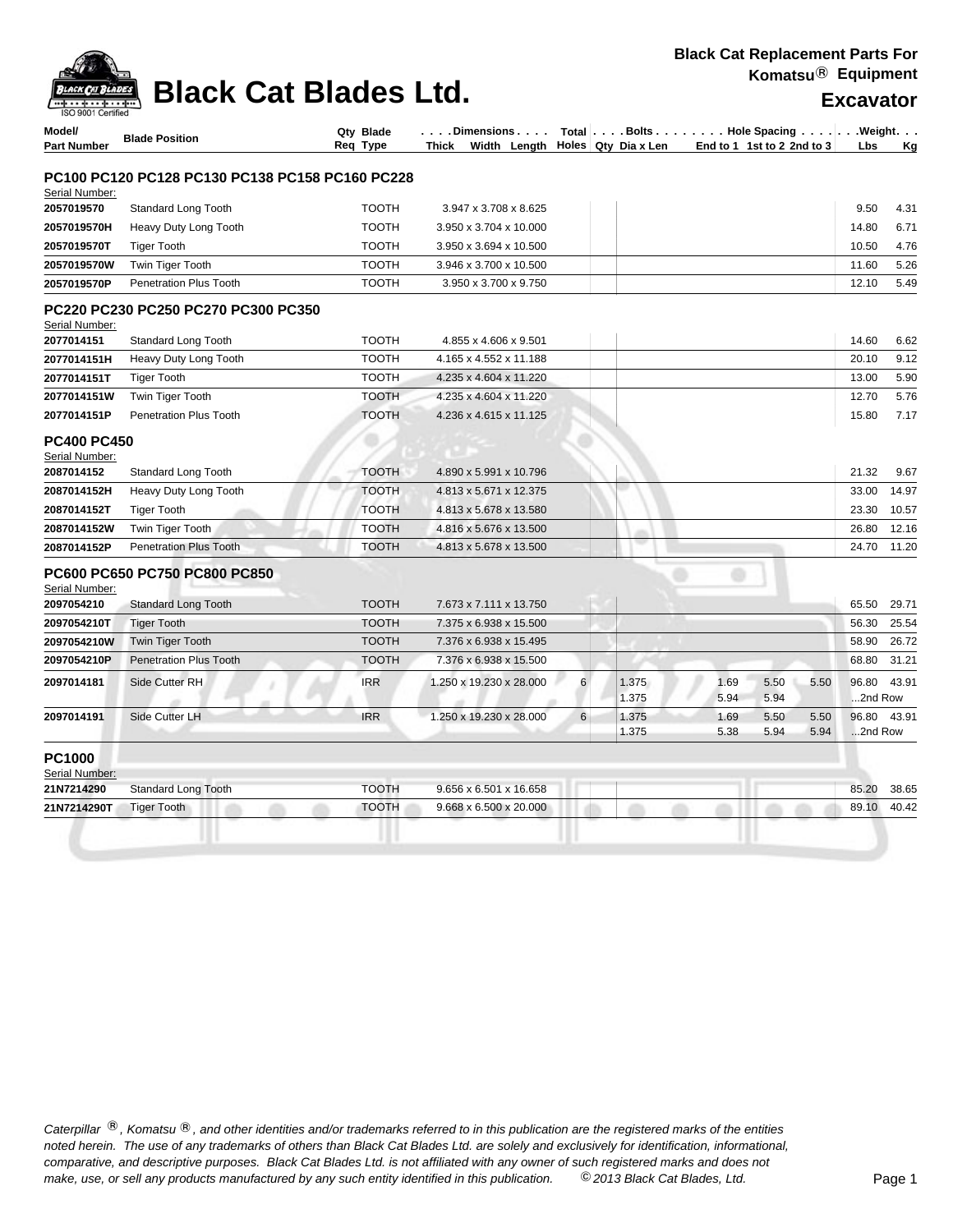# Black Cat Blades Ltd.

**Black Cat Replacement Parts For Komatsu® Equipment**

**Excavator**

| Model/ Part Number | Blade Position | Qty Req | Blade Type | Dimensions Thick x Width x Length | Total Holes | Bolts Qty | Dia x Len | Hole Spacing End to 1 | 1st to 2 | 2nd to 3 | Weight Lbs | Kg |
|---|---|---|---|---|---|---|---|---|---|---|---|---|
| **PC100 PC120 PC128 PC130 PC138 PC158 PC160 PC228** | | | | | | | | | | | | |
| Serial Number: | | | | | | | | | | | | |
| 2057019570 | Standard Long Tooth | | TOOTH | 3.947 x 3.708 x 8.625 | | | | | | | 9.50 | 4.31 |
| 2057019570H | Heavy Duty Long Tooth | | TOOTH | 3.950 x 3.704 x 10.000 | | | | | | | 14.80 | 6.71 |
| 2057019570T | Tiger Tooth | | TOOTH | 3.950 x 3.694 x 10.500 | | | | | | | 10.50 | 4.76 |
| 2057019570W | Twin Tiger Tooth | | TOOTH | 3.946 x 3.700 x 10.500 | | | | | | | 11.60 | 5.26 |
| 2057019570P | Penetration Plus Tooth | | TOOTH | 3.950 x 3.700 x 9.750 | | | | | | | 12.10 | 5.49 |
| **PC220 PC230 PC250 PC270 PC300 PC350** | | | | | | | | | | | | |
| Serial Number: | | | | | | | | | | | | |
| 2077014151 | Standard Long Tooth | | TOOTH | 4.855 x 4.606 x 9.501 | | | | | | | 14.60 | 6.62 |
| 2077014151H | Heavy Duty Long Tooth | | TOOTH | 4.165 x 4.552 x 11.188 | | | | | | | 20.10 | 9.12 |
| 2077014151T | Tiger Tooth | | TOOTH | 4.235 x 4.604 x 11.220 | | | | | | | 13.00 | 5.90 |
| 2077014151W | Twin Tiger Tooth | | TOOTH | 4.235 x 4.604 x 11.220 | | | | | | | 12.70 | 5.76 |
| 2077014151P | Penetration Plus Tooth | | TOOTH | 4.236 x 4.615 x 11.125 | | | | | | | 15.80 | 7.17 |
| **PC400 PC450** | | | | | | | | | | | | |
| Serial Number: | | | | | | | | | | | | |
| 2087014152 | Standard Long Tooth | | TOOTH | 4.890 x 5.991 x 10.796 | | | | | | | 21.32 | 9.67 |
| 2087014152H | Heavy Duty Long Tooth | | TOOTH | 4.813 x 5.671 x 12.375 | | | | | | | 33.00 | 14.97 |
| 2087014152T | Tiger Tooth | | TOOTH | 4.813 x 5.678 x 13.580 | | | | | | | 23.30 | 10.57 |
| 2087014152W | Twin Tiger Tooth | | TOOTH | 4.816 x 5.676 x 13.500 | | | | | | | 26.80 | 12.16 |
| 2087014152P | Penetration Plus Tooth | | TOOTH | 4.813 x 5.678 x 13.500 | | | | | | | 24.70 | 11.20 |
| **PC600 PC650 PC750 PC800 PC850** | | | | | | | | | | | | |
| Serial Number: | | | | | | | | | | | | |
| 2097054210 | Standard Long Tooth | | TOOTH | 7.673 x 7.111 x 13.750 | | | | | | | 65.50 | 29.71 |
| 2097054210T | Tiger Tooth | | TOOTH | 7.375 x 6.938 x 15.500 | | | | | | | 56.30 | 25.54 |
| 2097054210W | Twin Tiger Tooth | | TOOTH | 7.376 x 6.938 x 15.495 | | | | | | | 58.90 | 26.72 |
| 2097054210P | Penetration Plus Tooth | | TOOTH | 7.376 x 6.938 x 15.500 | | | | | | | 68.80 | 31.21 |
| 2097014181 | Side Cutter RH | | IRR | 1.250 x 19.230 x 28.000 | 6 | | 1.375 | 1.69 | 5.50 | 5.50 | 96.80 | 43.91 |
| | | | | | | | 1.375 | 5.94 | 5.94 | | ...2nd Row | |
| 2097014191 | Side Cutter LH | | IRR | 1.250 x 19.230 x 28.000 | 6 | | 1.375 | 1.69 | 5.50 | 5.50 | 96.80 | 43.91 |
| | | | | | | | 1.375 | 5.38 | 5.94 | 5.94 | ...2nd Row | |
| **PC1000** | | | | | | | | | | | | |
| Serial Number: | | | | | | | | | | | | |
| 21N7214290 | Standard Long Tooth | | TOOTH | 9.656 x 6.501 x 16.658 | | | | | | | 85.20 | 38.65 |
| 21N7214290T | Tiger Tooth | | TOOTH | 9.668 x 6.500 x 20.000 | | | | | | | 89.10 | 40.42 |

*Caterpillar ®, Komatsu ®, and other identities and/or trademarks referred to in this publication are the registered marks of the entities noted herein. The use of any trademarks of others than Black Cat Blades Ltd. are solely and exclusively for identification, informational, comparative, and descriptive purposes. Black Cat Blades Ltd. is not affiliated with any owner of such registered marks and does not make, use, or sell any products manufactured by any such entity identified in this publication. © 2013 Black Cat Blades, Ltd.*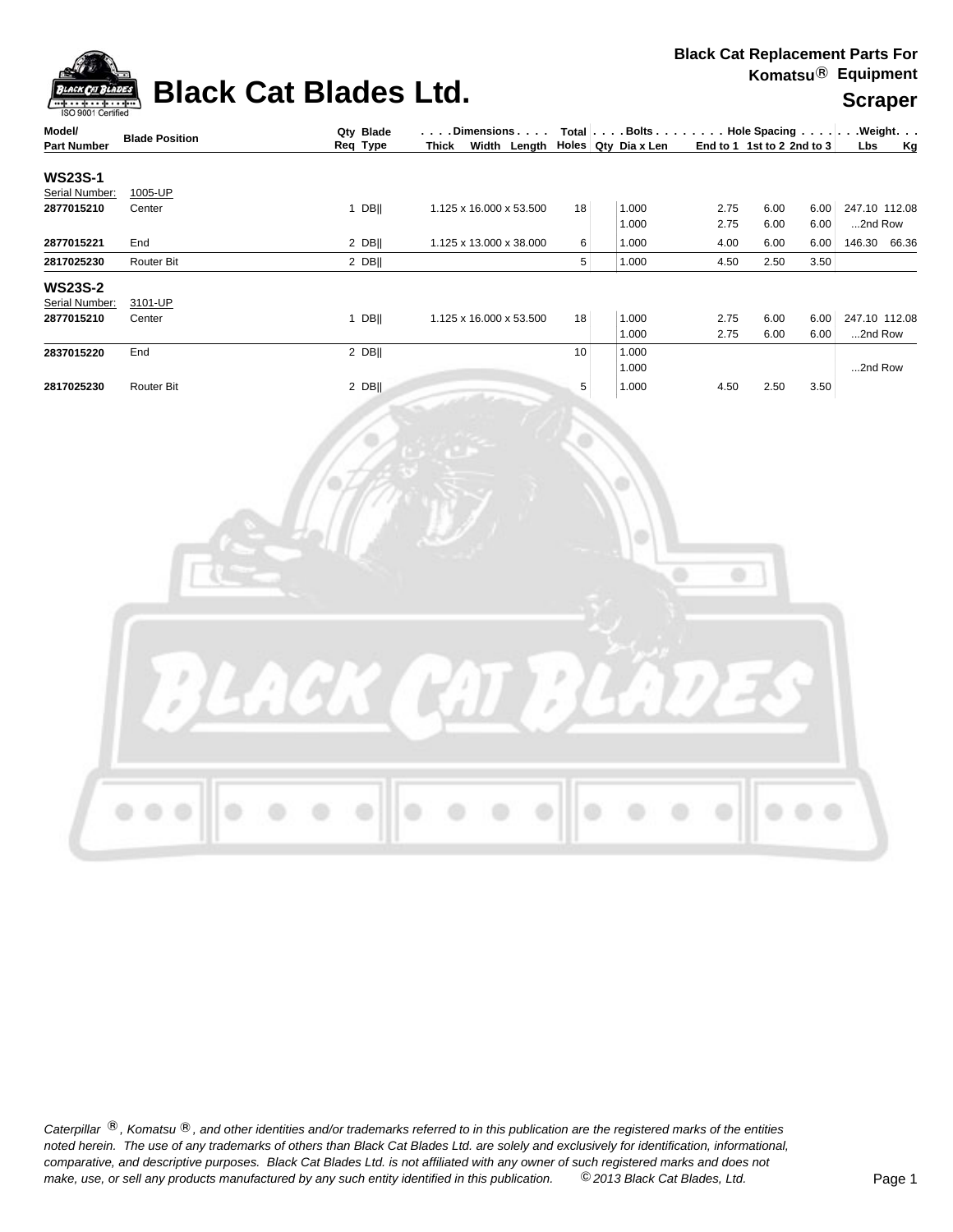# Black Cat Blades Ltd.

**Black Cat Replacement Parts For Komatsu® Equipment**

**Scraper**

| Model/ Part Number | Blade Position | Qty Req | Blade Type | Dimensions Thick x Width x Length | Total Holes | Bolts Qty | Bolts Dia x Len | Hole Spacing End to 1 | Hole Spacing 1st to 2 | Hole Spacing 2nd to 3 | Weight Lbs | Weight Kg |
|---|---|---|---|---|---|---|---|---|---|---|---|---|
| **WS23S-1** | | | | | | | | | | | | |
| Serial Number: | 1005-UP | | | | | | | | | | | |
| **2877015210** | Center | 1 | DB‖ | 1.125 x 16.000 x 53.500 | 18 | | 1.000 | 2.75 | 6.00 | 6.00 | 247.10 | 112.08 |
| | | | | | | | 1.000 | 2.75 | 6.00 | 6.00 | ...2nd Row | |
| **2877015221** | End | 2 | DB‖ | 1.125 x 13.000 x 38.000 | 6 | | 1.000 | 4.00 | 6.00 | 6.00 | 146.30 | 66.36 |
| **2817025230** | Router Bit | 2 | DB‖ | | 5 | | 1.000 | 4.50 | 2.50 | 3.50 | | |
| **WS23S-2** | | | | | | | | | | | | |
| Serial Number: | 3101-UP | | | | | | | | | | | |
| **2877015210** | Center | 1 | DB‖ | 1.125 x 16.000 x 53.500 | 18 | | 1.000 | 2.75 | 6.00 | 6.00 | 247.10 | 112.08 |
| | | | | | | | 1.000 | 2.75 | 6.00 | 6.00 | ...2nd Row | |
| **2837015220** | End | 2 | DB‖ | | 10 | | 1.000 | | | | | |
| | | | | | | | 1.000 | | | | ...2nd Row | |
| **2817025230** | Router Bit | 2 | DB‖ | | 5 | | 1.000 | 4.50 | 2.50 | 3.50 | | |

*Caterpillar ®, Komatsu ®, and other identities and/or trademarks referred to in this publication are the registered marks of the entities noted herein. The use of any trademarks of others than Black Cat Blades Ltd. are solely and exclusively for identification, informational, comparative, and descriptive purposes. Black Cat Blades Ltd. is not affiliated with any owner of such registered marks and does not make, use, or sell any products manufactured by any such entity identified in this publication. © 2013 Black Cat Blades, Ltd.*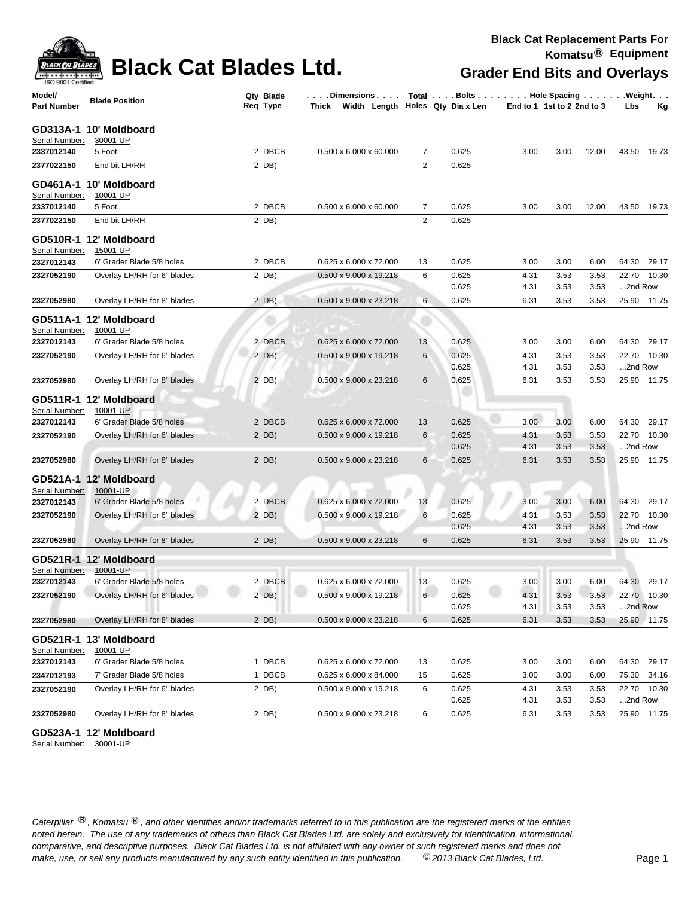# Black Cat Blades Ltd.

## Black Cat Replacement Parts For Komatsu® Equipment
## Grader End Bits and Overlays

| Model/ Part Number | Blade Position | Qty Req | Blade Type | Dimensions Thick x Width x Length | Total Holes | Bolts Qty | Bolts Dia x Len | Hole Spacing End to 1 | Hole Spacing 1st to 2 | Hole Spacing 2nd to 3 | Weight Lbs | Weight Kg |
|---|---|---|---|---|---|---|---|---|---|---|---|---|
| **GD313A-1 10' Moldboard** | | | | | | | | | | | | |
| Serial Number: | 30001-UP | | | | | | | | | | | |
| **2337012140** | 5 Foot | 2 | DBCB | 0.500 x 6.000 x 60.000 | 7 | | 0.625 | 3.00 | 3.00 | 12.00 | 43.50 | 19.73 |
| **2377022150** | End bit LH/RH | 2 | DB) | | 2 | | 0.625 | | | | | |
| **GD461A-1 10' Moldboard** | | | | | | | | | | | | |
| Serial Number: | 10001-UP | | | | | | | | | | | |
| **2337012140** | 5 Foot | 2 | DBCB | 0.500 x 6.000 x 60.000 | 7 | | 0.625 | 3.00 | 3.00 | 12.00 | 43.50 | 19.73 |
| **2377022150** | End bit LH/RH | 2 | DB) | | 2 | | 0.625 | | | | | |
| **GD510R-1 12' Moldboard** | | | | | | | | | | | | |
| Serial Number: | 15001-UP | | | | | | | | | | | |
| **2327012143** | 6' Grader Blade 5/8 holes | 2 | DBCB | 0.625 x 6.000 x 72.000 | 13 | | 0.625 | 3.00 | 3.00 | 6.00 | 64.30 | 29.17 |
| **2327052190** | Overlay LH/RH for 6" blades | 2 | DB) | 0.500 x 9.000 x 19.218 | 6 | | 0.625 | 4.31 | 3.53 | 3.53 | 22.70 | 10.30 |
| | | | | | | | 0.625 | 4.31 | 3.53 | 3.53 | ...2nd Row | |
| **2327052980** | Overlay LH/RH for 8" blades | 2 | DB) | 0.500 x 9.000 x 23.218 | 6 | | 0.625 | 6.31 | 3.53 | 3.53 | 25.90 | 11.75 |
| **GD511A-1 12' Moldboard** | | | | | | | | | | | | |
| Serial Number: | 10001-UP | | | | | | | | | | | |
| **2327012143** | 6' Grader Blade 5/8 holes | 2 | DBCB | 0.625 x 6.000 x 72.000 | 13 | | 0.625 | 3.00 | 3.00 | 6.00 | 64.30 | 29.17 |
| **2327052190** | Overlay LH/RH for 6" blades | 2 | DB) | 0.500 x 9.000 x 19.218 | 6 | | 0.625 | 4.31 | 3.53 | 3.53 | 22.70 | 10.30 |
| | | | | | | | 0.625 | 4.31 | 3.53 | 3.53 | ...2nd Row | |
| **2327052980** | Overlay LH/RH for 8" blades | 2 | DB) | 0.500 x 9.000 x 23.218 | 6 | | 0.625 | 6.31 | 3.53 | 3.53 | 25.90 | 11.75 |
| **GD511R-1 12' Moldboard** | | | | | | | | | | | | |
| Serial Number: | 10001-UP | | | | | | | | | | | |
| **2327012143** | 6' Grader Blade 5/8 holes | 2 | DBCB | 0.625 x 6.000 x 72.000 | 13 | | 0.625 | 3.00 | 3.00 | 6.00 | 64.30 | 29.17 |
| **2327052190** | Overlay LH/RH for 6" blades | 2 | DB) | 0.500 x 9.000 x 19.218 | 6 | | 0.625 | 4.31 | 3.53 | 3.53 | 22.70 | 10.30 |
| | | | | | | | 0.625 | 4.31 | 3.53 | 3.53 | ...2nd Row | |
| **2327052980** | Overlay LH/RH for 8" blades | 2 | DB) | 0.500 x 9.000 x 23.218 | 6 | | 0.625 | 6.31 | 3.53 | 3.53 | 25.90 | 11.75 |
| **GD521A-1 12' Moldboard** | | | | | | | | | | | | |
| Serial Number: | 10001-UP | | | | | | | | | | | |
| **2327012143** | 6' Grader Blade 5/8 holes | 2 | DBCB | 0.625 x 6.000 x 72.000 | 13 | | 0.625 | 3.00 | 3.00 | 6.00 | 64.30 | 29.17 |
| **2327052190** | Overlay LH/RH for 6" blades | 2 | DB) | 0.500 x 9.000 x 19.218 | 6 | | 0.625 | 4.31 | 3.53 | 3.53 | 22.70 | 10.30 |
| | | | | | | | 0.625 | 4.31 | 3.53 | 3.53 | ...2nd Row | |
| **2327052980** | Overlay LH/RH for 8" blades | 2 | DB) | 0.500 x 9.000 x 23.218 | 6 | | 0.625 | 6.31 | 3.53 | 3.53 | 25.90 | 11.75 |
| **GD521R-1 12' Moldboard** | | | | | | | | | | | | |
| Serial Number: | 10001-UP | | | | | | | | | | | |
| **2327012143** | 6' Grader Blade 5/8 holes | 2 | DBCB | 0.625 x 6.000 x 72.000 | 13 | | 0.625 | 3.00 | 3.00 | 6.00 | 64.30 | 29.17 |
| **2327052190** | Overlay LH/RH for 6" blades | 2 | DB) | 0.500 x 9.000 x 19.218 | 6 | | 0.625 | 4.31 | 3.53 | 3.53 | 22.70 | 10.30 |
| | | | | | | | 0.625 | 4.31 | 3.53 | 3.53 | ...2nd Row | |
| **2327052980** | Overlay LH/RH for 8" blades | 2 | DB) | 0.500 x 9.000 x 23.218 | 6 | | 0.625 | 6.31 | 3.53 | 3.53 | 25.90 | 11.75 |
| **GD521R-1 13' Moldboard** | | | | | | | | | | | | |
| Serial Number: | 10001-UP | | | | | | | | | | | |
| **2327012143** | 6' Grader Blade 5/8 holes | 1 | DBCB | 0.625 x 6.000 x 72.000 | 13 | | 0.625 | 3.00 | 3.00 | 6.00 | 64.30 | 29.17 |
| **2347012193** | 7' Grader Blade 5/8 holes | 1 | DBCB | 0.625 x 6.000 x 84.000 | 15 | | 0.625 | 3.00 | 3.00 | 6.00 | 75.30 | 34.16 |
| **2327052190** | Overlay LH/RH for 6" blades | 2 | DB) | 0.500 x 9.000 x 19.218 | 6 | | 0.625 | 4.31 | 3.53 | 3.53 | 22.70 | 10.30 |
| | | | | | | | 0.625 | 4.31 | 3.53 | 3.53 | ...2nd Row | |
| **2327052980** | Overlay LH/RH for 8" blades | 2 | DB) | 0.500 x 9.000 x 23.218 | 6 | | 0.625 | 6.31 | 3.53 | 3.53 | 25.90 | 11.75 |
| **GD523A-1 12' Moldboard** | | | | | | | | | | | | |
| Serial Number: | 30001-UP | | | | | | | | | | | |

*Caterpillar ®, Komatsu ®, and other identities and/or trademarks referred to in this publication are the registered marks of the entities noted herein. The use of any trademarks of others than Black Cat Blades Ltd. are solely and exclusively for identification, informational, comparative, and descriptive purposes. Black Cat Blades Ltd. is not affiliated with any owner of such registered marks and does not make, use, or sell any products manufactured by any such entity identified in this publication. © 2013 Black Cat Blades, Ltd.*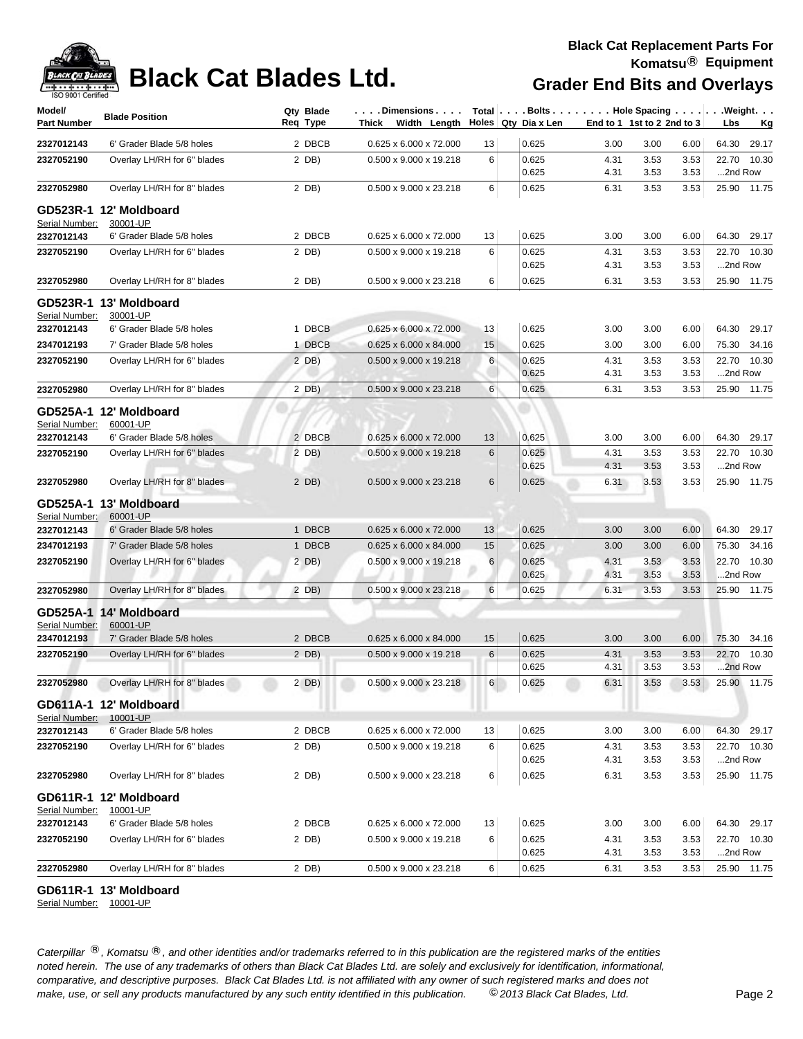# Black Cat Blades Ltd.

**Black Cat Replacement Parts For Komatsu® Equipment**

**Grader End Bits and Overlays**

| Model/ Part Number | Blade Position | Qty Req | Blade Type | Dimensions Thick Width Length | Total Holes | Bolts Qty | Dia x Len | Hole Spacing End to 1 | 1st to 2 | 2nd to 3 | Weight Lbs | Kg |
|---|---|---|---|---|---|---|---|---|---|---|---|---|
| **2327012143** | 6' Grader Blade 5/8 holes | 2 | DBCB | 0.625 x 6.000 x 72.000 | 13 | | 0.625 | 3.00 | 3.00 | 6.00 | 64.30 | 29.17 |
| **2327052190** | Overlay LH/RH for 6" blades | 2 | DB) | 0.500 x 9.000 x 19.218 | 6 | | 0.625 | 4.31 | 3.53 | 3.53 | 22.70 | 10.30 |
| | | | | | | | 0.625 | 4.31 | 3.53 | 3.53 | ...2nd Row | |
| **2327052980** | Overlay LH/RH for 8" blades | 2 | DB) | 0.500 x 9.000 x 23.218 | 6 | | 0.625 | 6.31 | 3.53 | 3.53 | 25.90 | 11.75 |
| **GD523R-1** | **12' Moldboard** | | | | | | | | | | | |
| Serial Number: | 30001-UP | | | | | | | | | | | |
| **2327012143** | 6' Grader Blade 5/8 holes | 2 | DBCB | 0.625 x 6.000 x 72.000 | 13 | | 0.625 | 3.00 | 3.00 | 6.00 | 64.30 | 29.17 |
| **2327052190** | Overlay LH/RH for 6" blades | 2 | DB) | 0.500 x 9.000 x 19.218 | 6 | | 0.625 | 4.31 | 3.53 | 3.53 | 22.70 | 10.30 |
| | | | | | | | 0.625 | 4.31 | 3.53 | 3.53 | ...2nd Row | |
| **2327052980** | Overlay LH/RH for 8" blades | 2 | DB) | 0.500 x 9.000 x 23.218 | 6 | | 0.625 | 6.31 | 3.53 | 3.53 | 25.90 | 11.75 |
| **GD523R-1** | **13' Moldboard** | | | | | | | | | | | |
| Serial Number: | 30001-UP | | | | | | | | | | | |
| **2327012143** | 6' Grader Blade 5/8 holes | 1 | DBCB | 0.625 x 6.000 x 72.000 | 13 | | 0.625 | 3.00 | 3.00 | 6.00 | 64.30 | 29.17 |
| **2347012193** | 7' Grader Blade 5/8 holes | 1 | DBCB | 0.625 x 6.000 x 84.000 | 15 | | 0.625 | 3.00 | 3.00 | 6.00 | 75.30 | 34.16 |
| **2327052190** | Overlay LH/RH for 6" blades | 2 | DB) | 0.500 x 9.000 x 19.218 | 6 | | 0.625 | 4.31 | 3.53 | 3.53 | 22.70 | 10.30 |
| | | | | | | | 0.625 | 4.31 | 3.53 | 3.53 | ...2nd Row | |
| **2327052980** | Overlay LH/RH for 8" blades | 2 | DB) | 0.500 x 9.000 x 23.218 | 6 | | 0.625 | 6.31 | 3.53 | 3.53 | 25.90 | 11.75 |
| **GD525A-1** | **12' Moldboard** | | | | | | | | | | | |
| Serial Number: | 60001-UP | | | | | | | | | | | |
| **2327012143** | 6' Grader Blade 5/8 holes | 2 | DBCB | 0.625 x 6.000 x 72.000 | 13 | | 0.625 | 3.00 | 3.00 | 6.00 | 64.30 | 29.17 |
| **2327052190** | Overlay LH/RH for 6" blades | 2 | DB) | 0.500 x 9.000 x 19.218 | 6 | | 0.625 | 4.31 | 3.53 | 3.53 | 22.70 | 10.30 |
| | | | | | | | 0.625 | 4.31 | 3.53 | 3.53 | ...2nd Row | |
| **2327052980** | Overlay LH/RH for 8" blades | 2 | DB) | 0.500 x 9.000 x 23.218 | 6 | | 0.625 | 6.31 | 3.53 | 3.53 | 25.90 | 11.75 |
| **GD525A-1** | **13' Moldboard** | | | | | | | | | | | |
| Serial Number: | 60001-UP | | | | | | | | | | | |
| **2327012143** | 6' Grader Blade 5/8 holes | 1 | DBCB | 0.625 x 6.000 x 72.000 | 13 | | 0.625 | 3.00 | 3.00 | 6.00 | 64.30 | 29.17 |
| **2347012193** | 7' Grader Blade 5/8 holes | 1 | DBCB | 0.625 x 6.000 x 84.000 | 15 | | 0.625 | 3.00 | 3.00 | 6.00 | 75.30 | 34.16 |
| **2327052190** | Overlay LH/RH for 6" blades | 2 | DB) | 0.500 x 9.000 x 19.218 | 6 | | 0.625 | 4.31 | 3.53 | 3.53 | 22.70 | 10.30 |
| | | | | | | | 0.625 | 4.31 | 3.53 | 3.53 | ...2nd Row | |
| **2327052980** | Overlay LH/RH for 8" blades | 2 | DB) | 0.500 x 9.000 x 23.218 | 6 | | 0.625 | 6.31 | 3.53 | 3.53 | 25.90 | 11.75 |
| **GD525A-1** | **14' Moldboard** | | | | | | | | | | | |
| Serial Number: | 60001-UP | | | | | | | | | | | |
| **2347012193** | 7' Grader Blade 5/8 holes | 2 | DBCB | 0.625 x 6.000 x 84.000 | 15 | | 0.625 | 3.00 | 3.00 | 6.00 | 75.30 | 34.16 |
| **2327052190** | Overlay LH/RH for 6" blades | 2 | DB) | 0.500 x 9.000 x 19.218 | 6 | | 0.625 | 4.31 | 3.53 | 3.53 | 22.70 | 10.30 |
| | | | | | | | 0.625 | 4.31 | 3.53 | 3.53 | ...2nd Row | |
| **2327052980** | Overlay LH/RH for 8" blades | 2 | DB) | 0.500 x 9.000 x 23.218 | 6 | | 0.625 | 6.31 | 3.53 | 3.53 | 25.90 | 11.75 |
| **GD611A-1** | **12' Moldboard** | | | | | | | | | | | |
| Serial Number: | 10001-UP | | | | | | | | | | | |
| **2327012143** | 6' Grader Blade 5/8 holes | 2 | DBCB | 0.625 x 6.000 x 72.000 | 13 | | 0.625 | 3.00 | 3.00 | 6.00 | 64.30 | 29.17 |
| **2327052190** | Overlay LH/RH for 6" blades | 2 | DB) | 0.500 x 9.000 x 19.218 | 6 | | 0.625 | 4.31 | 3.53 | 3.53 | 22.70 | 10.30 |
| | | | | | | | 0.625 | 4.31 | 3.53 | 3.53 | ...2nd Row | |
| **2327052980** | Overlay LH/RH for 8" blades | 2 | DB) | 0.500 x 9.000 x 23.218 | 6 | | 0.625 | 6.31 | 3.53 | 3.53 | 25.90 | 11.75 |
| **GD611R-1** | **12' Moldboard** | | | | | | | | | | | |
| Serial Number: | 10001-UP | | | | | | | | | | | |
| **2327012143** | 6' Grader Blade 5/8 holes | 2 | DBCB | 0.625 x 6.000 x 72.000 | 13 | | 0.625 | 3.00 | 3.00 | 6.00 | 64.30 | 29.17 |
| **2327052190** | Overlay LH/RH for 6" blades | 2 | DB) | 0.500 x 9.000 x 19.218 | 6 | | 0.625 | 4.31 | 3.53 | 3.53 | 22.70 | 10.30 |
| | | | | | | | 0.625 | 4.31 | 3.53 | 3.53 | ...2nd Row | |
| **2327052980** | Overlay LH/RH for 8" blades | 2 | DB) | 0.500 x 9.000 x 23.218 | 6 | | 0.625 | 6.31 | 3.53 | 3.53 | 25.90 | 11.75 |
| **GD611R-1** | **13' Moldboard** | | | | | | | | | | | |
| Serial Number: | 10001-UP | | | | | | | | | | | |

*Caterpillar ®, Komatsu ®, and other identities and/or trademarks referred to in this publication are the registered marks of the entities noted herein. The use of any trademarks of others than Black Cat Blades Ltd. are solely and exclusively for identification, informational, comparative, and descriptive purposes. Black Cat Blades Ltd. is not affiliated with any owner of such registered marks and does not make, use, or sell any products manufactured by any such entity identified in this publication. © 2013 Black Cat Blades, Ltd.*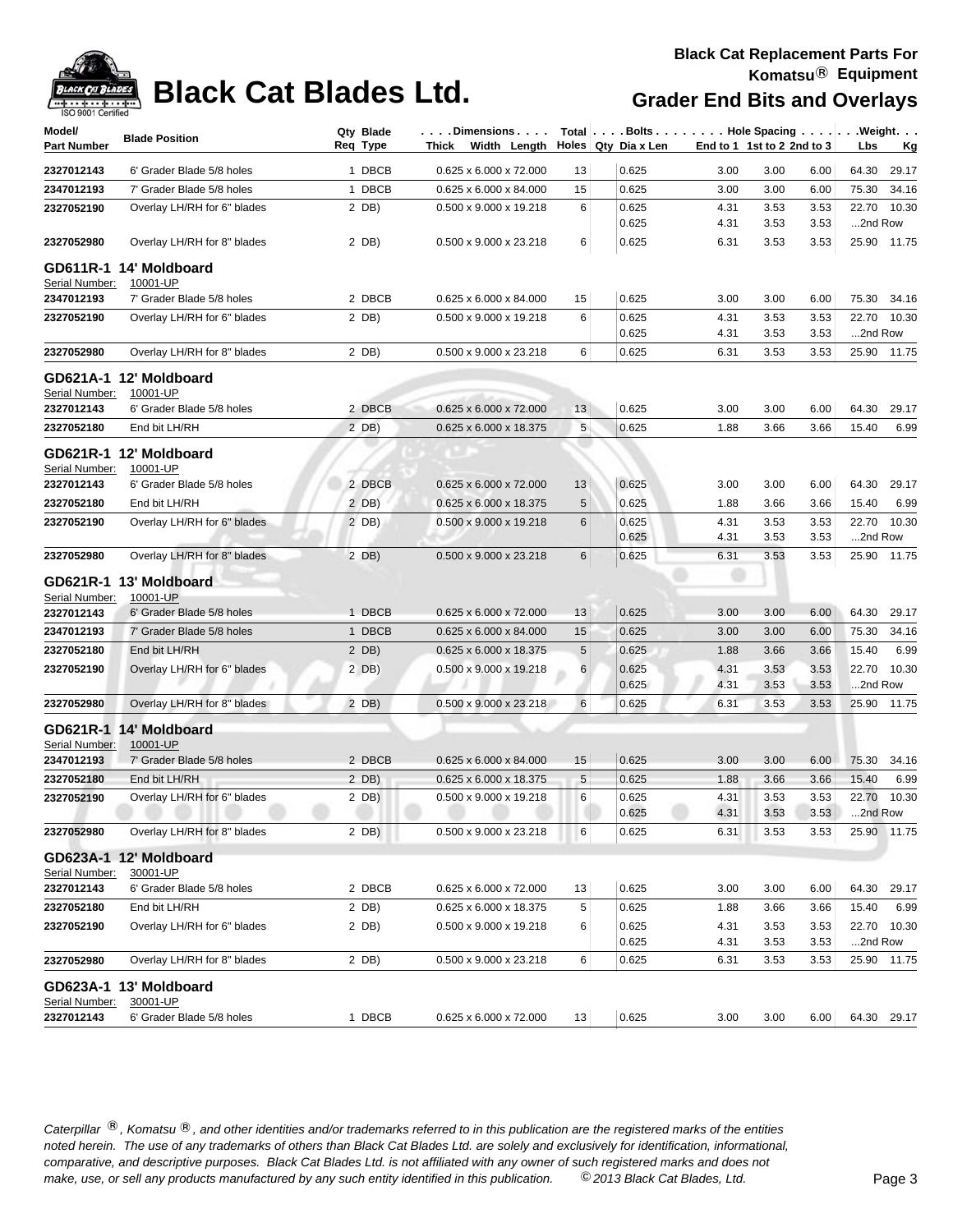# Black Cat Blades Ltd.

**Black Cat Replacement Parts For Komatsu® Equipment**

## Grader End Bits and Overlays

| Model/ Part Number | Blade Position | Qty Req | Blade Type | Dimensions Thick x Width x Length | Total Holes | Bolts Qty | Dia x Len | Hole Spacing End to 1 | 1st to 2 | 2nd to 3 | Weight Lbs | Kg |
|---|---|---|---|---|---|---|---|---|---|---|---|---|
| 2327012143 | 6' Grader Blade 5/8 holes | 1 | DBCB | 0.625 x 6.000 x 72.000 | 13 | | 0.625 | 3.00 | 3.00 | 6.00 | 64.30 | 29.17 |
| 2347012193 | 7' Grader Blade 5/8 holes | 1 | DBCB | 0.625 x 6.000 x 84.000 | 15 | | 0.625 | 3.00 | 3.00 | 6.00 | 75.30 | 34.16 |
| 2327052190 | Overlay LH/RH for 6" blades | 2 | DB) | 0.500 x 9.000 x 19.218 | 6 | | 0.625 | 4.31 | 3.53 | 3.53 | 22.70 | 10.30 |
| | | | | | | | 0.625 | 4.31 | 3.53 | 3.53 | ...2nd Row | |
| 2327052980 | Overlay LH/RH for 8" blades | 2 | DB) | 0.500 x 9.000 x 23.218 | 6 | | 0.625 | 6.31 | 3.53 | 3.53 | 25.90 | 11.75 |

### GD611R-1 14' Moldboard

Serial Number: 10001-UP

| Part Number | Blade Position | Qty Req | Blade Type | Dimensions | Total Holes | Bolts Qty | Dia x Len | End to 1 | 1st to 2 | 2nd to 3 | Lbs | Kg |
|---|---|---|---|---|---|---|---|---|---|---|---|---|
| 2347012193 | 7' Grader Blade 5/8 holes | 2 | DBCB | 0.625 x 6.000 x 84.000 | 15 | | 0.625 | 3.00 | 3.00 | 6.00 | 75.30 | 34.16 |
| 2327052190 | Overlay LH/RH for 6" blades | 2 | DB) | 0.500 x 9.000 x 19.218 | 6 | | 0.625 | 4.31 | 3.53 | 3.53 | 22.70 | 10.30 |
| | | | | | | | 0.625 | 4.31 | 3.53 | 3.53 | ...2nd Row | |
| 2327052980 | Overlay LH/RH for 8" blades | 2 | DB) | 0.500 x 9.000 x 23.218 | 6 | | 0.625 | 6.31 | 3.53 | 3.53 | 25.90 | 11.75 |

### GD621A-1 12' Moldboard

Serial Number: 10001-UP

| Part Number | Blade Position | Qty Req | Blade Type | Dimensions | Total Holes | Bolts Qty | Dia x Len | End to 1 | 1st to 2 | 2nd to 3 | Lbs | Kg |
|---|---|---|---|---|---|---|---|---|---|---|---|---|
| 2327012143 | 6' Grader Blade 5/8 holes | 2 | DBCB | 0.625 x 6.000 x 72.000 | 13 | | 0.625 | 3.00 | 3.00 | 6.00 | 64.30 | 29.17 |
| 2327052180 | End bit LH/RH | 2 | DB) | 0.625 x 6.000 x 18.375 | 5 | | 0.625 | 1.88 | 3.66 | 3.66 | 15.40 | 6.99 |

### GD621R-1 12' Moldboard

Serial Number: 10001-UP

| Part Number | Blade Position | Qty Req | Blade Type | Dimensions | Total Holes | Bolts Qty | Dia x Len | End to 1 | 1st to 2 | 2nd to 3 | Lbs | Kg |
|---|---|---|---|---|---|---|---|---|---|---|---|---|
| 2327012143 | 6' Grader Blade 5/8 holes | 2 | DBCB | 0.625 x 6.000 x 72.000 | 13 | | 0.625 | 3.00 | 3.00 | 6.00 | 64.30 | 29.17 |
| 2327052180 | End bit LH/RH | 2 | DB) | 0.625 x 6.000 x 18.375 | 5 | | 0.625 | 1.88 | 3.66 | 3.66 | 15.40 | 6.99 |
| 2327052190 | Overlay LH/RH for 6" blades | 2 | DB) | 0.500 x 9.000 x 19.218 | 6 | | 0.625 | 4.31 | 3.53 | 3.53 | 22.70 | 10.30 |
| | | | | | | | 0.625 | 4.31 | 3.53 | 3.53 | ...2nd Row | |
| 2327052980 | Overlay LH/RH for 8" blades | 2 | DB) | 0.500 x 9.000 x 23.218 | 6 | | 0.625 | 6.31 | 3.53 | 3.53 | 25.90 | 11.75 |

### GD621R-1 13' Moldboard

Serial Number: 10001-UP

| Part Number | Blade Position | Qty Req | Blade Type | Dimensions | Total Holes | Bolts Qty | Dia x Len | End to 1 | 1st to 2 | 2nd to 3 | Lbs | Kg |
|---|---|---|---|---|---|---|---|---|---|---|---|---|
| 2327012143 | 6' Grader Blade 5/8 holes | 1 | DBCB | 0.625 x 6.000 x 72.000 | 13 | | 0.625 | 3.00 | 3.00 | 6.00 | 64.30 | 29.17 |
| 2347012193 | 7' Grader Blade 5/8 holes | 1 | DBCB | 0.625 x 6.000 x 84.000 | 15 | | 0.625 | 3.00 | 3.00 | 6.00 | 75.30 | 34.16 |
| 2327052180 | End bit LH/RH | 2 | DB) | 0.625 x 6.000 x 18.375 | 5 | | 0.625 | 1.88 | 3.66 | 3.66 | 15.40 | 6.99 |
| 2327052190 | Overlay LH/RH for 6" blades | 2 | DB) | 0.500 x 9.000 x 19.218 | 6 | | 0.625 | 4.31 | 3.53 | 3.53 | 22.70 | 10.30 |
| | | | | | | | 0.625 | 4.31 | 3.53 | 3.53 | ...2nd Row | |
| 2327052980 | Overlay LH/RH for 8" blades | 2 | DB) | 0.500 x 9.000 x 23.218 | 6 | | 0.625 | 6.31 | 3.53 | 3.53 | 25.90 | 11.75 |

### GD621R-1 14' Moldboard

Serial Number: 10001-UP

| Part Number | Blade Position | Qty Req | Blade Type | Dimensions | Total Holes | Bolts Qty | Dia x Len | End to 1 | 1st to 2 | 2nd to 3 | Lbs | Kg |
|---|---|---|---|---|---|---|---|---|---|---|---|---|
| 2347012193 | 7' Grader Blade 5/8 holes | 2 | DBCB | 0.625 x 6.000 x 84.000 | 15 | | 0.625 | 3.00 | 3.00 | 6.00 | 75.30 | 34.16 |
| 2327052180 | End bit LH/RH | 2 | DB) | 0.625 x 6.000 x 18.375 | 5 | | 0.625 | 1.88 | 3.66 | 3.66 | 15.40 | 6.99 |
| 2327052190 | Overlay LH/RH for 6" blades | 2 | DB) | 0.500 x 9.000 x 19.218 | 6 | | 0.625 | 4.31 | 3.53 | 3.53 | 22.70 | 10.30 |
| | | | | | | | 0.625 | 4.31 | 3.53 | 3.53 | ...2nd Row | |
| 2327052980 | Overlay LH/RH for 8" blades | 2 | DB) | 0.500 x 9.000 x 23.218 | 6 | | 0.625 | 6.31 | 3.53 | 3.53 | 25.90 | 11.75 |

### GD623A-1 12' Moldboard

Serial Number: 30001-UP

| Part Number | Blade Position | Qty Req | Blade Type | Dimensions | Total Holes | Bolts Qty | Dia x Len | End to 1 | 1st to 2 | 2nd to 3 | Lbs | Kg |
|---|---|---|---|---|---|---|---|---|---|---|---|---|
| 2327012143 | 6' Grader Blade 5/8 holes | 2 | DBCB | 0.625 x 6.000 x 72.000 | 13 | | 0.625 | 3.00 | 3.00 | 6.00 | 64.30 | 29.17 |
| 2327052180 | End bit LH/RH | 2 | DB) | 0.625 x 6.000 x 18.375 | 5 | | 0.625 | 1.88 | 3.66 | 3.66 | 15.40 | 6.99 |
| 2327052190 | Overlay LH/RH for 6" blades | 2 | DB) | 0.500 x 9.000 x 19.218 | 6 | | 0.625 | 4.31 | 3.53 | 3.53 | 22.70 | 10.30 |
| | | | | | | | 0.625 | 4.31 | 3.53 | 3.53 | ...2nd Row | |
| 2327052980 | Overlay LH/RH for 8" blades | 2 | DB) | 0.500 x 9.000 x 23.218 | 6 | | 0.625 | 6.31 | 3.53 | 3.53 | 25.90 | 11.75 |

### GD623A-1 13' Moldboard

Serial Number: 30001-UP

| Part Number | Blade Position | Qty Req | Blade Type | Dimensions | Total Holes | Bolts Qty | Dia x Len | End to 1 | 1st to 2 | 2nd to 3 | Lbs | Kg |
|---|---|---|---|---|---|---|---|---|---|---|---|---|
| 2327012143 | 6' Grader Blade 5/8 holes | 1 | DBCB | 0.625 x 6.000 x 72.000 | 13 | | 0.625 | 3.00 | 3.00 | 6.00 | 64.30 | 29.17 |

*Caterpillar ®, Komatsu ®, and other identities and/or trademarks referred to in this publication are the registered marks of the entities noted herein. The use of any trademarks of others than Black Cat Blades Ltd. are solely and exclusively for identification, informational, comparative, and descriptive purposes. Black Cat Blades Ltd. is not affiliated with any owner of such registered marks and does not make, use, or sell any products manufactured by any such entity identified in this publication. © 2013 Black Cat Blades, Ltd.*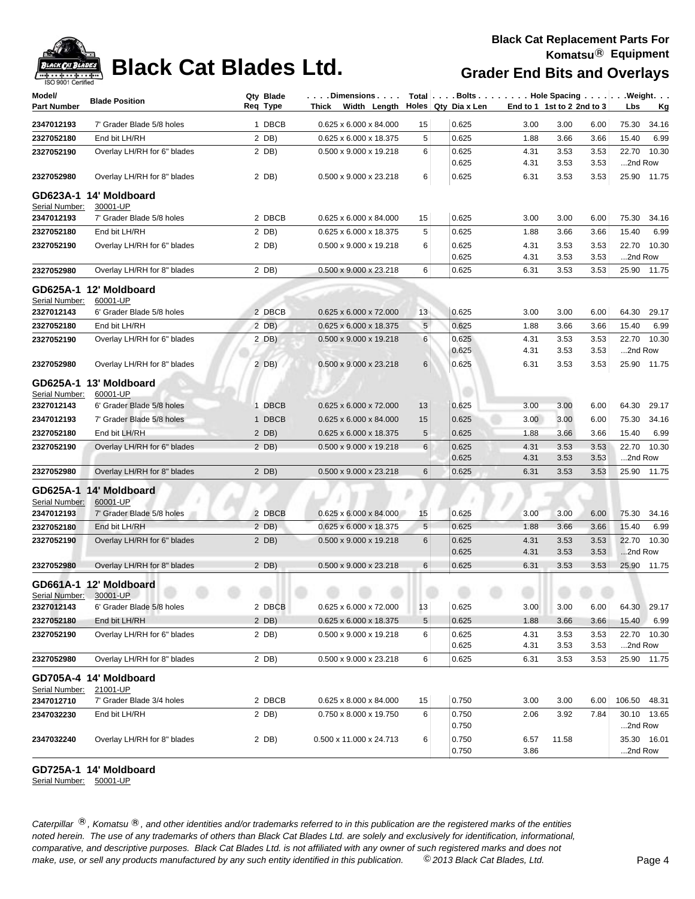# Black Cat Blades Ltd.

**Black Cat Replacement Parts For Komatsu® Equipment**

**Grader End Bits and Overlays**

| Model/ Part Number | Blade Position | Qty Req | Blade Type | Dimensions Thick Width Length | Total Holes | Bolts Qty | Dia x Len | Hole Spacing End to 1 | 1st to 2 | 2nd to 3 | Weight Lbs | Kg |
|---|---|---|---|---|---|---|---|---|---|---|---|---|
| **2347012193** | 7' Grader Blade 5/8 holes | 1 | DBCB | 0.625 x 6.000 x 84.000 | 15 | | 0.625 | 3.00 | 3.00 | 6.00 | 75.30 | 34.16 |
| **2327052180** | End bit LH/RH | 2 | DB) | 0.625 x 6.000 x 18.375 | 5 | | 0.625 | 1.88 | 3.66 | 3.66 | 15.40 | 6.99 |
| **2327052190** | Overlay LH/RH for 6" blades | 2 | DB) | 0.500 x 9.000 x 19.218 | 6 | | 0.625 | 4.31 | 3.53 | 3.53 | 22.70 | 10.30 |
| | | | | | | | 0.625 | 4.31 | 3.53 | 3.53 | ...2nd Row | |
| **2327052980** | Overlay LH/RH for 8" blades | 2 | DB) | 0.500 x 9.000 x 23.218 | 6 | | 0.625 | 6.31 | 3.53 | 3.53 | 25.90 | 11.75 |
| **GD623A-1** | **14' Moldboard** | | | | | | | | | | | |
| Serial Number: | 30001-UP | | | | | | | | | | | |
| **2347012193** | 7' Grader Blade 5/8 holes | 2 | DBCB | 0.625 x 6.000 x 84.000 | 15 | | 0.625 | 3.00 | 3.00 | 6.00 | 75.30 | 34.16 |
| **2327052180** | End bit LH/RH | 2 | DB) | 0.625 x 6.000 x 18.375 | 5 | | 0.625 | 1.88 | 3.66 | 3.66 | 15.40 | 6.99 |
| **2327052190** | Overlay LH/RH for 6" blades | 2 | DB) | 0.500 x 9.000 x 19.218 | 6 | | 0.625 | 4.31 | 3.53 | 3.53 | 22.70 | 10.30 |
| | | | | | | | 0.625 | 4.31 | 3.53 | 3.53 | ...2nd Row | |
| **2327052980** | Overlay LH/RH for 8" blades | 2 | DB) | 0.500 x 9.000 x 23.218 | 6 | | 0.625 | 6.31 | 3.53 | 3.53 | 25.90 | 11.75 |
| **GD625A-1** | **12' Moldboard** | | | | | | | | | | | |
| Serial Number: | 60001-UP | | | | | | | | | | | |
| **2327012143** | 6' Grader Blade 5/8 holes | 2 | DBCB | 0.625 x 6.000 x 72.000 | 13 | | 0.625 | 3.00 | 3.00 | 6.00 | 64.30 | 29.17 |
| **2327052180** | End bit LH/RH | 2 | DB) | 0.625 x 6.000 x 18.375 | 5 | | 0.625 | 1.88 | 3.66 | 3.66 | 15.40 | 6.99 |
| **2327052190** | Overlay LH/RH for 6" blades | 2 | DB) | 0.500 x 9.000 x 19.218 | 6 | | 0.625 | 4.31 | 3.53 | 3.53 | 22.70 | 10.30 |
| | | | | | | | 0.625 | 4.31 | 3.53 | 3.53 | ...2nd Row | |
| **2327052980** | Overlay LH/RH for 8" blades | 2 | DB) | 0.500 x 9.000 x 23.218 | 6 | | 0.625 | 6.31 | 3.53 | 3.53 | 25.90 | 11.75 |
| **GD625A-1** | **13' Moldboard** | | | | | | | | | | | |
| Serial Number: | 60001-UP | | | | | | | | | | | |
| **2327012143** | 6' Grader Blade 5/8 holes | 1 | DBCB | 0.625 x 6.000 x 72.000 | 13 | | 0.625 | 3.00 | 3.00 | 6.00 | 64.30 | 29.17 |
| **2347012193** | 7' Grader Blade 5/8 holes | 1 | DBCB | 0.625 x 6.000 x 84.000 | 15 | | 0.625 | 3.00 | 3.00 | 6.00 | 75.30 | 34.16 |
| **2327052180** | End bit LH/RH | 2 | DB) | 0.625 x 6.000 x 18.375 | 5 | | 0.625 | 1.88 | 3.66 | 3.66 | 15.40 | 6.99 |
| **2327052190** | Overlay LH/RH for 6" blades | 2 | DB) | 0.500 x 9.000 x 19.218 | 6 | | 0.625 | 4.31 | 3.53 | 3.53 | 22.70 | 10.30 |
| | | | | | | | 0.625 | 4.31 | 3.53 | 3.53 | ...2nd Row | |
| **2327052980** | Overlay LH/RH for 8" blades | 2 | DB) | 0.500 x 9.000 x 23.218 | 6 | | 0.625 | 6.31 | 3.53 | 3.53 | 25.90 | 11.75 |
| **GD625A-1** | **14' Moldboard** | | | | | | | | | | | |
| Serial Number: | 60001-UP | | | | | | | | | | | |
| **2347012193** | 7' Grader Blade 5/8 holes | 2 | DBCB | 0.625 x 6.000 x 84.000 | 15 | | 0.625 | 3.00 | 3.00 | 6.00 | 75.30 | 34.16 |
| **2327052180** | End bit LH/RH | 2 | DB) | 0.625 x 6.000 x 18.375 | 5 | | 0.625 | 1.88 | 3.66 | 3.66 | 15.40 | 6.99 |
| **2327052190** | Overlay LH/RH for 6" blades | 2 | DB) | 0.500 x 9.000 x 19.218 | 6 | | 0.625 | 4.31 | 3.53 | 3.53 | 22.70 | 10.30 |
| | | | | | | | 0.625 | 4.31 | 3.53 | 3.53 | ...2nd Row | |
| **2327052980** | Overlay LH/RH for 8" blades | 2 | DB) | 0.500 x 9.000 x 23.218 | 6 | | 0.625 | 6.31 | 3.53 | 3.53 | 25.90 | 11.75 |
| **GD661A-1** | **12' Moldboard** | | | | | | | | | | | |
| Serial Number: | 30001-UP | | | | | | | | | | | |
| **2327012143** | 6' Grader Blade 5/8 holes | 2 | DBCB | 0.625 x 6.000 x 72.000 | 13 | | 0.625 | 3.00 | 3.00 | 6.00 | 64.30 | 29.17 |
| **2327052180** | End bit LH/RH | 2 | DB) | 0.625 x 6.000 x 18.375 | 5 | | 0.625 | 1.88 | 3.66 | 3.66 | 15.40 | 6.99 |
| **2327052190** | Overlay LH/RH for 6" blades | 2 | DB) | 0.500 x 9.000 x 19.218 | 6 | | 0.625 | 4.31 | 3.53 | 3.53 | 22.70 | 10.30 |
| | | | | | | | 0.625 | 4.31 | 3.53 | 3.53 | ...2nd Row | |
| **2327052980** | Overlay LH/RH for 8" blades | 2 | DB) | 0.500 x 9.000 x 23.218 | 6 | | 0.625 | 6.31 | 3.53 | 3.53 | 25.90 | 11.75 |
| **GD705A-4** | **14' Moldboard** | | | | | | | | | | | |
| Serial Number: | 21001-UP | | | | | | | | | | | |
| **2347012710** | 7' Grader Blade 3/4 holes | 2 | DBCB | 0.625 x 8.000 x 84.000 | 15 | | 0.750 | 3.00 | 3.00 | 6.00 | 106.50 | 48.31 |
| **2347032230** | End bit LH/RH | 2 | DB) | 0.750 x 8.000 x 19.750 | 6 | | 0.750 | 2.06 | 3.92 | 7.84 | 30.10 | 13.65 |
| | | | | | | | 0.750 | | | | ...2nd Row | |
| **2347032240** | Overlay LH/RH for 8" blades | 2 | DB) | 0.500 x 11.000 x 24.713 | 6 | | 0.750 | 6.57 | 11.58 | | 35.30 | 16.01 |
| | | | | | | | 0.750 | 3.86 | | | ...2nd Row | |

**GD725A-1 14' Moldboard**

Serial Number: 50001-UP

*Caterpillar ®, Komatsu ®, and other identities and/or trademarks referred to in this publication are the registered marks of the entities noted herein. The use of any trademarks of others than Black Cat Blades Ltd. are solely and exclusively for identification, informational, comparative, and descriptive purposes. Black Cat Blades Ltd. is not affiliated with any owner of such registered marks and does not make, use, or sell any products manufactured by any such entity identified in this publication. © 2013 Black Cat Blades, Ltd.*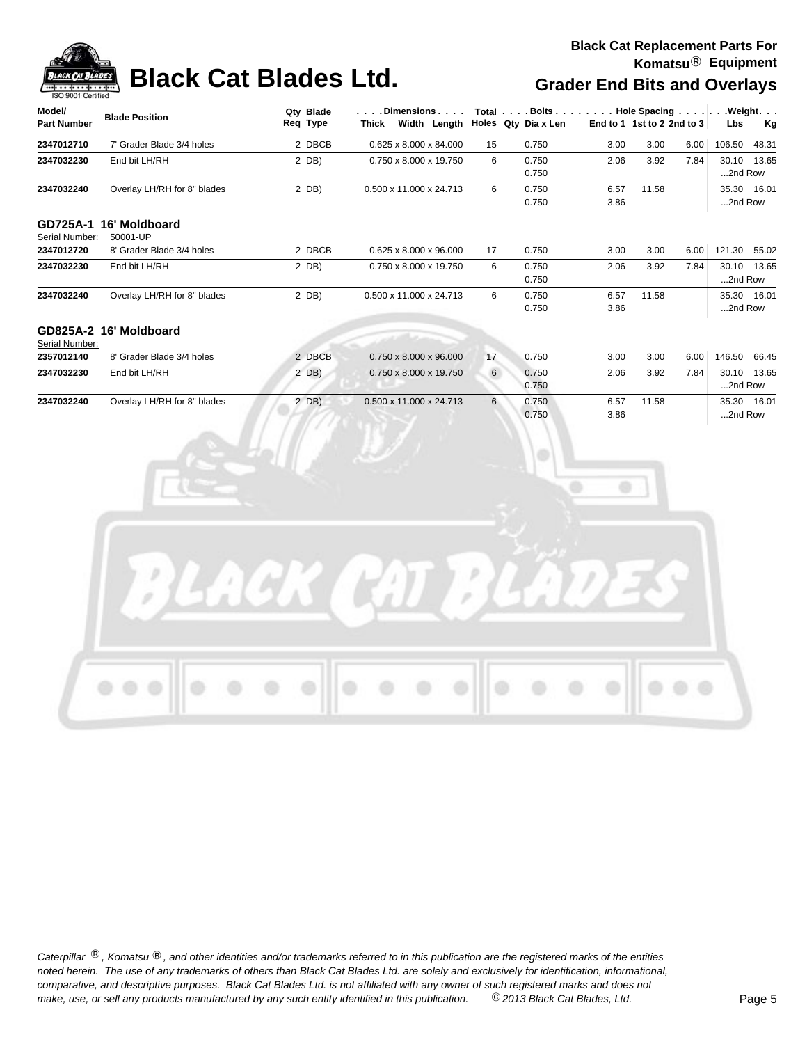# Black Cat Blades Ltd.

**Black Cat Replacement Parts For Komatsu® Equipment**

**Grader End Bits and Overlays**

| Model/ Part Number | Blade Position | Qty Req | Blade Type | Dimensions Thick Width Length | Total Holes | Bolts Qty | Dia x Len | Hole Spacing End to 1 | 1st to 2 | 2nd to 3 | Weight Lbs | Kg |
|---|---|---|---|---|---|---|---|---|---|---|---|---|
| 2347012710 | 7' Grader Blade 3/4 holes | 2 | DBCB | 0.625 x 8.000 x 84.000 | 15 | | 0.750 | 3.00 | 3.00 | 6.00 | 106.50 | 48.31 |
| 2347032230 | End bit LH/RH | 2 | DB) | 0.750 x 8.000 x 19.750 | 6 | | 0.750 | 2.06 | 3.92 | 7.84 | 30.10 | 13.65 |
| | | | | | | | 0.750 | | | | ...2nd Row | |
| 2347032240 | Overlay LH/RH for 8" blades | 2 | DB) | 0.500 x 11.000 x 24.713 | 6 | | 0.750 | 6.57 | 11.58 | | 35.30 | 16.01 |
| | | | | | | | 0.750 | 3.86 | | | ...2nd Row | |

## GD725A-1 16' Moldboard

Serial Number: 50001-UP

| Model/ Part Number | Blade Position | Qty Req | Blade Type | Dimensions Thick Width Length | Total Holes | Bolts Qty | Dia x Len | Hole Spacing End to 1 | 1st to 2 | 2nd to 3 | Weight Lbs | Kg |
|---|---|---|---|---|---|---|---|---|---|---|---|---|
| 2347012720 | 8' Grader Blade 3/4 holes | 2 | DBCB | 0.625 x 8.000 x 96.000 | 17 | | 0.750 | 3.00 | 3.00 | 6.00 | 121.30 | 55.02 |
| 2347032230 | End bit LH/RH | 2 | DB) | 0.750 x 8.000 x 19.750 | 6 | | 0.750 | 2.06 | 3.92 | 7.84 | 30.10 | 13.65 |
| | | | | | | | 0.750 | | | | ...2nd Row | |
| 2347032240 | Overlay LH/RH for 8" blades | 2 | DB) | 0.500 x 11.000 x 24.713 | 6 | | 0.750 | 6.57 | 11.58 | | 35.30 | 16.01 |
| | | | | | | | 0.750 | 3.86 | | | ...2nd Row | |

## GD825A-2 16' Moldboard

Serial Number:

| Model/ Part Number | Blade Position | Qty Req | Blade Type | Dimensions Thick Width Length | Total Holes | Bolts Qty | Dia x Len | Hole Spacing End to 1 | 1st to 2 | 2nd to 3 | Weight Lbs | Kg |
|---|---|---|---|---|---|---|---|---|---|---|---|---|
| 2357012140 | 8' Grader Blade 3/4 holes | 2 | DBCB | 0.750 x 8.000 x 96.000 | 17 | | 0.750 | 3.00 | 3.00 | 6.00 | 146.50 | 66.45 |
| 2347032230 | End bit LH/RH | 2 | DB) | 0.750 x 8.000 x 19.750 | 6 | | 0.750 | 2.06 | 3.92 | 7.84 | 30.10 | 13.65 |
| | | | | | | | 0.750 | | | | ...2nd Row | |
| 2347032240 | Overlay LH/RH for 8" blades | 2 | DB) | 0.500 x 11.000 x 24.713 | 6 | | 0.750 | 6.57 | 11.58 | | 35.30 | 16.01 |
| | | | | | | | 0.750 | 3.86 | | | ...2nd Row | |

*Caterpillar ®, Komatsu ®, and other identities and/or trademarks referred to in this publication are the registered marks of the entities noted herein. The use of any trademarks of others than Black Cat Blades Ltd. are solely and exclusively for identification, informational, comparative, and descriptive purposes. Black Cat Blades Ltd. is not affiliated with any owner of such registered marks and does not make, use, or sell any products manufactured by any such entity identified in this publication. © 2013 Black Cat Blades, Ltd.*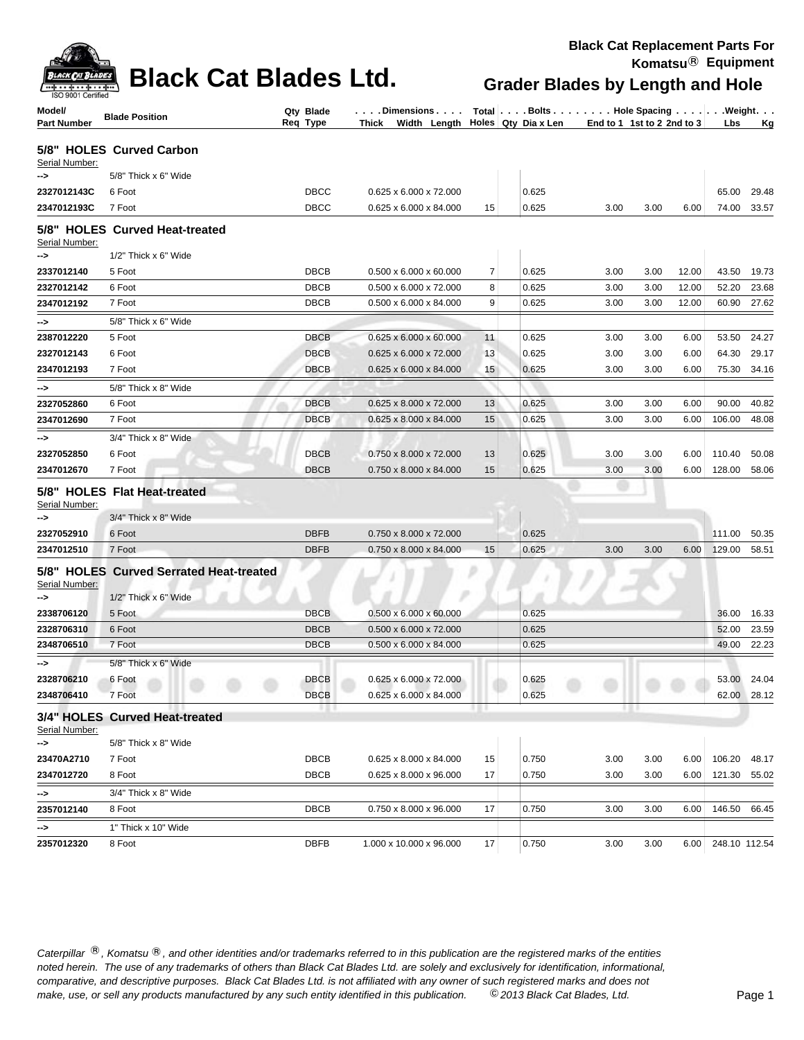# Black Cat Blades Ltd.

**Black Cat Replacement Parts For Komatsu® Equipment**

**Grader Blades by Length and Hole**

| Model/ Part Number | Blade Position | Qty Req | Blade Type | Dimensions Thick Width Length | Total Holes | Bolts Qty | Bolts Dia x Len | Hole Spacing End to 1 | Hole Spacing 1st to 2 | Hole Spacing 2nd to 3 | Weight Lbs | Weight Kg |
|---|---|---|---|---|---|---|---|---|---|---|---|---|
| **5/8" HOLES Curved Carbon** | | | | | | | | | | | | |
| Serial Number: | | | | | | | | | | | | |
| --> | 5/8" Thick x 6" Wide | | | | | | | | | | | |
| 2327012143C | 6 Foot | | DBCC | 0.625 x 6.000 x 72.000 | | | 0.625 | | | | 65.00 | 29.48 |
| 2347012193C | 7 Foot | | DBCC | 0.625 x 6.000 x 84.000 | 15 | | 0.625 | 3.00 | 3.00 | 6.00 | 74.00 | 33.57 |
| **5/8" HOLES Curved Heat-treated** | | | | | | | | | | | | |
| Serial Number: | | | | | | | | | | | | |
| --> | 1/2" Thick x 6" Wide | | | | | | | | | | | |
| 2337012140 | 5 Foot | | DBCB | 0.500 x 6.000 x 60.000 | 7 | | 0.625 | 3.00 | 3.00 | 12.00 | 43.50 | 19.73 |
| 2327012142 | 6 Foot | | DBCB | 0.500 x 6.000 x 72.000 | 8 | | 0.625 | 3.00 | 3.00 | 12.00 | 52.20 | 23.68 |
| 2347012192 | 7 Foot | | DBCB | 0.500 x 6.000 x 84.000 | 9 | | 0.625 | 3.00 | 3.00 | 12.00 | 60.90 | 27.62 |
| --> | 5/8" Thick x 6" Wide | | | | | | | | | | | |
| 2387012220 | 5 Foot | | DBCB | 0.625 x 6.000 x 60.000 | 11 | | 0.625 | 3.00 | 3.00 | 6.00 | 53.50 | 24.27 |
| 2327012143 | 6 Foot | | DBCB | 0.625 x 6.000 x 72.000 | 13 | | 0.625 | 3.00 | 3.00 | 6.00 | 64.30 | 29.17 |
| 2347012193 | 7 Foot | | DBCB | 0.625 x 6.000 x 84.000 | 15 | | 0.625 | 3.00 | 3.00 | 6.00 | 75.30 | 34.16 |
| --> | 5/8" Thick x 8" Wide | | | | | | | | | | | |
| 2327052860 | 6 Foot | | DBCB | 0.625 x 8.000 x 72.000 | 13 | | 0.625 | 3.00 | 3.00 | 6.00 | 90.00 | 40.82 |
| 2347012690 | 7 Foot | | DBCB | 0.625 x 8.000 x 84.000 | 15 | | 0.625 | 3.00 | 3.00 | 6.00 | 106.00 | 48.08 |
| --> | 3/4" Thick x 8" Wide | | | | | | | | | | | |
| 2327052850 | 6 Foot | | DBCB | 0.750 x 8.000 x 72.000 | 13 | | 0.625 | 3.00 | 3.00 | 6.00 | 110.40 | 50.08 |
| 2347012670 | 7 Foot | | DBCB | 0.750 x 8.000 x 84.000 | 15 | | 0.625 | 3.00 | 3.00 | 6.00 | 128.00 | 58.06 |
| **5/8" HOLES Flat Heat-treated** | | | | | | | | | | | | |
| Serial Number: | | | | | | | | | | | | |
| --> | 3/4" Thick x 8" Wide | | | | | | | | | | | |
| 2327052910 | 6 Foot | | DBFB | 0.750 x 8.000 x 72.000 | | | 0.625 | | | | 111.00 | 50.35 |
| 2347012510 | 7 Foot | | DBFB | 0.750 x 8.000 x 84.000 | 15 | | 0.625 | 3.00 | 3.00 | 6.00 | 129.00 | 58.51 |
| **5/8" HOLES Curved Serrated Heat-treated** | | | | | | | | | | | | |
| Serial Number: | | | | | | | | | | | | |
| --> | 1/2" Thick x 6" Wide | | | | | | | | | | | |
| 2338706120 | 5 Foot | | DBCB | 0.500 x 6.000 x 60.000 | | | 0.625 | | | | 36.00 | 16.33 |
| 2328706310 | 6 Foot | | DBCB | 0.500 x 6.000 x 72.000 | | | 0.625 | | | | 52.00 | 23.59 |
| 2348706510 | 7 Foot | | DBCB | 0.500 x 6.000 x 84.000 | | | 0.625 | | | | 49.00 | 22.23 |
| --> | 5/8" Thick x 6" Wide | | | | | | | | | | | |
| 2328706210 | 6 Foot | | DBCB | 0.625 x 6.000 x 72.000 | | | 0.625 | | | | 53.00 | 24.04 |
| 2348706410 | 7 Foot | | DBCB | 0.625 x 6.000 x 84.000 | | | 0.625 | | | | 62.00 | 28.12 |
| **3/4" HOLES Curved Heat-treated** | | | | | | | | | | | | |
| Serial Number: | | | | | | | | | | | | |
| --> | 5/8" Thick x 8" Wide | | | | | | | | | | | |
| 23470A2710 | 7 Foot | | DBCB | 0.625 x 8.000 x 84.000 | 15 | | 0.750 | 3.00 | 3.00 | 6.00 | 106.20 | 48.17 |
| 2347012720 | 8 Foot | | DBCB | 0.625 x 8.000 x 96.000 | 17 | | 0.750 | 3.00 | 3.00 | 6.00 | 121.30 | 55.02 |
| --> | 3/4" Thick x 8" Wide | | | | | | | | | | | |
| 2357012140 | 8 Foot | | DBCB | 0.750 x 8.000 x 96.000 | 17 | | 0.750 | 3.00 | 3.00 | 6.00 | 146.50 | 66.45 |
| --> | 1" Thick x 10" Wide | | | | | | | | | | | |
| 2357012320 | 8 Foot | | DBFB | 1.000 x 10.000 x 96.000 | 17 | | 0.750 | 3.00 | 3.00 | 6.00 | 248.10 | 112.54 |

*Caterpillar ®, Komatsu ®, and other identities and/or trademarks referred to in this publication are the registered marks of the entities noted herein. The use of any trademarks of others than Black Cat Blades Ltd. are solely and exclusively for identification, informational, comparative, and descriptive purposes. Black Cat Blades Ltd. is not affiliated with any owner of such registered marks and does not make, use, or sell any products manufactured by any such entity identified in this publication. © 2013 Black Cat Blades, Ltd.*